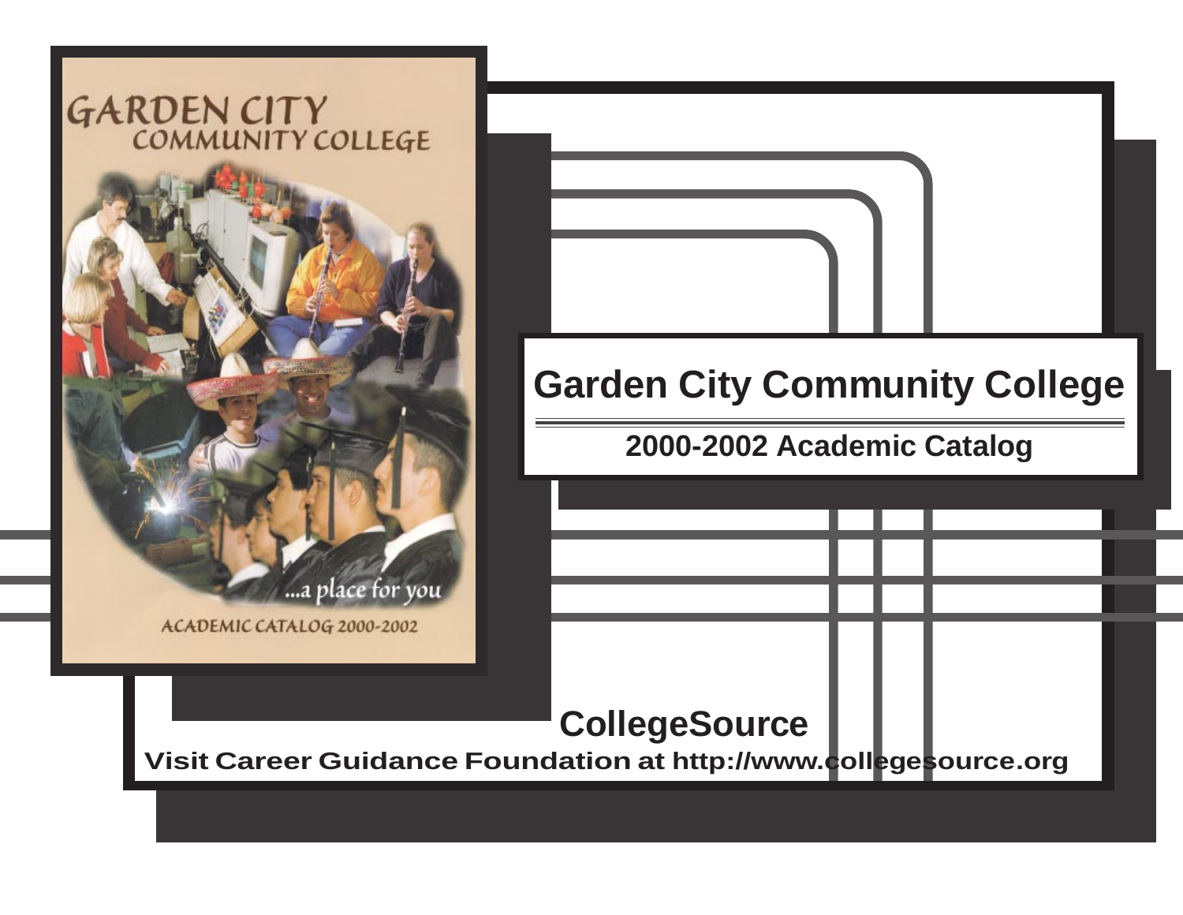# Garden City Community College

## 2000-2002 Academic Catalog

GARDEN CITY COMMUNITY COLLEGE

...a place for you

ACADEMIC CATALOG 2000-2002

**CollegeSource**

**Visit Career Guidance Foundation at http://www.collegesource.org**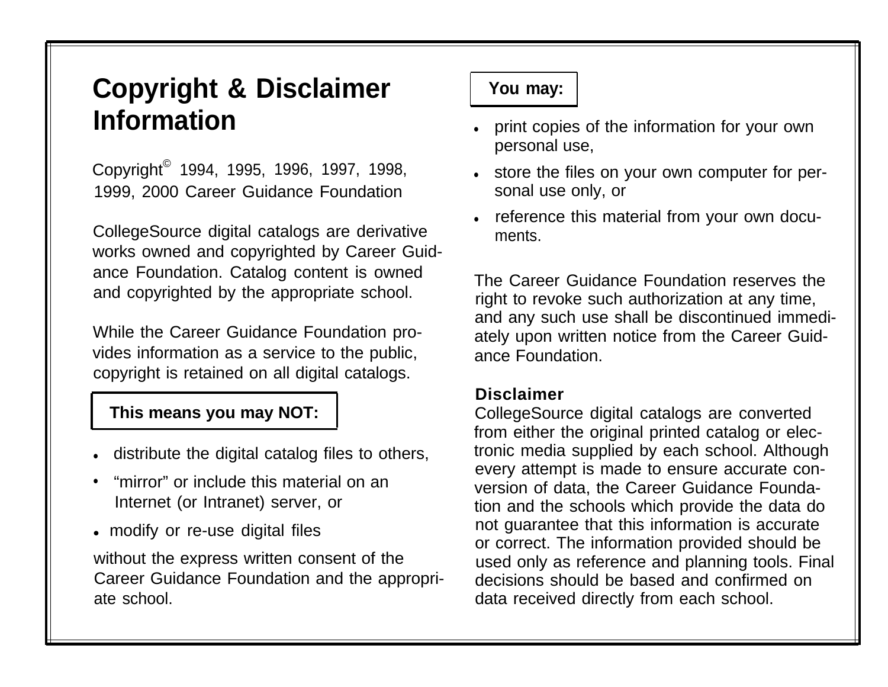# Copyright & Disclaimer Information

Copyright© 1994, 1995, 1996, 1997, 1998, 1999, 2000 Career Guidance Foundation

CollegeSource digital catalogs are derivative works owned and copyrighted by Career Guidance Foundation. Catalog content is owned and copyrighted by the appropriate school.

While the Career Guidance Foundation provides information as a service to the public, copyright is retained on all digital catalogs.

**This means you may NOT:**

- distribute the digital catalog files to others,
- "mirror" or include this material on an Internet (or Intranet) server, or
- modify or re-use digital files

without the express written consent of the Career Guidance Foundation and the appropriate school.

**You may:**

- print copies of the information for your own personal use,
- store the files on your own computer for personal use only, or
- reference this material from your own documents.

The Career Guidance Foundation reserves the right to revoke such authorization at any time, and any such use shall be discontinued immediately upon written notice from the Career Guidance Foundation.

**Disclaimer**

CollegeSource digital catalogs are converted from either the original printed catalog or electronic media supplied by each school. Although every attempt is made to ensure accurate conversion of data, the Career Guidance Foundation and the schools which provide the data do not guarantee that this information is accurate or correct. The information provided should be used only as reference and planning tools. Final decisions should be based and confirmed on data received directly from each school.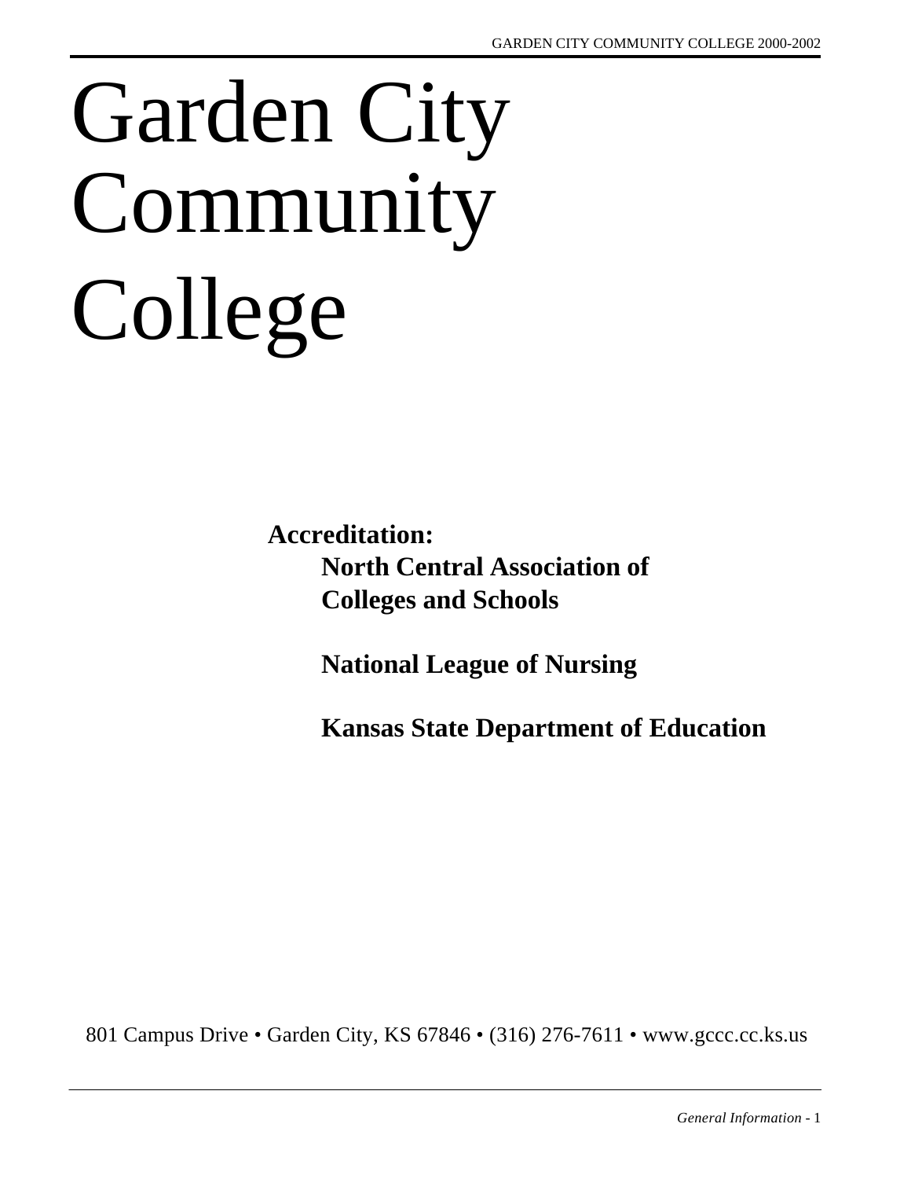# Garden City Community College

**Accreditation:**

**North Central Association of Colleges and Schools**

**National League of Nursing**

**Kansas State Department of Education**

801 Campus Drive • Garden City, KS 67846 • (316) 276-7611 • www.gccc.cc.ks.us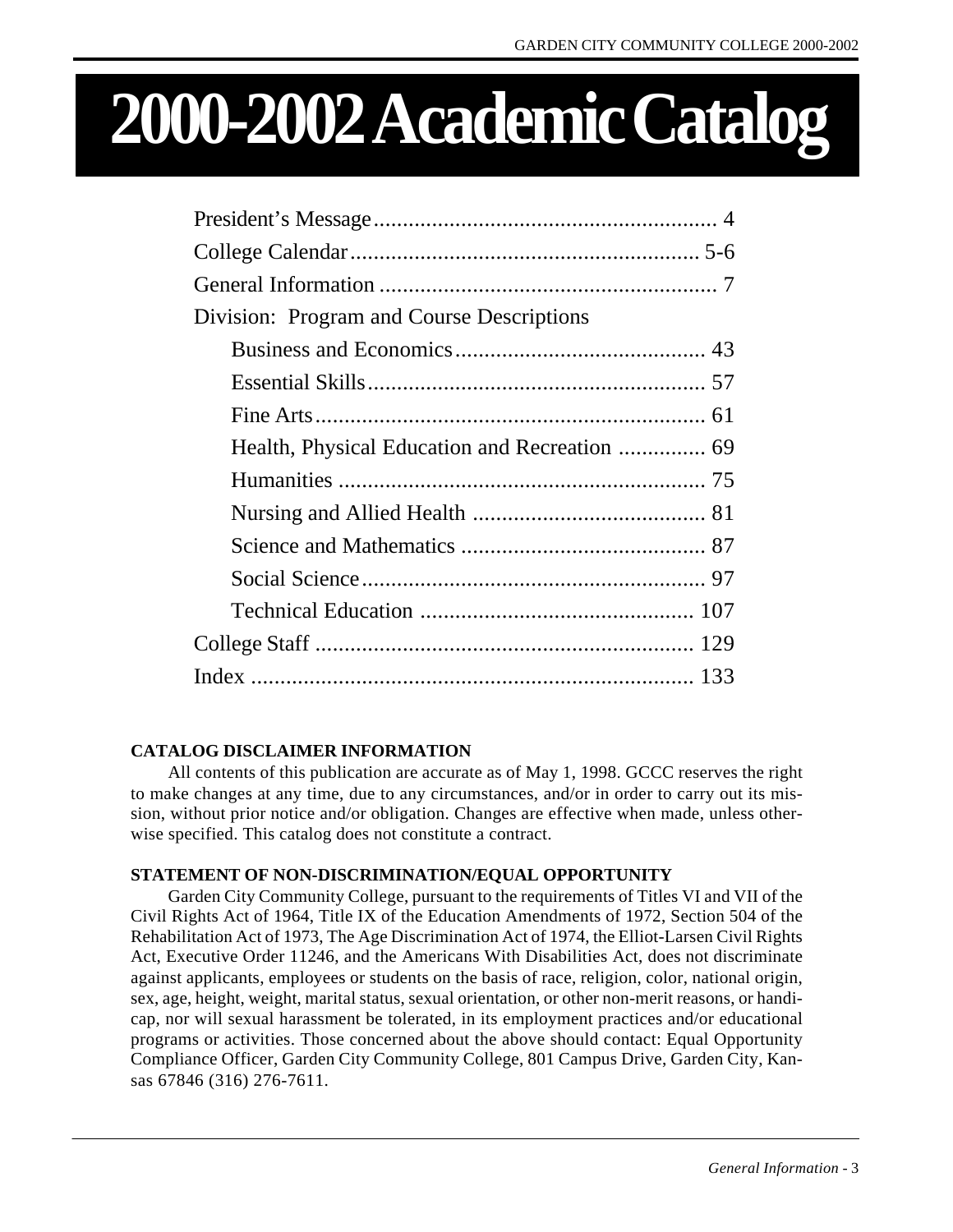# 2000-2002 Academic Catalog

| | |
|---|---|
| President's Message | 4 |
| College Calendar | 5-6 |
| General Information | 7 |
| Division: Program and Course Descriptions | |
| Business and Economics | 43 |
| Essential Skills | 57 |
| Fine Arts | 61 |
| Health, Physical Education and Recreation | 69 |
| Humanities | 75 |
| Nursing and Allied Health | 81 |
| Science and Mathematics | 87 |
| Social Science | 97 |
| Technical Education | 107 |
| College Staff | 129 |
| Index | 133 |

**CATALOG DISCLAIMER INFORMATION**

All contents of this publication are accurate as of May 1, 1998. GCCC reserves the right to make changes at any time, due to any circumstances, and/or in order to carry out its mission, without prior notice and/or obligation. Changes are effective when made, unless otherwise specified. This catalog does not constitute a contract.

**STATEMENT OF NON-DISCRIMINATION/EQUAL OPPORTUNITY**

Garden City Community College, pursuant to the requirements of Titles VI and VII of the Civil Rights Act of 1964, Title IX of the Education Amendments of 1972, Section 504 of the Rehabilitation Act of 1973, The Age Discrimination Act of 1974, the Elliot-Larsen Civil Rights Act, Executive Order 11246, and the Americans With Disabilities Act, does not discriminate against applicants, employees or students on the basis of race, religion, color, national origin, sex, age, height, weight, marital status, sexual orientation, or other non-merit reasons, or handicap, nor will sexual harassment be tolerated, in its employment practices and/or educational programs or activities. Those concerned about the above should contact: Equal Opportunity Compliance Officer, Garden City Community College, 801 Campus Drive, Garden City, Kansas 67846 (316) 276-7611.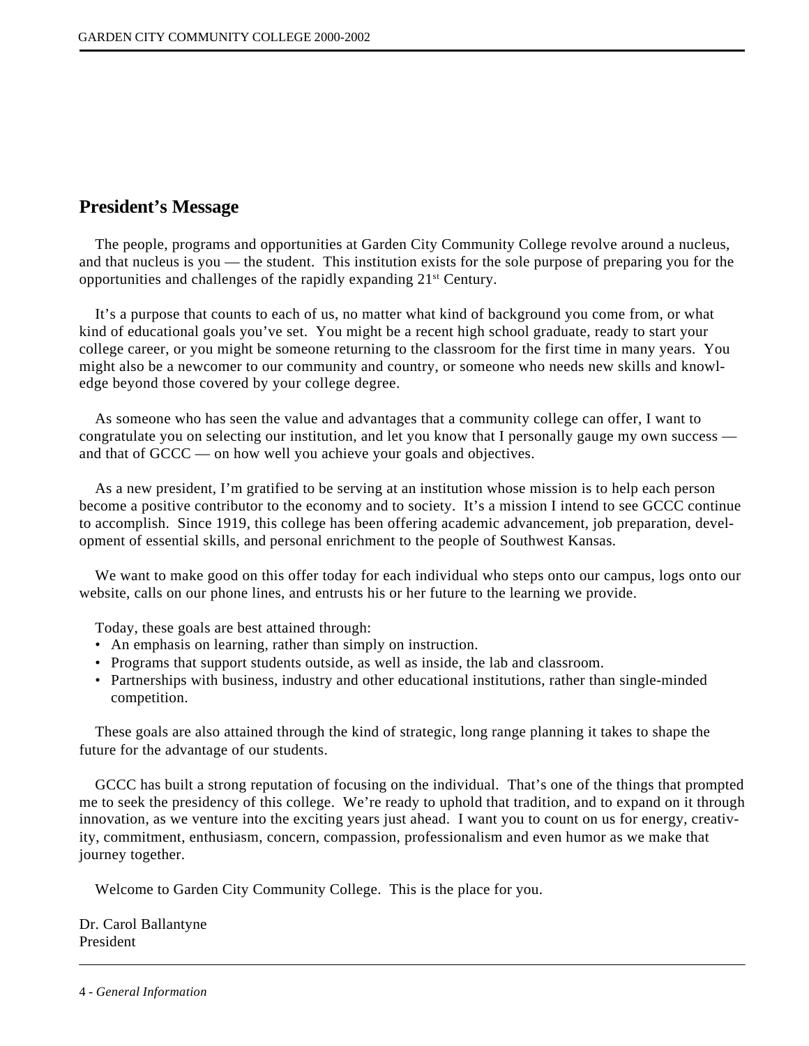## President's Message

The people, programs and opportunities at Garden City Community College revolve around a nucleus, and that nucleus is you — the student. This institution exists for the sole purpose of preparing you for the opportunities and challenges of the rapidly expanding 21st Century.

It's a purpose that counts to each of us, no matter what kind of background you come from, or what kind of educational goals you've set. You might be a recent high school graduate, ready to start your college career, or you might be someone returning to the classroom for the first time in many years. You might also be a newcomer to our community and country, or someone who needs new skills and knowledge beyond those covered by your college degree.

As someone who has seen the value and advantages that a community college can offer, I want to congratulate you on selecting our institution, and let you know that I personally gauge my own success — and that of GCCC — on how well you achieve your goals and objectives.

As a new president, I'm gratified to be serving at an institution whose mission is to help each person become a positive contributor to the economy and to society. It's a mission I intend to see GCCC continue to accomplish. Since 1919, this college has been offering academic advancement, job preparation, development of essential skills, and personal enrichment to the people of Southwest Kansas.

We want to make good on this offer today for each individual who steps onto our campus, logs onto our website, calls on our phone lines, and entrusts his or her future to the learning we provide.

Today, these goals are best attained through:

- An emphasis on learning, rather than simply on instruction.
- Programs that support students outside, as well as inside, the lab and classroom.
- Partnerships with business, industry and other educational institutions, rather than single-minded competition.

These goals are also attained through the kind of strategic, long range planning it takes to shape the future for the advantage of our students.

GCCC has built a strong reputation of focusing on the individual. That's one of the things that prompted me to seek the presidency of this college. We're ready to uphold that tradition, and to expand on it through innovation, as we venture into the exciting years just ahead. I want you to count on us for energy, creativity, commitment, enthusiasm, concern, compassion, professionalism and even humor as we make that journey together.

Welcome to Garden City Community College. This is the place for you.

Dr. Carol Ballantyne
President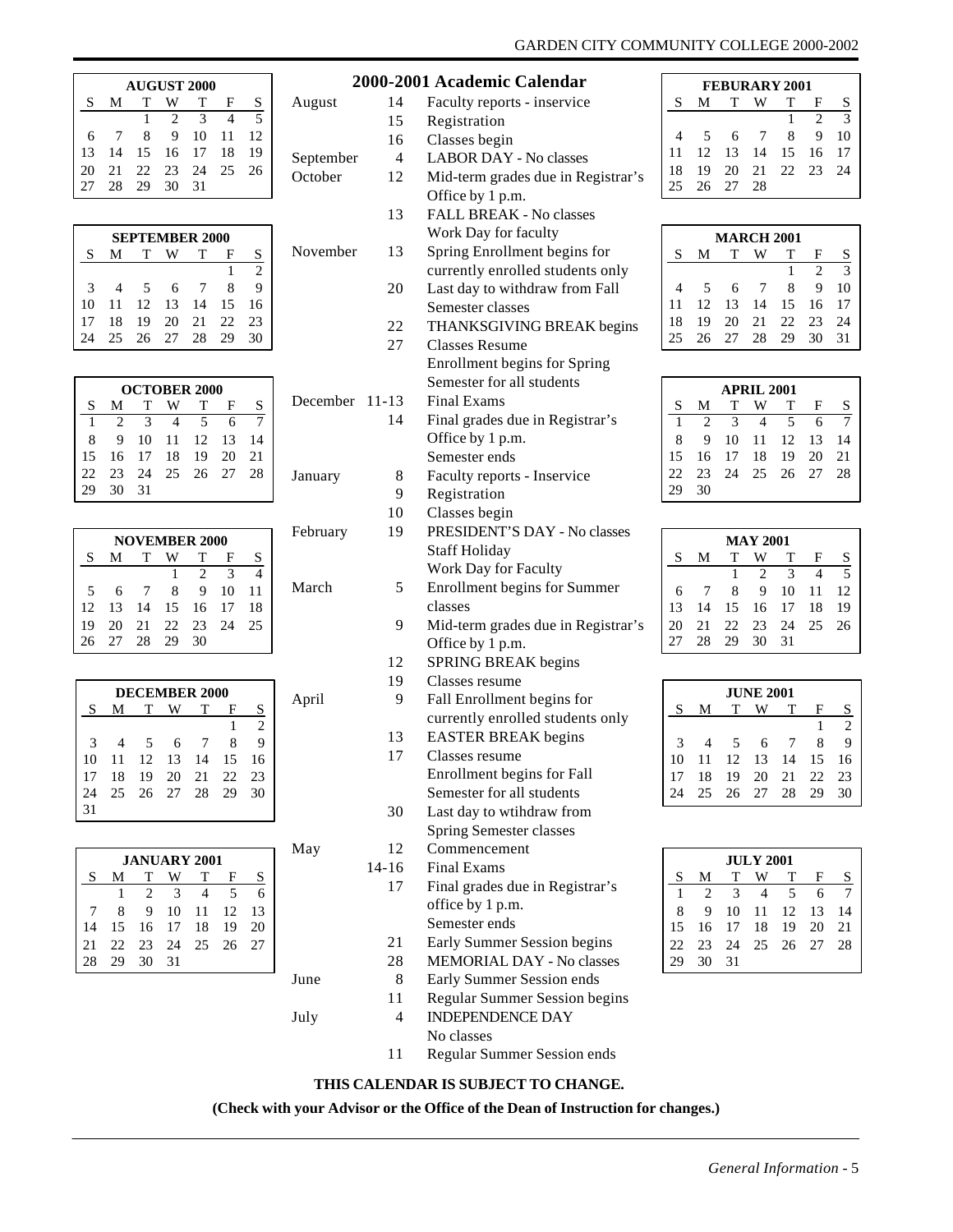## 2000-2001 Academic Calendar

| Month | Date | Event |
|---|---|---|
| August | 14 | Faculty reports - inservice |
| | 15 | Registration |
| | 16 | Classes begin |
| September | 4 | LABOR DAY - No classes |
| October | 12 | Mid-term grades due in Registrar's Office by 1 p.m. |
| | 13 | FALL BREAK - No classes Work Day for faculty |
| November | 13 | Spring Enrollment begins for currently enrolled students only |
| | 20 | Last day to withdraw from Fall Semester classes |
| | 22 | THANKSGIVING BREAK begins |
| | 27 | Classes Resume Enrollment begins for Spring Semester for all students |
| December | 11-13 | Final Exams |
| | 14 | Final grades due in Registrar's Office by 1 p.m. Semester ends |
| January | 8 | Faculty reports - Inservice |
| | 9 | Registration |
| | 10 | Classes begin |
| February | 19 | PRESIDENT'S DAY - No classes Staff Holiday Work Day for Faculty |
| March | 5 | Enrollment begins for Summer classes |
| | 9 | Mid-term grades due in Registrar's Office by 1 p.m. |
| | 12 | SPRING BREAK begins |
| | 19 | Classes resume |
| April | 9 | Fall Enrollment begins for currently enrolled students only |
| | 13 | EASTER BREAK begins |
| | 17 | Classes resume Enrollment begins for Fall Semester for all students |
| | 30 | Last day to wtihdraw from Spring Semester classes |
| May | 12 | Commencement |
| | 14-16 | Final Exams |
| | 17 | Final grades due in Registrar's office by 1 p.m. Semester ends |
| | 21 | Early Summer Session begins |
| | 28 | MEMORIAL DAY - No classes |
| June | 8 | Early Summer Session ends |
| | 11 | Regular Summer Session begins |
| July | 4 | INDEPENDENCE DAY No classes |
| | 11 | Regular Summer Session ends |

**THIS CALENDAR IS SUBJECT TO CHANGE.**

**(Check with your Advisor or the Office of the Dean of Instruction for changes.)**

**AUGUST 2000**

| S | M | T | W | T | F | S |
|---|---|---|---|---|---|---|
| | | 1 | 2 | 3 | 4 | 5 |
| 6 | 7 | 8 | 9 | 10 | 11 | 12 |
| 13 | 14 | 15 | 16 | 17 | 18 | 19 |
| 20 | 21 | 22 | 23 | 24 | 25 | 26 |
| 27 | 28 | 29 | 30 | 31 | | |

**SEPTEMBER 2000**

| S | M | T | W | T | F | S |
|---|---|---|---|---|---|---|
| | | | | | 1 | 2 |
| 3 | 4 | 5 | 6 | 7 | 8 | 9 |
| 10 | 11 | 12 | 13 | 14 | 15 | 16 |
| 17 | 18 | 19 | 20 | 21 | 22 | 23 |
| 24 | 25 | 26 | 27 | 28 | 29 | 30 |

**OCTOBER 2000**

| S | M | T | W | T | F | S |
|---|---|---|---|---|---|---|
| 1 | 2 | 3 | 4 | 5 | 6 | 7 |
| 8 | 9 | 10 | 11 | 12 | 13 | 14 |
| 15 | 16 | 17 | 18 | 19 | 20 | 21 |
| 22 | 23 | 24 | 25 | 26 | 27 | 28 |
| 29 | 30 | 31 | | | | |

**NOVEMBER 2000**

| S | M | T | W | T | F | S |
|---|---|---|---|---|---|---|
| | | | 1 | 2 | 3 | 4 |
| 5 | 6 | 7 | 8 | 9 | 10 | 11 |
| 12 | 13 | 14 | 15 | 16 | 17 | 18 |
| 19 | 20 | 21 | 22 | 23 | 24 | 25 |
| 26 | 27 | 28 | 29 | 30 | | |

**DECEMBER 2000**

| S | M | T | W | T | F | S |
|---|---|---|---|---|---|---|
| | | | | | 1 | 2 |
| 3 | 4 | 5 | 6 | 7 | 8 | 9 |
| 10 | 11 | 12 | 13 | 14 | 15 | 16 |
| 17 | 18 | 19 | 20 | 21 | 22 | 23 |
| 24 | 25 | 26 | 27 | 28 | 29 | 30 |
| 31 | | | | | | |

**JANUARY 2001**

| S | M | T | W | T | F | S |
|---|---|---|---|---|---|---|
| | 1 | 2 | 3 | 4 | 5 | 6 |
| 7 | 8 | 9 | 10 | 11 | 12 | 13 |
| 14 | 15 | 16 | 17 | 18 | 19 | 20 |
| 21 | 22 | 23 | 24 | 25 | 26 | 27 |
| 28 | 29 | 30 | 31 | | | |

**FEBURARY 2001**

| S | M | T | W | T | F | S |
|---|---|---|---|---|---|---|
| | | | | 1 | 2 | 3 |
| 4 | 5 | 6 | 7 | 8 | 9 | 10 |
| 11 | 12 | 13 | 14 | 15 | 16 | 17 |
| 18 | 19 | 20 | 21 | 22 | 23 | 24 |
| 25 | 26 | 27 | 28 | | | |

**MARCH 2001**

| S | M | T | W | T | F | S |
|---|---|---|---|---|---|---|
| | | | | 1 | 2 | 3 |
| 4 | 5 | 6 | 7 | 8 | 9 | 10 |
| 11 | 12 | 13 | 14 | 15 | 16 | 17 |
| 18 | 19 | 20 | 21 | 22 | 23 | 24 |
| 25 | 26 | 27 | 28 | 29 | 30 | 31 |

**APRIL 2001**

| S | M | T | W | T | F | S |
|---|---|---|---|---|---|---|
| 1 | 2 | 3 | 4 | 5 | 6 | 7 |
| 8 | 9 | 10 | 11 | 12 | 13 | 14 |
| 15 | 16 | 17 | 18 | 19 | 20 | 21 |
| 22 | 23 | 24 | 25 | 26 | 27 | 28 |
| 29 | 30 | | | | | |

**MAY 2001**

| S | M | T | W | T | F | S |
|---|---|---|---|---|---|---|
| | | 1 | 2 | 3 | 4 | 5 |
| 6 | 7 | 8 | 9 | 10 | 11 | 12 |
| 13 | 14 | 15 | 16 | 17 | 18 | 19 |
| 20 | 21 | 22 | 23 | 24 | 25 | 26 |
| 27 | 28 | 29 | 30 | 31 | | |

**JUNE 2001**

| S | M | T | W | T | F | S |
|---|---|---|---|---|---|---|
| | | | | | 1 | 2 |
| 3 | 4 | 5 | 6 | 7 | 8 | 9 |
| 10 | 11 | 12 | 13 | 14 | 15 | 16 |
| 17 | 18 | 19 | 20 | 21 | 22 | 23 |
| 24 | 25 | 26 | 27 | 28 | 29 | 30 |

**JULY 2001**

| S | M | T | W | T | F | S |
|---|---|---|---|---|---|---|
| 1 | 2 | 3 | 4 | 5 | 6 | 7 |
| 8 | 9 | 10 | 11 | 12 | 13 | 14 |
| 15 | 16 | 17 | 18 | 19 | 20 | 21 |
| 22 | 23 | 24 | 25 | 26 | 27 | 28 |
| 29 | 30 | 31 | | | | |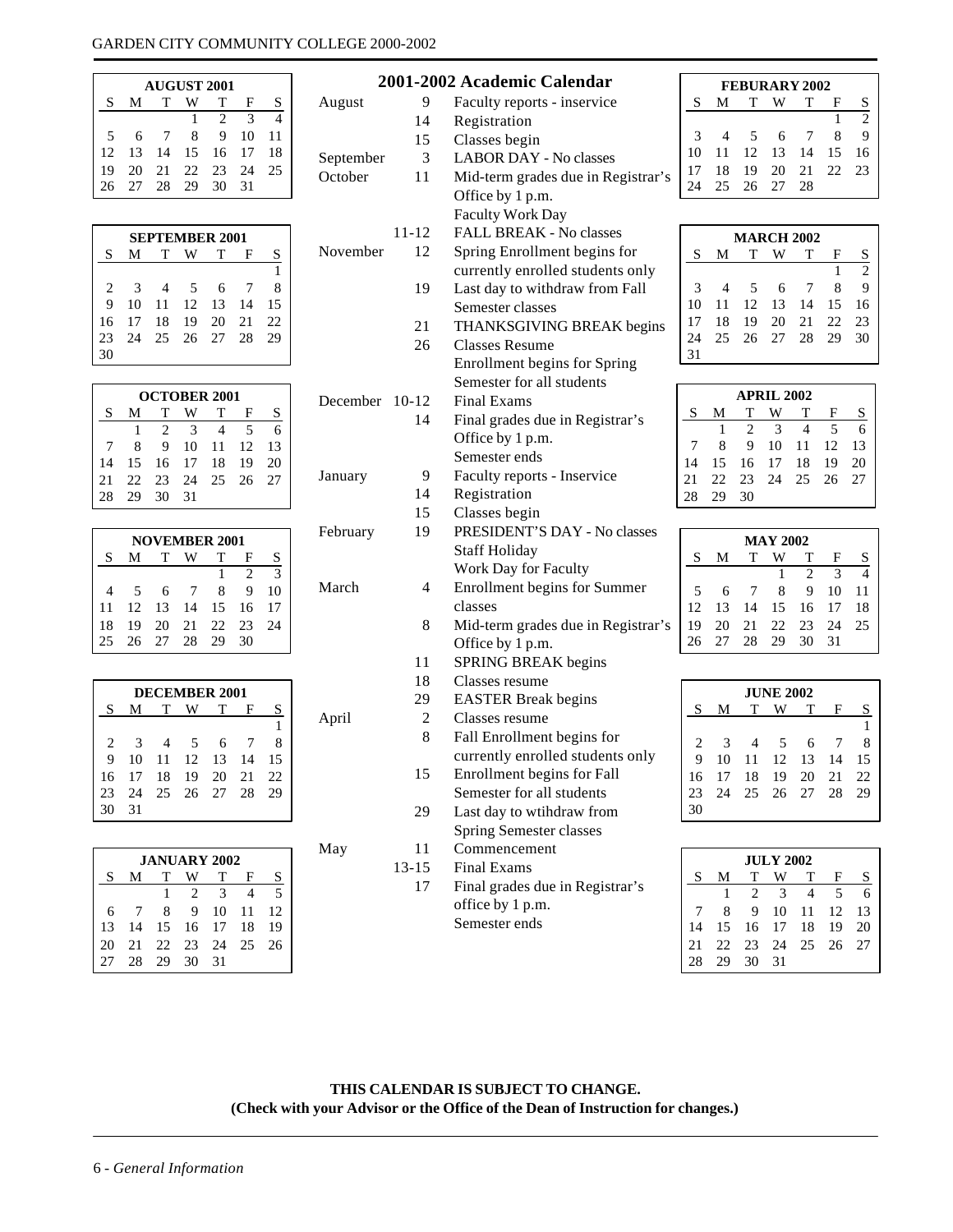## 2001-2002 Academic Calendar

| Month | Date | Event |
|---|---|---|
| August | 9 | Faculty reports - inservice |
| | 14 | Registration |
| | 15 | Classes begin |
| September | 3 | LABOR DAY - No classes |
| October | 11 | Mid-term grades due in Registrar's Office by 1 p.m. Faculty Work Day |
| | 11-12 | FALL BREAK - No classes |
| November | 12 | Spring Enrollment begins for currently enrolled students only |
| | 19 | Last day to withdraw from Fall Semester classes |
| | 21 | THANKSGIVING BREAK begins |
| | 26 | Classes Resume Enrollment begins for Spring Semester for all students |
| December | 10-12 | Final Exams |
| | 14 | Final grades due in Registrar's Office by 1 p.m. Semester ends |
| January | 9 | Faculty reports - Inservice |
| | 14 | Registration |
| | 15 | Classes begin |
| February | 19 | PRESIDENT'S DAY - No classes Staff Holiday Work Day for Faculty |
| March | 4 | Enrollment begins for Summer classes |
| | 8 | Mid-term grades due in Registrar's Office by 1 p.m. |
| | 11 | SPRING BREAK begins |
| | 18 | Classes resume |
| | 29 | EASTER Break begins |
| April | 2 | Classes resume |
| | 8 | Fall Enrollment begins for currently enrolled students only |
| | 15 | Enrollment begins for Fall Semester for all students |
| | 29 | Last day to wtihdraw from Spring Semester classes |
| May | 11 | Commencement |
| | 13-15 | Final Exams |
| | 17 | Final grades due in Registrar's office by 1 p.m. Semester ends |

**AUGUST 2001**

| S | M | T | W | T | F | S |
|---|---|---|---|---|---|---|
| | | | 1 | 2 | 3 | 4 |
| 5 | 6 | 7 | 8 | 9 | 10 | 11 |
| 12 | 13 | 14 | 15 | 16 | 17 | 18 |
| 19 | 20 | 21 | 22 | 23 | 24 | 25 |
| 26 | 27 | 28 | 29 | 30 | 31 | |

**SEPTEMBER 2001**

| S | M | T | W | T | F | S |
|---|---|---|---|---|---|---|
| | | | | | | 1 |
| 2 | 3 | 4 | 5 | 6 | 7 | 8 |
| 9 | 10 | 11 | 12 | 13 | 14 | 15 |
| 16 | 17 | 18 | 19 | 20 | 21 | 22 |
| 23 | 24 | 25 | 26 | 27 | 28 | 29 |
| 30 | | | | | | |

**OCTOBER 2001**

| S | M | T | W | T | F | S |
|---|---|---|---|---|---|---|
| | 1 | 2 | 3 | 4 | 5 | 6 |
| 7 | 8 | 9 | 10 | 11 | 12 | 13 |
| 14 | 15 | 16 | 17 | 18 | 19 | 20 |
| 21 | 22 | 23 | 24 | 25 | 26 | 27 |
| 28 | 29 | 30 | 31 | | | |

**NOVEMBER 2001**

| S | M | T | W | T | F | S |
|---|---|---|---|---|---|---|
| | | | | 1 | 2 | 3 |
| 4 | 5 | 6 | 7 | 8 | 9 | 10 |
| 11 | 12 | 13 | 14 | 15 | 16 | 17 |
| 18 | 19 | 20 | 21 | 22 | 23 | 24 |
| 25 | 26 | 27 | 28 | 29 | 30 | |

**DECEMBER 2001**

| S | M | T | W | T | F | S |
|---|---|---|---|---|---|---|
| | | | | | | 1 |
| 2 | 3 | 4 | 5 | 6 | 7 | 8 |
| 9 | 10 | 11 | 12 | 13 | 14 | 15 |
| 16 | 17 | 18 | 19 | 20 | 21 | 22 |
| 23 | 24 | 25 | 26 | 27 | 28 | 29 |
| 30 | 31 | | | | | |

**JANUARY 2002**

| S | M | T | W | T | F | S |
|---|---|---|---|---|---|---|
| | | 1 | 2 | 3 | 4 | 5 |
| 6 | 7 | 8 | 9 | 10 | 11 | 12 |
| 13 | 14 | 15 | 16 | 17 | 18 | 19 |
| 20 | 21 | 22 | 23 | 24 | 25 | 26 |
| 27 | 28 | 29 | 30 | 31 | | |

**FEBURARY 2002**

| S | M | T | W | T | F | S |
|---|---|---|---|---|---|---|
| | | | | | 1 | 2 |
| 3 | 4 | 5 | 6 | 7 | 8 | 9 |
| 10 | 11 | 12 | 13 | 14 | 15 | 16 |
| 17 | 18 | 19 | 20 | 21 | 22 | 23 |
| 24 | 25 | 26 | 27 | 28 | | |

**MARCH 2002**

| S | M | T | W | T | F | S |
|---|---|---|---|---|---|---|
| | | | | | 1 | 2 |
| 3 | 4 | 5 | 6 | 7 | 8 | 9 |
| 10 | 11 | 12 | 13 | 14 | 15 | 16 |
| 17 | 18 | 19 | 20 | 21 | 22 | 23 |
| 24 | 25 | 26 | 27 | 28 | 29 | 30 |
| 31 | | | | | | |

**APRIL 2002**

| S | M | T | W | T | F | S |
|---|---|---|---|---|---|---|
| | 1 | 2 | 3 | 4 | 5 | 6 |
| 7 | 8 | 9 | 10 | 11 | 12 | 13 |
| 14 | 15 | 16 | 17 | 18 | 19 | 20 |
| 21 | 22 | 23 | 24 | 25 | 26 | 27 |
| 28 | 29 | 30 | | | | |

**MAY 2002**

| S | M | T | W | T | F | S |
|---|---|---|---|---|---|---|
| | | | 1 | 2 | 3 | 4 |
| 5 | 6 | 7 | 8 | 9 | 10 | 11 |
| 12 | 13 | 14 | 15 | 16 | 17 | 18 |
| 19 | 20 | 21 | 22 | 23 | 24 | 25 |
| 26 | 27 | 28 | 29 | 30 | 31 | |

**JUNE 2002**

| S | M | T | W | T | F | S |
|---|---|---|---|---|---|---|
| | | | | | | 1 |
| 2 | 3 | 4 | 5 | 6 | 7 | 8 |
| 9 | 10 | 11 | 12 | 13 | 14 | 15 |
| 16 | 17 | 18 | 19 | 20 | 21 | 22 |
| 23 | 24 | 25 | 26 | 27 | 28 | 29 |
| 30 | | | | | | |

**JULY 2002**

| S | M | T | W | T | F | S |
|---|---|---|---|---|---|---|
| | 1 | 2 | 3 | 4 | 5 | 6 |
| 7 | 8 | 9 | 10 | 11 | 12 | 13 |
| 14 | 15 | 16 | 17 | 18 | 19 | 20 |
| 21 | 22 | 23 | 24 | 25 | 26 | 27 |
| 28 | 29 | 30 | 31 | | | |

**THIS CALENDAR IS SUBJECT TO CHANGE.**
**(Check with your Advisor or the Office of the Dean of Instruction for changes.)**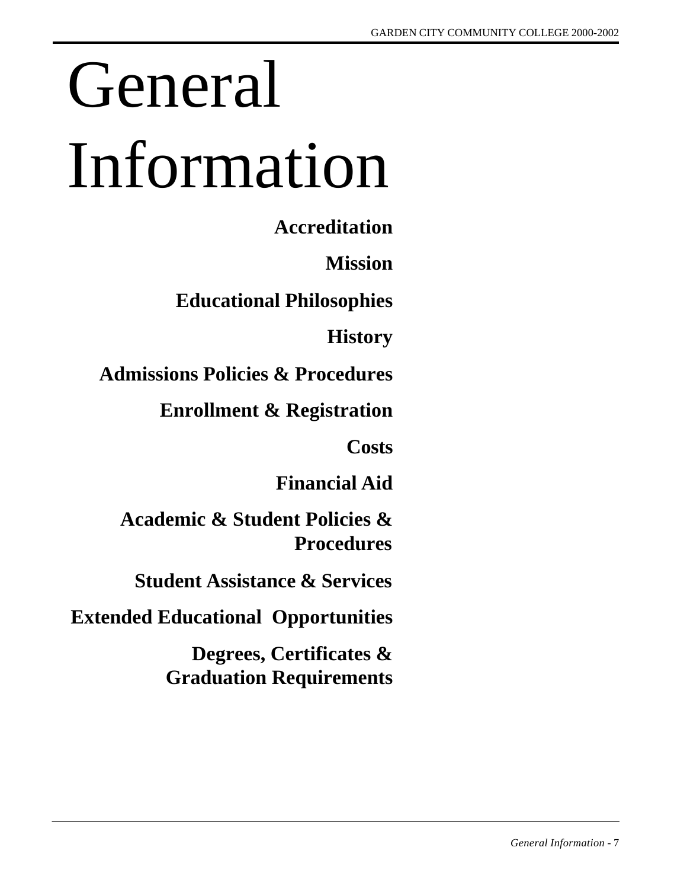# General Information

**Accreditation**

**Mission**

**Educational Philosophies**

**History**

**Admissions Policies & Procedures**

**Enrollment & Registration**

**Costs**

**Financial Aid**

**Academic & Student Policies & Procedures**

**Student Assistance & Services**

**Extended Educational Opportunities**

**Degrees, Certificates & Graduation Requirements**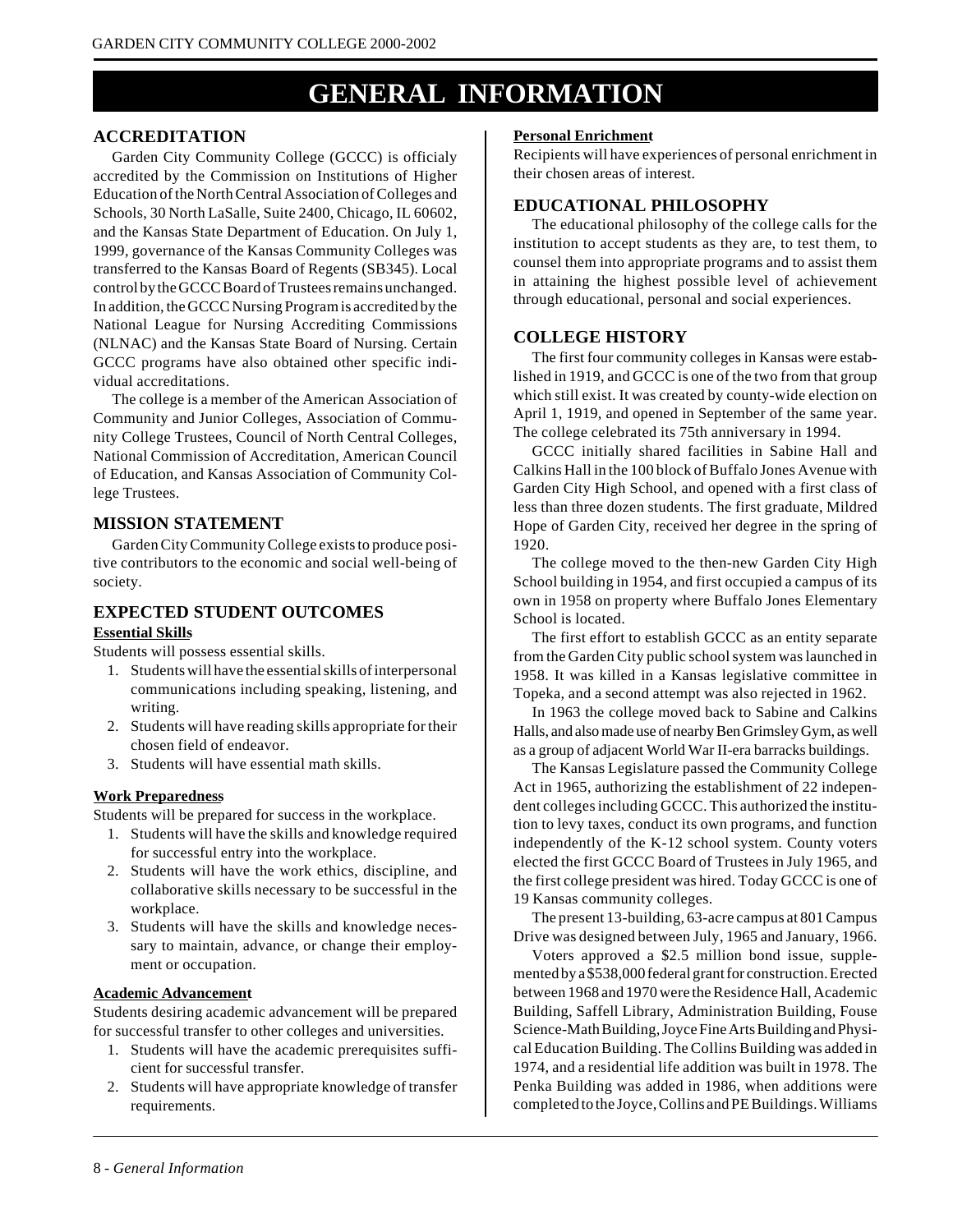# GENERAL INFORMATION

## ACCREDITATION

Garden City Community College (GCCC) is officialy accredited by the Commission on Institutions of Higher Education of the North Central Association of Colleges and Schools, 30 North LaSalle, Suite 2400, Chicago, IL 60602, and the Kansas State Department of Education. On July 1, 1999, governance of the Kansas Community Colleges was transferred to the Kansas Board of Regents (SB345). Local control by the GCCC Board of Trustees remains unchanged. In addition, the GCCC Nursing Program is accredited by the National League for Nursing Accrediting Commissions (NLNAC) and the Kansas State Board of Nursing. Certain GCCC programs have also obtained other specific individual accreditations.

The college is a member of the American Association of Community and Junior Colleges, Association of Community College Trustees, Council of North Central Colleges, National Commission of Accreditation, American Council of Education, and Kansas Association of Community College Trustees.

## MISSION STATEMENT

Garden City Community College exists to produce positive contributors to the economic and social well-being of society.

## EXPECTED STUDENT OUTCOMES

**Essential Skills**

Students will possess essential skills.

1. Students will have the essential skills of interpersonal communications including speaking, listening, and writing.
2. Students will have reading skills appropriate for their chosen field of endeavor.
3. Students will have essential math skills.

**Work Preparedness**

Students will be prepared for success in the workplace.

1. Students will have the skills and knowledge required for successful entry into the workplace.
2. Students will have the work ethics, discipline, and collaborative skills necessary to be successful in the workplace.
3. Students will have the skills and knowledge necessary to maintain, advance, or change their employment or occupation.

**Academic Advancement**

Students desiring academic advancement will be prepared for successful transfer to other colleges and universities.

1. Students will have the academic prerequisites sufficient for successful transfer.
2. Students will have appropriate knowledge of transfer requirements.

**Personal Enrichment**

Recipients will have experiences of personal enrichment in their chosen areas of interest.

## EDUCATIONAL PHILOSOPHY

The educational philosophy of the college calls for the institution to accept students as they are, to test them, to counsel them into appropriate programs and to assist them in attaining the highest possible level of achievement through educational, personal and social experiences.

## COLLEGE HISTORY

The first four community colleges in Kansas were established in 1919, and GCCC is one of the two from that group which still exist. It was created by county-wide election on April 1, 1919, and opened in September of the same year. The college celebrated its 75th anniversary in 1994.

GCCC initially shared facilities in Sabine Hall and Calkins Hall in the 100 block of Buffalo Jones Avenue with Garden City High School, and opened with a first class of less than three dozen students. The first graduate, Mildred Hope of Garden City, received her degree in the spring of 1920.

The college moved to the then-new Garden City High School building in 1954, and first occupied a campus of its own in 1958 on property where Buffalo Jones Elementary School is located.

The first effort to establish GCCC as an entity separate from the Garden City public school system was launched in 1958. It was killed in a Kansas legislative committee in Topeka, and a second attempt was also rejected in 1962.

In 1963 the college moved back to Sabine and Calkins Halls, and also made use of nearby Ben Grimsley Gym, as well as a group of adjacent World War II-era barracks buildings.

The Kansas Legislature passed the Community College Act in 1965, authorizing the establishment of 22 independent colleges including GCCC. This authorized the institution to levy taxes, conduct its own programs, and function independently of the K-12 school system. County voters elected the first GCCC Board of Trustees in July 1965, and the first college president was hired. Today GCCC is one of 19 Kansas community colleges.

The present 13-building, 63-acre campus at 801 Campus Drive was designed between July, 1965 and January, 1966.

Voters approved a \$2.5 million bond issue, supplemented by a \$538,000 federal grant for construction. Erected between 1968 and 1970 were the Residence Hall, Academic Building, Saffell Library, Administration Building, Fouse Science-Math Building, Joyce Fine Arts Building and Physical Education Building. The Collins Building was added in 1974, and a residential life addition was built in 1978. The Penka Building was added in 1986, when additions were completed to the Joyce, Collins and PE Buildings. Williams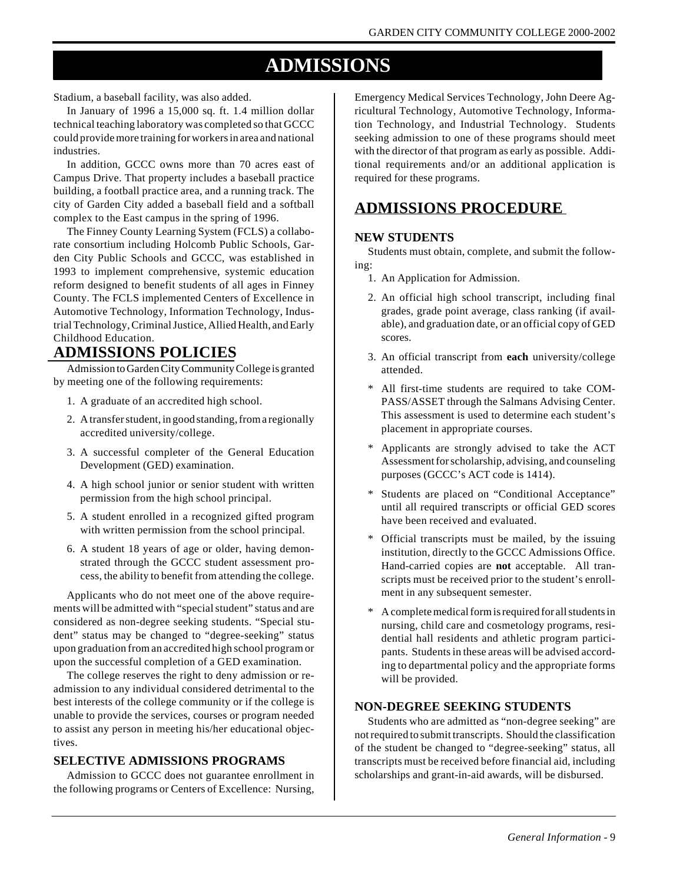# ADMISSIONS

Stadium, a baseball facility, was also added.

In January of 1996 a 15,000 sq. ft. 1.4 million dollar technical teaching laboratory was completed so that GCCC could provide more training for workers in area and national industries.

In addition, GCCC owns more than 70 acres east of Campus Drive. That property includes a baseball practice building, a football practice area, and a running track. The city of Garden City added a baseball field and a softball complex to the East campus in the spring of 1996.

The Finney County Learning System (FCLS) a collaborate consortium including Holcomb Public Schools, Garden City Public Schools and GCCC, was established in 1993 to implement comprehensive, systemic education reform designed to benefit students of all ages in Finney County. The FCLS implemented Centers of Excellence in Automotive Technology, Information Technology, Industrial Technology, Criminal Justice, Allied Health, and Early Childhood Education.

## ADMISSIONS POLICIES

Admission to Garden City Community College is granted by meeting one of the following requirements:

1. A graduate of an accredited high school.
2. A transfer student, in good standing, from a regionally accredited university/college.
3. A successful completer of the General Education Development (GED) examination.
4. A high school junior or senior student with written permission from the high school principal.
5. A student enrolled in a recognized gifted program with written permission from the school principal.
6. A student 18 years of age or older, having demonstrated through the GCCC student assessment process, the ability to benefit from attending the college.

Applicants who do not meet one of the above requirements will be admitted with "special student" status and are considered as non-degree seeking students. "Special student" status may be changed to "degree-seeking" status upon graduation from an accredited high school program or upon the successful completion of a GED examination.

The college reserves the right to deny admission or readmission to any individual considered detrimental to the best interests of the college community or if the college is unable to provide the services, courses or program needed to assist any person in meeting his/her educational objectives.

### SELECTIVE ADMISSIONS PROGRAMS

Admission to GCCC does not guarantee enrollment in the following programs or Centers of Excellence: Nursing, Emergency Medical Services Technology, John Deere Agricultural Technology, Automotive Technology, Information Technology, and Industrial Technology. Students seeking admission to one of these programs should meet with the director of that program as early as possible. Additional requirements and/or an additional application is required for these programs.

## ADMISSIONS PROCEDURE

### NEW STUDENTS

Students must obtain, complete, and submit the following:

1. An Application for Admission.
2. An official high school transcript, including final grades, grade point average, class ranking (if available), and graduation date, or an official copy of GED scores.
3. An official transcript from **each** university/college attended.

- \* All first-time students are required to take COMPASS/ASSET through the Salmans Advising Center. This assessment is used to determine each student's placement in appropriate courses.
- \* Applicants are strongly advised to take the ACT Assessment for scholarship, advising, and counseling purposes (GCCC's ACT code is 1414).
- \* Students are placed on "Conditional Acceptance" until all required transcripts or official GED scores have been received and evaluated.
- \* Official transcripts must be mailed, by the issuing institution, directly to the GCCC Admissions Office. Hand-carried copies are **not** acceptable. All transcripts must be received prior to the student's enrollment in any subsequent semester.
- \* A complete medical form is required for all students in nursing, child care and cosmetology programs, residential hall residents and athletic program participants. Students in these areas will be advised according to departmental policy and the appropriate forms will be provided.

### NON-DEGREE SEEKING STUDENTS

Students who are admitted as "non-degree seeking" are not required to submit transcripts. Should the classification of the student be changed to "degree-seeking" status, all transcripts must be received before financial aid, including scholarships and grant-in-aid awards, will be disbursed.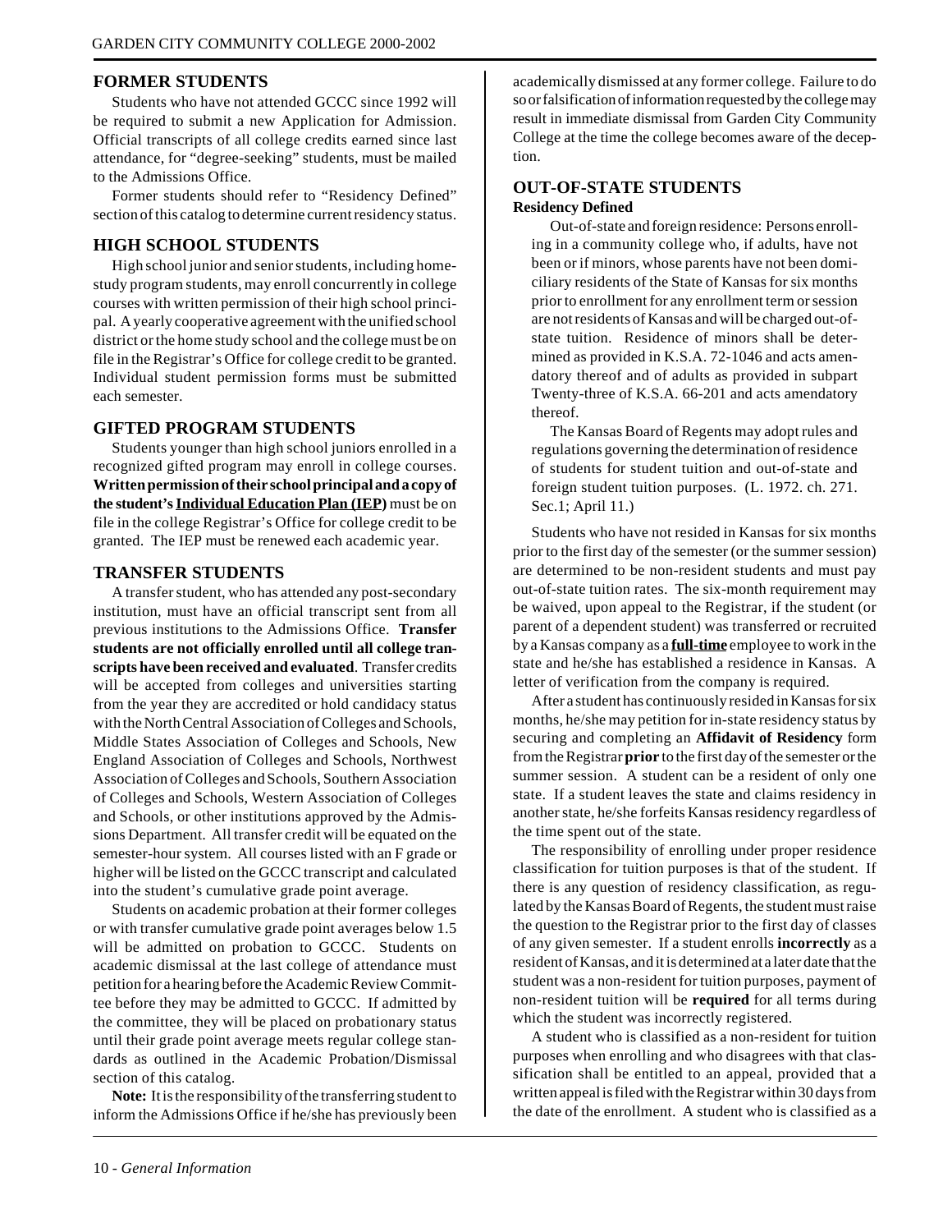## FORMER STUDENTS

Students who have not attended GCCC since 1992 will be required to submit a new Application for Admission. Official transcripts of all college credits earned since last attendance, for "degree-seeking" students, must be mailed to the Admissions Office.

Former students should refer to "Residency Defined" section of this catalog to determine current residency status.

## HIGH SCHOOL STUDENTS

High school junior and senior students, including home-study program students, may enroll concurrently in college courses with written permission of their high school principal. A yearly cooperative agreement with the unified school district or the home study school and the college must be on file in the Registrar's Office for college credit to be granted. Individual student permission forms must be submitted each semester.

## GIFTED PROGRAM STUDENTS

Students younger than high school juniors enrolled in a recognized gifted program may enroll in college courses. **Written permission of their school principal and a copy of the student's Individual Education Plan (IEP)** must be on file in the college Registrar's Office for college credit to be granted. The IEP must be renewed each academic year.

## TRANSFER STUDENTS

A transfer student, who has attended any post-secondary institution, must have an official transcript sent from all previous institutions to the Admissions Office. **Transfer students are not officially enrolled until all college transcripts have been received and evaluated**. Transfer credits will be accepted from colleges and universities starting from the year they are accredited or hold candidacy status with the North Central Association of Colleges and Schools, Middle States Association of Colleges and Schools, New England Association of Colleges and Schools, Northwest Association of Colleges and Schools, Southern Association of Colleges and Schools, Western Association of Colleges and Schools, or other institutions approved by the Admissions Department. All transfer credit will be equated on the semester-hour system. All courses listed with an F grade or higher will be listed on the GCCC transcript and calculated into the student's cumulative grade point average.

Students on academic probation at their former colleges or with transfer cumulative grade point averages below 1.5 will be admitted on probation to GCCC. Students on academic dismissal at the last college of attendance must petition for a hearing before the Academic Review Committee before they may be admitted to GCCC. If admitted by the committee, they will be placed on probationary status until their grade point average meets regular college standards as outlined in the Academic Probation/Dismissal section of this catalog.

**Note:** It is the responsibility of the transferring student to inform the Admissions Office if he/she has previously been academically dismissed at any former college. Failure to do so or falsification of information requested by the college may result in immediate dismissal from Garden City Community College at the time the college becomes aware of the deception.

## OUT-OF-STATE STUDENTS

### Residency Defined

Out-of-state and foreign residence: Persons enrolling in a community college who, if adults, have not been or if minors, whose parents have not been domiciliary residents of the State of Kansas for six months prior to enrollment for any enrollment term or session are not residents of Kansas and will be charged out-of-state tuition. Residence of minors shall be determined as provided in K.S.A. 72-1046 and acts amendatory thereof and of adults as provided in subpart Twenty-three of K.S.A. 66-201 and acts amendatory thereof.

The Kansas Board of Regents may adopt rules and regulations governing the determination of residence of students for student tuition and out-of-state and foreign student tuition purposes. (L. 1972. ch. 271. Sec.1; April 11.)

Students who have not resided in Kansas for six months prior to the first day of the semester (or the summer session) are determined to be non-resident students and must pay out-of-state tuition rates. The six-month requirement may be waived, upon appeal to the Registrar, if the student (or parent of a dependent student) was transferred or recruited by a Kansas company as a **full-time** employee to work in the state and he/she has established a residence in Kansas. A letter of verification from the company is required.

After a student has continuously resided in Kansas for six months, he/she may petition for in-state residency status by securing and completing an **Affidavit of Residency** form from the Registrar **prior** to the first day of the semester or the summer session. A student can be a resident of only one state. If a student leaves the state and claims residency in another state, he/she forfeits Kansas residency regardless of the time spent out of the state.

The responsibility of enrolling under proper residence classification for tuition purposes is that of the student. If there is any question of residency classification, as regulated by the Kansas Board of Regents, the student must raise the question to the Registrar prior to the first day of classes of any given semester. If a student enrolls **incorrectly** as a resident of Kansas, and it is determined at a later date that the student was a non-resident for tuition purposes, payment of non-resident tuition will be **required** for all terms during which the student was incorrectly registered.

A student who is classified as a non-resident for tuition purposes when enrolling and who disagrees with that classification shall be entitled to an appeal, provided that a written appeal is filed with the Registrar within 30 days from the date of the enrollment. A student who is classified as a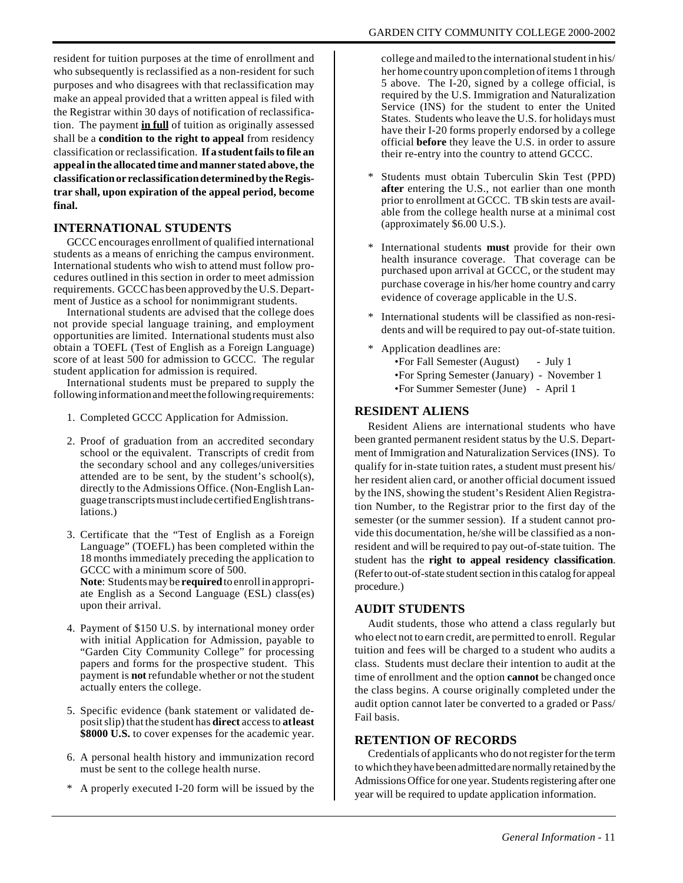resident for tuition purposes at the time of enrollment and who subsequently is reclassified as a non-resident for such purposes and who disagrees with that reclassification may make an appeal provided that a written appeal is filed with the Registrar within 30 days of notification of reclassification. The payment **in full** of tuition as originally assessed shall be a **condition to the right to appeal** from residency classification or reclassification. **If a student fails to file an appeal in the allocated time and manner stated above, the classification or reclassification determined by the Registrar shall, upon expiration of the appeal period, become final.**

## INTERNATIONAL STUDENTS

GCCC encourages enrollment of qualified international students as a means of enriching the campus environment. International students who wish to attend must follow procedures outlined in this section in order to meet admission requirements. GCCC has been approved by the U.S. Department of Justice as a school for nonimmigrant students.

International students are advised that the college does not provide special language training, and employment opportunities are limited. International students must also obtain a TOEFL (Test of English as a Foreign Language) score of at least 500 for admission to GCCC. The regular student application for admission is required.

International students must be prepared to supply the following information and meet the following requirements:

1. Completed GCCC Application for Admission.
2. Proof of graduation from an accredited secondary school or the equivalent. Transcripts of credit from the secondary school and any colleges/universities attended are to be sent, by the student's school(s), directly to the Admissions Office. (Non-English Language transcripts must include certified English translations.)
3. Certificate that the "Test of English as a Foreign Language" (TOEFL) has been completed within the 18 months immediately preceding the application to GCCC with a minimum score of 500.
   **Note**: Students may be **required** to enroll in appropriate English as a Second Language (ESL) class(es) upon their arrival.
4. Payment of $150 U.S. by international money order with initial Application for Admission, payable to "Garden City Community College" for processing papers and forms for the prospective student. This payment is **not** refundable whether or not the student actually enters the college.
5. Specific evidence (bank statement or validated deposit slip) that the student has **direct** access to **at least $8000 U.S.** to cover expenses for the academic year.
6. A personal health history and immunization record must be sent to the college health nurse.

* A properly executed I-20 form will be issued by the college and mailed to the international student in his/her home country upon completion of items 1 through 5 above. The I-20, signed by a college official, is required by the U.S. Immigration and Naturalization Service (INS) for the student to enter the United States. Students who leave the U.S. for holidays must have their I-20 forms properly endorsed by a college official **before** they leave the U.S. in order to assure their re-entry into the country to attend GCCC.
* Students must obtain Tuberculin Skin Test (PPD) **after** entering the U.S., not earlier than one month prior to enrollment at GCCC. TB skin tests are available from the college health nurse at a minimal cost (approximately $6.00 U.S.).
* International students **must** provide for their own health insurance coverage. That coverage can be purchased upon arrival at GCCC, or the student may purchase coverage in his/her home country and carry evidence of coverage applicable in the U.S.
* International students will be classified as non-residents and will be required to pay out-of-state tuition.
* Application deadlines are:
  - For Fall Semester (August) - July 1
  - For Spring Semester (January) - November 1
  - For Summer Semester (June) - April 1

## RESIDENT ALIENS

Resident Aliens are international students who have been granted permanent resident status by the U.S. Department of Immigration and Naturalization Services (INS). To qualify for in-state tuition rates, a student must present his/her resident alien card, or another official document issued by the INS, showing the student's Resident Alien Registration Number, to the Registrar prior to the first day of the semester (or the summer session). If a student cannot provide this documentation, he/she will be classified as a nonresident and will be required to pay out-of-state tuition. The student has the **right to appeal residency classification**. (Refer to out-of-state student section in this catalog for appeal procedure.)

## AUDIT STUDENTS

Audit students, those who attend a class regularly but who elect not to earn credit, are permitted to enroll. Regular tuition and fees will be charged to a student who audits a class. Students must declare their intention to audit at the time of enrollment and the option **cannot** be changed once the class begins. A course originally completed under the audit option cannot later be converted to a graded or Pass/Fail basis.

## RETENTION OF RECORDS

Credentials of applicants who do not register for the term to which they have been admitted are normally retained by the Admissions Office for one year. Students registering after one year will be required to update application information.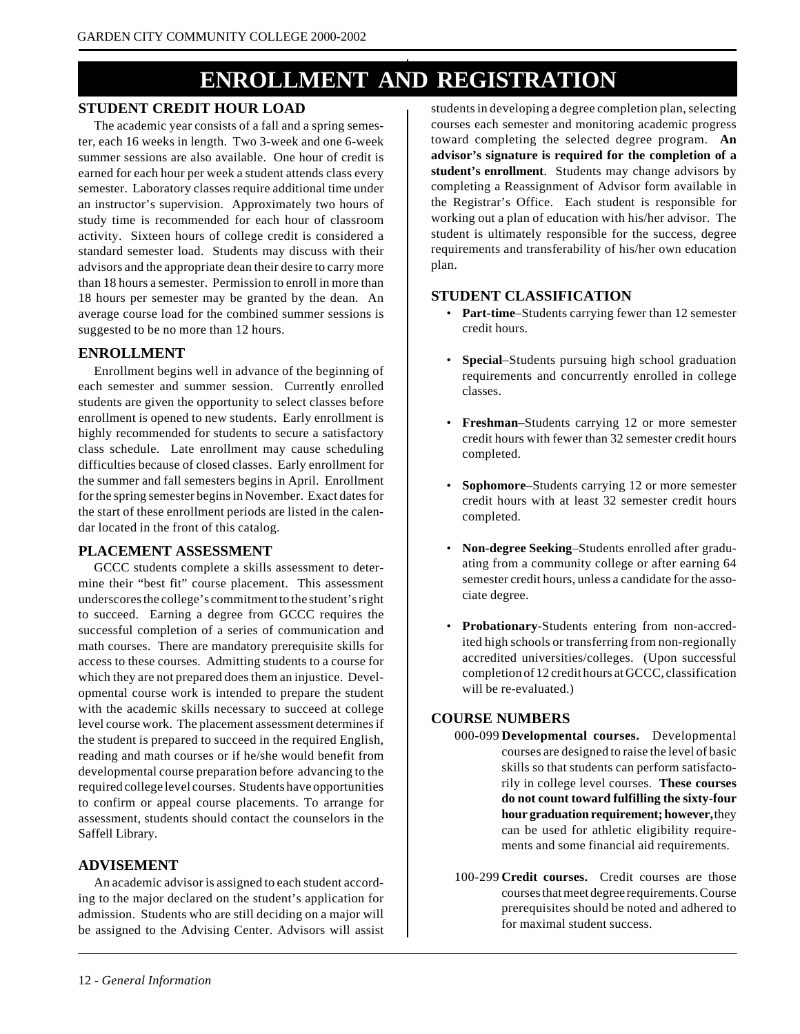# ENROLLMENT AND REGISTRATION

## STUDENT CREDIT HOUR LOAD

The academic year consists of a fall and a spring semester, each 16 weeks in length. Two 3-week and one 6-week summer sessions are also available. One hour of credit is earned for each hour per week a student attends class every semester. Laboratory classes require additional time under an instructor's supervision. Approximately two hours of study time is recommended for each hour of classroom activity. Sixteen hours of college credit is considered a standard semester load. Students may discuss with their advisors and the appropriate dean their desire to carry more than 18 hours a semester. Permission to enroll in more than 18 hours per semester may be granted by the dean. An average course load for the combined summer sessions is suggested to be no more than 12 hours.

## ENROLLMENT

Enrollment begins well in advance of the beginning of each semester and summer session. Currently enrolled students are given the opportunity to select classes before enrollment is opened to new students. Early enrollment is highly recommended for students to secure a satisfactory class schedule. Late enrollment may cause scheduling difficulties because of closed classes. Early enrollment for the summer and fall semesters begins in April. Enrollment for the spring semester begins in November. Exact dates for the start of these enrollment periods are listed in the calendar located in the front of this catalog.

## PLACEMENT ASSESSMENT

GCCC students complete a skills assessment to determine their "best fit" course placement. This assessment underscores the college's commitment to the student's right to succeed. Earning a degree from GCCC requires the successful completion of a series of communication and math courses. There are mandatory prerequisite skills for access to these courses. Admitting students to a course for which they are not prepared does them an injustice. Developmental course work is intended to prepare the student with the academic skills necessary to succeed at college level course work. The placement assessment determines if the student is prepared to succeed in the required English, reading and math courses or if he/she would benefit from developmental course preparation before advancing to the required college level courses. Students have opportunities to confirm or appeal course placements. To arrange for assessment, students should contact the counselors in the Saffell Library.

## ADVISEMENT

An academic advisor is assigned to each student according to the major declared on the student's application for admission. Students who are still deciding on a major will be assigned to the Advising Center. Advisors will assist students in developing a degree completion plan, selecting courses each semester and monitoring academic progress toward completing the selected degree program. **An advisor's signature is required for the completion of a student's enrollment**. Students may change advisors by completing a Reassignment of Advisor form available in the Registrar's Office. Each student is responsible for working out a plan of education with his/her advisor. The student is ultimately responsible for the success, degree requirements and transferability of his/her own education plan.

## STUDENT CLASSIFICATION

- **Part-time**–Students carrying fewer than 12 semester credit hours.
- **Special**–Students pursuing high school graduation requirements and concurrently enrolled in college classes.
- **Freshman**–Students carrying 12 or more semester credit hours with fewer than 32 semester credit hours completed.
- **Sophomore**–Students carrying 12 or more semester credit hours with at least 32 semester credit hours completed.
- **Non-degree Seeking**–Students enrolled after graduating from a community college or after earning 64 semester credit hours, unless a candidate for the associate degree.
- **Probationary**-Students entering from non-accredited high schools or transferring from non-regionally accredited universities/colleges. (Upon successful completion of 12 credit hours at GCCC, classification will be re-evaluated.)

## COURSE NUMBERS

000-099 **Developmental courses.** Developmental courses are designed to raise the level of basic skills so that students can perform satisfactorily in college level courses. **These courses do not count toward fulfilling the sixty-four hour graduation requirement; however,** they can be used for athletic eligibility requirements and some financial aid requirements.

100-299 **Credit courses.** Credit courses are those courses that meet degree requirements. Course prerequisites should be noted and adhered to for maximal student success.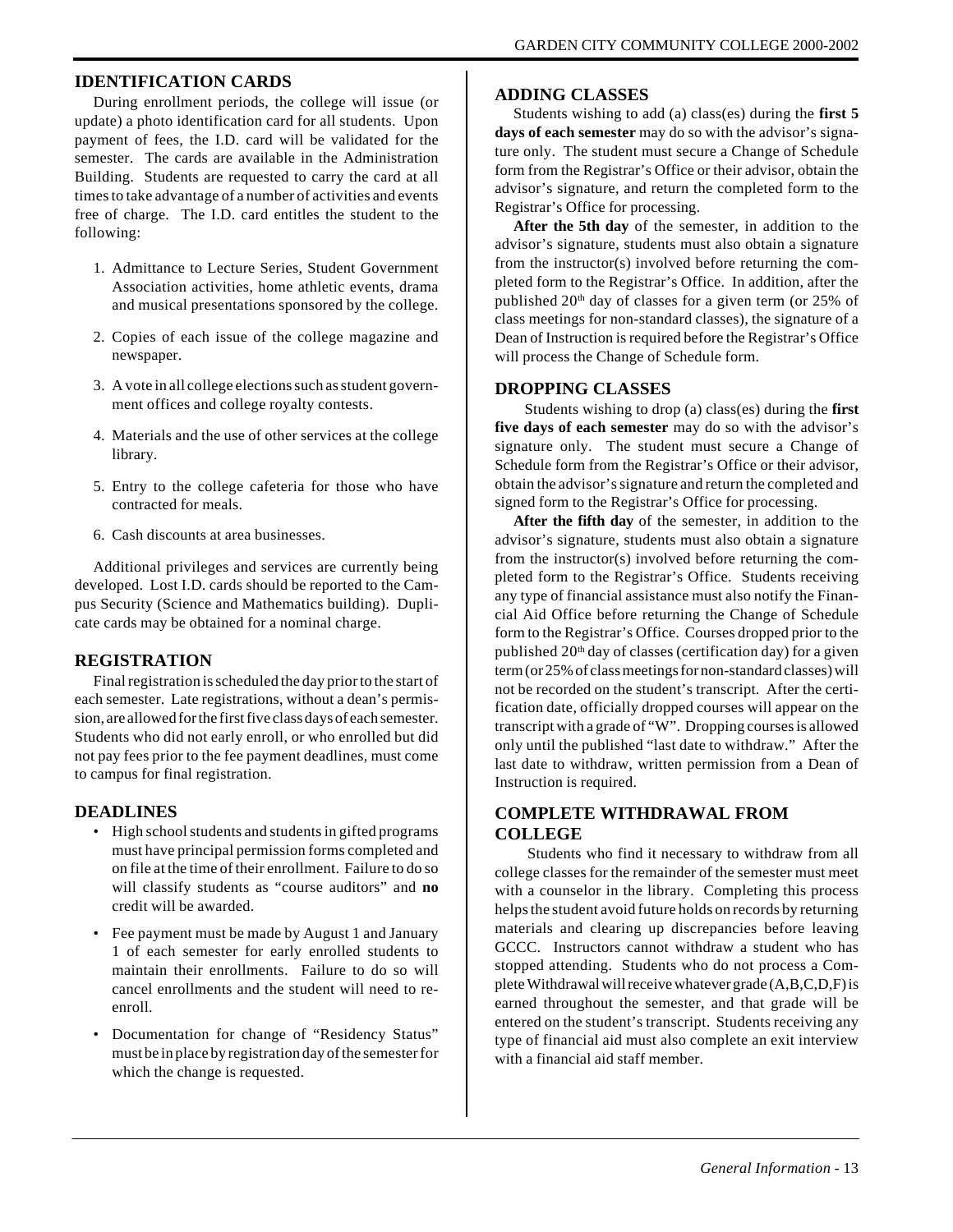## IDENTIFICATION CARDS

During enrollment periods, the college will issue (or update) a photo identification card for all students. Upon payment of fees, the I.D. card will be validated for the semester. The cards are available in the Administration Building. Students are requested to carry the card at all times to take advantage of a number of activities and events free of charge. The I.D. card entitles the student to the following:

1. Admittance to Lecture Series, Student Government Association activities, home athletic events, drama and musical presentations sponsored by the college.
2. Copies of each issue of the college magazine and newspaper.
3. A vote in all college elections such as student government offices and college royalty contests.
4. Materials and the use of other services at the college library.
5. Entry to the college cafeteria for those who have contracted for meals.
6. Cash discounts at area businesses.

Additional privileges and services are currently being developed. Lost I.D. cards should be reported to the Campus Security (Science and Mathematics building). Duplicate cards may be obtained for a nominal charge.

## REGISTRATION

Final registration is scheduled the day prior to the start of each semester. Late registrations, without a dean's permission, are allowed for the first five class days of each semester. Students who did not early enroll, or who enrolled but did not pay fees prior to the fee payment deadlines, must come to campus for final registration.

## DEADLINES

- High school students and students in gifted programs must have principal permission forms completed and on file at the time of their enrollment. Failure to do so will classify students as "course auditors" and **no** credit will be awarded.
- Fee payment must be made by August 1 and January 1 of each semester for early enrolled students to maintain their enrollments. Failure to do so will cancel enrollments and the student will need to re-enroll.
- Documentation for change of "Residency Status" must be in place by registration day of the semester for which the change is requested.

## ADDING CLASSES

Students wishing to add (a) class(es) during the **first 5 days of each semester** may do so with the advisor's signature only. The student must secure a Change of Schedule form from the Registrar's Office or their advisor, obtain the advisor's signature, and return the completed form to the Registrar's Office for processing.

**After the 5th day** of the semester, in addition to the advisor's signature, students must also obtain a signature from the instructor(s) involved before returning the completed form to the Registrar's Office. In addition, after the published 20th day of classes for a given term (or 25% of class meetings for non-standard classes), the signature of a Dean of Instruction is required before the Registrar's Office will process the Change of Schedule form.

## DROPPING CLASSES

Students wishing to drop (a) class(es) during the **first five days of each semester** may do so with the advisor's signature only. The student must secure a Change of Schedule form from the Registrar's Office or their advisor, obtain the advisor's signature and return the completed and signed form to the Registrar's Office for processing.

**After the fifth day** of the semester, in addition to the advisor's signature, students must also obtain a signature from the instructor(s) involved before returning the completed form to the Registrar's Office. Students receiving any type of financial assistance must also notify the Financial Aid Office before returning the Change of Schedule form to the Registrar's Office. Courses dropped prior to the published 20th day of classes (certification day) for a given term (or 25% of class meetings for non-standard classes) will not be recorded on the student's transcript. After the certification date, officially dropped courses will appear on the transcript with a grade of "W". Dropping courses is allowed only until the published "last date to withdraw." After the last date to withdraw, written permission from a Dean of Instruction is required.

## COMPLETE WITHDRAWAL FROM COLLEGE

Students who find it necessary to withdraw from all college classes for the remainder of the semester must meet with a counselor in the library. Completing this process helps the student avoid future holds on records by returning materials and clearing up discrepancies before leaving GCCC. Instructors cannot withdraw a student who has stopped attending. Students who do not process a Complete Withdrawal will receive whatever grade (A,B,C,D,F) is earned throughout the semester, and that grade will be entered on the student's transcript. Students receiving any type of financial aid must also complete an exit interview with a financial aid staff member.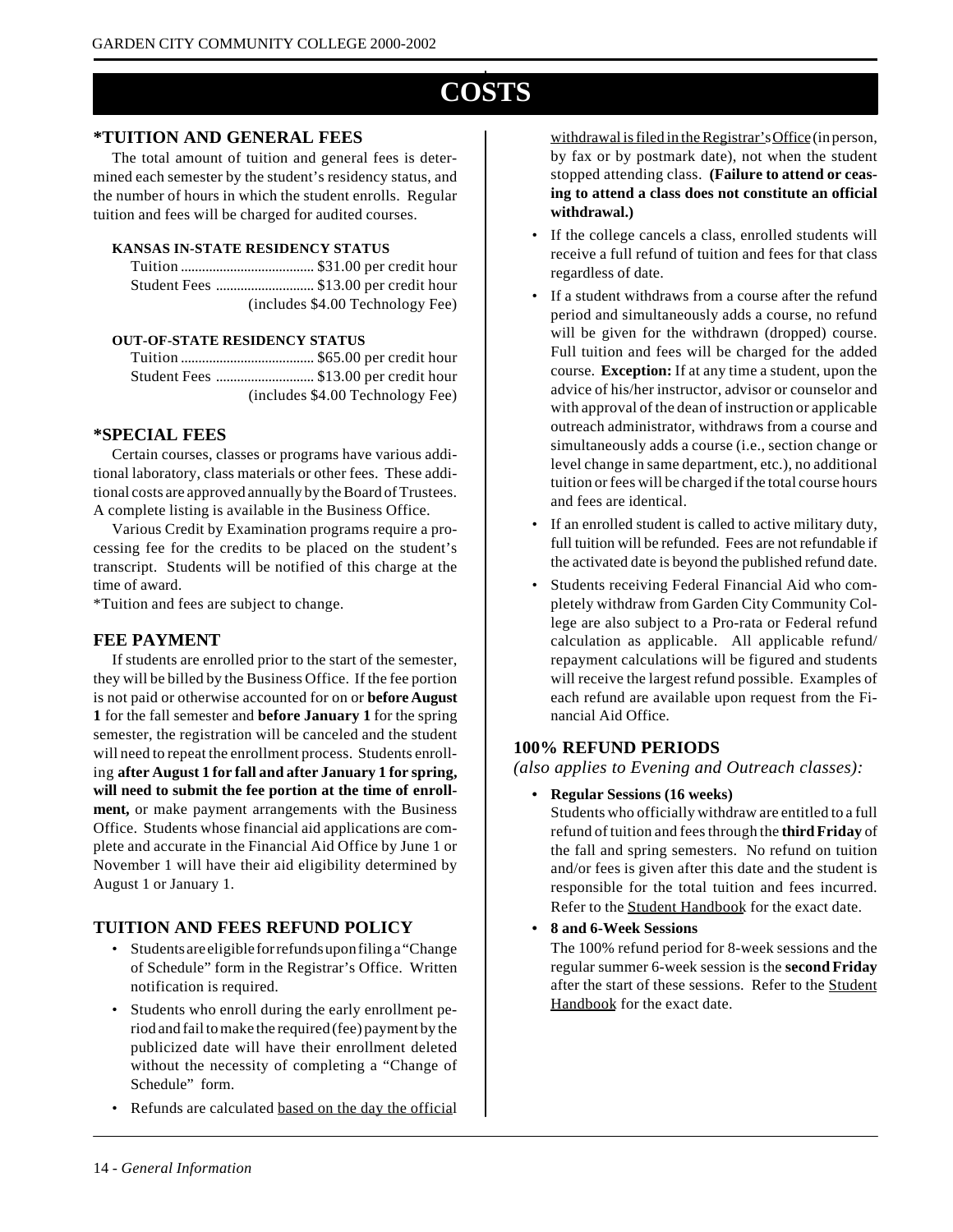// COSTS

## *TUITION AND GENERAL FEES

The total amount of tuition and general fees is determined each semester by the student's residency status, and the number of hours in which the student enrolls. Regular tuition and fees will be charged for audited courses.

**KANSAS IN-STATE RESIDENCY STATUS**

Tuition .................................... $31.00 per credit hour
Student Fees .......................... $13.00 per credit hour
(includes $4.00 Technology Fee)

**OUT-OF-STATE RESIDENCY STATUS**

Tuition .................................... $65.00 per credit hour
Student Fees .......................... $13.00 per credit hour
(includes $4.00 Technology Fee)

## *SPECIAL FEES

Certain courses, classes or programs have various additional laboratory, class materials or other fees. These additional costs are approved annually by the Board of Trustees. A complete listing is available in the Business Office.

Various Credit by Examination programs require a processing fee for the credits to be placed on the student's transcript. Students will be notified of this charge at the time of award.

*Tuition and fees are subject to change.

## FEE PAYMENT

If students are enrolled prior to the start of the semester, they will be billed by the Business Office. If the fee portion is not paid or otherwise accounted for on or **before August 1** for the fall semester and **before January 1** for the spring semester, the registration will be canceled and the student will need to repeat the enrollment process. Students enrolling **after August 1 for fall and after January 1 for spring, will need to submit the fee portion at the time of enrollment,** or make payment arrangements with the Business Office. Students whose financial aid applications are complete and accurate in the Financial Aid Office by June 1 or November 1 will have their aid eligibility determined by August 1 or January 1.

## TUITION AND FEES REFUND POLICY

- Students are eligible for refunds upon filing a "Change of Schedule" form in the Registrar's Office. Written notification is required.
- Students who enroll during the early enrollment period and fail to make the required (fee) payment by the publicized date will have their enrollment deleted without the necessity of completing a "Change of Schedule" form.
- Refunds are calculated based on the day the official withdrawal is filed in the Registrar's Office (in person, by fax or by postmark date), not when the student stopped attending class. **(Failure to attend or ceasing to attend a class does not constitute an official withdrawal.)**
- If the college cancels a class, enrolled students will receive a full refund of tuition and fees for that class regardless of date.
- If a student withdraws from a course after the refund period and simultaneously adds a course, no refund will be given for the withdrawn (dropped) course. Full tuition and fees will be charged for the added course. **Exception:** If at any time a student, upon the advice of his/her instructor, advisor or counselor and with approval of the dean of instruction or applicable outreach administrator, withdraws from a course and simultaneously adds a course (i.e., section change or level change in same department, etc.), no additional tuition or fees will be charged if the total course hours and fees are identical.
- If an enrolled student is called to active military duty, full tuition will be refunded. Fees are not refundable if the activated date is beyond the published refund date.
- Students receiving Federal Financial Aid who completely withdraw from Garden City Community College are also subject to a Pro-rata or Federal refund calculation as applicable. All applicable refund/repayment calculations will be figured and students will receive the largest refund possible. Examples of each refund are available upon request from the Financial Aid Office.

## 100% REFUND PERIODS

*(also applies to Evening and Outreach classes):*

- **Regular Sessions (16 weeks)**
  Students who officially withdraw are entitled to a full refund of tuition and fees through the **third Friday** of the fall and spring semesters. No refund on tuition and/or fees is given after this date and the student is responsible for the total tuition and fees incurred. Refer to the Student Handbook for the exact date.
- **8 and 6-Week Sessions**
  The 100% refund period for 8-week sessions and the regular summer 6-week session is the **second Friday** after the start of these sessions. Refer to the Student Handbook for the exact date.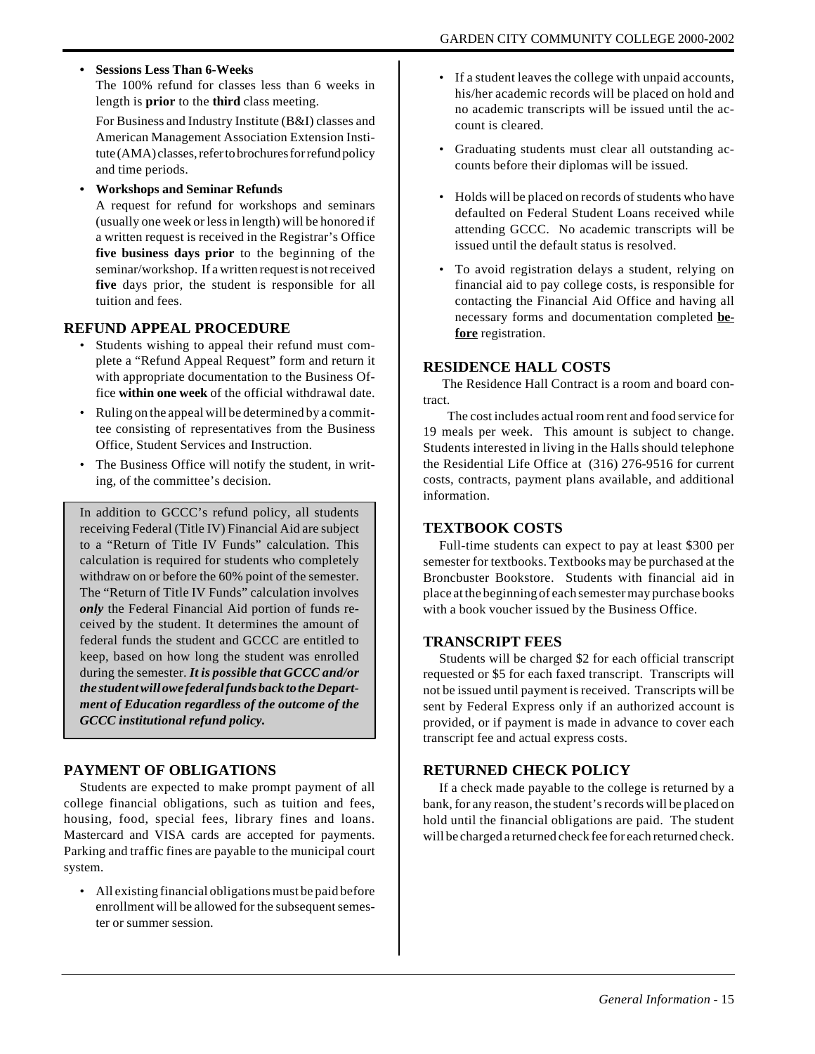- **Sessions Less Than 6-Weeks**

  The 100% refund for classes less than 6 weeks in length is **prior** to the **third** class meeting.

  For Business and Industry Institute (B&I) classes and American Management Association Extension Institute (AMA) classes, refer to brochures for refund policy and time periods.

- **Workshops and Seminar Refunds**

  A request for refund for workshops and seminars (usually one week or less in length) will be honored if a written request is received in the Registrar's Office **five business days prior** to the beginning of the seminar/workshop. If a written request is not received **five** days prior, the student is responsible for all tuition and fees.

## REFUND APPEAL PROCEDURE

- Students wishing to appeal their refund must complete a "Refund Appeal Request" form and return it with appropriate documentation to the Business Office **within one week** of the official withdrawal date.
- Ruling on the appeal will be determined by a committee consisting of representatives from the Business Office, Student Services and Instruction.
- The Business Office will notify the student, in writing, of the committee's decision.

In addition to GCCC's refund policy, all students receiving Federal (Title IV) Financial Aid are subject to a "Return of Title IV Funds" calculation. This calculation is required for students who completely withdraw on or before the 60% point of the semester. The "Return of Title IV Funds" calculation involves ***only*** the Federal Financial Aid portion of funds received by the student. It determines the amount of federal funds the student and GCCC are entitled to keep, based on how long the student was enrolled during the semester. ***It is possible that GCCC and/or the student will owe federal funds back to the Department of Education regardless of the outcome of the GCCC institutional refund policy.***

## PAYMENT OF OBLIGATIONS

Students are expected to make prompt payment of all college financial obligations, such as tuition and fees, housing, food, special fees, library fines and loans. Mastercard and VISA cards are accepted for payments. Parking and traffic fines are payable to the municipal court system.

- All existing financial obligations must be paid before enrollment will be allowed for the subsequent semester or summer session.
- If a student leaves the college with unpaid accounts, his/her academic records will be placed on hold and no academic transcripts will be issued until the account is cleared.
- Graduating students must clear all outstanding accounts before their diplomas will be issued.
- Holds will be placed on records of students who have defaulted on Federal Student Loans received while attending GCCC. No academic transcripts will be issued until the default status is resolved.
- To avoid registration delays a student, relying on financial aid to pay college costs, is responsible for contacting the Financial Aid Office and having all necessary forms and documentation completed **<u>before</u>** registration.

## RESIDENCE HALL COSTS

The Residence Hall Contract is a room and board contract.

The cost includes actual room rent and food service for 19 meals per week. This amount is subject to change. Students interested in living in the Halls should telephone the Residential Life Office at (316) 276-9516 for current costs, contracts, payment plans available, and additional information.

## TEXTBOOK COSTS

Full-time students can expect to pay at least $300 per semester for textbooks. Textbooks may be purchased at the Broncbuster Bookstore. Students with financial aid in place at the beginning of each semester may purchase books with a book voucher issued by the Business Office.

## TRANSCRIPT FEES

Students will be charged $2 for each official transcript requested or $5 for each faxed transcript. Transcripts will not be issued until payment is received. Transcripts will be sent by Federal Express only if an authorized account is provided, or if payment is made in advance to cover each transcript fee and actual express costs.

## RETURNED CHECK POLICY

If a check made payable to the college is returned by a bank, for any reason, the student's records will be placed on hold until the financial obligations are paid. The student will be charged a returned check fee for each returned check.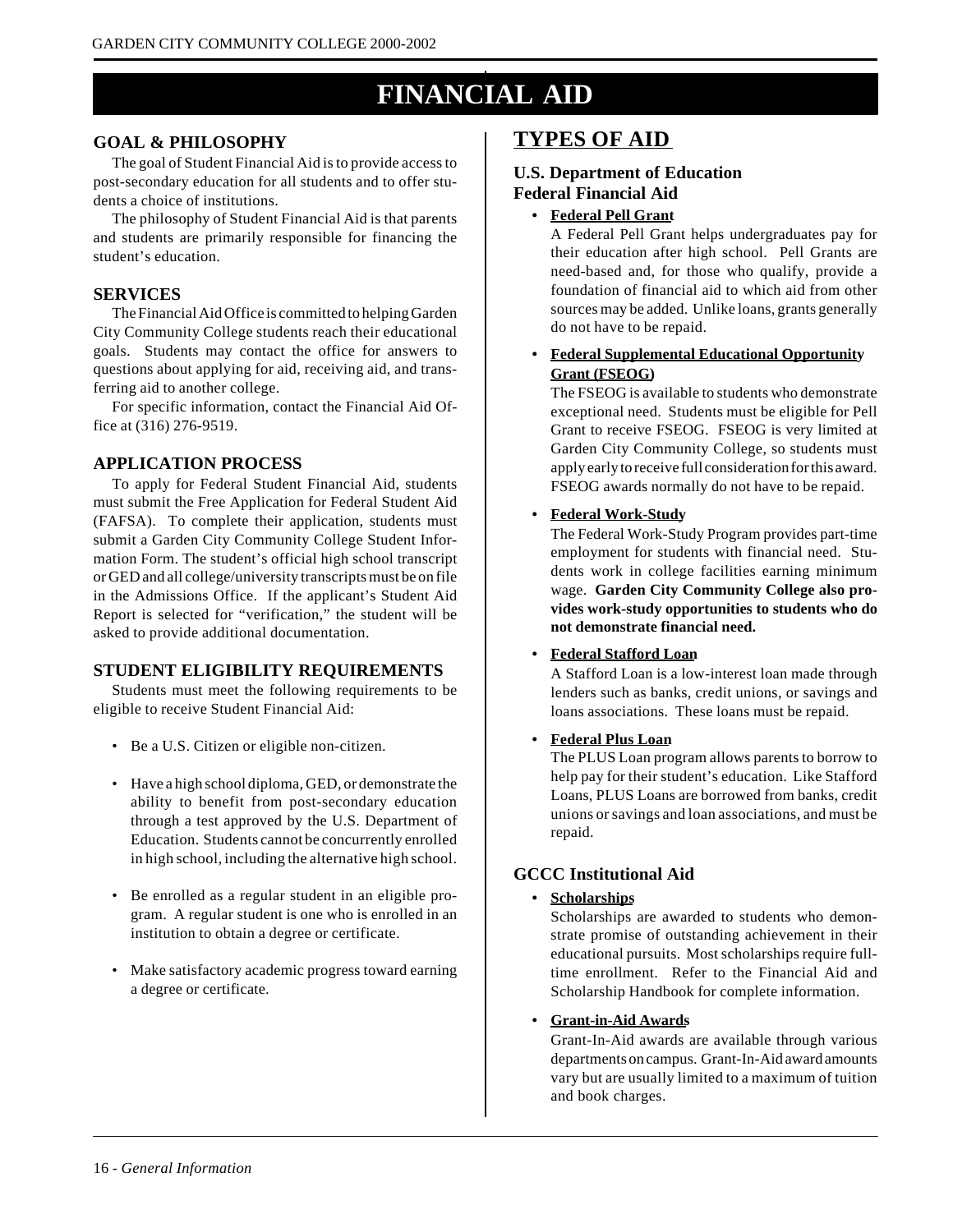# FINANCIAL AID

## GOAL & PHILOSOPHY

The goal of Student Financial Aid is to provide access to post-secondary education for all students and to offer students a choice of institutions.

The philosophy of Student Financial Aid is that parents and students are primarily responsible for financing the student's education.

## SERVICES

The Financial Aid Office is committed to helping Garden City Community College students reach their educational goals. Students may contact the office for answers to questions about applying for aid, receiving aid, and transferring aid to another college.

For specific information, contact the Financial Aid Office at (316) 276-9519.

## APPLICATION PROCESS

To apply for Federal Student Financial Aid, students must submit the Free Application for Federal Student Aid (FAFSA). To complete their application, students must submit a Garden City Community College Student Information Form. The student's official high school transcript or GED and all college/university transcripts must be on file in the Admissions Office. If the applicant's Student Aid Report is selected for "verification," the student will be asked to provide additional documentation.

## STUDENT ELIGIBILITY REQUIREMENTS

Students must meet the following requirements to be eligible to receive Student Financial Aid:

- Be a U.S. Citizen or eligible non-citizen.
- Have a high school diploma, GED, or demonstrate the ability to benefit from post-secondary education through a test approved by the U.S. Department of Education. Students cannot be concurrently enrolled in high school, including the alternative high school.
- Be enrolled as a regular student in an eligible program. A regular student is one who is enrolled in an institution to obtain a degree or certificate.
- Make satisfactory academic progress toward earning a degree or certificate.

## TYPES OF AID

### U.S. Department of Education Federal Financial Aid

- **Federal Pell Grant**
  A Federal Pell Grant helps undergraduates pay for their education after high school. Pell Grants are need-based and, for those who qualify, provide a foundation of financial aid to which aid from other sources may be added. Unlike loans, grants generally do not have to be repaid.
- **Federal Supplemental Educational Opportunity Grant (FSEOG)**
  The FSEOG is available to students who demonstrate exceptional need. Students must be eligible for Pell Grant to receive FSEOG. FSEOG is very limited at Garden City Community College, so students must apply early to receive full consideration for this award. FSEOG awards normally do not have to be repaid.
- **Federal Work-Study**
  The Federal Work-Study Program provides part-time employment for students with financial need. Students work in college facilities earning minimum wage. **Garden City Community College also provides work-study opportunities to students who do not demonstrate financial need.**
- **Federal Stafford Loan**
  A Stafford Loan is a low-interest loan made through lenders such as banks, credit unions, or savings and loans associations. These loans must be repaid.
- **Federal Plus Loan**
  The PLUS Loan program allows parents to borrow to help pay for their student's education. Like Stafford Loans, PLUS Loans are borrowed from banks, credit unions or savings and loan associations, and must be repaid.

### GCCC Institutional Aid

- **Scholarships**
  Scholarships are awarded to students who demonstrate promise of outstanding achievement in their educational pursuits. Most scholarships require full-time enrollment. Refer to the Financial Aid and Scholarship Handbook for complete information.
- **Grant-in-Aid Awards**
  Grant-In-Aid awards are available through various departments on campus. Grant-In-Aid award amounts vary but are usually limited to a maximum of tuition and book charges.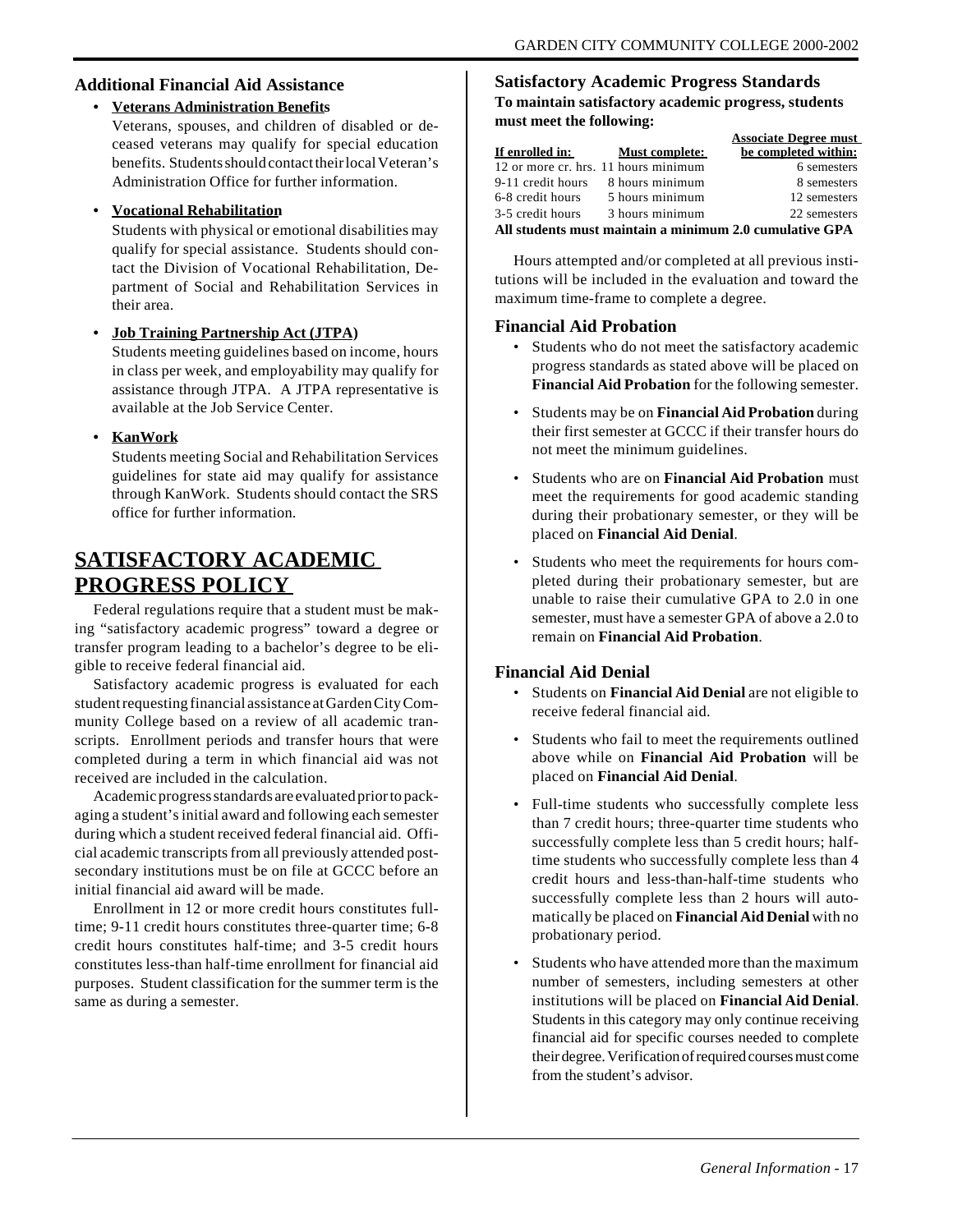## Additional Financial Aid Assistance

- **Veterans Administration Benefits**
  Veterans, spouses, and children of disabled or deceased veterans may qualify for special education benefits. Students should contact their local Veteran's Administration Office for further information.

- **Vocational Rehabilitation**
  Students with physical or emotional disabilities may qualify for special assistance. Students should contact the Division of Vocational Rehabilitation, Department of Social and Rehabilitation Services in their area.

- **Job Training Partnership Act (JTPA)**
  Students meeting guidelines based on income, hours in class per week, and employability may qualify for assistance through JTPA. A JTPA representative is available at the Job Service Center.

- **KanWork**
  Students meeting Social and Rehabilitation Services guidelines for state aid may qualify for assistance through KanWork. Students should contact the SRS office for further information.

# SATISFACTORY ACADEMIC PROGRESS POLICY

Federal regulations require that a student must be making "satisfactory academic progress" toward a degree or transfer program leading to a bachelor's degree to be eligible to receive federal financial aid.

Satisfactory academic progress is evaluated for each student requesting financial assistance at Garden City Community College based on a review of all academic transcripts. Enrollment periods and transfer hours that were completed during a term in which financial aid was not received are included in the calculation.

Academic progress standards are evaluated prior to packaging a student's initial award and following each semester during which a student received federal financial aid. Official academic transcripts from all previously attended post-secondary institutions must be on file at GCCC before an initial financial aid award will be made.

Enrollment in 12 or more credit hours constitutes full-time; 9-11 credit hours constitutes three-quarter time; 6-8 credit hours constitutes half-time; and 3-5 credit hours constitutes less-than half-time enrollment for financial aid purposes. Student classification for the summer term is the same as during a semester.

## Satisfactory Academic Progress Standards

**To maintain satisfactory academic progress, students must meet the following:**

| If enrolled in: | Must complete: | Associate Degree must be completed within: |
|---|---|---|
| 12 or more cr. hrs. | 11 hours minimum | 6 semesters |
| 9-11 credit hours | 8 hours minimum | 8 semesters |
| 6-8 credit hours | 5 hours minimum | 12 semesters |
| 3-5 credit hours | 3 hours minimum | 22 semesters |

**All students must maintain a minimum 2.0 cumulative GPA**

Hours attempted and/or completed at all previous institutions will be included in the evaluation and toward the maximum time-frame to complete a degree.

## Financial Aid Probation

- Students who do not meet the satisfactory academic progress standards as stated above will be placed on **Financial Aid Probation** for the following semester.
- Students may be on **Financial Aid Probation** during their first semester at GCCC if their transfer hours do not meet the minimum guidelines.
- Students who are on **Financial Aid Probation** must meet the requirements for good academic standing during their probationary semester, or they will be placed on **Financial Aid Denial**.
- Students who meet the requirements for hours completed during their probationary semester, but are unable to raise their cumulative GPA to 2.0 in one semester, must have a semester GPA of above a 2.0 to remain on **Financial Aid Probation**.

## Financial Aid Denial

- Students on **Financial Aid Denial** are not eligible to receive federal financial aid.
- Students who fail to meet the requirements outlined above while on **Financial Aid Probation** will be placed on **Financial Aid Denial**.
- Full-time students who successfully complete less than 7 credit hours; three-quarter time students who successfully complete less than 5 credit hours; half-time students who successfully complete less than 4 credit hours and less-than-half-time students who successfully complete less than 2 hours will automatically be placed on **Financial Aid Denial** with no probationary period.
- Students who have attended more than the maximum number of semesters, including semesters at other institutions will be placed on **Financial Aid Denial**. Students in this category may only continue receiving financial aid for specific courses needed to complete their degree. Verification of required courses must come from the student's advisor.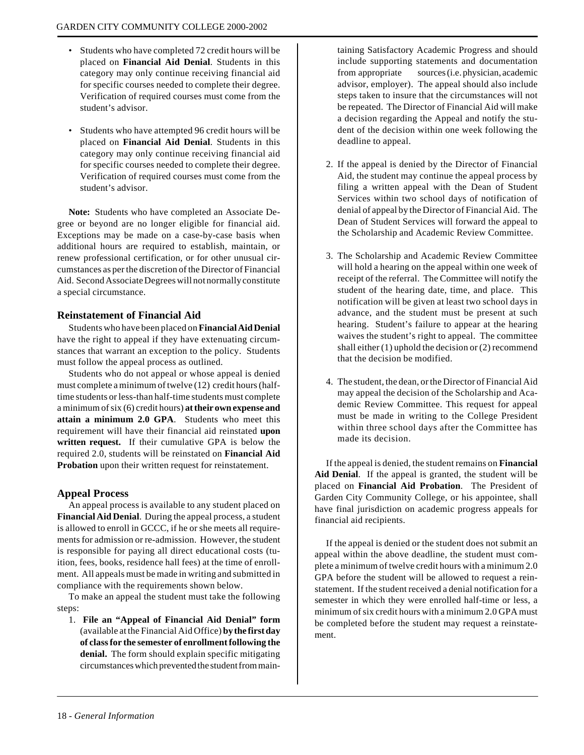- Students who have completed 72 credit hours will be placed on **Financial Aid Denial**. Students in this category may only continue receiving financial aid for specific courses needed to complete their degree. Verification of required courses must come from the student's advisor.

- Students who have attempted 96 credit hours will be placed on **Financial Aid Denial**. Students in this category may only continue receiving financial aid for specific courses needed to complete their degree. Verification of required courses must come from the student's advisor.

**Note:** Students who have completed an Associate Degree or beyond are no longer eligible for financial aid. Exceptions may be made on a case-by-case basis when additional hours are required to establish, maintain, or renew professional certification, or for other unusual circumstances as per the discretion of the Director of Financial Aid. Second Associate Degrees will not normally constitute a special circumstance.

### Reinstatement of Financial Aid

Students who have been placed on **Financial Aid Denial** have the right to appeal if they have extenuating circumstances that warrant an exception to the policy. Students must follow the appeal process as outlined.

Students who do not appeal or whose appeal is denied must complete a minimum of twelve (12) credit hours (half-time students or less-than half-time students must complete a minimum of six (6) credit hours) **at their own expense and attain a minimum 2.0 GPA**. Students who meet this requirement will have their financial aid reinstated **upon written request.** If their cumulative GPA is below the required 2.0, students will be reinstated on **Financial Aid Probation** upon their written request for reinstatement.

### Appeal Process

An appeal process is available to any student placed on **Financial Aid Denial**. During the appeal process, a student is allowed to enroll in GCCC, if he or she meets all requirements for admission or re-admission. However, the student is responsible for paying all direct educational costs (tuition, fees, books, residence hall fees) at the time of enrollment. All appeals must be made in writing and submitted in compliance with the requirements shown below.

To make an appeal the student must take the following steps:

1. **File an "Appeal of Financial Aid Denial" form** (available at the Financial Aid Office) **by the first day of class for the semester of enrollment following the denial.** The form should explain specific mitigating circumstances which prevented the student from maintaining Satisfactory Academic Progress and should include supporting statements and documentation from appropriate sources (i.e. physician, academic advisor, employer). The appeal should also include steps taken to insure that the circumstances will not be repeated. The Director of Financial Aid will make a decision regarding the Appeal and notify the student of the decision within one week following the deadline to appeal.

2. If the appeal is denied by the Director of Financial Aid, the student may continue the appeal process by filing a written appeal with the Dean of Student Services within two school days of notification of denial of appeal by the Director of Financial Aid. The Dean of Student Services will forward the appeal to the Scholarship and Academic Review Committee.

3. The Scholarship and Academic Review Committee will hold a hearing on the appeal within one week of receipt of the referral. The Committee will notify the student of the hearing date, time, and place. This notification will be given at least two school days in advance, and the student must be present at such hearing. Student's failure to appear at the hearing waives the student's right to appeal. The committee shall either (1) uphold the decision or (2) recommend that the decision be modified.

4. The student, the dean, or the Director of Financial Aid may appeal the decision of the Scholarship and Academic Review Committee. This request for appeal must be made in writing to the College President within three school days after the Committee has made its decision.

If the appeal is denied, the student remains on **Financial Aid Denial**. If the appeal is granted, the student will be placed on **Financial Aid Probation**. The President of Garden City Community College, or his appointee, shall have final jurisdiction on academic progress appeals for financial aid recipients.

If the appeal is denied or the student does not submit an appeal within the above deadline, the student must complete a minimum of twelve credit hours with a minimum 2.0 GPA before the student will be allowed to request a reinstatement. If the student received a denial notification for a semester in which they were enrolled half-time or less, a minimum of six credit hours with a minimum 2.0 GPA must be completed before the student may request a reinstatement.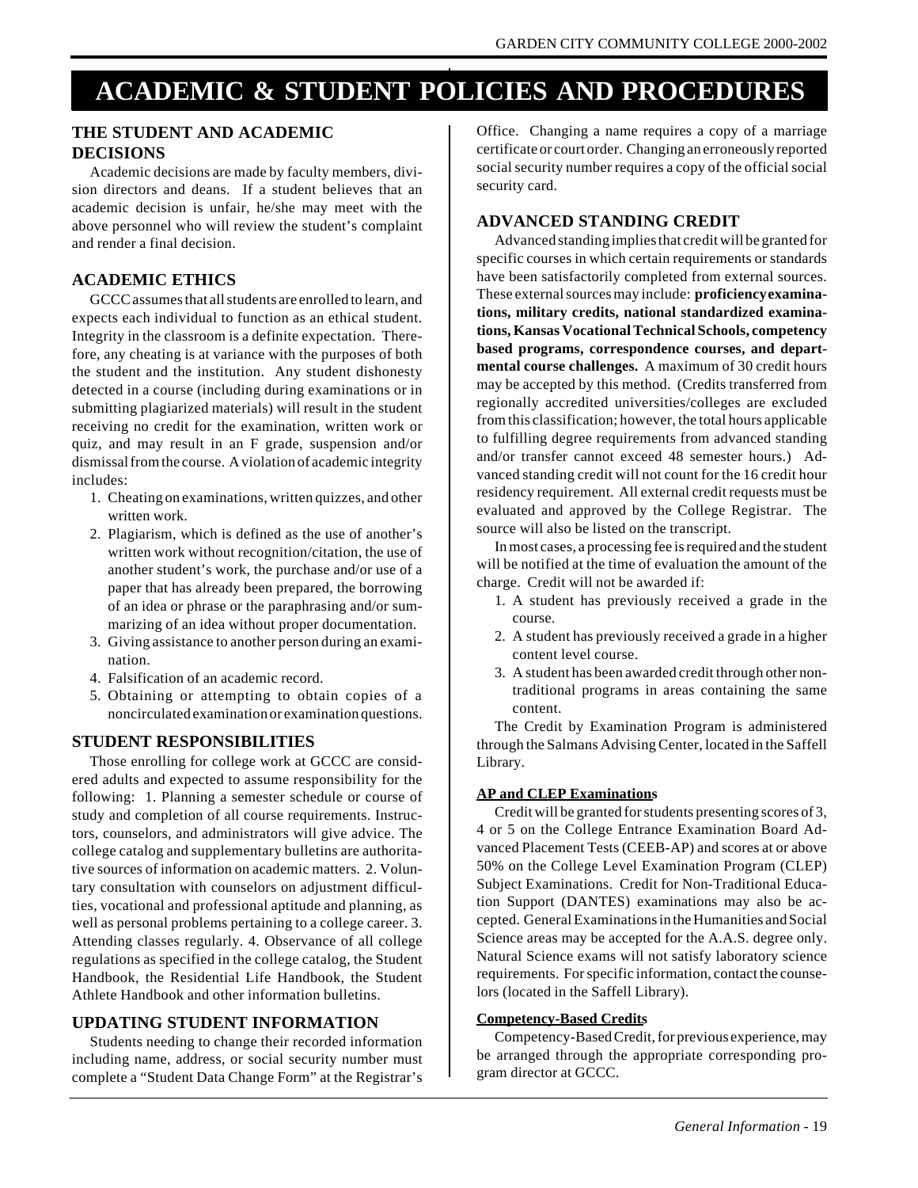# ACADEMIC & STUDENT POLICIES AND PROCEDURES

## THE STUDENT AND ACADEMIC DECISIONS

Academic decisions are made by faculty members, division directors and deans. If a student believes that an academic decision is unfair, he/she may meet with the above personnel who will review the student's complaint and render a final decision.

## ACADEMIC ETHICS

GCCC assumes that all students are enrolled to learn, and expects each individual to function as an ethical student. Integrity in the classroom is a definite expectation. Therefore, any cheating is at variance with the purposes of both the student and the institution. Any student dishonesty detected in a course (including during examinations or in submitting plagiarized materials) will result in the student receiving no credit for the examination, written work or quiz, and may result in an F grade, suspension and/or dismissal from the course. A violation of academic integrity includes:

1. Cheating on examinations, written quizzes, and other written work.
2. Plagiarism, which is defined as the use of another's written work without recognition/citation, the use of another student's work, the purchase and/or use of a paper that has already been prepared, the borrowing of an idea or phrase or the paraphrasing and/or summarizing of an idea without proper documentation.
3. Giving assistance to another person during an examination.
4. Falsification of an academic record.
5. Obtaining or attempting to obtain copies of a noncirculated examination or examination questions.

## STUDENT RESPONSIBILITIES

Those enrolling for college work at GCCC are considered adults and expected to assume responsibility for the following: 1. Planning a semester schedule or course of study and completion of all course requirements. Instructors, counselors, and administrators will give advice. The college catalog and supplementary bulletins are authoritative sources of information on academic matters. 2. Voluntary consultation with counselors on adjustment difficulties, vocational and professional aptitude and planning, as well as personal problems pertaining to a college career. 3. Attending classes regularly. 4. Observance of all college regulations as specified in the college catalog, the Student Handbook, the Residential Life Handbook, the Student Athlete Handbook and other information bulletins.

## UPDATING STUDENT INFORMATION

Students needing to change their recorded information including name, address, or social security number must complete a "Student Data Change Form" at the Registrar's Office. Changing a name requires a copy of a marriage certificate or court order. Changing an erroneously reported social security number requires a copy of the official social security card.

## ADVANCED STANDING CREDIT

Advanced standing implies that credit will be granted for specific courses in which certain requirements or standards have been satisfactorily completed from external sources. These external sources may include: **proficiency examinations, military credits, national standardized examinations, Kansas Vocational Technical Schools, competency based programs, correspondence courses, and departmental course challenges.** A maximum of 30 credit hours may be accepted by this method. (Credits transferred from regionally accredited universities/colleges are excluded from this classification; however, the total hours applicable to fulfilling degree requirements from advanced standing and/or transfer cannot exceed 48 semester hours.) Advanced standing credit will not count for the 16 credit hour residency requirement. All external credit requests must be evaluated and approved by the College Registrar. The source will also be listed on the transcript.

In most cases, a processing fee is required and the student will be notified at the time of evaluation the amount of the charge. Credit will not be awarded if:

1. A student has previously received a grade in the course.
2. A student has previously received a grade in a higher content level course.
3. A student has been awarded credit through other non-traditional programs in areas containing the same content.

The Credit by Examination Program is administered through the Salmans Advising Center, located in the Saffell Library.

### AP and CLEP Examinations

Credit will be granted for students presenting scores of 3, 4 or 5 on the College Entrance Examination Board Advanced Placement Tests (CEEB-AP) and scores at or above 50% on the College Level Examination Program (CLEP) Subject Examinations. Credit for Non-Traditional Education Support (DANTES) examinations may also be accepted. General Examinations in the Humanities and Social Science areas may be accepted for the A.A.S. degree only. Natural Science exams will not satisfy laboratory science requirements. For specific information, contact the counselors (located in the Saffell Library).

### Competency-Based Credits

Competency-Based Credit, for previous experience, may be arranged through the appropriate corresponding program director at GCCC.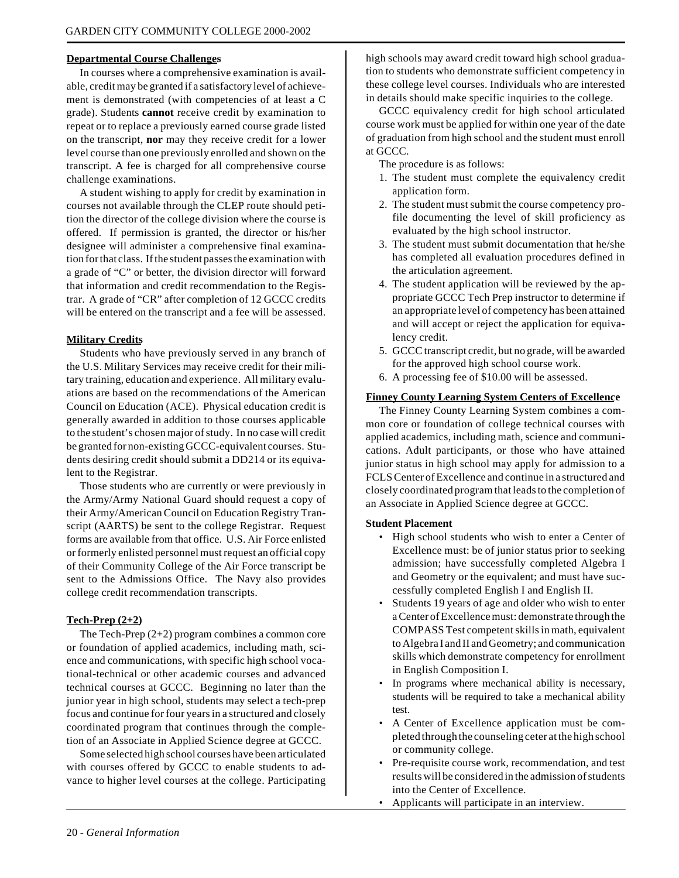## Departmental Course Challenges

In courses where a comprehensive examination is available, credit may be granted if a satisfactory level of achievement is demonstrated (with competencies of at least a C grade). Students **cannot** receive credit by examination to repeat or to replace a previously earned course grade listed on the transcript, **nor** may they receive credit for a lower level course than one previously enrolled and shown on the transcript. A fee is charged for all comprehensive course challenge examinations.

A student wishing to apply for credit by examination in courses not available through the CLEP route should petition the director of the college division where the course is offered. If permission is granted, the director or his/her designee will administer a comprehensive final examination for that class. If the student passes the examination with a grade of "C" or better, the division director will forward that information and credit recommendation to the Registrar. A grade of "CR" after completion of 12 GCCC credits will be entered on the transcript and a fee will be assessed.

## Military Credits

Students who have previously served in any branch of the U.S. Military Services may receive credit for their military training, education and experience. All military evaluations are based on the recommendations of the American Council on Education (ACE). Physical education credit is generally awarded in addition to those courses applicable to the student's chosen major of study. In no case will credit be granted for non-existing GCCC-equivalent courses. Students desiring credit should submit a DD214 or its equivalent to the Registrar.

Those students who are currently or were previously in the Army/Army National Guard should request a copy of their Army/American Council on Education Registry Transcript (AARTS) be sent to the college Registrar. Request forms are available from that office. U.S. Air Force enlisted or formerly enlisted personnel must request an official copy of their Community College of the Air Force transcript be sent to the Admissions Office. The Navy also provides college credit recommendation transcripts.

## Tech-Prep (2+2)

The Tech-Prep (2+2) program combines a common core or foundation of applied academics, including math, science and communications, with specific high school vocational-technical or other academic courses and advanced technical courses at GCCC. Beginning no later than the junior year in high school, students may select a tech-prep focus and continue for four years in a structured and closely coordinated program that continues through the completion of an Associate in Applied Science degree at GCCC.

Some selected high school courses have been articulated with courses offered by GCCC to enable students to advance to higher level courses at the college. Participating high schools may award credit toward high school graduation to students who demonstrate sufficient competency in these college level courses. Individuals who are interested in details should make specific inquiries to the college.

GCCC equivalency credit for high school articulated course work must be applied for within one year of the date of graduation from high school and the student must enroll at GCCC.

The procedure is as follows:

1. The student must complete the equivalency credit application form.
2. The student must submit the course competency profile documenting the level of skill proficiency as evaluated by the high school instructor.
3. The student must submit documentation that he/she has completed all evaluation procedures defined in the articulation agreement.
4. The student application will be reviewed by the appropriate GCCC Tech Prep instructor to determine if an appropriate level of competency has been attained and will accept or reject the application for equivalency credit.
5. GCCC transcript credit, but no grade, will be awarded for the approved high school course work.
6. A processing fee of $10.00 will be assessed.

## Finney County Learning System Centers of Excellence

The Finney County Learning System combines a common core or foundation of college technical courses with applied academics, including math, science and communications. Adult participants, or those who have attained junior status in high school may apply for admission to a FCLS Center of Excellence and continue in a structured and closely coordinated program that leads to the completion of an Associate in Applied Science degree at GCCC.

### Student Placement

- High school students who wish to enter a Center of Excellence must: be of junior status prior to seeking admission; have successfully completed Algebra I and Geometry or the equivalent; and must have successfully completed English I and English II.
- Students 19 years of age and older who wish to enter a Center of Excellence must: demonstrate through the COMPASS Test competent skills in math, equivalent to Algebra I and II and Geometry; and communication skills which demonstrate competency for enrollment in English Composition I.
- In programs where mechanical ability is necessary, students will be required to take a mechanical ability test.
- A Center of Excellence application must be completed through the counseling ceter at the high school or community college.
- Pre-requisite course work, recommendation, and test results will be considered in the admission of students into the Center of Excellence.
- Applicants will participate in an interview.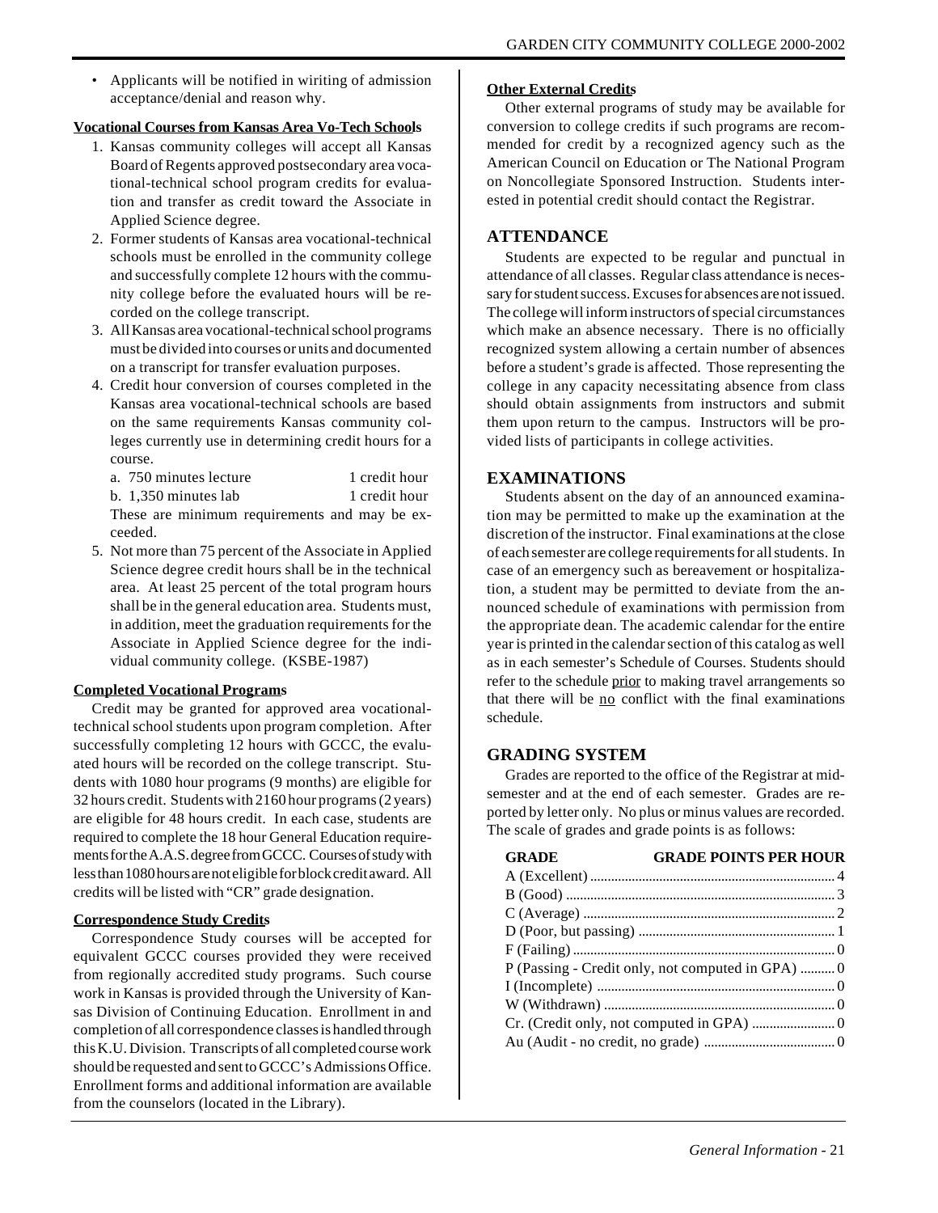- Applicants will be notified in wiriting of admission acceptance/denial and reason why.

**Vocational Courses from Kansas Area Vo-Tech Schools**

1. Kansas community colleges will accept all Kansas Board of Regents approved postsecondary area vocational-technical school program credits for evaluation and transfer as credit toward the Associate in Applied Science degree.
2. Former students of Kansas area vocational-technical schools must be enrolled in the community college and successfully complete 12 hours with the community college before the evaluated hours will be recorded on the college transcript.
3. All Kansas area vocational-technical school programs must be divided into courses or units and documented on a transcript for transfer evaluation purposes.
4. Credit hour conversion of courses completed in the Kansas area vocational-technical schools are based on the same requirements Kansas community colleges currently use in determining credit hours for a course.

   a. 750 minutes lecture — 1 credit hour

   b. 1,350 minutes lab — 1 credit hour

   These are minimum requirements and may be exceeded.
5. Not more than 75 percent of the Associate in Applied Science degree credit hours shall be in the technical area. At least 25 percent of the total program hours shall be in the general education area. Students must, in addition, meet the graduation requirements for the Associate in Applied Science degree for the individual community college. (KSBE-1987)

**Completed Vocational Programs**

Credit may be granted for approved area vocational-technical school students upon program completion. After successfully completing 12 hours with GCCC, the evaluated hours will be recorded on the college transcript. Students with 1080 hour programs (9 months) are eligible for 32 hours credit. Students with 2160 hour programs (2 years) are eligible for 48 hours credit. In each case, students are required to complete the 18 hour General Education requirements for the A.A.S. degree from GCCC. Courses of study with less than 1080 hours are not eligible for block credit award. All credits will be listed with "CR" grade designation.

**Correspondence Study Credits**

Correspondence Study courses will be accepted for equivalent GCCC courses provided they were received from regionally accredited study programs. Such course work in Kansas is provided through the University of Kansas Division of Continuing Education. Enrollment in and completion of all correspondence classes is handled through this K.U. Division. Transcripts of all completed course work should be requested and sent to GCCC's Admissions Office. Enrollment forms and additional information are available from the counselors (located in the Library).

**Other External Credits**

Other external programs of study may be available for conversion to college credits if such programs are recommended for credit by a recognized agency such as the American Council on Education or The National Program on Noncollegiate Sponsored Instruction. Students interested in potential credit should contact the Registrar.

## ATTENDANCE

Students are expected to be regular and punctual in attendance of all classes. Regular class attendance is necessary for student success. Excuses for absences are not issued. The college will inform instructors of special circumstances which make an absence necessary. There is no officially recognized system allowing a certain number of absences before a student's grade is affected. Those representing the college in any capacity necessitating absence from class should obtain assignments from instructors and submit them upon return to the campus. Instructors will be provided lists of participants in college activities.

## EXAMINATIONS

Students absent on the day of an announced examination may be permitted to make up the examination at the discretion of the instructor. Final examinations at the close of each semester are college requirements for all students. In case of an emergency such as bereavement or hospitalization, a student may be permitted to deviate from the announced schedule of examinations with permission from the appropriate dean. The academic calendar for the entire year is printed in the calendar section of this catalog as well as in each semester's Schedule of Courses. Students should refer to the schedule prior to making travel arrangements so that there will be no conflict with the final examinations schedule.

## GRADING SYSTEM

Grades are reported to the office of the Registrar at mid-semester and at the end of each semester. Grades are reported by letter only. No plus or minus values are recorded. The scale of grades and grade points is as follows:

| GRADE | GRADE POINTS PER HOUR |
|---|---|
| A (Excellent) | 4 |
| B (Good) | 3 |
| C (Average) | 2 |
| D (Poor, but passing) | 1 |
| F (Failing) | 0 |
| P (Passing - Credit only, not computed in GPA) | 0 |
| I (Incomplete) | 0 |
| W (Withdrawn) | 0 |
| Cr. (Credit only, not computed in GPA) | 0 |
| Au (Audit - no credit, no grade) | 0 |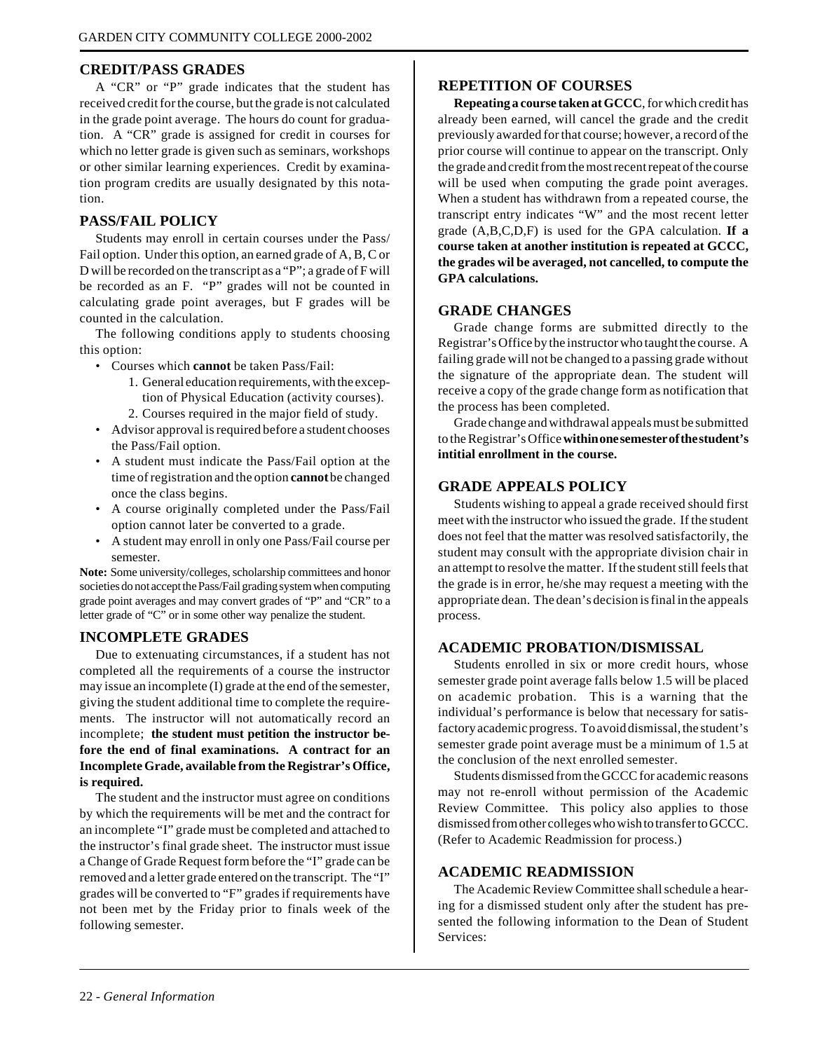## CREDIT/PASS GRADES

A "CR" or "P" grade indicates that the student has received credit for the course, but the grade is not calculated in the grade point average. The hours do count for graduation. A "CR" grade is assigned for credit in courses for which no letter grade is given such as seminars, workshops or other similar learning experiences. Credit by examination program credits are usually designated by this notation.

## PASS/FAIL POLICY

Students may enroll in certain courses under the Pass/Fail option. Under this option, an earned grade of A, B, C or D will be recorded on the transcript as a "P"; a grade of F will be recorded as an F. "P" grades will not be counted in calculating grade point averages, but F grades will be counted in the calculation.

The following conditions apply to students choosing this option:

- Courses which **cannot** be taken Pass/Fail:
  1. General education requirements, with the exception of Physical Education (activity courses).
  2. Courses required in the major field of study.
- Advisor approval is required before a student chooses the Pass/Fail option.
- A student must indicate the Pass/Fail option at the time of registration and the option **cannot** be changed once the class begins.
- A course originally completed under the Pass/Fail option cannot later be converted to a grade.
- A student may enroll in only one Pass/Fail course per semester.

**Note:** Some university/colleges, scholarship committees and honor societies do not accept the Pass/Fail grading system when computing grade point averages and may convert grades of "P" and "CR" to a letter grade of "C" or in some other way penalize the student.

## INCOMPLETE GRADES

Due to extenuating circumstances, if a student has not completed all the requirements of a course the instructor may issue an incomplete (I) grade at the end of the semester, giving the student additional time to complete the requirements. The instructor will not automatically record an incomplete; **the student must petition the instructor before the end of final examinations. A contract for an Incomplete Grade, available from the Registrar's Office, is required.**

The student and the instructor must agree on conditions by which the requirements will be met and the contract for an incomplete "I" grade must be completed and attached to the instructor's final grade sheet. The instructor must issue a Change of Grade Request form before the "I" grade can be removed and a letter grade entered on the transcript. The "I" grades will be converted to "F" grades if requirements have not been met by the Friday prior to finals week of the following semester.

## REPETITION OF COURSES

**Repeating a course taken at GCCC**, for which credit has already been earned, will cancel the grade and the credit previously awarded for that course; however, a record of the prior course will continue to appear on the transcript. Only the grade and credit from the most recent repeat of the course will be used when computing the grade point averages. When a student has withdrawn from a repeated course, the transcript entry indicates "W" and the most recent letter grade (A,B,C,D,F) is used for the GPA calculation. **If a course taken at another institution is repeated at GCCC, the grades wil be averaged, not cancelled, to compute the GPA calculations.**

## GRADE CHANGES

Grade change forms are submitted directly to the Registrar's Office by the instructor who taught the course. A failing grade will not be changed to a passing grade without the signature of the appropriate dean. The student will receive a copy of the grade change form as notification that the process has been completed.

Grade change and withdrawal appeals must be submitted to the Registrar's Office **within one semester of the student's intitial enrollment in the course.**

## GRADE APPEALS POLICY

Students wishing to appeal a grade received should first meet with the instructor who issued the grade. If the student does not feel that the matter was resolved satisfactorily, the student may consult with the appropriate division chair in an attempt to resolve the matter. If the student still feels that the grade is in error, he/she may request a meeting with the appropriate dean. The dean's decision is final in the appeals process.

## ACADEMIC PROBATION/DISMISSAL

Students enrolled in six or more credit hours, whose semester grade point average falls below 1.5 will be placed on academic probation. This is a warning that the individual's performance is below that necessary for satisfactory academic progress. To avoid dismissal, the student's semester grade point average must be a minimum of 1.5 at the conclusion of the next enrolled semester.

Students dismissed from the GCCC for academic reasons may not re-enroll without permission of the Academic Review Committee. This policy also applies to those dismissed from other colleges who wish to transfer to GCCC. (Refer to Academic Readmission for process.)

## ACADEMIC READMISSION

The Academic Review Committee shall schedule a hearing for a dismissed student only after the student has presented the following information to the Dean of Student Services: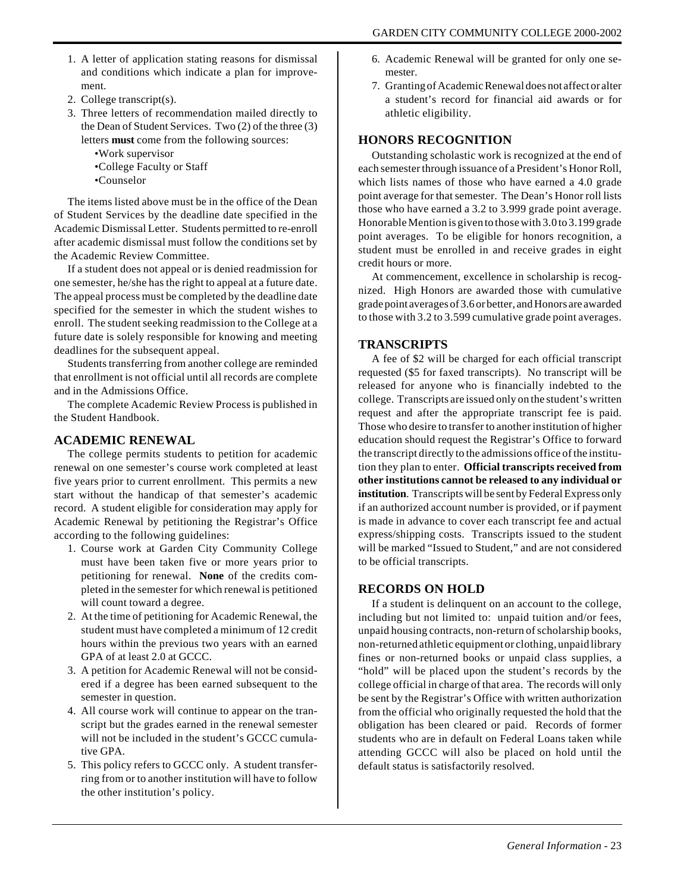1. A letter of application stating reasons for dismissal and conditions which indicate a plan for improvement.
2. College transcript(s).
3. Three letters of recommendation mailed directly to the Dean of Student Services. Two (2) of the three (3) letters **must** come from the following sources:
   - Work supervisor
   - College Faculty or Staff
   - Counselor

The items listed above must be in the office of the Dean of Student Services by the deadline date specified in the Academic Dismissal Letter. Students permitted to re-enroll after academic dismissal must follow the conditions set by the Academic Review Committee.

If a student does not appeal or is denied readmission for one semester, he/she has the right to appeal at a future date. The appeal process must be completed by the deadline date specified for the semester in which the student wishes to enroll. The student seeking readmission to the College at a future date is solely responsible for knowing and meeting deadlines for the subsequent appeal.

Students transferring from another college are reminded that enrollment is not official until all records are complete and in the Admissions Office.

The complete Academic Review Process is published in the Student Handbook.

## ACADEMIC RENEWAL

The college permits students to petition for academic renewal on one semester's course work completed at least five years prior to current enrollment. This permits a new start without the handicap of that semester's academic record. A student eligible for consideration may apply for Academic Renewal by petitioning the Registrar's Office according to the following guidelines:

1. Course work at Garden City Community College must have been taken five or more years prior to petitioning for renewal. **None** of the credits completed in the semester for which renewal is petitioned will count toward a degree.
2. At the time of petitioning for Academic Renewal, the student must have completed a minimum of 12 credit hours within the previous two years with an earned GPA of at least 2.0 at GCCC.
3. A petition for Academic Renewal will not be considered if a degree has been earned subsequent to the semester in question.
4. All course work will continue to appear on the transcript but the grades earned in the renewal semester will not be included in the student's GCCC cumulative GPA.
5. This policy refers to GCCC only. A student transferring from or to another institution will have to follow the other institution's policy.
6. Academic Renewal will be granted for only one semester.
7. Granting of Academic Renewal does not affect or alter a student's record for financial aid awards or for athletic eligibility.

## HONORS RECOGNITION

Outstanding scholastic work is recognized at the end of each semester through issuance of a President's Honor Roll, which lists names of those who have earned a 4.0 grade point average for that semester. The Dean's Honor roll lists those who have earned a 3.2 to 3.999 grade point average. Honorable Mention is given to those with 3.0 to 3.199 grade point averages. To be eligible for honors recognition, a student must be enrolled in and receive grades in eight credit hours or more.

At commencement, excellence in scholarship is recognized. High Honors are awarded those with cumulative grade point averages of 3.6 or better, and Honors are awarded to those with 3.2 to 3.599 cumulative grade point averages.

## TRANSCRIPTS

A fee of $2 will be charged for each official transcript requested ($5 for faxed transcripts). No transcript will be released for anyone who is financially indebted to the college. Transcripts are issued only on the student's written request and after the appropriate transcript fee is paid. Those who desire to transfer to another institution of higher education should request the Registrar's Office to forward the transcript directly to the admissions office of the institution they plan to enter. **Official transcripts received from other institutions cannot be released to any individual or institution**. Transcripts will be sent by Federal Express only if an authorized account number is provided, or if payment is made in advance to cover each transcript fee and actual express/shipping costs. Transcripts issued to the student will be marked "Issued to Student," and are not considered to be official transcripts.

## RECORDS ON HOLD

If a student is delinquent on an account to the college, including but not limited to: unpaid tuition and/or fees, unpaid housing contracts, non-return of scholarship books, non-returned athletic equipment or clothing, unpaid library fines or non-returned books or unpaid class supplies, a "hold" will be placed upon the student's records by the college official in charge of that area. The records will only be sent by the Registrar's Office with written authorization from the official who originally requested the hold that the obligation has been cleared or paid. Records of former students who are in default on Federal Loans taken while attending GCCC will also be placed on hold until the default status is satisfactorily resolved.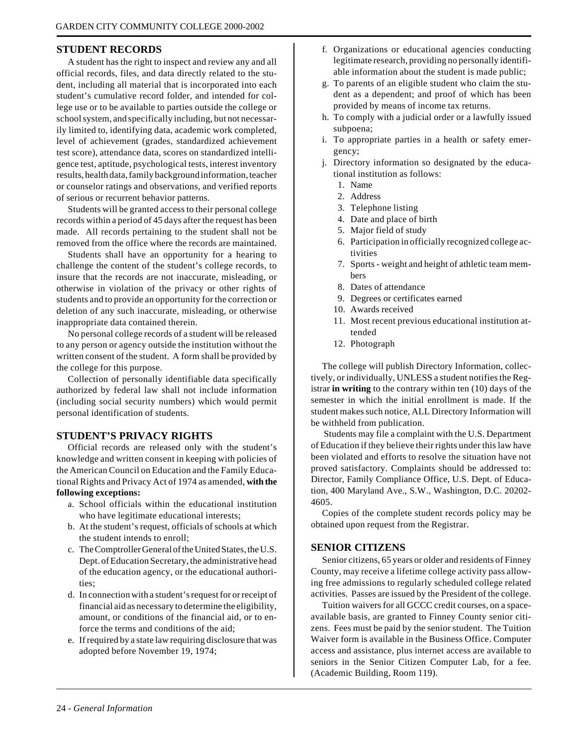## STUDENT RECORDS

A student has the right to inspect and review any and all official records, files, and data directly related to the student, including all material that is incorporated into each student's cumulative record folder, and intended for college use or to be available to parties outside the college or school system, and specifically including, but not necessarily limited to, identifying data, academic work completed, level of achievement (grades, standardized achievement test score), attendance data, scores on standardized intelligence test, aptitude, psychological tests, interest inventory results, health data, family background information, teacher or counselor ratings and observations, and verified reports of serious or recurrent behavior patterns.

Students will be granted access to their personal college records within a period of 45 days after the request has been made. All records pertaining to the student shall not be removed from the office where the records are maintained.

Students shall have an opportunity for a hearing to challenge the content of the student's college records, to insure that the records are not inaccurate, misleading, or otherwise in violation of the privacy or other rights of students and to provide an opportunity for the correction or deletion of any such inaccurate, misleading, or otherwise inappropriate data contained therein.

No personal college records of a student will be released to any person or agency outside the institution without the written consent of the student. A form shall be provided by the college for this purpose.

Collection of personally identifiable data specifically authorized by federal law shall not include information (including social security numbers) which would permit personal identification of students.

## STUDENT'S PRIVACY RIGHTS

Official records are released only with the student's knowledge and written consent in keeping with policies of the American Council on Education and the Family Educational Rights and Privacy Act of 1974 as amended, **with the following exceptions:**

a. School officials within the educational institution who have legitimate educational interests;
b. At the student's request, officials of schools at which the student intends to enroll;
c. The Comptroller General of the United States, the U.S. Dept. of Education Secretary, the administrative head of the education agency, or the educational authorities;
d. In connection with a student's request for or receipt of financial aid as necessary to determine the eligibility, amount, or conditions of the financial aid, or to enforce the terms and conditions of the aid;
e. If required by a state law requiring disclosure that was adopted before November 19, 1974;
f. Organizations or educational agencies conducting legitimate research, providing no personally identifiable information about the student is made public;
g. To parents of an eligible student who claim the student as a dependent; and proof of which has been provided by means of income tax returns.
h. To comply with a judicial order or a lawfully issued subpoena;
i. To appropriate parties in a health or safety emergency;
j. Directory information so designated by the educational institution as follows:
    1. Name
    2. Address
    3. Telephone listing
    4. Date and place of birth
    5. Major field of study
    6. Participation in officially recognized college activities
    7. Sports - weight and height of athletic team members
    8. Dates of attendance
    9. Degrees or certificates earned
    10. Awards received
    11. Most recent previous educational institution attended
    12. Photograph

The college will publish Directory Information, collectively, or individually, UNLESS a student notifies the Registrar **in writing** to the contrary within ten (10) days of the semester in which the initial enrollment is made. If the student makes such notice, ALL Directory Information will be withheld from publication.

Students may file a complaint with the U.S. Department of Education if they believe their rights under this law have been violated and efforts to resolve the situation have not proved satisfactory. Complaints should be addressed to: Director, Family Compliance Office, U.S. Dept. of Education, 400 Maryland Ave., S.W., Washington, D.C. 20202-4605.

Copies of the complete student records policy may be obtained upon request from the Registrar.

## SENIOR CITIZENS

Senior citizens, 65 years or older and residents of Finney County, may receive a lifetime college activity pass allowing free admissions to regularly scheduled college related activities. Passes are issued by the President of the college.

Tuition waivers for all GCCC credit courses, on a space-available basis, are granted to Finney County senior citizens. Fees must be paid by the senior student. The Tuition Waiver form is available in the Business Office. Computer access and assistance, plus internet access are available to seniors in the Senior Citizen Computer Lab, for a fee. (Academic Building, Room 119).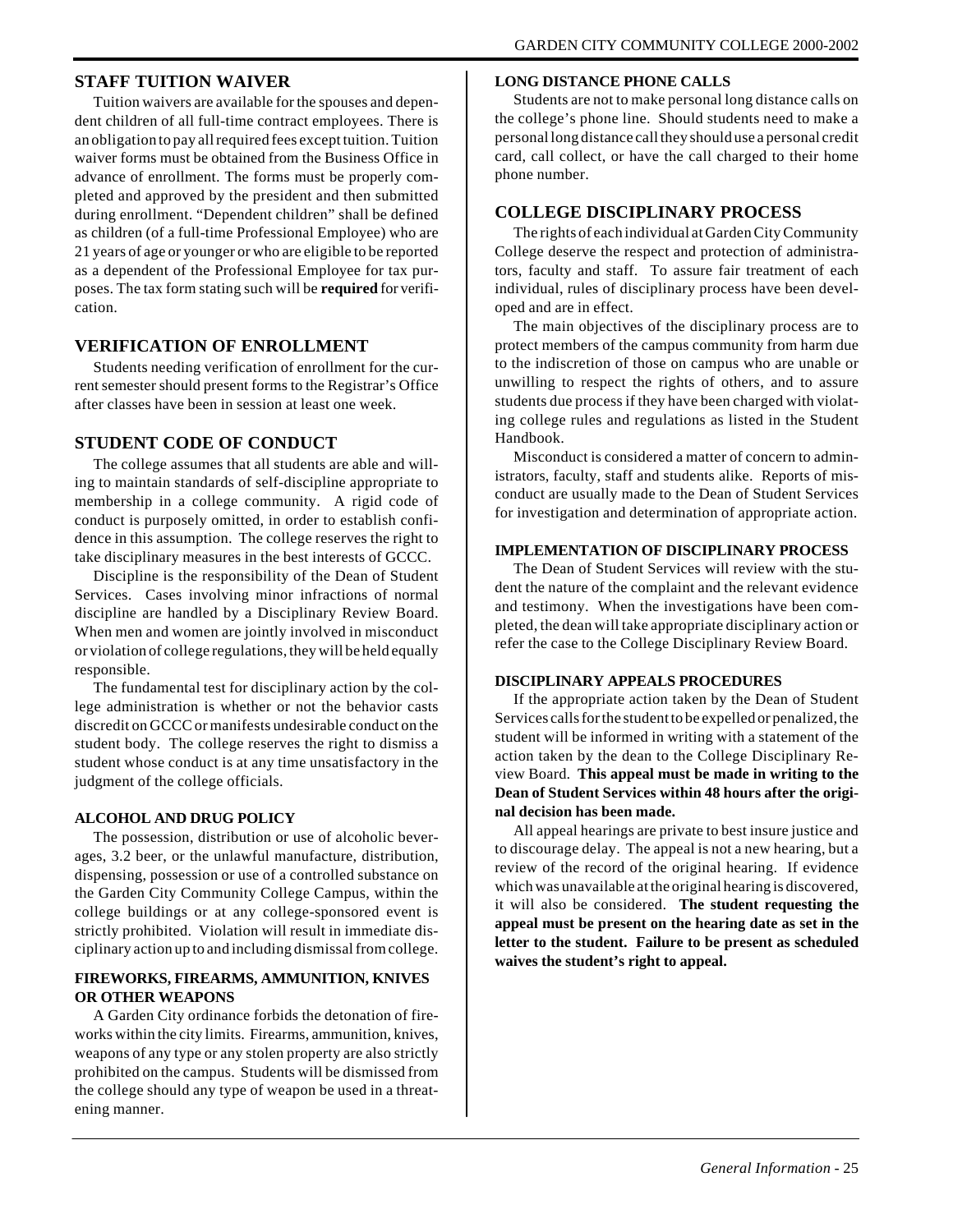## STAFF TUITION WAIVER

Tuition waivers are available for the spouses and dependent children of all full-time contract employees. There is an obligation to pay all required fees except tuition. Tuition waiver forms must be obtained from the Business Office in advance of enrollment. The forms must be properly completed and approved by the president and then submitted during enrollment. "Dependent children" shall be defined as children (of a full-time Professional Employee) who are 21 years of age or younger or who are eligible to be reported as a dependent of the Professional Employee for tax purposes. The tax form stating such will be **required** for verification.

## VERIFICATION OF ENROLLMENT

Students needing verification of enrollment for the current semester should present forms to the Registrar's Office after classes have been in session at least one week.

## STUDENT CODE OF CONDUCT

The college assumes that all students are able and willing to maintain standards of self-discipline appropriate to membership in a college community. A rigid code of conduct is purposely omitted, in order to establish confidence in this assumption. The college reserves the right to take disciplinary measures in the best interests of GCCC.

Discipline is the responsibility of the Dean of Student Services. Cases involving minor infractions of normal discipline are handled by a Disciplinary Review Board. When men and women are jointly involved in misconduct or violation of college regulations, they will be held equally responsible.

The fundamental test for disciplinary action by the college administration is whether or not the behavior casts discredit on GCCC or manifests undesirable conduct on the student body. The college reserves the right to dismiss a student whose conduct is at any time unsatisfactory in the judgment of the college officials.

### ALCOHOL AND DRUG POLICY

The possession, distribution or use of alcoholic beverages, 3.2 beer, or the unlawful manufacture, distribution, dispensing, possession or use of a controlled substance on the Garden City Community College Campus, within the college buildings or at any college-sponsored event is strictly prohibited. Violation will result in immediate disciplinary action up to and including dismissal from college.

### FIREWORKS, FIREARMS, AMMUNITION, KNIVES OR OTHER WEAPONS

A Garden City ordinance forbids the detonation of fireworks within the city limits. Firearms, ammunition, knives, weapons of any type or any stolen property are also strictly prohibited on the campus. Students will be dismissed from the college should any type of weapon be used in a threatening manner.

### LONG DISTANCE PHONE CALLS

Students are not to make personal long distance calls on the college's phone line. Should students need to make a personal long distance call they should use a personal credit card, call collect, or have the call charged to their home phone number.

## COLLEGE DISCIPLINARY PROCESS

The rights of each individual at Garden City Community College deserve the respect and protection of administrators, faculty and staff. To assure fair treatment of each individual, rules of disciplinary process have been developed and are in effect.

The main objectives of the disciplinary process are to protect members of the campus community from harm due to the indiscretion of those on campus who are unable or unwilling to respect the rights of others, and to assure students due process if they have been charged with violating college rules and regulations as listed in the Student Handbook.

Misconduct is considered a matter of concern to administrators, faculty, staff and students alike. Reports of misconduct are usually made to the Dean of Student Services for investigation and determination of appropriate action.

### IMPLEMENTATION OF DISCIPLINARY PROCESS

The Dean of Student Services will review with the student the nature of the complaint and the relevant evidence and testimony. When the investigations have been completed, the dean will take appropriate disciplinary action or refer the case to the College Disciplinary Review Board.

### DISCIPLINARY APPEALS PROCEDURES

If the appropriate action taken by the Dean of Student Services calls for the student to be expelled or penalized, the student will be informed in writing with a statement of the action taken by the dean to the College Disciplinary Review Board. **This appeal must be made in writing to the Dean of Student Services within 48 hours after the original decision has been made.**

All appeal hearings are private to best insure justice and to discourage delay. The appeal is not a new hearing, but a review of the record of the original hearing. If evidence which was unavailable at the original hearing is discovered, it will also be considered. **The student requesting the appeal must be present on the hearing date as set in the letter to the student. Failure to be present as scheduled waives the student's right to appeal.**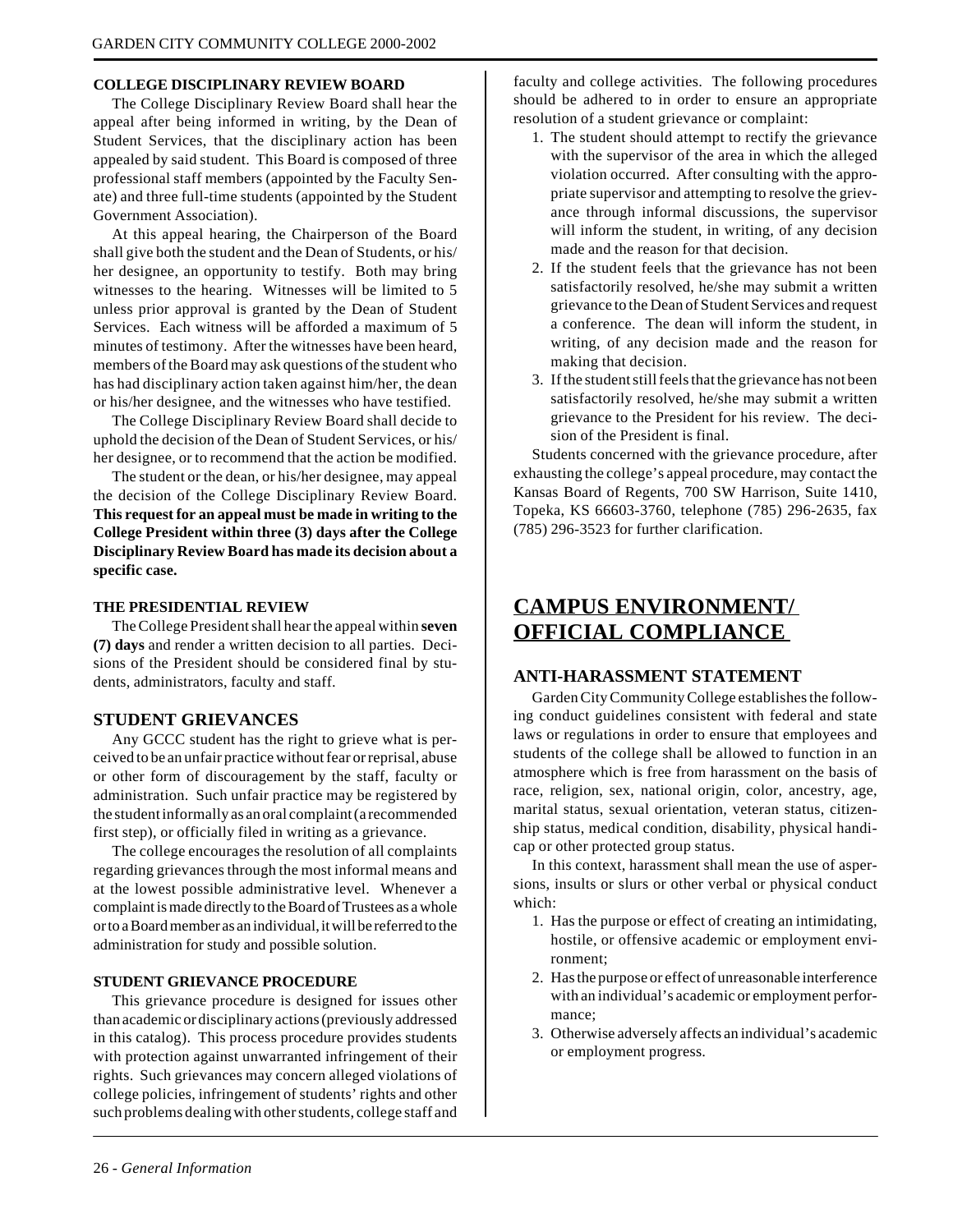#### COLLEGE DISCIPLINARY REVIEW BOARD

The College Disciplinary Review Board shall hear the appeal after being informed in writing, by the Dean of Student Services, that the disciplinary action has been appealed by said student. This Board is composed of three professional staff members (appointed by the Faculty Senate) and three full-time students (appointed by the Student Government Association).

At this appeal hearing, the Chairperson of the Board shall give both the student and the Dean of Students, or his/her designee, an opportunity to testify. Both may bring witnesses to the hearing. Witnesses will be limited to 5 unless prior approval is granted by the Dean of Student Services. Each witness will be afforded a maximum of 5 minutes of testimony. After the witnesses have been heard, members of the Board may ask questions of the student who has had disciplinary action taken against him/her, the dean or his/her designee, and the witnesses who have testified.

The College Disciplinary Review Board shall decide to uphold the decision of the Dean of Student Services, or his/her designee, or to recommend that the action be modified.

The student or the dean, or his/her designee, may appeal the decision of the College Disciplinary Review Board. **This request for an appeal must be made in writing to the College President within three (3) days after the College Disciplinary Review Board has made its decision about a specific case.**

#### THE PRESIDENTIAL REVIEW

The College President shall hear the appeal within **seven (7) days** and render a written decision to all parties. Decisions of the President should be considered final by students, administrators, faculty and staff.

### STUDENT GRIEVANCES

Any GCCC student has the right to grieve what is perceived to be an unfair practice without fear or reprisal, abuse or other form of discouragement by the staff, faculty or administration. Such unfair practice may be registered by the student informally as an oral complaint (a recommended first step), or officially filed in writing as a grievance.

The college encourages the resolution of all complaints regarding grievances through the most informal means and at the lowest possible administrative level. Whenever a complaint is made directly to the Board of Trustees as a whole or to a Board member as an individual, it will be referred to the administration for study and possible solution.

#### STUDENT GRIEVANCE PROCEDURE

This grievance procedure is designed for issues other than academic or disciplinary actions (previously addressed in this catalog). This process procedure provides students with protection against unwarranted infringement of their rights. Such grievances may concern alleged violations of college policies, infringement of students' rights and other such problems dealing with other students, college staff and faculty and college activities. The following procedures should be adhered to in order to ensure an appropriate resolution of a student grievance or complaint:

1. The student should attempt to rectify the grievance with the supervisor of the area in which the alleged violation occurred. After consulting with the appropriate supervisor and attempting to resolve the grievance through informal discussions, the supervisor will inform the student, in writing, of any decision made and the reason for that decision.
2. If the student feels that the grievance has not been satisfactorily resolved, he/she may submit a written grievance to the Dean of Student Services and request a conference. The dean will inform the student, in writing, of any decision made and the reason for making that decision.
3. If the student still feels that the grievance has not been satisfactorily resolved, he/she may submit a written grievance to the President for his review. The decision of the President is final.

Students concerned with the grievance procedure, after exhausting the college's appeal procedure, may contact the Kansas Board of Regents, 700 SW Harrison, Suite 1410, Topeka, KS 66603-3760, telephone (785) 296-2635, fax (785) 296-3523 for further clarification.

## CAMPUS ENVIRONMENT/ OFFICIAL COMPLIANCE

### ANTI-HARASSMENT STATEMENT

Garden City Community College establishes the following conduct guidelines consistent with federal and state laws or regulations in order to ensure that employees and students of the college shall be allowed to function in an atmosphere which is free from harassment on the basis of race, religion, sex, national origin, color, ancestry, age, marital status, sexual orientation, veteran status, citizenship status, medical condition, disability, physical handicap or other protected group status.

In this context, harassment shall mean the use of aspersions, insults or slurs or other verbal or physical conduct which:

1. Has the purpose or effect of creating an intimidating, hostile, or offensive academic or employment environment;
2. Has the purpose or effect of unreasonable interference with an individual's academic or employment performance;
3. Otherwise adversely affects an individual's academic or employment progress.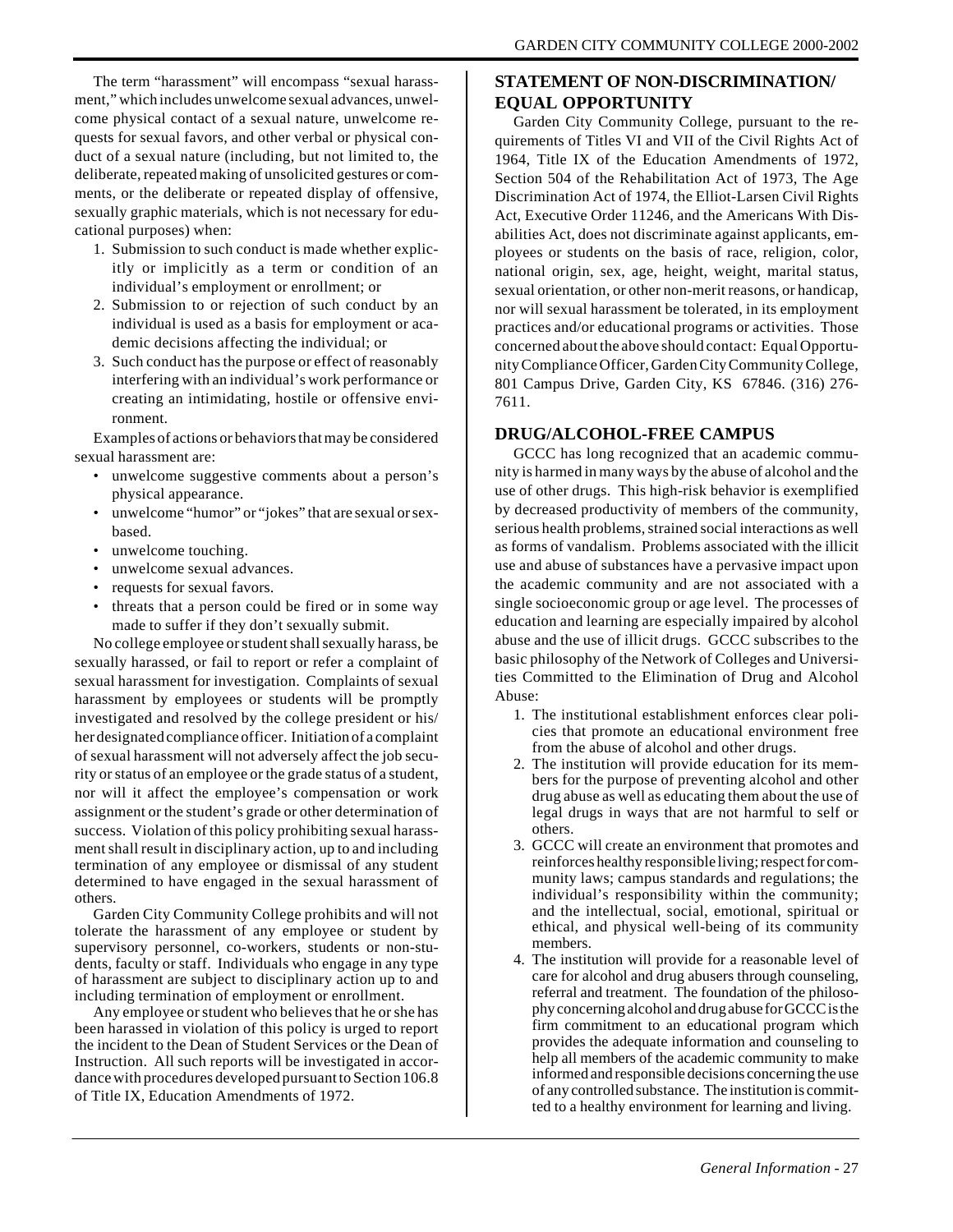The term "harassment" will encompass "sexual harassment," which includes unwelcome sexual advances, unwelcome physical contact of a sexual nature, unwelcome requests for sexual favors, and other verbal or physical conduct of a sexual nature (including, but not limited to, the deliberate, repeated making of unsolicited gestures or comments, or the deliberate or repeated display of offensive, sexually graphic materials, which is not necessary for educational purposes) when:

1. Submission to such conduct is made whether explicitly or implicitly as a term or condition of an individual's employment or enrollment; or
2. Submission to or rejection of such conduct by an individual is used as a basis for employment or academic decisions affecting the individual; or
3. Such conduct has the purpose or effect of reasonably interfering with an individual's work performance or creating an intimidating, hostile or offensive environment.

Examples of actions or behaviors that may be considered sexual harassment are:

- unwelcome suggestive comments about a person's physical appearance.
- unwelcome "humor" or "jokes" that are sexual or sex-based.
- unwelcome touching.
- unwelcome sexual advances.
- requests for sexual favors.
- threats that a person could be fired or in some way made to suffer if they don't sexually submit.

No college employee or student shall sexually harass, be sexually harassed, or fail to report or refer a complaint of sexual harassment for investigation. Complaints of sexual harassment by employees or students will be promptly investigated and resolved by the college president or his/her designated compliance officer. Initiation of a complaint of sexual harassment will not adversely affect the job security or status of an employee or the grade status of a student, nor will it affect the employee's compensation or work assignment or the student's grade or other determination of success. Violation of this policy prohibiting sexual harassment shall result in disciplinary action, up to and including termination of any employee or dismissal of any student determined to have engaged in the sexual harassment of others.

Garden City Community College prohibits and will not tolerate the harassment of any employee or student by supervisory personnel, co-workers, students or non-students, faculty or staff. Individuals who engage in any type of harassment are subject to disciplinary action up to and including termination of employment or enrollment.

Any employee or student who believes that he or she has been harassed in violation of this policy is urged to report the incident to the Dean of Student Services or the Dean of Instruction. All such reports will be investigated in accordance with procedures developed pursuant to Section 106.8 of Title IX, Education Amendments of 1972.

## STATEMENT OF NON-DISCRIMINATION/ EQUAL OPPORTUNITY

Garden City Community College, pursuant to the requirements of Titles VI and VII of the Civil Rights Act of 1964, Title IX of the Education Amendments of 1972, Section 504 of the Rehabilitation Act of 1973, The Age Discrimination Act of 1974, the Elliot-Larsen Civil Rights Act, Executive Order 11246, and the Americans With Disabilities Act, does not discriminate against applicants, employees or students on the basis of race, religion, color, national origin, sex, age, height, weight, marital status, sexual orientation, or other non-merit reasons, or handicap, nor will sexual harassment be tolerated, in its employment practices and/or educational programs or activities. Those concerned about the above should contact: Equal Opportunity Compliance Officer, Garden City Community College, 801 Campus Drive, Garden City, KS 67846. (316) 276-7611.

## DRUG/ALCOHOL-FREE CAMPUS

GCCC has long recognized that an academic community is harmed in many ways by the abuse of alcohol and the use of other drugs. This high-risk behavior is exemplified by decreased productivity of members of the community, serious health problems, strained social interactions as well as forms of vandalism. Problems associated with the illicit use and abuse of substances have a pervasive impact upon the academic community and are not associated with a single socioeconomic group or age level. The processes of education and learning are especially impaired by alcohol abuse and the use of illicit drugs. GCCC subscribes to the basic philosophy of the Network of Colleges and Universities Committed to the Elimination of Drug and Alcohol Abuse:

1. The institutional establishment enforces clear policies that promote an educational environment free from the abuse of alcohol and other drugs.
2. The institution will provide education for its members for the purpose of preventing alcohol and other drug abuse as well as educating them about the use of legal drugs in ways that are not harmful to self or others.
3. GCCC will create an environment that promotes and reinforces healthy responsible living; respect for community laws; campus standards and regulations; the individual's responsibility within the community; and the intellectual, social, emotional, spiritual or ethical, and physical well-being of its community members.
4. The institution will provide for a reasonable level of care for alcohol and drug abusers through counseling, referral and treatment. The foundation of the philosophy concerning alcohol and drug abuse for GCCC is the firm commitment to an educational program which provides the adequate information and counseling to help all members of the academic community to make informed and responsible decisions concerning the use of any controlled substance. The institution is committed to a healthy environment for learning and living.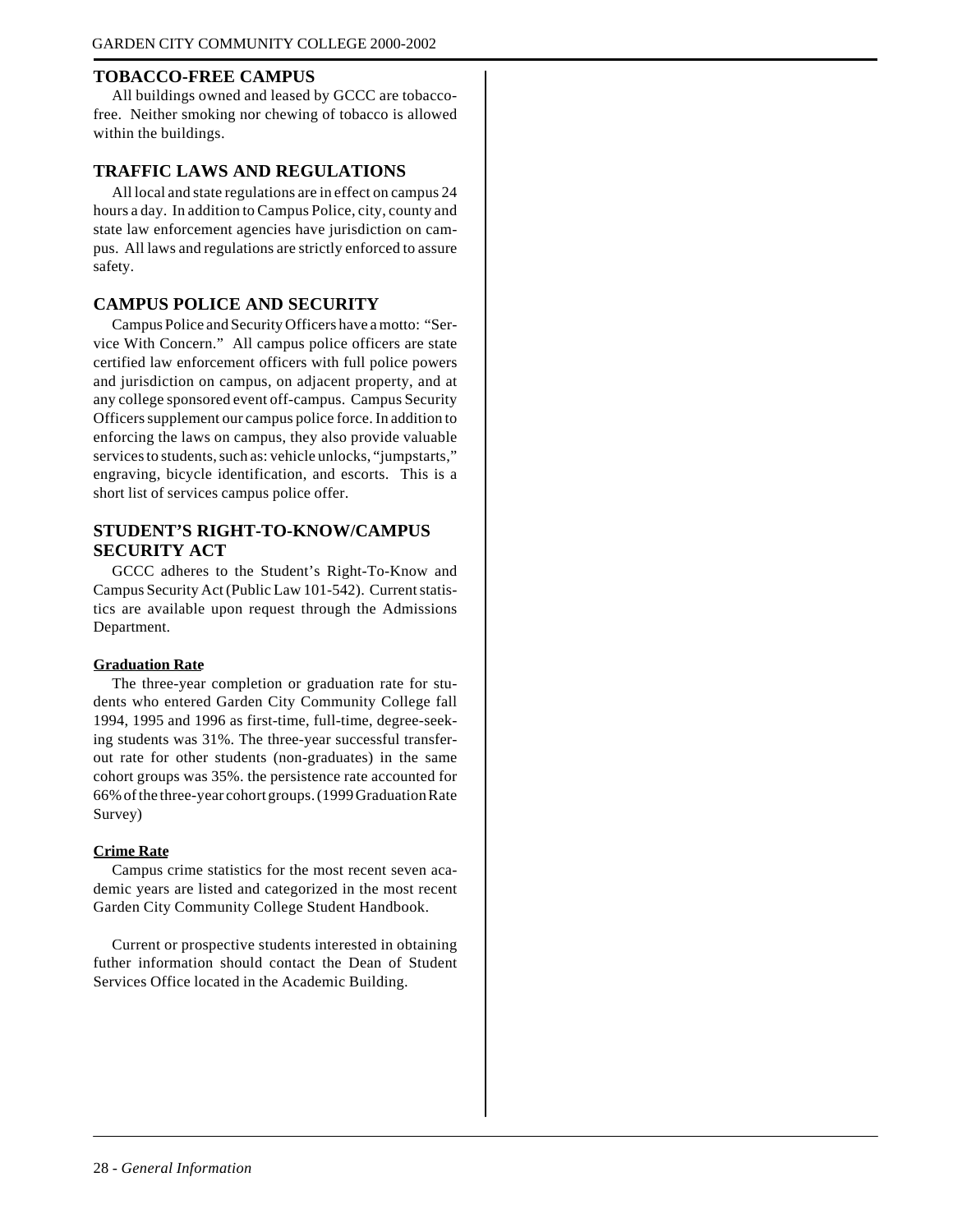## TOBACCO-FREE CAMPUS

All buildings owned and leased by GCCC are tobacco-free. Neither smoking nor chewing of tobacco is allowed within the buildings.

## TRAFFIC LAWS AND REGULATIONS

All local and state regulations are in effect on campus 24 hours a day. In addition to Campus Police, city, county and state law enforcement agencies have jurisdiction on campus. All laws and regulations are strictly enforced to assure safety.

## CAMPUS POLICE AND SECURITY

Campus Police and Security Officers have a motto: "Service With Concern." All campus police officers are state certified law enforcement officers with full police powers and jurisdiction on campus, on adjacent property, and at any college sponsored event off-campus. Campus Security Officers supplement our campus police force. In addition to enforcing the laws on campus, they also provide valuable services to students, such as: vehicle unlocks, "jumpstarts," engraving, bicycle identification, and escorts. This is a short list of services campus police offer.

## STUDENT'S RIGHT-TO-KNOW/CAMPUS SECURITY ACT

GCCC adheres to the Student's Right-To-Know and Campus Security Act (Public Law 101-542). Current statistics are available upon request through the Admissions Department.

**Graduation Rate**

The three-year completion or graduation rate for students who entered Garden City Community College fall 1994, 1995 and 1996 as first-time, full-time, degree-seeking students was 31%. The three-year successful transfer-out rate for other students (non-graduates) in the same cohort groups was 35%. the persistence rate accounted for 66% of the three-year cohort groups. (1999 Graduation Rate Survey)

**Crime Rate**

Campus crime statistics for the most recent seven academic years are listed and categorized in the most recent Garden City Community College Student Handbook.

Current or prospective students interested in obtaining futher information should contact the Dean of Student Services Office located in the Academic Building.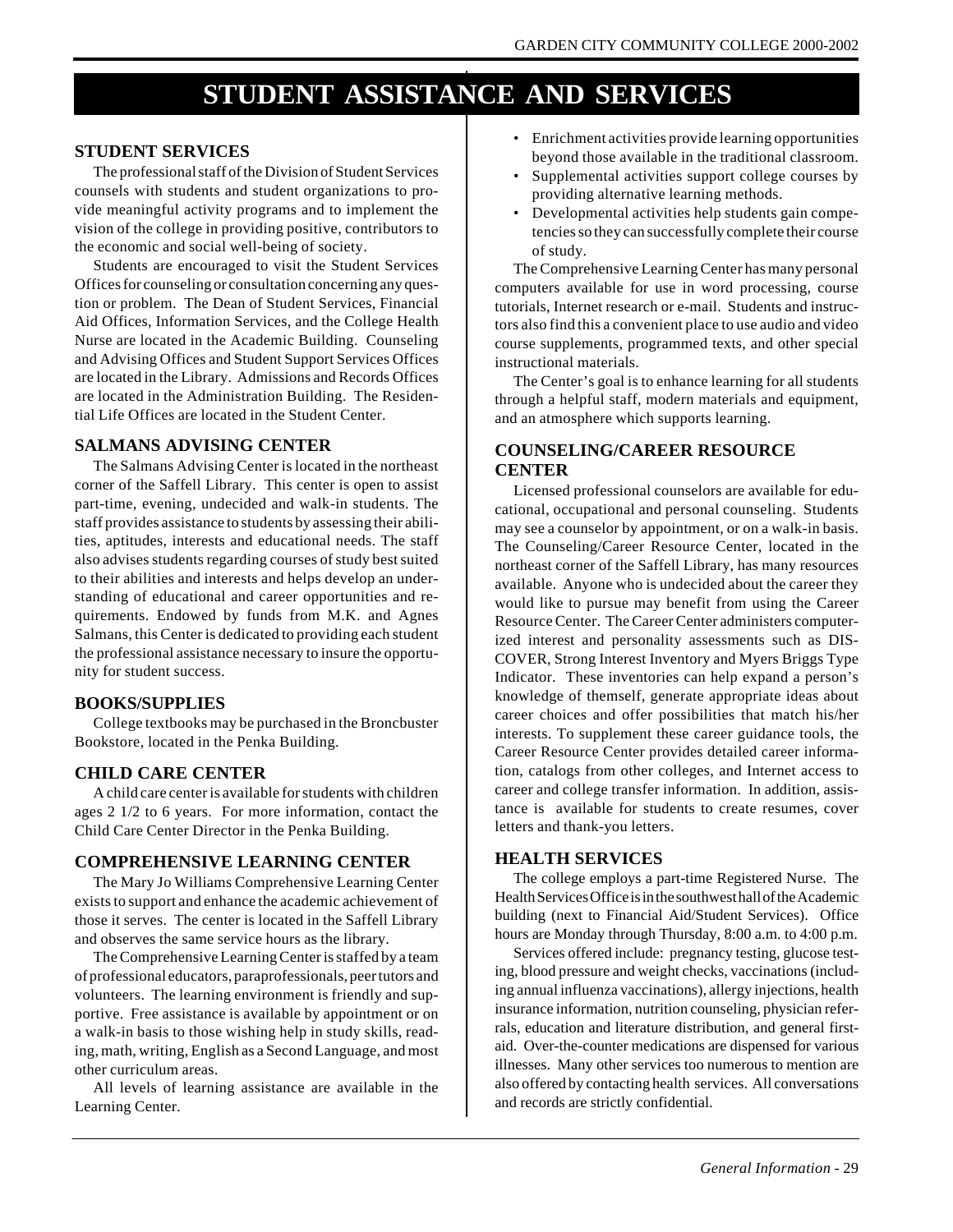# STUDENT ASSISTANCE AND SERVICES

## STUDENT SERVICES

The professional staff of the Division of Student Services counsels with students and student organizations to provide meaningful activity programs and to implement the vision of the college in providing positive, contributors to the economic and social well-being of society.

Students are encouraged to visit the Student Services Offices for counseling or consultation concerning any question or problem. The Dean of Student Services, Financial Aid Offices, Information Services, and the College Health Nurse are located in the Academic Building. Counseling and Advising Offices and Student Support Services Offices are located in the Library. Admissions and Records Offices are located in the Administration Building. The Residential Life Offices are located in the Student Center.

## SALMANS ADVISING CENTER

The Salmans Advising Center is located in the northeast corner of the Saffell Library. This center is open to assist part-time, evening, undecided and walk-in students. The staff provides assistance to students by assessing their abilities, aptitudes, interests and educational needs. The staff also advises students regarding courses of study best suited to their abilities and interests and helps develop an understanding of educational and career opportunities and requirements. Endowed by funds from M.K. and Agnes Salmans, this Center is dedicated to providing each student the professional assistance necessary to insure the opportunity for student success.

## BOOKS/SUPPLIES

College textbooks may be purchased in the Broncbuster Bookstore, located in the Penka Building.

## CHILD CARE CENTER

A child care center is available for students with children ages 2 1/2 to 6 years. For more information, contact the Child Care Center Director in the Penka Building.

## COMPREHENSIVE LEARNING CENTER

The Mary Jo Williams Comprehensive Learning Center exists to support and enhance the academic achievement of those it serves. The center is located in the Saffell Library and observes the same service hours as the library.

The Comprehensive Learning Center is staffed by a team of professional educators, paraprofessionals, peer tutors and volunteers. The learning environment is friendly and supportive. Free assistance is available by appointment or on a walk-in basis to those wishing help in study skills, reading, math, writing, English as a Second Language, and most other curriculum areas.

All levels of learning assistance are available in the Learning Center.

- Enrichment activities provide learning opportunities beyond those available in the traditional classroom.
- Supplemental activities support college courses by providing alternative learning methods.
- Developmental activities help students gain competencies so they can successfully complete their course of study.

The Comprehensive Learning Center has many personal computers available for use in word processing, course tutorials, Internet research or e-mail. Students and instructors also find this a convenient place to use audio and video course supplements, programmed texts, and other special instructional materials.

The Center's goal is to enhance learning for all students through a helpful staff, modern materials and equipment, and an atmosphere which supports learning.

## COUNSELING/CAREER RESOURCE CENTER

Licensed professional counselors are available for educational, occupational and personal counseling. Students may see a counselor by appointment, or on a walk-in basis. The Counseling/Career Resource Center, located in the northeast corner of the Saffell Library, has many resources available. Anyone who is undecided about the career they would like to pursue may benefit from using the Career Resource Center. The Career Center administers computerized interest and personality assessments such as DISCOVER, Strong Interest Inventory and Myers Briggs Type Indicator. These inventories can help expand a person's knowledge of themself, generate appropriate ideas about career choices and offer possibilities that match his/her interests. To supplement these career guidance tools, the Career Resource Center provides detailed career information, catalogs from other colleges, and Internet access to career and college transfer information. In addition, assistance is available for students to create resumes, cover letters and thank-you letters.

## HEALTH SERVICES

The college employs a part-time Registered Nurse. The Health Services Office is in the southwest hall of the Academic building (next to Financial Aid/Student Services). Office hours are Monday through Thursday, 8:00 a.m. to 4:00 p.m.

Services offered include: pregnancy testing, glucose testing, blood pressure and weight checks, vaccinations (including annual influenza vaccinations), allergy injections, health insurance information, nutrition counseling, physician referrals, education and literature distribution, and general first-aid. Over-the-counter medications are dispensed for various illnesses. Many other services too numerous to mention are also offered by contacting health services. All conversations and records are strictly confidential.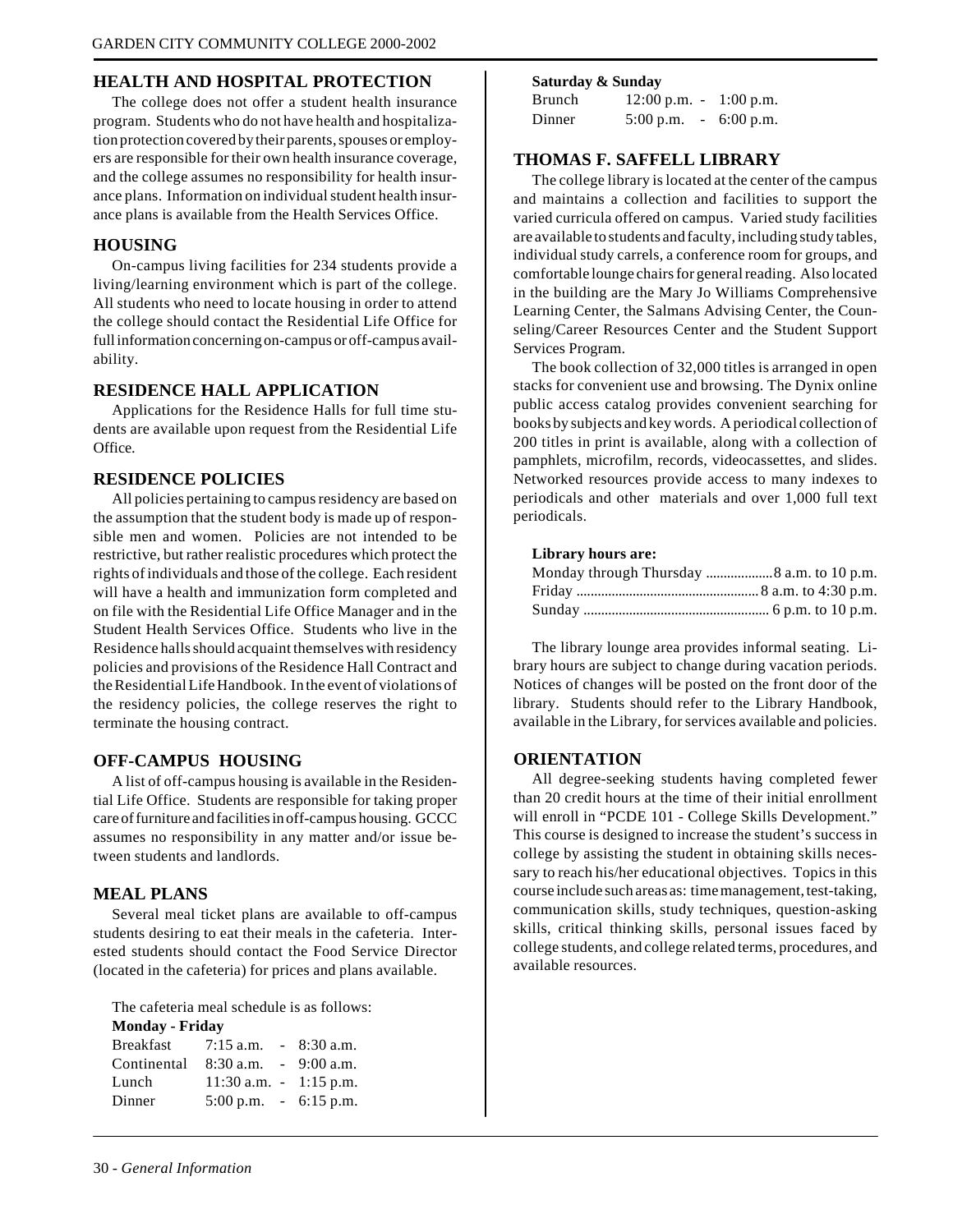## HEALTH AND HOSPITAL PROTECTION

The college does not offer a student health insurance program. Students who do not have health and hospitalization protection covered by their parents, spouses or employers are responsible for their own health insurance coverage, and the college assumes no responsibility for health insurance plans. Information on individual student health insurance plans is available from the Health Services Office.

## HOUSING

On-campus living facilities for 234 students provide a living/learning environment which is part of the college. All students who need to locate housing in order to attend the college should contact the Residential Life Office for full information concerning on-campus or off-campus availability.

## RESIDENCE HALL APPLICATION

Applications for the Residence Halls for full time students are available upon request from the Residential Life Office.

## RESIDENCE POLICIES

All policies pertaining to campus residency are based on the assumption that the student body is made up of responsible men and women. Policies are not intended to be restrictive, but rather realistic procedures which protect the rights of individuals and those of the college. Each resident will have a health and immunization form completed and on file with the Residential Life Office Manager and in the Student Health Services Office. Students who live in the Residence halls should acquaint themselves with residency policies and provisions of the Residence Hall Contract and the Residential Life Handbook. In the event of violations of the residency policies, the college reserves the right to terminate the housing contract.

## OFF-CAMPUS HOUSING

A list of off-campus housing is available in the Residential Life Office. Students are responsible for taking proper care of furniture and facilities in off-campus housing. GCCC assumes no responsibility in any matter and/or issue between students and landlords.

## MEAL PLANS

Several meal ticket plans are available to off-campus students desiring to eat their meals in the cafeteria. Interested students should contact the Food Service Director (located in the cafeteria) for prices and plans available.

The cafeteria meal schedule is as follows:

**Monday - Friday**

| | | | |
|---|---|---|---|
| Breakfast | 7:15 a.m. | - | 8:30 a.m. |
| Continental | 8:30 a.m. | - | 9:00 a.m. |
| Lunch | 11:30 a.m. | - | 1:15 p.m. |
| Dinner | 5:00 p.m. | - | 6:15 p.m. |

**Saturday & Sunday**

| | | | |
|---|---|---|---|
| Brunch | 12:00 p.m. | - | 1:00 p.m. |
| Dinner | 5:00 p.m. | - | 6:00 p.m. |

## THOMAS F. SAFFELL LIBRARY

The college library is located at the center of the campus and maintains a collection and facilities to support the varied curricula offered on campus. Varied study facilities are available to students and faculty, including study tables, individual study carrels, a conference room for groups, and comfortable lounge chairs for general reading. Also located in the building are the Mary Jo Williams Comprehensive Learning Center, the Salmans Advising Center, the Counseling/Career Resources Center and the Student Support Services Program.

The book collection of 32,000 titles is arranged in open stacks for convenient use and browsing. The Dynix online public access catalog provides convenient searching for books by subjects and key words. A periodical collection of 200 titles in print is available, along with a collection of pamphlets, microfilm, records, videocassettes, and slides. Networked resources provide access to many indexes to periodicals and other materials and over 1,000 full text periodicals.

**Library hours are:**

Monday through Thursday ..................8 a.m. to 10 p.m.
Friday ..................................................8 a.m. to 4:30 p.m.
Sunday .................................................. 6 p.m. to 10 p.m.

The library lounge area provides informal seating. Library hours are subject to change during vacation periods. Notices of changes will be posted on the front door of the library. Students should refer to the Library Handbook, available in the Library, for services available and policies.

## ORIENTATION

All degree-seeking students having completed fewer than 20 credit hours at the time of their initial enrollment will enroll in "PCDE 101 - College Skills Development." This course is designed to increase the student's success in college by assisting the student in obtaining skills necessary to reach his/her educational objectives. Topics in this course include such areas as: time management, test-taking, communication skills, study techniques, question-asking skills, critical thinking skills, personal issues faced by college students, and college related terms, procedures, and available resources.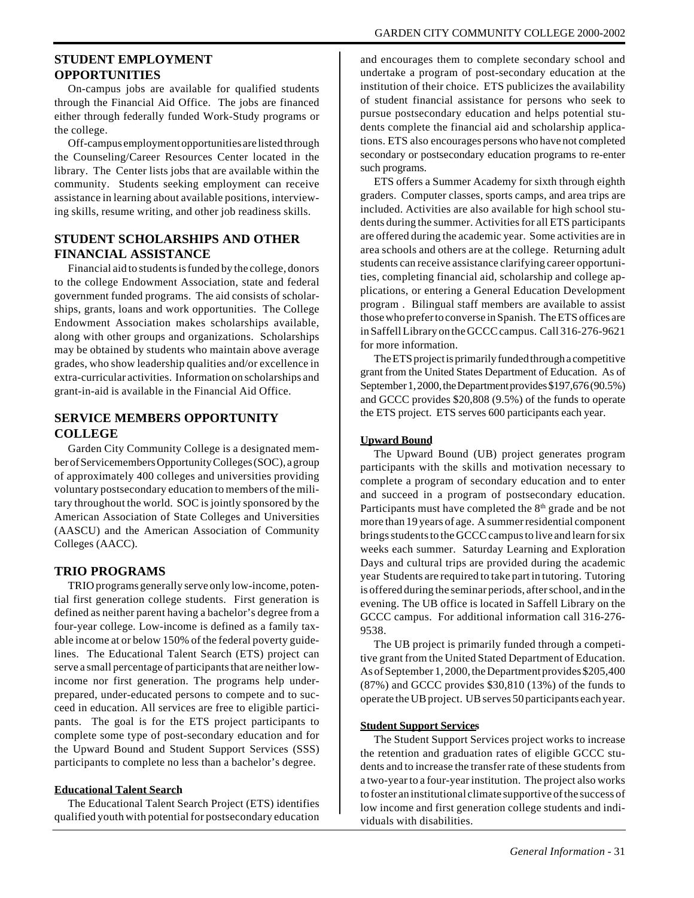## STUDENT EMPLOYMENT OPPORTUNITIES

On-campus jobs are available for qualified students through the Financial Aid Office. The jobs are financed either through federally funded Work-Study programs or the college.

Off-campus employment opportunities are listed through the Counseling/Career Resources Center located in the library. The Center lists jobs that are available within the community. Students seeking employment can receive assistance in learning about available positions, interviewing skills, resume writing, and other job readiness skills.

## STUDENT SCHOLARSHIPS AND OTHER FINANCIAL ASSISTANCE

Financial aid to students is funded by the college, donors to the college Endowment Association, state and federal government funded programs. The aid consists of scholarships, grants, loans and work opportunities. The College Endowment Association makes scholarships available, along with other groups and organizations. Scholarships may be obtained by students who maintain above average grades, who show leadership qualities and/or excellence in extra-curricular activities. Information on scholarships and grant-in-aid is available in the Financial Aid Office.

## SERVICE MEMBERS OPPORTUNITY COLLEGE

Garden City Community College is a designated member of Servicemembers Opportunity Colleges (SOC), a group of approximately 400 colleges and universities providing voluntary postsecondary education to members of the military throughout the world. SOC is jointly sponsored by the American Association of State Colleges and Universities (AASCU) and the American Association of Community Colleges (AACC).

## TRIO PROGRAMS

TRIO programs generally serve only low-income, potential first generation college students. First generation is defined as neither parent having a bachelor's degree from a four-year college. Low-income is defined as a family taxable income at or below 150% of the federal poverty guidelines. The Educational Talent Search (ETS) project can serve a small percentage of participants that are neither low-income nor first generation. The programs help under-prepared, under-educated persons to compete and to succeed in education. All services are free to eligible participants. The goal is for the ETS project participants to complete some type of post-secondary education and for the Upward Bound and Student Support Services (SSS) participants to complete no less than a bachelor's degree.

### Educational Talent Search

The Educational Talent Search Project (ETS) identifies qualified youth with potential for postsecondary education and encourages them to complete secondary school and undertake a program of post-secondary education at the institution of their choice. ETS publicizes the availability of student financial assistance for persons who seek to pursue postsecondary education and helps potential students complete the financial aid and scholarship applications. ETS also encourages persons who have not completed secondary or postsecondary education programs to re-enter such programs.

ETS offers a Summer Academy for sixth through eighth graders. Computer classes, sports camps, and area trips are included. Activities are also available for high school students during the summer. Activities for all ETS participants are offered during the academic year. Some activities are in area schools and others are at the college. Returning adult students can receive assistance clarifying career opportunities, completing financial aid, scholarship and college applications, or entering a General Education Development program . Bilingual staff members are available to assist those who prefer to converse in Spanish. The ETS offices are in Saffell Library on the GCCC campus. Call 316-276-9621 for more information.

The ETS project is primarily funded through a competitive grant from the United States Department of Education. As of September 1, 2000, the Department provides $197,676 (90.5%) and GCCC provides $20,808 (9.5%) of the funds to operate the ETS project. ETS serves 600 participants each year.

### Upward Bound

The Upward Bound (UB) project generates program participants with the skills and motivation necessary to complete a program of secondary education and to enter and succeed in a program of postsecondary education. Participants must have completed the 8th grade and be not more than 19 years of age. A summer residential component brings students to the GCCC campus to live and learn for six weeks each summer. Saturday Learning and Exploration Days and cultural trips are provided during the academic year Students are required to take part in tutoring. Tutoring is offered during the seminar periods, after school, and in the evening. The UB office is located in Saffell Library on the GCCC campus. For additional information call 316-276-9538.

The UB project is primarily funded through a competitive grant from the United Stated Department of Education. As of September 1, 2000, the Department provides $205,400 (87%) and GCCC provides $30,810 (13%) of the funds to operate the UB project. UB serves 50 participants each year.

### Student Support Services

The Student Support Services project works to increase the retention and graduation rates of eligible GCCC students and to increase the transfer rate of these students from a two-year to a four-year institution. The project also works to foster an institutional climate supportive of the success of low income and first generation college students and individuals with disabilities.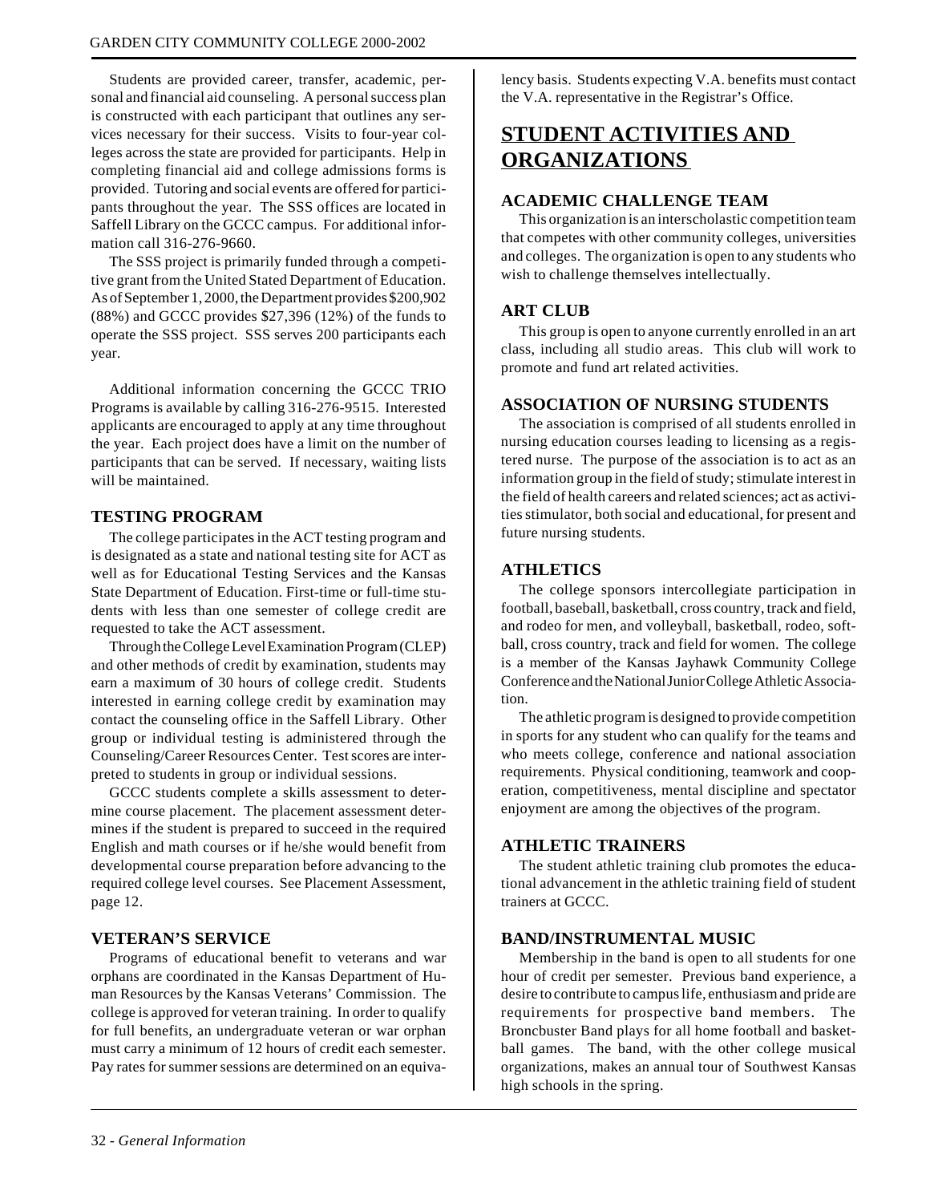Students are provided career, transfer, academic, personal and financial aid counseling. A personal success plan is constructed with each participant that outlines any services necessary for their success. Visits to four-year colleges across the state are provided for participants. Help in completing financial aid and college admissions forms is provided. Tutoring and social events are offered for participants throughout the year. The SSS offices are located in Saffell Library on the GCCC campus. For additional information call 316-276-9660.

The SSS project is primarily funded through a competitive grant from the United Stated Department of Education. As of September 1, 2000, the Department provides $200,902 (88%) and GCCC provides $27,396 (12%) of the funds to operate the SSS project. SSS serves 200 participants each year.

Additional information concerning the GCCC TRIO Programs is available by calling 316-276-9515. Interested applicants are encouraged to apply at any time throughout the year. Each project does have a limit on the number of participants that can be served. If necessary, waiting lists will be maintained.

### TESTING PROGRAM

The college participates in the ACT testing program and is designated as a state and national testing site for ACT as well as for Educational Testing Services and the Kansas State Department of Education. First-time or full-time students with less than one semester of college credit are requested to take the ACT assessment.

Through the College Level Examination Program (CLEP) and other methods of credit by examination, students may earn a maximum of 30 hours of college credit. Students interested in earning college credit by examination may contact the counseling office in the Saffell Library. Other group or individual testing is administered through the Counseling/Career Resources Center. Test scores are interpreted to students in group or individual sessions.

GCCC students complete a skills assessment to determine course placement. The placement assessment determines if the student is prepared to succeed in the required English and math courses or if he/she would benefit from developmental course preparation before advancing to the required college level courses. See Placement Assessment, page 12.

### VETERAN'S SERVICE

Programs of educational benefit to veterans and war orphans are coordinated in the Kansas Department of Human Resources by the Kansas Veterans' Commission. The college is approved for veteran training. In order to qualify for full benefits, an undergraduate veteran or war orphan must carry a minimum of 12 hours of credit each semester. Pay rates for summer sessions are determined on an equivalency basis. Students expecting V.A. benefits must contact the V.A. representative in the Registrar's Office.

## STUDENT ACTIVITIES AND ORGANIZATIONS

### ACADEMIC CHALLENGE TEAM

This organization is an interscholastic competition team that competes with other community colleges, universities and colleges. The organization is open to any students who wish to challenge themselves intellectually.

### ART CLUB

This group is open to anyone currently enrolled in an art class, including all studio areas. This club will work to promote and fund art related activities.

### ASSOCIATION OF NURSING STUDENTS

The association is comprised of all students enrolled in nursing education courses leading to licensing as a registered nurse. The purpose of the association is to act as an information group in the field of study; stimulate interest in the field of health careers and related sciences; act as activities stimulator, both social and educational, for present and future nursing students.

### ATHLETICS

The college sponsors intercollegiate participation in football, baseball, basketball, cross country, track and field, and rodeo for men, and volleyball, basketball, rodeo, softball, cross country, track and field for women. The college is a member of the Kansas Jayhawk Community College Conference and the National Junior College Athletic Association.

The athletic program is designed to provide competition in sports for any student who can qualify for the teams and who meets college, conference and national association requirements. Physical conditioning, teamwork and cooperation, competitiveness, mental discipline and spectator enjoyment are among the objectives of the program.

### ATHLETIC TRAINERS

The student athletic training club promotes the educational advancement in the athletic training field of student trainers at GCCC.

### BAND/INSTRUMENTAL MUSIC

Membership in the band is open to all students for one hour of credit per semester. Previous band experience, a desire to contribute to campus life, enthusiasm and pride are requirements for prospective band members. The Broncbuster Band plays for all home football and basketball games. The band, with the other college musical organizations, makes an annual tour of Southwest Kansas high schools in the spring.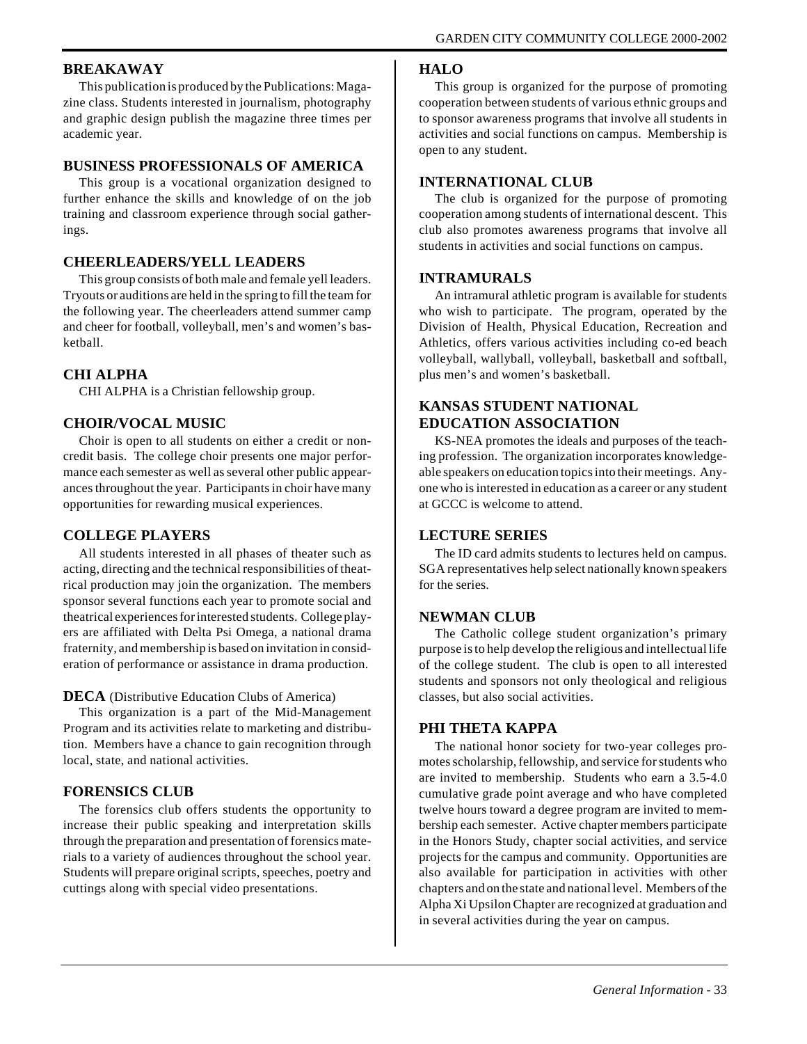## BREAKAWAY

This publication is produced by the Publications: Magazine class. Students interested in journalism, photography and graphic design publish the magazine three times per academic year.

## BUSINESS PROFESSIONALS OF AMERICA

This group is a vocational organization designed to further enhance the skills and knowledge of on the job training and classroom experience through social gatherings.

## CHEERLEADERS/YELL LEADERS

This group consists of both male and female yell leaders. Tryouts or auditions are held in the spring to fill the team for the following year. The cheerleaders attend summer camp and cheer for football, volleyball, men's and women's basketball.

## CHI ALPHA

CHI ALPHA is a Christian fellowship group.

## CHOIR/VOCAL MUSIC

Choir is open to all students on either a credit or noncredit basis. The college choir presents one major performance each semester as well as several other public appearances throughout the year. Participants in choir have many opportunities for rewarding musical experiences.

## COLLEGE PLAYERS

All students interested in all phases of theater such as acting, directing and the technical responsibilities of theatrical production may join the organization. The members sponsor several functions each year to promote social and theatrical experiences for interested students. College players are affiliated with Delta Psi Omega, a national drama fraternity, and membership is based on invitation in consideration of performance or assistance in drama production.

## DECA (Distributive Education Clubs of America)

This organization is a part of the Mid-Management Program and its activities relate to marketing and distribution. Members have a chance to gain recognition through local, state, and national activities.

## FORENSICS CLUB

The forensics club offers students the opportunity to increase their public speaking and interpretation skills through the preparation and presentation of forensics materials to a variety of audiences throughout the school year. Students will prepare original scripts, speeches, poetry and cuttings along with special video presentations.

## HALO

This group is organized for the purpose of promoting cooperation between students of various ethnic groups and to sponsor awareness programs that involve all students in activities and social functions on campus. Membership is open to any student.

## INTERNATIONAL CLUB

The club is organized for the purpose of promoting cooperation among students of international descent. This club also promotes awareness programs that involve all students in activities and social functions on campus.

## INTRAMURALS

An intramural athletic program is available for students who wish to participate. The program, operated by the Division of Health, Physical Education, Recreation and Athletics, offers various activities including co-ed beach volleyball, wallyball, volleyball, basketball and softball, plus men's and women's basketball.

## KANSAS STUDENT NATIONAL EDUCATION ASSOCIATION

KS-NEA promotes the ideals and purposes of the teaching profession. The organization incorporates knowledgeable speakers on education topics into their meetings. Anyone who is interested in education as a career or any student at GCCC is welcome to attend.

## LECTURE SERIES

The ID card admits students to lectures held on campus. SGA representatives help select nationally known speakers for the series.

## NEWMAN CLUB

The Catholic college student organization's primary purpose is to help develop the religious and intellectual life of the college student. The club is open to all interested students and sponsors not only theological and religious classes, but also social activities.

## PHI THETA KAPPA

The national honor society for two-year colleges promotes scholarship, fellowship, and service for students who are invited to membership. Students who earn a 3.5-4.0 cumulative grade point average and who have completed twelve hours toward a degree program are invited to membership each semester. Active chapter members participate in the Honors Study, chapter social activities, and service projects for the campus and community. Opportunities are also available for participation in activities with other chapters and on the state and national level. Members of the Alpha Xi Upsilon Chapter are recognized at graduation and in several activities during the year on campus.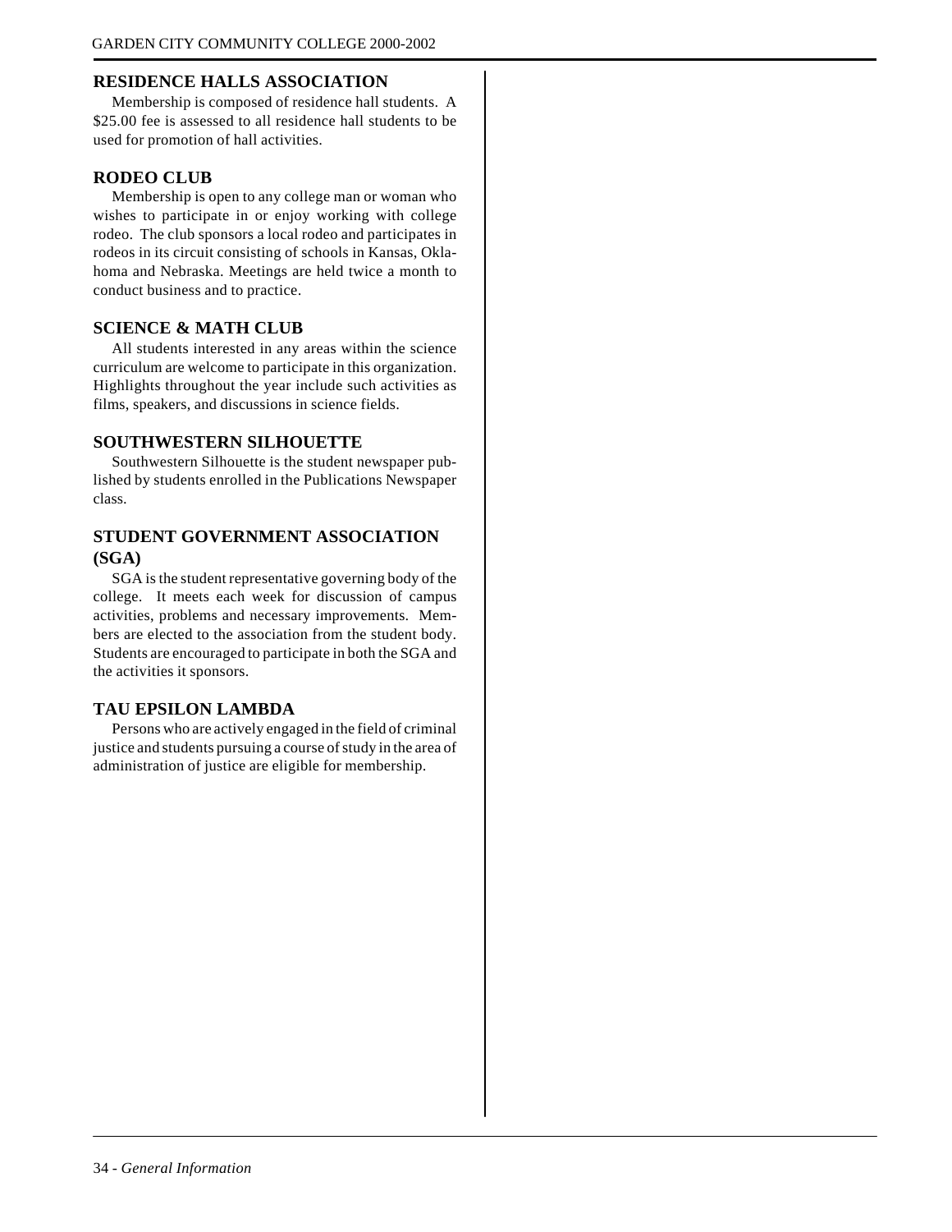## RESIDENCE HALLS ASSOCIATION

Membership is composed of residence hall students. A $25.00 fee is assessed to all residence hall students to be used for promotion of hall activities.

## RODEO CLUB

Membership is open to any college man or woman who wishes to participate in or enjoy working with college rodeo. The club sponsors a local rodeo and participates in rodeos in its circuit consisting of schools in Kansas, Oklahoma and Nebraska. Meetings are held twice a month to conduct business and to practice.

## SCIENCE & MATH CLUB

All students interested in any areas within the science curriculum are welcome to participate in this organization. Highlights throughout the year include such activities as films, speakers, and discussions in science fields.

## SOUTHWESTERN SILHOUETTE

Southwestern Silhouette is the student newspaper published by students enrolled in the Publications Newspaper class.

## STUDENT GOVERNMENT ASSOCIATION (SGA)

SGA is the student representative governing body of the college. It meets each week for discussion of campus activities, problems and necessary improvements. Members are elected to the association from the student body. Students are encouraged to participate in both the SGA and the activities it sponsors.

## TAU EPSILON LAMBDA

Persons who are actively engaged in the field of criminal justice and students pursuing a course of study in the area of administration of justice are eligible for membership.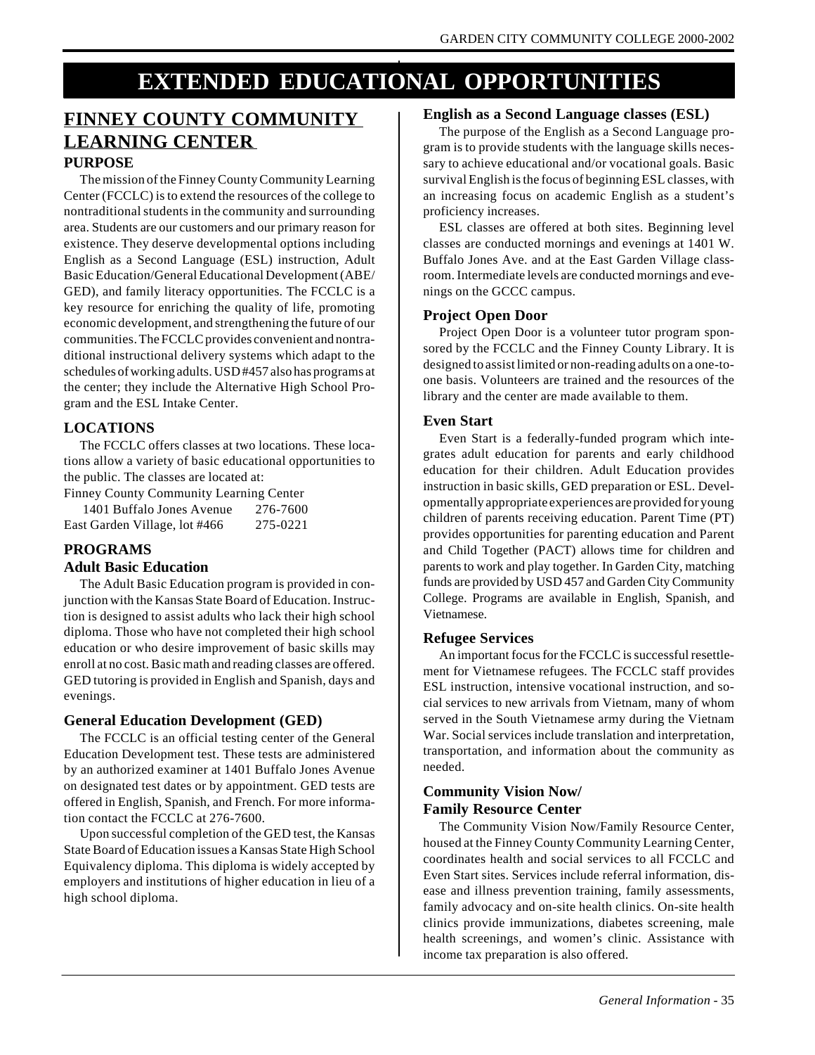# EXTENDED EDUCATIONAL OPPORTUNITIES

## FINNEY COUNTY COMMUNITY LEARNING CENTER

### PURPOSE

The mission of the Finney County Community Learning Center (FCCLC) is to extend the resources of the college to nontraditional students in the community and surrounding area. Students are our customers and our primary reason for existence. They deserve developmental options including English as a Second Language (ESL) instruction, Adult Basic Education/General Educational Development (ABE/GED), and family literacy opportunities. The FCCLC is a key resource for enriching the quality of life, promoting economic development, and strengthening the future of our communities. The FCCLC provides convenient and nontraditional instructional delivery systems which adapt to the schedules of working adults. USD #457 also has programs at the center; they include the Alternative High School Program and the ESL Intake Center.

### LOCATIONS

The FCCLC offers classes at two locations. These locations allow a variety of basic educational opportunities to the public. The classes are located at:

Finney County Community Learning Center
1401 Buffalo Jones Avenue 276-7600
East Garden Village, lot #466 275-0221

### PROGRAMS

#### Adult Basic Education

The Adult Basic Education program is provided in conjunction with the Kansas State Board of Education. Instruction is designed to assist adults who lack their high school diploma. Those who have not completed their high school education or who desire improvement of basic skills may enroll at no cost. Basic math and reading classes are offered. GED tutoring is provided in English and Spanish, days and evenings.

#### General Education Development (GED)

The FCCLC is an official testing center of the General Education Development test. These tests are administered by an authorized examiner at 1401 Buffalo Jones Avenue on designated test dates or by appointment. GED tests are offered in English, Spanish, and French. For more information contact the FCCLC at 276-7600.

Upon successful completion of the GED test, the Kansas State Board of Education issues a Kansas State High School Equivalency diploma. This diploma is widely accepted by employers and institutions of higher education in lieu of a high school diploma.

#### English as a Second Language classes (ESL)

The purpose of the English as a Second Language program is to provide students with the language skills necessary to achieve educational and/or vocational goals. Basic survival English is the focus of beginning ESL classes, with an increasing focus on academic English as a student's proficiency increases.

ESL classes are offered at both sites. Beginning level classes are conducted mornings and evenings at 1401 W. Buffalo Jones Ave. and at the East Garden Village classroom. Intermediate levels are conducted mornings and evenings on the GCCC campus.

#### Project Open Door

Project Open Door is a volunteer tutor program sponsored by the FCCLC and the Finney County Library. It is designed to assist limited or non-reading adults on a one-to-one basis. Volunteers are trained and the resources of the library and the center are made available to them.

#### Even Start

Even Start is a federally-funded program which integrates adult education for parents and early childhood education for their children. Adult Education provides instruction in basic skills, GED preparation or ESL. Developmentally appropriate experiences are provided for young children of parents receiving education. Parent Time (PT) provides opportunities for parenting education and Parent and Child Together (PACT) allows time for children and parents to work and play together. In Garden City, matching funds are provided by USD 457 and Garden City Community College. Programs are available in English, Spanish, and Vietnamese.

#### Refugee Services

An important focus for the FCCLC is successful resettlement for Vietnamese refugees. The FCCLC staff provides ESL instruction, intensive vocational instruction, and social services to new arrivals from Vietnam, many of whom served in the South Vietnamese army during the Vietnam War. Social services include translation and interpretation, transportation, and information about the community as needed.

#### Community Vision Now/ Family Resource Center

The Community Vision Now/Family Resource Center, housed at the Finney County Community Learning Center, coordinates health and social services to all FCCLC and Even Start sites. Services include referral information, disease and illness prevention training, family assessments, family advocacy and on-site health clinics. On-site health clinics provide immunizations, diabetes screening, male health screenings, and women's clinic. Assistance with income tax preparation is also offered.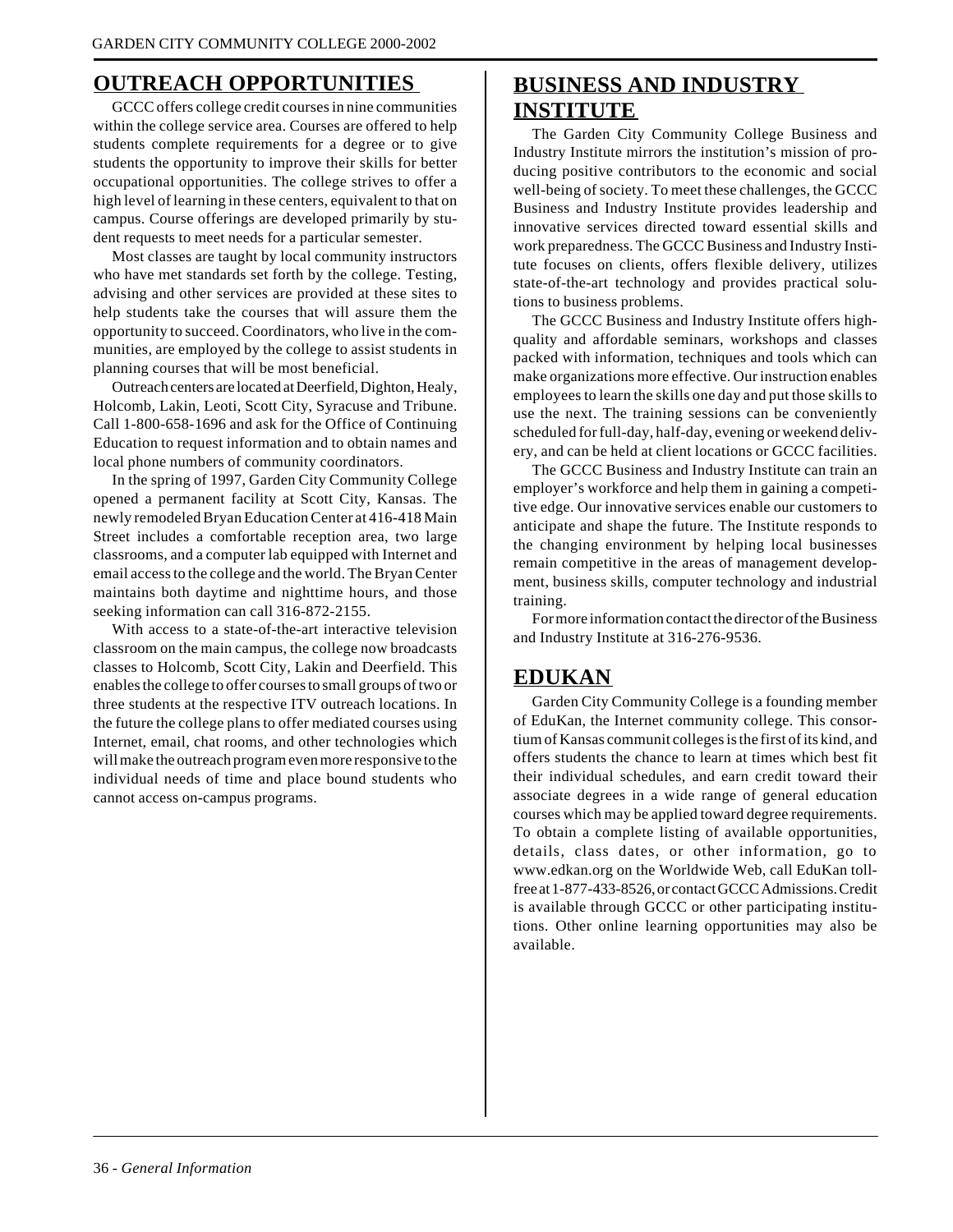## OUTREACH OPPORTUNITIES

GCCC offers college credit courses in nine communities within the college service area. Courses are offered to help students complete requirements for a degree or to give students the opportunity to improve their skills for better occupational opportunities. The college strives to offer a high level of learning in these centers, equivalent to that on campus. Course offerings are developed primarily by student requests to meet needs for a particular semester.

Most classes are taught by local community instructors who have met standards set forth by the college. Testing, advising and other services are provided at these sites to help students take the courses that will assure them the opportunity to succeed. Coordinators, who live in the communities, are employed by the college to assist students in planning courses that will be most beneficial.

Outreach centers are located at Deerfield, Dighton, Healy, Holcomb, Lakin, Leoti, Scott City, Syracuse and Tribune. Call 1-800-658-1696 and ask for the Office of Continuing Education to request information and to obtain names and local phone numbers of community coordinators.

In the spring of 1997, Garden City Community College opened a permanent facility at Scott City, Kansas. The newly remodeled Bryan Education Center at 416-418 Main Street includes a comfortable reception area, two large classrooms, and a computer lab equipped with Internet and email access to the college and the world. The Bryan Center maintains both daytime and nighttime hours, and those seeking information can call 316-872-2155.

With access to a state-of-the-art interactive television classroom on the main campus, the college now broadcasts classes to Holcomb, Scott City, Lakin and Deerfield. This enables the college to offer courses to small groups of two or three students at the respective ITV outreach locations. In the future the college plans to offer mediated courses using Internet, email, chat rooms, and other technologies which will make the outreach program even more responsive to the individual needs of time and place bound students who cannot access on-campus programs.

## BUSINESS AND INDUSTRY INSTITUTE

The Garden City Community College Business and Industry Institute mirrors the institution's mission of producing positive contributors to the economic and social well-being of society. To meet these challenges, the GCCC Business and Industry Institute provides leadership and innovative services directed toward essential skills and work preparedness. The GCCC Business and Industry Institute focuses on clients, offers flexible delivery, utilizes state-of-the-art technology and provides practical solutions to business problems.

The GCCC Business and Industry Institute offers high-quality and affordable seminars, workshops and classes packed with information, techniques and tools which can make organizations more effective. Our instruction enables employees to learn the skills one day and put those skills to use the next. The training sessions can be conveniently scheduled for full-day, half-day, evening or weekend delivery, and can be held at client locations or GCCC facilities.

The GCCC Business and Industry Institute can train an employer's workforce and help them in gaining a competitive edge. Our innovative services enable our customers to anticipate and shape the future. The Institute responds to the changing environment by helping local businesses remain competitive in the areas of management development, business skills, computer technology and industrial training.

For more information contact the director of the Business and Industry Institute at 316-276-9536.

## EDUKAN

Garden City Community College is a founding member of EduKan, the Internet community college. This consortium of Kansas communit colleges is the first of its kind, and offers students the chance to learn at times which best fit their individual schedules, and earn credit toward their associate degrees in a wide range of general education courses which may be applied toward degree requirements. To obtain a complete listing of available opportunities, details, class dates, or other information, go to www.edkan.org on the Worldwide Web, call EduKan toll-free at 1-877-433-8526, or contact GCCC Admissions. Credit is available through GCCC or other participating institutions. Other online learning opportunities may also be available.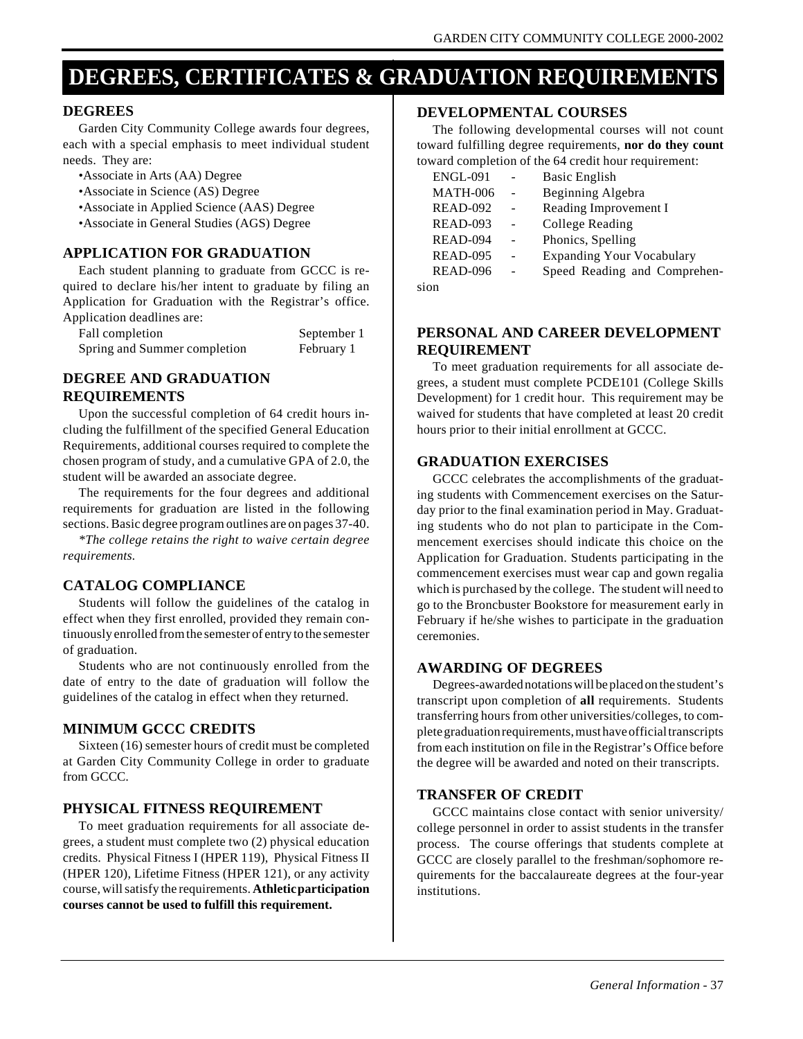# DEGREES, CERTIFICATES & GRADUATION REQUIREMENTS

## DEGREES

Garden City Community College awards four degrees, each with a special emphasis to meet individual student needs. They are:

- Associate in Arts (AA) Degree
- Associate in Science (AS) Degree
- Associate in Applied Science (AAS) Degree
- Associate in General Studies (AGS) Degree

## APPLICATION FOR GRADUATION

Each student planning to graduate from GCCC is required to declare his/her intent to graduate by filing an Application for Graduation with the Registrar's office. Application deadlines are:

| | |
|---|---|
| Fall completion | September 1 |
| Spring and Summer completion | February 1 |

## DEGREE AND GRADUATION REQUIREMENTS

Upon the successful completion of 64 credit hours including the fulfillment of the specified General Education Requirements, additional courses required to complete the chosen program of study, and a cumulative GPA of 2.0, the student will be awarded an associate degree.

The requirements for the four degrees and additional requirements for graduation are listed in the following sections. Basic degree program outlines are on pages 37-40.

*\*The college retains the right to waive certain degree requirements.*

## CATALOG COMPLIANCE

Students will follow the guidelines of the catalog in effect when they first enrolled, provided they remain continuously enrolled from the semester of entry to the semester of graduation.

Students who are not continuously enrolled from the date of entry to the date of graduation will follow the guidelines of the catalog in effect when they returned.

## MINIMUM GCCC CREDITS

Sixteen (16) semester hours of credit must be completed at Garden City Community College in order to graduate from GCCC.

## PHYSICAL FITNESS REQUIREMENT

To meet graduation requirements for all associate degrees, a student must complete two (2) physical education credits. Physical Fitness I (HPER 119), Physical Fitness II (HPER 120), Lifetime Fitness (HPER 121), or any activity course, will satisfy the requirements. **Athletic participation courses cannot be used to fulfill this requirement.**

## DEVELOPMENTAL COURSES

The following developmental courses will not count toward fulfilling degree requirements, **nor do they count** toward completion of the 64 credit hour requirement:

| | | |
|---|---|---|
| ENGL-091 | - | Basic English |
| MATH-006 | - | Beginning Algebra |
| READ-092 | - | Reading Improvement I |
| READ-093 | - | College Reading |
| READ-094 | - | Phonics, Spelling |
| READ-095 | - | Expanding Your Vocabulary |
| READ-096 | - | Speed Reading and Comprehension |

## PERSONAL AND CAREER DEVELOPMENT REQUIREMENT

To meet graduation requirements for all associate degrees, a student must complete PCDE101 (College Skills Development) for 1 credit hour. This requirement may be waived for students that have completed at least 20 credit hours prior to their initial enrollment at GCCC.

## GRADUATION EXERCISES

GCCC celebrates the accomplishments of the graduating students with Commencement exercises on the Saturday prior to the final examination period in May. Graduating students who do not plan to participate in the Commencement exercises should indicate this choice on the Application for Graduation. Students participating in the commencement exercises must wear cap and gown regalia which is purchased by the college. The student will need to go to the Broncbuster Bookstore for measurement early in February if he/she wishes to participate in the graduation ceremonies.

## AWARDING OF DEGREES

Degrees-awarded notations will be placed on the student's transcript upon completion of **all** requirements. Students transferring hours from other universities/colleges, to complete graduation requirements, must have official transcripts from each institution on file in the Registrar's Office before the degree will be awarded and noted on their transcripts.

## TRANSFER OF CREDIT

GCCC maintains close contact with senior university/college personnel in order to assist students in the transfer process. The course offerings that students complete at GCCC are closely parallel to the freshman/sophomore requirements for the baccalaureate degrees at the four-year institutions.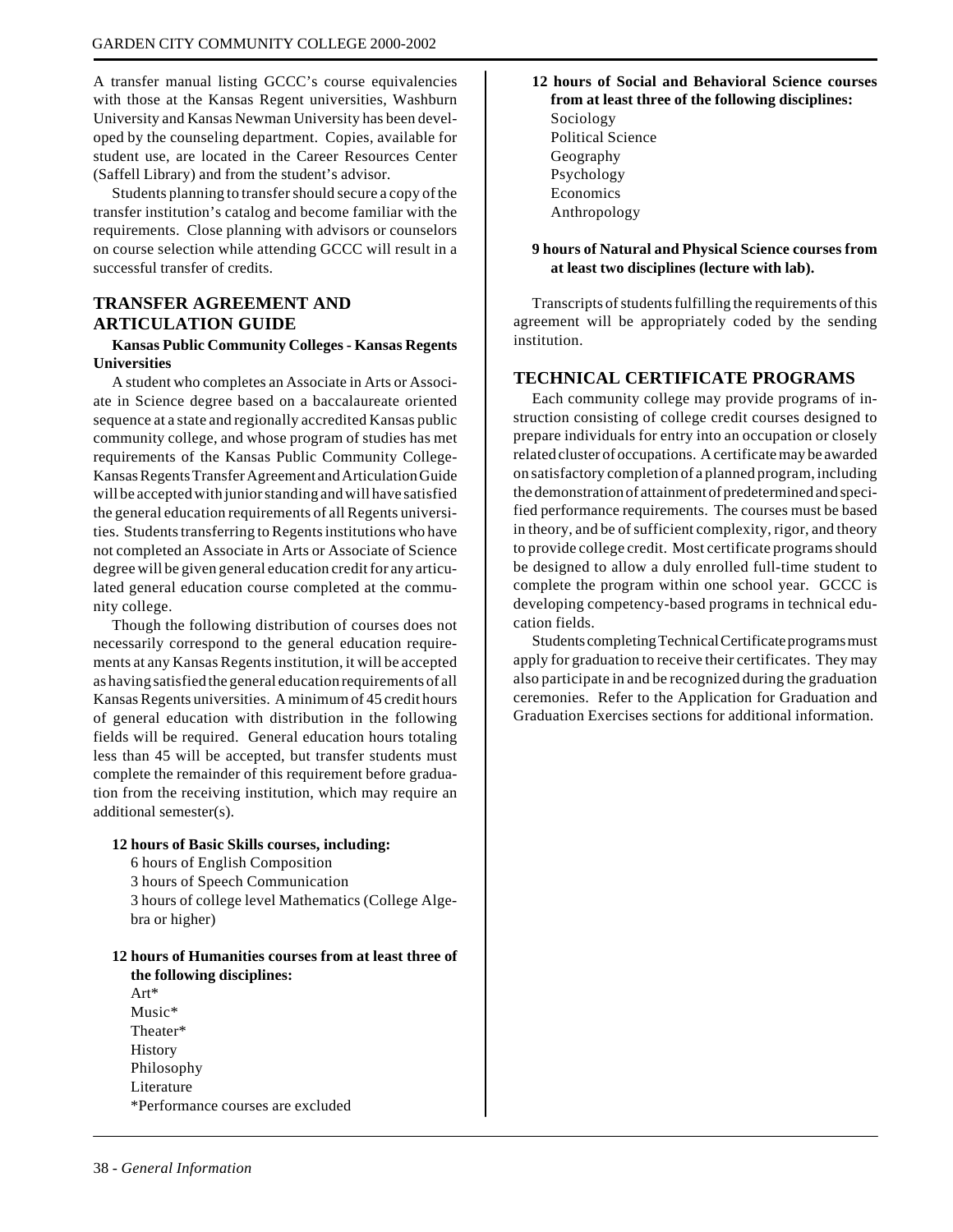A transfer manual listing GCCC's course equivalencies with those at the Kansas Regent universities, Washburn University and Kansas Newman University has been developed by the counseling department. Copies, available for student use, are located in the Career Resources Center (Saffell Library) and from the student's advisor.

Students planning to transfer should secure a copy of the transfer institution's catalog and become familiar with the requirements. Close planning with advisors or counselors on course selection while attending GCCC will result in a successful transfer of credits.

## TRANSFER AGREEMENT AND ARTICULATION GUIDE

**Kansas Public Community Colleges - Kansas Regents Universities**

A student who completes an Associate in Arts or Associate in Science degree based on a baccalaureate oriented sequence at a state and regionally accredited Kansas public community college, and whose program of studies has met requirements of the Kansas Public Community College-Kansas Regents Transfer Agreement and Articulation Guide will be accepted with junior standing and will have satisfied the general education requirements of all Regents universities. Students transferring to Regents institutions who have not completed an Associate in Arts or Associate of Science degree will be given general education credit for any articulated general education course completed at the community college.

Though the following distribution of courses does not necessarily correspond to the general education requirements at any Kansas Regents institution, it will be accepted as having satisfied the general education requirements of all Kansas Regents universities. A minimum of 45 credit hours of general education with distribution in the following fields will be required. General education hours totaling less than 45 will be accepted, but transfer students must complete the remainder of this requirement before graduation from the receiving institution, which may require an additional semester(s).

**12 hours of Basic Skills courses, including:**

- 6 hours of English Composition
- 3 hours of Speech Communication
- 3 hours of college level Mathematics (College Algebra or higher)

**12 hours of Humanities courses from at least three of the following disciplines:**

- Art*
- Music*
- Theater*
- History
- Philosophy
- Literature

*Performance courses are excluded

**12 hours of Social and Behavioral Science courses from at least three of the following disciplines:**

- Sociology
- Political Science
- Geography
- Psychology
- Economics
- Anthropology

**9 hours of Natural and Physical Science courses from at least two disciplines (lecture with lab).**

Transcripts of students fulfilling the requirements of this agreement will be appropriately coded by the sending institution.

## TECHNICAL CERTIFICATE PROGRAMS

Each community college may provide programs of instruction consisting of college credit courses designed to prepare individuals for entry into an occupation or closely related cluster of occupations. A certificate may be awarded on satisfactory completion of a planned program, including the demonstration of attainment of predetermined and specified performance requirements. The courses must be based in theory, and be of sufficient complexity, rigor, and theory to provide college credit. Most certificate programs should be designed to allow a duly enrolled full-time student to complete the program within one school year. GCCC is developing competency-based programs in technical education fields.

Students completing Technical Certificate programs must apply for graduation to receive their certificates. They may also participate in and be recognized during the graduation ceremonies. Refer to the Application for Graduation and Graduation Exercises sections for additional information.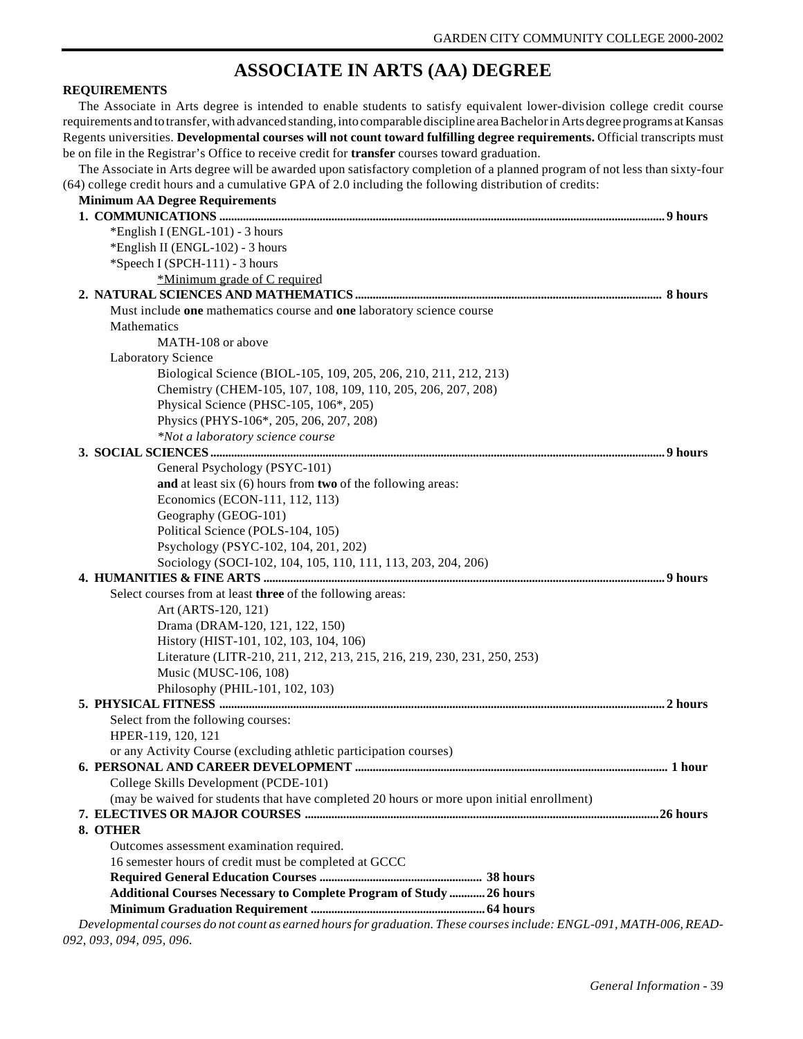# ASSOCIATE IN ARTS (AA) DEGREE

**REQUIREMENTS**

The Associate in Arts degree is intended to enable students to satisfy equivalent lower-division college credit course requirements and to transfer, with advanced standing, into comparable discipline area Bachelor in Arts degree programs at Kansas Regents universities. **Developmental courses will not count toward fulfilling degree requirements.** Official transcripts must be on file in the Registrar's Office to receive credit for **transfer** courses toward graduation.

The Associate in Arts degree will be awarded upon satisfactory completion of a planned program of not less than sixty-four (64) college credit hours and a cumulative GPA of 2.0 including the following distribution of credits:

**Minimum AA Degree Requirements**

**1. COMMUNICATIONS ........ 9 hours**

- *English I (ENGL-101) - 3 hours
- *English II (ENGL-102) - 3 hours
- *Speech I (SPCH-111) - 3 hours
  - *Minimum grade of C required

**2. NATURAL SCIENCES AND MATHEMATICS ........ 8 hours**

Must include **one** mathematics course and **one** laboratory science course

Mathematics
- MATH-108 or above

Laboratory Science
- Biological Science (BIOL-105, 109, 205, 206, 210, 211, 212, 213)
- Chemistry (CHEM-105, 107, 108, 109, 110, 205, 206, 207, 208)
- Physical Science (PHSC-105, 106*, 205)
- Physics (PHYS-106*, 205, 206, 207, 208)
- *\*Not a laboratory science course*

**3. SOCIAL SCIENCES ........ 9 hours**

General Psychology (PSYC-101)

**and** at least six (6) hours from **two** of the following areas:
- Economics (ECON-111, 112, 113)
- Geography (GEOG-101)
- Political Science (POLS-104, 105)
- Psychology (PSYC-102, 104, 201, 202)
- Sociology (SOCI-102, 104, 105, 110, 111, 113, 203, 204, 206)

**4. HUMANITIES & FINE ARTS ........ 9 hours**

Select courses from at least **three** of the following areas:
- Art (ARTS-120, 121)
- Drama (DRAM-120, 121, 122, 150)
- History (HIST-101, 102, 103, 104, 106)
- Literature (LITR-210, 211, 212, 213, 215, 216, 219, 230, 231, 250, 253)
- Music (MUSC-106, 108)
- Philosophy (PHIL-101, 102, 103)

**5. PHYSICAL FITNESS ........ 2 hours**

Select from the following courses:
HPER-119, 120, 121
or any Activity Course (excluding athletic participation courses)

**6. PERSONAL AND CAREER DEVELOPMENT ........ 1 hour**

College Skills Development (PCDE-101)
(may be waived for students that have completed 20 hours or more upon initial enrollment)

**7. ELECTIVES OR MAJOR COURSES ........ 26 hours**

**8. OTHER**

Outcomes assessment examination required.
16 semester hours of credit must be completed at GCCC

**Required General Education Courses ........ 38 hours**
**Additional Courses Necessary to Complete Program of Study ........ 26 hours**
**Minimum Graduation Requirement ........ 64 hours**

*Developmental courses do not count as earned hours for graduation. These courses include: ENGL-091, MATH-006, READ-092, 093, 094, 095, 096.*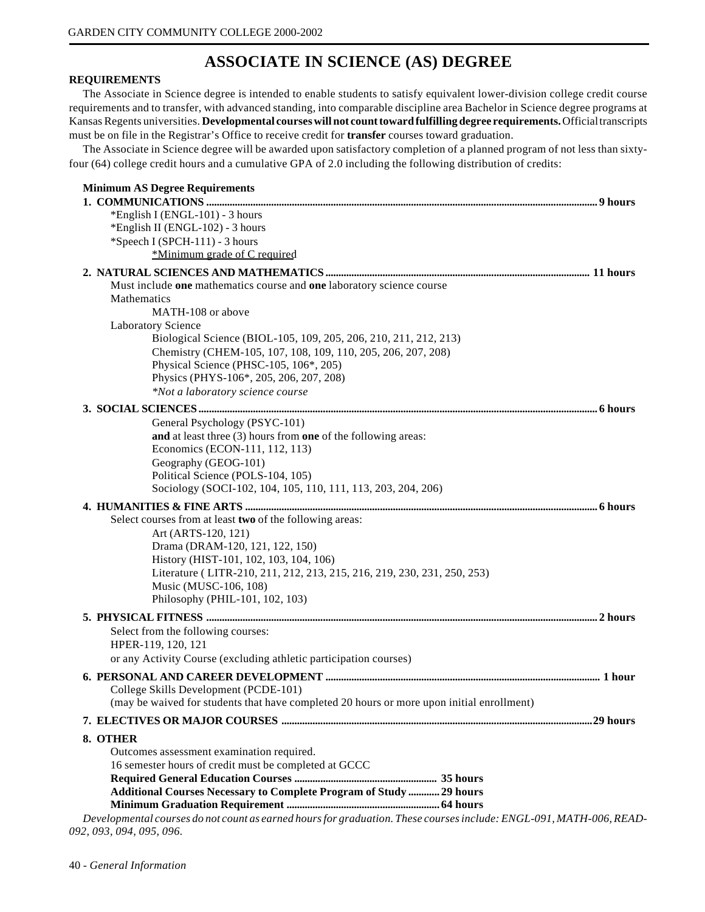# ASSOCIATE IN SCIENCE (AS) DEGREE

**REQUIREMENTS**

The Associate in Science degree is intended to enable students to satisfy equivalent lower-division college credit course requirements and to transfer, with advanced standing, into comparable discipline area Bachelor in Science degree programs at Kansas Regents universities. **Developmental courses will not count toward fulfilling degree requirements.** Official transcripts must be on file in the Registrar's Office to receive credit for **transfer** courses toward graduation.

The Associate in Science degree will be awarded upon satisfactory completion of a planned program of not less than sixty-four (64) college credit hours and a cumulative GPA of 2.0 including the following distribution of credits:

**Minimum AS Degree Requirements**

**1. COMMUNICATIONS ........ 9 hours**

- *English I (ENGL-101) - 3 hours
- *English II (ENGL-102) - 3 hours
- *Speech I (SPCH-111) - 3 hours
  - *Minimum grade of C required

**2. NATURAL SCIENCES AND MATHEMATICS ........ 11 hours**

Must include **one** mathematics course and **one** laboratory science course

Mathematics
- MATH-108 or above

Laboratory Science
- Biological Science (BIOL-105, 109, 205, 206, 210, 211, 212, 213)
- Chemistry (CHEM-105, 107, 108, 109, 110, 205, 206, 207, 208)
- Physical Science (PHSC-105, 106*, 205)
- Physics (PHYS-106*, 205, 206, 207, 208)
- *\*Not a laboratory science course*

**3. SOCIAL SCIENCES ........ 6 hours**

General Psychology (PSYC-101)

**and** at least three (3) hours from **one** of the following areas:
- Economics (ECON-111, 112, 113)
- Geography (GEOG-101)
- Political Science (POLS-104, 105)
- Sociology (SOCI-102, 104, 105, 110, 111, 113, 203, 204, 206)

**4. HUMANITIES & FINE ARTS ........ 6 hours**

Select courses from at least **two** of the following areas:
- Art (ARTS-120, 121)
- Drama (DRAM-120, 121, 122, 150)
- History (HIST-101, 102, 103, 104, 106)
- Literature ( LITR-210, 211, 212, 213, 215, 216, 219, 230, 231, 250, 253)
- Music (MUSC-106, 108)
- Philosophy (PHIL-101, 102, 103)

**5. PHYSICAL FITNESS ........ 2 hours**

Select from the following courses:
HPER-119, 120, 121
or any Activity Course (excluding athletic participation courses)

**6. PERSONAL AND CAREER DEVELOPMENT ........ 1 hour**

College Skills Development (PCDE-101)
(may be waived for students that have completed 20 hours or more upon initial enrollment)

**7. ELECTIVES OR MAJOR COURSES ........ 29 hours**

**8. OTHER**

Outcomes assessment examination required.
16 semester hours of credit must be completed at GCCC

**Required General Education Courses ........ 35 hours**
**Additional Courses Necessary to Complete Program of Study ........ 29 hours**
**Minimum Graduation Requirement ........ 64 hours**

*Developmental courses do not count as earned hours for graduation. These courses include: ENGL-091, MATH-006, READ-092, 093, 094, 095, 096.*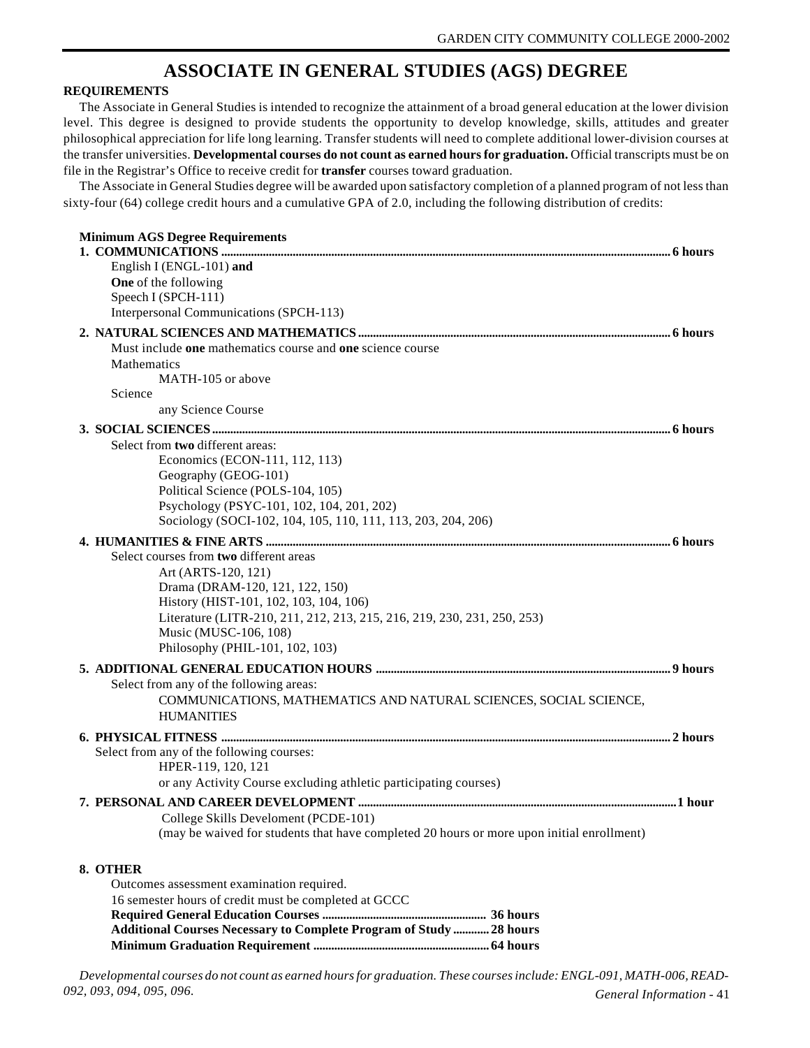# ASSOCIATE IN GENERAL STUDIES (AGS) DEGREE

**REQUIREMENTS**

The Associate in General Studies is intended to recognize the attainment of a broad general education at the lower division level. This degree is designed to provide students the opportunity to develop knowledge, skills, attitudes and greater philosophical appreciation for life long learning. Transfer students will need to complete additional lower-division courses at the transfer universities. **Developmental courses do not count as earned hours for graduation.** Official transcripts must be on file in the Registrar's Office to receive credit for **transfer** courses toward graduation.

The Associate in General Studies degree will be awarded upon satisfactory completion of a planned program of not less than sixty-four (64) college credit hours and a cumulative GPA of 2.0, including the following distribution of credits:

**Minimum AGS Degree Requirements**

**1. COMMUNICATIONS .................... 6 hours**

English I (ENGL-101) **and**
**One** of the following
Speech I (SPCH-111)
Interpersonal Communications (SPCH-113)

**2. NATURAL SCIENCES AND MATHEMATICS .................... 6 hours**

Must include **one** mathematics course and **one** science course
Mathematics
- MATH-105 or above

Science
- any Science Course

**3. SOCIAL SCIENCES .................... 6 hours**

Select from **two** different areas:
- Economics (ECON-111, 112, 113)
- Geography (GEOG-101)
- Political Science (POLS-104, 105)
- Psychology (PSYC-101, 102, 104, 201, 202)
- Sociology (SOCI-102, 104, 105, 110, 111, 113, 203, 204, 206)

**4. HUMANITIES & FINE ARTS .................... 6 hours**

Select courses from **two** different areas
- Art (ARTS-120, 121)
- Drama (DRAM-120, 121, 122, 150)
- History (HIST-101, 102, 103, 104, 106)
- Literature (LITR-210, 211, 212, 213, 215, 216, 219, 230, 231, 250, 253)
- Music (MUSC-106, 108)
- Philosophy (PHIL-101, 102, 103)

**5. ADDITIONAL GENERAL EDUCATION HOURS .................... 9 hours**

Select from any of the following areas:
- COMMUNICATIONS, MATHEMATICS AND NATURAL SCIENCES, SOCIAL SCIENCE, HUMANITIES

**6. PHYSICAL FITNESS .................... 2 hours**

Select from any of the following courses:
HPER-119, 120, 121
or any Activity Course excluding athletic participating courses)

**7. PERSONAL AND CAREER DEVELOPMENT .................... 1 hour**

College Skills Develoment (PCDE-101)
(may be waived for students that have completed 20 hours or more upon initial enrollment)

**8. OTHER**

Outcomes assessment examination required.
16 semester hours of credit must be completed at GCCC

**Required General Education Courses .................... 36 hours**
**Additional Courses Necessary to Complete Program of Study .................... 28 hours**
**Minimum Graduation Requirement .................... 64 hours**

*Developmental courses do not count as earned hours for graduation. These courses include: ENGL-091, MATH-006, READ-092, 093, 094, 095, 096.*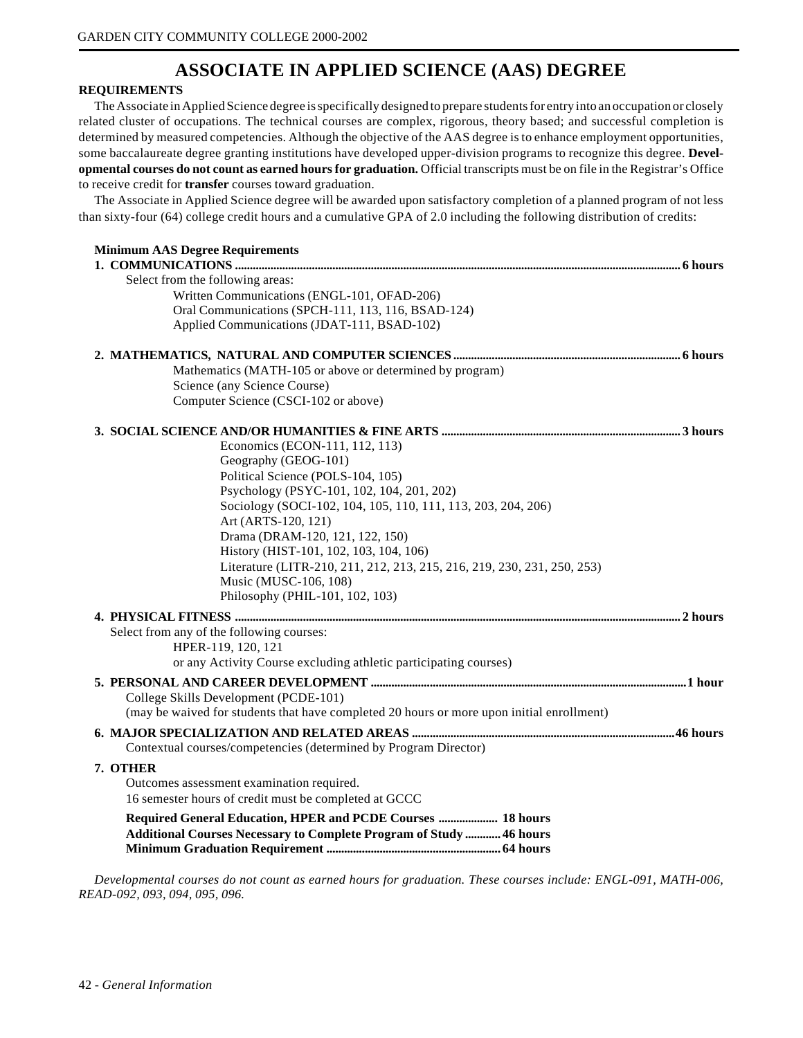# ASSOCIATE IN APPLIED SCIENCE (AAS) DEGREE

**REQUIREMENTS**

The Associate in Applied Science degree is specifically designed to prepare students for entry into an occupation or closely related cluster of occupations. The technical courses are complex, rigorous, theory based; and successful completion is determined by measured competencies. Although the objective of the AAS degree is to enhance employment opportunities, some baccalaureate degree granting institutions have developed upper-division programs to recognize this degree. **Developmental courses do not count as earned hours for graduation.** Official transcripts must be on file in the Registrar's Office to receive credit for **transfer** courses toward graduation.

The Associate in Applied Science degree will be awarded upon satisfactory completion of a planned program of not less than sixty-four (64) college credit hours and a cumulative GPA of 2.0 including the following distribution of credits:

**Minimum AAS Degree Requirements**

**1. COMMUNICATIONS .......... 6 hours**

Select from the following areas:

- Written Communications (ENGL-101, OFAD-206)
- Oral Communications (SPCH-111, 113, 116, BSAD-124)
- Applied Communications (JDAT-111, BSAD-102)

**2. MATHEMATICS, NATURAL AND COMPUTER SCIENCES .......... 6 hours**

- Mathematics (MATH-105 or above or determined by program)
- Science (any Science Course)
- Computer Science (CSCI-102 or above)

**3. SOCIAL SCIENCE AND/OR HUMANITIES & FINE ARTS .......... 3 hours**

- Economics (ECON-111, 112, 113)
- Geography (GEOG-101)
- Political Science (POLS-104, 105)
- Psychology (PSYC-101, 102, 104, 201, 202)
- Sociology (SOCI-102, 104, 105, 110, 111, 113, 203, 204, 206)
- Art (ARTS-120, 121)
- Drama (DRAM-120, 121, 122, 150)
- History (HIST-101, 102, 103, 104, 106)
- Literature (LITR-210, 211, 212, 213, 215, 216, 219, 230, 231, 250, 253)
- Music (MUSC-106, 108)
- Philosophy (PHIL-101, 102, 103)

**4. PHYSICAL FITNESS .......... 2 hours**

Select from any of the following courses:

- HPER-119, 120, 121
- or any Activity Course excluding athletic participating courses)

**5. PERSONAL AND CAREER DEVELOPMENT .......... 1 hour**

College Skills Development (PCDE-101)
(may be waived for students that have completed 20 hours or more upon initial enrollment)

**6. MAJOR SPECIALIZATION AND RELATED AREAS .......... 46 hours**

Contextual courses/competencies (determined by Program Director)

**7. OTHER**

Outcomes assessment examination required.
16 semester hours of credit must be completed at GCCC

**Required General Education, HPER and PCDE Courses .......... 18 hours**
**Additional Courses Necessary to Complete Program of Study .......... 46 hours**
**Minimum Graduation Requirement .......... 64 hours**

*Developmental courses do not count as earned hours for graduation. These courses include: ENGL-091, MATH-006, READ-092, 093, 094, 095, 096.*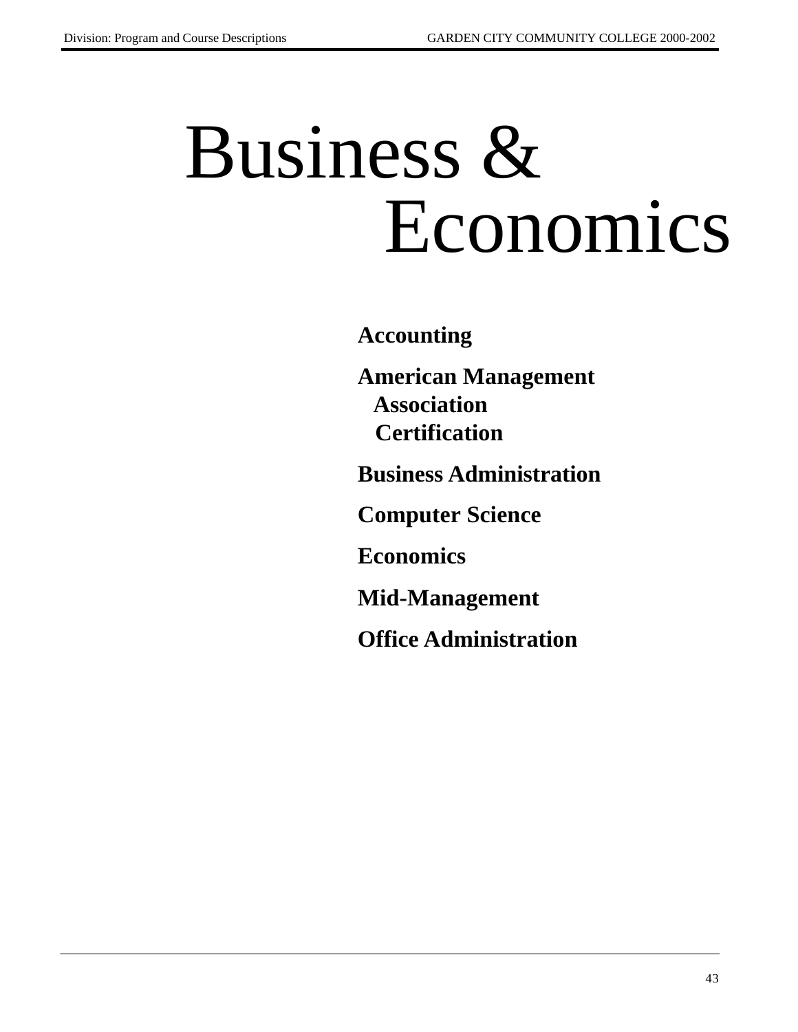# Business & Economics

**Accounting**

**American Management Association Certification**

**Business Administration**

**Computer Science**

**Economics**

**Mid-Management**

**Office Administration**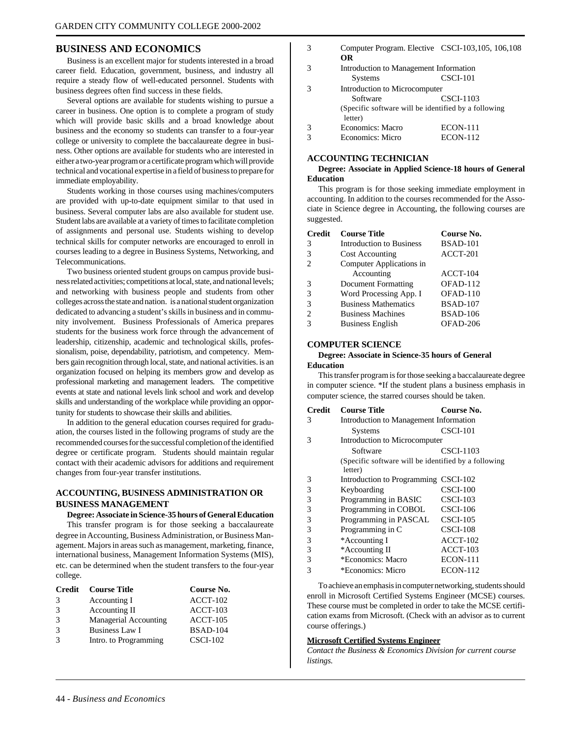## BUSINESS AND ECONOMICS

Business is an excellent major for students interested in a broad career field. Education, government, business, and industry all require a steady flow of well-educated personnel. Students with business degrees often find success in these fields.

Several options are available for students wishing to pursue a career in business. One option is to complete a program of study which will provide basic skills and a broad knowledge about business and the economy so students can transfer to a four-year college or university to complete the baccalaureate degree in business. Other options are available for students who are interested in either a two-year program or a certificate program which will provide technical and vocational expertise in a field of business to prepare for immediate employability.

Students working in those courses using machines/computers are provided with up-to-date equipment similar to that used in business. Several computer labs are also available for student use. Student labs are available at a variety of times to facilitate completion of assignments and personal use. Students wishing to develop technical skills for computer networks are encouraged to enroll in courses leading to a degree in Business Systems, Networking, and Telecommunications.

Two business oriented student groups on campus provide business related activities; competitions at local, state, and national levels; and networking with business people and students from other colleges across the state and nation. is a national student organization dedicated to advancing a student's skills in business and in community involvement. Business Professionals of America prepares students for the business work force through the advancement of leadership, citizenship, academic and technological skills, professionalism, poise, dependability, patriotism, and competency. Members gain recognition through local, state, and national activities. is an organization focused on helping its members grow and develop as professional marketing and management leaders. The competitive events at state and national levels link school and work and develop skills and understanding of the workplace while providing an opportunity for students to showcase their skills and abilities.

In addition to the general education courses required for graduation, the courses listed in the following programs of study are the recommended courses for the successful completion of the identified degree or certificate program. Students should maintain regular contact with their academic advisors for additions and requirement changes from four-year transfer institutions.

### ACCOUNTING, BUSINESS ADMINISTRATION OR BUSINESS MANAGEMENT

**Degree: Associate in Science-35 hours of General Education**

This transfer program is for those seeking a baccalaureate degree in Accounting, Business Administration, or Business Management. Majors in areas such as management, marketing, finance, international business, Management Information Systems (MIS), etc. can be determined when the student transfers to the four-year college.

| Credit | Course Title | Course No. |
|---|---|---|
| 3 | Accounting I | ACCT-102 |
| 3 | Accounting II | ACCT-103 |
| 3 | Managerial Accounting | ACCT-105 |
| 3 | Business Law I | BSAD-104 |
| 3 | Intro. to Programming | CSCI-102 |
| 3 | Computer Program. Elective | CSCI-103,105, 106,108 |
| | **OR** | |
| 3 | Introduction to Management Information Systems | CSCI-101 |
| 3 | Introduction to Microcomputer Software (Specific software will be identified by a following letter) | CSCI-1103 |
| 3 | Economics: Macro | ECON-111 |
| 3 | Economics: Micro | ECON-112 |

### ACCOUNTING TECHNICIAN

**Degree: Associate in Applied Science-18 hours of General Education**

This program is for those seeking immediate employment in accounting. In addition to the courses recommended for the Associate in Science degree in Accounting, the following courses are suggested.

| Credit | Course Title | Course No. |
|---|---|---|
| 3 | Introduction to Business | BSAD-101 |
| 3 | Cost Accounting | ACCT-201 |
| 2 | Computer Applications in Accounting | ACCT-104 |
| 3 | Document Formatting | OFAD-112 |
| 3 | Word Processing App. I | OFAD-110 |
| 3 | Business Mathematics | BSAD-107 |
| 2 | Business Machines | BSAD-106 |
| 3 | Business English | OFAD-206 |

### COMPUTER SCIENCE

**Degree: Associate in Science-35 hours of General Education**

This transfer program is for those seeking a baccalaureate degree in computer science. *If the student plans a business emphasis in computer science, the starred courses should be taken.

| Credit | Course Title | Course No. |
|---|---|---|
| 3 | Introduction to Management Information Systems | CSCI-101 |
| 3 | Introduction to Microcomputer Software (Specific software will be identified by a following letter) | CSCI-1103 |
| 3 | Introduction to Programming | CSCI-102 |
| 3 | Keyboarding | CSCI-100 |
| 3 | Programming in BASIC | CSCI-103 |
| 3 | Programming in COBOL | CSCI-106 |
| 3 | Programming in PASCAL | CSCI-105 |
| 3 | Programming in C | CSCI-108 |
| 3 | *Accounting I | ACCT-102 |
| 3 | *Accounting II | ACCT-103 |
| 3 | *Economics: Macro | ECON-111 |
| 3 | *Economics: Micro | ECON-112 |

To achieve an emphasis in computer networking, students should enroll in Microsoft Certified Systems Engineer (MCSE) courses. These course must be completed in order to take the MCSE certification exams from Microsoft. (Check with an advisor as to current course offerings.)

**Microsoft Certified Systems Engineer**

*Contact the Business & Economics Division for current course listings.*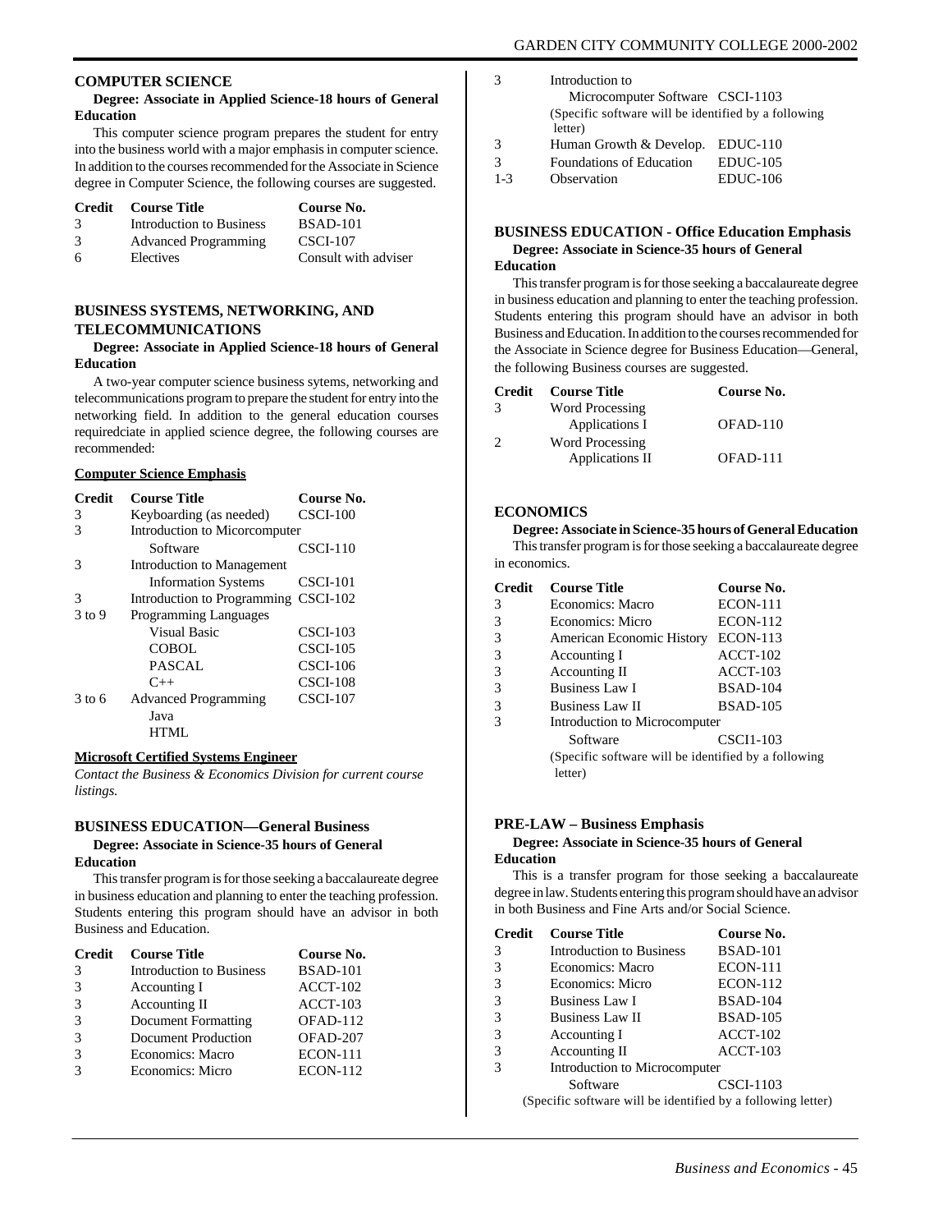## COMPUTER SCIENCE

**Degree: Associate in Applied Science-18 hours of General Education**

This computer science program prepares the student for entry into the business world with a major emphasis in computer science. In addition to the courses recommended for the Associate in Science degree in Computer Science, the following courses are suggested.

| Credit | Course Title | Course No. |
|---|---|---|
| 3 | Introduction to Business | BSAD-101 |
| 3 | Advanced Programming | CSCI-107 |
| 6 | Electives | Consult with adviser |

## BUSINESS SYSTEMS, NETWORKING, AND TELECOMMUNICATIONS

**Degree: Associate in Applied Science-18 hours of General Education**

A two-year computer science business sytems, networking and telecommunications program to prepare the student for entry into the networking field. In addition to the general education courses requiredciate in applied science degree, the following courses are recommended:

**Computer Science Emphasis**

| Credit | Course Title | Course No. |
|---|---|---|
| 3 | Keyboarding (as needed) | CSCI-100 |
| 3 | Introduction to Micorcomputer Software | CSCI-110 |
| 3 | Introduction to Management Information Systems | CSCI-101 |
| 3 | Introduction to Programming | CSCI-102 |
| 3 to 9 | Programming Languages | |
| | Visual Basic | CSCI-103 |
| | COBOL | CSCI-105 |
| | PASCAL | CSCI-106 |
| | C++ | CSCI-108 |
| 3 to 6 | Advanced Programming | CSCI-107 |
| | Java | |
| | HTML | |

**Microsoft Certified Systems Engineer**

*Contact the Business & Economics Division for current course listings.*

## BUSINESS EDUCATION—General Business

**Degree: Associate in Science-35 hours of General Education**

This transfer program is for those seeking a baccalaureate degree in business education and planning to enter the teaching profession. Students entering this program should have an advisor in both Business and Education.

| Credit | Course Title | Course No. |
|---|---|---|
| 3 | Introduction to Business | BSAD-101 |
| 3 | Accounting I | ACCT-102 |
| 3 | Accounting II | ACCT-103 |
| 3 | Document Formatting | OFAD-112 |
| 3 | Document Production | OFAD-207 |
| 3 | Economics: Macro | ECON-111 |
| 3 | Economics: Micro | ECON-112 |
| 3 | Introduction to Microcomputer Software (Specific software will be identified by a following letter) | CSCI-1103 |
| 3 | Human Growth & Develop. | EDUC-110 |
| 3 | Foundations of Education | EDUC-105 |
| 1-3 | Observation | EDUC-106 |

## BUSINESS EDUCATION - Office Education Emphasis

**Degree: Associate in Science-35 hours of General Education**

This transfer program is for those seeking a baccalaureate degree in business education and planning to enter the teaching profession. Students entering this program should have an advisor in both Business and Education. In addition to the courses recommended for the Associate in Science degree for Business Education—General, the following Business courses are suggested.

| Credit | Course Title | Course No. |
|---|---|---|
| 3 | Word Processing Applications I | OFAD-110 |
| 2 | Word Processing Applications II | OFAD-111 |

## ECONOMICS

**Degree: Associate in Science-35 hours of General Education**

This transfer program is for those seeking a baccalaureate degree in economics.

| Credit | Course Title | Course No. |
|---|---|---|
| 3 | Economics: Macro | ECON-111 |
| 3 | Economics: Micro | ECON-112 |
| 3 | American Economic History | ECON-113 |
| 3 | Accounting I | ACCT-102 |
| 3 | Accounting II | ACCT-103 |
| 3 | Business Law I | BSAD-104 |
| 3 | Business Law II | BSAD-105 |
| 3 | Introduction to Microcomputer Software (Specific software will be identified by a following letter) | CSCI1-103 |

## PRE-LAW – Business Emphasis

**Degree: Associate in Science-35 hours of General Education**

This is a transfer program for those seeking a baccalaureate degree in law. Students entering this program should have an advisor in both Business and Fine Arts and/or Social Science.

| Credit | Course Title | Course No. |
|---|---|---|
| 3 | Introduction to Business | BSAD-101 |
| 3 | Economics: Macro | ECON-111 |
| 3 | Economics: Micro | ECON-112 |
| 3 | Business Law I | BSAD-104 |
| 3 | Business Law II | BSAD-105 |
| 3 | Accounting I | ACCT-102 |
| 3 | Accounting II | ACCT-103 |
| 3 | Introduction to Microcomputer Software | CSCI-1103 |

(Specific software will be identified by a following letter)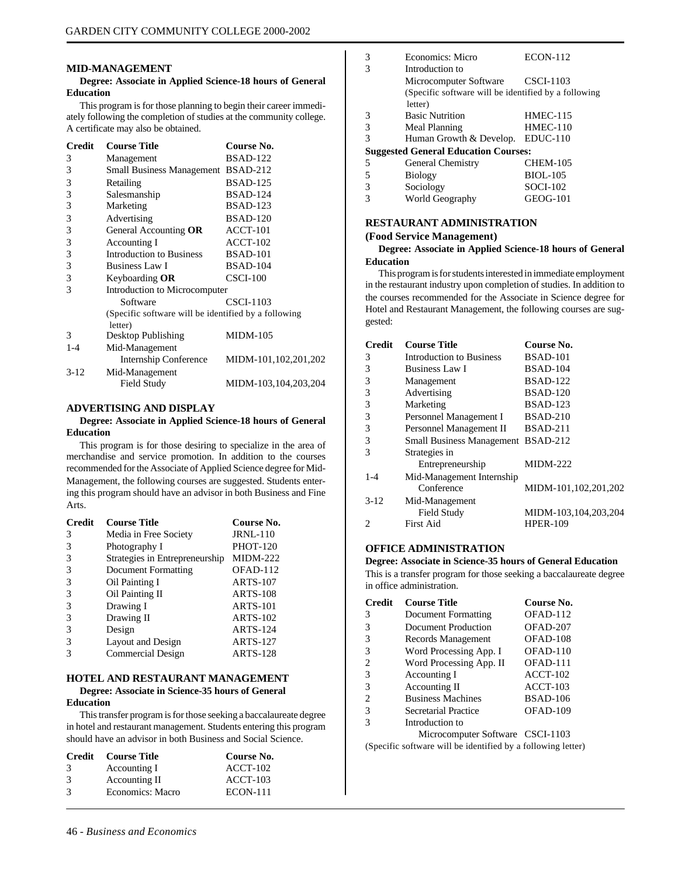## MID-MANAGEMENT

**Degree: Associate in Applied Science-18 hours of General Education**

This program is for those planning to begin their career immediately following the completion of studies at the community college. A certificate may also be obtained.

| Credit | Course Title | Course No. |
|---|---|---|
| 3 | Management | BSAD-122 |
| 3 | Small Business Management | BSAD-212 |
| 3 | Retailing | BSAD-125 |
| 3 | Salesmanship | BSAD-124 |
| 3 | Marketing | BSAD-123 |
| 3 | Advertising | BSAD-120 |
| 3 | General Accounting **OR** | ACCT-101 |
| 3 | Accounting I | ACCT-102 |
| 3 | Introduction to Business | BSAD-101 |
| 3 | Business Law I | BSAD-104 |
| 3 | Keyboarding **OR** | CSCI-100 |
| 3 | Introduction to Microcomputer Software | CSCI-1103 |
| | (Specific software will be identified by a following letter) | |
| 3 | Desktop Publishing | MIDM-105 |
| 1-4 | Mid-Management Internship Conference | MIDM-101,102,201,202 |
| 3-12 | Mid-Management Field Study | MIDM-103,104,203,204 |

## ADVERTISING AND DISPLAY

**Degree: Associate in Applied Science-18 hours of General Education**

This program is for those desiring to specialize in the area of merchandise and service promotion. In addition to the courses recommended for the Associate of Applied Science degree for Mid-Management, the following courses are suggested. Students entering this program should have an advisor in both Business and Fine Arts.

| Credit | Course Title | Course No. |
|---|---|---|
| 3 | Media in Free Society | JRNL-110 |
| 3 | Photography I | PHOT-120 |
| 3 | Strategies in Entrepreneurship | MIDM-222 |
| 3 | Document Formatting | OFAD-112 |
| 3 | Oil Painting I | ARTS-107 |
| 3 | Oil Painting II | ARTS-108 |
| 3 | Drawing I | ARTS-101 |
| 3 | Drawing II | ARTS-102 |
| 3 | Design | ARTS-124 |
| 3 | Layout and Design | ARTS-127 |
| 3 | Commercial Design | ARTS-128 |

## HOTEL AND RESTAURANT MANAGEMENT

**Degree: Associate in Science-35 hours of General Education**

This transfer program is for those seeking a baccalaureate degree in hotel and restaurant management. Students entering this program should have an advisor in both Business and Social Science.

| Credit | Course Title | Course No. |
|---|---|---|
| 3 | Accounting I | ACCT-102 |
| 3 | Accounting II | ACCT-103 |
| 3 | Economics: Macro | ECON-111 |
| 3 | Economics: Micro | ECON-112 |
| 3 | Introduction to Microcomputer Software | CSCI-1103 |
| | (Specific software will be identified by a following letter) | |
| 3 | Basic Nutrition | HMEC-115 |
| 3 | Meal Planning | HMEC-110 |
| 3 | Human Growth & Develop. | EDUC-110 |
| **Suggested General Education Courses:** | | |
| 5 | General Chemistry | CHEM-105 |
| 5 | Biology | BIOL-105 |
| 3 | Sociology | SOCI-102 |
| 3 | World Geography | GEOG-101 |

## RESTAURANT ADMINISTRATION

### (Food Service Management)

**Degree: Associate in Applied Science-18 hours of General Education**

This program is for students interested in immediate employment in the restaurant industry upon completion of studies. In addition to the courses recommended for the Associate in Science degree for Hotel and Restaurant Management, the following courses are suggested:

| Credit | Course Title | Course No. |
|---|---|---|
| 3 | Introduction to Business | BSAD-101 |
| 3 | Business Law I | BSAD-104 |
| 3 | Management | BSAD-122 |
| 3 | Advertising | BSAD-120 |
| 3 | Marketing | BSAD-123 |
| 3 | Personnel Management I | BSAD-210 |
| 3 | Personnel Management II | BSAD-211 |
| 3 | Small Business Management | BSAD-212 |
| 3 | Strategies in Entrepreneurship | MIDM-222 |
| 1-4 | Mid-Management Internship Conference | MIDM-101,102,201,202 |
| 3-12 | Mid-Management Field Study | MIDM-103,104,203,204 |
| 2 | First Aid | HPER-109 |

## OFFICE ADMINISTRATION

**Degree: Associate in Science-35 hours of General Education**

This is a transfer program for those seeking a baccalaureate degree in office administration.

| Credit | Course Title | Course No. |
|---|---|---|
| 3 | Document Formatting | OFAD-112 |
| 3 | Document Production | OFAD-207 |
| 3 | Records Management | OFAD-108 |
| 3 | Word Processing App. I | OFAD-110 |
| 2 | Word Processing App. II | OFAD-111 |
| 3 | Accounting I | ACCT-102 |
| 3 | Accounting II | ACCT-103 |
| 2 | Business Machines | BSAD-106 |
| 3 | Secretarial Practice | OFAD-109 |
| 3 | Introduction to Microcomputer Software | CSCI-1103 |

(Specific software will be identified by a following letter)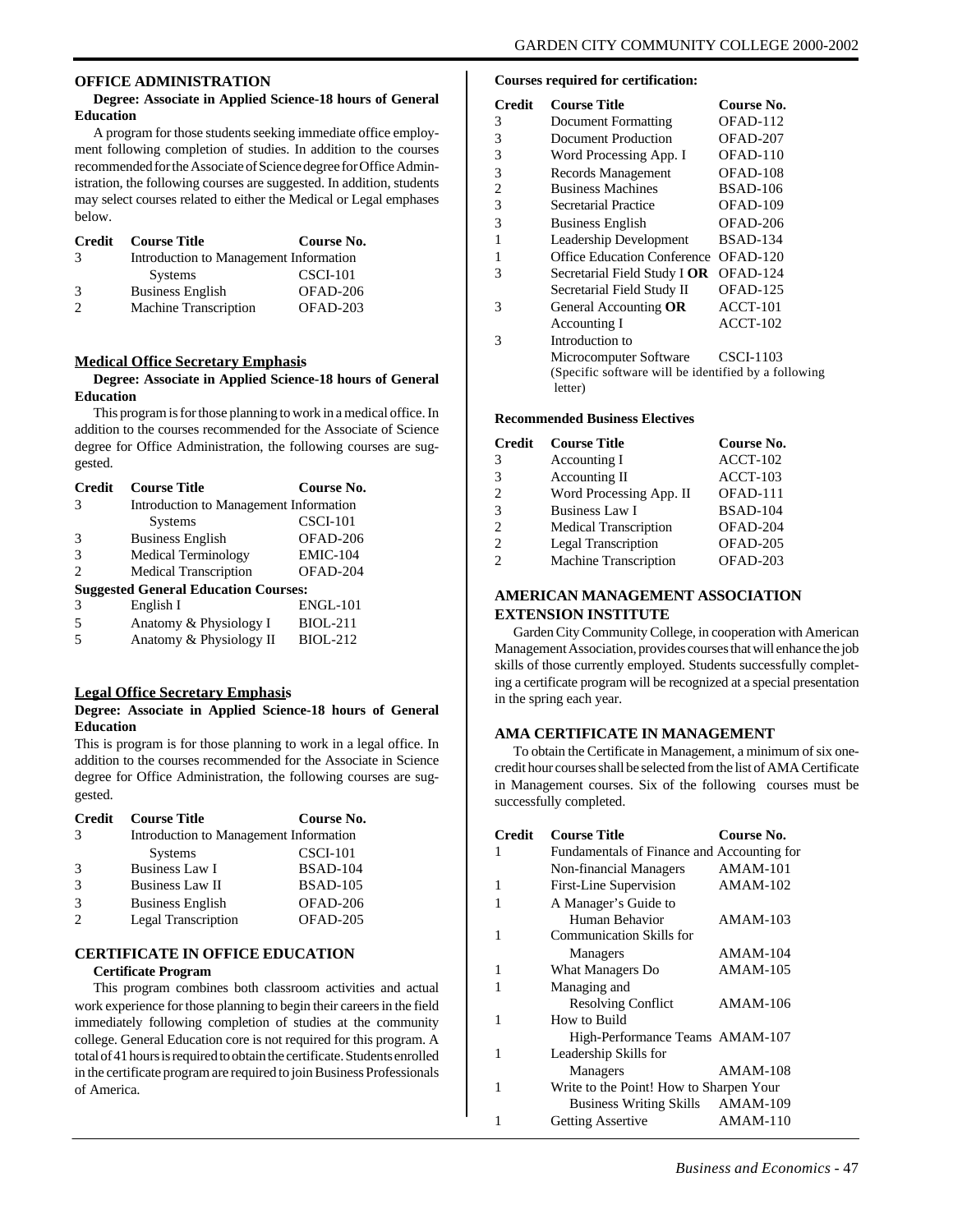## OFFICE ADMINISTRATION

**Degree: Associate in Applied Science-18 hours of General Education**

A program for those students seeking immediate office employment following completion of studies. In addition to the courses recommended for the Associate of Science degree for Office Administration, the following courses are suggested. In addition, students may select courses related to either the Medical or Legal emphases below.

| Credit | Course Title | Course No. |
|---|---|---|
| 3 | Introduction to Management Information Systems | CSCI-101 |
| 3 | Business English | OFAD-206 |
| 2 | Machine Transcription | OFAD-203 |

### Medical Office Secretary Emphasis

**Degree: Associate in Applied Science-18 hours of General Education**

This program is for those planning to work in a medical office. In addition to the courses recommended for the Associate of Science degree for Office Administration, the following courses are suggested.

| Credit | Course Title | Course No. |
|---|---|---|
| 3 | Introduction to Management Information Systems | CSCI-101 |
| 3 | Business English | OFAD-206 |
| 3 | Medical Terminology | EMIC-104 |
| 2 | Medical Transcription | OFAD-204 |
| **Suggested General Education Courses:** | | |
| 3 | English I | ENGL-101 |
| 5 | Anatomy & Physiology I | BIOL-211 |
| 5 | Anatomy & Physiology II | BIOL-212 |

### Legal Office Secretary Emphasis

**Degree: Associate in Applied Science-18 hours of General Education**

This is program is for those planning to work in a legal office. In addition to the courses recommended for the Associate in Science degree for Office Administration, the following courses are suggested.

| Credit | Course Title | Course No. |
|---|---|---|
| 3 | Introduction to Management Information Systems | CSCI-101 |
| 3 | Business Law I | BSAD-104 |
| 3 | Business Law II | BSAD-105 |
| 3 | Business English | OFAD-206 |
| 2 | Legal Transcription | OFAD-205 |

## CERTIFICATE IN OFFICE EDUCATION

**Certificate Program**

This program combines both classroom activities and actual work experience for those planning to begin their careers in the field immediately following completion of studies at the community college. General Education core is not required for this program. A total of 41 hours is required to obtain the certificate. Students enrolled in the certificate program are required to join Business Professionals of America.

**Courses required for certification:**

| Credit | Course Title | Course No. |
|---|---|---|
| 3 | Document Formatting | OFAD-112 |
| 3 | Document Production | OFAD-207 |
| 3 | Word Processing App. I | OFAD-110 |
| 3 | Records Management | OFAD-108 |
| 2 | Business Machines | BSAD-106 |
| 3 | Secretarial Practice | OFAD-109 |
| 3 | Business English | OFAD-206 |
| 1 | Leadership Development | BSAD-134 |
| 1 | Office Education Conference | OFAD-120 |
| 3 | Secretarial Field Study I **OR** | OFAD-124 |
| | Secretarial Field Study II | OFAD-125 |
| 3 | General Accounting **OR** | ACCT-101 |
| | Accounting I | ACCT-102 |
| 3 | Introduction to Microcomputer Software | CSCI-1103 |
| | (Specific software will be identified by a following letter) | |

**Recommended Business Electives**

| Credit | Course Title | Course No. |
|---|---|---|
| 3 | Accounting I | ACCT-102 |
| 3 | Accounting II | ACCT-103 |
| 2 | Word Processing App. II | OFAD-111 |
| 3 | Business Law I | BSAD-104 |
| 2 | Medical Transcription | OFAD-204 |
| 2 | Legal Transcription | OFAD-205 |
| 2 | Machine Transcription | OFAD-203 |

## AMERICAN MANAGEMENT ASSOCIATION EXTENSION INSTITUTE

Garden City Community College, in cooperation with American Management Association, provides courses that will enhance the job skills of those currently employed. Students successfully completing a certificate program will be recognized at a special presentation in the spring each year.

## AMA CERTIFICATE IN MANAGEMENT

To obtain the Certificate in Management, a minimum of six one-credit hour courses shall be selected from the list of AMA Certificate in Management courses. Six of the following courses must be successfully completed.

| Credit | Course Title | Course No. |
|---|---|---|
| 1 | Fundamentals of Finance and Accounting for Non-financial Managers | AMAM-101 |
| 1 | First-Line Supervision | AMAM-102 |
| 1 | A Manager's Guide to Human Behavior | AMAM-103 |
| 1 | Communication Skills for Managers | AMAM-104 |
| 1 | What Managers Do | AMAM-105 |
| 1 | Managing and Resolving Conflict | AMAM-106 |
| 1 | How to Build High-Performance Teams | AMAM-107 |
| 1 | Leadership Skills for Managers | AMAM-108 |
| 1 | Write to the Point! How to Sharpen Your Business Writing Skills | AMAM-109 |
| 1 | Getting Assertive | AMAM-110 |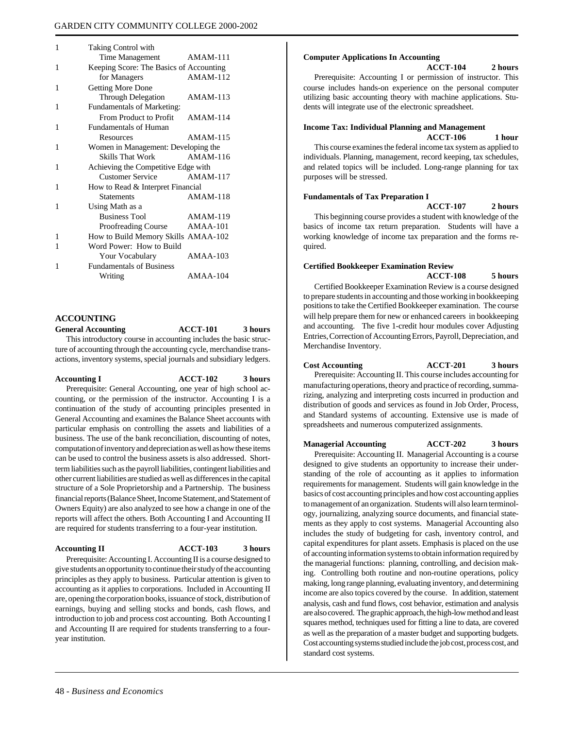| | | |
|---|---|---|
| 1 | Taking Control with Time Management | AMAM-111 |
| 1 | Keeping Score: The Basics of Accounting for Managers | AMAM-112 |
| 1 | Getting More Done Through Delegation | AMAM-113 |
| 1 | Fundamentals of Marketing: From Product to Profit | AMAM-114 |
| 1 | Fundamentals of Human Resources | AMAM-115 |
| 1 | Women in Management: Developing the Skills That Work | AMAM-116 |
| 1 | Achieving the Competitive Edge with Customer Service | AMAM-117 |
| 1 | How to Read & Interpret Financial Statements | AMAM-118 |
| 1 | Using Math as a Business Tool | AMAM-119 |
| | Proofreading Course | AMAA-101 |
| 1 | How to Build Memory Skills | AMAA-102 |
| 1 | Word Power: How to Build Your Vocabulary | AMAA-103 |
| 1 | Fundamentals of Business Writing | AMAA-104 |

## ACCOUNTING

**General Accounting ACCT-101 3 hours**

This introductory course in accounting includes the basic structure of accounting through the accounting cycle, merchandise transactions, inventory systems, special journals and subsidiary ledgers.

**Accounting I ACCT-102 3 hours**

Prerequisite: General Accounting, one year of high school accounting, or the permission of the instructor. Accounting I is a continuation of the study of accounting principles presented in General Accounting and examines the Balance Sheet accounts with particular emphasis on controlling the assets and liabilities of a business. The use of the bank reconciliation, discounting of notes, computation of inventory and depreciation as well as how these items can be used to control the business assets is also addressed. Short-term liabilities such as the payroll liabilities, contingent liabilities and other current liabilities are studied as well as differences in the capital structure of a Sole Proprietorship and a Partnership. The business financial reports (Balance Sheet, Income Statement, and Statement of Owners Equity) are also analyzed to see how a change in one of the reports will affect the others. Both Accounting I and Accounting II are required for students transferring to a four-year institution.

**Accounting II ACCT-103 3 hours**

Prerequisite: Accounting I. Accounting II is a course designed to give students an opportunity to continue their study of the accounting principles as they apply to business. Particular attention is given to accounting as it applies to corporations. Included in Accounting II are, opening the corporation books, issuance of stock, distribution of earnings, buying and selling stocks and bonds, cash flows, and introduction to job and process cost accounting. Both Accounting I and Accounting II are required for students transferring to a four-year institution.

**Computer Applications In Accounting**
**ACCT-104 2 hours**

Prerequisite: Accounting I or permission of instructor. This course includes hands-on experience on the personal computer utilizing basic accounting theory with machine applications. Students will integrate use of the electronic spreadsheet.

**Income Tax: Individual Planning and Management**
**ACCT-106 1 hour**

This course examines the federal income tax system as applied to individuals. Planning, management, record keeping, tax schedules, and related topics will be included. Long-range planning for tax purposes will be stressed.

**Fundamentals of Tax Preparation I**
**ACCT-107 2 hours**

This beginning course provides a student with knowledge of the basics of income tax return preparation. Students will have a working knowledge of income tax preparation and the forms required.

**Certified Bookkeeper Examination Review**
**ACCT-108 5 hours**

Certified Bookkeeper Examination Review is a course designed to prepare students in accounting and those working in bookkeeping positions to take the Certified Bookkeeper examination. The course will help prepare them for new or enhanced careers in bookkeeping and accounting. The five 1-credit hour modules cover Adjusting Entries, Correction of Accounting Errors, Payroll, Depreciation, and Merchandise Inventory.

**Cost Accounting ACCT-201 3 hours**

Prerequisite: Accounting II. This course includes accounting for manufacturing operations, theory and practice of recording, summarizing, analyzing and interpreting costs incurred in production and distribution of goods and services as found in Job Order, Process, and Standard systems of accounting. Extensive use is made of spreadsheets and numerous computerized assignments.

**Managerial Accounting ACCT-202 3 hours**

Prerequisite: Accounting II. Managerial Accounting is a course designed to give students an opportunity to increase their understanding of the role of accounting as it applies to information requirements for management. Students will gain knowledge in the basics of cost accounting principles and how cost accounting applies to management of an organization. Students will also learn terminology, journalizing, analyzing source documents, and financial statements as they apply to cost systems. Managerial Accounting also includes the study of budgeting for cash, inventory control, and capital expenditures for plant assets. Emphasis is placed on the use of accounting information systems to obtain information required by the managerial functions: planning, controlling, and decision making. Controlling both routine and non-routine operations, policy making, long range planning, evaluating inventory, and determining income are also topics covered by the course. In addition, statement analysis, cash and fund flows, cost behavior, estimation and analysis are also covered. The graphic approach, the high-low method and least squares method, techniques used for fitting a line to data, are covered as well as the preparation of a master budget and supporting budgets. Cost accounting systems studied include the job cost, process cost, and standard cost systems.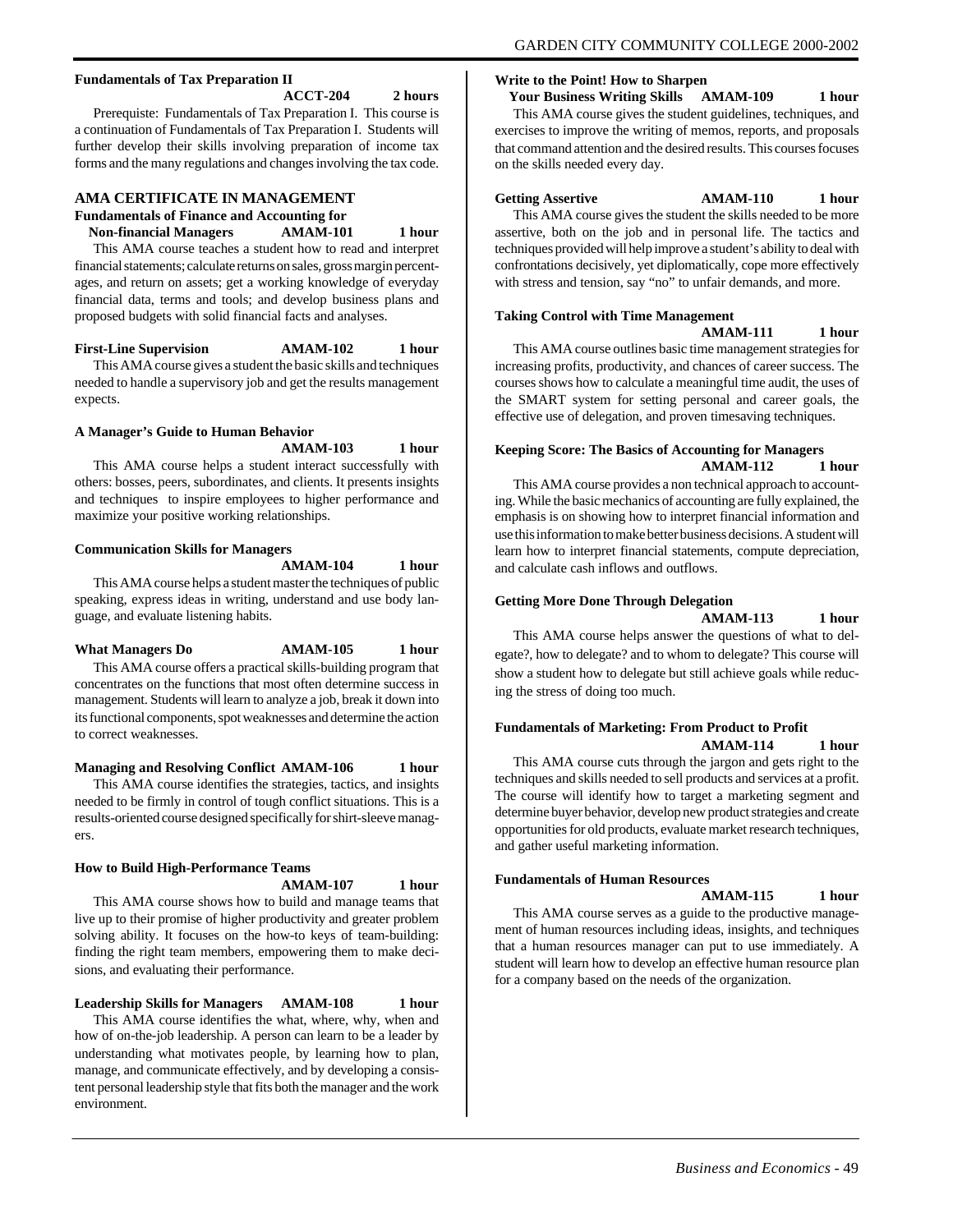**Fundamentals of Tax Preparation II**
**ACCT-204 2 hours**

Prerequiste: Fundamentals of Tax Preparation I. This course is a continuation of Fundamentals of Tax Preparation I. Students will further develop their skills involving preparation of income tax forms and the many regulations and changes involving the tax code.

## AMA CERTIFICATE IN MANAGEMENT

**Fundamentals of Finance and Accounting for Non-financial Managers AMAM-101 1 hour**

This AMA course teaches a student how to read and interpret financial statements; calculate returns on sales, gross margin percentages, and return on assets; get a working knowledge of everyday financial data, terms and tools; and develop business plans and proposed budgets with solid financial facts and analyses.

**First-Line Supervision AMAM-102 1 hour**

This AMA course gives a student the basic skills and techniques needed to handle a supervisory job and get the results management expects.

**A Manager's Guide to Human Behavior**
**AMAM-103 1 hour**

This AMA course helps a student interact successfully with others: bosses, peers, subordinates, and clients. It presents insights and techniques to inspire employees to higher performance and maximize your positive working relationships.

**Communication Skills for Managers**
**AMAM-104 1 hour**

This AMA course helps a student master the techniques of public speaking, express ideas in writing, understand and use body language, and evaluate listening habits.

**What Managers Do AMAM-105 1 hour**

This AMA course offers a practical skills-building program that concentrates on the functions that most often determine success in management. Students will learn to analyze a job, break it down into its functional components, spot weaknesses and determine the action to correct weaknesses.

**Managing and Resolving Conflict AMAM-106 1 hour**

This AMA course identifies the strategies, tactics, and insights needed to be firmly in control of tough conflict situations. This is a results-oriented course designed specifically for shirt-sleeve managers.

**How to Build High-Performance Teams**
**AMAM-107 1 hour**

This AMA course shows how to build and manage teams that live up to their promise of higher productivity and greater problem solving ability. It focuses on the how-to keys of team-building: finding the right team members, empowering them to make decisions, and evaluating their performance.

**Leadership Skills for Managers AMAM-108 1 hour**

This AMA course identifies the what, where, why, when and how of on-the-job leadership. A person can learn to be a leader by understanding what motivates people, by learning how to plan, manage, and communicate effectively, and by developing a consistent personal leadership style that fits both the manager and the work environment.

**Write to the Point! How to Sharpen Your Business Writing Skills AMAM-109 1 hour**

This AMA course gives the student guidelines, techniques, and exercises to improve the writing of memos, reports, and proposals that command attention and the desired results. This courses focuses on the skills needed every day.

**Getting Assertive AMAM-110 1 hour**

This AMA course gives the student the skills needed to be more assertive, both on the job and in personal life. The tactics and techniques provided will help improve a student's ability to deal with confrontations decisively, yet diplomatically, cope more effectively with stress and tension, say "no" to unfair demands, and more.

**Taking Control with Time Management**
**AMAM-111 1 hour**

This AMA course outlines basic time management strategies for increasing profits, productivity, and chances of career success. The courses shows how to calculate a meaningful time audit, the uses of the SMART system for setting personal and career goals, the effective use of delegation, and proven timesaving techniques.

**Keeping Score: The Basics of Accounting for Managers**
**AMAM-112 1 hour**

This AMA course provides a non technical approach to accounting. While the basic mechanics of accounting are fully explained, the emphasis is on showing how to interpret financial information and use this information to make better business decisions. A student will learn how to interpret financial statements, compute depreciation, and calculate cash inflows and outflows.

**Getting More Done Through Delegation**
**AMAM-113 1 hour**

This AMA course helps answer the questions of what to delegate?, how to delegate? and to whom to delegate? This course will show a student how to delegate but still achieve goals while reducing the stress of doing too much.

**Fundamentals of Marketing: From Product to Profit**
**AMAM-114 1 hour**

This AMA course cuts through the jargon and gets right to the techniques and skills needed to sell products and services at a profit. The course will identify how to target a marketing segment and determine buyer behavior, develop new product strategies and create opportunities for old products, evaluate market research techniques, and gather useful marketing information.

**Fundamentals of Human Resources**
**AMAM-115 1 hour**

This AMA course serves as a guide to the productive management of human resources including ideas, insights, and techniques that a human resources manager can put to use immediately. A student will learn how to develop an effective human resource plan for a company based on the needs of the organization.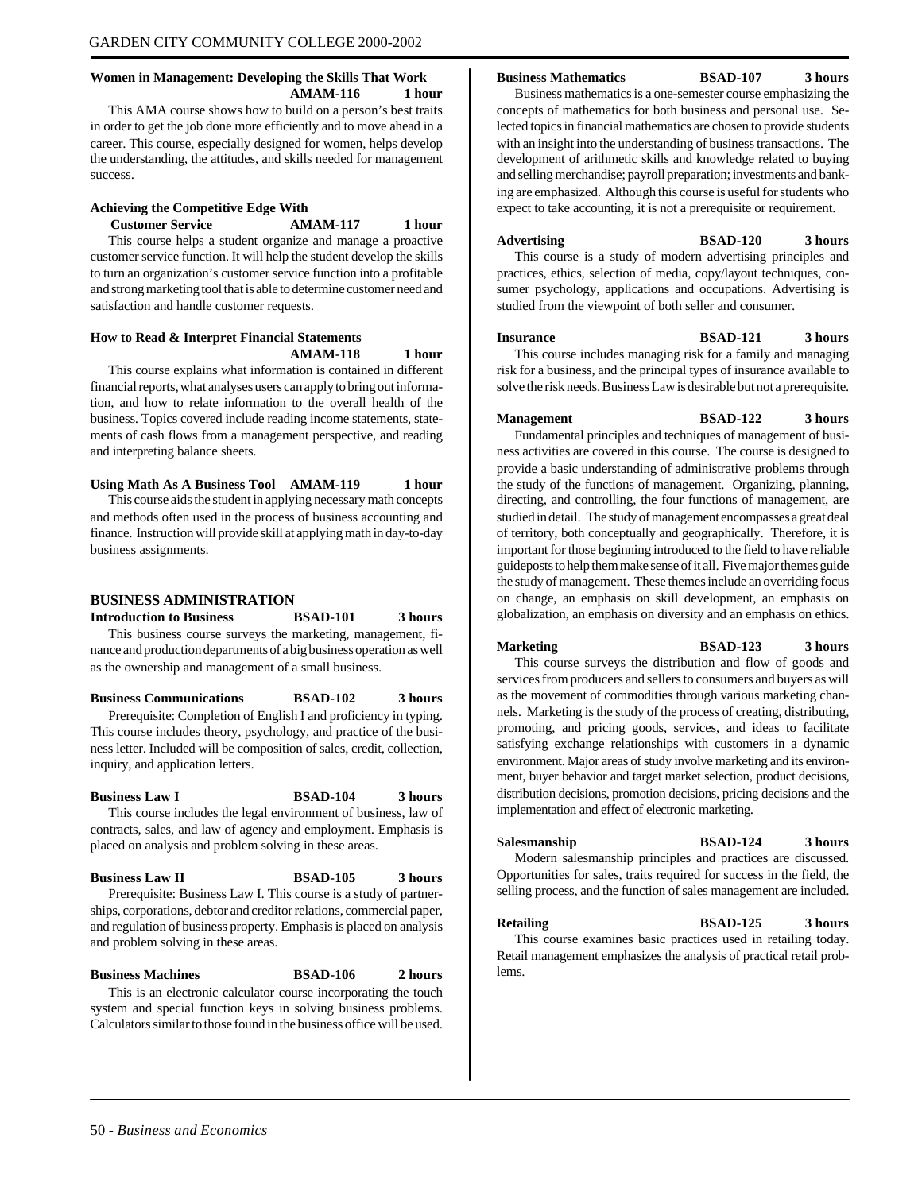**Women in Management: Developing the Skills That Work AMAM-116 1 hour**

This AMA course shows how to build on a person's best traits in order to get the job done more efficiently and to move ahead in a career. This course, especially designed for women, helps develop the understanding, the attitudes, and skills needed for management success.

**Achieving the Competitive Edge With Customer Service AMAM-117 1 hour**

This course helps a student organize and manage a proactive customer service function. It will help the student develop the skills to turn an organization's customer service function into a profitable and strong marketing tool that is able to determine customer need and satisfaction and handle customer requests.

**How to Read & Interpret Financial Statements AMAM-118 1 hour**

This course explains what information is contained in different financial reports, what analyses users can apply to bring out information, and how to relate information to the overall health of the business. Topics covered include reading income statements, statements of cash flows from a management perspective, and reading and interpreting balance sheets.

**Using Math As A Business Tool AMAM-119 1 hour**

This course aids the student in applying necessary math concepts and methods often used in the process of business accounting and finance. Instruction will provide skill at applying math in day-to-day business assignments.

## BUSINESS ADMINISTRATION

**Introduction to Business BSAD-101 3 hours**

This business course surveys the marketing, management, finance and production departments of a big business operation as well as the ownership and management of a small business.

**Business Communications BSAD-102 3 hours**

Prerequisite: Completion of English I and proficiency in typing. This course includes theory, psychology, and practice of the business letter. Included will be composition of sales, credit, collection, inquiry, and application letters.

**Business Law I BSAD-104 3 hours**

This course includes the legal environment of business, law of contracts, sales, and law of agency and employment. Emphasis is placed on analysis and problem solving in these areas.

**Business Law II BSAD-105 3 hours**

Prerequisite: Business Law I. This course is a study of partnerships, corporations, debtor and creditor relations, commercial paper, and regulation of business property. Emphasis is placed on analysis and problem solving in these areas.

**Business Machines BSAD-106 2 hours**

This is an electronic calculator course incorporating the touch system and special function keys in solving business problems. Calculators similar to those found in the business office will be used.

**Business Mathematics BSAD-107 3 hours**

Business mathematics is a one-semester course emphasizing the concepts of mathematics for both business and personal use. Selected topics in financial mathematics are chosen to provide students with an insight into the understanding of business transactions. The development of arithmetic skills and knowledge related to buying and selling merchandise; payroll preparation; investments and banking are emphasized. Although this course is useful for students who expect to take accounting, it is not a prerequisite or requirement.

**Advertising BSAD-120 3 hours**

This course is a study of modern advertising principles and practices, ethics, selection of media, copy/layout techniques, consumer psychology, applications and occupations. Advertising is studied from the viewpoint of both seller and consumer.

**Insurance BSAD-121 3 hours**

This course includes managing risk for a family and managing risk for a business, and the principal types of insurance available to solve the risk needs. Business Law is desirable but not a prerequisite.

**Management BSAD-122 3 hours**

Fundamental principles and techniques of management of business activities are covered in this course. The course is designed to provide a basic understanding of administrative problems through the study of the functions of management. Organizing, planning, directing, and controlling, the four functions of management, are studied in detail. The study of management encompasses a great deal of territory, both conceptually and geographically. Therefore, it is important for those beginning introduced to the field to have reliable guideposts to help them make sense of it all. Five major themes guide the study of management. These themes include an overriding focus on change, an emphasis on skill development, an emphasis on globalization, an emphasis on diversity and an emphasis on ethics.

**Marketing BSAD-123 3 hours**

This course surveys the distribution and flow of goods and services from producers and sellers to consumers and buyers as will as the movement of commodities through various marketing channels. Marketing is the study of the process of creating, distributing, promoting, and pricing goods, services, and ideas to facilitate satisfying exchange relationships with customers in a dynamic environment. Major areas of study involve marketing and its environment, buyer behavior and target market selection, product decisions, distribution decisions, promotion decisions, pricing decisions and the implementation and effect of electronic marketing.

**Salesmanship BSAD-124 3 hours**

Modern salesmanship principles and practices are discussed. Opportunities for sales, traits required for success in the field, the selling process, and the function of sales management are included.

**Retailing BSAD-125 3 hours**

This course examines basic practices used in retailing today. Retail management emphasizes the analysis of practical retail problems.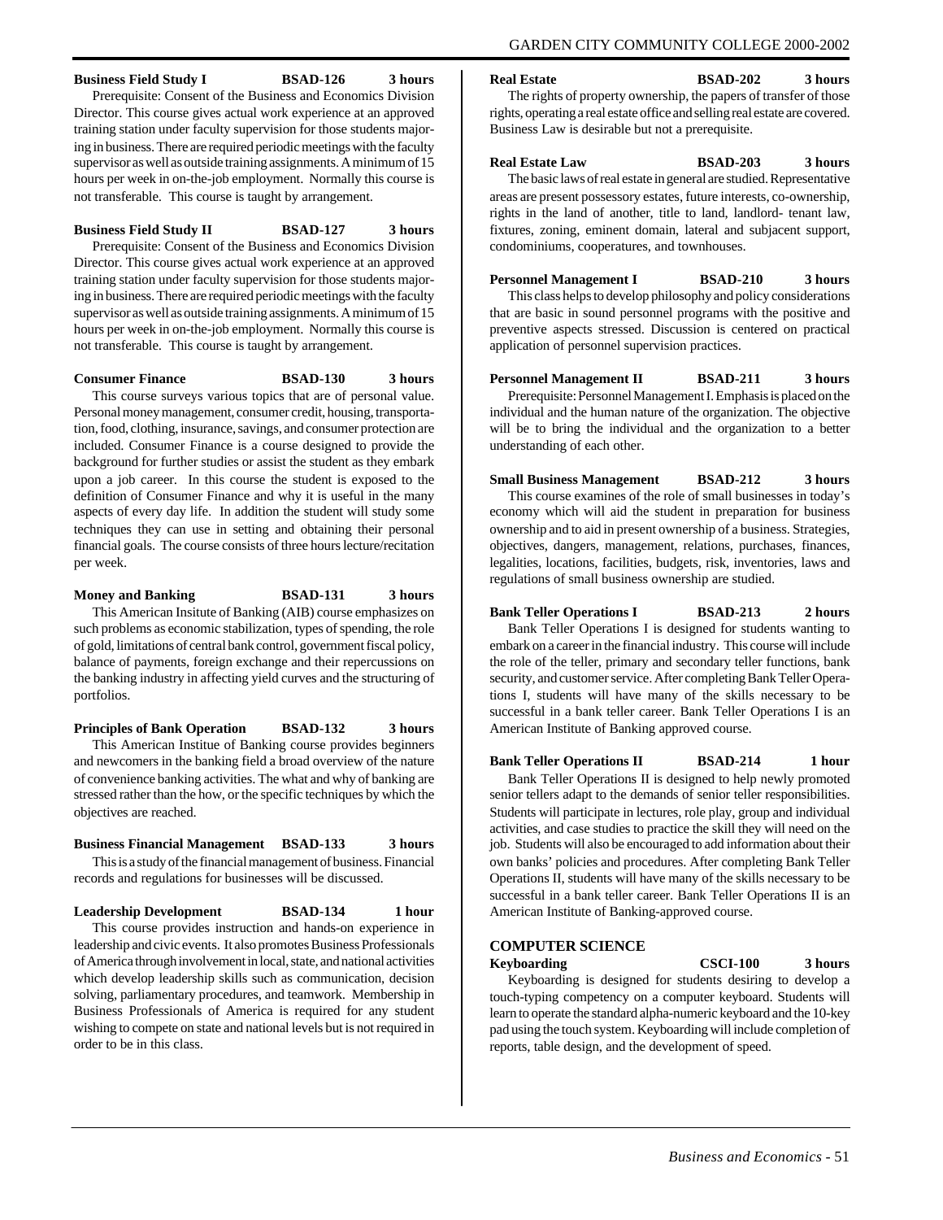**Business Field Study I BSAD-126 3 hours**

Prerequisite: Consent of the Business and Economics Division Director. This course gives actual work experience at an approved training station under faculty supervision for those students majoring in business. There are required periodic meetings with the faculty supervisor as well as outside training assignments. A minimum of 15 hours per week in on-the-job employment. Normally this course is not transferable. This course is taught by arrangement.

**Business Field Study II BSAD-127 3 hours**

Prerequisite: Consent of the Business and Economics Division Director. This course gives actual work experience at an approved training station under faculty supervision for those students majoring in business. There are required periodic meetings with the faculty supervisor as well as outside training assignments. A minimum of 15 hours per week in on-the-job employment. Normally this course is not transferable. This course is taught by arrangement.

**Consumer Finance BSAD-130 3 hours**

This course surveys various topics that are of personal value. Personal money management, consumer credit, housing, transportation, food, clothing, insurance, savings, and consumer protection are included. Consumer Finance is a course designed to provide the background for further studies or assist the student as they embark upon a job career. In this course the student is exposed to the definition of Consumer Finance and why it is useful in the many aspects of every day life. In addition the student will study some techniques they can use in setting and obtaining their personal financial goals. The course consists of three hours lecture/recitation per week.

**Money and Banking BSAD-131 3 hours**

This American Insitute of Banking (AIB) course emphasizes on such problems as economic stabilization, types of spending, the role of gold, limitations of central bank control, government fiscal policy, balance of payments, foreign exchange and their repercussions on the banking industry in affecting yield curves and the structuring of portfolios.

**Principles of Bank Operation BSAD-132 3 hours**

This American Institue of Banking course provides beginners and newcomers in the banking field a broad overview of the nature of convenience banking activities. The what and why of banking are stressed rather than the how, or the specific techniques by which the objectives are reached.

**Business Financial Management BSAD-133 3 hours**

This is a study of the financial management of business. Financial records and regulations for businesses will be discussed.

**Leadership Development BSAD-134 1 hour**

This course provides instruction and hands-on experience in leadership and civic events. It also promotes Business Professionals of America through involvement in local, state, and national activities which develop leadership skills such as communication, decision solving, parliamentary procedures, and teamwork. Membership in Business Professionals of America is required for any student wishing to compete on state and national levels but is not required in order to be in this class.

**Real Estate BSAD-202 3 hours**

The rights of property ownership, the papers of transfer of those rights, operating a real estate office and selling real estate are covered. Business Law is desirable but not a prerequisite.

**Real Estate Law BSAD-203 3 hours**

The basic laws of real estate in general are studied. Representative areas are present possessory estates, future interests, co-ownership, rights in the land of another, title to land, landlord- tenant law, fixtures, zoning, eminent domain, lateral and subjacent support, condominiums, cooperatures, and townhouses.

**Personnel Management I BSAD-210 3 hours**

This class helps to develop philosophy and policy considerations that are basic in sound personnel programs with the positive and preventive aspects stressed. Discussion is centered on practical application of personnel supervision practices.

**Personnel Management II BSAD-211 3 hours**

Prerequisite: Personnel Management I. Emphasis is placed on the individual and the human nature of the organization. The objective will be to bring the individual and the organization to a better understanding of each other.

**Small Business Management BSAD-212 3 hours**

This course examines of the role of small businesses in today's economy which will aid the student in preparation for business ownership and to aid in present ownership of a business. Strategies, objectives, dangers, management, relations, purchases, finances, legalities, locations, facilities, budgets, risk, inventories, laws and regulations of small business ownership are studied.

**Bank Teller Operations I BSAD-213 2 hours**

Bank Teller Operations I is designed for students wanting to embark on a career in the financial industry. This course will include the role of the teller, primary and secondary teller functions, bank security, and customer service. After completing Bank Teller Operations I, students will have many of the skills necessary to be successful in a bank teller career. Bank Teller Operations I is an American Institute of Banking approved course.

**Bank Teller Operations II BSAD-214 1 hour**

Bank Teller Operations II is designed to help newly promoted senior tellers adapt to the demands of senior teller responsibilities. Students will participate in lectures, role play, group and individual activities, and case studies to practice the skill they will need on the job. Students will also be encouraged to add information about their own banks' policies and procedures. After completing Bank Teller Operations II, students will have many of the skills necessary to be successful in a bank teller career. Bank Teller Operations II is an American Institute of Banking-approved course.

## COMPUTER SCIENCE

**Keyboarding CSCI-100 3 hours**

Keyboarding is designed for students desiring to develop a touch-typing competency on a computer keyboard. Students will learn to operate the standard alpha-numeric keyboard and the 10-key pad using the touch system. Keyboarding will include completion of reports, table design, and the development of speed.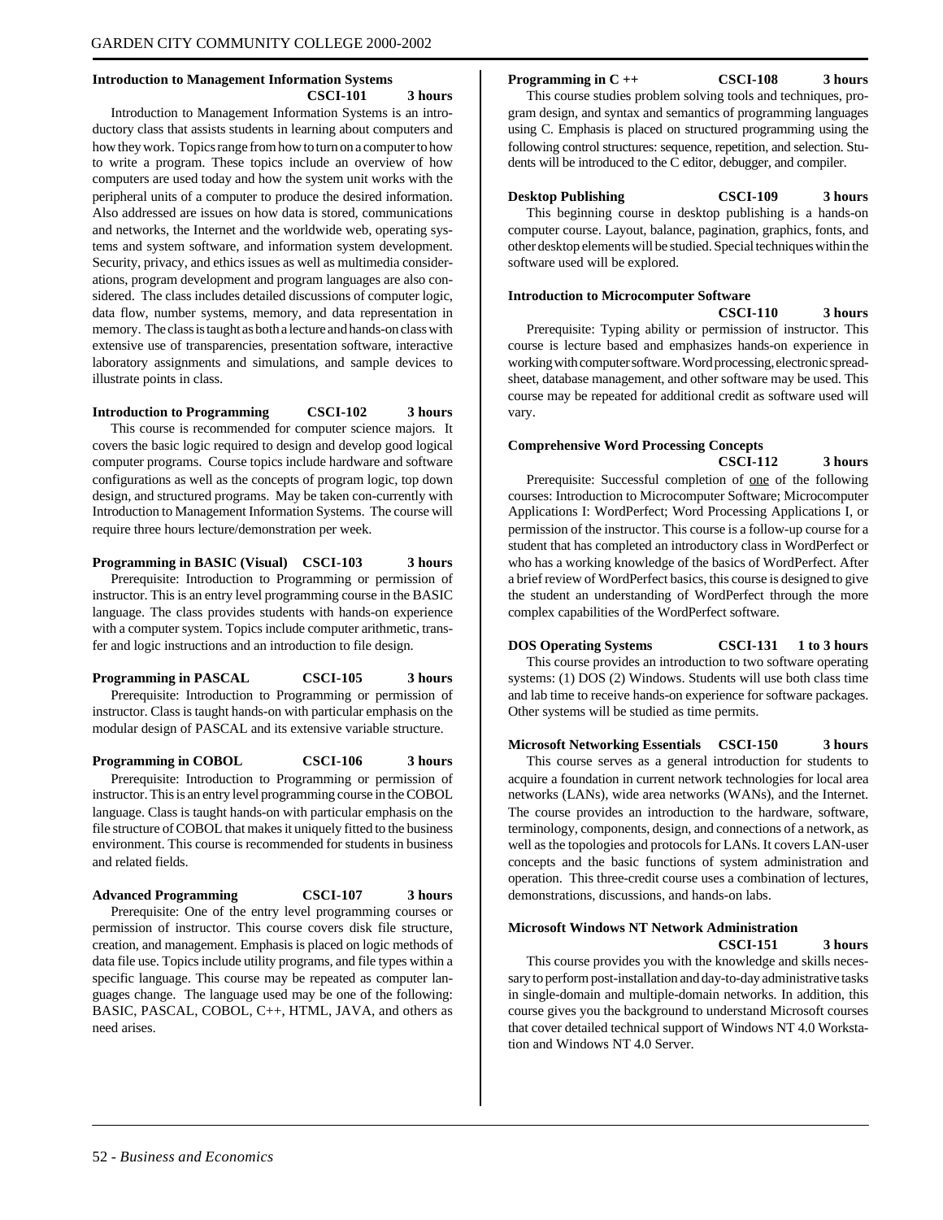**Introduction to Management Information Systems CSCI-101 3 hours**

Introduction to Management Information Systems is an introductory class that assists students in learning about computers and how they work. Topics range from how to turn on a computer to how to write a program. These topics include an overview of how computers are used today and how the system unit works with the peripheral units of a computer to produce the desired information. Also addressed are issues on how data is stored, communications and networks, the Internet and the worldwide web, operating systems and system software, and information system development. Security, privacy, and ethics issues as well as multimedia considerations, program development and program languages are also considered. The class includes detailed discussions of computer logic, data flow, number systems, memory, and data representation in memory. The class is taught as both a lecture and hands-on class with extensive use of transparencies, presentation software, interactive laboratory assignments and simulations, and sample devices to illustrate points in class.

**Introduction to Programming CSCI-102 3 hours**

This course is recommended for computer science majors. It covers the basic logic required to design and develop good logical computer programs. Course topics include hardware and software configurations as well as the concepts of program logic, top down design, and structured programs. May be taken con-currently with Introduction to Management Information Systems. The course will require three hours lecture/demonstration per week.

**Programming in BASIC (Visual) CSCI-103 3 hours**

Prerequisite: Introduction to Programming or permission of instructor. This is an entry level programming course in the BASIC language. The class provides students with hands-on experience with a computer system. Topics include computer arithmetic, transfer and logic instructions and an introduction to file design.

**Programming in PASCAL CSCI-105 3 hours**

Prerequisite: Introduction to Programming or permission of instructor. Class is taught hands-on with particular emphasis on the modular design of PASCAL and its extensive variable structure.

**Programming in COBOL CSCI-106 3 hours**

Prerequisite: Introduction to Programming or permission of instructor. This is an entry level programming course in the COBOL language. Class is taught hands-on with particular emphasis on the file structure of COBOL that makes it uniquely fitted to the business environment. This course is recommended for students in business and related fields.

**Advanced Programming CSCI-107 3 hours**

Prerequisite: One of the entry level programming courses or permission of instructor. This course covers disk file structure, creation, and management. Emphasis is placed on logic methods of data file use. Topics include utility programs, and file types within a specific language. This course may be repeated as computer languages change. The language used may be one of the following: BASIC, PASCAL, COBOL, C++, HTML, JAVA, and others as need arises.

**Programming in C ++ CSCI-108 3 hours**

This course studies problem solving tools and techniques, program design, and syntax and semantics of programming languages using C. Emphasis is placed on structured programming using the following control structures: sequence, repetition, and selection. Students will be introduced to the C editor, debugger, and compiler.

**Desktop Publishing CSCI-109 3 hours**

This beginning course in desktop publishing is a hands-on computer course. Layout, balance, pagination, graphics, fonts, and other desktop elements will be studied. Special techniques within the software used will be explored.

**Introduction to Microcomputer Software CSCI-110 3 hours**

Prerequisite: Typing ability or permission of instructor. This course is lecture based and emphasizes hands-on experience in working with computer software. Word processing, electronic spreadsheet, database management, and other software may be used. This course may be repeated for additional credit as software used will vary.

**Comprehensive Word Processing Concepts CSCI-112 3 hours**

Prerequisite: Successful completion of one of the following courses: Introduction to Microcomputer Software; Microcomputer Applications I: WordPerfect; Word Processing Applications I, or permission of the instructor. This course is a follow-up course for a student that has completed an introductory class in WordPerfect or who has a working knowledge of the basics of WordPerfect. After a brief review of WordPerfect basics, this course is designed to give the student an understanding of WordPerfect through the more complex capabilities of the WordPerfect software.

**DOS Operating Systems CSCI-131 1 to 3 hours**

This course provides an introduction to two software operating systems: (1) DOS (2) Windows. Students will use both class time and lab time to receive hands-on experience for software packages. Other systems will be studied as time permits.

**Microsoft Networking Essentials CSCI-150 3 hours**

This course serves as a general introduction for students to acquire a foundation in current network technologies for local area networks (LANs), wide area networks (WANs), and the Internet. The course provides an introduction to the hardware, software, terminology, components, design, and connections of a network, as well as the topologies and protocols for LANs. It covers LAN-user concepts and the basic functions of system administration and operation. This three-credit course uses a combination of lectures, demonstrations, discussions, and hands-on labs.

**Microsoft Windows NT Network Administration CSCI-151 3 hours**

This course provides you with the knowledge and skills necessary to perform post-installation and day-to-day administrative tasks in single-domain and multiple-domain networks. In addition, this course gives you the background to understand Microsoft courses that cover detailed technical support of Windows NT 4.0 Workstation and Windows NT 4.0 Server.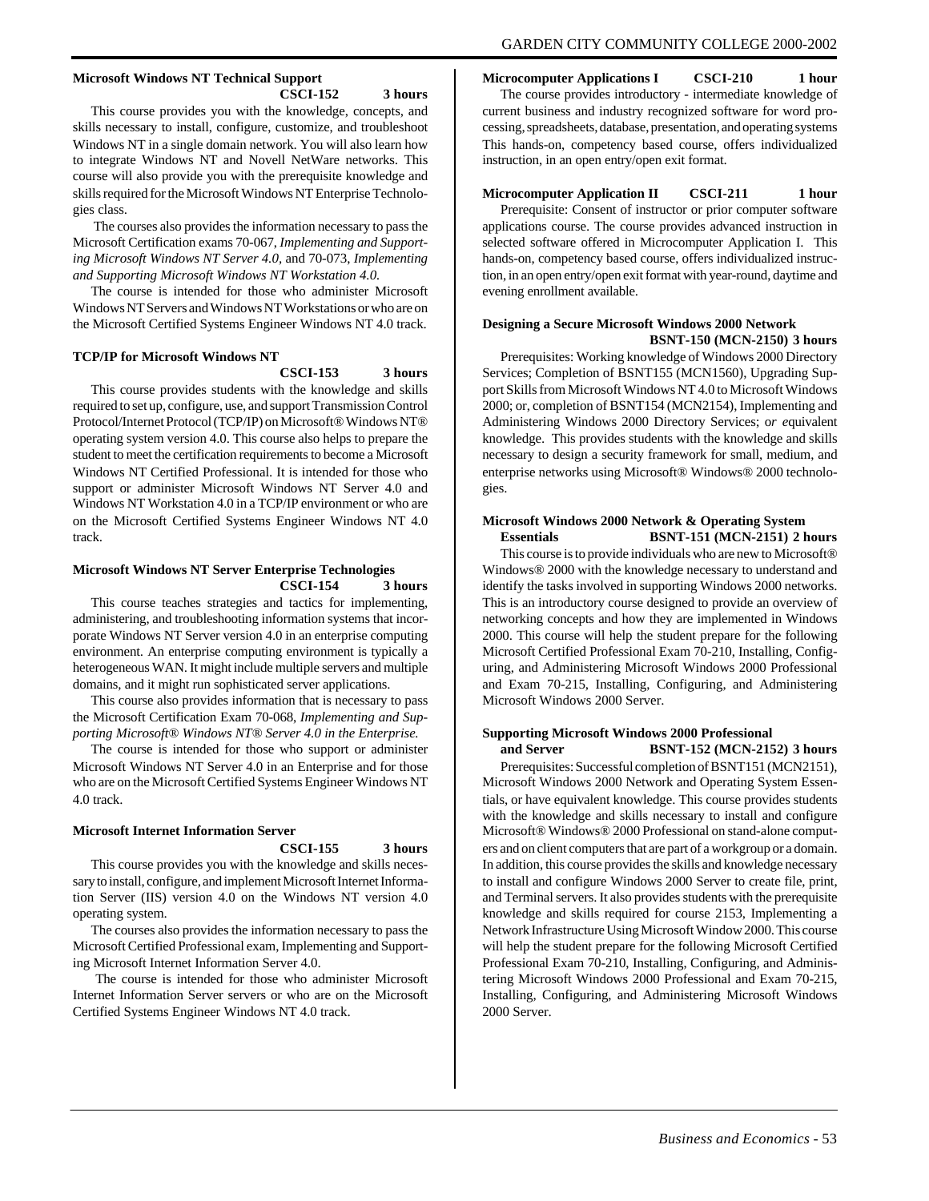**Microsoft Windows NT Technical Support**
**CSCI-152 3 hours**

This course provides you with the knowledge, concepts, and skills necessary to install, configure, customize, and troubleshoot Windows NT in a single domain network. You will also learn how to integrate Windows NT and Novell NetWare networks. This course will also provide you with the prerequisite knowledge and skills required for the Microsoft Windows NT Enterprise Technologies class.

The courses also provides the information necessary to pass the Microsoft Certification exams 70-067, *Implementing and Supporting Microsoft Windows NT Server 4.0,* and 70-073, *Implementing and Supporting Microsoft Windows NT Workstation 4.0.*

The course is intended for those who administer Microsoft Windows NT Servers and Windows NT Workstations or who are on the Microsoft Certified Systems Engineer Windows NT 4.0 track.

**TCP/IP for Microsoft Windows NT**
**CSCI-153 3 hours**

This course provides students with the knowledge and skills required to set up, configure, use, and support Transmission Control Protocol/Internet Protocol (TCP/IP) on Microsoft® Windows NT® operating system version 4.0. This course also helps to prepare the student to meet the certification requirements to become a Microsoft Windows NT Certified Professional. It is intended for those who support or administer Microsoft Windows NT Server 4.0 and Windows NT Workstation 4.0 in a TCP/IP environment or who are on the Microsoft Certified Systems Engineer Windows NT 4.0 track.

**Microsoft Windows NT Server Enterprise Technologies**
**CSCI-154 3 hours**

This course teaches strategies and tactics for implementing, administering, and troubleshooting information systems that incorporate Windows NT Server version 4.0 in an enterprise computing environment. An enterprise computing environment is typically a heterogeneous WAN. It might include multiple servers and multiple domains, and it might run sophisticated server applications.

This course also provides information that is necessary to pass the Microsoft Certification Exam 70-068, *Implementing and Supporting Microsoft® Windows NT® Server 4.0 in the Enterprise.*

The course is intended for those who support or administer Microsoft Windows NT Server 4.0 in an Enterprise and for those who are on the Microsoft Certified Systems Engineer Windows NT 4.0 track.

**Microsoft Internet Information Server**
**CSCI-155 3 hours**

This course provides you with the knowledge and skills necessary to install, configure, and implement Microsoft Internet Information Server (IIS) version 4.0 on the Windows NT version 4.0 operating system.

The courses also provides the information necessary to pass the Microsoft Certified Professional exam, Implementing and Supporting Microsoft Internet Information Server 4.0.

The course is intended for those who administer Microsoft Internet Information Server servers or who are on the Microsoft Certified Systems Engineer Windows NT 4.0 track.

**Microcomputer Applications I CSCI-210 1 hour**

The course provides introductory - intermediate knowledge of current business and industry recognized software for word processing, spreadsheets, database, presentation, and operating systems This hands-on, competency based course, offers individualized instruction, in an open entry/open exit format.

**Microcomputer Application II CSCI-211 1 hour**

Prerequisite: Consent of instructor or prior computer software applications course. The course provides advanced instruction in selected software offered in Microcomputer Application I. This hands-on, competency based course, offers individualized instruction, in an open entry/open exit format with year-round, daytime and evening enrollment available.

**Designing a Secure Microsoft Windows 2000 Network**
**BSNT-150 (MCN-2150) 3 hours**

Prerequisites: Working knowledge of Windows 2000 Directory Services; Completion of BSNT155 (MCN1560), Upgrading Support Skills from Microsoft Windows NT 4.0 to Microsoft Windows 2000; or, completion of BSNT154 (MCN2154), Implementing and Administering Windows 2000 Directory Services; or equivalent knowledge. This provides students with the knowledge and skills necessary to design a security framework for small, medium, and enterprise networks using Microsoft® Windows® 2000 technologies.

**Microsoft Windows 2000 Network & Operating System Essentials BSNT-151 (MCN-2151) 2 hours**

This course is to provide individuals who are new to Microsoft® Windows® 2000 with the knowledge necessary to understand and identify the tasks involved in supporting Windows 2000 networks. This is an introductory course designed to provide an overview of networking concepts and how they are implemented in Windows 2000. This course will help the student prepare for the following Microsoft Certified Professional Exam 70-210, Installing, Configuring, and Administering Microsoft Windows 2000 Professional and Exam 70-215, Installing, Configuring, and Administering Microsoft Windows 2000 Server.

**Supporting Microsoft Windows 2000 Professional and Server BSNT-152 (MCN-2152) 3 hours**

Prerequisites: Successful completion of BSNT151 (MCN2151), Microsoft Windows 2000 Network and Operating System Essentials, or have equivalent knowledge. This course provides students with the knowledge and skills necessary to install and configure Microsoft® Windows® 2000 Professional on stand-alone computers and on client computers that are part of a workgroup or a domain. In addition, this course provides the skills and knowledge necessary to install and configure Windows 2000 Server to create file, print, and Terminal servers. It also provides students with the prerequisite knowledge and skills required for course 2153, Implementing a Network Infrastructure Using Microsoft Window 2000. This course will help the student prepare for the following Microsoft Certified Professional Exam 70-210, Installing, Configuring, and Administering Microsoft Windows 2000 Professional and Exam 70-215, Installing, Configuring, and Administering Microsoft Windows 2000 Server.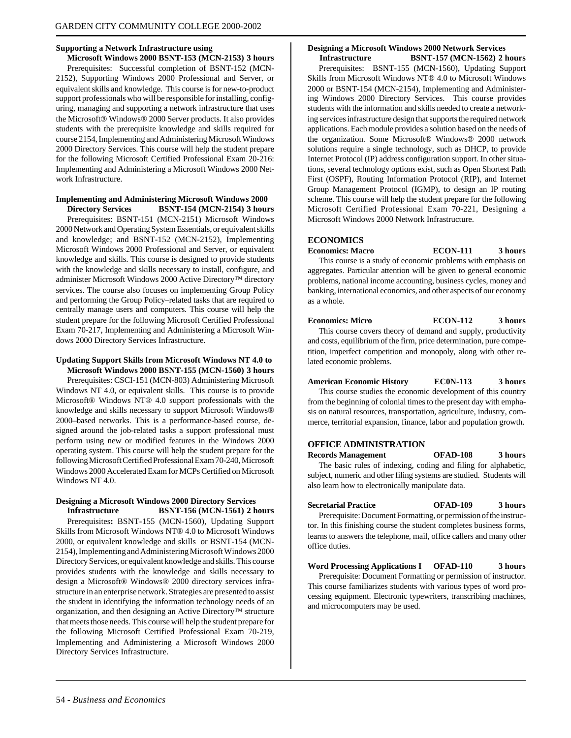**Supporting a Network Infrastructure using Microsoft Windows 2000 BSNT-153 (MCN-2153) 3 hours**

Prerequisites: Successful completion of BSNT-152 (MCN-2152), Supporting Windows 2000 Professional and Server, or equivalent skills and knowledge. This course is for new-to-product support professionals who will be responsible for installing, configuring, managing and supporting a network infrastructure that uses the Microsoft® Windows® 2000 Server products. It also provides students with the prerequisite knowledge and skills required for course 2154, Implementing and Administering Microsoft Windows 2000 Directory Services. This course will help the student prepare for the following Microsoft Certified Professional Exam 20-216: Implementing and Administering a Microsoft Windows 2000 Network Infrastructure.

**Implementing and Administering Microsoft Windows 2000 Directory Services BSNT-154 (MCN-2154) 3 hours**

Prerequisites: BSNT-151 (MCN-2151) Microsoft Windows 2000 Network and Operating System Essentials, or equivalent skills and knowledge; and BSNT-152 (MCN-2152), Implementing Microsoft Windows 2000 Professional and Server, or equivalent knowledge and skills. This course is designed to provide students with the knowledge and skills necessary to install, configure, and administer Microsoft Windows 2000 Active Directory™ directory services. The course also focuses on implementing Group Policy and performing the Group Policy–related tasks that are required to centrally manage users and computers. This course will help the student prepare for the following Microsoft Certified Professional Exam 70-217, Implementing and Administering a Microsoft Windows 2000 Directory Services Infrastructure.

**Updating Support Skills from Microsoft Windows NT 4.0 to Microsoft Windows 2000 BSNT-155 (MCN-1560) 3 hours**

Prerequisites: CSCI-151 (MCN-803) Administering Microsoft Windows NT 4.0, or equivalent skills. This course is to provide Microsoft® Windows NT® 4.0 support professionals with the knowledge and skills necessary to support Microsoft Windows® 2000–based networks. This is a performance-based course, designed around the job-related tasks a support professional must perform using new or modified features in the Windows 2000 operating system. This course will help the student prepare for the following Microsoft Certified Professional Exam 70-240, Microsoft Windows 2000 Accelerated Exam for MCPs Certified on Microsoft Windows NT 4.0.

**Designing a Microsoft Windows 2000 Directory Services Infrastructure BSNT-156 (MCN-1561) 2 hours**

Prerequisites**:** BSNT-155 (MCN-1560), Updating Support Skills from Microsoft Windows NT® 4.0 to Microsoft Windows 2000, or equivalent knowledge and skills or BSNT-154 (MCN-2154), Implementing and Administering Microsoft Windows 2000 Directory Services, or equivalent knowledge and skills. This course provides students with the knowledge and skills necessary to design a Microsoft® Windows® 2000 directory services infrastructure in an enterprise network. Strategies are presented to assist the student in identifying the information technology needs of an organization, and then designing an Active Directory™ structure that meets those needs. This course will help the student prepare for the following Microsoft Certified Professional Exam 70-219, Implementing and Administering a Microsoft Windows 2000 Directory Services Infrastructure.

**Designing a Microsoft Windows 2000 Network Services Infrastructure BSNT-157 (MCN-1562) 2 hours**

Prerequisites: BSNT-155 (MCN-1560), Updating Support Skills from Microsoft Windows NT® 4.0 to Microsoft Windows 2000 or BSNT-154 (MCN-2154), Implementing and Administering Windows 2000 Directory Services. This course provides students with the information and skills needed to create a networking services infrastructure design that supports the required network applications. Each module provides a solution based on the needs of the organization. Some Microsoft® Windows® 2000 network solutions require a single technology, such as DHCP, to provide Internet Protocol (IP) address configuration support. In other situations, several technology options exist, such as Open Shortest Path First (OSPF), Routing Information Protocol (RIP), and Internet Group Management Protocol (IGMP), to design an IP routing scheme. This course will help the student prepare for the following Microsoft Certified Professional Exam 70-221, Designing a Microsoft Windows 2000 Network Infrastructure.

## ECONOMICS

**Economics: Macro ECON-111 3 hours**

This course is a study of economic problems with emphasis on aggregates. Particular attention will be given to general economic problems, national income accounting, business cycles, money and banking, international economics, and other aspects of our economy as a whole.

**Economics: Micro ECON-112 3 hours**

This course covers theory of demand and supply, productivity and costs, equilibrium of the firm, price determination, pure competition, imperfect competition and monopoly, along with other related economic problems.

**American Economic History EC0N-113 3 hours**

This course studies the economic development of this country from the beginning of colonial times to the present day with emphasis on natural resources, transportation, agriculture, industry, commerce, territorial expansion, finance, labor and population growth.

## OFFICE ADMINISTRATION

**Records Management OFAD-108 3 hours**

The basic rules of indexing, coding and filing for alphabetic, subject, numeric and other filing systems are studied. Students will also learn how to electronically manipulate data.

**Secretarial Practice OFAD-109 3 hours**

Prerequisite: Document Formatting, or permission of the instructor. In this finishing course the student completes business forms, learns to answers the telephone, mail, office callers and many other office duties.

**Word Processing Applications I OFAD-110 3 hours**

Prerequisite: Document Formatting or permission of instructor. This course familiarizes students with various types of word processing equipment. Electronic typewriters, transcribing machines, and microcomputers may be used.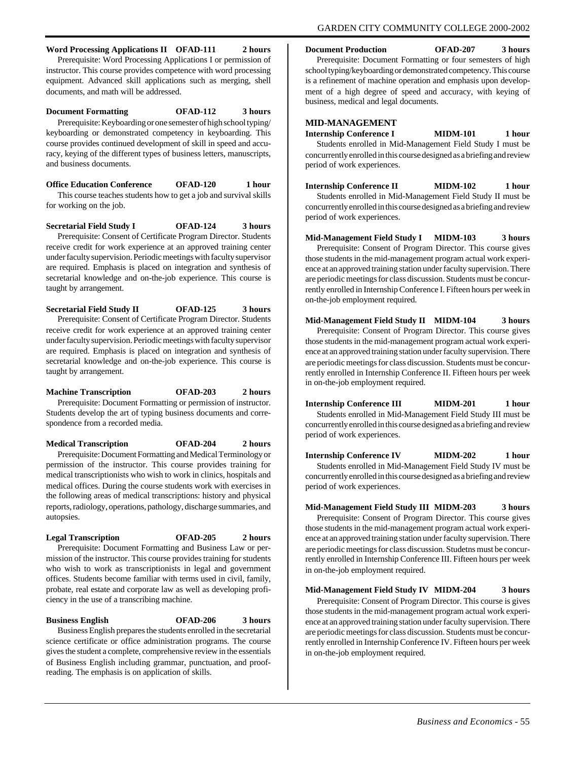**Word Processing Applications II OFAD-111 2 hours**

Prerequisite: Word Processing Applications I or permission of instructor. This course provides competence with word processing equipment. Advanced skill applications such as merging, shell documents, and math will be addressed.

**Document Formatting OFAD-112 3 hours**

Prerequisite: Keyboarding or one semester of high school typing/keyboarding or demonstrated competency in keyboarding. This course provides continued development of skill in speed and accuracy, keying of the different types of business letters, manuscripts, and business documents.

**Office Education Conference OFAD-120 1 hour**

This course teaches students how to get a job and survival skills for working on the job.

**Secretarial Field Study I OFAD-124 3 hours**

Prerequisite: Consent of Certificate Program Director. Students receive credit for work experience at an approved training center under faculty supervision. Periodic meetings with faculty supervisor are required. Emphasis is placed on integration and synthesis of secretarial knowledge and on-the-job experience. This course is taught by arrangement.

**Secretarial Field Study II OFAD-125 3 hours**

Prerequisite: Consent of Certificate Program Director. Students receive credit for work experience at an approved training center under faculty supervision. Periodic meetings with faculty supervisor are required. Emphasis is placed on integration and synthesis of secretarial knowledge and on-the-job experience. This course is taught by arrangement.

**Machine Transcription OFAD-203 2 hours**

Prerequisite: Document Formatting or permission of instructor. Students develop the art of typing business documents and correspondence from a recorded media.

**Medical Transcription OFAD-204 2 hours**

Prerequisite: Document Formatting and Medical Terminology or permission of the instructor. This course provides training for medical transcriptionists who wish to work in clinics, hospitals and medical offices. During the course students work with exercises in the following areas of medical transcriptions: history and physical reports, radiology, operations, pathology, discharge summaries, and autopsies.

**Legal Transcription OFAD-205 2 hours**

Prerequisite: Document Formatting and Business Law or permission of the instructor. This course provides training for students who wish to work as transcriptionists in legal and government offices. Students become familiar with terms used in civil, family, probate, real estate and corporate law as well as developing proficiency in the use of a transcribing machine.

**Business English OFAD-206 3 hours**

Business English prepares the students enrolled in the secretarial science certificate or office administration programs. The course gives the student a complete, comprehensive review in the essentials of Business English including grammar, punctuation, and proofreading. The emphasis is on application of skills.

**Document Production OFAD-207 3 hours**

Prerequisite: Document Formatting or four semesters of high school typing/keyboarding or demonstrated competency. This course is a refinement of machine operation and emphasis upon development of a high degree of speed and accuracy, with keying of business, medical and legal documents.

## MID-MANAGEMENT

**Internship Conference I MIDM-101 1 hour**

Students enrolled in Mid-Management Field Study I must be concurrently enrolled in this course designed as a briefing and review period of work experiences.

**Internship Conference II MIDM-102 1 hour**

Students enrolled in Mid-Management Field Study II must be concurrently enrolled in this course designed as a briefing and review period of work experiences.

**Mid-Management Field Study I MIDM-103 3 hours**

Prerequisite: Consent of Program Director. This course gives those students in the mid-management program actual work experience at an approved training station under faculty supervision. There are periodic meetings for class discussion. Students must be concurrently enrolled in Internship Conference I. Fifteen hours per week in on-the-job employment required.

**Mid-Management Field Study II MIDM-104 3 hours**

Prerequisite: Consent of Program Director. This course gives those students in the mid-management program actual work experience at an approved training station under faculty supervision. There are periodic meetings for class discussion. Students must be concurrently enrolled in Internship Conference II. Fifteen hours per week in on-the-job employment required.

**Internship Conference III MIDM-201 1 hour**

Students enrolled in Mid-Management Field Study III must be concurrently enrolled in this course designed as a briefing and review period of work experiences.

**Internship Conference IV MIDM-202 1 hour**

Students enrolled in Mid-Management Field Study IV must be concurrently enrolled in this course designed as a briefing and review period of work experiences.

**Mid-Management Field Study III MIDM-203 3 hours**

Prerequisite: Consent of Program Director. This course gives those students in the mid-management program actual work experience at an approved training station under faculty supervision. There are periodic meetings for class discussion. Studetns must be concurrently enrolled in Internship Conference III. Fifteen hours per week in on-the-job employment required.

**Mid-Management Field Study IV MIDM-204 3 hours**

Prerequisite: Consent of Program Director. This course is gives those students in the mid-management program actual work experience at an approved training station under faculty supervision. There are periodic meetings for class discussion. Students must be concurrently enrolled in Internship Conference IV. Fifteen hours per week in on-the-job employment required.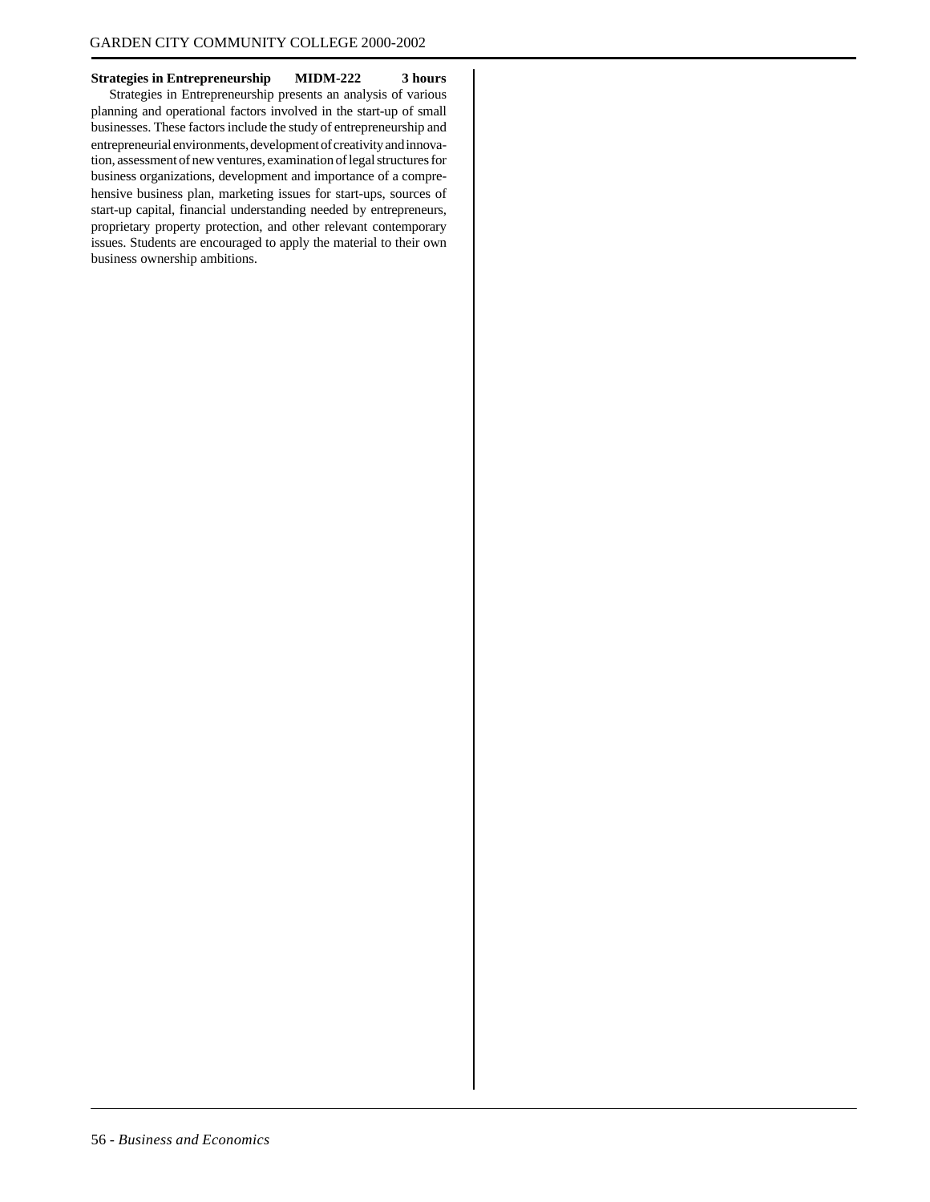**Strategies in Entrepreneurship MIDM-222 3 hours**

Strategies in Entrepreneurship presents an analysis of various planning and operational factors involved in the start-up of small businesses. These factors include the study of entrepreneurship and entrepreneurial environments, development of creativity and innovation, assessment of new ventures, examination of legal structures for business organizations, development and importance of a comprehensive business plan, marketing issues for start-ups, sources of start-up capital, financial understanding needed by entrepreneurs, proprietary property protection, and other relevant contemporary issues. Students are encouraged to apply the material to their own business ownership ambitions.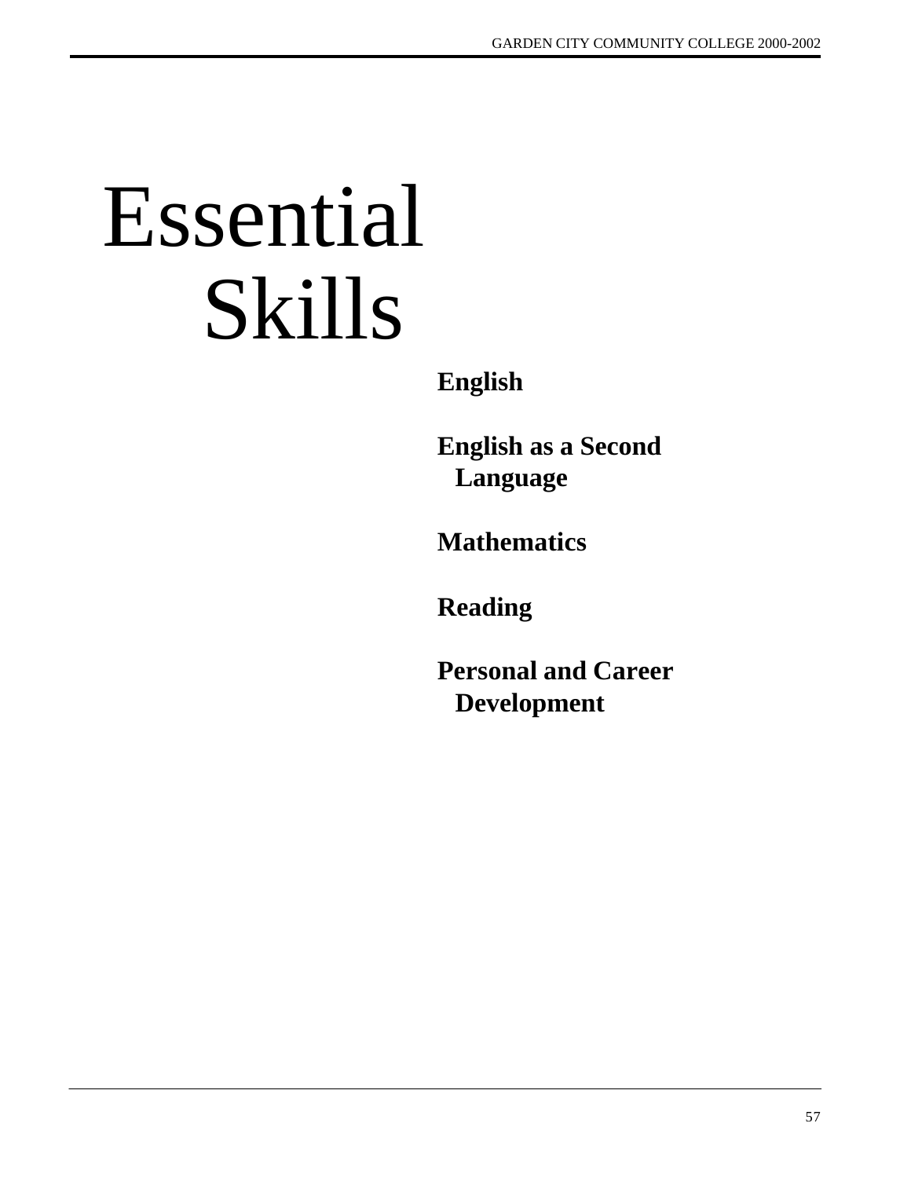# Essential Skills

**English**

**English as a Second Language**

**Mathematics**

**Reading**

**Personal and Career Development**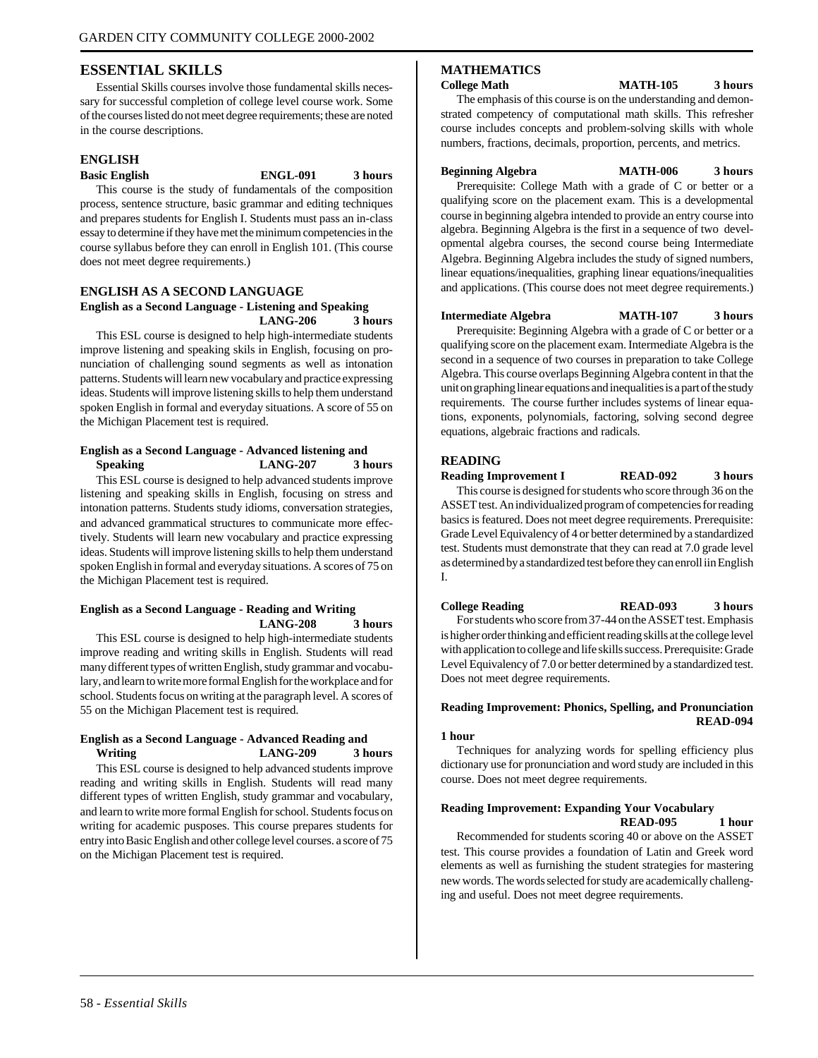## ESSENTIAL SKILLS

Essential Skills courses involve those fundamental skills necessary for successful completion of college level course work. Some of the courses listed do not meet degree requirements; these are noted in the course descriptions.

### ENGLISH

**Basic English ENGL-091 3 hours**

This course is the study of fundamentals of the composition process, sentence structure, basic grammar and editing techniques and prepares students for English I. Students must pass an in-class essay to determine if they have met the minimum competencies in the course syllabus before they can enroll in English 101. (This course does not meet degree requirements.)

### ENGLISH AS A SECOND LANGUAGE

**English as a Second Language - Listening and Speaking LANG-206 3 hours**

This ESL course is designed to help high-intermediate students improve listening and speaking skils in English, focusing on pronunciation of challenging sound segments as well as intonation patterns. Students will learn new vocabulary and practice expressing ideas. Students will improve listening skills to help them understand spoken English in formal and everyday situations. A score of 55 on the Michigan Placement test is required.

**English as a Second Language - Advanced listening and Speaking LANG-207 3 hours**

This ESL course is designed to help advanced students improve listening and speaking skills in English, focusing on stress and intonation patterns. Students study idioms, conversation strategies, and advanced grammatical structures to communicate more effectively. Students will learn new vocabulary and practice expressing ideas. Students will improve listening skills to help them understand spoken English in formal and everyday situations. A scores of 75 on the Michigan Placement test is required.

**English as a Second Language - Reading and Writing LANG-208 3 hours**

This ESL course is designed to help high-intermediate students improve reading and writing skills in English. Students will read many different types of written English, study grammar and vocabulary, and learn to write more formal English for the workplace and for school. Students focus on writing at the paragraph level. A scores of 55 on the Michigan Placement test is required.

**English as a Second Language - Advanced Reading and Writing LANG-209 3 hours**

This ESL course is designed to help advanced students improve reading and writing skills in English. Students will read many different types of written English, study grammar and vocabulary, and learn to write more formal English for school. Students focus on writing for academic pusposes. This course prepares students for entry into Basic English and other college level courses. a score of 75 on the Michigan Placement test is required.

### MATHEMATICS

**College Math MATH-105 3 hours**

The emphasis of this course is on the understanding and demonstrated competency of computational math skills. This refresher course includes concepts and problem-solving skills with whole numbers, fractions, decimals, proportion, percents, and metrics.

**Beginning Algebra MATH-006 3 hours**

Prerequisite: College Math with a grade of C or better or a qualifying score on the placement exam. This is a developmental course in beginning algebra intended to provide an entry course into algebra. Beginning Algebra is the first in a sequence of two developmental algebra courses, the second course being Intermediate Algebra. Beginning Algebra includes the study of signed numbers, linear equations/inequalities, graphing linear equations/inequalities and applications. (This course does not meet degree requirements.)

**Intermediate Algebra MATH-107 3 hours**

Prerequisite: Beginning Algebra with a grade of C or better or a qualifying score on the placement exam. Intermediate Algebra is the second in a sequence of two courses in preparation to take College Algebra. This course overlaps Beginning Algebra content in that the unit on graphing linear equations and inequalities is a part of the study requirements. The course further includes systems of linear equations, exponents, polynomials, factoring, solving second degree equations, algebraic fractions and radicals.

### READING

**Reading Improvement I READ-092 3 hours**

This course is designed for students who score through 36 on the ASSET test. An individualized program of competencies for reading basics is featured. Does not meet degree requirements. Prerequisite: Grade Level Equivalency of 4 or better determined by a standardized test. Students must demonstrate that they can read at 7.0 grade level as determined by a standardized test before they can enroll iin English I.

**College Reading READ-093 3 hours**

For students who score from 37-44 on the ASSET test. Emphasis is higher order thinking and efficient reading skills at the college level with application to college and life skills success. Prerequisite: Grade Level Equivalency of 7.0 or better determined by a standardized test. Does not meet degree requirements.

**Reading Improvement: Phonics, Spelling, and Pronunciation READ-094**

**1 hour**

Techniques for analyzing words for spelling efficiency plus dictionary use for pronunciation and word study are included in this course. Does not meet degree requirements.

**Reading Improvement: Expanding Your Vocabulary READ-095 1 hour**

Recommended for students scoring 40 or above on the ASSET test. This course provides a foundation of Latin and Greek word elements as well as furnishing the student strategies for mastering new words. The words selected for study are academically challenging and useful. Does not meet degree requirements.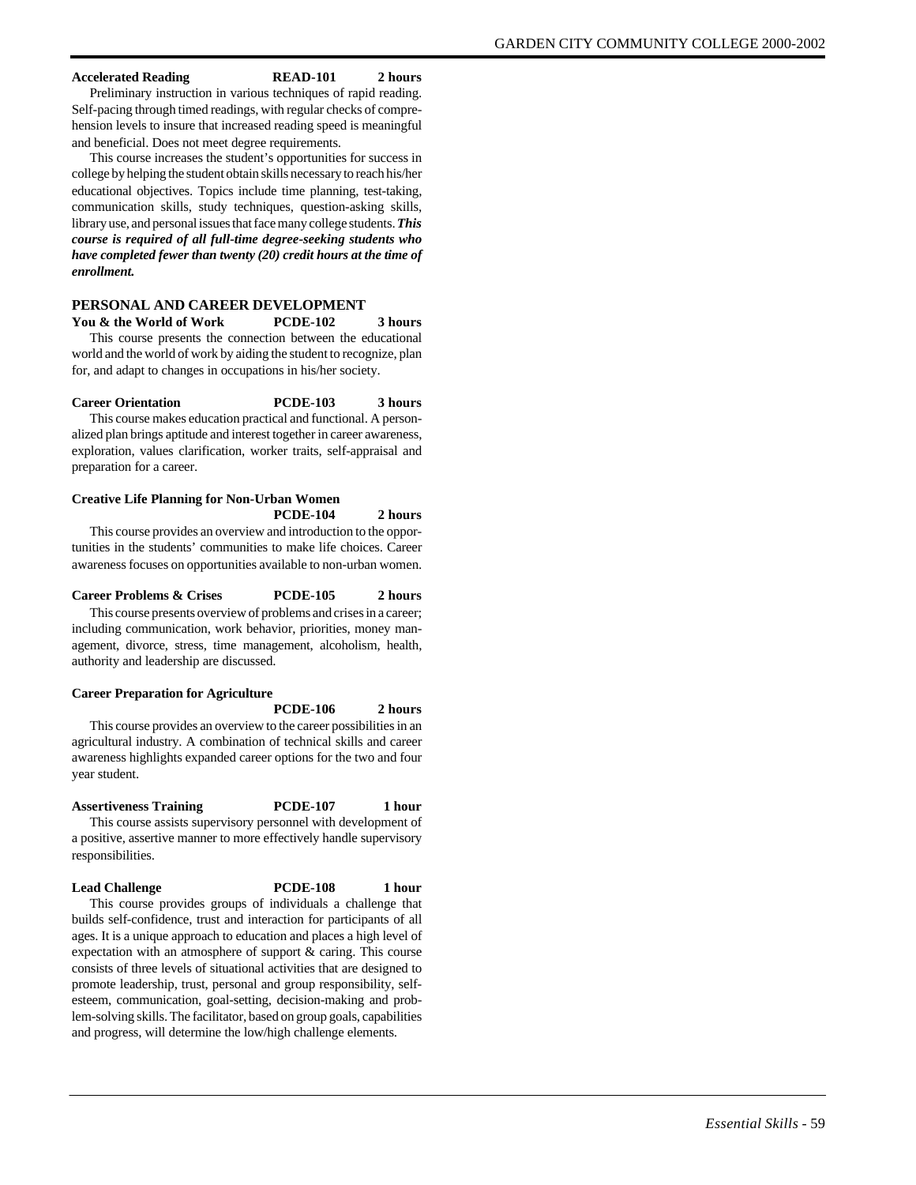**Accelerated Reading READ-101 2 hours**

Preliminary instruction in various techniques of rapid reading. Self-pacing through timed readings, with regular checks of comprehension levels to insure that increased reading speed is meaningful and beneficial. Does not meet degree requirements.

This course increases the student's opportunities for success in college by helping the student obtain skills necessary to reach his/her educational objectives. Topics include time planning, test-taking, communication skills, study techniques, question-asking skills, library use, and personal issues that face many college students. ***This course is required of all full-time degree-seeking students who have completed fewer than twenty (20) credit hours at the time of enrollment.***

## PERSONAL AND CAREER DEVELOPMENT

**You & the World of Work PCDE-102 3 hours**

This course presents the connection between the educational world and the world of work by aiding the student to recognize, plan for, and adapt to changes in occupations in his/her society.

**Career Orientation PCDE-103 3 hours**

This course makes education practical and functional. A personalized plan brings aptitude and interest together in career awareness, exploration, values clarification, worker traits, self-appraisal and preparation for a career.

**Creative Life Planning for Non-Urban Women PCDE-104 2 hours**

This course provides an overview and introduction to the opportunities in the students' communities to make life choices. Career awareness focuses on opportunities available to non-urban women.

**Career Problems & Crises PCDE-105 2 hours**

This course presents overview of problems and crises in a career; including communication, work behavior, priorities, money management, divorce, stress, time management, alcoholism, health, authority and leadership are discussed.

**Career Preparation for Agriculture PCDE-106 2 hours**

This course provides an overview to the career possibilities in an agricultural industry. A combination of technical skills and career awareness highlights expanded career options for the two and four year student.

**Assertiveness Training PCDE-107 1 hour**

This course assists supervisory personnel with development of a positive, assertive manner to more effectively handle supervisory responsibilities.

**Lead Challenge PCDE-108 1 hour**

This course provides groups of individuals a challenge that builds self-confidence, trust and interaction for participants of all ages. It is a unique approach to education and places a high level of expectation with an atmosphere of support & caring. This course consists of three levels of situational activities that are designed to promote leadership, trust, personal and group responsibility, self-esteem, communication, goal-setting, decision-making and problem-solving skills. The facilitator, based on group goals, capabilities and progress, will determine the low/high challenge elements.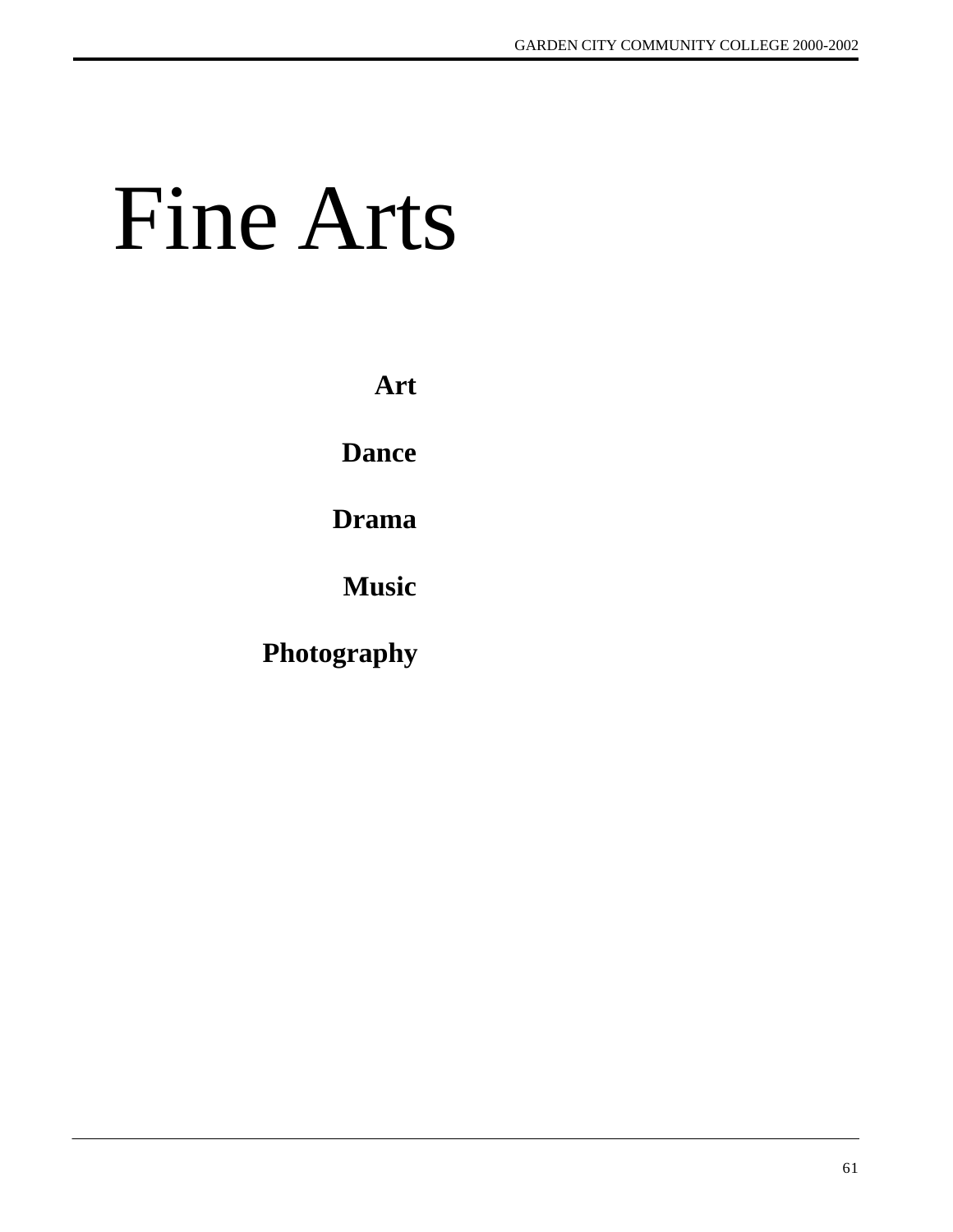# Fine Arts

**Art**

**Dance**

**Drama**

**Music**

**Photography**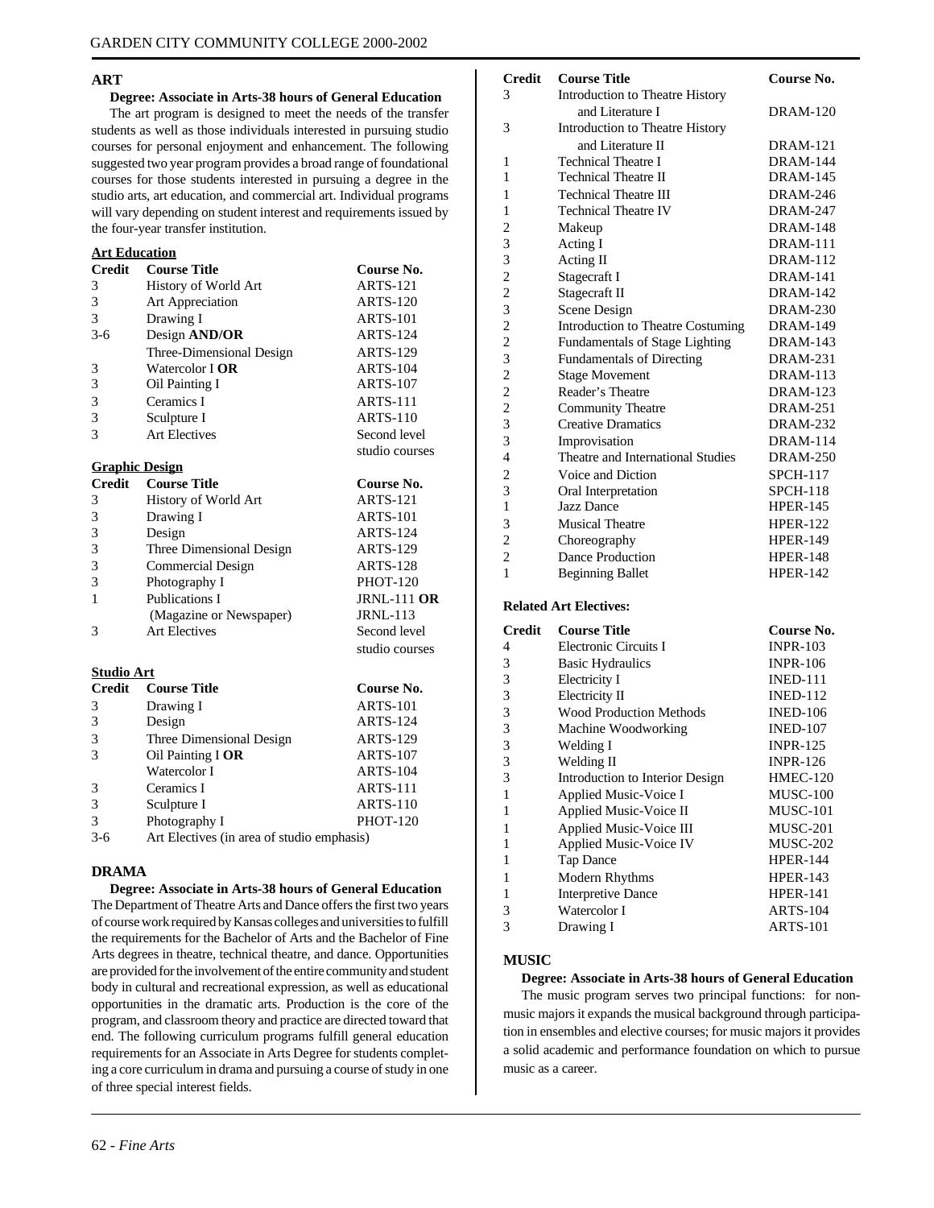## ART

**Degree: Associate in Arts-38 hours of General Education**

The art program is designed to meet the needs of the transfer students as well as those individuals interested in pursuing studio courses for personal enjoyment and enhancement. The following suggested two year program provides a broad range of foundational courses for those students interested in pursuing a degree in the studio arts, art education, and commercial art. Individual programs will vary depending on student interest and requirements issued by the four-year transfer institution.

### Art Education

| Credit | Course Title | Course No. |
|---|---|---|
| 3 | History of World Art | ARTS-121 |
| 3 | Art Appreciation | ARTS-120 |
| 3 | Drawing I | ARTS-101 |
| 3-6 | Design **AND/OR** | ARTS-124 |
| | Three-Dimensional Design | ARTS-129 |
| 3 | Watercolor I **OR** | ARTS-104 |
| 3 | Oil Painting I | ARTS-107 |
| 3 | Ceramics I | ARTS-111 |
| 3 | Sculpture I | ARTS-110 |
| 3 | Art Electives | Second level studio courses |

### Graphic Design

| Credit | Course Title | Course No. |
|---|---|---|
| 3 | History of World Art | ARTS-121 |
| 3 | Drawing I | ARTS-101 |
| 3 | Design | ARTS-124 |
| 3 | Three Dimensional Design | ARTS-129 |
| 3 | Commercial Design | ARTS-128 |
| 3 | Photography I | PHOT-120 |
| 1 | Publications I | JRNL-111 **OR** |
| | (Magazine or Newspaper) | JRNL-113 |
| 3 | Art Electives | Second level studio courses |

### Studio Art

| Credit | Course Title | Course No. |
|---|---|---|
| 3 | Drawing I | ARTS-101 |
| 3 | Design | ARTS-124 |
| 3 | Three Dimensional Design | ARTS-129 |
| 3 | Oil Painting I **OR** | ARTS-107 |
| | Watercolor I | ARTS-104 |
| 3 | Ceramics I | ARTS-111 |
| 3 | Sculpture I | ARTS-110 |
| 3 | Photography I | PHOT-120 |
| 3-6 | Art Electives (in area of studio emphasis) | |

## DRAMA

**Degree: Associate in Arts-38 hours of General Education**

The Department of Theatre Arts and Dance offers the first two years of course work required by Kansas colleges and universities to fulfill the requirements for the Bachelor of Arts and the Bachelor of Fine Arts degrees in theatre, technical theatre, and dance. Opportunities are provided for the involvement of the entire community and student body in cultural and recreational expression, as well as educational opportunities in the dramatic arts. Production is the core of the program, and classroom theory and practice are directed toward that end. The following curriculum programs fulfill general education requirements for an Associate in Arts Degree for students completing a core curriculum in drama and pursuing a course of study in one of three special interest fields.

| Credit | Course Title | Course No. |
|---|---|---|
| 3 | Introduction to Theatre History and Literature I | DRAM-120 |
| 3 | Introduction to Theatre History and Literature II | DRAM-121 |
| 1 | Technical Theatre I | DRAM-144 |
| 1 | Technical Theatre II | DRAM-145 |
| 1 | Technical Theatre III | DRAM-246 |
| 1 | Technical Theatre IV | DRAM-247 |
| 2 | Makeup | DRAM-148 |
| 3 | Acting I | DRAM-111 |
| 3 | Acting II | DRAM-112 |
| 2 | Stagecraft I | DRAM-141 |
| 2 | Stagecraft II | DRAM-142 |
| 3 | Scene Design | DRAM-230 |
| 2 | Introduction to Theatre Costuming | DRAM-149 |
| 2 | Fundamentals of Stage Lighting | DRAM-143 |
| 3 | Fundamentals of Directing | DRAM-231 |
| 2 | Stage Movement | DRAM-113 |
| 2 | Reader's Theatre | DRAM-123 |
| 2 | Community Theatre | DRAM-251 |
| 3 | Creative Dramatics | DRAM-232 |
| 3 | Improvisation | DRAM-114 |
| 4 | Theatre and International Studies | DRAM-250 |
| 2 | Voice and Diction | SPCH-117 |
| 3 | Oral Interpretation | SPCH-118 |
| 1 | Jazz Dance | HPER-145 |
| 3 | Musical Theatre | HPER-122 |
| 2 | Choreography | HPER-149 |
| 2 | Dance Production | HPER-148 |
| 1 | Beginning Ballet | HPER-142 |

**Related Art Electives:**

| Credit | Course Title | Course No. |
|---|---|---|
| 4 | Electronic Circuits I | INPR-103 |
| 3 | Basic Hydraulics | INPR-106 |
| 3 | Electricity I | INED-111 |
| 3 | Electricity II | INED-112 |
| 3 | Wood Production Methods | INED-106 |
| 3 | Machine Woodworking | INED-107 |
| 3 | Welding I | INPR-125 |
| 3 | Welding II | INPR-126 |
| 3 | Introduction to Interior Design | HMEC-120 |
| 1 | Applied Music-Voice I | MUSC-100 |
| 1 | Applied Music-Voice II | MUSC-101 |
| 1 | Applied Music-Voice III | MUSC-201 |
| 1 | Applied Music-Voice IV | MUSC-202 |
| 1 | Tap Dance | HPER-144 |
| 1 | Modern Rhythms | HPER-143 |
| 1 | Interpretive Dance | HPER-141 |
| 3 | Watercolor I | ARTS-104 |
| 3 | Drawing I | ARTS-101 |

## MUSIC

**Degree: Associate in Arts-38 hours of General Education**

The music program serves two principal functions: for non-music majors it expands the musical background through participation in ensembles and elective courses; for music majors it provides a solid academic and performance foundation on which to pursue music as a career.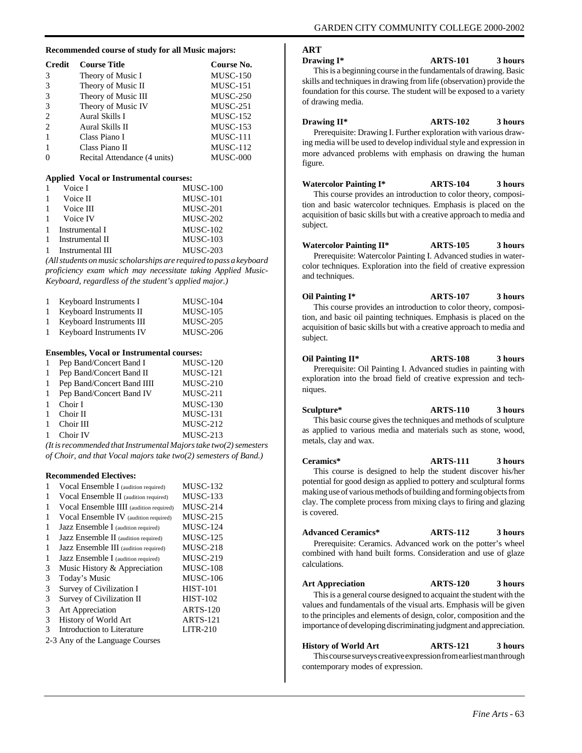**Recommended course of study for all Music majors:**

| Credit | Course Title | Course No. |
|---|---|---|
| 3 | Theory of Music I | MUSC-150 |
| 3 | Theory of Music II | MUSC-151 |
| 3 | Theory of Music III | MUSC-250 |
| 3 | Theory of Music IV | MUSC-251 |
| 2 | Aural Skills I | MUSC-152 |
| 2 | Aural Skills II | MUSC-153 |
| 1 | Class Piano I | MUSC-111 |
| 1 | Class Piano II | MUSC-112 |
| 0 | Recital Attendance (4 units) | MUSC-000 |

**Applied Vocal or Instrumental courses:**

| | | |
|---|---|---|
| 1 | Voice I | MUSC-100 |
| 1 | Voice II | MUSC-101 |
| 1 | Voice III | MUSC-201 |
| 1 | Voice IV | MUSC-202 |
| 1 | Instrumental I | MUSC-102 |
| 1 | Instrumental II | MUSC-103 |
| 1 | Instrumental III | MUSC-203 |

*(All students on music scholarships are required to pass a keyboard proficiency exam which may necessitate taking Applied Music-Keyboard, regardless of the student's applied major.)*

| | | |
|---|---|---|
| 1 | Keyboard Instruments I | MUSC-104 |
| 1 | Keyboard Instruments II | MUSC-105 |
| 1 | Keyboard Instruments III | MUSC-205 |
| 1 | Keyboard Instruments IV | MUSC-206 |

**Ensembles, Vocal or Instrumental courses:**

| | | |
|---|---|---|
| 1 | Pep Band/Concert Band I | MUSC-120 |
| 1 | Pep Band/Concert Band II | MUSC-121 |
| 1 | Pep Band/Concert Band IIII | MUSC-210 |
| 1 | Pep Band/Concert Band IV | MUSC-211 |
| 1 | Choir I | MUSC-130 |
| 1 | Choir II | MUSC-131 |
| 1 | Choir III | MUSC-212 |
| 1 | Choir IV | MUSC-213 |

*(It is recommended that Instrumental Majors take two(2) semesters of Choir, and that Vocal majors take two(2) semesters of Band.)*

**Recommended Electives:**

| | | |
|---|---|---|
| 1 | Vocal Ensemble I (audition required) | MUSC-132 |
| 1 | Vocal Ensemble II (audition required) | MUSC-133 |
| 1 | Vocal Ensemble IIII (audition required) | MUSC-214 |
| 1 | Vocal Ensemble IV (audition required) | MUSC-215 |
| 1 | Jazz Ensemble I (audition required) | MUSC-124 |
| 1 | Jazz Ensemble II (audition required) | MUSC-125 |
| 1 | Jazz Ensemble III (audition required) | MUSC-218 |
| 1 | Jazz Ensemble I (audition required) | MUSC-219 |
| 3 | Music History & Appreciation | MUSC-108 |
| 3 | Today's Music | MUSC-106 |
| 3 | Survey of Civilization I | HIST-101 |
| 3 | Survey of Civilization II | HIST-102 |
| 3 | Art Appreciation | ARTS-120 |
| 3 | History of World Art | ARTS-121 |
| 3 | Introduction to Literature | LITR-210 |

2-3 Any of the Language Courses

## ART

**Drawing I\*** **ARTS-101** **3 hours**

This is a beginning course in the fundamentals of drawing. Basic skills and techniques in drawing from life (observation) provide the foundation for this course. The student will be exposed to a variety of drawing media.

**Drawing II\*** **ARTS-102** **3 hours**

Prerequisite: Drawing I. Further exploration with various drawing media will be used to develop individual style and expression in more advanced problems with emphasis on drawing the human figure.

**Watercolor Painting I\*** **ARTS-104** **3 hours**

This course provides an introduction to color theory, composition and basic watercolor techniques. Emphasis is placed on the acquisition of basic skills but with a creative approach to media and subject.

**Watercolor Painting II\*** **ARTS-105** **3 hours**

Prerequisite: Watercolor Painting I. Advanced studies in watercolor techniques. Exploration into the field of creative expression and techniques.

**Oil Painting I\*** **ARTS-107** **3 hours**

This course provides an introduction to color theory, composition, and basic oil painting techniques. Emphasis is placed on the acquisition of basic skills but with a creative approach to media and subject.

**Oil Painting II\*** **ARTS-108** **3 hours**

Prerequisite: Oil Painting I. Advanced studies in painting with exploration into the broad field of creative expression and techniques.

**Sculpture\*** **ARTS-110** **3 hours**

This basic course gives the techniques and methods of sculpture as applied to various media and materials such as stone, wood, metals, clay and wax.

**Ceramics\*** **ARTS-111** **3 hours**

This course is designed to help the student discover his/her potential for good design as applied to pottery and sculptural forms making use of various methods of building and forming objects from clay. The complete process from mixing clays to firing and glazing is covered.

**Advanced Ceramics\*** **ARTS-112** **3 hours**

Prerequisite: Ceramics. Advanced work on the potter's wheel combined with hand built forms. Consideration and use of glaze calculations.

**Art Appreciation** **ARTS-120** **3 hours**

This is a general course designed to acquaint the student with the values and fundamentals of the visual arts. Emphasis will be given to the principles and elements of design, color, composition and the importance of developing discriminating judgment and appreciation.

**History of World Art** **ARTS-121** **3 hours**

This course surveys creative expression from earliest man through contemporary modes of expression.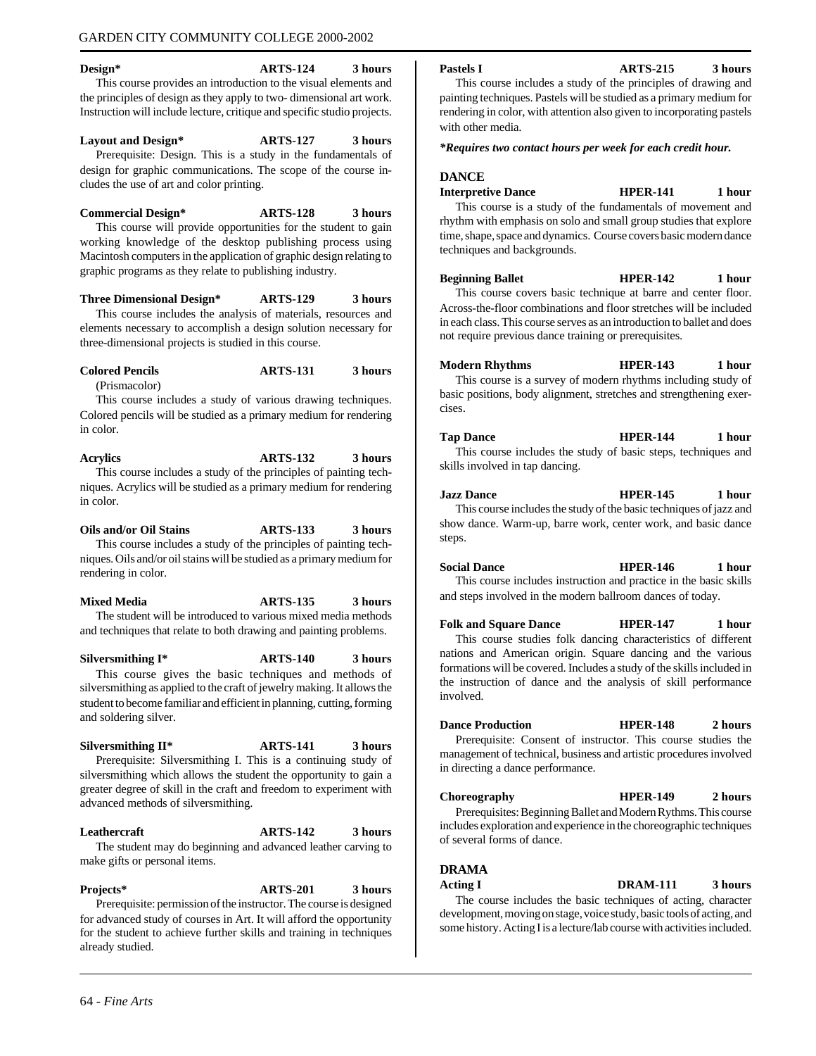**Design*** **ARTS-124** **3 hours**

This course provides an introduction to the visual elements and the principles of design as they apply to two- dimensional art work. Instruction will include lecture, critique and specific studio projects.

**Layout and Design*** **ARTS-127** **3 hours**

Prerequisite: Design. This is a study in the fundamentals of design for graphic communications. The scope of the course includes the use of art and color printing.

**Commercial Design*** **ARTS-128** **3 hours**

This course will provide opportunities for the student to gain working knowledge of the desktop publishing process using Macintosh computers in the application of graphic design relating to graphic programs as they relate to publishing industry.

**Three Dimensional Design*** **ARTS-129** **3 hours**

This course includes the analysis of materials, resources and elements necessary to accomplish a design solution necessary for three-dimensional projects is studied in this course.

**Colored Pencils** **ARTS-131** **3 hours**

(Prismacolor)

This course includes a study of various drawing techniques. Colored pencils will be studied as a primary medium for rendering in color.

**Acrylics** **ARTS-132** **3 hours**

This course includes a study of the principles of painting techniques. Acrylics will be studied as a primary medium for rendering in color.

**Oils and/or Oil Stains** **ARTS-133** **3 hours**

This course includes a study of the principles of painting techniques. Oils and/or oil stains will be studied as a primary medium for rendering in color.

**Mixed Media** **ARTS-135** **3 hours**

The student will be introduced to various mixed media methods and techniques that relate to both drawing and painting problems.

**Silversmithing I*** **ARTS-140** **3 hours**

This course gives the basic techniques and methods of silversmithing as applied to the craft of jewelry making. It allows the student to become familiar and efficient in planning, cutting, forming and soldering silver.

**Silversmithing II*** **ARTS-141** **3 hours**

Prerequisite: Silversmithing I. This is a continuing study of silversmithing which allows the student the opportunity to gain a greater degree of skill in the craft and freedom to experiment with advanced methods of silversmithing.

**Leathercraft** **ARTS-142** **3 hours**

The student may do beginning and advanced leather carving to make gifts or personal items.

**Projects*** **ARTS-201** **3 hours**

Prerequisite: permission of the instructor. The course is designed for advanced study of courses in Art. It will afford the opportunity for the student to achieve further skills and training in techniques already studied.

**Pastels I** **ARTS-215** **3 hours**

This course includes a study of the principles of drawing and painting techniques. Pastels will be studied as a primary medium for rendering in color, with attention also given to incorporating pastels with other media.

***Requires two contact hours per week for each credit hour.***

## DANCE

**Interpretive Dance** **HPER-141** **1 hour**

This course is a study of the fundamentals of movement and rhythm with emphasis on solo and small group studies that explore time, shape, space and dynamics. Course covers basic modern dance techniques and backgrounds.

**Beginning Ballet** **HPER-142** **1 hour**

This course covers basic technique at barre and center floor. Across-the-floor combinations and floor stretches will be included in each class. This course serves as an introduction to ballet and does not require previous dance training or prerequisites.

**Modern Rhythms** **HPER-143** **1 hour**

This course is a survey of modern rhythms including study of basic positions, body alignment, stretches and strengthening exercises.

**Tap Dance** **HPER-144** **1 hour**

This course includes the study of basic steps, techniques and skills involved in tap dancing.

**Jazz Dance** **HPER-145** **1 hour**

This course includes the study of the basic techniques of jazz and show dance. Warm-up, barre work, center work, and basic dance steps.

**Social Dance** **HPER-146** **1 hour**

This course includes instruction and practice in the basic skills and steps involved in the modern ballroom dances of today.

**Folk and Square Dance** **HPER-147** **1 hour**

This course studies folk dancing characteristics of different nations and American origin. Square dancing and the various formations will be covered. Includes a study of the skills included in the instruction of dance and the analysis of skill performance involved.

**Dance Production** **HPER-148** **2 hours**

Prerequisite: Consent of instructor. This course studies the management of technical, business and artistic procedures involved in directing a dance performance.

**Choreography** **HPER-149** **2 hours**

Prerequisites: Beginning Ballet and Modern Rythms. This course includes exploration and experience in the choreographic techniques of several forms of dance.

## DRAMA

**Acting I** **DRAM-111** **3 hours**

The course includes the basic techniques of acting, character development, moving on stage, voice study, basic tools of acting, and some history. Acting I is a lecture/lab course with activities included.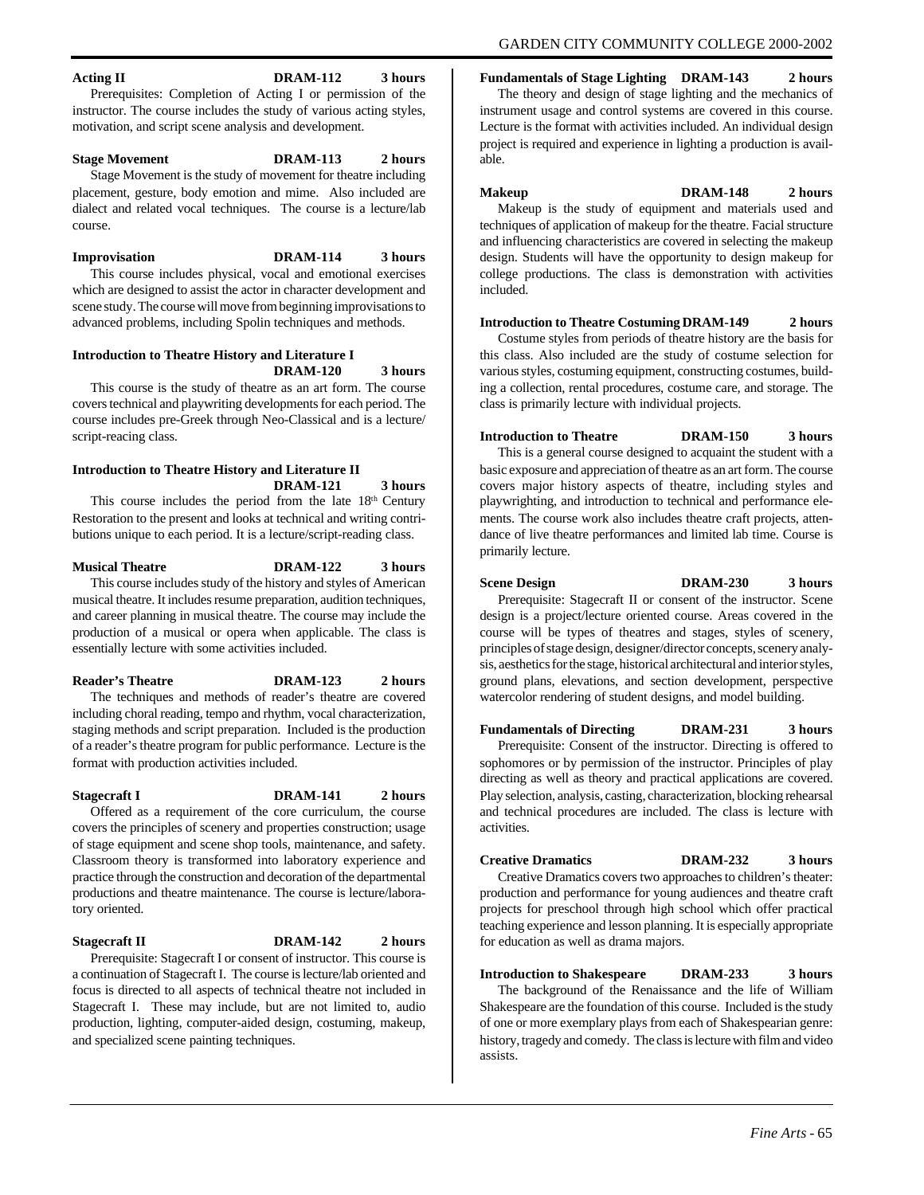**Acting II DRAM-112 3 hours**

Prerequisites: Completion of Acting I or permission of the instructor. The course includes the study of various acting styles, motivation, and script scene analysis and development.

**Stage Movement DRAM-113 2 hours**

Stage Movement is the study of movement for theatre including placement, gesture, body emotion and mime. Also included are dialect and related vocal techniques. The course is a lecture/lab course.

**Improvisation DRAM-114 3 hours**

This course includes physical, vocal and emotional exercises which are designed to assist the actor in character development and scene study. The course will move from beginning improvisations to advanced problems, including Spolin techniques and methods.

**Introduction to Theatre History and Literature I DRAM-120 3 hours**

This course is the study of theatre as an art form. The course covers technical and playwriting developments for each period. The course includes pre-Greek through Neo-Classical and is a lecture/script-reacing class.

**Introduction to Theatre History and Literature II DRAM-121 3 hours**

This course includes the period from the late 18th Century Restoration to the present and looks at technical and writing contributions unique to each period. It is a lecture/script-reading class.

**Musical Theatre DRAM-122 3 hours**

This course includes study of the history and styles of American musical theatre. It includes resume preparation, audition techniques, and career planning in musical theatre. The course may include the production of a musical or opera when applicable. The class is essentially lecture with some activities included.

**Reader's Theatre DRAM-123 2 hours**

The techniques and methods of reader's theatre are covered including choral reading, tempo and rhythm, vocal characterization, staging methods and script preparation. Included is the production of a reader's theatre program for public performance. Lecture is the format with production activities included.

**Stagecraft I DRAM-141 2 hours**

Offered as a requirement of the core curriculum, the course covers the principles of scenery and properties construction; usage of stage equipment and scene shop tools, maintenance, and safety. Classroom theory is transformed into laboratory experience and practice through the construction and decoration of the departmental productions and theatre maintenance. The course is lecture/laboratory oriented.

**Stagecraft II DRAM-142 2 hours**

Prerequisite: Stagecraft I or consent of instructor. This course is a continuation of Stagecraft I. The course is lecture/lab oriented and focus is directed to all aspects of technical theatre not included in Stagecraft I. These may include, but are not limited to, audio production, lighting, computer-aided design, costuming, makeup, and specialized scene painting techniques.

**Fundamentals of Stage Lighting DRAM-143 2 hours**

The theory and design of stage lighting and the mechanics of instrument usage and control systems are covered in this course. Lecture is the format with activities included. An individual design project is required and experience in lighting a production is available.

**Makeup DRAM-148 2 hours**

Makeup is the study of equipment and materials used and techniques of application of makeup for the theatre. Facial structure and influencing characteristics are covered in selecting the makeup design. Students will have the opportunity to design makeup for college productions. The class is demonstration with activities included.

**Introduction to Theatre Costuming DRAM-149 2 hours**

Costume styles from periods of theatre history are the basis for this class. Also included are the study of costume selection for various styles, costuming equipment, constructing costumes, building a collection, rental procedures, costume care, and storage. The class is primarily lecture with individual projects.

**Introduction to Theatre DRAM-150 3 hours**

This is a general course designed to acquaint the student with a basic exposure and appreciation of theatre as an art form. The course covers major history aspects of theatre, including styles and playwrighting, and introduction to technical and performance elements. The course work also includes theatre craft projects, attendance of live theatre performances and limited lab time. Course is primarily lecture.

**Scene Design DRAM-230 3 hours**

Prerequisite: Stagecraft II or consent of the instructor. Scene design is a project/lecture oriented course. Areas covered in the course will be types of theatres and stages, styles of scenery, principles of stage design, designer/director concepts, scenery analysis, aesthetics for the stage, historical architectural and interior styles, ground plans, elevations, and section development, perspective watercolor rendering of student designs, and model building.

**Fundamentals of Directing DRAM-231 3 hours**

Prerequisite: Consent of the instructor. Directing is offered to sophomores or by permission of the instructor. Principles of play directing as well as theory and practical applications are covered. Play selection, analysis, casting, characterization, blocking rehearsal and technical procedures are included. The class is lecture with activities.

**Creative Dramatics DRAM-232 3 hours**

Creative Dramatics covers two approaches to children's theater: production and performance for young audiences and theatre craft projects for preschool through high school which offer practical teaching experience and lesson planning. It is especially appropriate for education as well as drama majors.

**Introduction to Shakespeare DRAM-233 3 hours**

The background of the Renaissance and the life of William Shakespeare are the foundation of this course. Included is the study of one or more exemplary plays from each of Shakespearian genre: history, tragedy and comedy. The class is lecture with film and video assists.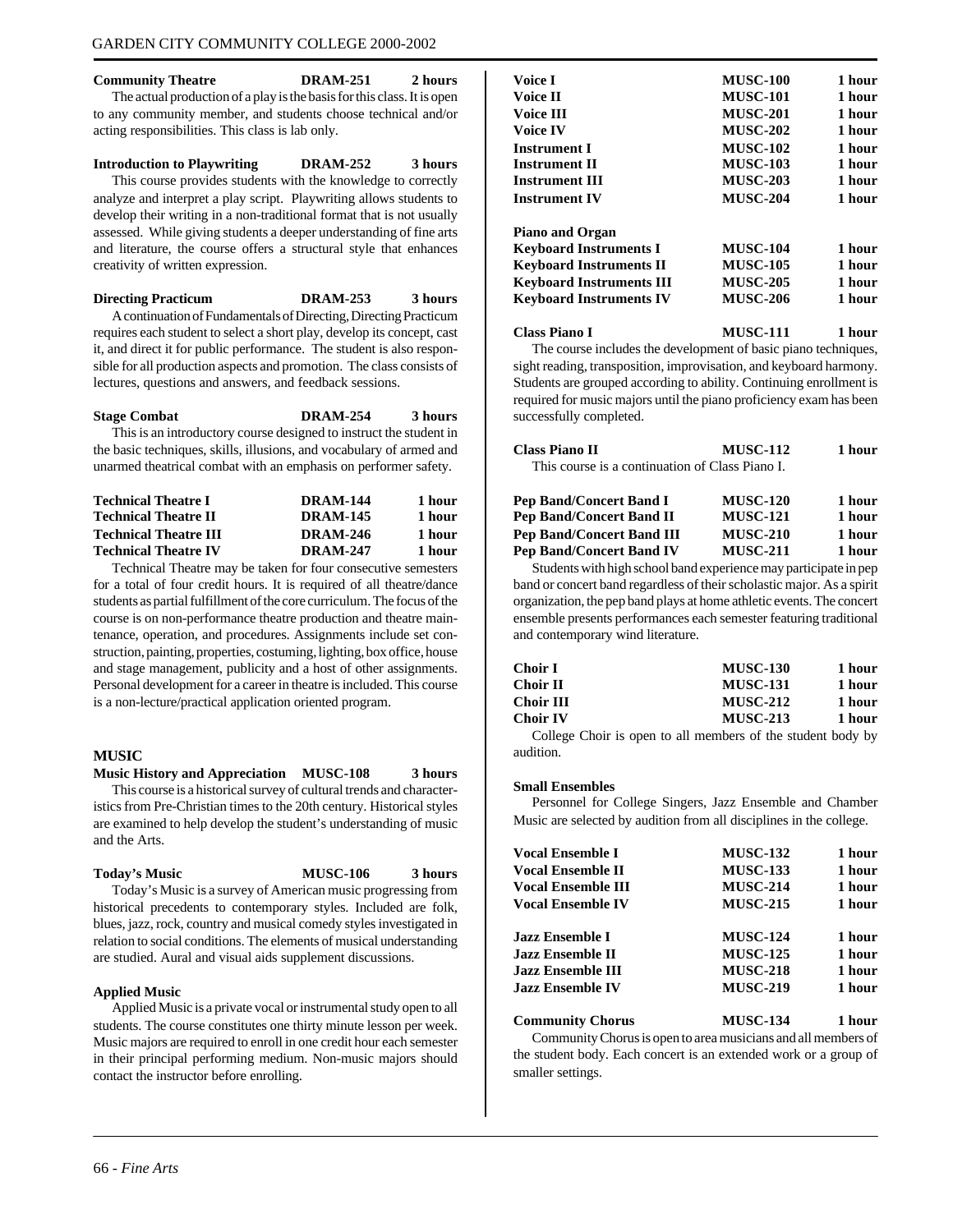**Community Theatre DRAM-251 2 hours**

The actual production of a play is the basis for this class. It is open to any community member, and students choose technical and/or acting responsibilities. This class is lab only.

**Introduction to Playwriting DRAM-252 3 hours**

This course provides students with the knowledge to correctly analyze and interpret a play script. Playwriting allows students to develop their writing in a non-traditional format that is not usually assessed. While giving students a deeper understanding of fine arts and literature, the course offers a structural style that enhances creativity of written expression.

**Directing Practicum DRAM-253 3 hours**

A continuation of Fundamentals of Directing, Directing Practicum requires each student to select a short play, develop its concept, cast it, and direct it for public performance. The student is also responsible for all production aspects and promotion. The class consists of lectures, questions and answers, and feedback sessions.

**Stage Combat DRAM-254 3 hours**

This is an introductory course designed to instruct the student in the basic techniques, skills, illusions, and vocabulary of armed and unarmed theatrical combat with an emphasis on performer safety.

| | | |
|---|---|---|
| **Technical Theatre I** | **DRAM-144** | **1 hour** |
| **Technical Theatre II** | **DRAM-145** | **1 hour** |
| **Technical Theatre III** | **DRAM-246** | **1 hour** |
| **Technical Theatre IV** | **DRAM-247** | **1 hour** |

Technical Theatre may be taken for four consecutive semesters for a total of four credit hours. It is required of all theatre/dance students as partial fulfillment of the core curriculum. The focus of the course is on non-performance theatre production and theatre maintenance, operation, and procedures. Assignments include set construction, painting, properties, costuming, lighting, box office, house and stage management, publicity and a host of other assignments. Personal development for a career in theatre is included. This course is a non-lecture/practical application oriented program.

## MUSIC

**Music History and Appreciation MUSC-108 3 hours**

This course is a historical survey of cultural trends and characteristics from Pre-Christian times to the 20th century. Historical styles are examined to help develop the student's understanding of music and the Arts.

**Today's Music MUSC-106 3 hours**

Today's Music is a survey of American music progressing from historical precedents to contemporary styles. Included are folk, blues, jazz, rock, country and musical comedy styles investigated in relation to social conditions. The elements of musical understanding are studied. Aural and visual aids supplement discussions.

**Applied Music**

Applied Music is a private vocal or instrumental study open to all students. The course constitutes one thirty minute lesson per week. Music majors are required to enroll in one credit hour each semester in their principal performing medium. Non-music majors should contact the instructor before enrolling.

| | | |
|---|---|---|
| **Voice I** | **MUSC-100** | **1 hour** |
| **Voice II** | **MUSC-101** | **1 hour** |
| **Voice III** | **MUSC-201** | **1 hour** |
| **Voice IV** | **MUSC-202** | **1 hour** |
| **Instrument I** | **MUSC-102** | **1 hour** |
| **Instrument II** | **MUSC-103** | **1 hour** |
| **Instrument III** | **MUSC-203** | **1 hour** |
| **Instrument IV** | **MUSC-204** | **1 hour** |

**Piano and Organ**

| | | |
|---|---|---|
| **Keyboard Instruments I** | **MUSC-104** | **1 hour** |
| **Keyboard Instruments II** | **MUSC-105** | **1 hour** |
| **Keyboard Instruments III** | **MUSC-205** | **1 hour** |
| **Keyboard Instruments IV** | **MUSC-206** | **1 hour** |

**Class Piano I MUSC-111 1 hour**

The course includes the development of basic piano techniques, sight reading, transposition, improvisation, and keyboard harmony. Students are grouped according to ability. Continuing enrollment is required for music majors until the piano proficiency exam has been successfully completed.

**Class Piano II MUSC-112 1 hour**

This course is a continuation of Class Piano I.

| | | |
|---|---|---|
| **Pep Band/Concert Band I** | **MUSC-120** | **1 hour** |
| **Pep Band/Concert Band II** | **MUSC-121** | **1 hour** |
| **Pep Band/Concert Band III** | **MUSC-210** | **1 hour** |
| **Pep Band/Concert Band IV** | **MUSC-211** | **1 hour** |

Students with high school band experience may participate in pep band or concert band regardless of their scholastic major. As a spirit organization, the pep band plays at home athletic events. The concert ensemble presents performances each semester featuring traditional and contemporary wind literature.

| | | |
|---|---|---|
| **Choir I** | **MUSC-130** | **1 hour** |
| **Choir II** | **MUSC-131** | **1 hour** |
| **Choir III** | **MUSC-212** | **1 hour** |
| **Choir IV** | **MUSC-213** | **1 hour** |

College Choir is open to all members of the student body by audition.

**Small Ensembles**

Personnel for College Singers, Jazz Ensemble and Chamber Music are selected by audition from all disciplines in the college.

| | | |
|---|---|---|
| **Vocal Ensemble I** | **MUSC-132** | **1 hour** |
| **Vocal Ensemble II** | **MUSC-133** | **1 hour** |
| **Vocal Ensemble III** | **MUSC-214** | **1 hour** |
| **Vocal Ensemble IV** | **MUSC-215** | **1 hour** |

| | | |
|---|---|---|
| **Jazz Ensemble I** | **MUSC-124** | **1 hour** |
| **Jazz Ensemble II** | **MUSC-125** | **1 hour** |
| **Jazz Ensemble III** | **MUSC-218** | **1 hour** |
| **Jazz Ensemble IV** | **MUSC-219** | **1 hour** |

**Community Chorus MUSC-134 1 hour**

Community Chorus is open to area musicians and all members of the student body. Each concert is an extended work or a group of smaller settings.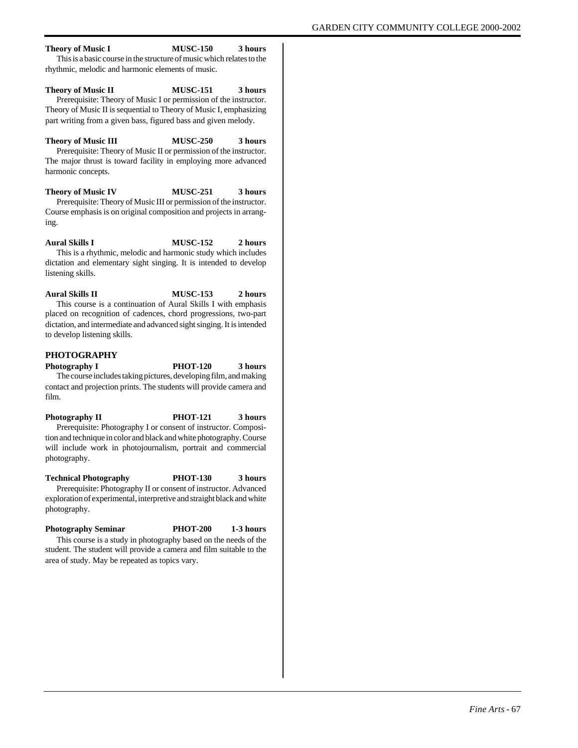**Theory of Music I** **MUSC-150** **3 hours**
This is a basic course in the structure of music which relates to the rhythmic, melodic and harmonic elements of music.

**Theory of Music II** **MUSC-151** **3 hours**
Prerequisite: Theory of Music I or permission of the instructor. Theory of Music II is sequential to Theory of Music I, emphasizing part writing from a given bass, figured bass and given melody.

**Theory of Music III** **MUSC-250** **3 hours**
Prerequisite: Theory of Music II or permission of the instructor. The major thrust is toward facility in employing more advanced harmonic concepts.

**Theory of Music IV** **MUSC-251** **3 hours**
Prerequisite: Theory of Music III or permission of the instructor. Course emphasis is on original composition and projects in arranging.

**Aural Skills I** **MUSC-152** **2 hours**
This is a rhythmic, melodic and harmonic study which includes dictation and elementary sight singing. It is intended to develop listening skills.

**Aural Skills II** **MUSC-153** **2 hours**
This course is a continuation of Aural Skills I with emphasis placed on recognition of cadences, chord progressions, two-part dictation, and intermediate and advanced sight singing. It is intended to develop listening skills.

## PHOTOGRAPHY

**Photography I** **PHOT-120** **3 hours**
The course includes taking pictures, developing film, and making contact and projection prints. The students will provide camera and film.

**Photography II** **PHOT-121** **3 hours**
Prerequisite: Photography I or consent of instructor. Composition and technique in color and black and white photography. Course will include work in photojournalism, portrait and commercial photography.

**Technical Photography** **PHOT-130** **3 hours**
Prerequisite: Photography II or consent of instructor. Advanced exploration of experimental, interpretive and straight black and white photography.

**Photography Seminar** **PHOT-200** **1-3 hours**
This course is a study in photography based on the needs of the student. The student will provide a camera and film suitable to the area of study. May be repeated as topics vary.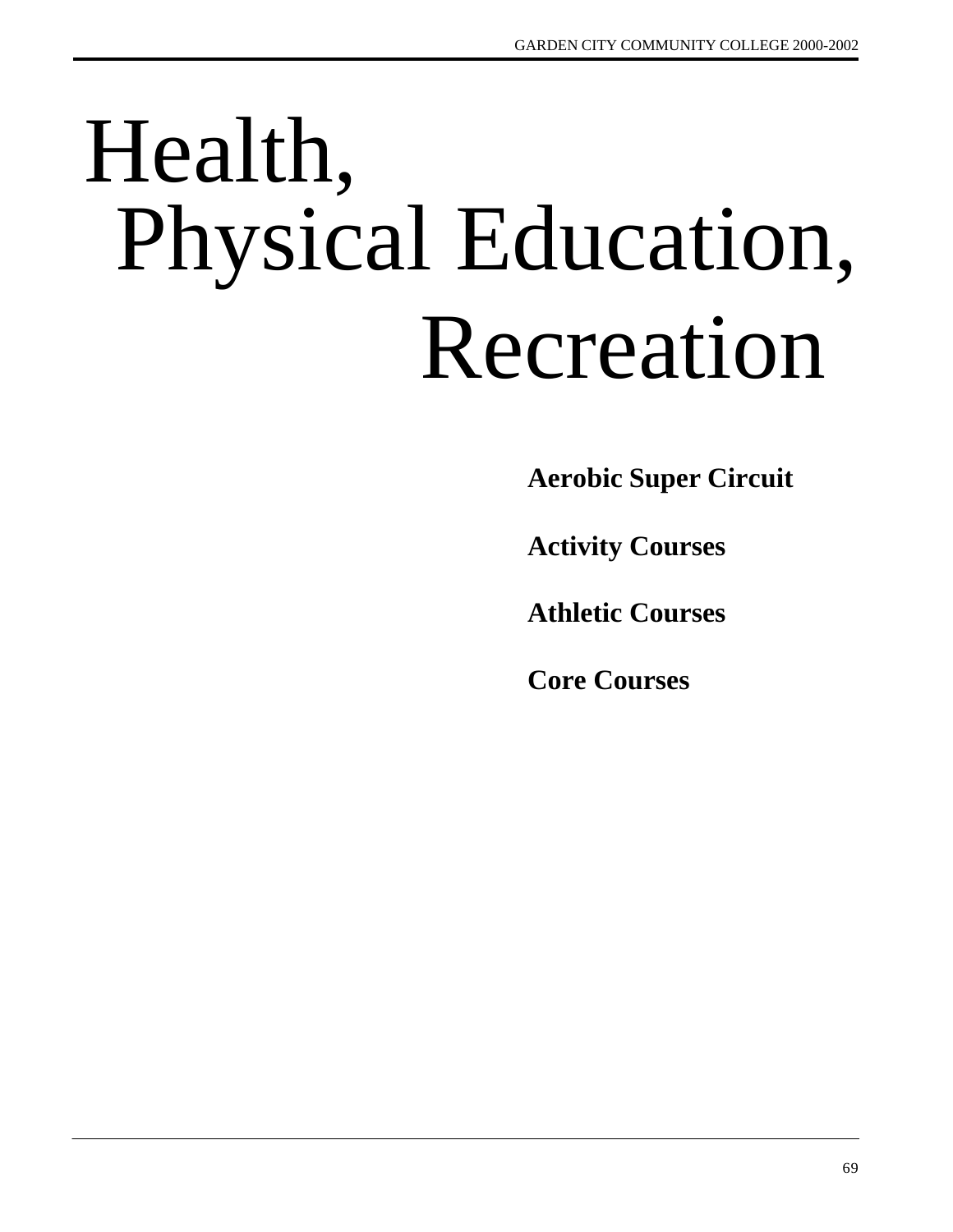# Health, Physical Education, Recreation

**Aerobic Super Circuit**

**Activity Courses**

**Athletic Courses**

**Core Courses**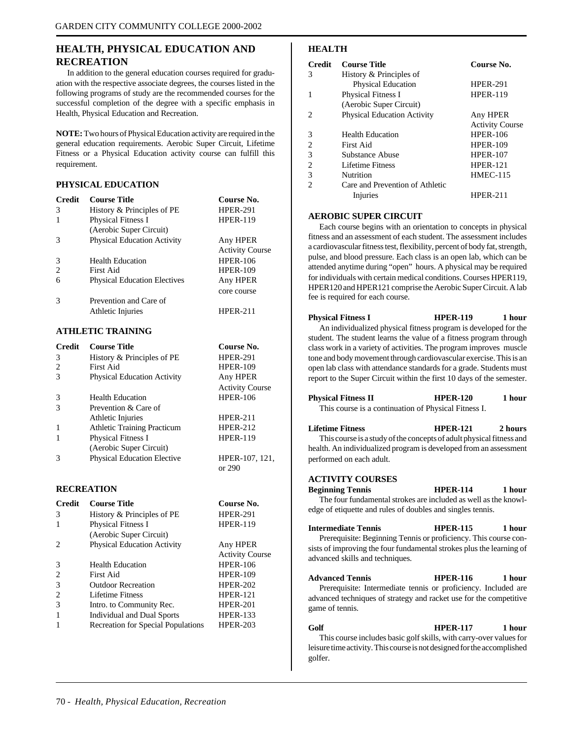## HEALTH, PHYSICAL EDUCATION AND RECREATION

In addition to the general education courses required for graduation with the respective associate degrees, the courses listed in the following programs of study are the recommended courses for the successful completion of the degree with a specific emphasis in Health, Physical Education and Recreation.

**NOTE:** Two hours of Physical Education activity are required in the general education requirements. Aerobic Super Circuit, Lifetime Fitness or a Physical Education activity course can fulfill this requirement.

### PHYSICAL EDUCATION

| Credit | Course Title | Course No. |
|---|---|---|
| 3 | History & Principles of PE | HPER-291 |
| 1 | Physical Fitness I (Aerobic Super Circuit) | HPER-119 |
| 3 | Physical Education Activity | Any HPER Activity Course |
| 3 | Health Education | HPER-106 |
| 2 | First Aid | HPER-109 |
| 6 | Physical Education Electives | Any HPER core course |
| 3 | Prevention and Care of Athletic Injuries | HPER-211 |

### ATHLETIC TRAINING

| Credit | Course Title | Course No. |
|---|---|---|
| 3 | History & Principles of PE | HPER-291 |
| 2 | First Aid | HPER-109 |
| 3 | Physical Education Activity | Any HPER Activity Course |
| 3 | Health Education | HPER-106 |
| 3 | Prevention & Care of Athletic Injuries | HPER-211 |
| 1 | Athletic Training Practicum | HPER-212 |
| 1 | Physical Fitness I (Aerobic Super Circuit) | HPER-119 |
| 3 | Physical Education Elective | HPER-107, 121, or 290 |

### RECREATION

| Credit | Course Title | Course No. |
|---|---|---|
| 3 | History & Principles of PE | HPER-291 |
| 1 | Physical Fitness I (Aerobic Super Circuit) | HPER-119 |
| 2 | Physical Education Activity | Any HPER Activity Course |
| 3 | Health Education | HPER-106 |
| 2 | First Aid | HPER-109 |
| 3 | Outdoor Recreation | HPER-202 |
| 2 | Lifetime Fitness | HPER-121 |
| 3 | Intro. to Community Rec. | HPER-201 |
| 1 | Individual and Dual Sports | HPER-133 |
| 1 | Recreation for Special Populations | HPER-203 |

### HEALTH

| Credit | Course Title | Course No. |
|---|---|---|
| 3 | History & Principles of Physical Education | HPER-291 |
| 1 | Physical Fitness I (Aerobic Super Circuit) | HPER-119 |
| 2 | Physical Education Activity | Any HPER Activity Course |
| 3 | Health Education | HPER-106 |
| 2 | First Aid | HPER-109 |
| 3 | Substance Abuse | HPER-107 |
| 2 | Lifetime Fitness | HPER-121 |
| 3 | Nutrition | HMEC-115 |
| 2 | Care and Prevention of Athletic Injuries | HPER-211 |

### AEROBIC SUPER CIRCUIT

Each course begins with an orientation to concepts in physical fitness and an assessment of each student. The assessment includes a cardiovascular fitness test, flexibility, percent of body fat, strength, pulse, and blood pressure. Each class is an open lab, which can be attended anytime during "open" hours. A physical may be required for individuals with certain medical conditions. Courses HPER119, HPER120 and HPER121 comprise the Aerobic Super Circuit. A lab fee is required for each course.

**Physical Fitness I — HPER-119 — 1 hour**
An individualized physical fitness program is developed for the student. The student learns the value of a fitness program through class work in a variety of activities. The program improves muscle tone and body movement through cardiovascular exercise. This is an open lab class with attendance standards for a grade. Students must report to the Super Circuit within the first 10 days of the semester.

**Physical Fitness II — HPER-120 — 1 hour**
This course is a continuation of Physical Fitness I.

**Lifetime Fitness — HPER-121 — 2 hours**
This course is a study of the concepts of adult physical fitness and health. An individualized program is developed from an assessment performed on each adult.

### ACTIVITY COURSES

**Beginning Tennis — HPER-114 — 1 hour**
The four fundamental strokes are included as well as the knowledge of etiquette and rules of doubles and singles tennis.

**Intermediate Tennis — HPER-115 — 1 hour**
Prerequisite: Beginning Tennis or proficiency. This course consists of improving the four fundamental strokes plus the learning of advanced skills and techniques.

**Advanced Tennis — HPER-116 — 1 hour**
Prerequisite: Intermediate tennis or proficiency. Included are advanced techniques of strategy and racket use for the competitive game of tennis.

**Golf — HPER-117 — 1 hour**
This course includes basic golf skills, with carry-over values for leisure time activity. This course is not designed for the accomplished golfer.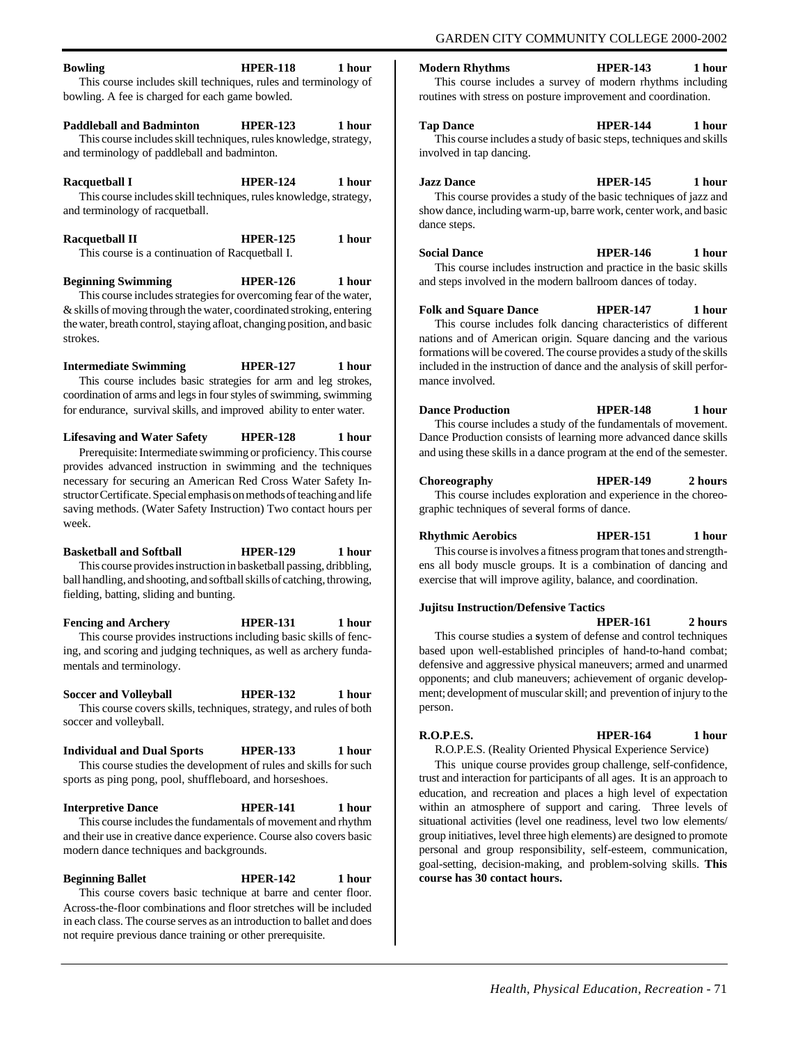**Bowling** **HPER-118** **1 hour**
This course includes skill techniques, rules and terminology of bowling. A fee is charged for each game bowled.

**Paddleball and Badminton** **HPER-123** **1 hour**
This course includes skill techniques, rules knowledge, strategy, and terminology of paddleball and badminton.

**Racquetball I** **HPER-124** **1 hour**
This course includes skill techniques, rules knowledge, strategy, and terminology of racquetball.

**Racquetball II** **HPER-125** **1 hour**
This course is a continuation of Racquetball I.

**Beginning Swimming** **HPER-126** **1 hour**
This course includes strategies for overcoming fear of the water, & skills of moving through the water, coordinated stroking, entering the water, breath control, staying afloat, changing position, and basic strokes.

**Intermediate Swimming** **HPER-127** **1 hour**
This course includes basic strategies for arm and leg strokes, coordination of arms and legs in four styles of swimming, swimming for endurance, survival skills, and improved ability to enter water.

**Lifesaving and Water Safety** **HPER-128** **1 hour**
Prerequisite: Intermediate swimming or proficiency. This course provides advanced instruction in swimming and the techniques necessary for securing an American Red Cross Water Safety Instructor Certificate. Special emphasis on methods of teaching and life saving methods. (Water Safety Instruction) Two contact hours per week.

**Basketball and Softball** **HPER-129** **1 hour**
This course provides instruction in basketball passing, dribbling, ball handling, and shooting, and softball skills of catching, throwing, fielding, batting, sliding and bunting.

**Fencing and Archery** **HPER-131** **1 hour**
This course provides instructions including basic skills of fencing, and scoring and judging techniques, as well as archery fundamentals and terminology.

**Soccer and Volleyball** **HPER-132** **1 hour**
This course covers skills, techniques, strategy, and rules of both soccer and volleyball.

**Individual and Dual Sports** **HPER-133** **1 hour**
This course studies the development of rules and skills for such sports as ping pong, pool, shuffleboard, and horseshoes.

**Interpretive Dance** **HPER-141** **1 hour**
This course includes the fundamentals of movement and rhythm and their use in creative dance experience. Course also covers basic modern dance techniques and backgrounds.

**Beginning Ballet** **HPER-142** **1 hour**
This course covers basic technique at barre and center floor. Across-the-floor combinations and floor stretches will be included in each class. The course serves as an introduction to ballet and does not require previous dance training or other prerequisite.

**Modern Rhythms** **HPER-143** **1 hour**
This course includes a survey of modern rhythms including routines with stress on posture improvement and coordination.

**Tap Dance** **HPER-144** **1 hour**
This course includes a study of basic steps, techniques and skills involved in tap dancing.

**Jazz Dance** **HPER-145** **1 hour**
This course provides a study of the basic techniques of jazz and show dance, including warm-up, barre work, center work, and basic dance steps.

**Social Dance** **HPER-146** **1 hour**
This course includes instruction and practice in the basic skills and steps involved in the modern ballroom dances of today.

**Folk and Square Dance** **HPER-147** **1 hour**
This course includes folk dancing characteristics of different nations and of American origin. Square dancing and the various formations will be covered. The course provides a study of the skills included in the instruction of dance and the analysis of skill performance involved.

**Dance Production** **HPER-148** **1 hour**
This course includes a study of the fundamentals of movement. Dance Production consists of learning more advanced dance skills and using these skills in a dance program at the end of the semester.

**Choreography** **HPER-149** **2 hours**
This course includes exploration and experience in the choreographic techniques of several forms of dance.

**Rhythmic Aerobics** **HPER-151** **1 hour**
This course is involves a fitness program that tones and strengthens all body muscle groups. It is a combination of dancing and exercise that will improve agility, balance, and coordination.

**Jujitsu Instruction/Defensive Tactics**
**HPER-161** **2 hours**
This course studies a system of defense and control techniques based upon well-established principles of hand-to-hand combat; defensive and aggressive physical maneuvers; armed and unarmed opponents; and club maneuvers; achievement of organic development; development of muscular skill; and prevention of injury to the person.

**R.O.P.E.S.** **HPER-164** **1 hour**
R.O.P.E.S. (Reality Oriented Physical Experience Service)
This unique course provides group challenge, self-confidence, trust and interaction for participants of all ages. It is an approach to education, and recreation and places a high level of expectation within an atmosphere of support and caring. Three levels of situational activities (level one readiness, level two low elements/group initiatives, level three high elements) are designed to promote personal and group responsibility, self-esteem, communication, goal-setting, decision-making, and problem-solving skills. **This course has 30 contact hours.**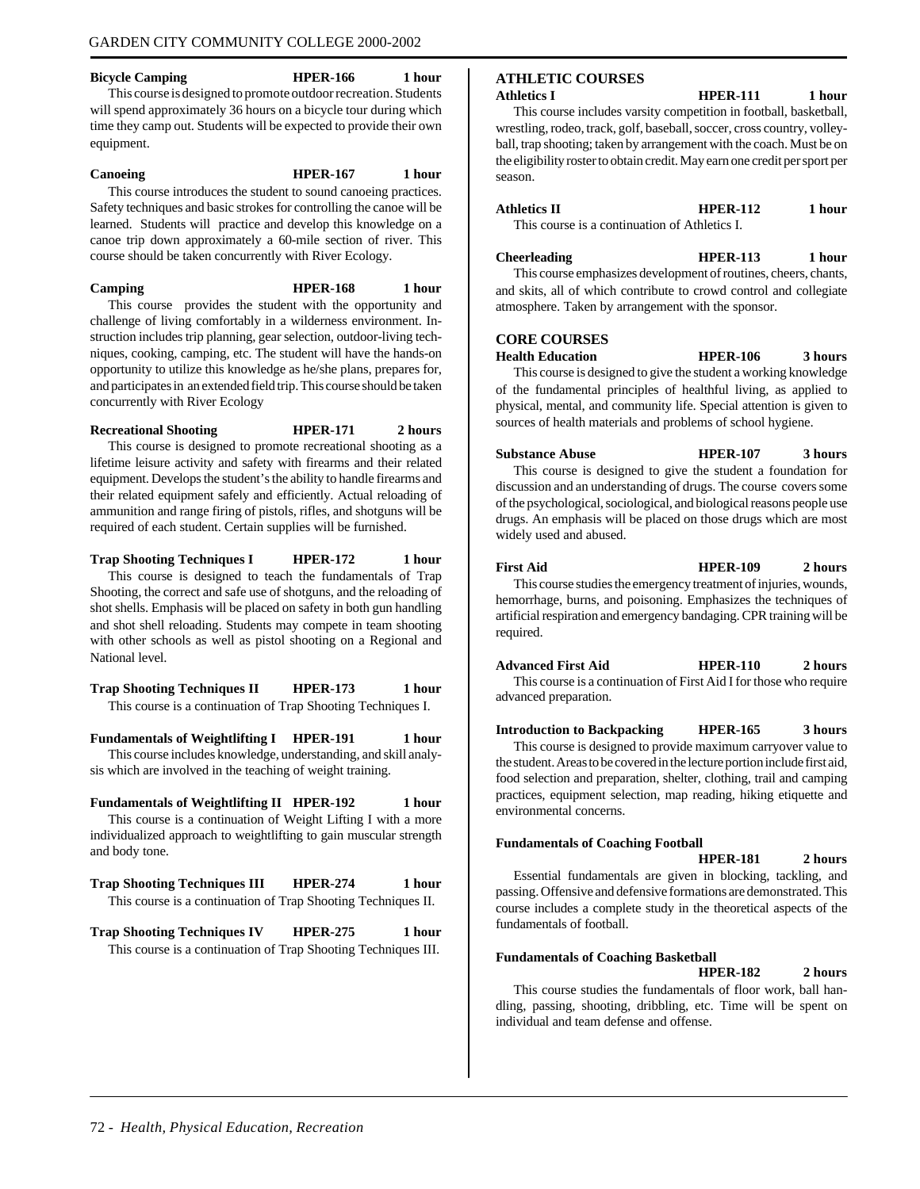**Bicycle Camping** **HPER-166** **1 hour**

This course is designed to promote outdoor recreation. Students will spend approximately 36 hours on a bicycle tour during which time they camp out. Students will be expected to provide their own equipment.

**Canoeing** **HPER-167** **1 hour**

This course introduces the student to sound canoeing practices. Safety techniques and basic strokes for controlling the canoe will be learned. Students will practice and develop this knowledge on a canoe trip down approximately a 60-mile section of river. This course should be taken concurrently with River Ecology.

**Camping** **HPER-168** **1 hour**

This course provides the student with the opportunity and challenge of living comfortably in a wilderness environment. Instruction includes trip planning, gear selection, outdoor-living techniques, cooking, camping, etc. The student will have the hands-on opportunity to utilize this knowledge as he/she plans, prepares for, and participates in an extended field trip. This course should be taken concurrently with River Ecology

**Recreational Shooting** **HPER-171** **2 hours**

This course is designed to promote recreational shooting as a lifetime leisure activity and safety with firearms and their related equipment. Develops the student's the ability to handle firearms and their related equipment safely and efficiently. Actual reloading of ammunition and range firing of pistols, rifles, and shotguns will be required of each student. Certain supplies will be furnished.

**Trap Shooting Techniques I** **HPER-172** **1 hour**

This course is designed to teach the fundamentals of Trap Shooting, the correct and safe use of shotguns, and the reloading of shot shells. Emphasis will be placed on safety in both gun handling and shot shell reloading. Students may compete in team shooting with other schools as well as pistol shooting on a Regional and National level.

**Trap Shooting Techniques II** **HPER-173** **1 hour**

This course is a continuation of Trap Shooting Techniques I.

**Fundamentals of Weightlifting I** **HPER-191** **1 hour**

This course includes knowledge, understanding, and skill analysis which are involved in the teaching of weight training.

**Fundamentals of Weightlifting II** **HPER-192** **1 hour**

This course is a continuation of Weight Lifting I with a more individualized approach to weightlifting to gain muscular strength and body tone.

**Trap Shooting Techniques III** **HPER-274** **1 hour**

This course is a continuation of Trap Shooting Techniques II.

**Trap Shooting Techniques IV** **HPER-275** **1 hour**

This course is a continuation of Trap Shooting Techniques III.

## ATHLETIC COURSES

**Athletics I** **HPER-111** **1 hour**

This course includes varsity competition in football, basketball, wrestling, rodeo, track, golf, baseball, soccer, cross country, volleyball, trap shooting; taken by arrangement with the coach. Must be on the eligibility roster to obtain credit. May earn one credit per sport per season.

**Athletics II** **HPER-112** **1 hour**

This course is a continuation of Athletics I.

**Cheerleading** **HPER-113** **1 hour**

This course emphasizes development of routines, cheers, chants, and skits, all of which contribute to crowd control and collegiate atmosphere. Taken by arrangement with the sponsor.

## CORE COURSES

**Health Education** **HPER-106** **3 hours**

This course is designed to give the student a working knowledge of the fundamental principles of healthful living, as applied to physical, mental, and community life. Special attention is given to sources of health materials and problems of school hygiene.

**Substance Abuse** **HPER-107** **3 hours**

This course is designed to give the student a foundation for discussion and an understanding of drugs. The course covers some of the psychological, sociological, and biological reasons people use drugs. An emphasis will be placed on those drugs which are most widely used and abused.

**First Aid** **HPER-109** **2 hours**

This course studies the emergency treatment of injuries, wounds, hemorrhage, burns, and poisoning. Emphasizes the techniques of artificial respiration and emergency bandaging. CPR training will be required.

**Advanced First Aid** **HPER-110** **2 hours**

This course is a continuation of First Aid I for those who require advanced preparation.

**Introduction to Backpacking** **HPER-165** **3 hours**

This course is designed to provide maximum carryover value to the student. Areas to be covered in the lecture portion include first aid, food selection and preparation, shelter, clothing, trail and camping practices, equipment selection, map reading, hiking etiquette and environmental concerns.

**Fundamentals of Coaching Football** **HPER-181** **2 hours**

Essential fundamentals are given in blocking, tackling, and passing. Offensive and defensive formations are demonstrated. This course includes a complete study in the theoretical aspects of the fundamentals of football.

**Fundamentals of Coaching Basketball** **HPER-182** **2 hours**

This course studies the fundamentals of floor work, ball handling, passing, shooting, dribbling, etc. Time will be spent on individual and team defense and offense.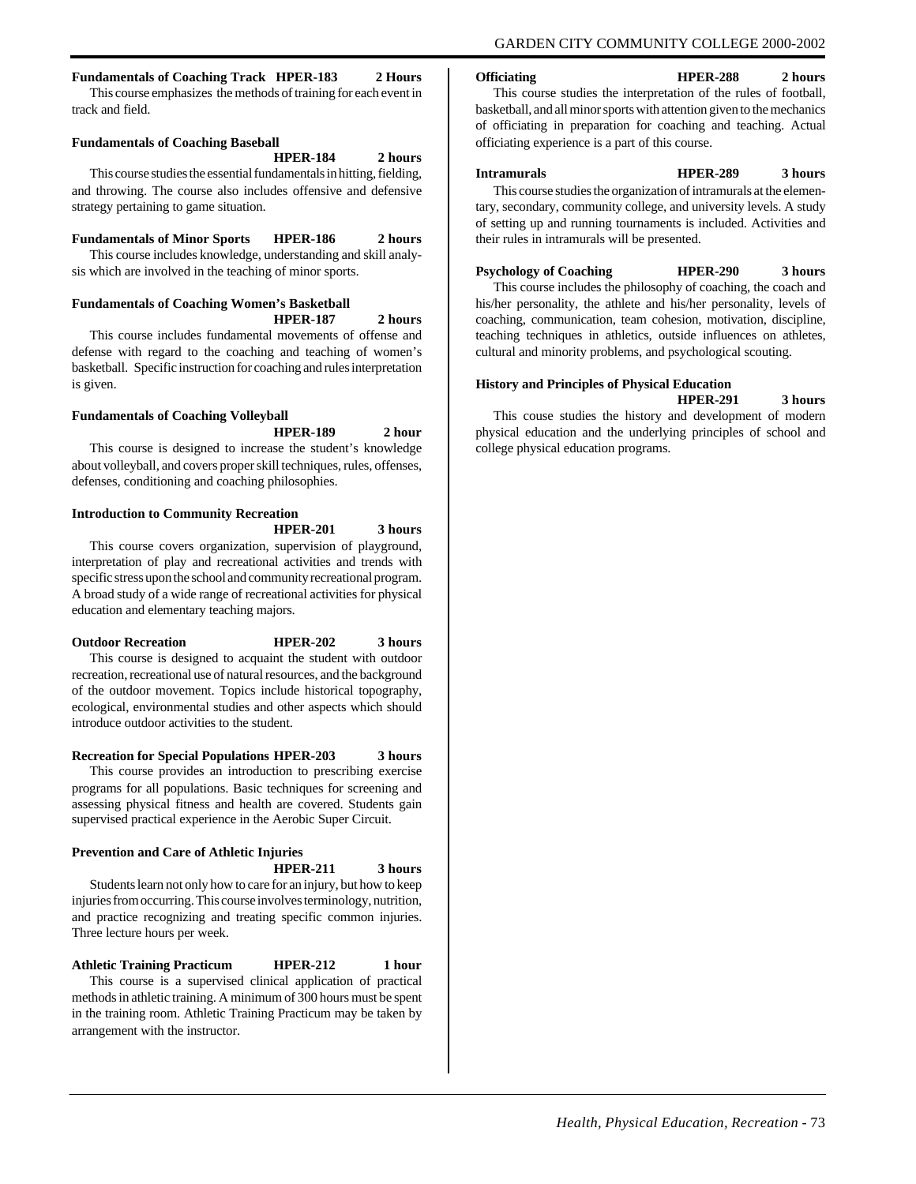**Fundamentals of Coaching Track HPER-183 2 Hours**

This course emphasizes the methods of training for each event in track and field.

**Fundamentals of Coaching Baseball HPER-184 2 hours**

This course studies the essential fundamentals in hitting, fielding, and throwing. The course also includes offensive and defensive strategy pertaining to game situation.

**Fundamentals of Minor Sports HPER-186 2 hours**

This course includes knowledge, understanding and skill analysis which are involved in the teaching of minor sports.

**Fundamentals of Coaching Women's Basketball HPER-187 2 hours**

This course includes fundamental movements of offense and defense with regard to the coaching and teaching of women's basketball. Specific instruction for coaching and rules interpretation is given.

**Fundamentals of Coaching Volleyball HPER-189 2 hour**

This course is designed to increase the student's knowledge about volleyball, and covers proper skill techniques, rules, offenses, defenses, conditioning and coaching philosophies.

**Introduction to Community Recreation HPER-201 3 hours**

This course covers organization, supervision of playground, interpretation of play and recreational activities and trends with specific stress upon the school and community recreational program. A broad study of a wide range of recreational activities for physical education and elementary teaching majors.

**Outdoor Recreation HPER-202 3 hours**

This course is designed to acquaint the student with outdoor recreation, recreational use of natural resources, and the background of the outdoor movement. Topics include historical topography, ecological, environmental studies and other aspects which should introduce outdoor activities to the student.

**Recreation for Special Populations HPER-203 3 hours**

This course provides an introduction to prescribing exercise programs for all populations. Basic techniques for screening and assessing physical fitness and health are covered. Students gain supervised practical experience in the Aerobic Super Circuit.

**Prevention and Care of Athletic Injuries HPER-211 3 hours**

Students learn not only how to care for an injury, but how to keep injuries from occurring. This course involves terminology, nutrition, and practice recognizing and treating specific common injuries. Three lecture hours per week.

**Athletic Training Practicum HPER-212 1 hour**

This course is a supervised clinical application of practical methods in athletic training. A minimum of 300 hours must be spent in the training room. Athletic Training Practicum may be taken by arrangement with the instructor.

**Officiating HPER-288 2 hours**

This course studies the interpretation of the rules of football, basketball, and all minor sports with attention given to the mechanics of officiating in preparation for coaching and teaching. Actual officiating experience is a part of this course.

**Intramurals HPER-289 3 hours**

This course studies the organization of intramurals at the elementary, secondary, community college, and university levels. A study of setting up and running tournaments is included. Activities and their rules in intramurals will be presented.

**Psychology of Coaching HPER-290 3 hours**

This course includes the philosophy of coaching, the coach and his/her personality, the athlete and his/her personality, levels of coaching, communication, team cohesion, motivation, discipline, teaching techniques in athletics, outside influences on athletes, cultural and minority problems, and psychological scouting.

**History and Principles of Physical Education HPER-291 3 hours**

This couse studies the history and development of modern physical education and the underlying principles of school and college physical education programs.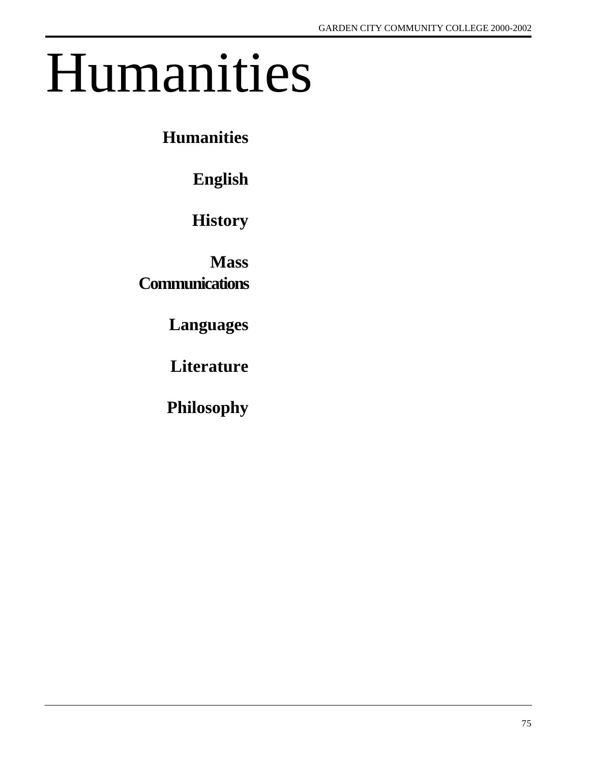# Humanities

**Humanities**

**English**

**History**

**Mass Communications**

**Languages**

**Literature**

**Philosophy**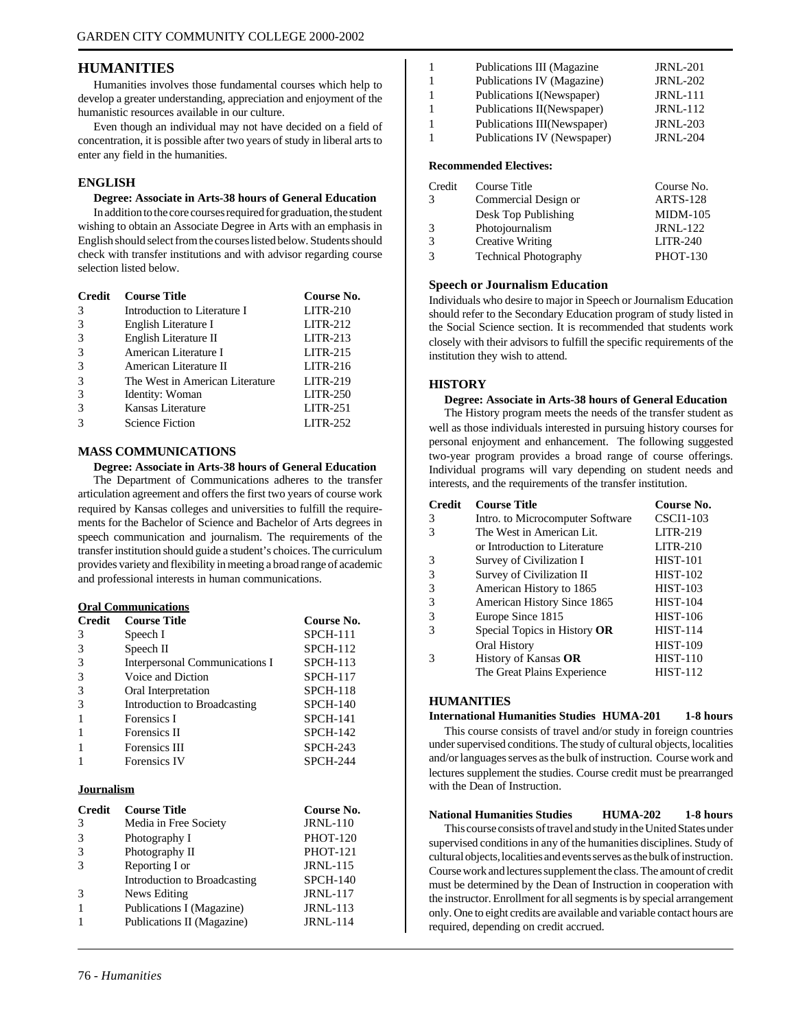# HUMANITIES

Humanities involves those fundamental courses which help to develop a greater understanding, appreciation and enjoyment of the humanistic resources available in our culture.

Even though an individual may not have decided on a field of concentration, it is possible after two years of study in liberal arts to enter any field in the humanities.

## ENGLISH

**Degree: Associate in Arts-38 hours of General Education**

In addition to the core courses required for graduation, the student wishing to obtain an Associate Degree in Arts with an emphasis in English should select from the courses listed below. Students should check with transfer institutions and with advisor regarding course selection listed below.

| Credit | Course Title | Course No. |
|---|---|---|
| 3 | Introduction to Literature I | LITR-210 |
| 3 | English Literature I | LITR-212 |
| 3 | English Literature II | LITR-213 |
| 3 | American Literature I | LITR-215 |
| 3 | American Literature II | LITR-216 |
| 3 | The West in American Literature | LITR-219 |
| 3 | Identity: Woman | LITR-250 |
| 3 | Kansas Literature | LITR-251 |
| 3 | Science Fiction | LITR-252 |

## MASS COMMUNICATIONS

**Degree: Associate in Arts-38 hours of General Education**

The Department of Communications adheres to the transfer articulation agreement and offers the first two years of course work required by Kansas colleges and universities to fulfill the requirements for the Bachelor of Science and Bachelor of Arts degrees in speech communication and journalism. The requirements of the transfer institution should guide a student's choices. The curriculum provides variety and flexibility in meeting a broad range of academic and professional interests in human communications.

**Oral Communications**

| Credit | Course Title | Course No. |
|---|---|---|
| 3 | Speech I | SPCH-111 |
| 3 | Speech II | SPCH-112 |
| 3 | Interpersonal Communications I | SPCH-113 |
| 3 | Voice and Diction | SPCH-117 |
| 3 | Oral Interpretation | SPCH-118 |
| 3 | Introduction to Broadcasting | SPCH-140 |
| 1 | Forensics I | SPCH-141 |
| 1 | Forensics II | SPCH-142 |
| 1 | Forensics III | SPCH-243 |
| 1 | Forensics IV | SPCH-244 |

**Journalism**

| Credit | Course Title | Course No. |
|---|---|---|
| 3 | Media in Free Society | JRNL-110 |
| 3 | Photography I | PHOT-120 |
| 3 | Photography II | PHOT-121 |
| 3 | Reporting I or | JRNL-115 |
| | Introduction to Broadcasting | SPCH-140 |
| 3 | News Editing | JRNL-117 |
| 1 | Publications I (Magazine) | JRNL-113 |
| 1 | Publications II (Magazine) | JRNL-114 |
| 1 | Publications III (Magazine | JRNL-201 |
| 1 | Publications IV (Magazine) | JRNL-202 |
| 1 | Publications I(Newspaper) | JRNL-111 |
| 1 | Publications II(Newspaper) | JRNL-112 |
| 1 | Publications III(Newspaper) | JRNL-203 |
| 1 | Publications IV (Newspaper) | JRNL-204 |

**Recommended Electives:**

| Credit | Course Title | Course No. |
|---|---|---|
| 3 | Commercial Design or | ARTS-128 |
| | Desk Top Publishing | MIDM-105 |
| 3 | Photojournalism | JRNL-122 |
| 3 | Creative Writing | LITR-240 |
| 3 | Technical Photography | PHOT-130 |

### Speech or Journalism Education

Individuals who desire to major in Speech or Journalism Education should refer to the Secondary Education program of study listed in the Social Science section. It is recommended that students work closely with their advisors to fulfill the specific requirements of the institution they wish to attend.

## HISTORY

**Degree: Associate in Arts-38 hours of General Education**

The History program meets the needs of the transfer student as well as those individuals interested in pursuing history courses for personal enjoyment and enhancement. The following suggested two-year program provides a broad range of course offerings. Individual programs will vary depending on student needs and interests, and the requirements of the transfer institution.

| Credit | Course Title | Course No. |
|---|---|---|
| 3 | Intro. to Microcomputer Software | CSCI1-103 |
| 3 | The West in American Lit. | LITR-219 |
| | or Introduction to Literature | LITR-210 |
| 3 | Survey of Civilization I | HIST-101 |
| 3 | Survey of Civilization II | HIST-102 |
| 3 | American History to 1865 | HIST-103 |
| 3 | American History Since 1865 | HIST-104 |
| 3 | Europe Since 1815 | HIST-106 |
| 3 | Special Topics in History **OR** | HIST-114 |
| | Oral History | HIST-109 |
| 3 | History of Kansas **OR** | HIST-110 |
| | The Great Plains Experience | HIST-112 |

## HUMANITIES

**International Humanities Studies HUMA-201 1-8 hours**

This course consists of travel and/or study in foreign countries under supervised conditions. The study of cultural objects, localities and/or languages serves as the bulk of instruction. Course work and lectures supplement the studies. Course credit must be prearranged with the Dean of Instruction.

**National Humanities Studies HUMA-202 1-8 hours**

This course consists of travel and study in the United States under supervised conditions in any of the humanities disciplines. Study of cultural objects, localities and events serves as the bulk of instruction. Course work and lectures supplement the class. The amount of credit must be determined by the Dean of Instruction in cooperation with the instructor. Enrollment for all segments is by special arrangement only. One to eight credits are available and variable contact hours are required, depending on credit accrued.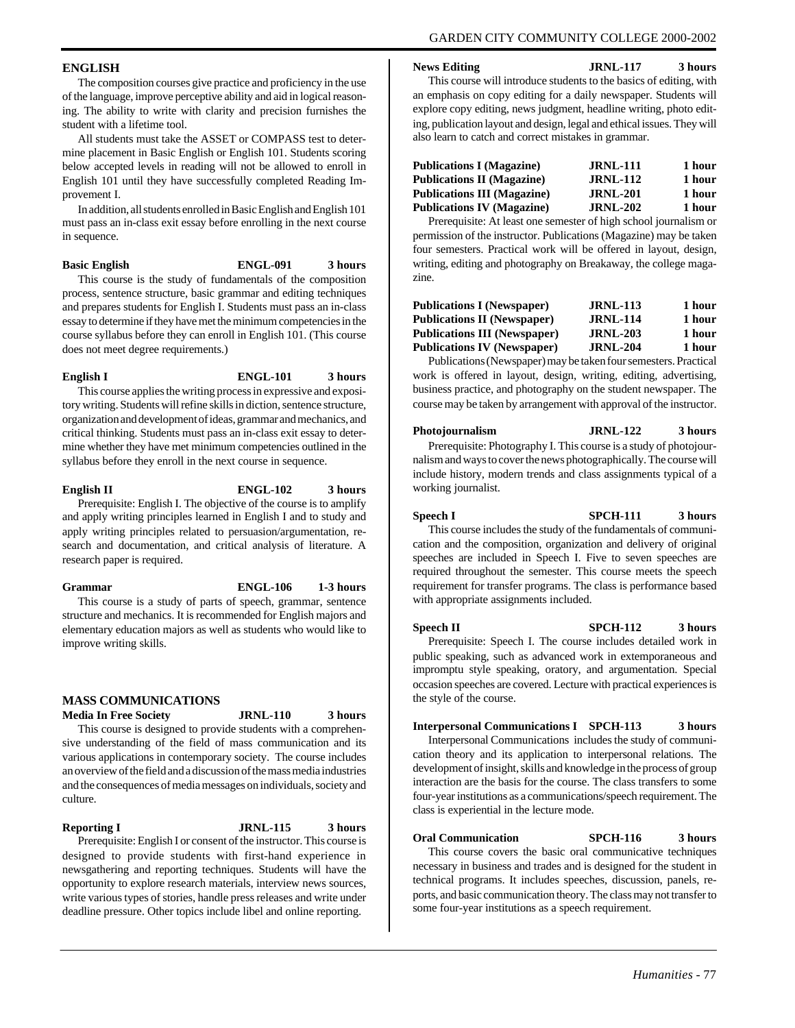## ENGLISH

The composition courses give practice and proficiency in the use of the language, improve perceptive ability and aid in logical reasoning. The ability to write with clarity and precision furnishes the student with a lifetime tool.

All students must take the ASSET or COMPASS test to determine placement in Basic English or English 101. Students scoring below accepted levels in reading will not be allowed to enroll in English 101 until they have successfully completed Reading Improvement I.

In addition, all students enrolled in Basic English and English 101 must pass an in-class exit essay before enrolling in the next course in sequence.

**Basic English — ENGL-091 — 3 hours**

This course is the study of fundamentals of the composition process, sentence structure, basic grammar and editing techniques and prepares students for English I. Students must pass an in-class essay to determine if they have met the minimum competencies in the course syllabus before they can enroll in English 101. (This course does not meet degree requirements.)

**English I — ENGL-101 — 3 hours**

This course applies the writing process in expressive and expository writing. Students will refine skills in diction, sentence structure, organization and development of ideas, grammar and mechanics, and critical thinking. Students must pass an in-class exit essay to determine whether they have met minimum competencies outlined in the syllabus before they enroll in the next course in sequence.

**English II — ENGL-102 — 3 hours**

Prerequisite: English I. The objective of the course is to amplify and apply writing principles learned in English I and to study and apply writing principles related to persuasion/argumentation, research and documentation, and critical analysis of literature. A research paper is required.

**Grammar — ENGL-106 — 1-3 hours**

This course is a study of parts of speech, grammar, sentence structure and mechanics. It is recommended for English majors and elementary education majors as well as students who would like to improve writing skills.

## MASS COMMUNICATIONS

**Media In Free Society — JRNL-110 — 3 hours**

This course is designed to provide students with a comprehensive understanding of the field of mass communication and its various applications in contemporary society. The course includes an overview of the field and a discussion of the mass media industries and the consequences of media messages on individuals, society and culture.

**Reporting I — JRNL-115 — 3 hours**

Prerequisite: English I or consent of the instructor. This course is designed to provide students with first-hand experience in newsgathering and reporting techniques. Students will have the opportunity to explore research materials, interview news sources, write various types of stories, handle press releases and write under deadline pressure. Other topics include libel and online reporting.

**News Editing — JRNL-117 — 3 hours**

This course will introduce students to the basics of editing, with an emphasis on copy editing for a daily newspaper. Students will explore copy editing, news judgment, headline writing, photo editing, publication layout and design, legal and ethical issues. They will also learn to catch and correct mistakes in grammar.

**Publications I (Magazine) — JRNL-111 — 1 hour**
**Publications II (Magazine) — JRNL-112 — 1 hour**
**Publications III (Magazine) — JRNL-201 — 1 hour**
**Publications IV (Magazine) — JRNL-202 — 1 hour**

Prerequisite: At least one semester of high school journalism or permission of the instructor. Publications (Magazine) may be taken four semesters. Practical work will be offered in layout, design, writing, editing and photography on Breakaway, the college magazine.

**Publications I (Newspaper) — JRNL-113 — 1 hour**
**Publications II (Newspaper) — JRNL-114 — 1 hour**
**Publications III (Newspaper) — JRNL-203 — 1 hour**
**Publications IV (Newspaper) — JRNL-204 — 1 hour**

Publications (Newspaper) may be taken four semesters. Practical work is offered in layout, design, writing, editing, advertising, business practice, and photography on the student newspaper. The course may be taken by arrangement with approval of the instructor.

**Photojournalism — JRNL-122 — 3 hours**

Prerequisite: Photography I. This course is a study of photojournalism and ways to cover the news photographically. The course will include history, modern trends and class assignments typical of a working journalist.

**Speech I — SPCH-111 — 3 hours**

This course includes the study of the fundamentals of communication and the composition, organization and delivery of original speeches are included in Speech I. Five to seven speeches are required throughout the semester. This course meets the speech requirement for transfer programs. The class is performance based with appropriate assignments included.

**Speech II — SPCH-112 — 3 hours**

Prerequisite: Speech I. The course includes detailed work in public speaking, such as advanced work in extemporaneous and impromptu style speaking, oratory, and argumentation. Special occasion speeches are covered. Lecture with practical experiences is the style of the course.

**Interpersonal Communications I — SPCH-113 — 3 hours**

Interpersonal Communications includes the study of communication theory and its application to interpersonal relations. The development of insight, skills and knowledge in the process of group interaction are the basis for the course. The class transfers to some four-year institutions as a communications/speech requirement. The class is experiential in the lecture mode.

**Oral Communication — SPCH-116 — 3 hours**

This course covers the basic oral communicative techniques necessary in business and trades and is designed for the student in technical programs. It includes speeches, discussion, panels, reports, and basic communication theory. The class may not transfer to some four-year institutions as a speech requirement.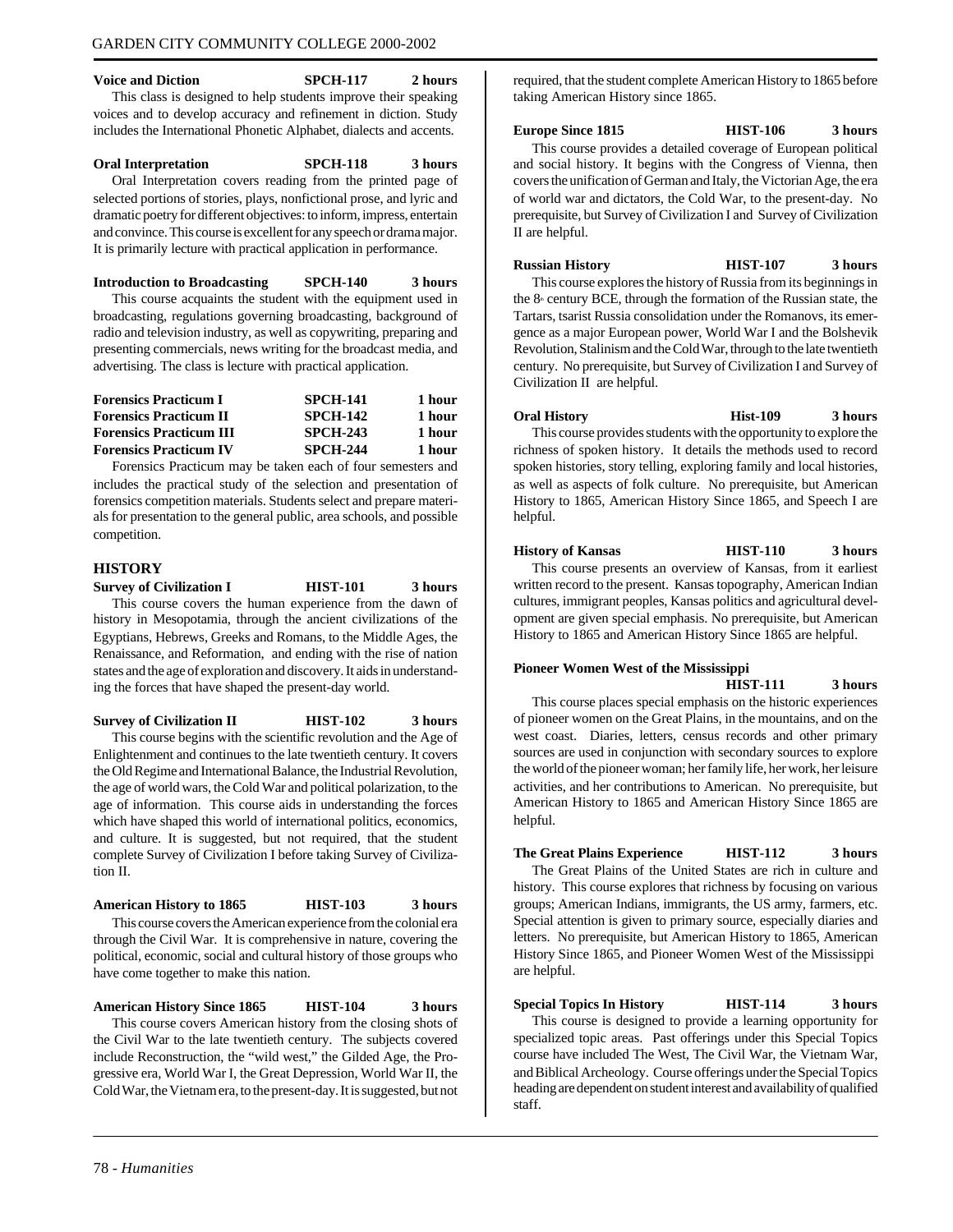**Voice and Diction SPCH-117 2 hours**

This class is designed to help students improve their speaking voices and to develop accuracy and refinement in diction. Study includes the International Phonetic Alphabet, dialects and accents.

**Oral Interpretation SPCH-118 3 hours**

Oral Interpretation covers reading from the printed page of selected portions of stories, plays, nonfictional prose, and lyric and dramatic poetry for different objectives: to inform, impress, entertain and convince. This course is excellent for any speech or drama major. It is primarily lecture with practical application in performance.

**Introduction to Broadcasting SPCH-140 3 hours**

This course acquaints the student with the equipment used in broadcasting, regulations governing broadcasting, background of radio and television industry, as well as copywriting, preparing and presenting commercials, news writing for the broadcast media, and advertising. The class is lecture with practical application.

**Forensics Practicum I SPCH-141 1 hour**
**Forensics Practicum II SPCH-142 1 hour**
**Forensics Practicum III SPCH-243 1 hour**
**Forensics Practicum IV SPCH-244 1 hour**

Forensics Practicum may be taken each of four semesters and includes the practical study of the selection and presentation of forensics competition materials. Students select and prepare materials for presentation to the general public, area schools, and possible competition.

## HISTORY

**Survey of Civilization I HIST-101 3 hours**

This course covers the human experience from the dawn of history in Mesopotamia, through the ancient civilizations of the Egyptians, Hebrews, Greeks and Romans, to the Middle Ages, the Renaissance, and Reformation, and ending with the rise of nation states and the age of exploration and discovery. It aids in understanding the forces that have shaped the present-day world.

**Survey of Civilization II HIST-102 3 hours**

This course begins with the scientific revolution and the Age of Enlightenment and continues to the late twentieth century. It covers the Old Regime and International Balance, the Industrial Revolution, the age of world wars, the Cold War and political polarization, to the age of information. This course aids in understanding the forces which have shaped this world of international politics, economics, and culture. It is suggested, but not required, that the student complete Survey of Civilization I before taking Survey of Civilization II.

**American History to 1865 HIST-103 3 hours**

This course covers the American experience from the colonial era through the Civil War. It is comprehensive in nature, covering the political, economic, social and cultural history of those groups who have come together to make this nation.

**American History Since 1865 HIST-104 3 hours**

This course covers American history from the closing shots of the Civil War to the late twentieth century. The subjects covered include Reconstruction, the "wild west," the Gilded Age, the Progressive era, World War I, the Great Depression, World War II, the Cold War, the Vietnam era, to the present-day. It is suggested, but not required, that the student complete American History to 1865 before taking American History since 1865.

**Europe Since 1815 HIST-106 3 hours**

This course provides a detailed coverage of European political and social history. It begins with the Congress of Vienna, then covers the unification of German and Italy, the Victorian Age, the era of world war and dictators, the Cold War, to the present-day. No prerequisite, but Survey of Civilization I and Survey of Civilization II are helpful.

**Russian History HIST-107 3 hours**

This course explores the history of Russia from its beginnings in the 8th century BCE, through the formation of the Russian state, the Tartars, tsarist Russia consolidation under the Romanovs, its emergence as a major European power, World War I and the Bolshevik Revolution, Stalinism and the Cold War, through to the late twentieth century. No prerequisite, but Survey of Civilization I and Survey of Civilization II are helpful.

**Oral History Hist-109 3 hours**

This course provides students with the opportunity to explore the richness of spoken history. It details the methods used to record spoken histories, story telling, exploring family and local histories, as well as aspects of folk culture. No prerequisite, but American History to 1865, American History Since 1865, and Speech I are helpful.

**History of Kansas HIST-110 3 hours**

This course presents an overview of Kansas, from it earliest written record to the present. Kansas topography, American Indian cultures, immigrant peoples, Kansas politics and agricultural development are given special emphasis. No prerequisite, but American History to 1865 and American History Since 1865 are helpful.

**Pioneer Women West of the Mississippi HIST-111 3 hours**

This course places special emphasis on the historic experiences of pioneer women on the Great Plains, in the mountains, and on the west coast. Diaries, letters, census records and other primary sources are used in conjunction with secondary sources to explore the world of the pioneer woman; her family life, her work, her leisure activities, and her contributions to American. No prerequisite, but American History to 1865 and American History Since 1865 are helpful.

**The Great Plains Experience HIST-112 3 hours**

The Great Plains of the United States are rich in culture and history. This course explores that richness by focusing on various groups; American Indians, immigrants, the US army, farmers, etc. Special attention is given to primary source, especially diaries and letters. No prerequisite, but American History to 1865, American History Since 1865, and Pioneer Women West of the Mississippi are helpful.

**Special Topics In History HIST-114 3 hours**

This course is designed to provide a learning opportunity for specialized topic areas. Past offerings under this Special Topics course have included The West, The Civil War, the Vietnam War, and Biblical Archeology. Course offerings under the Special Topics heading are dependent on student interest and availability of qualified staff.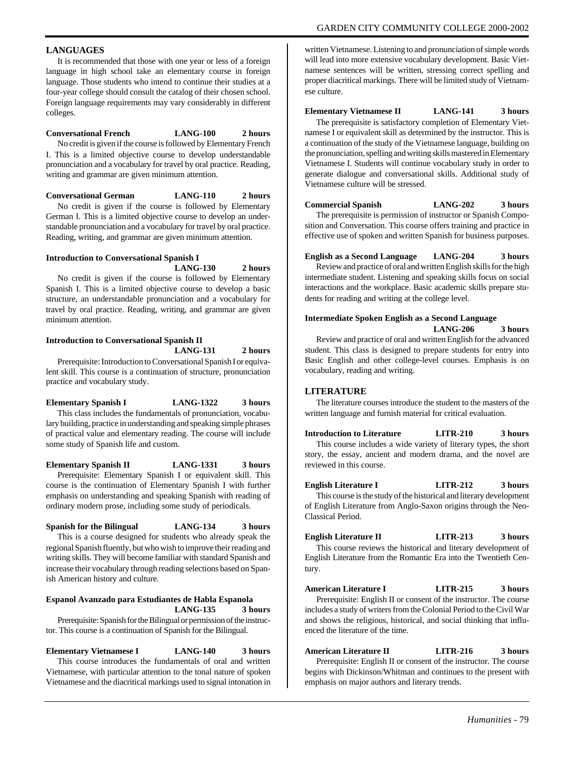## LANGUAGES

It is recommended that those with one year or less of a foreign language in high school take an elementary course in foreign language. Those students who intend to continue their studies at a four-year college should consult the catalog of their chosen school. Foreign language requirements may vary considerably in different colleges.

**Conversational French LANG-100 2 hours**

No credit is given if the course is followed by Elementary French I. This is a limited objective course to develop understandable pronunciation and a vocabulary for travel by oral practice. Reading, writing and grammar are given minimum attention.

**Conversational German LANG-110 2 hours**

No credit is given if the course is followed by Elementary German I. This is a limited objective course to develop an understandable pronunciation and a vocabulary for travel by oral practice. Reading, writing, and grammar are given minimum attention.

**Introduction to Conversational Spanish I LANG-130 2 hours**

No credit is given if the course is followed by Elementary Spanish I. This is a limited objective course to develop a basic structure, an understandable pronunciation and a vocabulary for travel by oral practice. Reading, writing, and grammar are given minimum attention.

**Introduction to Conversational Spanish II LANG-131 2 hours**

Prerequisite: Introduction to Conversational Spanish I or equivalent skill. This course is a continuation of structure, pronunciation practice and vocabulary study.

**Elementary Spanish I LANG-1322 3 hours**

This class includes the fundamentals of pronunciation, vocabulary building, practice in understanding and speaking simple phrases of practical value and elementary reading. The course will include some study of Spanish life and custom.

**Elementary Spanish II LANG-1331 3 hours**

Prerequisite: Elementary Spanish I or equivalent skill. This course is the continuation of Elementary Spanish I with further emphasis on understanding and speaking Spanish with reading of ordinary modern prose, including some study of periodicals.

**Spanish for the Bilingual LANG-134 3 hours**

This is a course designed for students who already speak the regional Spanish fluently, but who wish to improve their reading and writing skills. They will become familiar with standard Spanish and increase their vocabulary through reading selections based on Spanish American history and culture.

**Espanol Avanzado para Estudiantes de Habla Espanola LANG-135 3 hours**

Prerequisite: Spanish for the Bilingual or permission of the instructor. This course is a continuation of Spanish for the Bilingual.

**Elementary Vietnamese I LANG-140 3 hours**

This course introduces the fundamentals of oral and written Vietnamese, with particular attention to the tonal nature of spoken Vietnamese and the diacritical markings used to signal intonation in written Vietnamese. Listening to and pronunciation of simple words will lead into more extensive vocabulary development. Basic Vietnamese sentences will be written, stressing correct spelling and proper diacritical markings. There will be limited study of Vietnamese culture.

**Elementary Vietnamese II LANG-141 3 hours**

The prerequisite is satisfactory completion of Elementary Vietnamese I or equivalent skill as determined by the instructor. This is a continuation of the study of the Vietnamese language, building on the pronunciation, spelling and writing skills mastered in Elementary Vietnamese I. Students will continue vocabulary study in order to generate dialogue and conversational skills. Additional study of Vietnamese culture will be stressed.

**Commercial Spanish LANG-202 3 hours**

The prerequisite is permission of instructor or Spanish Composition and Conversation. This course offers training and practice in effective use of spoken and written Spanish for business purposes.

**English as a Second Language LANG-204 3 hours**

Review and practice of oral and written English skills for the high intermediate student. Listening and speaking skills focus on social interactions and the workplace. Basic academic skills prepare students for reading and writing at the college level.

**Intermediate Spoken English as a Second Language LANG-206 3 hours**

Review and practice of oral and written English for the advanced student. This class is designed to prepare students for entry into Basic English and other college-level courses. Emphasis is on vocabulary, reading and writing.

## LITERATURE

The literature courses introduce the student to the masters of the written language and furnish material for critical evaluation.

**Introduction to Literature LITR-210 3 hours**

This course includes a wide variety of literary types, the short story, the essay, ancient and modern drama, and the novel are reviewed in this course.

**English Literature I LITR-212 3 hours**

This course is the study of the historical and literary development of English Literature from Anglo-Saxon origins through the Neo-Classical Period.

**English Literature II LITR-213 3 hours**

This course reviews the historical and literary development of English Literature from the Romantic Era into the Twentieth Century.

**American Literature I LITR-215 3 hours**

Prerequisite: English II or consent of the instructor. The course includes a study of writers from the Colonial Period to the Civil War and shows the religious, historical, and social thinking that influenced the literature of the time.

**American Literature II LITR-216 3 hours**

Prerequisite: English II or consent of the instructor. The course begins with Dickinson/Whitman and continues to the present with emphasis on major authors and literary trends.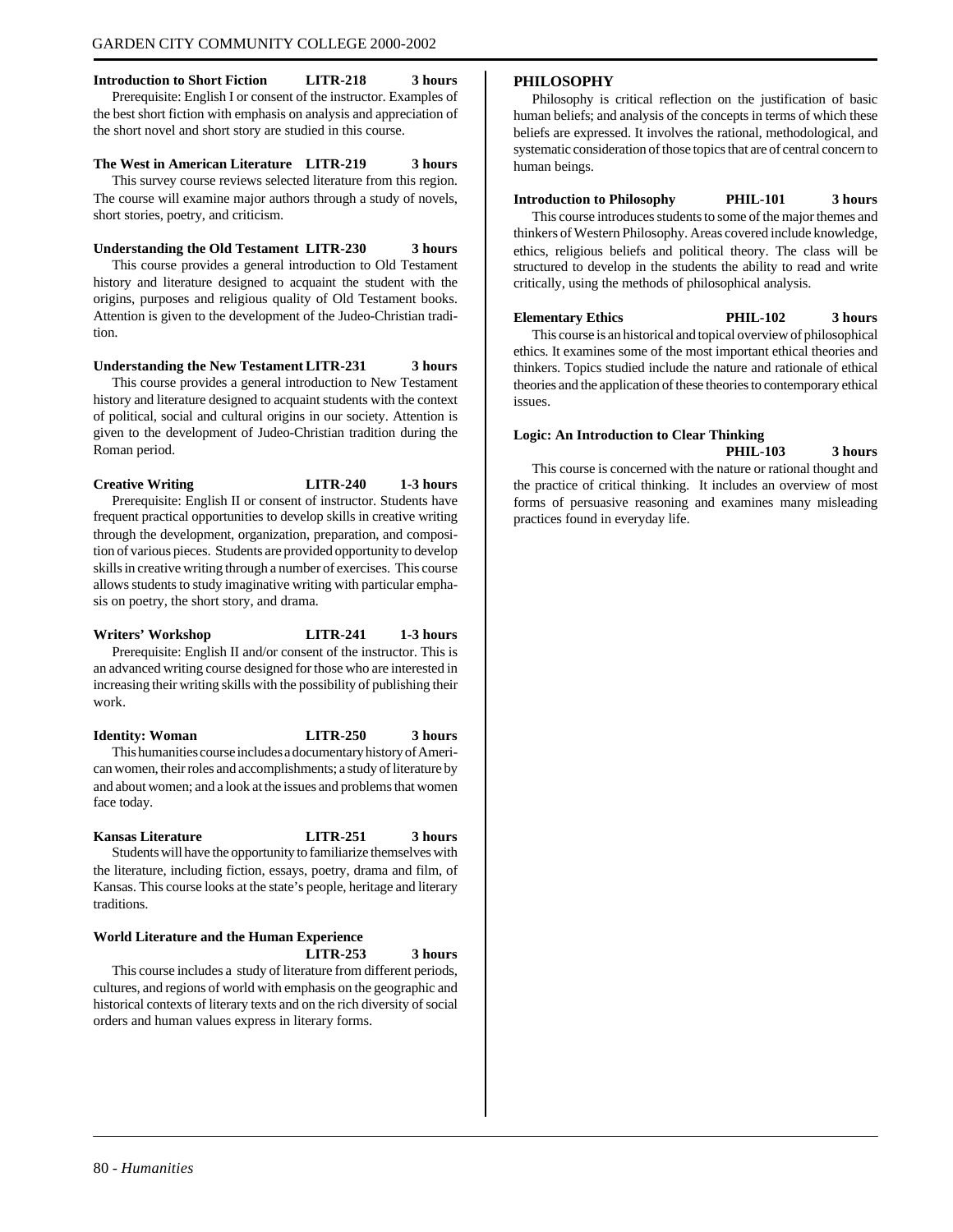**Introduction to Short Fiction LITR-218 3 hours**

Prerequisite: English I or consent of the instructor. Examples of the best short fiction with emphasis on analysis and appreciation of the short novel and short story are studied in this course.

**The West in American Literature LITR-219 3 hours**

This survey course reviews selected literature from this region. The course will examine major authors through a study of novels, short stories, poetry, and criticism.

**Understanding the Old Testament LITR-230 3 hours**

This course provides a general introduction to Old Testament history and literature designed to acquaint the student with the origins, purposes and religious quality of Old Testament books. Attention is given to the development of the Judeo-Christian tradition.

**Understanding the New Testament LITR-231 3 hours**

This course provides a general introduction to New Testament history and literature designed to acquaint students with the context of political, social and cultural origins in our society. Attention is given to the development of Judeo-Christian tradition during the Roman period.

**Creative Writing LITR-240 1-3 hours**

Prerequisite: English II or consent of instructor. Students have frequent practical opportunities to develop skills in creative writing through the development, organization, preparation, and composition of various pieces. Students are provided opportunity to develop skills in creative writing through a number of exercises. This course allows students to study imaginative writing with particular emphasis on poetry, the short story, and drama.

**Writers' Workshop LITR-241 1-3 hours**

Prerequisite: English II and/or consent of the instructor. This is an advanced writing course designed for those who are interested in increasing their writing skills with the possibility of publishing their work.

**Identity: Woman LITR-250 3 hours**

This humanities course includes a documentary history of American women, their roles and accomplishments; a study of literature by and about women; and a look at the issues and problems that women face today.

**Kansas Literature LITR-251 3 hours**

Students will have the opportunity to familiarize themselves with the literature, including fiction, essays, poetry, drama and film, of Kansas. This course looks at the state's people, heritage and literary traditions.

**World Literature and the Human Experience LITR-253 3 hours**

This course includes a study of literature from different periods, cultures, and regions of world with emphasis on the geographic and historical contexts of literary texts and on the rich diversity of social orders and human values express in literary forms.

## PHILOSOPHY

Philosophy is critical reflection on the justification of basic human beliefs; and analysis of the concepts in terms of which these beliefs are expressed. It involves the rational, methodological, and systematic consideration of those topics that are of central concern to human beings.

**Introduction to Philosophy PHIL-101 3 hours**

This course introduces students to some of the major themes and thinkers of Western Philosophy. Areas covered include knowledge, ethics, religious beliefs and political theory. The class will be structured to develop in the students the ability to read and write critically, using the methods of philosophical analysis.

**Elementary Ethics PHIL-102 3 hours**

This course is an historical and topical overview of philosophical ethics. It examines some of the most important ethical theories and thinkers. Topics studied include the nature and rationale of ethical theories and the application of these theories to contemporary ethical issues.

**Logic: An Introduction to Clear Thinking PHIL-103 3 hours**

This course is concerned with the nature or rational thought and the practice of critical thinking. It includes an overview of most forms of persuasive reasoning and examines many misleading practices found in everyday life.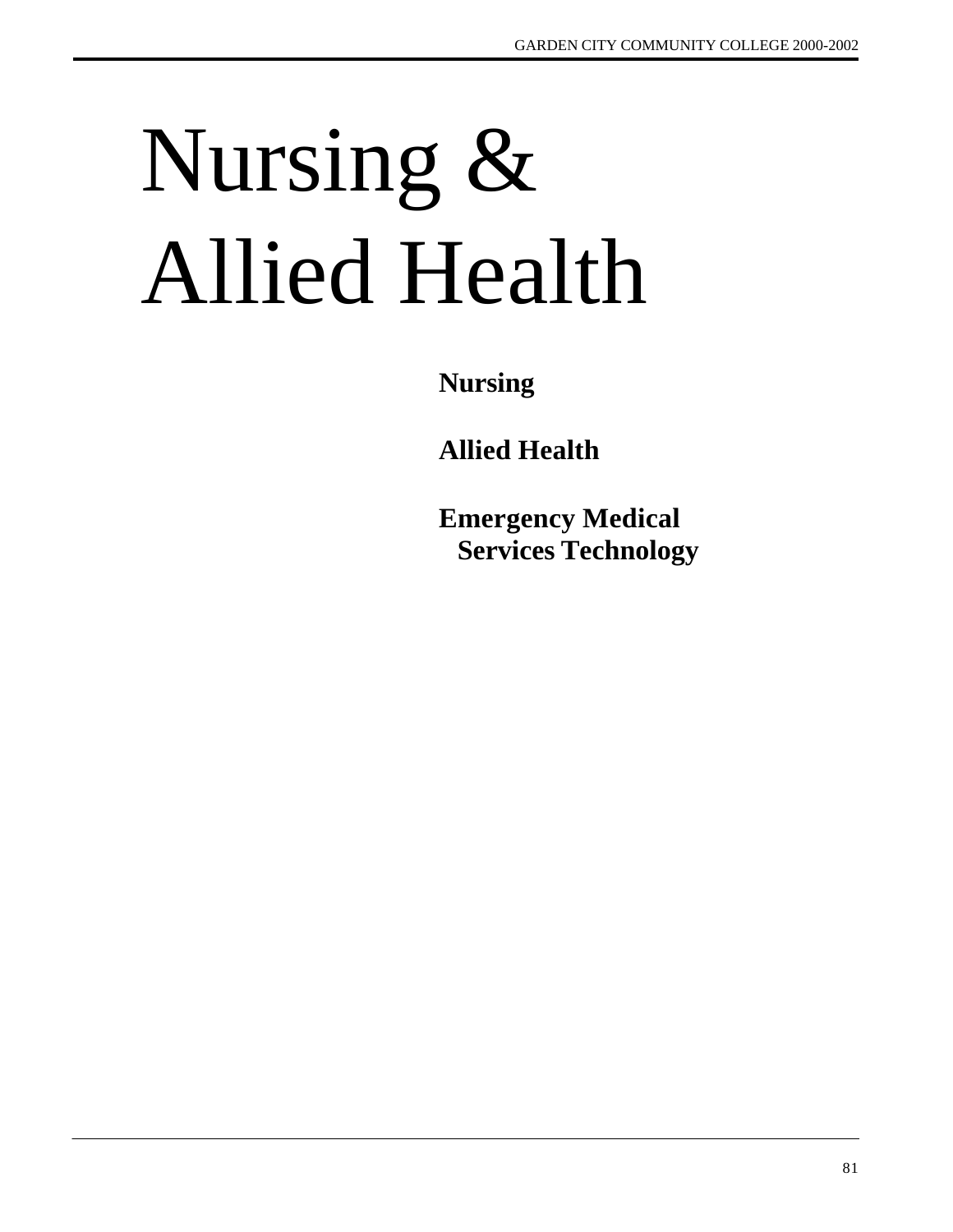# Nursing & Allied Health

**Nursing**

**Allied Health**

**Emergency Medical Services Technology**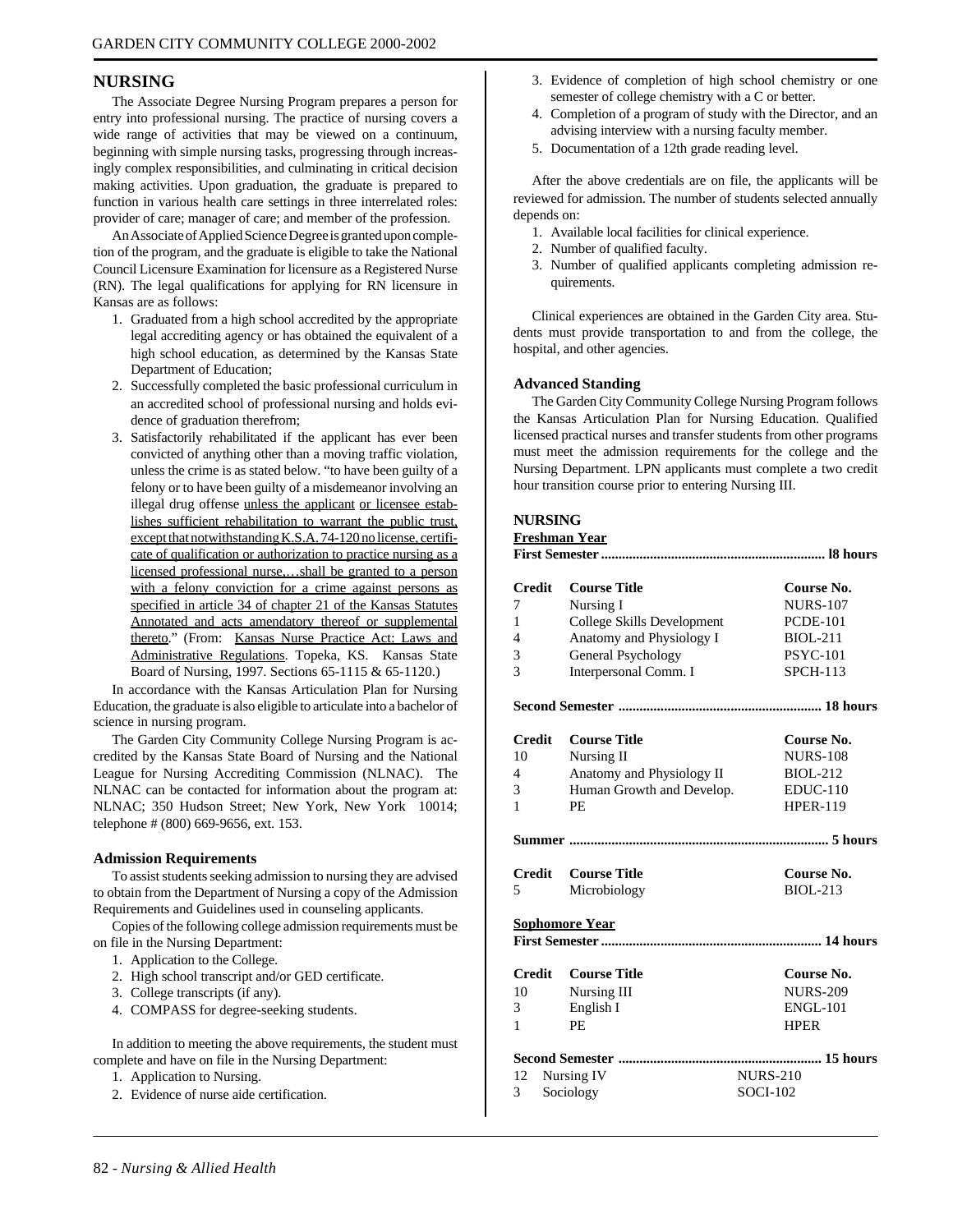## NURSING

The Associate Degree Nursing Program prepares a person for entry into professional nursing. The practice of nursing covers a wide range of activities that may be viewed on a continuum, beginning with simple nursing tasks, progressing through increasingly complex responsibilities, and culminating in critical decision making activities. Upon graduation, the graduate is prepared to function in various health care settings in three interrelated roles: provider of care; manager of care; and member of the profession.

An Associate of Applied Science Degree is granted upon completion of the program, and the graduate is eligible to take the National Council Licensure Examination for licensure as a Registered Nurse (RN). The legal qualifications for applying for RN licensure in Kansas are as follows:

1. Graduated from a high school accredited by the appropriate legal accrediting agency or has obtained the equivalent of a high school education, as determined by the Kansas State Department of Education;
2. Successfully completed the basic professional curriculum in an accredited school of professional nursing and holds evidence of graduation therefrom;
3. Satisfactorily rehabilitated if the applicant has ever been convicted of anything other than a moving traffic violation, unless the crime is as stated below. "to have been guilty of a felony or to have been guilty of a misdemeanor involving an illegal drug offense unless the applicant or licensee establishes sufficient rehabilitation to warrant the public trust, except that notwithstanding K.S.A. 74-120 no license, certificate of qualification or authorization to practice nursing as a licensed professional nurse,…shall be granted to a person with a felony conviction for a crime against persons as specified in article 34 of chapter 21 of the Kansas Statutes Annotated and acts amendatory thereof or supplemental thereto." (From: Kansas Nurse Practice Act: Laws and Administrative Regulations. Topeka, KS. Kansas State Board of Nursing, 1997. Sections 65-1115 & 65-1120.)

In accordance with the Kansas Articulation Plan for Nursing Education, the graduate is also eligible to articulate into a bachelor of science in nursing program.

The Garden City Community College Nursing Program is accredited by the Kansas State Board of Nursing and the National League for Nursing Accrediting Commission (NLNAC). The NLNAC can be contacted for information about the program at: NLNAC; 350 Hudson Street; New York, New York 10014; telephone # (800) 669-9656, ext. 153.

### Admission Requirements

To assist students seeking admission to nursing they are advised to obtain from the Department of Nursing a copy of the Admission Requirements and Guidelines used in counseling applicants.

Copies of the following college admission requirements must be on file in the Nursing Department:

1. Application to the College.
2. High school transcript and/or GED certificate.
3. College transcripts (if any).
4. COMPASS for degree-seeking students.

In addition to meeting the above requirements, the student must complete and have on file in the Nursing Department:

1. Application to Nursing.
2. Evidence of nurse aide certification.
3. Evidence of completion of high school chemistry or one semester of college chemistry with a C or better.
4. Completion of a program of study with the Director, and an advising interview with a nursing faculty member.
5. Documentation of a 12th grade reading level.

After the above credentials are on file, the applicants will be reviewed for admission. The number of students selected annually depends on:

1. Available local facilities for clinical experience.
2. Number of qualified faculty.
3. Number of qualified applicants completing admission requirements.

Clinical experiences are obtained in the Garden City area. Students must provide transportation to and from the college, the hospital, and other agencies.

### Advanced Standing

The Garden City Community College Nursing Program follows the Kansas Articulation Plan for Nursing Education. Qualified licensed practical nurses and transfer students from other programs must meet the admission requirements for the college and the Nursing Department. LPN applicants must complete a two credit hour transition course prior to entering Nursing III.

### NURSING

**Freshman Year**

**First Semester ........ l8 hours**

| Credit | Course Title | Course No. |
|---|---|---|
| 7 | Nursing I | NURS-107 |
| 1 | College Skills Development | PCDE-101 |
| 4 | Anatomy and Physiology I | BIOL-211 |
| 3 | General Psychology | PSYC-101 |
| 3 | Interpersonal Comm. I | SPCH-113 |

**Second Semester ........ 18 hours**

| Credit | Course Title | Course No. |
|---|---|---|
| 10 | Nursing II | NURS-108 |
| 4 | Anatomy and Physiology II | BIOL-212 |
| 3 | Human Growth and Develop. | EDUC-110 |
| 1 | PE | HPER-119 |

**Summer ........ 5 hours**

| Credit | Course Title | Course No. |
|---|---|---|
| 5 | Microbiology | BIOL-213 |

**Sophomore Year**

**First Semester ........ 14 hours**

| Credit | Course Title | Course No. |
|---|---|---|
| 10 | Nursing III | NURS-209 |
| 3 | English I | ENGL-101 |
| 1 | PE | HPER |

**Second Semester ........ 15 hours**

| Credit | Course Title | Course No. |
|---|---|---|
| 12 | Nursing IV | NURS-210 |
| 3 | Sociology | SOCI-102 |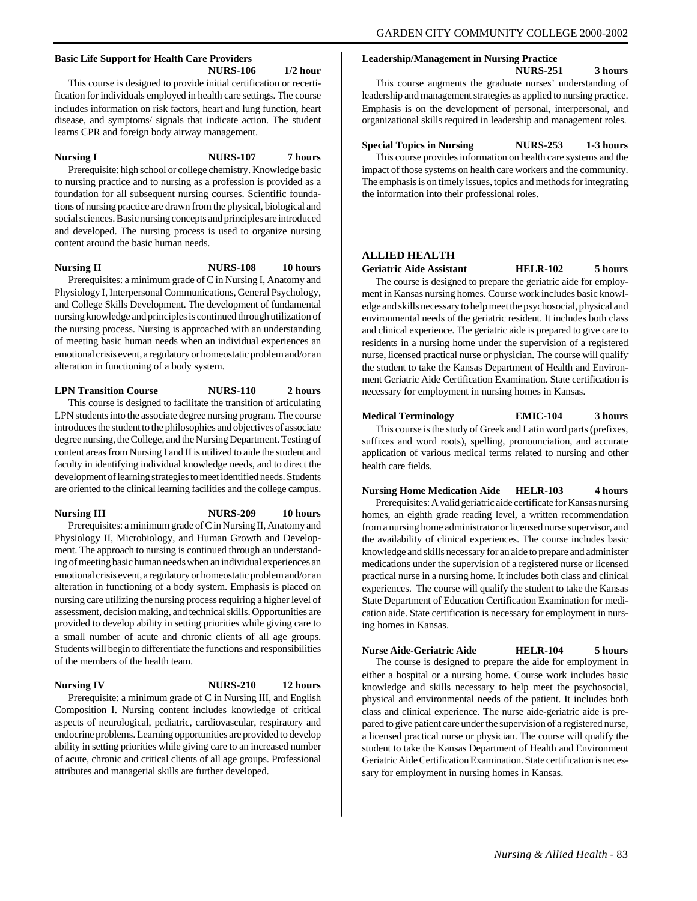**Basic Life Support for Health Care Providers**
**NURS-106 1/2 hour**

This course is designed to provide initial certification or recertification for individuals employed in health care settings. The course includes information on risk factors, heart and lung function, heart disease, and symptoms/ signals that indicate action. The student learns CPR and foreign body airway management.

**Nursing I NURS-107 7 hours**

Prerequisite: high school or college chemistry. Knowledge basic to nursing practice and to nursing as a profession is provided as a foundation for all subsequent nursing courses. Scientific foundations of nursing practice are drawn from the physical, biological and social sciences. Basic nursing concepts and principles are introduced and developed. The nursing process is used to organize nursing content around the basic human needs.

**Nursing II NURS-108 10 hours**

Prerequisites: a minimum grade of C in Nursing I, Anatomy and Physiology I, Interpersonal Communications, General Psychology, and College Skills Development. The development of fundamental nursing knowledge and principles is continued through utilization of the nursing process. Nursing is approached with an understanding of meeting basic human needs when an individual experiences an emotional crisis event, a regulatory or homeostatic problem and/or an alteration in functioning of a body system.

**LPN Transition Course NURS-110 2 hours**

This course is designed to facilitate the transition of articulating LPN students into the associate degree nursing program. The course introduces the student to the philosophies and objectives of associate degree nursing, the College, and the Nursing Department. Testing of content areas from Nursing I and II is utilized to aide the student and faculty in identifying individual knowledge needs, and to direct the development of learning strategies to meet identified needs. Students are oriented to the clinical learning facilities and the college campus.

**Nursing III NURS-209 10 hours**

Prerequisites: a minimum grade of C in Nursing II, Anatomy and Physiology II, Microbiology, and Human Growth and Development. The approach to nursing is continued through an understanding of meeting basic human needs when an individual experiences an emotional crisis event, a regulatory or homeostatic problem and/or an alteration in functioning of a body system. Emphasis is placed on nursing care utilizing the nursing process requiring a higher level of assessment, decision making, and technical skills. Opportunities are provided to develop ability in setting priorities while giving care to a small number of acute and chronic clients of all age groups. Students will begin to differentiate the functions and responsibilities of the members of the health team.

**Nursing IV NURS-210 12 hours**

Prerequisite: a minimum grade of C in Nursing III, and English Composition I. Nursing content includes knowledge of critical aspects of neurological, pediatric, cardiovascular, respiratory and endocrine problems. Learning opportunities are provided to develop ability in setting priorities while giving care to an increased number of acute, chronic and critical clients of all age groups. Professional attributes and managerial skills are further developed.

**Leadership/Management in Nursing Practice**
**NURS-251 3 hours**

This course augments the graduate nurses' understanding of leadership and management strategies as applied to nursing practice. Emphasis is on the development of personal, interpersonal, and organizational skills required in leadership and management roles.

**Special Topics in Nursing NURS-253 1-3 hours**

This course provides information on health care systems and the impact of those systems on health care workers and the community. The emphasis is on timely issues, topics and methods for integrating the information into their professional roles.

## ALLIED HEALTH

**Geriatric Aide Assistant HELR-102 5 hours**

The course is designed to prepare the geriatric aide for employment in Kansas nursing homes. Course work includes basic knowledge and skills necessary to help meet the psychosocial, physical and environmental needs of the geriatric resident. It includes both class and clinical experience. The geriatric aide is prepared to give care to residents in a nursing home under the supervision of a registered nurse, licensed practical nurse or physician. The course will qualify the student to take the Kansas Department of Health and Environment Geriatric Aide Certification Examination. State certification is necessary for employment in nursing homes in Kansas.

**Medical Terminology EMIC-104 3 hours**

This course is the study of Greek and Latin word parts (prefixes, suffixes and word roots), spelling, pronounciation, and accurate application of various medical terms related to nursing and other health care fields.

**Nursing Home Medication Aide HELR-103 4 hours**

Prerequisites: A valid geriatric aide certificate for Kansas nursing homes, an eighth grade reading level, a written recommendation from a nursing home administrator or licensed nurse supervisor, and the availability of clinical experiences. The course includes basic knowledge and skills necessary for an aide to prepare and administer medications under the supervision of a registered nurse or licensed practical nurse in a nursing home. It includes both class and clinical experiences. The course will qualify the student to take the Kansas State Department of Education Certification Examination for medication aide. State certification is necessary for employment in nursing homes in Kansas.

**Nurse Aide-Geriatric Aide HELR-104 5 hours**

The course is designed to prepare the aide for employment in either a hospital or a nursing home. Course work includes basic knowledge and skills necessary to help meet the psychosocial, physical and environmental needs of the patient. It includes both class and clinical experience. The nurse aide-geriatric aide is prepared to give patient care under the supervision of a registered nurse, a licensed practical nurse or physician. The course will qualify the student to take the Kansas Department of Health and Environment Geriatric Aide Certification Examination. State certification is necessary for employment in nursing homes in Kansas.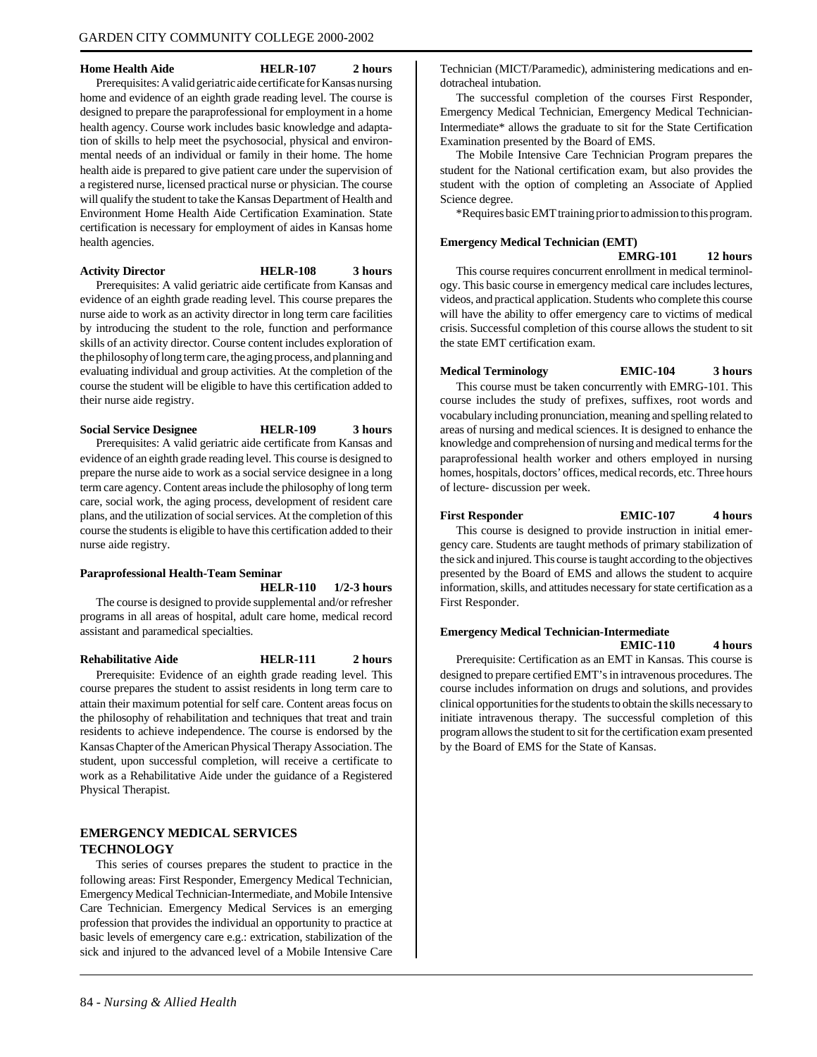**Home Health Aide HELR-107 2 hours**

Prerequisites: A valid geriatric aide certificate for Kansas nursing home and evidence of an eighth grade reading level. The course is designed to prepare the paraprofessional for employment in a home health agency. Course work includes basic knowledge and adaptation of skills to help meet the psychosocial, physical and environmental needs of an individual or family in their home. The home health aide is prepared to give patient care under the supervision of a registered nurse, licensed practical nurse or physician. The course will qualify the student to take the Kansas Department of Health and Environment Home Health Aide Certification Examination. State certification is necessary for employment of aides in Kansas home health agencies.

**Activity Director HELR-108 3 hours**

Prerequisites: A valid geriatric aide certificate from Kansas and evidence of an eighth grade reading level. This course prepares the nurse aide to work as an activity director in long term care facilities by introducing the student to the role, function and performance skills of an activity director. Course content includes exploration of the philosophy of long term care, the aging process, and planning and evaluating individual and group activities. At the completion of the course the student will be eligible to have this certification added to their nurse aide registry.

**Social Service Designee HELR-109 3 hours**

Prerequisites: A valid geriatric aide certificate from Kansas and evidence of an eighth grade reading level. This course is designed to prepare the nurse aide to work as a social service designee in a long term care agency. Content areas include the philosophy of long term care, social work, the aging process, development of resident care plans, and the utilization of social services. At the completion of this course the students is eligible to have this certification added to their nurse aide registry.

**Paraprofessional Health-Team Seminar**
**HELR-110 1/2-3 hours**

The course is designed to provide supplemental and/or refresher programs in all areas of hospital, adult care home, medical record assistant and paramedical specialties.

**Rehabilitative Aide HELR-111 2 hours**

Prerequisite: Evidence of an eighth grade reading level. This course prepares the student to assist residents in long term care to attain their maximum potential for self care. Content areas focus on the philosophy of rehabilitation and techniques that treat and train residents to achieve independence. The course is endorsed by the Kansas Chapter of the American Physical Therapy Association. The student, upon successful completion, will receive a certificate to work as a Rehabilitative Aide under the guidance of a Registered Physical Therapist.

## EMERGENCY MEDICAL SERVICES TECHNOLOGY

This series of courses prepares the student to practice in the following areas: First Responder, Emergency Medical Technician, Emergency Medical Technician-Intermediate, and Mobile Intensive Care Technician. Emergency Medical Services is an emerging profession that provides the individual an opportunity to practice at basic levels of emergency care e.g.: extrication, stabilization of the sick and injured to the advanced level of a Mobile Intensive Care Technician (MICT/Paramedic), administering medications and endotracheal intubation.

The successful completion of the courses First Responder, Emergency Medical Technician, Emergency Medical Technician-Intermediate* allows the graduate to sit for the State Certification Examination presented by the Board of EMS.

The Mobile Intensive Care Technician Program prepares the student for the National certification exam, but also provides the student with the option of completing an Associate of Applied Science degree.

*Requires basic EMT training prior to admission to this program.

**Emergency Medical Technician (EMT)**
**EMRG-101 12 hours**

This course requires concurrent enrollment in medical terminology. This basic course in emergency medical care includes lectures, videos, and practical application. Students who complete this course will have the ability to offer emergency care to victims of medical crisis. Successful completion of this course allows the student to sit the state EMT certification exam.

**Medical Terminology EMIC-104 3 hours**

This course must be taken concurrently with EMRG-101. This course includes the study of prefixes, suffixes, root words and vocabulary including pronunciation, meaning and spelling related to areas of nursing and medical sciences. It is designed to enhance the knowledge and comprehension of nursing and medical terms for the paraprofessional health worker and others employed in nursing homes, hospitals, doctors' offices, medical records, etc. Three hours of lecture- discussion per week.

**First Responder EMIC-107 4 hours**

This course is designed to provide instruction in initial emergency care. Students are taught methods of primary stabilization of the sick and injured. This course is taught according to the objectives presented by the Board of EMS and allows the student to acquire information, skills, and attitudes necessary for state certification as a First Responder.

**Emergency Medical Technician-Intermediate**
**EMIC-110 4 hours**

Prerequisite: Certification as an EMT in Kansas. This course is designed to prepare certified EMT's in intravenous procedures. The course includes information on drugs and solutions, and provides clinical opportunities for the students to obtain the skills necessary to initiate intravenous therapy. The successful completion of this program allows the student to sit for the certification exam presented by the Board of EMS for the State of Kansas.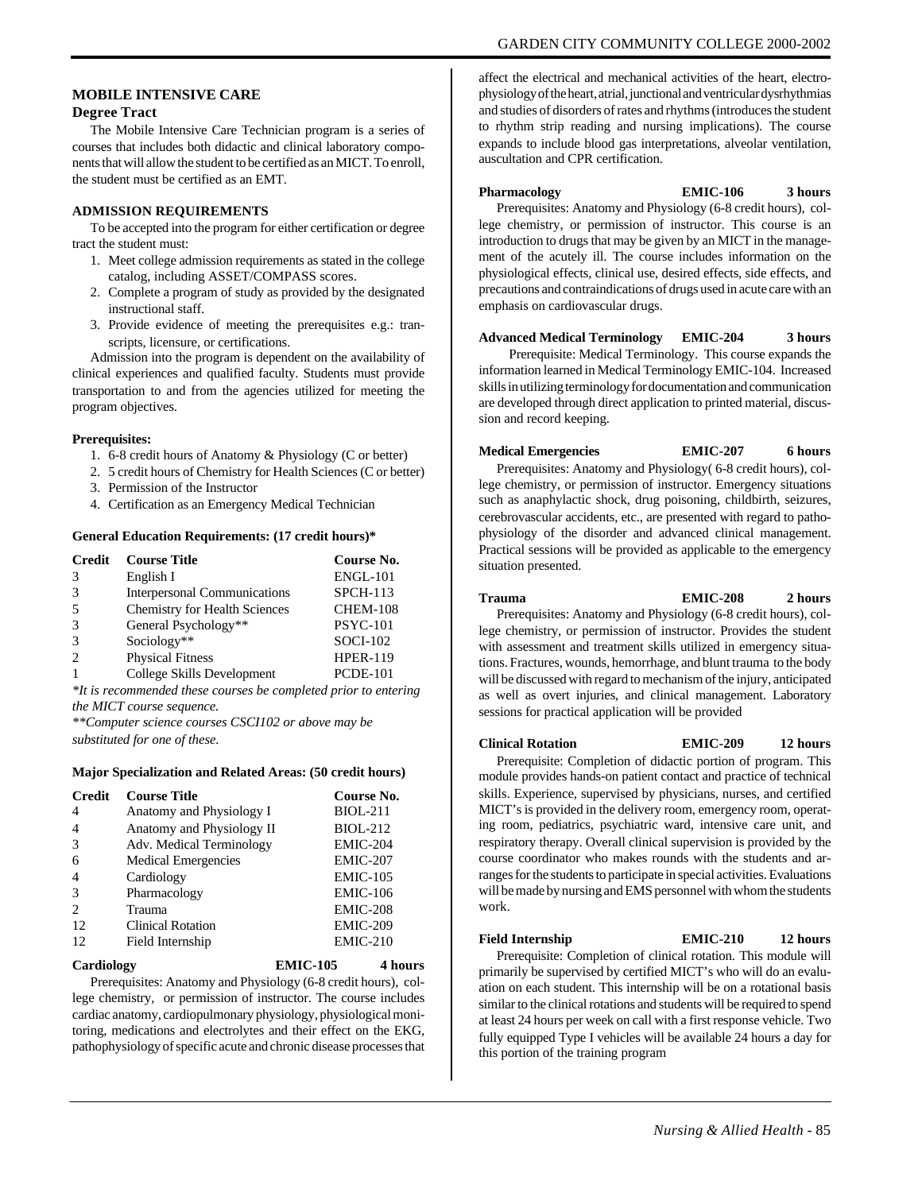## MOBILE INTENSIVE CARE

### Degree Tract

The Mobile Intensive Care Technician program is a series of courses that includes both didactic and clinical laboratory components that will allow the student to be certified as an MICT. To enroll, the student must be certified as an EMT.

### ADMISSION REQUIREMENTS

To be accepted into the program for either certification or degree tract the student must:

1. Meet college admission requirements as stated in the college catalog, including ASSET/COMPASS scores.
2. Complete a program of study as provided by the designated instructional staff.
3. Provide evidence of meeting the prerequisites e.g.: transcripts, licensure, or certifications.

Admission into the program is dependent on the availability of clinical experiences and qualified faculty. Students must provide transportation to and from the agencies utilized for meeting the program objectives.

**Prerequisites:**

1. 6-8 credit hours of Anatomy & Physiology (C or better)
2. 5 credit hours of Chemistry for Health Sciences (C or better)
3. Permission of the Instructor
4. Certification as an Emergency Medical Technician

**General Education Requirements: (17 credit hours)***

| Credit | Course Title | Course No. |
|---|---|---|
| 3 | English I | ENGL-101 |
| 3 | Interpersonal Communications | SPCH-113 |
| 5 | Chemistry for Health Sciences | CHEM-108 |
| 3 | General Psychology** | PSYC-101 |
| 3 | Sociology** | SOCI-102 |
| 2 | Physical Fitness | HPER-119 |
| 1 | College Skills Development | PCDE-101 |

*\*It is recommended these courses be completed prior to entering the MICT course sequence.*

*\*\*Computer science courses CSCI102 or above may be substituted for one of these.*

**Major Specialization and Related Areas: (50 credit hours)**

| Credit | Course Title | Course No. |
|---|---|---|
| 4 | Anatomy and Physiology I | BIOL-211 |
| 4 | Anatomy and Physiology II | BIOL-212 |
| 3 | Adv. Medical Terminology | EMIC-204 |
| 6 | Medical Emergencies | EMIC-207 |
| 4 | Cardiology | EMIC-105 |
| 3 | Pharmacology | EMIC-106 |
| 2 | Trauma | EMIC-208 |
| 12 | Clinical Rotation | EMIC-209 |
| 12 | Field Internship | EMIC-210 |

**Cardiology EMIC-105 4 hours**

Prerequisites: Anatomy and Physiology (6-8 credit hours), college chemistry, or permission of instructor. The course includes cardiac anatomy, cardiopulmonary physiology, physiological monitoring, medications and electrolytes and their effect on the EKG, pathophysiology of specific acute and chronic disease processes that affect the electrical and mechanical activities of the heart, electrophysiology of the heart, atrial, junctional and ventricular dysrhythmias and studies of disorders of rates and rhythms (introduces the student to rhythm strip reading and nursing implications). The course expands to include blood gas interpretations, alveolar ventilation, auscultation and CPR certification.

**Pharmacology EMIC-106 3 hours**

Prerequisites: Anatomy and Physiology (6-8 credit hours), college chemistry, or permission of instructor. This course is an introduction to drugs that may be given by an MICT in the management of the acutely ill. The course includes information on the physiological effects, clinical use, desired effects, side effects, and precautions and contraindications of drugs used in acute care with an emphasis on cardiovascular drugs.

**Advanced Medical Terminology EMIC-204 3 hours**

Prerequisite: Medical Terminology. This course expands the information learned in Medical Terminology EMIC-104. Increased skills in utilizing terminology for documentation and communication are developed through direct application to printed material, discussion and record keeping.

**Medical Emergencies EMIC-207 6 hours**

Prerequisites: Anatomy and Physiology( 6-8 credit hours), college chemistry, or permission of instructor. Emergency situations such as anaphylactic shock, drug poisoning, childbirth, seizures, cerebrovascular accidents, etc., are presented with regard to pathophysiology of the disorder and advanced clinical management. Practical sessions will be provided as applicable to the emergency situation presented.

**Trauma EMIC-208 2 hours**

Prerequisites: Anatomy and Physiology (6-8 credit hours), college chemistry, or permission of instructor. Provides the student with assessment and treatment skills utilized in emergency situations. Fractures, wounds, hemorrhage, and blunt trauma to the body will be discussed with regard to mechanism of the injury, anticipated as well as overt injuries, and clinical management. Laboratory sessions for practical application will be provided

**Clinical Rotation EMIC-209 12 hours**

Prerequisite: Completion of didactic portion of program. This module provides hands-on patient contact and practice of technical skills. Experience, supervised by physicians, nurses, and certified MICT's is provided in the delivery room, emergency room, operating room, pediatrics, psychiatric ward, intensive care unit, and respiratory therapy. Overall clinical supervision is provided by the course coordinator who makes rounds with the students and arranges for the students to participate in special activities. Evaluations will be made by nursing and EMS personnel with whom the students work.

**Field Internship EMIC-210 12 hours**

Prerequisite: Completion of clinical rotation. This module will primarily be supervised by certified MICT's who will do an evaluation on each student. This internship will be on a rotational basis similar to the clinical rotations and students will be required to spend at least 24 hours per week on call with a first response vehicle. Two fully equipped Type I vehicles will be available 24 hours a day for this portion of the training program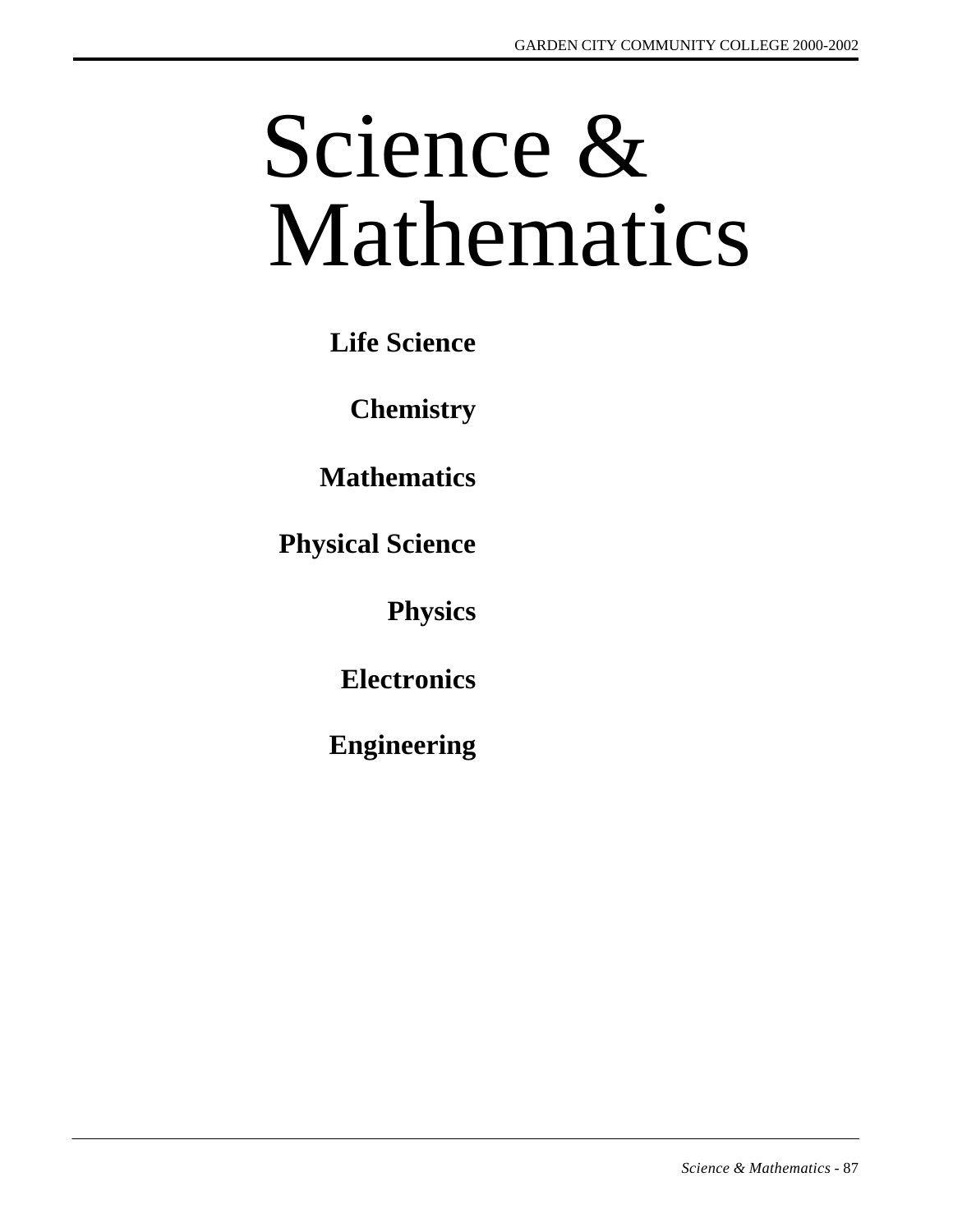# Science & Mathematics

**Life Science**

**Chemistry**

**Mathematics**

**Physical Science**

**Physics**

**Electronics**

**Engineering**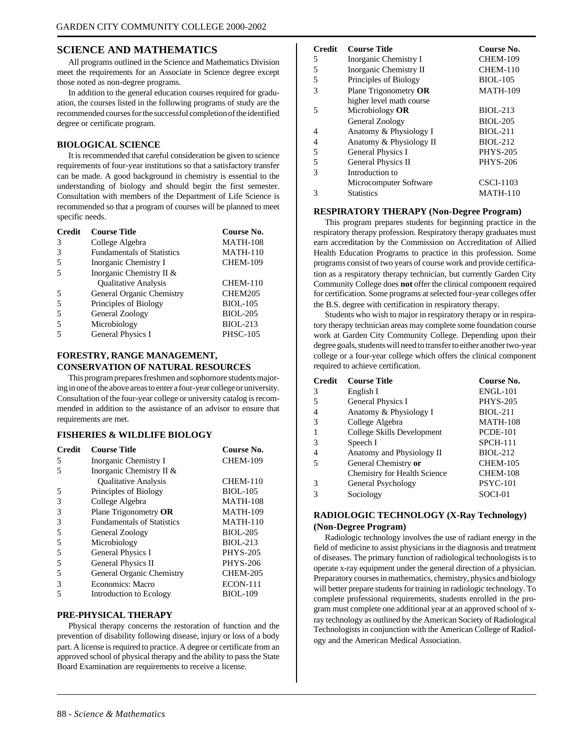## SCIENCE AND MATHEMATICS

All programs outlined in the Science and Mathematics Division meet the requirements for an Associate in Science degree except those noted as non-degree programs.

In addition to the general education courses required for graduation, the courses listed in the following programs of study are the recommended courses for the successful completion of the identified degree or certificate program.

### BIOLOGICAL SCIENCE

It is recommended that careful consideration be given to science requirements of four-year institutions so that a satisfactory transfer can be made. A good background in chemistry is essential to the understanding of biology and should begin the first semester. Consultation with members of the Department of Life Science is recommended so that a program of courses will be planned to meet specific needs.

| Credit | Course Title | Course No. |
|---|---|---|
| 3 | College Algebra | MATH-108 |
| 3 | Fundamentals of Statistics | MATH-110 |
| 5 | Inorganic Chemistry I | CHEM-109 |
| 5 | Inorganic Chemistry II & Qualitative Analysis | CHEM-110 |
| 5 | General Organic Chemistry | CHEM205 |
| 5 | Principles of Biology | BIOL-105 |
| 5 | General Zoology | BIOL-205 |
| 5 | Microbiology | BIOL-213 |
| 5 | General Physics I | PHSC-105 |

### FORESTRY, RANGE MANAGEMENT, CONSERVATION OF NATURAL RESOURCES

This program prepares freshmen and sophomore students majoring in one of the above areas to enter a four-year college or university. Consultation of the four-year college or university catalog is recommended in addition to the assistance of an advisor to ensure that requirements are met.

### FISHERIES & WILDLIFE BIOLOGY

| Credit | Course Title | Course No. |
|---|---|---|
| 5 | Inorganic Chemistry I | CHEM-109 |
| 5 | Inorganic Chemistry II & Qualitative Analysis | CHEM-110 |
| 5 | Principles of Biology | BIOL-105 |
| 3 | College Algebra | MATH-108 |
| 3 | Plane Trigonometry **OR** | MATH-109 |
| 3 | Fundamentals of Statistics | MATH-110 |
| 5 | General Zoology | BIOL-205 |
| 5 | Microbiology | BIOL-213 |
| 5 | General Physics I | PHYS-205 |
| 5 | General Physics II | PHYS-206 |
| 5 | General Organic Chemistry | CHEM-205 |
| 3 | Economics: Macro | ECON-111 |
| 5 | Introduction to Ecology | BIOL-109 |

### PRE-PHYSICAL THERAPY

Physical therapy concerns the restoration of function and the prevention of disability following disease, injury or loss of a body part. A license is required to practice. A degree or certificate from an approved school of physical therapy and the ability to pass the State Board Examination are requirements to receive a license.

| Credit | Course Title | Course No. |
|---|---|---|
| 5 | Inorganic Chemistry I | CHEM-109 |
| 5 | Inorganic Chemistry II | CHEM-110 |
| 5 | Principles of Biology | BIOL-105 |
| 3 | Plane Trigonometry **OR** higher level math course | MATH-109 |
| 5 | Microbiology **OR** | BIOL-213 |
| | General Zoology | BIOL-205 |
| 4 | Anatomy & Physiology I | BIOL-211 |
| 4 | Anatomy & Physiology II | BIOL-212 |
| 5 | General Physics I | PHYS-205 |
| 5 | General Physics II | PHYS-206 |
| 3 | Introduction to Microcomputer Software | CSCI-1103 |
| 3 | Statistics | MATH-110 |

### RESPIRATORY THERAPY (Non-Degree Program)

This program prepares students for beginning practice in the respiratory therapy profession. Respiratory therapy graduates must earn accreditation by the Commission on Accreditation of Allied Health Education Programs to practice in this profession. Some programs consist of two years of course work and provide certification as a respiratory therapy technician, but currently Garden City Community College does **not** offer the clinical component required for certification. Some programs at selected four-year colleges offer the B.S. degree with certification in respiratory therapy.

Students who wish to major in respiratory therapy or in respiratory therapy technician areas may complete some foundation course work at Garden City Community College. Depending upon their degree goals, students will need to transfer to either another two-year college or a four-year college which offers the clinical component required to achieve certification.

| Credit | Course Title | Course No. |
|---|---|---|
| 3 | English I | ENGL-101 |
| 5 | General Physics I | PHYS-205 |
| 4 | Anatomy & Physiology I | BIOL-211 |
| 3 | College Algebra | MATH-108 |
| 1 | College Skills Development | PCDE-101 |
| 3 | Speech I | SPCH-111 |
| 4 | Anatomy and Physiology II | BIOL-212 |
| 5 | General Chemistry **or** | CHEM-105 |
| | Chemistry for Health Science | CHEM-108 |
| 3 | General Psychology | PSYC-101 |
| 3 | Sociology | SOCI-01 |

### RADIOLOGIC TECHNOLOGY (X-Ray Technology) (Non-Degree Program)

Radiologic technology involves the use of radiant energy in the field of medicine to assist physicians in the diagnosis and treatment of diseases. The primary function of radiological technologists is to operate x-ray equipment under the general direction of a physician. Preparatory courses in mathematics, chemistry, physics and biology will better prepare students for training in radiologic technology. To complete professional requirements, students enrolled in the program must complete one additional year at an approved school of x-ray technology as outlined by the American Society of Radiological Technologists in conjunction with the American College of Radiology and the American Medical Association.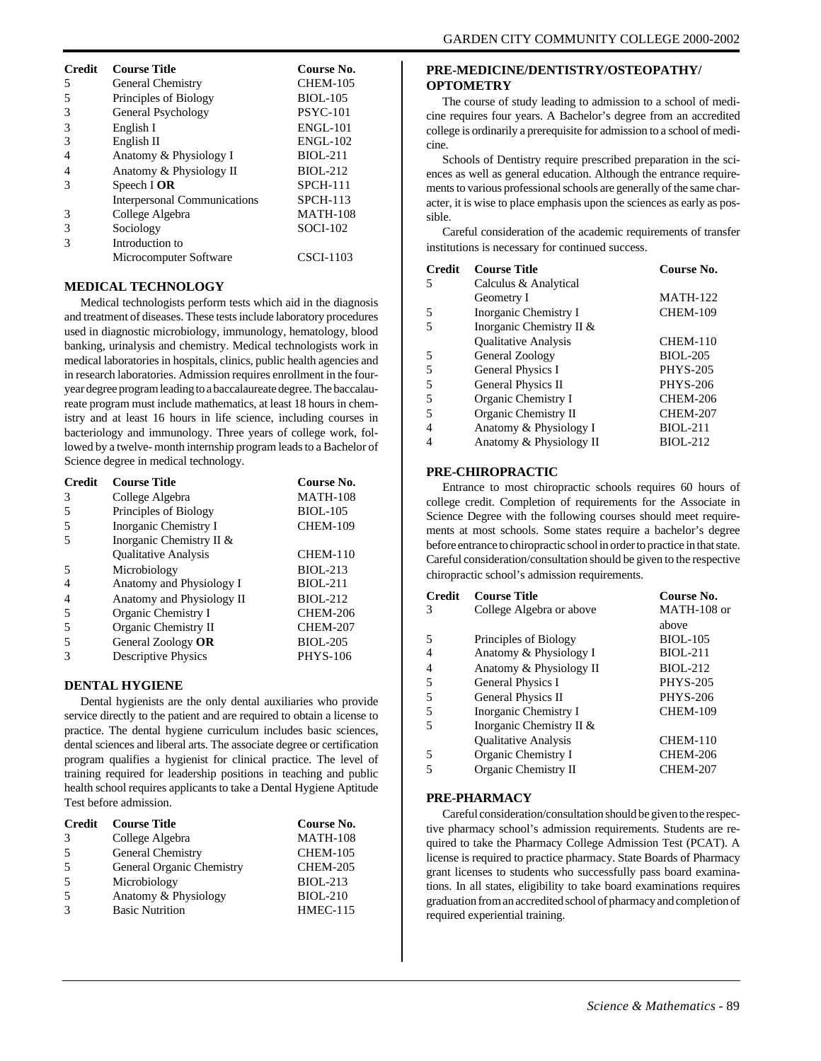| Credit | Course Title | Course No. |
|---|---|---|
| 5 | General Chemistry | CHEM-105 |
| 5 | Principles of Biology | BIOL-105 |
| 3 | General Psychology | PSYC-101 |
| 3 | English I | ENGL-101 |
| 3 | English II | ENGL-102 |
| 4 | Anatomy & Physiology I | BIOL-211 |
| 4 | Anatomy & Physiology II | BIOL-212 |
| 3 | Speech I **OR** | SPCH-111 |
| | Interpersonal Communications | SPCH-113 |
| 3 | College Algebra | MATH-108 |
| 3 | Sociology | SOCI-102 |
| 3 | Introduction to Microcomputer Software | CSCI-1103 |

## MEDICAL TECHNOLOGY

Medical technologists perform tests which aid in the diagnosis and treatment of diseases. These tests include laboratory procedures used in diagnostic microbiology, immunology, hematology, blood banking, urinalysis and chemistry. Medical technologists work in medical laboratories in hospitals, clinics, public health agencies and in research laboratories. Admission requires enrollment in the four-year degree program leading to a baccalaureate degree. The baccalaureate program must include mathematics, at least 18 hours in chemistry and at least 16 hours in life science, including courses in bacteriology and immunology. Three years of college work, followed by a twelve- month internship program leads to a Bachelor of Science degree in medical technology.

| Credit | Course Title | Course No. |
|---|---|---|
| 3 | College Algebra | MATH-108 |
| 5 | Principles of Biology | BIOL-105 |
| 5 | Inorganic Chemistry I | CHEM-109 |
| 5 | Inorganic Chemistry II & Qualitative Analysis | CHEM-110 |
| 5 | Microbiology | BIOL-213 |
| 4 | Anatomy and Physiology I | BIOL-211 |
| 4 | Anatomy and Physiology II | BIOL-212 |
| 5 | Organic Chemistry I | CHEM-206 |
| 5 | Organic Chemistry II | CHEM-207 |
| 5 | General Zoology **OR** | BIOL-205 |
| 3 | Descriptive Physics | PHYS-106 |

## DENTAL HYGIENE

Dental hygienists are the only dental auxiliaries who provide service directly to the patient and are required to obtain a license to practice. The dental hygiene curriculum includes basic sciences, dental sciences and liberal arts. The associate degree or certification program qualifies a hygienist for clinical practice. The level of training required for leadership positions in teaching and public health school requires applicants to take a Dental Hygiene Aptitude Test before admission.

| Credit | Course Title | Course No. |
|---|---|---|
| 3 | College Algebra | MATH-108 |
| 5 | General Chemistry | CHEM-105 |
| 5 | General Organic Chemistry | CHEM-205 |
| 5 | Microbiology | BIOL-213 |
| 5 | Anatomy & Physiology | BIOL-210 |
| 3 | Basic Nutrition | HMEC-115 |

## PRE-MEDICINE/DENTISTRY/OSTEOPATHY/ OPTOMETRY

The course of study leading to admission to a school of medicine requires four years. A Bachelor's degree from an accredited college is ordinarily a prerequisite for admission to a school of medicine.

Schools of Dentistry require prescribed preparation in the sciences as well as general education. Although the entrance requirements to various professional schools are generally of the same character, it is wise to place emphasis upon the sciences as early as possible.

Careful consideration of the academic requirements of transfer institutions is necessary for continued success.

| Credit | Course Title | Course No. |
|---|---|---|
| 5 | Calculus & Analytical Geometry I | MATH-122 |
| 5 | Inorganic Chemistry I | CHEM-109 |
| 5 | Inorganic Chemistry II & Qualitative Analysis | CHEM-110 |
| 5 | General Zoology | BIOL-205 |
| 5 | General Physics I | PHYS-205 |
| 5 | General Physics II | PHYS-206 |
| 5 | Organic Chemistry I | CHEM-206 |
| 5 | Organic Chemistry II | CHEM-207 |
| 4 | Anatomy & Physiology I | BIOL-211 |
| 4 | Anatomy & Physiology II | BIOL-212 |

## PRE-CHIROPRACTIC

Entrance to most chiropractic schools requires 60 hours of college credit. Completion of requirements for the Associate in Science Degree with the following courses should meet requirements at most schools. Some states require a bachelor's degree before entrance to chiropractic school in order to practice in that state. Careful consideration/consultation should be given to the respective chiropractic school's admission requirements.

| Credit | Course Title | Course No. |
|---|---|---|
| 3 | College Algebra or above | MATH-108 or above |
| 5 | Principles of Biology | BIOL-105 |
| 4 | Anatomy & Physiology I | BIOL-211 |
| 4 | Anatomy & Physiology II | BIOL-212 |
| 5 | General Physics I | PHYS-205 |
| 5 | General Physics II | PHYS-206 |
| 5 | Inorganic Chemistry I | CHEM-109 |
| 5 | Inorganic Chemistry II & Qualitative Analysis | CHEM-110 |
| 5 | Organic Chemistry I | CHEM-206 |
| 5 | Organic Chemistry II | CHEM-207 |

## PRE-PHARMACY

Careful consideration/consultation should be given to the respective pharmacy school's admission requirements. Students are required to take the Pharmacy College Admission Test (PCAT). A license is required to practice pharmacy. State Boards of Pharmacy grant licenses to students who successfully pass board examinations. In all states, eligibility to take board examinations requires graduation from an accredited school of pharmacy and completion of required experiential training.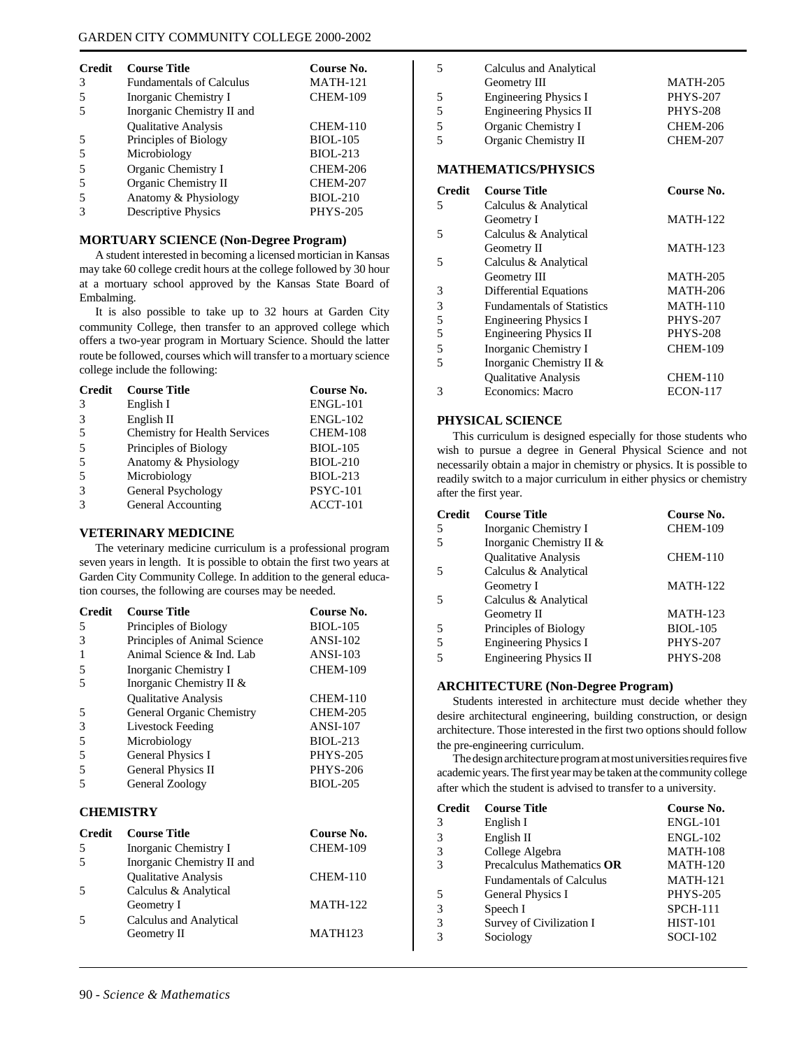| Credit | Course Title | Course No. |
|---|---|---|
| 3 | Fundamentals of Calculus | MATH-121 |
| 5 | Inorganic Chemistry I | CHEM-109 |
| 5 | Inorganic Chemistry II and Qualitative Analysis | CHEM-110 |
| 5 | Principles of Biology | BIOL-105 |
| 5 | Microbiology | BIOL-213 |
| 5 | Organic Chemistry I | CHEM-206 |
| 5 | Organic Chemistry II | CHEM-207 |
| 5 | Anatomy & Physiology | BIOL-210 |
| 3 | Descriptive Physics | PHYS-205 |

### MORTUARY SCIENCE (Non-Degree Program)

A student interested in becoming a licensed mortician in Kansas may take 60 college credit hours at the college followed by 30 hour at a mortuary school approved by the Kansas State Board of Embalming.

It is also possible to take up to 32 hours at Garden City community College, then transfer to an approved college which offers a two-year program in Mortuary Science. Should the latter route be followed, courses which will transfer to a mortuary science college include the following:

| Credit | Course Title | Course No. |
|---|---|---|
| 3 | English I | ENGL-101 |
| 3 | English II | ENGL-102 |
| 5 | Chemistry for Health Services | CHEM-108 |
| 5 | Principles of Biology | BIOL-105 |
| 5 | Anatomy & Physiology | BIOL-210 |
| 5 | Microbiology | BIOL-213 |
| 3 | General Psychology | PSYC-101 |
| 3 | General Accounting | ACCT-101 |

### VETERINARY MEDICINE

The veterinary medicine curriculum is a professional program seven years in length. It is possible to obtain the first two years at Garden City Community College. In addition to the general education courses, the following are courses may be needed.

| Credit | Course Title | Course No. |
|---|---|---|
| 5 | Principles of Biology | BIOL-105 |
| 3 | Principles of Animal Science | ANSI-102 |
| 1 | Animal Science & Ind. Lab | ANSI-103 |
| 5 | Inorganic Chemistry I | CHEM-109 |
| 5 | Inorganic Chemistry II & Qualitative Analysis | CHEM-110 |
| 5 | General Organic Chemistry | CHEM-205 |
| 3 | Livestock Feeding | ANSI-107 |
| 5 | Microbiology | BIOL-213 |
| 5 | General Physics I | PHYS-205 |
| 5 | General Physics II | PHYS-206 |
| 5 | General Zoology | BIOL-205 |

### CHEMISTRY

| Credit | Course Title | Course No. |
|---|---|---|
| 5 | Inorganic Chemistry I | CHEM-109 |
| 5 | Inorganic Chemistry II and Qualitative Analysis | CHEM-110 |
| 5 | Calculus & Analytical Geometry I | MATH-122 |
| 5 | Calculus and Analytical Geometry II | MATH123 |
| 5 | Calculus and Analytical Geometry III | MATH-205 |
| 5 | Engineering Physics I | PHYS-207 |
| 5 | Engineering Physics II | PHYS-208 |
| 5 | Organic Chemistry I | CHEM-206 |
| 5 | Organic Chemistry II | CHEM-207 |

### MATHEMATICS/PHYSICS

| Credit | Course Title | Course No. |
|---|---|---|
| 5 | Calculus & Analytical Geometry I | MATH-122 |
| 5 | Calculus & Analytical Geometry II | MATH-123 |
| 5 | Calculus & Analytical Geometry III | MATH-205 |
| 3 | Differential Equations | MATH-206 |
| 3 | Fundamentals of Statistics | MATH-110 |
| 5 | Engineering Physics I | PHYS-207 |
| 5 | Engineering Physics II | PHYS-208 |
| 5 | Inorganic Chemistry I | CHEM-109 |
| 5 | Inorganic Chemistry II & Qualitative Analysis | CHEM-110 |
| 3 | Economics: Macro | ECON-117 |

### PHYSICAL SCIENCE

This curriculum is designed especially for those students who wish to pursue a degree in General Physical Science and not necessarily obtain a major in chemistry or physics. It is possible to readily switch to a major curriculum in either physics or chemistry after the first year.

| Credit | Course Title | Course No. |
|---|---|---|
| 5 | Inorganic Chemistry I | CHEM-109 |
| 5 | Inorganic Chemistry II & Qualitative Analysis | CHEM-110 |
| 5 | Calculus & Analytical Geometry I | MATH-122 |
| 5 | Calculus & Analytical Geometry II | MATH-123 |
| 5 | Principles of Biology | BIOL-105 |
| 5 | Engineering Physics I | PHYS-207 |
| 5 | Engineering Physics II | PHYS-208 |

### ARCHITECTURE (Non-Degree Program)

Students interested in architecture must decide whether they desire architectural engineering, building construction, or design architecture. Those interested in the first two options should follow the pre-engineering curriculum.

The design architecture program at most universities requires five academic years. The first year may be taken at the community college after which the student is advised to transfer to a university.

| Credit | Course Title | Course No. |
|---|---|---|
| 3 | English I | ENGL-101 |
| 3 | English II | ENGL-102 |
| 3 | College Algebra | MATH-108 |
| 3 | Precalculus Mathematics **OR** Fundamentals of Calculus | MATH-120 MATH-121 |
| 5 | General Physics I | PHYS-205 |
| 3 | Speech I | SPCH-111 |
| 3 | Survey of Civilization I | HIST-101 |
| 3 | Sociology | SOCI-102 |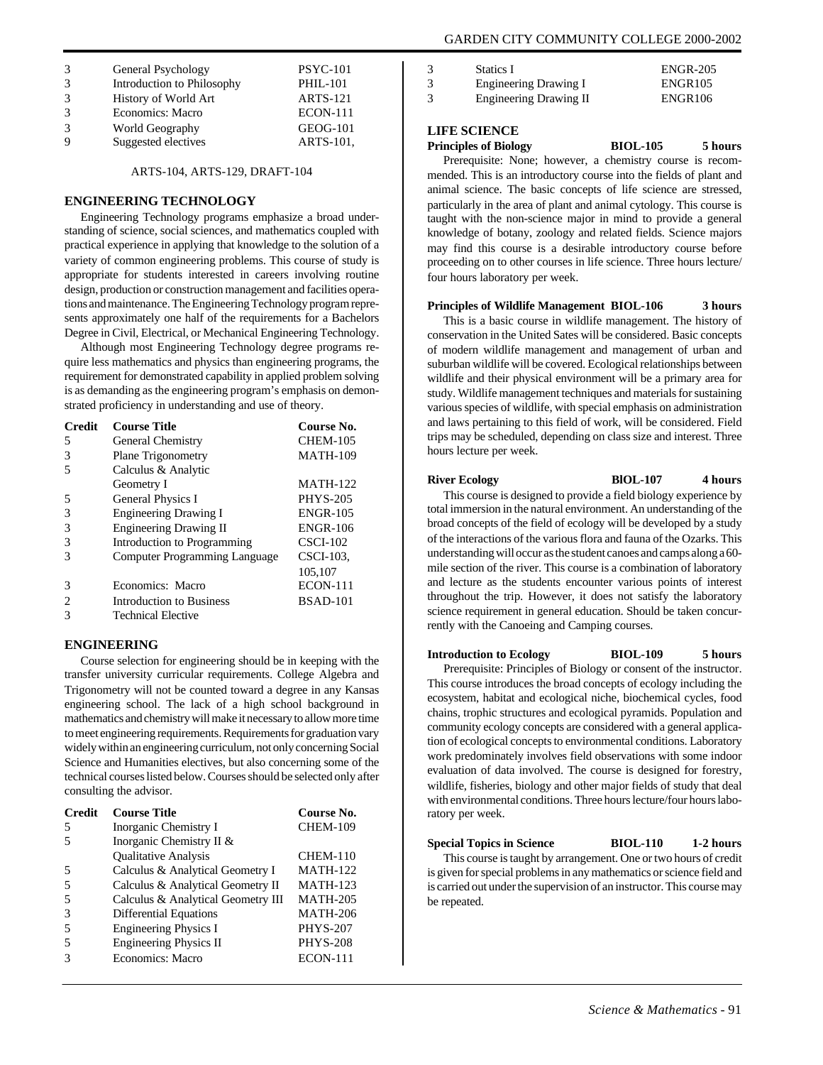| | | |
|---|---|---|
| 3 | General Psychology | PSYC-101 |
| 3 | Introduction to Philosophy | PHIL-101 |
| 3 | History of World Art | ARTS-121 |
| 3 | Economics: Macro | ECON-111 |
| 3 | World Geography | GEOG-101 |
| 9 | Suggested electives | ARTS-101, ARTS-104, ARTS-129, DRAFT-104 |

## ENGINEERING TECHNOLOGY

Engineering Technology programs emphasize a broad understanding of science, social sciences, and mathematics coupled with practical experience in applying that knowledge to the solution of a variety of common engineering problems. This course of study is appropriate for students interested in careers involving routine design, production or construction management and facilities operations and maintenance. The Engineering Technology program represents approximately one half of the requirements for a Bachelors Degree in Civil, Electrical, or Mechanical Engineering Technology.

Although most Engineering Technology degree programs require less mathematics and physics than engineering programs, the requirement for demonstrated capability in applied problem solving is as demanding as the engineering program's emphasis on demonstrated proficiency in understanding and use of theory.

| Credit | Course Title | Course No. |
|---|---|---|
| 5 | General Chemistry | CHEM-105 |
| 3 | Plane Trigonometry | MATH-109 |
| 5 | Calculus & Analytic Geometry I | MATH-122 |
| 5 | General Physics I | PHYS-205 |
| 3 | Engineering Drawing I | ENGR-105 |
| 3 | Engineering Drawing II | ENGR-106 |
| 3 | Introduction to Programming | CSCI-102 |
| 3 | Computer Programming Language | CSCI-103, 105,107 |
| 3 | Economics: Macro | ECON-111 |
| 2 | Introduction to Business | BSAD-101 |
| 3 | Technical Elective | |

## ENGINEERING

Course selection for engineering should be in keeping with the transfer university curricular requirements. College Algebra and Trigonometry will not be counted toward a degree in any Kansas engineering school. The lack of a high school background in mathematics and chemistry will make it necessary to allow more time to meet engineering requirements. Requirements for graduation vary widely within an engineering curriculum, not only concerning Social Science and Humanities electives, but also concerning some of the technical courses listed below. Courses should be selected only after consulting the advisor.

| Credit | Course Title | Course No. |
|---|---|---|
| 5 | Inorganic Chemistry I | CHEM-109 |
| 5 | Inorganic Chemistry II & Qualitative Analysis | CHEM-110 |
| 5 | Calculus & Analytical Geometry I | MATH-122 |
| 5 | Calculus & Analytical Geometry II | MATH-123 |
| 5 | Calculus & Analytical Geometry III | MATH-205 |
| 3 | Differential Equations | MATH-206 |
| 5 | Engineering Physics I | PHYS-207 |
| 5 | Engineering Physics II | PHYS-208 |
| 3 | Economics: Macro | ECON-111 |
| 3 | Statics I | ENGR-205 |
| 3 | Engineering Drawing I | ENGR105 |
| 3 | Engineering Drawing II | ENGR106 |

## LIFE SCIENCE

**Principles of Biology BIOL-105 5 hours**

Prerequisite: None; however, a chemistry course is recommended. This is an introductory course into the fields of plant and animal science. The basic concepts of life science are stressed, particularly in the area of plant and animal cytology. This course is taught with the non-science major in mind to provide a general knowledge of botany, zoology and related fields. Science majors may find this course is a desirable introductory course before proceeding on to other courses in life science. Three hours lecture/four hours laboratory per week.

**Principles of Wildlife Management BIOL-106 3 hours**

This is a basic course in wildlife management. The history of conservation in the United Sates will be considered. Basic concepts of modern wildlife management and management of urban and suburban wildlife will be covered. Ecological relationships between wildlife and their physical environment will be a primary area for study. Wildlife management techniques and materials for sustaining various species of wildlife, with special emphasis on administration and laws pertaining to this field of work, will be considered. Field trips may be scheduled, depending on class size and interest. Three hours lecture per week.

**River Ecology BIOL-107 4 hours**

This course is designed to provide a field biology experience by total immersion in the natural environment. An understanding of the broad concepts of the field of ecology will be developed by a study of the interactions of the various flora and fauna of the Ozarks. This understanding will occur as the student canoes and camps along a 60-mile section of the river. This course is a combination of laboratory and lecture as the students encounter various points of interest throughout the trip. However, it does not satisfy the laboratory science requirement in general education. Should be taken concurrently with the Canoeing and Camping courses.

**Introduction to Ecology BIOL-109 5 hours**

Prerequisite: Principles of Biology or consent of the instructor. This course introduces the broad concepts of ecology including the ecosystem, habitat and ecological niche, biochemical cycles, food chains, trophic structures and ecological pyramids. Population and community ecology concepts are considered with a general application of ecological concepts to environmental conditions. Laboratory work predominately involves field observations with some indoor evaluation of data involved. The course is designed for forestry, wildlife, fisheries, biology and other major fields of study that deal with environmental conditions. Three hours lecture/four hours laboratory per week.

**Special Topics in Science BIOL-110 1-2 hours**

This course is taught by arrangement. One or two hours of credit is given for special problems in any mathematics or science field and is carried out under the supervision of an instructor. This course may be repeated.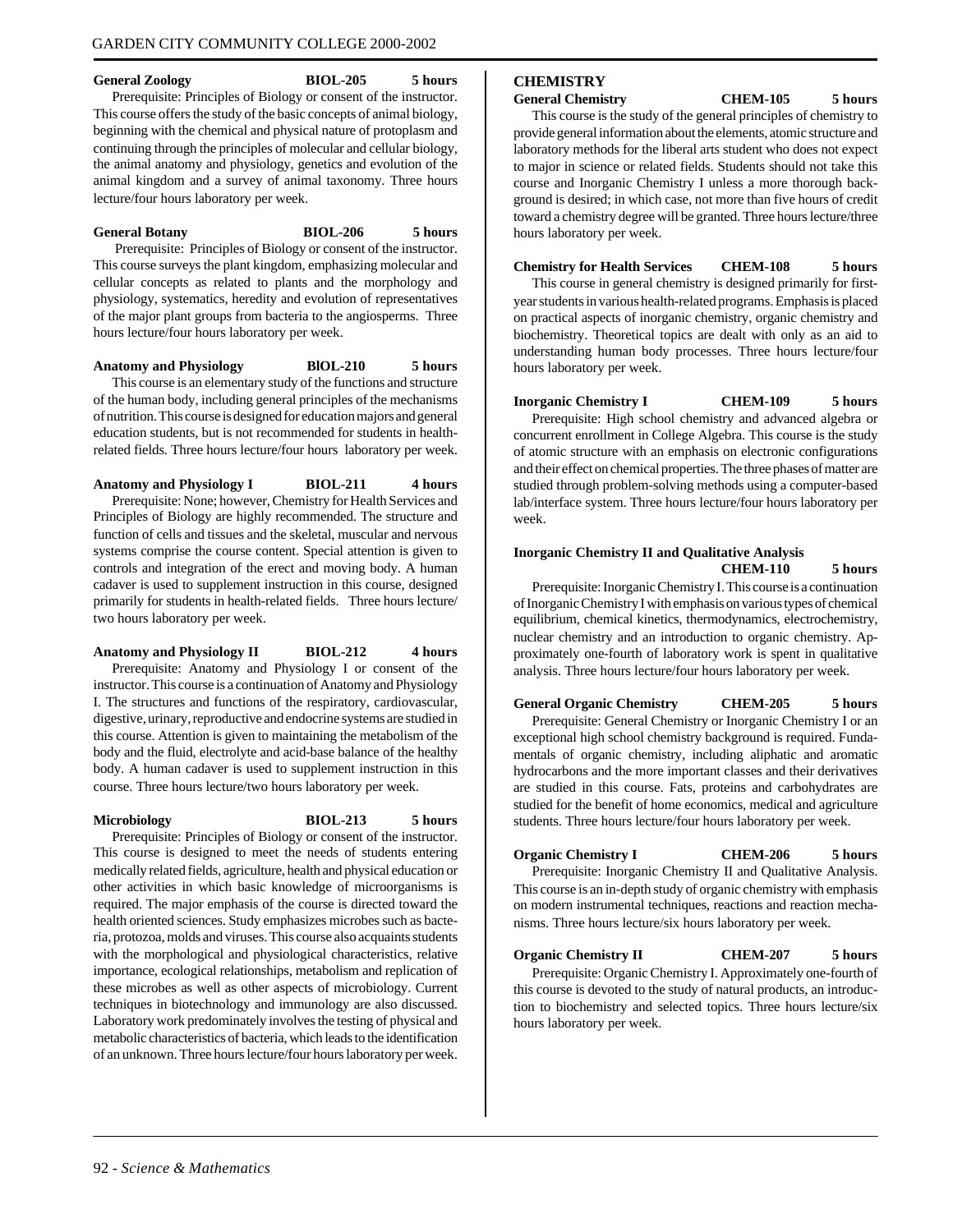**General Zoology BIOL-205 5 hours**

Prerequisite: Principles of Biology or consent of the instructor. This course offers the study of the basic concepts of animal biology, beginning with the chemical and physical nature of protoplasm and continuing through the principles of molecular and cellular biology, the animal anatomy and physiology, genetics and evolution of the animal kingdom and a survey of animal taxonomy. Three hours lecture/four hours laboratory per week.

**General Botany BIOL-206 5 hours**

Prerequisite: Principles of Biology or consent of the instructor. This course surveys the plant kingdom, emphasizing molecular and cellular concepts as related to plants and the morphology and physiology, systematics, heredity and evolution of representatives of the major plant groups from bacteria to the angiosperms. Three hours lecture/four hours laboratory per week.

**Anatomy and Physiology BIOL-210 5 hours**

This course is an elementary study of the functions and structure of the human body, including general principles of the mechanisms of nutrition. This course is designed for education majors and general education students, but is not recommended for students in health-related fields. Three hours lecture/four hours laboratory per week.

**Anatomy and Physiology I BIOL-211 4 hours**

Prerequisite: None; however, Chemistry for Health Services and Principles of Biology are highly recommended. The structure and function of cells and tissues and the skeletal, muscular and nervous systems comprise the course content. Special attention is given to controls and integration of the erect and moving body. A human cadaver is used to supplement instruction in this course, designed primarily for students in health-related fields. Three hours lecture/two hours laboratory per week.

**Anatomy and Physiology II BIOL-212 4 hours**

Prerequisite: Anatomy and Physiology I or consent of the instructor. This course is a continuation of Anatomy and Physiology I. The structures and functions of the respiratory, cardiovascular, digestive, urinary, reproductive and endocrine systems are studied in this course. Attention is given to maintaining the metabolism of the body and the fluid, electrolyte and acid-base balance of the healthy body. A human cadaver is used to supplement instruction in this course. Three hours lecture/two hours laboratory per week.

**Microbiology BIOL-213 5 hours**

Prerequisite: Principles of Biology or consent of the instructor. This course is designed to meet the needs of students entering medically related fields, agriculture, health and physical education or other activities in which basic knowledge of microorganisms is required. The major emphasis of the course is directed toward the health oriented sciences. Study emphasizes microbes such as bacteria, protozoa, molds and viruses. This course also acquaints students with the morphological and physiological characteristics, relative importance, ecological relationships, metabolism and replication of these microbes as well as other aspects of microbiology. Current techniques in biotechnology and immunology are also discussed. Laboratory work predominately involves the testing of physical and metabolic characteristics of bacteria, which leads to the identification of an unknown. Three hours lecture/four hours laboratory per week.

## CHEMISTRY

**General Chemistry CHEM-105 5 hours**

This course is the study of the general principles of chemistry to provide general information about the elements, atomic structure and laboratory methods for the liberal arts student who does not expect to major in science or related fields. Students should not take this course and Inorganic Chemistry I unless a more thorough background is desired; in which case, not more than five hours of credit toward a chemistry degree will be granted. Three hours lecture/three hours laboratory per week.

**Chemistry for Health Services CHEM-108 5 hours**

This course in general chemistry is designed primarily for first-year students in various health-related programs. Emphasis is placed on practical aspects of inorganic chemistry, organic chemistry and biochemistry. Theoretical topics are dealt with only as an aid to understanding human body processes. Three hours lecture/four hours laboratory per week.

**Inorganic Chemistry I CHEM-109 5 hours**

Prerequisite: High school chemistry and advanced algebra or concurrent enrollment in College Algebra. This course is the study of atomic structure with an emphasis on electronic configurations and their effect on chemical properties. The three phases of matter are studied through problem-solving methods using a computer-based lab/interface system. Three hours lecture/four hours laboratory per week.

**Inorganic Chemistry II and Qualitative Analysis CHEM-110 5 hours**

Prerequisite: Inorganic Chemistry I. This course is a continuation of Inorganic Chemistry I with emphasis on various types of chemical equilibrium, chemical kinetics, thermodynamics, electrochemistry, nuclear chemistry and an introduction to organic chemistry. Approximately one-fourth of laboratory work is spent in qualitative analysis. Three hours lecture/four hours laboratory per week.

**General Organic Chemistry CHEM-205 5 hours**

Prerequisite: General Chemistry or Inorganic Chemistry I or an exceptional high school chemistry background is required. Fundamentals of organic chemistry, including aliphatic and aromatic hydrocarbons and the more important classes and their derivatives are studied in this course. Fats, proteins and carbohydrates are studied for the benefit of home economics, medical and agriculture students. Three hours lecture/four hours laboratory per week.

**Organic Chemistry I CHEM-206 5 hours**

Prerequisite: Inorganic Chemistry II and Qualitative Analysis. This course is an in-depth study of organic chemistry with emphasis on modern instrumental techniques, reactions and reaction mechanisms. Three hours lecture/six hours laboratory per week.

**Organic Chemistry II CHEM-207 5 hours**

Prerequisite: Organic Chemistry I. Approximately one-fourth of this course is devoted to the study of natural products, an introduction to biochemistry and selected topics. Three hours lecture/six hours laboratory per week.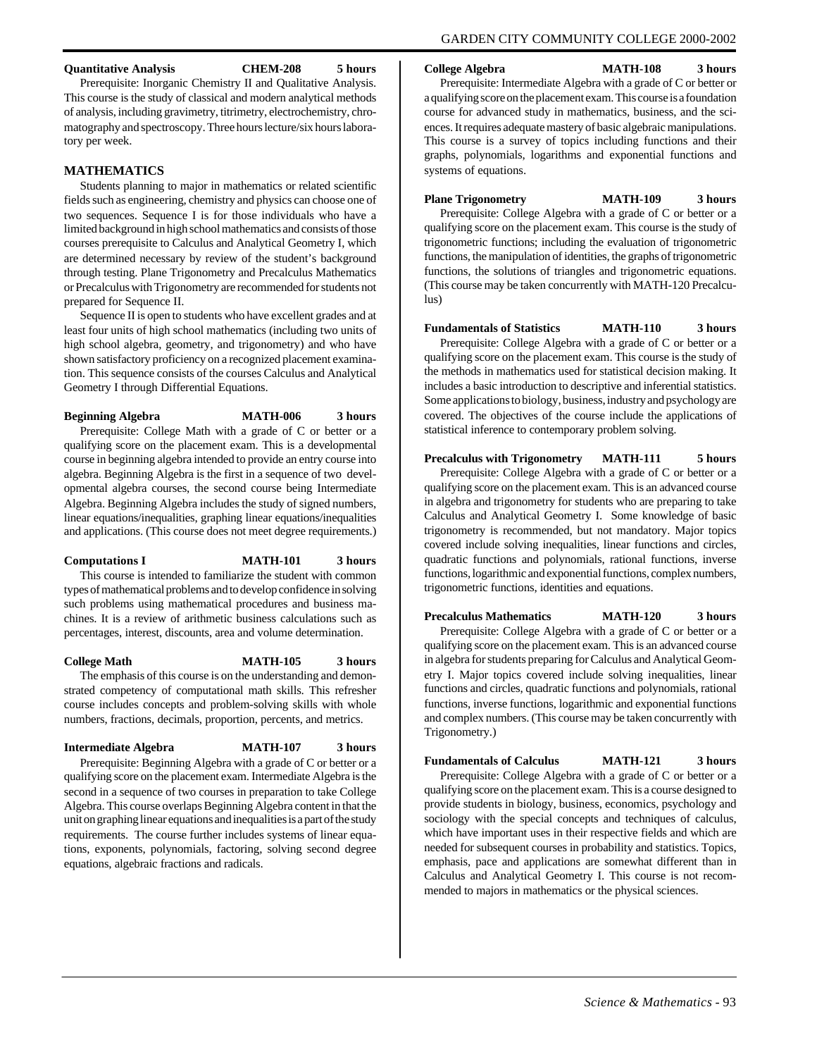**Quantitative Analysis CHEM-208 5 hours**

Prerequisite: Inorganic Chemistry II and Qualitative Analysis. This course is the study of classical and modern analytical methods of analysis, including gravimetry, titrimetry, electrochemistry, chromatography and spectroscopy. Three hours lecture/six hours laboratory per week.

## MATHEMATICS

Students planning to major in mathematics or related scientific fields such as engineering, chemistry and physics can choose one of two sequences. Sequence I is for those individuals who have a limited background in high school mathematics and consists of those courses prerequisite to Calculus and Analytical Geometry I, which are determined necessary by review of the student's background through testing. Plane Trigonometry and Precalculus Mathematics or Precalculus with Trigonometry are recommended for students not prepared for Sequence II.

Sequence II is open to students who have excellent grades and at least four units of high school mathematics (including two units of high school algebra, geometry, and trigonometry) and who have shown satisfactory proficiency on a recognized placement examination. This sequence consists of the courses Calculus and Analytical Geometry I through Differential Equations.

**Beginning Algebra MATH-006 3 hours**

Prerequisite: College Math with a grade of C or better or a qualifying score on the placement exam. This is a developmental course in beginning algebra intended to provide an entry course into algebra. Beginning Algebra is the first in a sequence of two developmental algebra courses, the second course being Intermediate Algebra. Beginning Algebra includes the study of signed numbers, linear equations/inequalities, graphing linear equations/inequalities and applications. (This course does not meet degree requirements.)

**Computations I MATH-101 3 hours**

This course is intended to familiarize the student with common types of mathematical problems and to develop confidence in solving such problems using mathematical procedures and business machines. It is a review of arithmetic business calculations such as percentages, interest, discounts, area and volume determination.

**College Math MATH-105 3 hours**

The emphasis of this course is on the understanding and demonstrated competency of computational math skills. This refresher course includes concepts and problem-solving skills with whole numbers, fractions, decimals, proportion, percents, and metrics.

**Intermediate Algebra MATH-107 3 hours**

Prerequisite: Beginning Algebra with a grade of C or better or a qualifying score on the placement exam. Intermediate Algebra is the second in a sequence of two courses in preparation to take College Algebra. This course overlaps Beginning Algebra content in that the unit on graphing linear equations and inequalities is a part of the study requirements. The course further includes systems of linear equations, exponents, polynomials, factoring, solving second degree equations, algebraic fractions and radicals.

**College Algebra MATH-108 3 hours**

Prerequisite: Intermediate Algebra with a grade of C or better or a qualifying score on the placement exam. This course is a foundation course for advanced study in mathematics, business, and the sciences. It requires adequate mastery of basic algebraic manipulations. This course is a survey of topics including functions and their graphs, polynomials, logarithms and exponential functions and systems of equations.

**Plane Trigonometry MATH-109 3 hours**

Prerequisite: College Algebra with a grade of C or better or a qualifying score on the placement exam. This course is the study of trigonometric functions; including the evaluation of trigonometric functions, the manipulation of identities, the graphs of trigonometric functions, the solutions of triangles and trigonometric equations. (This course may be taken concurrently with MATH-120 Precalculus)

**Fundamentals of Statistics MATH-110 3 hours**

Prerequisite: College Algebra with a grade of C or better or a qualifying score on the placement exam. This course is the study of the methods in mathematics used for statistical decision making. It includes a basic introduction to descriptive and inferential statistics. Some applications to biology, business, industry and psychology are covered. The objectives of the course include the applications of statistical inference to contemporary problem solving.

**Precalculus with Trigonometry MATH-111 5 hours**

Prerequisite: College Algebra with a grade of C or better or a qualifying score on the placement exam. This is an advanced course in algebra and trigonometry for students who are preparing to take Calculus and Analytical Geometry I. Some knowledge of basic trigonometry is recommended, but not mandatory. Major topics covered include solving inequalities, linear functions and circles, quadratic functions and polynomials, rational functions, inverse functions, logarithmic and exponential functions, complex numbers, trigonometric functions, identities and equations.

**Precalculus Mathematics MATH-120 3 hours**

Prerequisite: College Algebra with a grade of C or better or a qualifying score on the placement exam. This is an advanced course in algebra for students preparing for Calculus and Analytical Geometry I. Major topics covered include solving inequalities, linear functions and circles, quadratic functions and polynomials, rational functions, inverse functions, logarithmic and exponential functions and complex numbers. (This course may be taken concurrently with Trigonometry.)

**Fundamentals of Calculus MATH-121 3 hours**

Prerequisite: College Algebra with a grade of C or better or a qualifying score on the placement exam. This is a course designed to provide students in biology, business, economics, psychology and sociology with the special concepts and techniques of calculus, which have important uses in their respective fields and which are needed for subsequent courses in probability and statistics. Topics, emphasis, pace and applications are somewhat different than in Calculus and Analytical Geometry I. This course is not recommended to majors in mathematics or the physical sciences.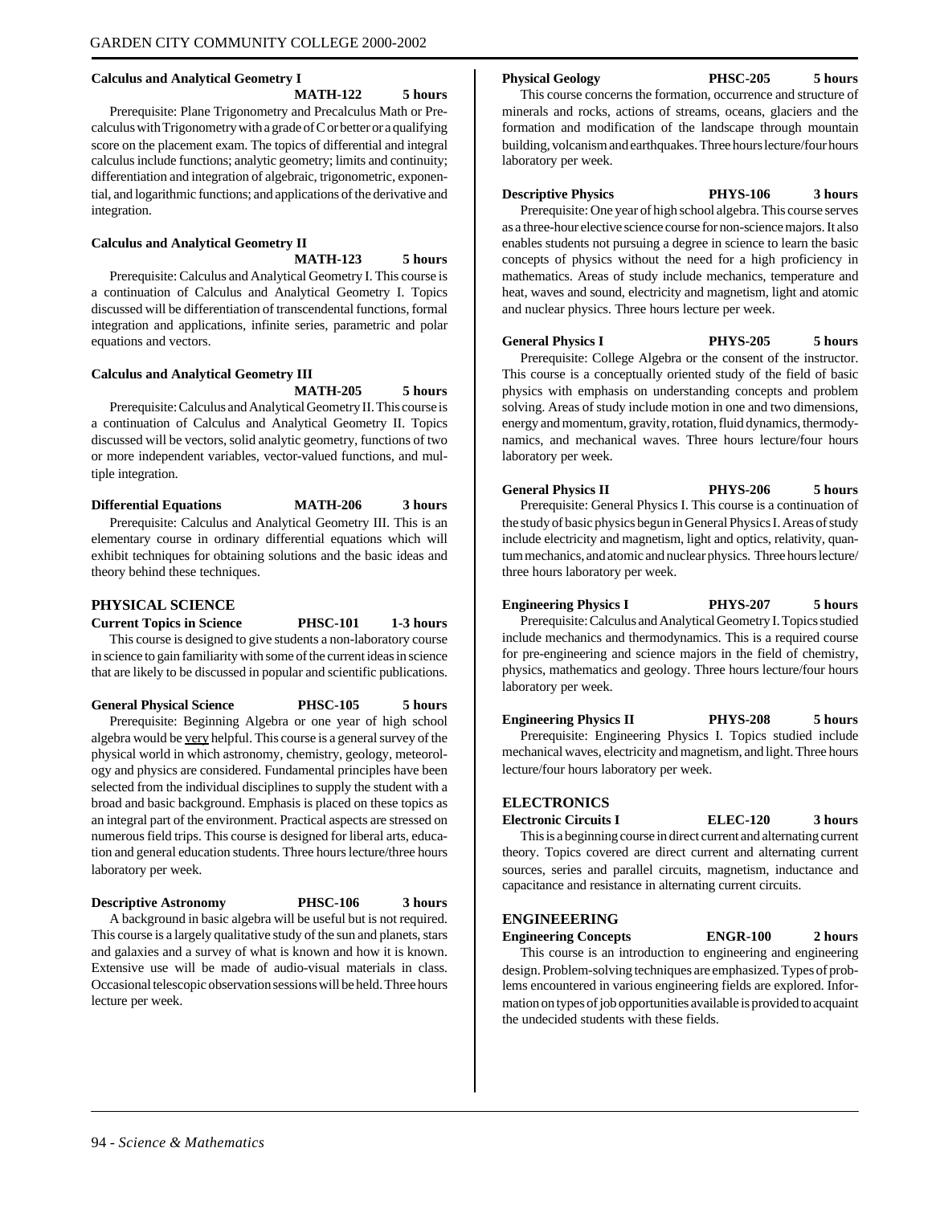**Calculus and Analytical Geometry I** **MATH-122** **5 hours**

Prerequisite: Plane Trigonometry and Precalculus Math or Precalculus with Trigonometry with a grade of C or better or a qualifying score on the placement exam. The topics of differential and integral calculus include functions; analytic geometry; limits and continuity; differentiation and integration of algebraic, trigonometric, exponential, and logarithmic functions; and applications of the derivative and integration.

**Calculus and Analytical Geometry II** **MATH-123** **5 hours**

Prerequisite: Calculus and Analytical Geometry I. This course is a continuation of Calculus and Analytical Geometry I. Topics discussed will be differentiation of transcendental functions, formal integration and applications, infinite series, parametric and polar equations and vectors.

**Calculus and Analytical Geometry III** **MATH-205** **5 hours**

Prerequisite: Calculus and Analytical Geometry II. This course is a continuation of Calculus and Analytical Geometry II. Topics discussed will be vectors, solid analytic geometry, functions of two or more independent variables, vector-valued functions, and multiple integration.

**Differential Equations** **MATH-206** **3 hours**

Prerequisite: Calculus and Analytical Geometry III. This is an elementary course in ordinary differential equations which will exhibit techniques for obtaining solutions and the basic ideas and theory behind these techniques.

## PHYSICAL SCIENCE

**Current Topics in Science** **PHSC-101** **1-3 hours**

This course is designed to give students a non-laboratory course in science to gain familiarity with some of the current ideas in science that are likely to be discussed in popular and scientific publications.

**General Physical Science** **PHSC-105** **5 hours**

Prerequisite: Beginning Algebra or one year of high school algebra would be very helpful. This course is a general survey of the physical world in which astronomy, chemistry, geology, meteorology and physics are considered. Fundamental principles have been selected from the individual disciplines to supply the student with a broad and basic background. Emphasis is placed on these topics as an integral part of the environment. Practical aspects are stressed on numerous field trips. This course is designed for liberal arts, education and general education students. Three hours lecture/three hours laboratory per week.

**Descriptive Astronomy** **PHSC-106** **3 hours**

A background in basic algebra will be useful but is not required. This course is a largely qualitative study of the sun and planets, stars and galaxies and a survey of what is known and how it is known. Extensive use will be made of audio-visual materials in class. Occasional telescopic observation sessions will be held. Three hours lecture per week.

**Physical Geology** **PHSC-205** **5 hours**

This course concerns the formation, occurrence and structure of minerals and rocks, actions of streams, oceans, glaciers and the formation and modification of the landscape through mountain building, volcanism and earthquakes. Three hours lecture/four hours laboratory per week.

**Descriptive Physics** **PHYS-106** **3 hours**

Prerequisite: One year of high school algebra. This course serves as a three-hour elective science course for non-science majors. It also enables students not pursuing a degree in science to learn the basic concepts of physics without the need for a high proficiency in mathematics. Areas of study include mechanics, temperature and heat, waves and sound, electricity and magnetism, light and atomic and nuclear physics. Three hours lecture per week.

**General Physics I** **PHYS-205** **5 hours**

Prerequisite: College Algebra or the consent of the instructor. This course is a conceptually oriented study of the field of basic physics with emphasis on understanding concepts and problem solving. Areas of study include motion in one and two dimensions, energy and momentum, gravity, rotation, fluid dynamics, thermodynamics, and mechanical waves. Three hours lecture/four hours laboratory per week.

**General Physics II** **PHYS-206** **5 hours**

Prerequisite: General Physics I. This course is a continuation of the study of basic physics begun in General Physics I. Areas of study include electricity and magnetism, light and optics, relativity, quantum mechanics, and atomic and nuclear physics. Three hours lecture/three hours laboratory per week.

**Engineering Physics I** **PHYS-207** **5 hours**

Prerequisite: Calculus and Analytical Geometry I. Topics studied include mechanics and thermodynamics. This is a required course for pre-engineering and science majors in the field of chemistry, physics, mathematics and geology. Three hours lecture/four hours laboratory per week.

**Engineering Physics II** **PHYS-208** **5 hours**

Prerequisite: Engineering Physics I. Topics studied include mechanical waves, electricity and magnetism, and light. Three hours lecture/four hours laboratory per week.

## ELECTRONICS

**Electronic Circuits I** **ELEC-120** **3 hours**

This is a beginning course in direct current and alternating current theory. Topics covered are direct current and alternating current sources, series and parallel circuits, magnetism, inductance and capacitance and resistance in alternating current circuits.

## ENGINEEERING

**Engineering Concepts** **ENGR-100** **2 hours**

This course is an introduction to engineering and engineering design. Problem-solving techniques are emphasized. Types of problems encountered in various engineering fields are explored. Information on types of job opportunities available is provided to acquaint the undecided students with these fields.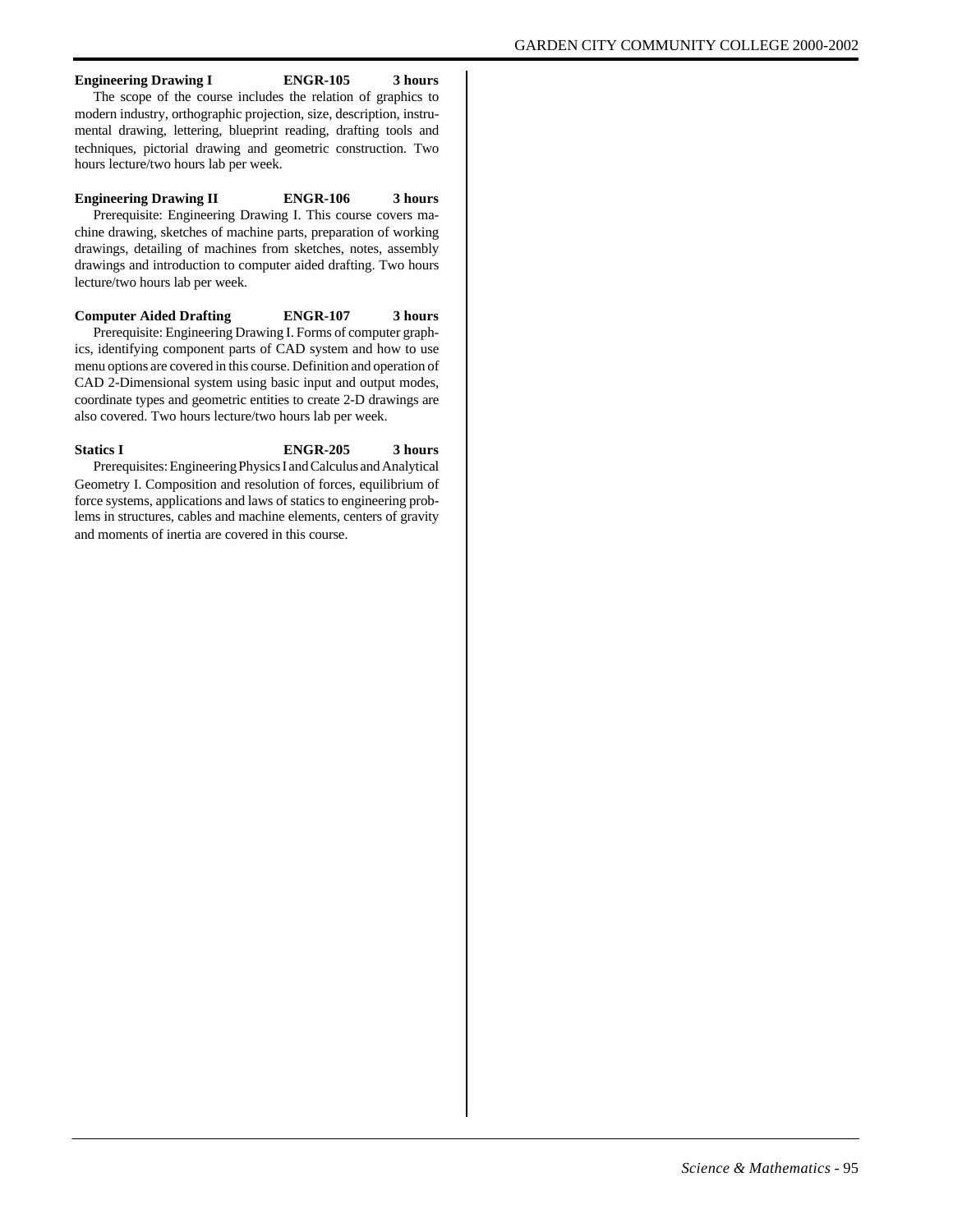**Engineering Drawing I ENGR-105 3 hours**

The scope of the course includes the relation of graphics to modern industry, orthographic projection, size, description, instrumental drawing, lettering, blueprint reading, drafting tools and techniques, pictorial drawing and geometric construction. Two hours lecture/two hours lab per week.

**Engineering Drawing II ENGR-106 3 hours**

Prerequisite: Engineering Drawing I. This course covers machine drawing, sketches of machine parts, preparation of working drawings, detailing of machines from sketches, notes, assembly drawings and introduction to computer aided drafting. Two hours lecture/two hours lab per week.

**Computer Aided Drafting ENGR-107 3 hours**

Prerequisite: Engineering Drawing I. Forms of computer graphics, identifying component parts of CAD system and how to use menu options are covered in this course. Definition and operation of CAD 2-Dimensional system using basic input and output modes, coordinate types and geometric entities to create 2-D drawings are also covered. Two hours lecture/two hours lab per week.

**Statics I ENGR-205 3 hours**

Prerequisites: Engineering Physics I and Calculus and Analytical Geometry I. Composition and resolution of forces, equilibrium of force systems, applications and laws of statics to engineering problems in structures, cables and machine elements, centers of gravity and moments of inertia are covered in this course.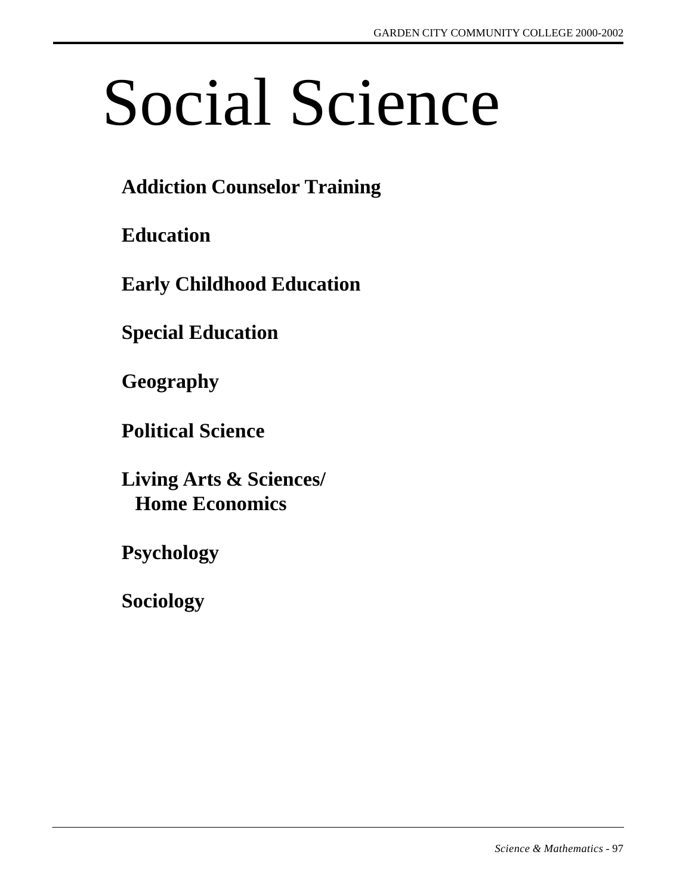# Social Science

**Addiction Counselor Training**

**Education**

**Early Childhood Education**

**Special Education**

**Geography**

**Political Science**

**Living Arts & Sciences/ Home Economics**

**Psychology**

**Sociology**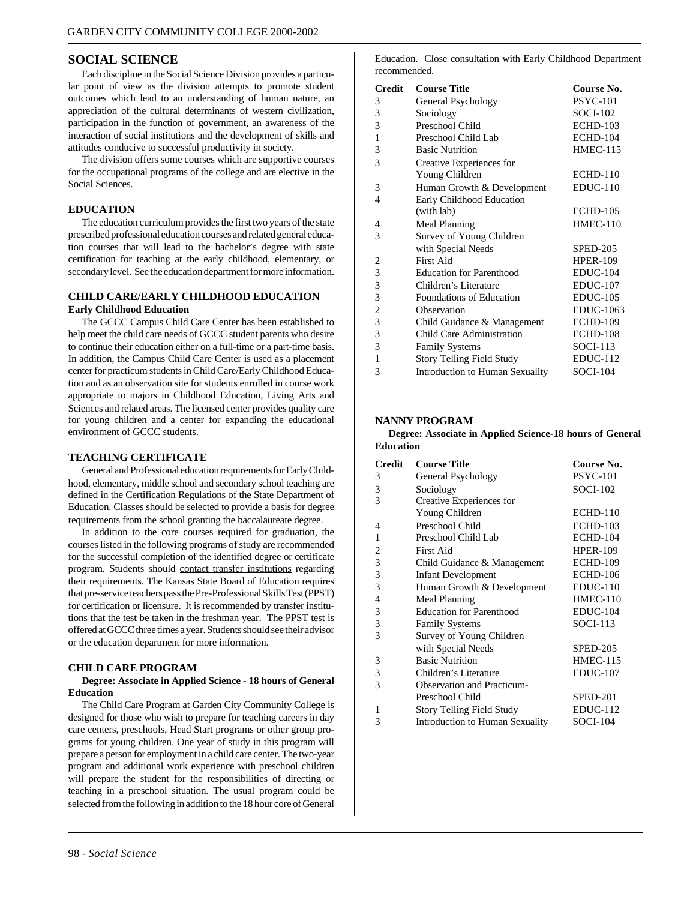## SOCIAL SCIENCE

Each discipline in the Social Science Division provides a particular point of view as the division attempts to promote student outcomes which lead to an understanding of human nature, an appreciation of the cultural determinants of western civilization, participation in the function of government, an awareness of the interaction of social institutions and the development of skills and attitudes conducive to successful productivity in society.

The division offers some courses which are supportive courses for the occupational programs of the college and are elective in the Social Sciences.

### EDUCATION

The education curriculum provides the first two years of the state prescribed professional education courses and related general education courses that will lead to the bachelor's degree with state certification for teaching at the early childhood, elementary, or secondary level. See the education department for more information.

### CHILD CARE/EARLY CHILDHOOD EDUCATION

**Early Childhood Education**

The GCCC Campus Child Care Center has been established to help meet the child care needs of GCCC student parents who desire to continue their education either on a full-time or a part-time basis. In addition, the Campus Child Care Center is used as a placement center for practicum students in Child Care/Early Childhood Education and as an observation site for students enrolled in course work appropriate to majors in Childhood Education, Living Arts and Sciences and related areas. The licensed center provides quality care for young children and a center for expanding the educational environment of GCCC students.

### TEACHING CERTIFICATE

General and Professional education requirements for Early Childhood, elementary, middle school and secondary school teaching are defined in the Certification Regulations of the State Department of Education. Classes should be selected to provide a basis for degree requirements from the school granting the baccalaureate degree.

In addition to the core courses required for graduation, the courses listed in the following programs of study are recommended for the successful completion of the identified degree or certificate program. Students should contact transfer institutions regarding their requirements. The Kansas State Board of Education requires that pre-service teachers pass the Pre-Professional Skills Test (PPST) for certification or licensure. It is recommended by transfer institutions that the test be taken in the freshman year. The PPST test is offered at GCCC three times a year. Students should see their advisor or the education department for more information.

### CHILD CARE PROGRAM

**Degree: Associate in Applied Science - 18 hours of General Education**

The Child Care Program at Garden City Community College is designed for those who wish to prepare for teaching careers in day care centers, preschools, Head Start programs or other group programs for young children. One year of study in this program will prepare a person for employment in a child care center. The two-year program and additional work experience with preschool children will prepare the student for the responsibilities of directing or teaching in a preschool situation. The usual program could be selected from the following in addition to the 18 hour core of General Education. Close consultation with Early Childhood Department recommended.

| Credit | Course Title | Course No. |
|---|---|---|
| 3 | General Psychology | PSYC-101 |
| 3 | Sociology | SOCI-102 |
| 3 | Preschool Child | ECHD-103 |
| 1 | Preschool Child Lab | ECHD-104 |
| 3 | Basic Nutrition | HMEC-115 |
| 3 | Creative Experiences for Young Children | ECHD-110 |
| 3 | Human Growth & Development | EDUC-110 |
| 4 | Early Childhood Education (with lab) | ECHD-105 |
| 4 | Meal Planning | HMEC-110 |
| 3 | Survey of Young Children with Special Needs | SPED-205 |
| 2 | First Aid | HPER-109 |
| 3 | Education for Parenthood | EDUC-104 |
| 3 | Children's Literature | EDUC-107 |
| 3 | Foundations of Education | EDUC-105 |
| 2 | Observation | EDUC-1063 |
| 3 | Child Guidance & Management | ECHD-109 |
| 3 | Child Care Administration | ECHD-108 |
| 3 | Family Systems | SOCI-113 |
| 1 | Story Telling Field Study | EDUC-112 |
| 3 | Introduction to Human Sexuality | SOCI-104 |

### NANNY PROGRAM

**Degree: Associate in Applied Science-18 hours of General Education**

| Credit | Course Title | Course No. |
|---|---|---|
| 3 | General Psychology | PSYC-101 |
| 3 | Sociology | SOCI-102 |
| 3 | Creative Experiences for Young Children | ECHD-110 |
| 4 | Preschool Child | ECHD-103 |
| 1 | Preschool Child Lab | ECHD-104 |
| 2 | First Aid | HPER-109 |
| 3 | Child Guidance & Management | ECHD-109 |
| 3 | Infant Development | ECHD-106 |
| 3 | Human Growth & Development | EDUC-110 |
| 4 | Meal Planning | HMEC-110 |
| 3 | Education for Parenthood | EDUC-104 |
| 3 | Family Systems | SOCI-113 |
| 3 | Survey of Young Children with Special Needs | SPED-205 |
| 3 | Basic Nutrition | HMEC-115 |
| 3 | Children's Literature | EDUC-107 |
| 3 | Observation and Practicum-Preschool Child | SPED-201 |
| 1 | Story Telling Field Study | EDUC-112 |
| 3 | Introduction to Human Sexuality | SOCI-104 |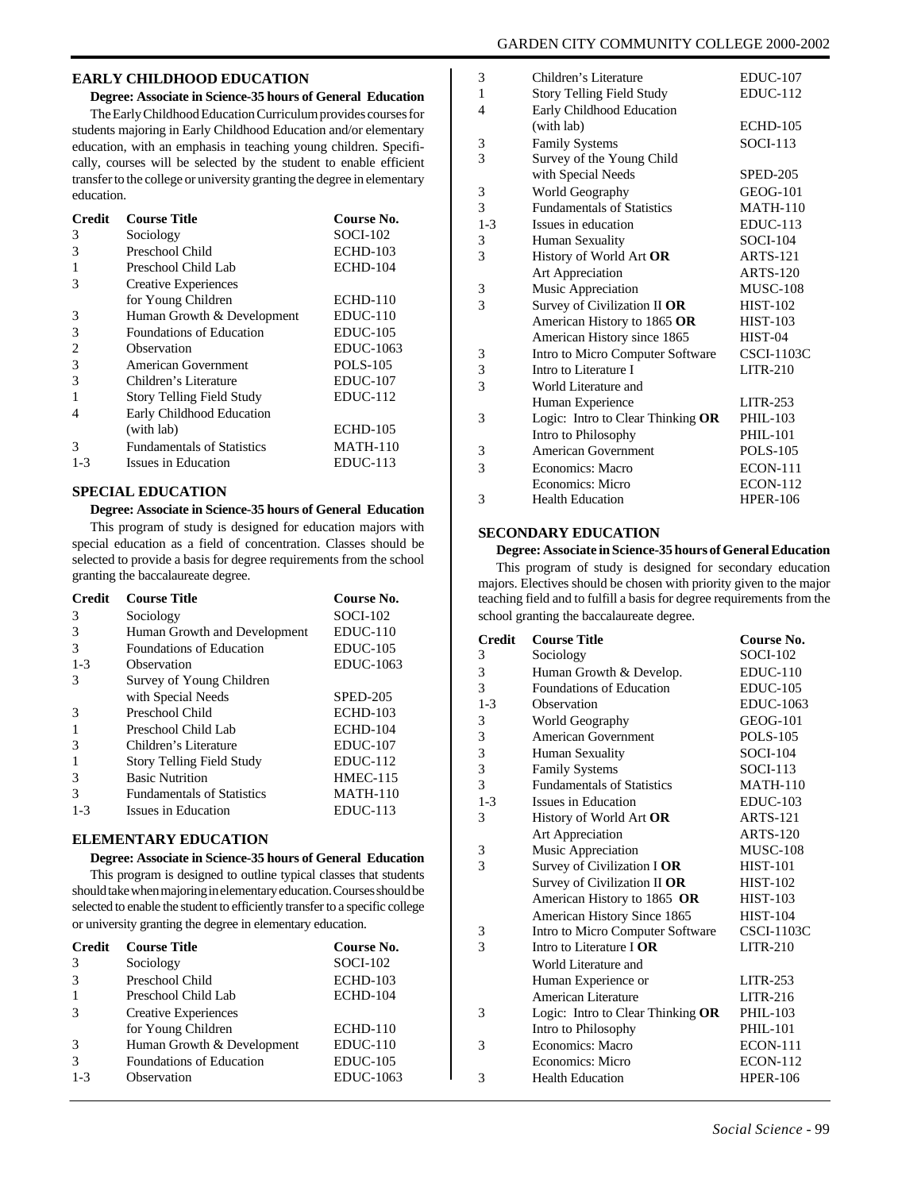## EARLY CHILDHOOD EDUCATION

**Degree: Associate in Science-35 hours of General Education**

The Early Childhood Education Curriculum provides courses for students majoring in Early Childhood Education and/or elementary education, with an emphasis in teaching young children. Specifically, courses will be selected by the student to enable efficient transfer to the college or university granting the degree in elementary education.

| Credit | Course Title | Course No. |
|---|---|---|
| 3 | Sociology | SOCI-102 |
| 3 | Preschool Child | ECHD-103 |
| 1 | Preschool Child Lab | ECHD-104 |
| 3 | Creative Experiences for Young Children | ECHD-110 |
| 3 | Human Growth & Development | EDUC-110 |
| 3 | Foundations of Education | EDUC-105 |
| 2 | Observation | EDUC-1063 |
| 3 | American Government | POLS-105 |
| 3 | Children's Literature | EDUC-107 |
| 1 | Story Telling Field Study | EDUC-112 |
| 4 | Early Childhood Education (with lab) | ECHD-105 |
| 3 | Fundamentals of Statistics | MATH-110 |
| 1-3 | Issues in Education | EDUC-113 |

## SPECIAL EDUCATION

**Degree: Associate in Science-35 hours of General Education**

This program of study is designed for education majors with special education as a field of concentration. Classes should be selected to provide a basis for degree requirements from the school granting the baccalaureate degree.

| Credit | Course Title | Course No. |
|---|---|---|
| 3 | Sociology | SOCI-102 |
| 3 | Human Growth and Development | EDUC-110 |
| 3 | Foundations of Education | EDUC-105 |
| 1-3 | Observation | EDUC-1063 |
| 3 | Survey of Young Children with Special Needs | SPED-205 |
| 3 | Preschool Child | ECHD-103 |
| 1 | Preschool Child Lab | ECHD-104 |
| 3 | Children's Literature | EDUC-107 |
| 1 | Story Telling Field Study | EDUC-112 |
| 3 | Basic Nutrition | HMEC-115 |
| 3 | Fundamentals of Statistics | MATH-110 |
| 1-3 | Issues in Education | EDUC-113 |

## ELEMENTARY EDUCATION

**Degree: Associate in Science-35 hours of General Education**

This program is designed to outline typical classes that students should take when majoring in elementary education. Courses should be selected to enable the student to efficiently transfer to a specific college or university granting the degree in elementary education.

| Credit | Course Title | Course No. |
|---|---|---|
| 3 | Sociology | SOCI-102 |
| 3 | Preschool Child | ECHD-103 |
| 1 | Preschool Child Lab | ECHD-104 |
| 3 | Creative Experiences for Young Children | ECHD-110 |
| 3 | Human Growth & Development | EDUC-110 |
| 3 | Foundations of Education | EDUC-105 |
| 1-3 | Observation | EDUC-1063 |
| 3 | Children's Literature | EDUC-107 |
| 1 | Story Telling Field Study | EDUC-112 |
| 4 | Early Childhood Education (with lab) | ECHD-105 |
| 3 | Family Systems | SOCI-113 |
| 3 | Survey of the Young Child with Special Needs | SPED-205 |
| 3 | World Geography | GEOG-101 |
| 3 | Fundamentals of Statistics | MATH-110 |
| 1-3 | Issues in education | EDUC-113 |
| 3 | Human Sexuality | SOCI-104 |
| 3 | History of World Art **OR** | ARTS-121 |
| | Art Appreciation | ARTS-120 |
| 3 | Music Appreciation | MUSC-108 |
| 3 | Survey of Civilization II **OR** | HIST-102 |
| | American History to 1865 **OR** | HIST-103 |
| | American History since 1865 | HIST-04 |
| 3 | Intro to Micro Computer Software | CSCI-1103C |
| 3 | Intro to Literature I | LITR-210 |
| 3 | World Literature and Human Experience | LITR-253 |
| 3 | Logic: Intro to Clear Thinking **OR** | PHIL-103 |
| | Intro to Philosophy | PHIL-101 |
| 3 | American Government | POLS-105 |
| 3 | Economics: Macro | ECON-111 |
| | Economics: Micro | ECON-112 |
| 3 | Health Education | HPER-106 |

## SECONDARY EDUCATION

**Degree: Associate in Science-35 hours of General Education**

This program of study is designed for secondary education majors. Electives should be chosen with priority given to the major teaching field and to fulfill a basis for degree requirements from the school granting the baccalaureate degree.

| Credit | Course Title | Course No. |
|---|---|---|
| 3 | Sociology | SOCI-102 |
| 3 | Human Growth & Develop. | EDUC-110 |
| 3 | Foundations of Education | EDUC-105 |
| 1-3 | Observation | EDUC-1063 |
| 3 | World Geography | GEOG-101 |
| 3 | American Government | POLS-105 |
| 3 | Human Sexuality | SOCI-104 |
| 3 | Family Systems | SOCI-113 |
| 3 | Fundamentals of Statistics | MATH-110 |
| 1-3 | Issues in Education | EDUC-103 |
| 3 | History of World Art **OR** | ARTS-121 |
| | Art Appreciation | ARTS-120 |
| 3 | Music Appreciation | MUSC-108 |
| 3 | Survey of Civilization I **OR** | HIST-101 |
| | Survey of Civilization II **OR** | HIST-102 |
| | American History to 1865 **OR** | HIST-103 |
| | American History Since 1865 | HIST-104 |
| 3 | Intro to Micro Computer Software | CSCI-1103C |
| 3 | Intro to Literature I **OR** | LITR-210 |
| | World Literature and Human Experience or | LITR-253 |
| | American Literature | LITR-216 |
| 3 | Logic: Intro to Clear Thinking **OR** | PHIL-103 |
| | Intro to Philosophy | PHIL-101 |
| 3 | Economics: Macro | ECON-111 |
| | Economics: Micro | ECON-112 |
| 3 | Health Education | HPER-106 |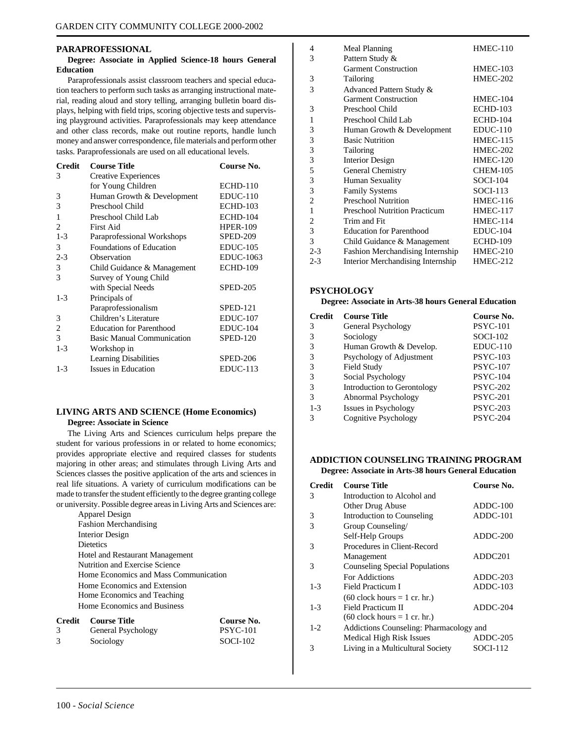## PARAPROFESSIONAL

**Degree: Associate in Applied Science-18 hours General Education**

Paraprofessionals assist classroom teachers and special education teachers to perform such tasks as arranging instructional material, reading aloud and story telling, arranging bulletin board displays, helping with field trips, scoring objective tests and supervising playground activities. Paraprofessionals may keep attendance and other class records, make out routine reports, handle lunch money and answer correspondence, file materials and perform other tasks. Paraprofessionals are used on all educational levels.

| Credit | Course Title | Course No. |
|---|---|---|
| 3 | Creative Experiences for Young Children | ECHD-110 |
| 3 | Human Growth & Development | EDUC-110 |
| 3 | Preschool Child | ECHD-103 |
| 1 | Preschool Child Lab | ECHD-104 |
| 2 | First Aid | HPER-109 |
| 1-3 | Paraprofessional Workshops | SPED-209 |
| 3 | Foundations of Education | EDUC-105 |
| 2-3 | Observation | EDUC-1063 |
| 3 | Child Guidance & Management | ECHD-109 |
| 3 | Survey of Young Child with Special Needs | SPED-205 |
| 1-3 | Principals of Paraprofessionalism | SPED-121 |
| 3 | Children's Literature | EDUC-107 |
| 2 | Education for Parenthood | EDUC-104 |
| 3 | Basic Manual Communication | SPED-120 |
| 1-3 | Workshop in Learning Disabilities | SPED-206 |
| 1-3 | Issues in Education | EDUC-113 |

## LIVING ARTS AND SCIENCE (Home Economics)

**Degree: Associate in Science**

The Living Arts and Sciences curriculum helps prepare the student for various professions in or related to home economics; provides appropriate elective and required classes for students majoring in other areas; and stimulates through Living Arts and Sciences classes the positive application of the arts and sciences in real life situations. A variety of curriculum modifications can be made to transfer the student efficiently to the degree granting college or university. Possible degree areas in Living Arts and Sciences are:

- Apparel Design
- Fashion Merchandising
- Interior Design
- Dietetics
- Hotel and Restaurant Management
- Nutrition and Exercise Science
- Home Economics and Mass Communication
- Home Economics and Extension
- Home Economics and Teaching
- Home Economics and Business

| Credit | Course Title | Course No. |
|---|---|---|
| 3 | General Psychology | PSYC-101 |
| 3 | Sociology | SOCI-102 |
| 4 | Meal Planning | HMEC-110 |
| 3 | Pattern Study & Garment Construction | HMEC-103 |
| 3 | Tailoring | HMEC-202 |
| 3 | Advanced Pattern Study & Garment Construction | HMEC-104 |
| 3 | Preschool Child | ECHD-103 |
| 1 | Preschool Child Lab | ECHD-104 |
| 3 | Human Growth & Development | EDUC-110 |
| 3 | Basic Nutrition | HMEC-115 |
| 3 | Tailoring | HMEC-202 |
| 3 | Interior Design | HMEC-120 |
| 5 | General Chemistry | CHEM-105 |
| 3 | Human Sexuality | SOCI-104 |
| 3 | Family Systems | SOCI-113 |
| 2 | Preschool Nutrition | HMEC-116 |
| 1 | Preschool Nutrition Practicum | HMEC-117 |
| 2 | Trim and Fit | HMEC-114 |
| 3 | Education for Parenthood | EDUC-104 |
| 3 | Child Guidance & Management | ECHD-109 |
| 2-3 | Fashion Merchandising Internship | HMEC-210 |
| 2-3 | Interior Merchandising Internship | HMEC-212 |

## PSYCHOLOGY

**Degree: Associate in Arts-38 hours General Education**

| Credit | Course Title | Course No. |
|---|---|---|
| 3 | General Psychology | PSYC-101 |
| 3 | Sociology | SOCI-102 |
| 3 | Human Growth & Develop. | EDUC-110 |
| 3 | Psychology of Adjustment | PSYC-103 |
| 3 | Field Study | PSYC-107 |
| 3 | Social Psychology | PSYC-104 |
| 3 | Introduction to Gerontology | PSYC-202 |
| 3 | Abnormal Psychology | PSYC-201 |
| 1-3 | Issues in Psychology | PSYC-203 |
| 3 | Cognitive Psychology | PSYC-204 |

## ADDICTION COUNSELING TRAINING PROGRAM

**Degree: Associate in Arts-38 hours General Education**

| Credit | Course Title | Course No. |
|---|---|---|
| 3 | Introduction to Alcohol and Other Drug Abuse | ADDC-100 |
| 3 | Introduction to Counseling | ADDC-101 |
| 3 | Group Counseling/ Self-Help Groups | ADDC-200 |
| 3 | Procedures in Client-Record Management | ADDC201 |
| 3 | Counseling Special Populations For Addictions | ADDC-203 |
| 1-3 | Field Practicum I (60 clock hours = 1 cr. hr.) | ADDC-103 |
| 1-3 | Field Practicum II (60 clock hours = 1 cr. hr.) | ADDC-204 |
| 1-2 | Addictions Counseling: Pharmacology and Medical High Risk Issues | ADDC-205 |
| 3 | Living in a Multicultural Society | SOCI-112 |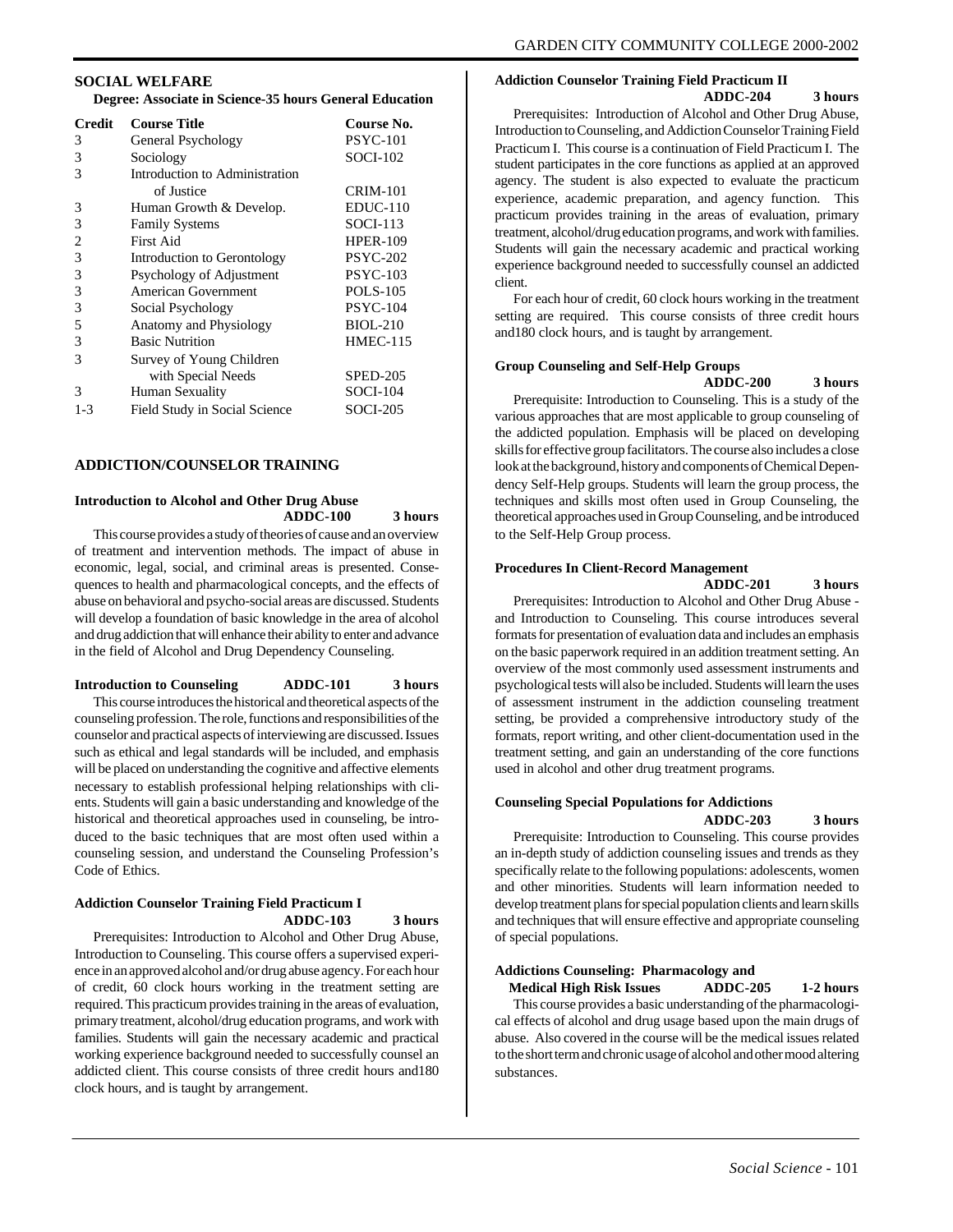## SOCIAL WELFARE

**Degree: Associate in Science-35 hours General Education**

| Credit | Course Title | Course No. |
|---|---|---|
| 3 | General Psychology | PSYC-101 |
| 3 | Sociology | SOCI-102 |
| 3 | Introduction to Administration of Justice | CRIM-101 |
| 3 | Human Growth & Develop. | EDUC-110 |
| 3 | Family Systems | SOCI-113 |
| 2 | First Aid | HPER-109 |
| 3 | Introduction to Gerontology | PSYC-202 |
| 3 | Psychology of Adjustment | PSYC-103 |
| 3 | American Government | POLS-105 |
| 3 | Social Psychology | PSYC-104 |
| 5 | Anatomy and Physiology | BIOL-210 |
| 3 | Basic Nutrition | HMEC-115 |
| 3 | Survey of Young Children with Special Needs | SPED-205 |
| 3 | Human Sexuality | SOCI-104 |
| 1-3 | Field Study in Social Science | SOCI-205 |

## ADDICTION/COUNSELOR TRAINING

**Introduction to Alcohol and Other Drug Abuse**
**ADDC-100 3 hours**

This course provides a study of theories of cause and an overview of treatment and intervention methods. The impact of abuse in economic, legal, social, and criminal areas is presented. Consequences to health and pharmacological concepts, and the effects of abuse on behavioral and psycho-social areas are discussed. Students will develop a foundation of basic knowledge in the area of alcohol and drug addiction that will enhance their ability to enter and advance in the field of Alcohol and Drug Dependency Counseling.

**Introduction to Counseling ADDC-101 3 hours**

This course introduces the historical and theoretical aspects of the counseling profession. The role, functions and responsibilities of the counselor and practical aspects of interviewing are discussed. Issues such as ethical and legal standards will be included, and emphasis will be placed on understanding the cognitive and affective elements necessary to establish professional helping relationships with clients. Students will gain a basic understanding and knowledge of the historical and theoretical approaches used in counseling, be introduced to the basic techniques that are most often used within a counseling session, and understand the Counseling Profession's Code of Ethics.

**Addiction Counselor Training Field Practicum I**
**ADDC-103 3 hours**

Prerequisites: Introduction to Alcohol and Other Drug Abuse, Introduction to Counseling. This course offers a supervised experience in an approved alcohol and/or drug abuse agency. For each hour of credit, 60 clock hours working in the treatment setting are required. This practicum provides training in the areas of evaluation, primary treatment, alcohol/drug education programs, and work with families. Students will gain the necessary academic and practical working experience background needed to successfully counsel an addicted client. This course consists of three credit hours and180 clock hours, and is taught by arrangement.

**Addiction Counselor Training Field Practicum II**
**ADDC-204 3 hours**

Prerequisites: Introduction of Alcohol and Other Drug Abuse, Introduction to Counseling, and Addiction Counselor Training Field Practicum I. This course is a continuation of Field Practicum I. The student participates in the core functions as applied at an approved agency. The student is also expected to evaluate the practicum experience, academic preparation, and agency function. This practicum provides training in the areas of evaluation, primary treatment, alcohol/drug education programs, and work with families. Students will gain the necessary academic and practical working experience background needed to successfully counsel an addicted client.

For each hour of credit, 60 clock hours working in the treatment setting are required. This course consists of three credit hours and180 clock hours, and is taught by arrangement.

**Group Counseling and Self-Help Groups**
**ADDC-200 3 hours**

Prerequisite: Introduction to Counseling. This is a study of the various approaches that are most applicable to group counseling of the addicted population. Emphasis will be placed on developing skills for effective group facilitators. The course also includes a close look at the background, history and components of Chemical Dependency Self-Help groups. Students will learn the group process, the techniques and skills most often used in Group Counseling, the theoretical approaches used in Group Counseling, and be introduced to the Self-Help Group process.

**Procedures In Client-Record Management**
**ADDC-201 3 hours**

Prerequisites: Introduction to Alcohol and Other Drug Abuse - and Introduction to Counseling. This course introduces several formats for presentation of evaluation data and includes an emphasis on the basic paperwork required in an addition treatment setting. An overview of the most commonly used assessment instruments and psychological tests will also be included. Students will learn the uses of assessment instrument in the addiction counseling treatment setting, be provided a comprehensive introductory study of the formats, report writing, and other client-documentation used in the treatment setting, and gain an understanding of the core functions used in alcohol and other drug treatment programs.

**Counseling Special Populations for Addictions**
**ADDC-203 3 hours**

Prerequisite: Introduction to Counseling. This course provides an in-depth study of addiction counseling issues and trends as they specifically relate to the following populations: adolescents, women and other minorities. Students will learn information needed to develop treatment plans for special population clients and learn skills and techniques that will ensure effective and appropriate counseling of special populations.

**Addictions Counseling: Pharmacology and Medical High Risk Issues ADDC-205 1-2 hours**

This course provides a basic understanding of the pharmacological effects of alcohol and drug usage based upon the main drugs of abuse. Also covered in the course will be the medical issues related to the short term and chronic usage of alcohol and other mood altering substances.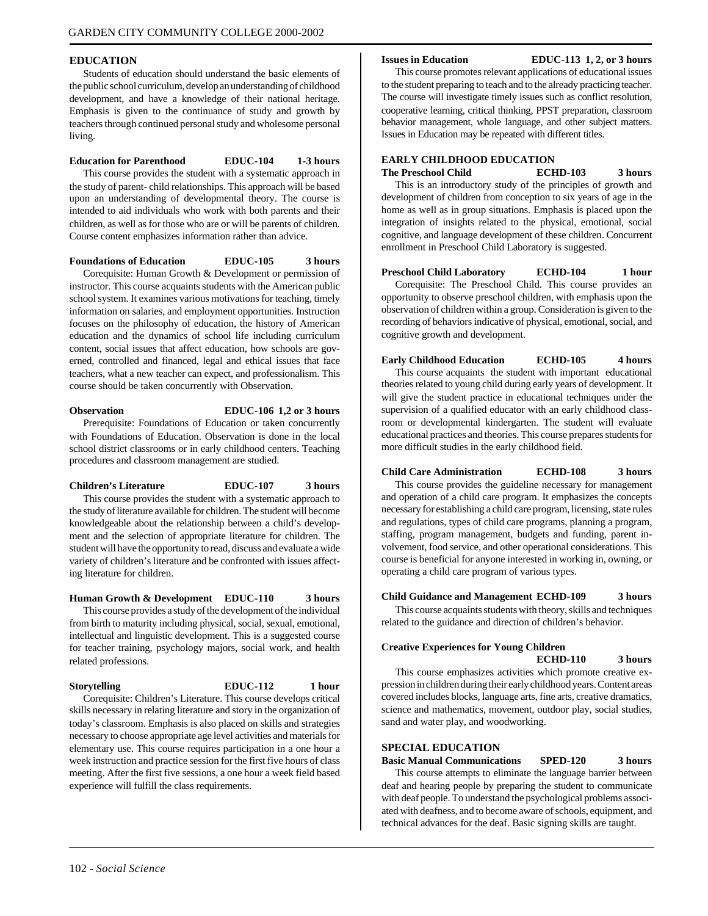## EDUCATION

Students of education should understand the basic elements of the public school curriculum, develop an understanding of childhood development, and have a knowledge of their national heritage. Emphasis is given to the continuance of study and growth by teachers through continued personal study and wholesome personal living.

**Education for Parenthood EDUC-104 1-3 hours**

This course provides the student with a systematic approach in the study of parent- child relationships. This approach will be based upon an understanding of developmental theory. The course is intended to aid individuals who work with both parents and their children, as well as for those who are or will be parents of children. Course content emphasizes information rather than advice.

**Foundations of Education EDUC-105 3 hours**

Corequisite: Human Growth & Development or permission of instructor. This course acquaints students with the American public school system. It examines various motivations for teaching, timely information on salaries, and employment opportunities. Instruction focuses on the philosophy of education, the history of American education and the dynamics of school life including curriculum content, social issues that affect education, how schools are governed, controlled and financed, legal and ethical issues that face teachers, what a new teacher can expect, and professionalism. This course should be taken concurrently with Observation.

**Observation EDUC-106 1,2 or 3 hours**

Prerequisite: Foundations of Education or taken concurrently with Foundations of Education. Observation is done in the local school district classrooms or in early childhood centers. Teaching procedures and classroom management are studied.

**Children's Literature EDUC-107 3 hours**

This course provides the student with a systematic approach to the study of literature available for children. The student will become knowledgeable about the relationship between a child's development and the selection of appropriate literature for children. The student will have the opportunity to read, discuss and evaluate a wide variety of children's literature and be confronted with issues affecting literature for children.

**Human Growth & Development EDUC-110 3 hours**

This course provides a study of the development of the individual from birth to maturity including physical, social, sexual, emotional, intellectual and linguistic development. This is a suggested course for teacher training, psychology majors, social work, and health related professions.

**Storytelling EDUC-112 1 hour**

Corequisite: Children's Literature. This course develops critical skills necessary in relating literature and story in the organization of today's classroom. Emphasis is also placed on skills and strategies necessary to choose appropriate age level activities and materials for elementary use. This course requires participation in a one hour a week instruction and practice session for the first five hours of class meeting. After the first five sessions, a one hour a week field based experience will fulfill the class requirements.

**Issues in Education EDUC-113 1, 2, or 3 hours**

This course promotes relevant applications of educational issues to the student preparing to teach and to the already practicing teacher. The course will investigate timely issues such as conflict resolution, cooperative learning, critical thinking, PPST preparation, classroom behavior management, whole language, and other subject matters. Issues in Education may be repeated with different titles.

## EARLY CHILDHOOD EDUCATION

**The Preschool Child ECHD-103 3 hours**

This is an introductory study of the principles of growth and development of children from conception to six years of age in the home as well as in group situations. Emphasis is placed upon the integration of insights related to the physical, emotional, social cognitive, and language development of these children. Concurrent enrollment in Preschool Child Laboratory is suggested.

**Preschool Child Laboratory ECHD-104 1 hour**

Corequisite: The Preschool Child. This course provides an opportunity to observe preschool children, with emphasis upon the observation of children within a group. Consideration is given to the recording of behaviors indicative of physical, emotional, social, and cognitive growth and development.

**Early Childhood Education ECHD-105 4 hours**

This course acquaints the student with important educational theories related to young child during early years of development. It will give the student practice in educational techniques under the supervision of a qualified educator with an early childhood classroom or developmental kindergarten. The student will evaluate educational practices and theories. This course prepares students for more difficult studies in the early childhood field.

**Child Care Administration ECHD-108 3 hours**

This course provides the guideline necessary for management and operation of a child care program. It emphasizes the concepts necessary for establishing a child care program, licensing, state rules and regulations, types of child care programs, planning a program, staffing, program management, budgets and funding, parent involvement, food service, and other operational considerations. This course is beneficial for anyone interested in working in, owning, or operating a child care program of various types.

**Child Guidance and Management ECHD-109 3 hours**

This course acquaints students with theory, skills and techniques related to the guidance and direction of children's behavior.

**Creative Experiences for Young Children ECHD-110 3 hours**

This course emphasizes activities which promote creative expression in children during their early childhood years. Content areas covered includes blocks, language arts, fine arts, creative dramatics, science and mathematics, movement, outdoor play, social studies, sand and water play, and woodworking.

## SPECIAL EDUCATION

**Basic Manual Communications SPED-120 3 hours**

This course attempts to eliminate the language barrier between deaf and hearing people by preparing the student to communicate with deaf people. To understand the psychological problems associated with deafness, and to become aware of schools, equipment, and technical advances for the deaf. Basic signing skills are taught.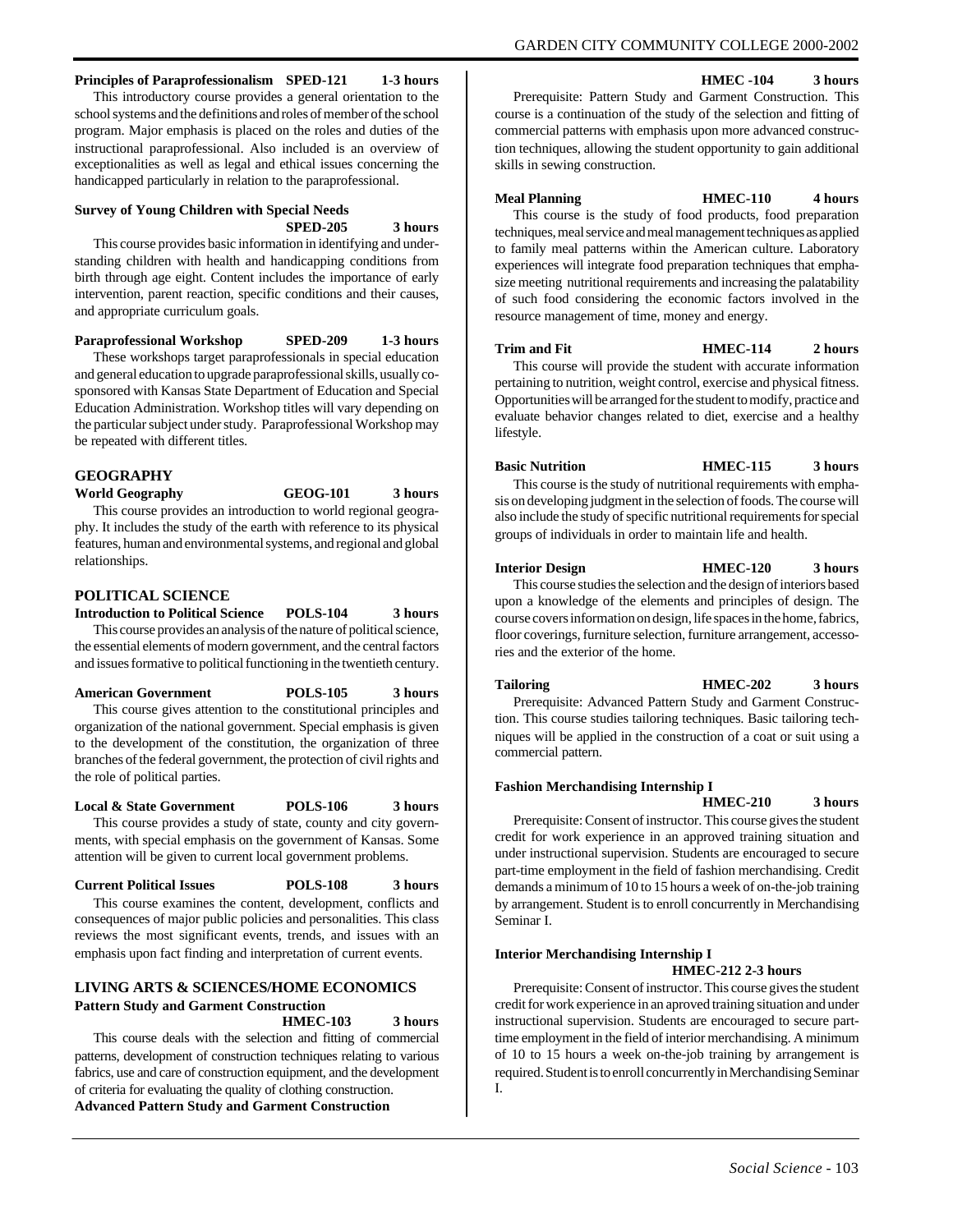**Principles of Paraprofessionalism SPED-121 1-3 hours**

This introductory course provides a general orientation to the school systems and the definitions and roles of member of the school program. Major emphasis is placed on the roles and duties of the instructional paraprofessional. Also included is an overview of exceptionalities as well as legal and ethical issues concerning the handicapped particularly in relation to the paraprofessional.

**Survey of Young Children with Special Needs SPED-205 3 hours**

This course provides basic information in identifying and understanding children with health and handicapping conditions from birth through age eight. Content includes the importance of early intervention, parent reaction, specific conditions and their causes, and appropriate curriculum goals.

**Paraprofessional Workshop SPED-209 1-3 hours**

These workshops target paraprofessionals in special education and general education to upgrade paraprofessional skills, usually co-sponsored with Kansas State Department of Education and Special Education Administration. Workshop titles will vary depending on the particular subject under study. Paraprofessional Workshop may be repeated with different titles.

## GEOGRAPHY

**World Geography GEOG-101 3 hours**

This course provides an introduction to world regional geography. It includes the study of the earth with reference to its physical features, human and environmental systems, and regional and global relationships.

## POLITICAL SCIENCE

**Introduction to Political Science POLS-104 3 hours**

This course provides an analysis of the nature of political science, the essential elements of modern government, and the central factors and issues formative to political functioning in the twentieth century.

**American Government POLS-105 3 hours**

This course gives attention to the constitutional principles and organization of the national government. Special emphasis is given to the development of the constitution, the organization of three branches of the federal government, the protection of civil rights and the role of political parties.

**Local & State Government POLS-106 3 hours**

This course provides a study of state, county and city governments, with special emphasis on the government of Kansas. Some attention will be given to current local government problems.

**Current Political Issues POLS-108 3 hours**

This course examines the content, development, conflicts and consequences of major public policies and personalities. This class reviews the most significant events, trends, and issues with an emphasis upon fact finding and interpretation of current events.

## LIVING ARTS & SCIENCES/HOME ECONOMICS

**Pattern Study and Garment Construction HMEC-103 3 hours**

This course deals with the selection and fitting of commercial patterns, development of construction techniques relating to various fabrics, use and care of construction equipment, and the development of criteria for evaluating the quality of clothing construction.

**Advanced Pattern Study and Garment Construction HMEC -104 3 hours**

Prerequisite: Pattern Study and Garment Construction. This course is a continuation of the study of the selection and fitting of commercial patterns with emphasis upon more advanced construction techniques, allowing the student opportunity to gain additional skills in sewing construction.

**Meal Planning HMEC-110 4 hours**

This course is the study of food products, food preparation techniques, meal service and meal management techniques as applied to family meal patterns within the American culture. Laboratory experiences will integrate food preparation techniques that emphasize meeting nutritional requirements and increasing the palatability of such food considering the economic factors involved in the resource management of time, money and energy.

**Trim and Fit HMEC-114 2 hours**

This course will provide the student with accurate information pertaining to nutrition, weight control, exercise and physical fitness. Opportunities will be arranged for the student to modify, practice and evaluate behavior changes related to diet, exercise and a healthy lifestyle.

**Basic Nutrition HMEC-115 3 hours**

This course is the study of nutritional requirements with emphasis on developing judgment in the selection of foods. The course will also include the study of specific nutritional requirements for special groups of individuals in order to maintain life and health.

**Interior Design HMEC-120 3 hours**

This course studies the selection and the design of interiors based upon a knowledge of the elements and principles of design. The course covers information on design, life spaces in the home, fabrics, floor coverings, furniture selection, furniture arrangement, accessories and the exterior of the home.

**Tailoring HMEC-202 3 hours**

Prerequisite: Advanced Pattern Study and Garment Construction. This course studies tailoring techniques. Basic tailoring techniques will be applied in the construction of a coat or suit using a commercial pattern.

**Fashion Merchandising Internship I HMEC-210 3 hours**

Prerequisite: Consent of instructor. This course gives the student credit for work experience in an approved training situation and under instructional supervision. Students are encouraged to secure part-time employment in the field of fashion merchandising. Credit demands a minimum of 10 to 15 hours a week of on-the-job training by arrangement. Student is to enroll concurrently in Merchandising Seminar I.

**Interior Merchandising Internship I HMEC-212 2-3 hours**

Prerequisite: Consent of instructor. This course gives the student credit for work experience in an aproved training situation and under instructional supervision. Students are encouraged to secure part-time employment in the field of interior merchandising. A minimum of 10 to 15 hours a week on-the-job training by arrangement is required. Student is to enroll concurrently in Merchandising Seminar I.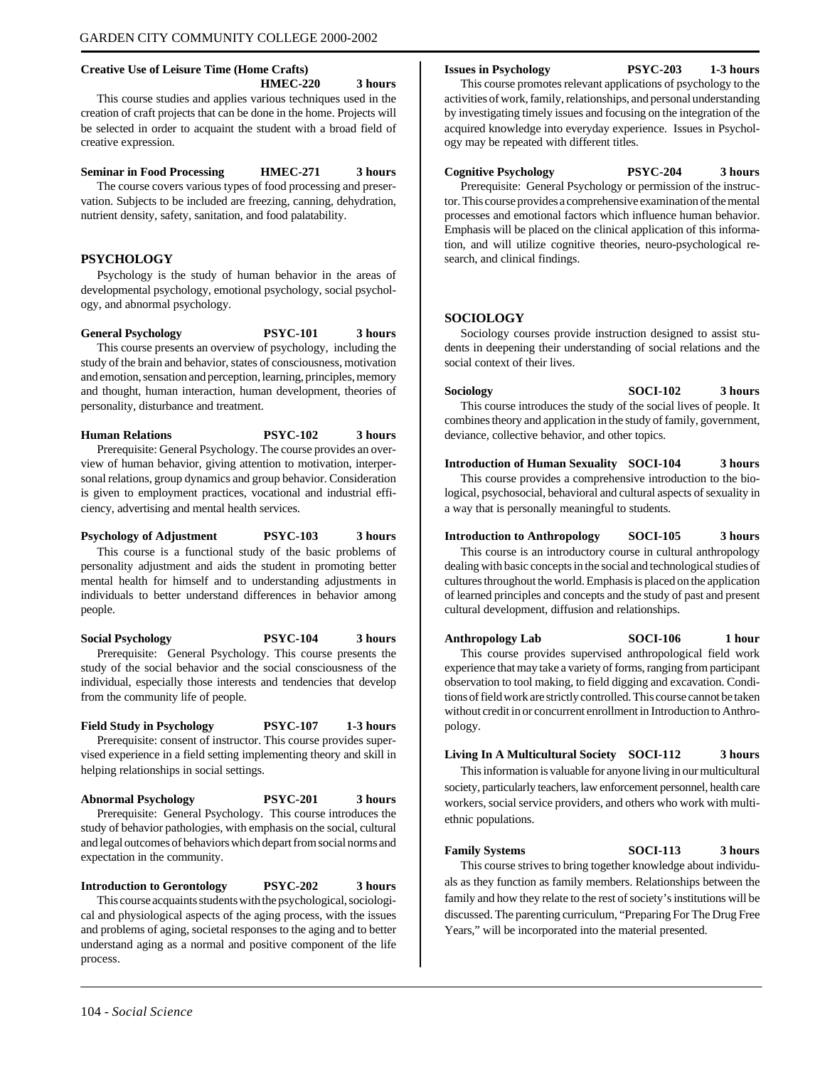**Creative Use of Leisure Time (Home Crafts) HMEC-220 3 hours**

This course studies and applies various techniques used in the creation of craft projects that can be done in the home. Projects will be selected in order to acquaint the student with a broad field of creative expression.

**Seminar in Food Processing HMEC-271 3 hours**

The course covers various types of food processing and preservation. Subjects to be included are freezing, canning, dehydration, nutrient density, safety, sanitation, and food palatability.

## PSYCHOLOGY

Psychology is the study of human behavior in the areas of developmental psychology, emotional psychology, social psychology, and abnormal psychology.

**General Psychology PSYC-101 3 hours**

This course presents an overview of psychology, including the study of the brain and behavior, states of consciousness, motivation and emotion, sensation and perception, learning, principles, memory and thought, human interaction, human development, theories of personality, disturbance and treatment.

**Human Relations PSYC-102 3 hours**

Prerequisite: General Psychology. The course provides an overview of human behavior, giving attention to motivation, interpersonal relations, group dynamics and group behavior. Consideration is given to employment practices, vocational and industrial efficiency, advertising and mental health services.

**Psychology of Adjustment PSYC-103 3 hours**

This course is a functional study of the basic problems of personality adjustment and aids the student in promoting better mental health for himself and to understanding adjustments in individuals to better understand differences in behavior among people.

**Social Psychology PSYC-104 3 hours**

Prerequisite: General Psychology. This course presents the study of the social behavior and the social consciousness of the individual, especially those interests and tendencies that develop from the community life of people.

**Field Study in Psychology PSYC-107 1-3 hours**

Prerequisite: consent of instructor. This course provides supervised experience in a field setting implementing theory and skill in helping relationships in social settings.

**Abnormal Psychology PSYC-201 3 hours**

Prerequisite: General Psychology. This course introduces the study of behavior pathologies, with emphasis on the social, cultural and legal outcomes of behaviors which depart from social norms and expectation in the community.

**Introduction to Gerontology PSYC-202 3 hours**

This course acquaints students with the psychological, sociological and physiological aspects of the aging process, with the issues and problems of aging, societal responses to the aging and to better understand aging as a normal and positive component of the life process.

**Issues in Psychology PSYC-203 1-3 hours**

This course promotes relevant applications of psychology to the activities of work, family, relationships, and personal understanding by investigating timely issues and focusing on the integration of the acquired knowledge into everyday experience. Issues in Psychology may be repeated with different titles.

**Cognitive Psychology PSYC-204 3 hours**

Prerequisite: General Psychology or permission of the instructor. This course provides a comprehensive examination of the mental processes and emotional factors which influence human behavior. Emphasis will be placed on the clinical application of this information, and will utilize cognitive theories, neuro-psychological research, and clinical findings.

## SOCIOLOGY

Sociology courses provide instruction designed to assist students in deepening their understanding of social relations and the social context of their lives.

**Sociology SOCI-102 3 hours**

This course introduces the study of the social lives of people. It combines theory and application in the study of family, government, deviance, collective behavior, and other topics.

**Introduction of Human Sexuality SOCI-104 3 hours**

This course provides a comprehensive introduction to the biological, psychosocial, behavioral and cultural aspects of sexuality in a way that is personally meaningful to students.

**Introduction to Anthropology SOCI-105 3 hours**

This course is an introductory course in cultural anthropology dealing with basic concepts in the social and technological studies of cultures throughout the world. Emphasis is placed on the application of learned principles and concepts and the study of past and present cultural development, diffusion and relationships.

**Anthropology Lab SOCI-106 1 hour**

This course provides supervised anthropological field work experience that may take a variety of forms, ranging from participant observation to tool making, to field digging and excavation. Conditions of field work are strictly controlled. This course cannot be taken without credit in or concurrent enrollment in Introduction to Anthropology.

**Living In A Multicultural Society SOCI-112 3 hours**

This information is valuable for anyone living in our multicultural society, particularly teachers, law enforcement personnel, health care workers, social service providers, and others who work with multi-ethnic populations.

**Family Systems SOCI-113 3 hours**

This course strives to bring together knowledge about individuals as they function as family members. Relationships between the family and how they relate to the rest of society's institutions will be discussed. The parenting curriculum, "Preparing For The Drug Free Years," will be incorporated into the material presented.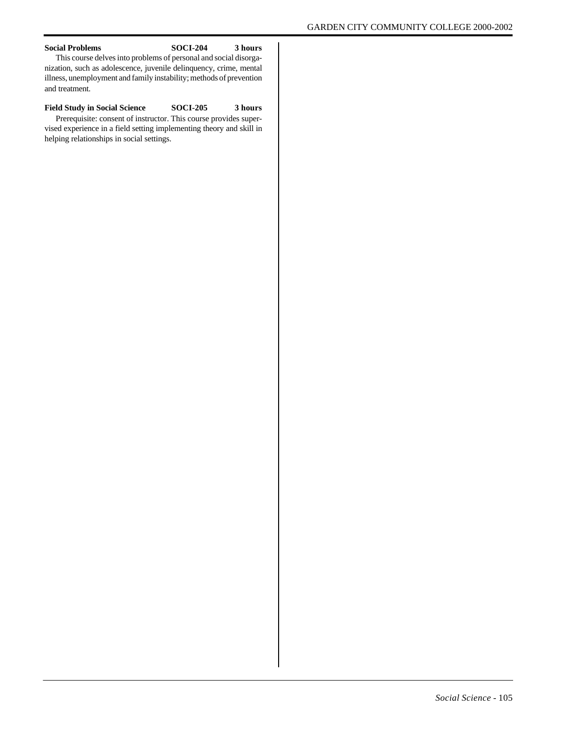**Social Problems SOCI-204 3 hours**

This course delves into problems of personal and social disorganization, such as adolescence, juvenile delinquency, crime, mental illness, unemployment and family instability; methods of prevention and treatment.

**Field Study in Social Science SOCI-205 3 hours**

Prerequisite: consent of instructor. This course provides supervised experience in a field setting implementing theory and skill in helping relationships in social settings.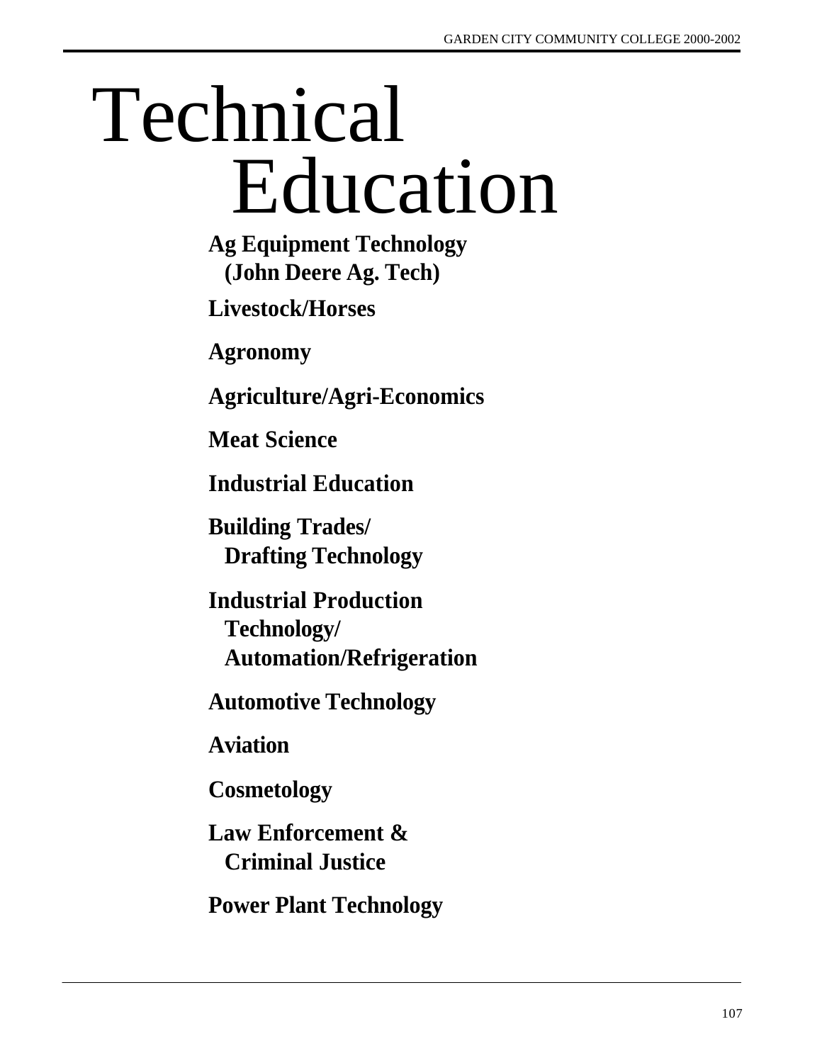# Technical Education

**Ag Equipment Technology (John Deere Ag. Tech)**

**Livestock/Horses**

**Agronomy**

**Agriculture/Agri-Economics**

**Meat Science**

**Industrial Education**

**Building Trades/ Drafting Technology**

**Industrial Production Technology/ Automation/Refrigeration**

**Automotive Technology**

**Aviation**

**Cosmetology**

**Law Enforcement & Criminal Justice**

**Power Plant Technology**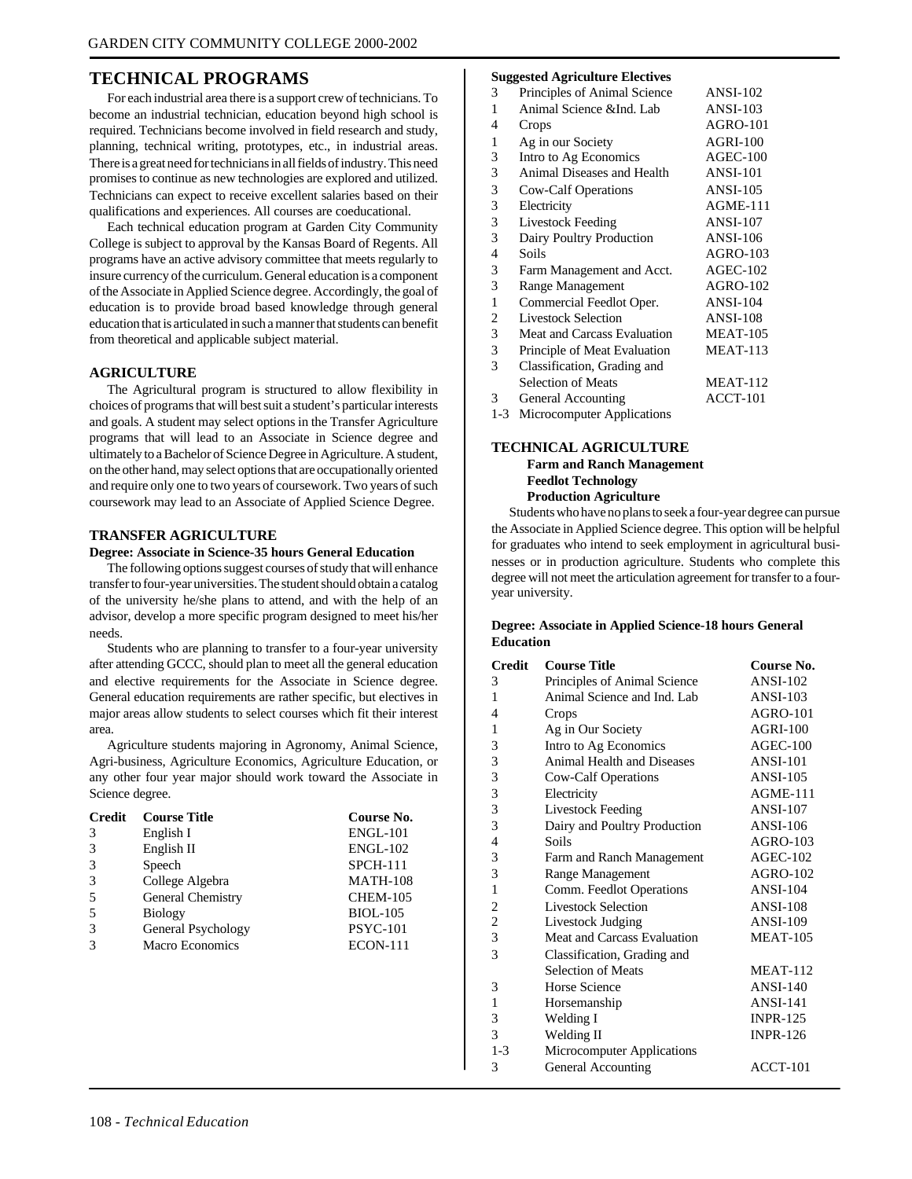# TECHNICAL PROGRAMS

For each industrial area there is a support crew of technicians. To become an industrial technician, education beyond high school is required. Technicians become involved in field research and study, planning, technical writing, prototypes, etc., in industrial areas. There is a great need for technicians in all fields of industry. This need promises to continue as new technologies are explored and utilized. Technicians can expect to receive excellent salaries based on their qualifications and experiences. All courses are coeducational.

Each technical education program at Garden City Community College is subject to approval by the Kansas Board of Regents. All programs have an active advisory committee that meets regularly to insure currency of the curriculum. General education is a component of the Associate in Applied Science degree. Accordingly, the goal of education is to provide broad based knowledge through general education that is articulated in such a manner that students can benefit from theoretical and applicable subject material.

## AGRICULTURE

The Agricultural program is structured to allow flexibility in choices of programs that will best suit a student's particular interests and goals. A student may select options in the Transfer Agriculture programs that will lead to an Associate in Science degree and ultimately to a Bachelor of Science Degree in Agriculture. A student, on the other hand, may select options that are occupationally oriented and require only one to two years of coursework. Two years of such coursework may lead to an Associate of Applied Science Degree.

## TRANSFER AGRICULTURE

**Degree: Associate in Science-35 hours General Education**

The following options suggest courses of study that will enhance transfer to four-year universities. The student should obtain a catalog of the university he/she plans to attend, and with the help of an advisor, develop a more specific program designed to meet his/her needs.

Students who are planning to transfer to a four-year university after attending GCCC, should plan to meet all the general education and elective requirements for the Associate in Science degree. General education requirements are rather specific, but electives in major areas allow students to select courses which fit their interest area.

Agriculture students majoring in Agronomy, Animal Science, Agri-business, Agriculture Economics, Agriculture Education, or any other four year major should work toward the Associate in Science degree.

| Credit | Course Title | Course No. |
|---|---|---|
| 3 | English I | ENGL-101 |
| 3 | English II | ENGL-102 |
| 3 | Speech | SPCH-111 |
| 3 | College Algebra | MATH-108 |
| 5 | General Chemistry | CHEM-105 |
| 5 | Biology | BIOL-105 |
| 3 | General Psychology | PSYC-101 |
| 3 | Macro Economics | ECON-111 |

**Suggested Agriculture Electives**

| Credit | Course Title | Course No. |
|---|---|---|
| 3 | Principles of Animal Science | ANSI-102 |
| 1 | Animal Science &Ind. Lab | ANSI-103 |
| 4 | Crops | AGRO-101 |
| 1 | Ag in our Society | AGRI-100 |
| 3 | Intro to Ag Economics | AGEC-100 |
| 3 | Animal Diseases and Health | ANSI-101 |
| 3 | Cow-Calf Operations | ANSI-105 |
| 3 | Electricity | AGME-111 |
| 3 | Livestock Feeding | ANSI-107 |
| 3 | Dairy Poultry Production | ANSI-106 |
| 4 | Soils | AGRO-103 |
| 3 | Farm Management and Acct. | AGEC-102 |
| 3 | Range Management | AGRO-102 |
| 1 | Commercial Feedlot Oper. | ANSI-104 |
| 2 | Livestock Selection | ANSI-108 |
| 3 | Meat and Carcass Evaluation | MEAT-105 |
| 3 | Principle of Meat Evaluation | MEAT-113 |
| 3 | Classification, Grading and Selection of Meats | MEAT-112 |
| 3 | General Accounting | ACCT-101 |
| 1-3 | Microcomputer Applications | |

## TECHNICAL AGRICULTURE

**Farm and Ranch Management**
**Feedlot Technology**
**Production Agriculture**

Students who have no plans to seek a four-year degree can pursue the Associate in Applied Science degree. This option will be helpful for graduates who intend to seek employment in agricultural businesses or in production agriculture. Students who complete this degree will not meet the articulation agreement for transfer to a four-year university.

**Degree: Associate in Applied Science-18 hours General Education**

| Credit | Course Title | Course No. |
|---|---|---|
| 3 | Principles of Animal Science | ANSI-102 |
| 1 | Animal Science and Ind. Lab | ANSI-103 |
| 4 | Crops | AGRO-101 |
| 1 | Ag in Our Society | AGRI-100 |
| 3 | Intro to Ag Economics | AGEC-100 |
| 3 | Animal Health and Diseases | ANSI-101 |
| 3 | Cow-Calf Operations | ANSI-105 |
| 3 | Electricity | AGME-111 |
| 3 | Livestock Feeding | ANSI-107 |
| 3 | Dairy and Poultry Production | ANSI-106 |
| 4 | Soils | AGRO-103 |
| 3 | Farm and Ranch Management | AGEC-102 |
| 3 | Range Management | AGRO-102 |
| 1 | Comm. Feedlot Operations | ANSI-104 |
| 2 | Livestock Selection | ANSI-108 |
| 2 | Livestock Judging | ANSI-109 |
| 3 | Meat and Carcass Evaluation | MEAT-105 |
| 3 | Classification, Grading and Selection of Meats | MEAT-112 |
| 3 | Horse Science | ANSI-140 |
| 1 | Horsemanship | ANSI-141 |
| 3 | Welding I | INPR-125 |
| 3 | Welding II | INPR-126 |
| 1-3 | Microcomputer Applications | |
| 3 | General Accounting | ACCT-101 |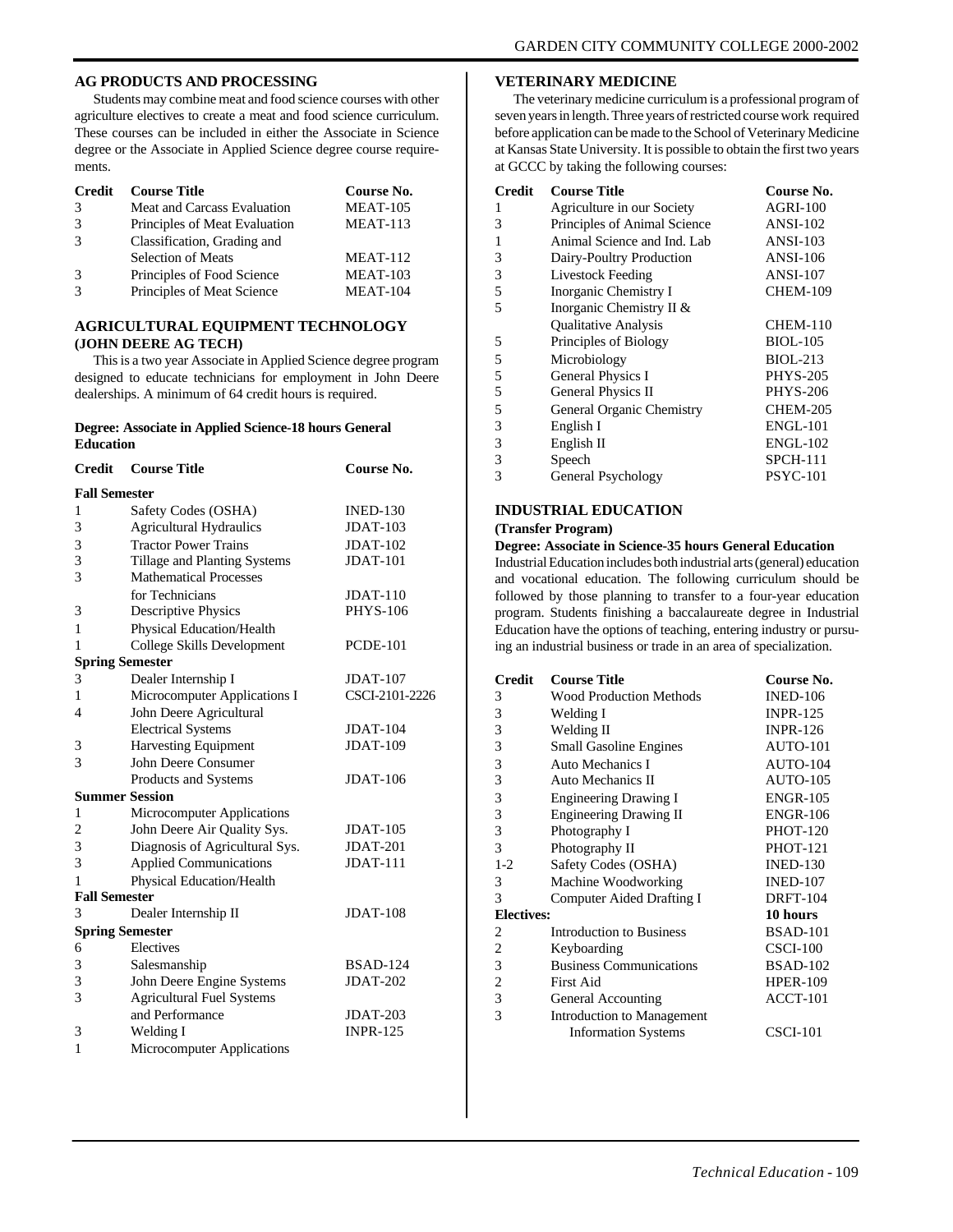## AG PRODUCTS AND PROCESSING

Students may combine meat and food science courses with other agriculture electives to create a meat and food science curriculum. These courses can be included in either the Associate in Science degree or the Associate in Applied Science degree course requirements.

| Credit | Course Title | Course No. |
|---|---|---|
| 3 | Meat and Carcass Evaluation | MEAT-105 |
| 3 | Principles of Meat Evaluation | MEAT-113 |
| 3 | Classification, Grading and Selection of Meats | MEAT-112 |
| 3 | Principles of Food Science | MEAT-103 |
| 3 | Principles of Meat Science | MEAT-104 |

## AGRICULTURAL EQUIPMENT TECHNOLOGY (JOHN DEERE AG TECH)

This is a two year Associate in Applied Science degree program designed to educate technicians for employment in John Deere dealerships. A minimum of 64 credit hours is required.

**Degree: Associate in Applied Science-18 hours General Education**

| Credit | Course Title | Course No. |
|---|---|---|
| **Fall Semester** | | |
| 1 | Safety Codes (OSHA) | INED-130 |
| 3 | Agricultural Hydraulics | JDAT-103 |
| 3 | Tractor Power Trains | JDAT-102 |
| 3 | Tillage and Planting Systems | JDAT-101 |
| 3 | Mathematical Processes for Technicians | JDAT-110 |
| 3 | Descriptive Physics | PHYS-106 |
| 1 | Physical Education/Health | |
| 1 | College Skills Development | PCDE-101 |
| **Spring Semester** | | |
| 3 | Dealer Internship I | JDAT-107 |
| 1 | Microcomputer Applications I | CSCI-2101-2226 |
| 4 | John Deere Agricultural Electrical Systems | JDAT-104 |
| 3 | Harvesting Equipment | JDAT-109 |
| 3 | John Deere Consumer Products and Systems | JDAT-106 |
| **Summer Session** | | |
| 1 | Microcomputer Applications | |
| 2 | John Deere Air Quality Sys. | JDAT-105 |
| 3 | Diagnosis of Agricultural Sys. | JDAT-201 |
| 3 | Applied Communications | JDAT-111 |
| 1 | Physical Education/Health | |
| **Fall Semester** | | |
| 3 | Dealer Internship II | JDAT-108 |
| **Spring Semester** | | |
| 6 | Electives | |
| 3 | Salesmanship | BSAD-124 |
| 3 | John Deere Engine Systems | JDAT-202 |
| 3 | Agricultural Fuel Systems and Performance | JDAT-203 |
| 3 | Welding I | INPR-125 |
| 1 | Microcomputer Applications | |

## VETERINARY MEDICINE

The veterinary medicine curriculum is a professional program of seven years in length. Three years of restricted course work required before application can be made to the School of Veterinary Medicine at Kansas State University. It is possible to obtain the first two years at GCCC by taking the following courses:

| Credit | Course Title | Course No. |
|---|---|---|
| 1 | Agriculture in our Society | AGRI-100 |
| 3 | Principles of Animal Science | ANSI-102 |
| 1 | Animal Science and Ind. Lab | ANSI-103 |
| 3 | Dairy-Poultry Production | ANSI-106 |
| 3 | Livestock Feeding | ANSI-107 |
| 5 | Inorganic Chemistry I | CHEM-109 |
| 5 | Inorganic Chemistry II & Qualitative Analysis | CHEM-110 |
| 5 | Principles of Biology | BIOL-105 |
| 5 | Microbiology | BIOL-213 |
| 5 | General Physics I | PHYS-205 |
| 5 | General Physics II | PHYS-206 |
| 5 | General Organic Chemistry | CHEM-205 |
| 3 | English I | ENGL-101 |
| 3 | English II | ENGL-102 |
| 3 | Speech | SPCH-111 |
| 3 | General Psychology | PSYC-101 |

## INDUSTRIAL EDUCATION

**(Transfer Program)**

**Degree: Associate in Science-35 hours General Education**

Industrial Education includes both industrial arts (general) education and vocational education. The following curriculum should be followed by those planning to transfer to a four-year education program. Students finishing a baccalaureate degree in Industrial Education have the options of teaching, entering industry or pursuing an industrial business or trade in an area of specialization.

| Credit | Course Title | Course No. |
|---|---|---|
| 3 | Wood Production Methods | INED-106 |
| 3 | Welding I | INPR-125 |
| 3 | Welding II | INPR-126 |
| 3 | Small Gasoline Engines | AUTO-101 |
| 3 | Auto Mechanics I | AUTO-104 |
| 3 | Auto Mechanics II | AUTO-105 |
| 3 | Engineering Drawing I | ENGR-105 |
| 3 | Engineering Drawing II | ENGR-106 |
| 3 | Photography I | PHOT-120 |
| 3 | Photography II | PHOT-121 |
| 1-2 | Safety Codes (OSHA) | INED-130 |
| 3 | Machine Woodworking | INED-107 |
| 3 | Computer Aided Drafting I | DRFT-104 |
| **Electives:** | | **10 hours** |
| 2 | Introduction to Business | BSAD-101 |
| 2 | Keyboarding | CSCI-100 |
| 3 | Business Communications | BSAD-102 |
| 2 | First Aid | HPER-109 |
| 3 | General Accounting | ACCT-101 |
| 3 | Introduction to Management Information Systems | CSCI-101 |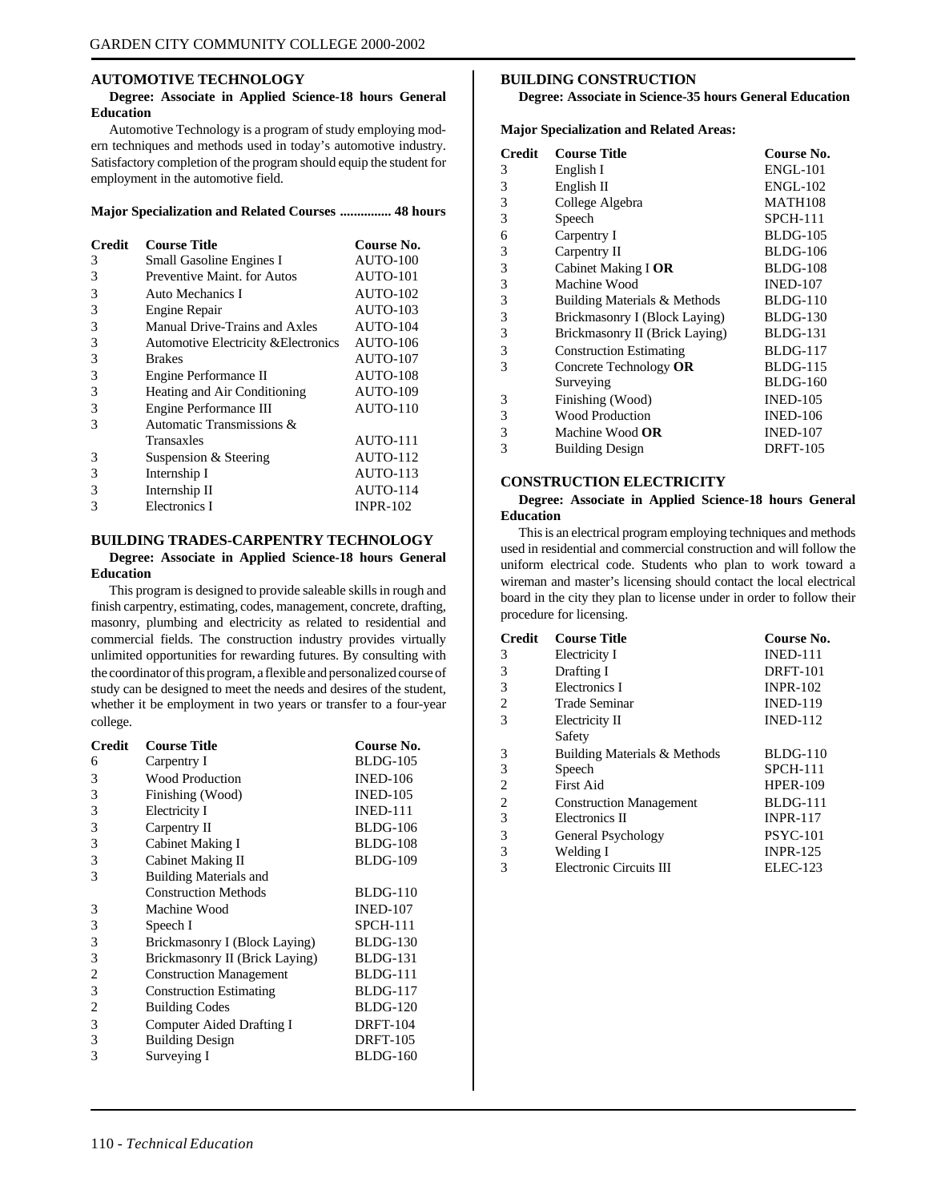## AUTOMOTIVE TECHNOLOGY

**Degree: Associate in Applied Science-18 hours General Education**

Automotive Technology is a program of study employing modern techniques and methods used in today's automotive industry. Satisfactory completion of the program should equip the student for employment in the automotive field.

**Major Specialization and Related Courses ............... 48 hours**

| Credit | Course Title | Course No. |
|---|---|---|
| 3 | Small Gasoline Engines I | AUTO-100 |
| 3 | Preventive Maint. for Autos | AUTO-101 |
| 3 | Auto Mechanics I | AUTO-102 |
| 3 | Engine Repair | AUTO-103 |
| 3 | Manual Drive-Trains and Axles | AUTO-104 |
| 3 | Automotive Electricity &Electronics | AUTO-106 |
| 3 | Brakes | AUTO-107 |
| 3 | Engine Performance II | AUTO-108 |
| 3 | Heating and Air Conditioning | AUTO-109 |
| 3 | Engine Performance III | AUTO-110 |
| 3 | Automatic Transmissions & Transaxles | AUTO-111 |
| 3 | Suspension & Steering | AUTO-112 |
| 3 | Internship I | AUTO-113 |
| 3 | Internship II | AUTO-114 |
| 3 | Electronics I | INPR-102 |

## BUILDING TRADES-CARPENTRY TECHNOLOGY

**Degree: Associate in Applied Science-18 hours General Education**

This program is designed to provide saleable skills in rough and finish carpentry, estimating, codes, management, concrete, drafting, masonry, plumbing and electricity as related to residential and commercial fields. The construction industry provides virtually unlimited opportunities for rewarding futures. By consulting with the coordinator of this program, a flexible and personalized course of study can be designed to meet the needs and desires of the student, whether it be employment in two years or transfer to a four-year college.

| Credit | Course Title | Course No. |
|---|---|---|
| 6 | Carpentry I | BLDG-105 |
| 3 | Wood Production | INED-106 |
| 3 | Finishing (Wood) | INED-105 |
| 3 | Electricity I | INED-111 |
| 3 | Carpentry II | BLDG-106 |
| 3 | Cabinet Making I | BLDG-108 |
| 3 | Cabinet Making II | BLDG-109 |
| 3 | Building Materials and Construction Methods | BLDG-110 |
| 3 | Machine Wood | INED-107 |
| 3 | Speech I | SPCH-111 |
| 3 | Brickmasonry I (Block Laying) | BLDG-130 |
| 3 | Brickmasonry II (Brick Laying) | BLDG-131 |
| 2 | Construction Management | BLDG-111 |
| 3 | Construction Estimating | BLDG-117 |
| 2 | Building Codes | BLDG-120 |
| 3 | Computer Aided Drafting I | DRFT-104 |
| 3 | Building Design | DRFT-105 |
| 3 | Surveying I | BLDG-160 |

## BUILDING CONSTRUCTION

**Degree: Associate in Science-35 hours General Education**

**Major Specialization and Related Areas:**

| Credit | Course Title | Course No. |
|---|---|---|
| 3 | English I | ENGL-101 |
| 3 | English II | ENGL-102 |
| 3 | College Algebra | MATH108 |
| 3 | Speech | SPCH-111 |
| 6 | Carpentry I | BLDG-105 |
| 3 | Carpentry II | BLDG-106 |
| 3 | Cabinet Making I **OR** | BLDG-108 |
| 3 | Machine Wood | INED-107 |
| 3 | Building Materials & Methods | BLDG-110 |
| 3 | Brickmasonry I (Block Laying) | BLDG-130 |
| 3 | Brickmasonry II (Brick Laying) | BLDG-131 |
| 3 | Construction Estimating | BLDG-117 |
| 3 | Concrete Technology **OR** | BLDG-115 |
| | Surveying | BLDG-160 |
| 3 | Finishing (Wood) | INED-105 |
| 3 | Wood Production | INED-106 |
| 3 | Machine Wood **OR** | INED-107 |
| 3 | Building Design | DRFT-105 |

## CONSTRUCTION ELECTRICITY

**Degree: Associate in Applied Science-18 hours General Education**

This is an electrical program employing techniques and methods used in residential and commercial construction and will follow the uniform electrical code. Students who plan to work toward a wireman and master's licensing should contact the local electrical board in the city they plan to license under in order to follow their procedure for licensing.

| Credit | Course Title | Course No. |
|---|---|---|
| 3 | Electricity I | INED-111 |
| 3 | Drafting I | DRFT-101 |
| 3 | Electronics I | INPR-102 |
| 2 | Trade Seminar | INED-119 |
| 3 | Electricity II | INED-112 |
| | Safety | |
| 3 | Building Materials & Methods | BLDG-110 |
| 3 | Speech | SPCH-111 |
| 2 | First Aid | HPER-109 |
| 2 | Construction Management | BLDG-111 |
| 3 | Electronics II | INPR-117 |
| 3 | General Psychology | PSYC-101 |
| 3 | Welding I | INPR-125 |
| 3 | Electronic Circuits III | ELEC-123 |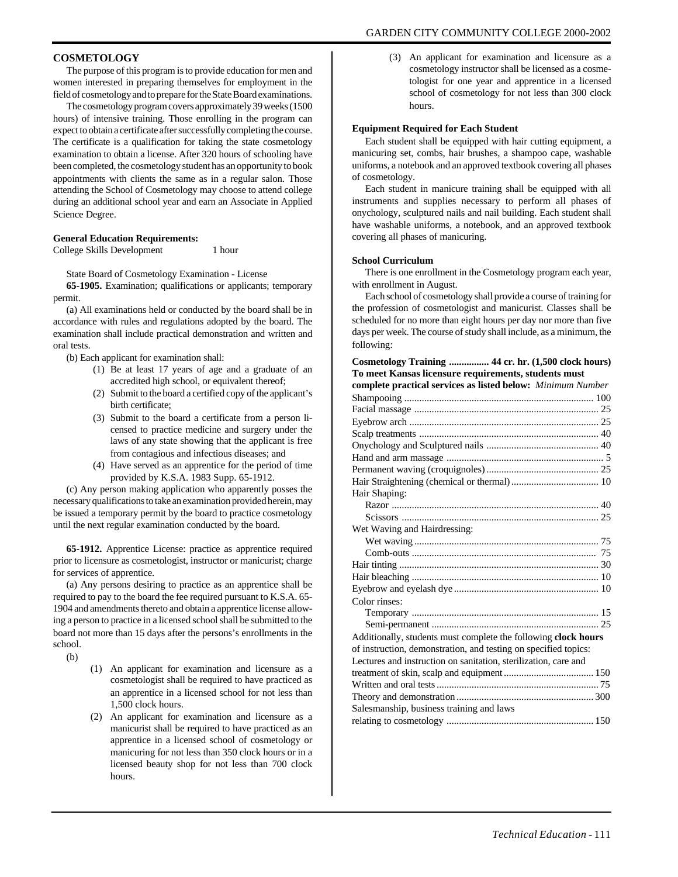## COSMETOLOGY

The purpose of this program is to provide education for men and women interested in preparing themselves for employment in the field of cosmetology and to prepare for the State Board examinations.

The cosmetology program covers approximately 39 weeks (1500 hours) of intensive training. Those enrolling in the program can expect to obtain a certificate after successfully completing the course. The certificate is a qualification for taking the state cosmetology examination to obtain a license. After 320 hours of schooling have been completed, the cosmetology student has an opportunity to book appointments with clients the same as in a regular salon. Those attending the School of Cosmetology may choose to attend college during an additional school year and earn an Associate in Applied Science Degree.

**General Education Requirements:**

College Skills Development 1 hour

State Board of Cosmetology Examination - License

**65-1905.** Examination; qualifications or applicants; temporary permit.

(a) All examinations held or conducted by the board shall be in accordance with rules and regulations adopted by the board. The examination shall include practical demonstration and written and oral tests.

(b) Each applicant for examination shall:

1. Be at least 17 years of age and a graduate of an accredited high school, or equivalent thereof;
2. Submit to the board a certified copy of the applicant's birth certificate;
3. Submit to the board a certificate from a person licensed to practice medicine and surgery under the laws of any state showing that the applicant is free from contagious and infectious diseases; and
4. Have served as an apprentice for the period of time provided by K.S.A. 1983 Supp. 65-1912.

(c) Any person making application who apparently posses the necessary qualifications to take an examination provided herein, may be issued a temporary permit by the board to practice cosmetology until the next regular examination conducted by the board.

**65-1912.** Apprentice License: practice as apprentice required prior to licensure as cosmetologist, instructor or manicurist; charge for services of apprentice.

(a) Any persons desiring to practice as an apprentice shall be required to pay to the board the fee required pursuant to K.S.A. 65-1904 and amendments thereto and obtain a apprentice license allowing a person to practice in a licensed school shall be submitted to the board not more than 15 days after the persons's enrollments in the school.

(b)

1. An applicant for examination and licensure as a cosmetologist shall be required to have practiced as an apprentice in a licensed school for not less than 1,500 clock hours.
2. An applicant for examination and licensure as a manicurist shall be required to have practiced as an apprentice in a licensed school of cosmetology or manicuring for not less than 350 clock hours or in a licensed beauty shop for not less than 700 clock hours.
3. An applicant for examination and licensure as a cosmetology instructor shall be licensed as a cosmetologist for one year and apprentice in a licensed school of cosmetology for not less than 300 clock hours.

**Equipment Required for Each Student**

Each student shall be equipped with hair cutting equipment, a manicuring set, combs, hair brushes, a shampoo cape, washable uniforms, a notebook and an approved textbook covering all phases of cosmetology.

Each student in manicure training shall be equipped with all instruments and supplies necessary to perform all phases of onychology, sculptured nails and nail building. Each student shall have washable uniforms, a notebook, and an approved textbook covering all phases of manicuring.

**School Curriculum**

There is one enrollment in the Cosmetology program each year, with enrollment in August.

Each school of cosmetology shall provide a course of training for the profession of cosmetologist and manicurist. Classes shall be scheduled for no more than eight hours per day nor more than five days per week. The course of study shall include, as a minimum, the following:

**Cosmetology Training ................ 44 cr. hr. (1,500 clock hours)**
**To meet Kansas licensure requirements, students must complete practical services as listed below:** *Minimum Number*

| Service | Minimum Number |
|---|---|
| Shampooing | 100 |
| Facial massage | 25 |
| Eyebrow arch | 25 |
| Scalp treatments | 40 |
| Onychology and Sculptured nails | 40 |
| Hand and arm massage | 5 |
| Permanent waving (croquignoles) | 25 |
| Hair Straightening (chemical or thermal) | 10 |
| Hair Shaping: | |
| Razor | 40 |
| Scissors | 25 |
| Wet Waving and Hairdressing: | |
| Wet waving | 75 |
| Comb-outs | 75 |
| Hair tinting | 30 |
| Hair bleaching | 10 |
| Eyebrow and eyelash dye | 10 |
| Color rinses: | |
| Temporary | 15 |
| Semi-permanent | 25 |

Additionally, students must complete the following **clock hours** of instruction, demonstration, and testing on specified topics:

| Topic | Clock Hours |
|---|---|
| Lectures and instruction on sanitation, sterilization, care and treatment of skin, scalp and equipment | 150 |
| Written and oral tests | 75 |
| Theory and demonstration | 300 |
| Salesmanship, business training and laws relating to cosmetology | 150 |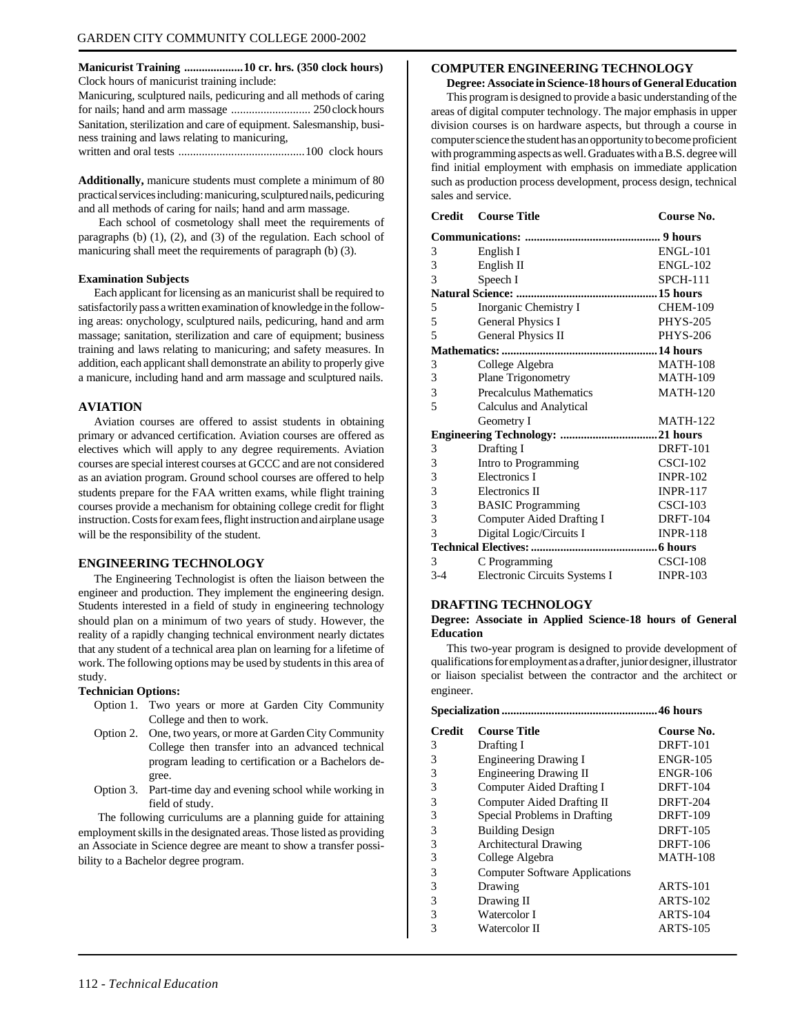**Manicurist Training ....................10 cr. hrs. (350 clock hours)**
Clock hours of manicurist training include:

Manicuring, sculptured nails, pedicuring and all methods of caring for nails; hand and arm massage ........................... 250 clock hours

Sanitation, sterilization and care of equipment. Salesmanship, business training and laws relating to manicuring, written and oral tests ..........................................100 clock hours

**Additionally,** manicure students must complete a minimum of 80 practical services including: manicuring, sculptured nails, pedicuring and all methods of caring for nails; hand and arm massage.

Each school of cosmetology shall meet the requirements of paragraphs (b) (1), (2), and (3) of the regulation. Each school of manicuring shall meet the requirements of paragraph (b) (3).

**Examination Subjects**

Each applicant for licensing as an manicurist shall be required to satisfactorily pass a written examination of knowledge in the following areas: onychology, sculptured nails, pedicuring, hand and arm massage; sanitation, sterilization and care of equipment; business training and laws relating to manicuring; and safety measures. In addition, each applicant shall demonstrate an ability to properly give a manicure, including hand and arm massage and sculptured nails.

## AVIATION

Aviation courses are offered to assist students in obtaining primary or advanced certification. Aviation courses are offered as electives which will apply to any degree requirements. Aviation courses are special interest courses at GCCC and are not considered as an aviation program. Ground school courses are offered to help students prepare for the FAA written exams, while flight training courses provide a mechanism for obtaining college credit for flight instruction. Costs for exam fees, flight instruction and airplane usage will be the responsibility of the student.

## ENGINEERING TECHNOLOGY

The Engineering Technologist is often the liaison between the engineer and production. They implement the engineering design. Students interested in a field of study in engineering technology should plan on a minimum of two years of study. However, the reality of a rapidly changing technical environment nearly dictates that any student of a technical area plan on learning for a lifetime of work. The following options may be used by students in this area of study.

**Technician Options:**

- Option 1. Two years or more at Garden City Community College and then to work.
- Option 2. One, two years, or more at Garden City Community College then transfer into an advanced technical program leading to certification or a Bachelors degree.
- Option 3. Part-time day and evening school while working in field of study.

The following curriculums are a planning guide for attaining employment skills in the designated areas. Those listed as providing an Associate in Science degree are meant to show a transfer possibility to a Bachelor degree program.

## COMPUTER ENGINEERING TECHNOLOGY

**Degree: Associate in Science-18 hours of General Education**

This program is designed to provide a basic understanding of the areas of digital computer technology. The major emphasis in upper division courses is on hardware aspects, but through a course in computer science the student has an opportunity to become proficient with programming aspects as well. Graduates with a B.S. degree will find initial employment with emphasis on immediate application such as production process development, process design, technical sales and service.

| Credit | Course Title | Course No. |
|---|---|---|
| **Communications: ............................................ 9 hours** | | |
| 3 | English I | ENGL-101 |
| 3 | English II | ENGL-102 |
| 3 | Speech I | SPCH-111 |
| **Natural Science: ...............................................15 hours** | | |
| 5 | Inorganic Chemistry I | CHEM-109 |
| 5 | General Physics I | PHYS-205 |
| 5 | General Physics II | PHYS-206 |
| **Mathematics: ....................................................14 hours** | | |
| 3 | College Algebra | MATH-108 |
| 3 | Plane Trigonometry | MATH-109 |
| 3 | Precalculus Mathematics | MATH-120 |
| 5 | Calculus and Analytical Geometry I | MATH-122 |
| **Engineering Technology: ................................21 hours** | | |
| 3 | Drafting I | DRFT-101 |
| 3 | Intro to Programming | CSCI-102 |
| 3 | Electronics I | INPR-102 |
| 3 | Electronics II | INPR-117 |
| 3 | BASIC Programming | CSCI-103 |
| 3 | Computer Aided Drafting I | DRFT-104 |
| 3 | Digital Logic/Circuits I | INPR-118 |
| **Technical Electives: ..........................................6 hours** | | |
| 3 | C Programming | CSCI-108 |
| 3-4 | Electronic Circuits Systems I | INPR-103 |

## DRAFTING TECHNOLOGY

**Degree: Associate in Applied Science-18 hours of General Education**

This two-year program is designed to provide development of qualifications for employment as a drafter, junior designer, illustrator or liaison specialist between the contractor and the architect or engineer.

**Specialization ....................................................46 hours**

| Credit | Course Title | Course No. |
|---|---|---|
| 3 | Drafting I | DRFT-101 |
| 3 | Engineering Drawing I | ENGR-105 |
| 3 | Engineering Drawing II | ENGR-106 |
| 3 | Computer Aided Drafting I | DRFT-104 |
| 3 | Computer Aided Drafting II | DRFT-204 |
| 3 | Special Problems in Drafting | DRFT-109 |
| 3 | Building Design | DRFT-105 |
| 3 | Architectural Drawing | DRFT-106 |
| 3 | College Algebra | MATH-108 |
| 3 | Computer Software Applications | |
| 3 | Drawing | ARTS-101 |
| 3 | Drawing II | ARTS-102 |
| 3 | Watercolor I | ARTS-104 |
| 3 | Watercolor II | ARTS-105 |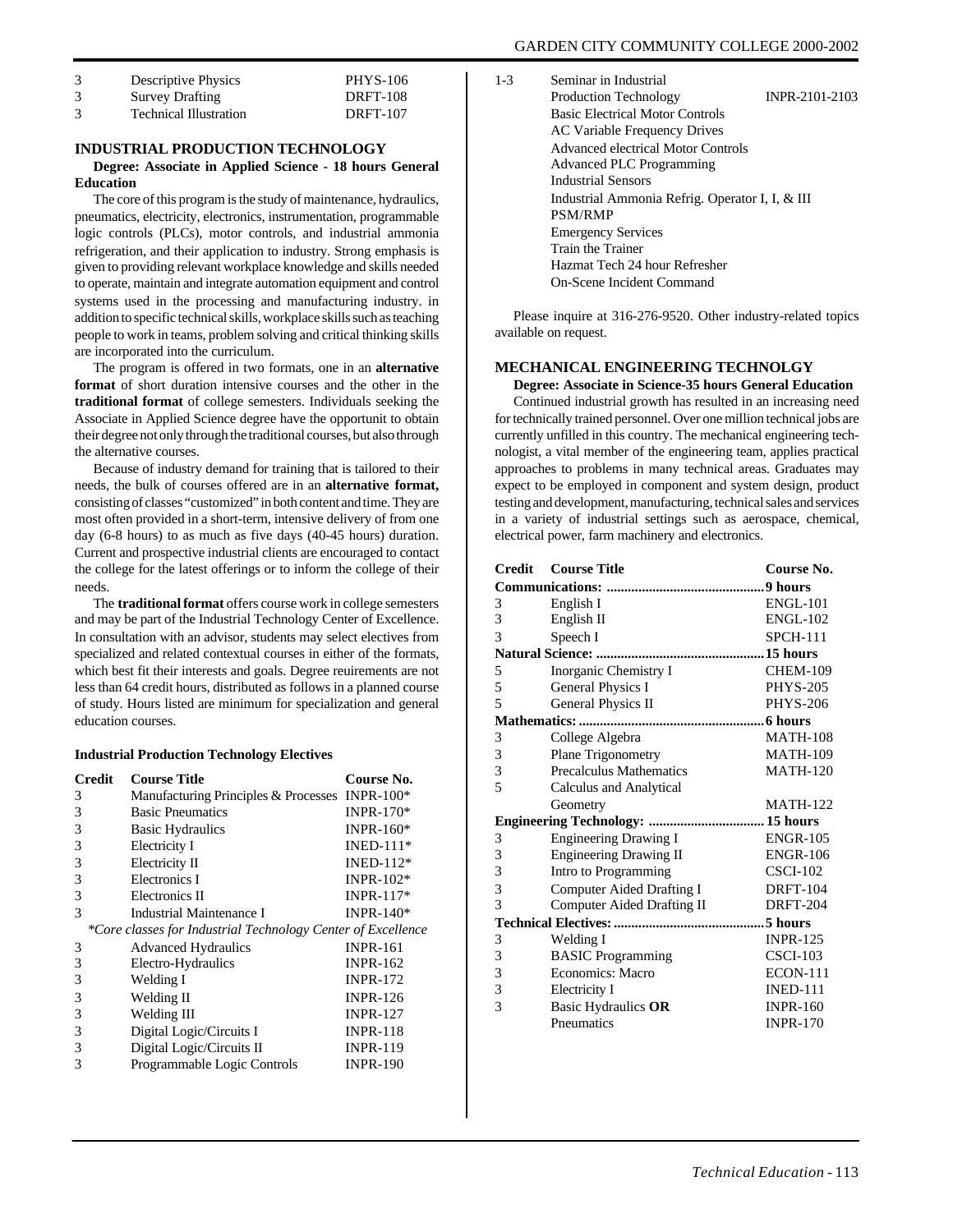| | | |
|---|---|---|
| 3 | Descriptive Physics | PHYS-106 |
| 3 | Survey Drafting | DRFT-108 |
| 3 | Technical Illustration | DRFT-107 |

### INDUSTRIAL PRODUCTION TECHNOLOGY

**Degree: Associate in Applied Science - 18 hours General Education**

The core of this program is the study of maintenance, hydraulics, pneumatics, electricity, electronics, instrumentation, programmable logic controls (PLCs), motor controls, and industrial ammonia refrigeration, and their application to industry. Strong emphasis is given to providing relevant workplace knowledge and skills needed to operate, maintain and integrate automation equipment and control systems used in the processing and manufacturing industry. in addition to specific technical skills, workplace skills such as teaching people to work in teams, problem solving and critical thinking skills are incorporated into the curriculum.

The program is offered in two formats, one in an **alternative format** of short duration intensive courses and the other in the **traditional format** of college semesters. Individuals seeking the Associate in Applied Science degree have the opportunit to obtain their degree not only through the traditional courses, but also through the alternative courses.

Because of industry demand for training that is tailored to their needs, the bulk of courses offered are in an **alternative format,** consisting of classes "customized" in both content and time. They are most often provided in a short-term, intensive delivery of from one day (6-8 hours) to as much as five days (40-45 hours) duration. Current and prospective industrial clients are encouraged to contact the college for the latest offerings or to inform the college of their needs.

The **traditional format** offers course work in college semesters and may be part of the Industrial Technology Center of Excellence. In consultation with an advisor, students may select electives from specialized and related contextual courses in either of the formats, which best fit their interests and goals. Degree reuirements are not less than 64 credit hours, distributed as follows in a planned course of study. Hours listed are minimum for specialization and general education courses.

**Industrial Production Technology Electives**

| Credit | Course Title | Course No. |
|---|---|---|
| 3 | Manufacturing Principles & Processes | INPR-100* |
| 3 | Basic Pneumatics | INPR-170* |
| 3 | Basic Hydraulics | INPR-160* |
| 3 | Electricity I | INED-111* |
| 3 | Electricity II | INED-112* |
| 3 | Electronics I | INPR-102* |
| 3 | Electronics II | INPR-117* |
| 3 | Industrial Maintenance I | INPR-140* |
| | *\*Core classes for Industrial Technology Center of Excellence* | |
| 3 | Advanced Hydraulics | INPR-161 |
| 3 | Electro-Hydraulics | INPR-162 |
| 3 | Welding I | INPR-172 |
| 3 | Welding II | INPR-126 |
| 3 | Welding III | INPR-127 |
| 3 | Digital Logic/Circuits I | INPR-118 |
| 3 | Digital Logic/Circuits II | INPR-119 |
| 3 | Programmable Logic Controls | INPR-190 |
| 1-3 | Seminar in Industrial Production Technology | INPR-2101-2103 |
| | Basic Electrical Motor Controls | |
| | AC Variable Frequency Drives | |
| | Advanced electrical Motor Controls | |
| | Advanced PLC Programming | |
| | Industrial Sensors | |
| | Industrial Ammonia Refrig. Operator I, I, & III | |
| | PSM/RMP | |
| | Emergency Services | |
| | Train the Trainer | |
| | Hazmat Tech 24 hour Refresher | |
| | On-Scene Incident Command | |

Please inquire at 316-276-9520. Other industry-related topics available on request.

### MECHANICAL ENGINEERING TECHNOLGY

**Degree: Associate in Science-35 hours General Education**

Continued industrial growth has resulted in an increasing need for technically trained personnel. Over one million technical jobs are currently unfilled in this country. The mechanical engineering technologist, a vital member of the engineering team, applies practical approaches to problems in many technical areas. Graduates may expect to be employed in component and system design, product testing and development, manufacturing, technical sales and services in a variety of industrial settings such as aerospace, chemical, electrical power, farm machinery and electronics.

| Credit | Course Title | Course No. |
|---|---|---|
| **Communications:** | | **9 hours** |
| 3 | English I | ENGL-101 |
| 3 | English II | ENGL-102 |
| 3 | Speech I | SPCH-111 |
| **Natural Science:** | | **15 hours** |
| 5 | Inorganic Chemistry I | CHEM-109 |
| 5 | General Physics I | PHYS-205 |
| 5 | General Physics II | PHYS-206 |
| **Mathematics:** | | **6 hours** |
| 3 | College Algebra | MATH-108 |
| 3 | Plane Trigonometry | MATH-109 |
| 3 | Precalculus Mathematics | MATH-120 |
| 5 | Calculus and Analytical Geometry | MATH-122 |
| **Engineering Technology:** | | **15 hours** |
| 3 | Engineering Drawing I | ENGR-105 |
| 3 | Engineering Drawing II | ENGR-106 |
| 3 | Intro to Programming | CSCI-102 |
| 3 | Computer Aided Drafting I | DRFT-104 |
| 3 | Computer Aided Drafting II | DRFT-204 |
| **Technical Electives:** | | **5 hours** |
| 3 | Welding I | INPR-125 |
| 3 | BASIC Programming | CSCI-103 |
| 3 | Economics: Macro | ECON-111 |
| 3 | Electricity I | INED-111 |
| 3 | Basic Hydraulics **OR** | INPR-160 |
| | Pneumatics | INPR-170 |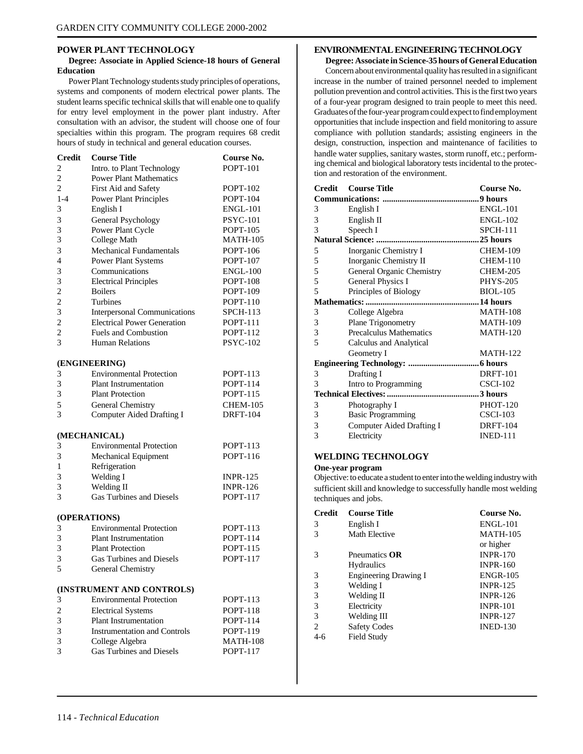## POWER PLANT TECHNOLOGY

**Degree: Associate in Applied Science-18 hours of General Education**

Power Plant Technology students study principles of operations, systems and components of modern electrical power plants. The student learns specific technical skills that will enable one to qualify for entry level employment in the power plant industry. After consultation with an advisor, the student will choose one of four specialties within this program. The program requires 68 credit hours of study in technical and general education courses.

| Credit | Course Title | Course No. |
|---|---|---|
| 2 | Intro. to Plant Technology | POPT-101 |
| 2 | Power Plant Mathematics | |
| 2 | First Aid and Safety | POPT-102 |
| 1-4 | Power Plant Principles | POPT-104 |
| 3 | English I | ENGL-101 |
| 3 | General Psychology | PSYC-101 |
| 3 | Power Plant Cycle | POPT-105 |
| 3 | College Math | MATH-105 |
| 3 | Mechanical Fundamentals | POPT-106 |
| 4 | Power Plant Systems | POPT-107 |
| 3 | Communications | ENGL-100 |
| 3 | Electrical Principles | POPT-108 |
| 2 | Boilers | POPT-109 |
| 2 | Turbines | POPT-110 |
| 3 | Interpersonal Communications | SPCH-113 |
| 2 | Electrical Power Generation | POPT-111 |
| 2 | Fuels and Combustion | POPT-112 |
| 3 | Human Relations | PSYC-102 |

**(ENGINEERING)**

| Credit | Course Title | Course No. |
|---|---|---|
| 3 | Environmental Protection | POPT-113 |
| 3 | Plant Instrumentation | POPT-114 |
| 3 | Plant Protection | POPT-115 |
| 5 | General Chemistry | CHEM-105 |
| 3 | Computer Aided Drafting I | DRFT-104 |

**(MECHANICAL)**

| Credit | Course Title | Course No. |
|---|---|---|
| 3 | Environmental Protection | POPT-113 |
| 3 | Mechanical Equipment | POPT-116 |
| 1 | Refrigeration | |
| 3 | Welding I | INPR-125 |
| 3 | Welding II | INPR-126 |
| 3 | Gas Turbines and Diesels | POPT-117 |

**(OPERATIONS)**

| Credit | Course Title | Course No. |
|---|---|---|
| 3 | Environmental Protection | POPT-113 |
| 3 | Plant Instrumentation | POPT-114 |
| 3 | Plant Protection | POPT-115 |
| 3 | Gas Turbines and Diesels | POPT-117 |
| 5 | General Chemistry | |

**(INSTRUMENT AND CONTROLS)**

| Credit | Course Title | Course No. |
|---|---|---|
| 3 | Environmental Protection | POPT-113 |
| 2 | Electrical Systems | POPT-118 |
| 3 | Plant Instrumentation | POPT-114 |
| 3 | Instrumentation and Controls | POPT-119 |
| 3 | College Algebra | MATH-108 |
| 3 | Gas Turbines and Diesels | POPT-117 |

## ENVIRONMENTAL ENGINEERING TECHNOLOGY

**Degree: Associate in Science-35 hours of General Education**

Concern about environmental quality has resulted in a significant increase in the number of trained personnel needed to implement pollution prevention and control activities. This is the first two years of a four-year program designed to train people to meet this need. Graduates of the four-year program could expect to find employment opportunities that include inspection and field monitoring to assure compliance with pollution standards; assisting engineers in the design, construction, inspection and maintenance of facilities to handle water supplies, sanitary wastes, storm runoff, etc.; performing chemical and biological laboratory tests incidental to the protection and restoration of the environment.

| Credit | Course Title | Course No. |
|---|---|---|
| **Communications: ............................................9 hours** | | |
| 3 | English I | ENGL-101 |
| 3 | English II | ENGL-102 |
| 3 | Speech I | SPCH-111 |
| **Natural Science: ...............................................25 hours** | | |
| 5 | Inorganic Chemistry I | CHEM-109 |
| 5 | Inorganic Chemistry II | CHEM-110 |
| 5 | General Organic Chemistry | CHEM-205 |
| 5 | General Physics I | PHYS-205 |
| 5 | Principles of Biology | BIOL-105 |
| **Mathematics: ....................................................14 hours** | | |
| 3 | College Algebra | MATH-108 |
| 3 | Plane Trigonometry | MATH-109 |
| 3 | Precalculus Mathematics | MATH-120 |
| 5 | Calculus and Analytical Geometry I | MATH-122 |
| **Engineering Technology: ................................6 hours** | | |
| 3 | Drafting I | DRFT-101 |
| 3 | Intro to Programming | CSCI-102 |
| **Technical Electives: ..........................................3 hours** | | |
| 3 | Photography I | PHOT-120 |
| 3 | Basic Programming | CSCI-103 |
| 3 | Computer Aided Drafting I | DRFT-104 |
| 3 | Electricity | INED-111 |

## WELDING TECHNOLOGY

**One-year program**

Objective: to educate a student to enter into the welding industry with sufficient skill and knowledge to successfully handle most welding techniques and jobs.

| Credit | Course Title | Course No. |
|---|---|---|
| 3 | English I | ENGL-101 |
| 3 | Math Elective | MATH-105 or higher |
| 3 | Pneumatics **OR** Hydraulics | INPR-170 INPR-160 |
| 3 | Engineering Drawing I | ENGR-105 |
| 3 | Welding I | INPR-125 |
| 3 | Welding II | INPR-126 |
| 3 | Electricity | INPR-101 |
| 3 | Welding III | INPR-127 |
| 2 | Safety Codes | INED-130 |
| 4-6 | Field Study | |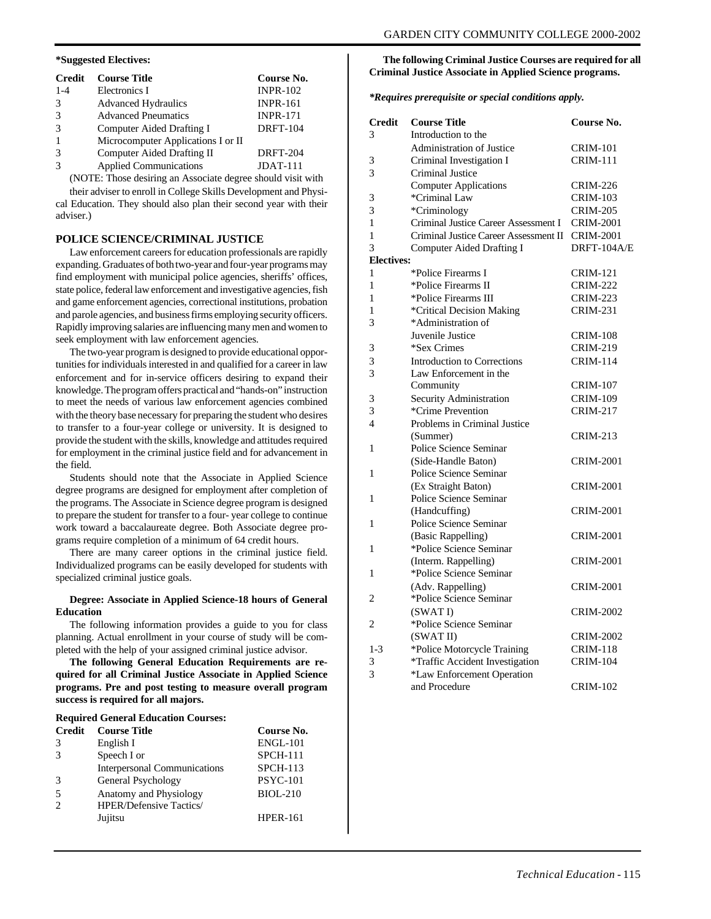**\*Suggested Electives:**

| Credit | Course Title | Course No. |
|---|---|---|
| 1-4 | Electronics I | INPR-102 |
| 3 | Advanced Hydraulics | INPR-161 |
| 3 | Advanced Pneumatics | INPR-171 |
| 3 | Computer Aided Drafting I | DRFT-104 |
| 1 | Microcomputer Applications I or II | |
| 3 | Computer Aided Drafting II | DRFT-204 |
| 3 | Applied Communications | JDAT-111 |

(NOTE: Those desiring an Associate degree should visit with their adviser to enroll in College Skills Development and Physical Education. They should also plan their second year with their adviser.)

## POLICE SCIENCE/CRIMINAL JUSTICE

Law enforcement careers for education professionals are rapidly expanding. Graduates of both two-year and four-year programs may find employment with municipal police agencies, sheriffs' offices, state police, federal law enforcement and investigative agencies, fish and game enforcement agencies, correctional institutions, probation and parole agencies, and business firms employing security officers. Rapidly improving salaries are influencing many men and women to seek employment with law enforcement agencies.

The two-year program is designed to provide educational opportunities for individuals interested in and qualified for a career in law enforcement and for in-service officers desiring to expand their knowledge. The program offers practical and "hands-on" instruction to meet the needs of various law enforcement agencies combined with the theory base necessary for preparing the student who desires to transfer to a four-year college or university. It is designed to provide the student with the skills, knowledge and attitudes required for employment in the criminal justice field and for advancement in the field.

Students should note that the Associate in Applied Science degree programs are designed for employment after completion of the programs. The Associate in Science degree program is designed to prepare the student for transfer to a four- year college to continue work toward a baccalaureate degree. Both Associate degree programs require completion of a minimum of 64 credit hours.

There are many career options in the criminal justice field. Individualized programs can be easily developed for students with specialized criminal justice goals.

**Degree: Associate in Applied Science-18 hours of General Education**

The following information provides a guide to you for class planning. Actual enrollment in your course of study will be completed with the help of your assigned criminal justice advisor.

**The following General Education Requirements are required for all Criminal Justice Associate in Applied Science programs. Pre and post testing to measure overall program success is required for all majors.**

**Required General Education Courses:**

| Credit | Course Title | Course No. |
|---|---|---|
| 3 | English I | ENGL-101 |
| 3 | Speech I or | SPCH-111 |
| | Interpersonal Communications | SPCH-113 |
| 3 | General Psychology | PSYC-101 |
| 5 | Anatomy and Physiology | BIOL-210 |
| 2 | HPER/Defensive Tactics/ Jujitsu | HPER-161 |

**The following Criminal Justice Courses are required for all Criminal Justice Associate in Applied Science programs.**

***\*Requires prerequisite or special conditions apply.***

| Credit | Course Title | Course No. |
|---|---|---|
| 3 | Introduction to the Administration of Justice | CRIM-101 |
| 3 | Criminal Investigation I | CRIM-111 |
| 3 | Criminal Justice Computer Applications | CRIM-226 |
| 3 | \*Criminal Law | CRIM-103 |
| 3 | \*Criminology | CRIM-205 |
| 1 | Criminal Justice Career Assessment I | CRIM-2001 |
| 1 | Criminal Justice Career Assessment II | CRIM-2001 |
| 3 | Computer Aided Drafting I | DRFT-104A/E |
| **Electives:** | | |
| 1 | \*Police Firearms I | CRIM-121 |
| 1 | \*Police Firearms II | CRIM-222 |
| 1 | \*Police Firearms III | CRIM-223 |
| 1 | \*Critical Decision Making | CRIM-231 |
| 3 | \*Administration of Juvenile Justice | CRIM-108 |
| 3 | \*Sex Crimes | CRIM-219 |
| 3 | Introduction to Corrections | CRIM-114 |
| 3 | Law Enforcement in the Community | CRIM-107 |
| 3 | Security Administration | CRIM-109 |
| 3 | \*Crime Prevention | CRIM-217 |
| 4 | Problems in Criminal Justice (Summer) | CRIM-213 |
| 1 | Police Science Seminar (Side-Handle Baton) | CRIM-2001 |
| 1 | Police Science Seminar (Ex Straight Baton) | CRIM-2001 |
| 1 | Police Science Seminar (Handcuffing) | CRIM-2001 |
| 1 | Police Science Seminar (Basic Rappelling) | CRIM-2001 |
| 1 | \*Police Science Seminar (Interm. Rappelling) | CRIM-2001 |
| 1 | \*Police Science Seminar (Adv. Rappelling) | CRIM-2001 |
| 2 | \*Police Science Seminar (SWAT I) | CRIM-2002 |
| 2 | \*Police Science Seminar (SWAT II) | CRIM-2002 |
| 1-3 | \*Police Motorcycle Training | CRIM-118 |
| 3 | \*Traffic Accident Investigation | CRIM-104 |
| 3 | \*Law Enforcement Operation and Procedure | CRIM-102 |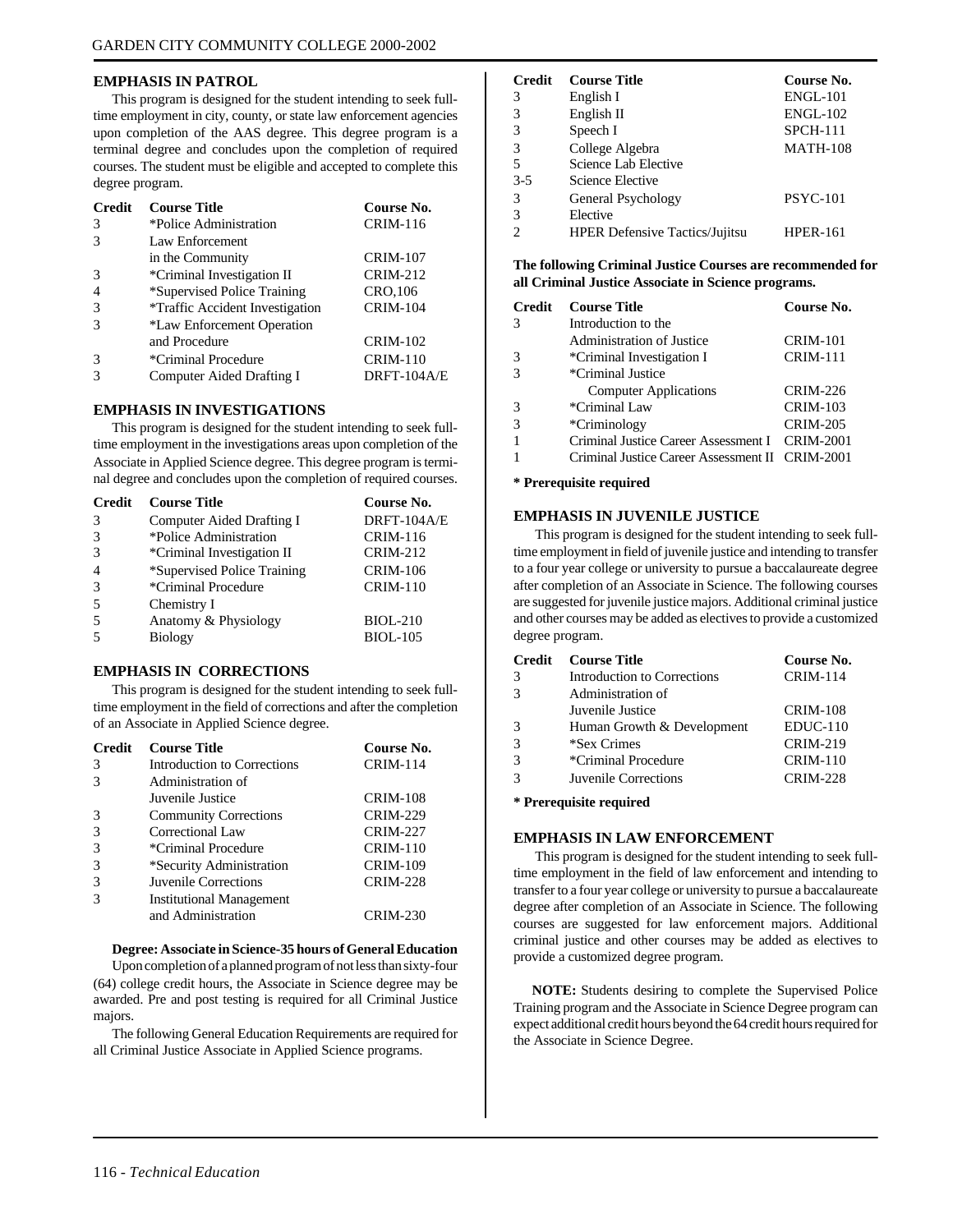## EMPHASIS IN PATROL

This program is designed for the student intending to seek full-time employment in city, county, or state law enforcement agencies upon completion of the AAS degree. This degree program is a terminal degree and concludes upon the completion of required courses. The student must be eligible and accepted to complete this degree program.

| Credit | Course Title | Course No. |
|---|---|---|
| 3 | *Police Administration | CRIM-116 |
| 3 | Law Enforcement in the Community | CRIM-107 |
| 3 | *Criminal Investigation II | CRIM-212 |
| 4 | *Supervised Police Training | CRO,106 |
| 3 | *Traffic Accident Investigation | CRIM-104 |
| 3 | *Law Enforcement Operation and Procedure | CRIM-102 |
| 3 | *Criminal Procedure | CRIM-110 |
| 3 | Computer Aided Drafting I | DRFT-104A/E |

## EMPHASIS IN INVESTIGATIONS

This program is designed for the student intending to seek full-time employment in the investigations areas upon completion of the Associate in Applied Science degree. This degree program is terminal degree and concludes upon the completion of required courses.

| Credit | Course Title | Course No. |
|---|---|---|
| 3 | Computer Aided Drafting I | DRFT-104A/E |
| 3 | *Police Administration | CRIM-116 |
| 3 | *Criminal Investigation II | CRIM-212 |
| 4 | *Supervised Police Training | CRIM-106 |
| 3 | *Criminal Procedure | CRIM-110 |
| 5 | Chemistry I | |
| 5 | Anatomy & Physiology | BIOL-210 |
| 5 | Biology | BIOL-105 |

## EMPHASIS IN CORRECTIONS

This program is designed for the student intending to seek full-time employment in the field of corrections and after the completion of an Associate in Applied Science degree.

| Credit | Course Title | Course No. |
|---|---|---|
| 3 | Introduction to Corrections | CRIM-114 |
| 3 | Administration of Juvenile Justice | CRIM-108 |
| 3 | Community Corrections | CRIM-229 |
| 3 | Correctional Law | CRIM-227 |
| 3 | *Criminal Procedure | CRIM-110 |
| 3 | *Security Administration | CRIM-109 |
| 3 | Juvenile Corrections | CRIM-228 |
| 3 | Institutional Management and Administration | CRIM-230 |

**Degree: Associate in Science-35 hours of General Education**

Upon completion of a planned program of not less than sixty-four (64) college credit hours, the Associate in Science degree may be awarded. Pre and post testing is required for all Criminal Justice majors.

The following General Education Requirements are required for all Criminal Justice Associate in Applied Science programs.

| Credit | Course Title | Course No. |
|---|---|---|
| 3 | English I | ENGL-101 |
| 3 | English II | ENGL-102 |
| 3 | Speech I | SPCH-111 |
| 3 | College Algebra | MATH-108 |
| 5 | Science Lab Elective | |
| 3-5 | Science Elective | |
| 3 | General Psychology | PSYC-101 |
| 3 | Elective | |
| 2 | HPER Defensive Tactics/Jujitsu | HPER-161 |

**The following Criminal Justice Courses are recommended for all Criminal Justice Associate in Science programs.**

| Credit | Course Title | Course No. |
|---|---|---|
| 3 | Introduction to the Administration of Justice | CRIM-101 |
| 3 | *Criminal Investigation I | CRIM-111 |
| 3 | *Criminal Justice Computer Applications | CRIM-226 |
| 3 | *Criminal Law | CRIM-103 |
| 3 | *Criminology | CRIM-205 |
| 1 | Criminal Justice Career Assessment I | CRIM-2001 |
| 1 | Criminal Justice Career Assessment II | CRIM-2001 |

**\* Prerequisite required**

## EMPHASIS IN JUVENILE JUSTICE

This program is designed for the student intending to seek full-time employment in field of juvenile justice and intending to transfer to a four year college or university to pursue a baccalaureate degree after completion of an Associate in Science. The following courses are suggested for juvenile justice majors. Additional criminal justice and other courses may be added as electives to provide a customized degree program.

| Credit | Course Title | Course No. |
|---|---|---|
| 3 | Introduction to Corrections | CRIM-114 |
| 3 | Administration of Juvenile Justice | CRIM-108 |
| 3 | Human Growth & Development | EDUC-110 |
| 3 | *Sex Crimes | CRIM-219 |
| 3 | *Criminal Procedure | CRIM-110 |
| 3 | Juvenile Corrections | CRIM-228 |

**\* Prerequisite required**

## EMPHASIS IN LAW ENFORCEMENT

This program is designed for the student intending to seek full-time employment in the field of law enforcement and intending to transfer to a four year college or university to pursue a baccalaureate degree after completion of an Associate in Science. The following courses are suggested for law enforcement majors. Additional criminal justice and other courses may be added as electives to provide a customized degree program.

**NOTE:** Students desiring to complete the Supervised Police Training program and the Associate in Science Degree program can expect additional credit hours beyond the 64 credit hours required for the Associate in Science Degree.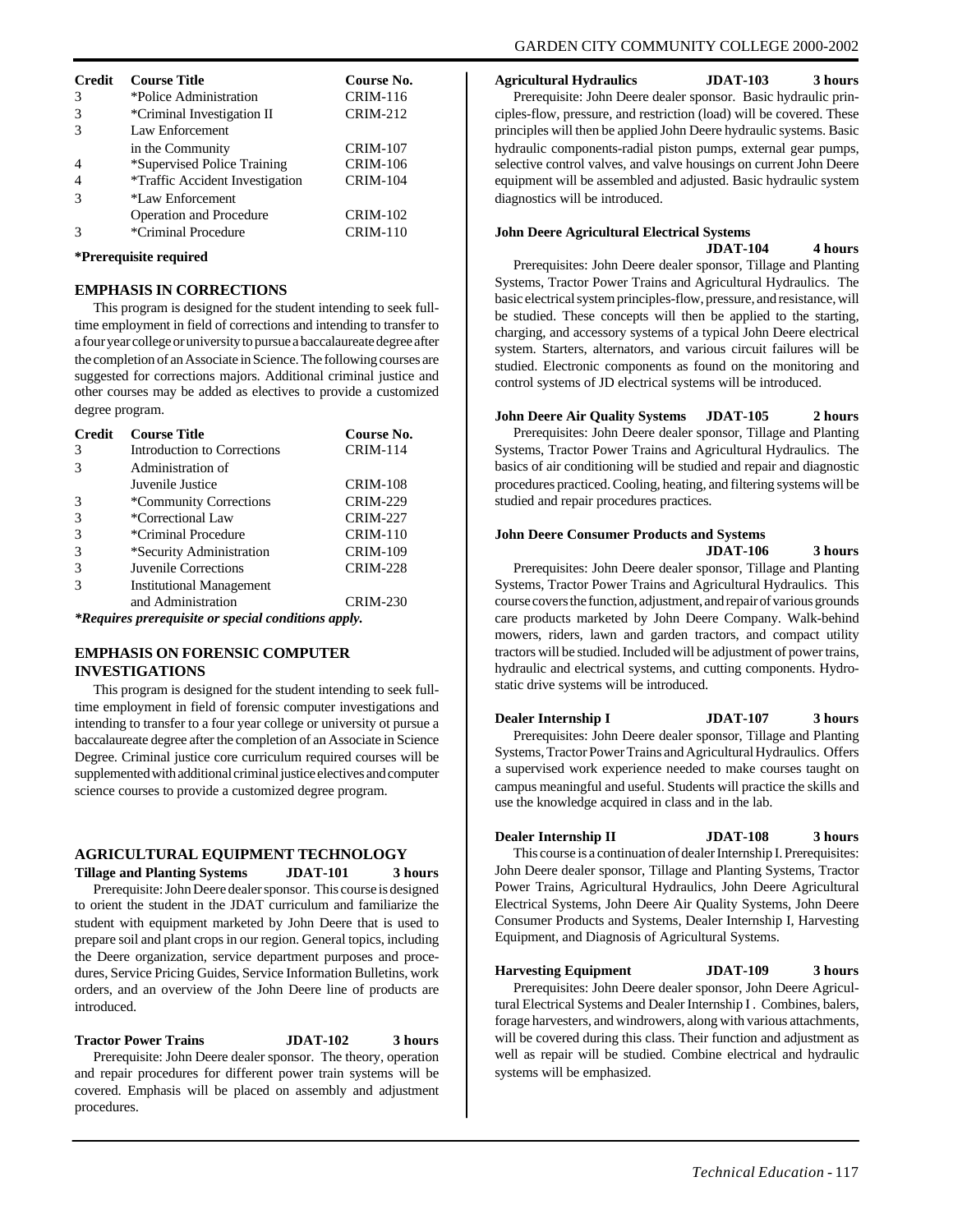| Credit | Course Title | Course No. |
|---|---|---|
| 3 | *Police Administration | CRIM-116 |
| 3 | *Criminal Investigation II | CRIM-212 |
| 3 | Law Enforcement in the Community | CRIM-107 |
| 4 | *Supervised Police Training | CRIM-106 |
| 4 | *Traffic Accident Investigation | CRIM-104 |
| 3 | *Law Enforcement Operation and Procedure | CRIM-102 |
| 3 | *Criminal Procedure | CRIM-110 |

**\*Prerequisite required**

### EMPHASIS IN CORRECTIONS

This program is designed for the student intending to seek full-time employment in field of corrections and intending to transfer to a four year college or university to pursue a baccalaureate degree after the completion of an Associate in Science. The following courses are suggested for corrections majors. Additional criminal justice and other courses may be added as electives to provide a customized degree program.

| Credit | Course Title | Course No. |
|---|---|---|
| 3 | Introduction to Corrections | CRIM-114 |
| 3 | Administration of Juvenile Justice | CRIM-108 |
| 3 | *Community Corrections | CRIM-229 |
| 3 | *Correctional Law | CRIM-227 |
| 3 | *Criminal Procedure | CRIM-110 |
| 3 | *Security Administration | CRIM-109 |
| 3 | Juvenile Corrections | CRIM-228 |
| 3 | Institutional Management and Administration | CRIM-230 |

***\*Requires prerequisite or special conditions apply.***

### EMPHASIS ON FORENSIC COMPUTER INVESTIGATIONS

This program is designed for the student intending to seek full-time employment in field of forensic computer investigations and intending to transfer to a four year college or university ot pursue a baccalaureate degree after the completion of an Associate in Science Degree. Criminal justice core curriculum required courses will be supplemented with additional criminal justice electives and computer science courses to provide a customized degree program.

## AGRICULTURAL EQUIPMENT TECHNOLOGY

**Tillage and Planting Systems JDAT-101 3 hours**

Prerequisite: John Deere dealer sponsor. This course is designed to orient the student in the JDAT curriculum and familiarize the student with equipment marketed by John Deere that is used to prepare soil and plant crops in our region. General topics, including the Deere organization, service department purposes and procedures, Service Pricing Guides, Service Information Bulletins, work orders, and an overview of the John Deere line of products are introduced.

**Tractor Power Trains JDAT-102 3 hours**

Prerequisite: John Deere dealer sponsor. The theory, operation and repair procedures for different power train systems will be covered. Emphasis will be placed on assembly and adjustment procedures.

**Agricultural Hydraulics JDAT-103 3 hours**

Prerequisite: John Deere dealer sponsor. Basic hydraulic principles-flow, pressure, and restriction (load) will be covered. These principles will then be applied John Deere hydraulic systems. Basic hydraulic components-radial piston pumps, external gear pumps, selective control valves, and valve housings on current John Deere equipment will be assembled and adjusted. Basic hydraulic system diagnostics will be introduced.

**John Deere Agricultural Electrical Systems JDAT-104 4 hours**

Prerequisites: John Deere dealer sponsor, Tillage and Planting Systems, Tractor Power Trains and Agricultural Hydraulics. The basic electrical system principles-flow, pressure, and resistance, will be studied. These concepts will then be applied to the starting, charging, and accessory systems of a typical John Deere electrical system. Starters, alternators, and various circuit failures will be studied. Electronic components as found on the monitoring and control systems of JD electrical systems will be introduced.

**John Deere Air Quality Systems JDAT-105 2 hours**

Prerequisites: John Deere dealer sponsor, Tillage and Planting Systems, Tractor Power Trains and Agricultural Hydraulics. The basics of air conditioning will be studied and repair and diagnostic procedures practiced. Cooling, heating, and filtering systems will be studied and repair procedures practices.

**John Deere Consumer Products and Systems JDAT-106 3 hours**

Prerequisites: John Deere dealer sponsor, Tillage and Planting Systems, Tractor Power Trains and Agricultural Hydraulics. This course covers the function, adjustment, and repair of various grounds care products marketed by John Deere Company. Walk-behind mowers, riders, lawn and garden tractors, and compact utility tractors will be studied. Included will be adjustment of power trains, hydraulic and electrical systems, and cutting components. Hydrostatic drive systems will be introduced.

**Dealer Internship I JDAT-107 3 hours**

Prerequisites: John Deere dealer sponsor, Tillage and Planting Systems, Tractor Power Trains and Agricultural Hydraulics. Offers a supervised work experience needed to make courses taught on campus meaningful and useful. Students will practice the skills and use the knowledge acquired in class and in the lab.

**Dealer Internship II JDAT-108 3 hours**

This course is a continuation of dealer Internship I. Prerequisites: John Deere dealer sponsor, Tillage and Planting Systems, Tractor Power Trains, Agricultural Hydraulics, John Deere Agricultural Electrical Systems, John Deere Air Quality Systems, John Deere Consumer Products and Systems, Dealer Internship I, Harvesting Equipment, and Diagnosis of Agricultural Systems.

**Harvesting Equipment JDAT-109 3 hours**

Prerequisites: John Deere dealer sponsor, John Deere Agricultural Electrical Systems and Dealer Internship I . Combines, balers, forage harvesters, and windrowers, along with various attachments, will be covered during this class. Their function and adjustment as well as repair will be studied. Combine electrical and hydraulic systems will be emphasized.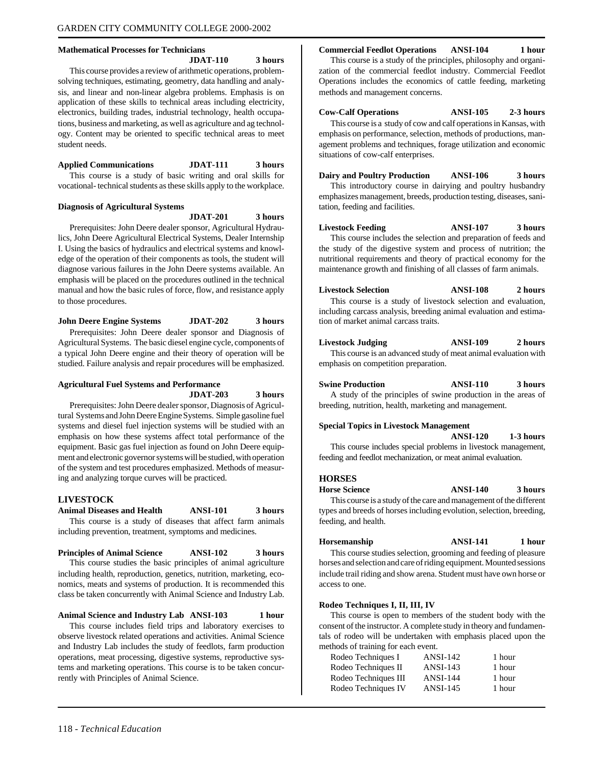**Mathematical Processes for Technicians** **JDAT-110** **3 hours**

This course provides a review of arithmetic operations, problem-solving techniques, estimating, geometry, data handling and analysis, and linear and non-linear algebra problems. Emphasis is on application of these skills to technical areas including electricity, electronics, building trades, industrial technology, health occupations, business and marketing, as well as agriculture and ag technology. Content may be oriented to specific technical areas to meet student needs.

**Applied Communications** **JDAT-111** **3 hours**

This course is a study of basic writing and oral skills for vocational- technical students as these skills apply to the workplace.

**Diagnosis of Agricultural Systems** **JDAT-201** **3 hours**

Prerequisites: John Deere dealer sponsor, Agricultural Hydraulics, John Deere Agricultural Electrical Systems, Dealer Internship I. Using the basics of hydraulics and electrical systems and knowledge of the operation of their components as tools, the student will diagnose various failures in the John Deere systems available. An emphasis will be placed on the procedures outlined in the technical manual and how the basic rules of force, flow, and resistance apply to those procedures.

**John Deere Engine Systems** **JDAT-202** **3 hours**

Prerequisites: John Deere dealer sponsor and Diagnosis of Agricultural Systems. The basic diesel engine cycle, components of a typical John Deere engine and their theory of operation will be studied. Failure analysis and repair procedures will be emphasized.

**Agricultural Fuel Systems and Performance** **JDAT-203** **3 hours**

Prerequisites: John Deere dealer sponsor, Diagnosis of Agricultural Systems and John Deere Engine Systems. Simple gasoline fuel systems and diesel fuel injection systems will be studied with an emphasis on how these systems affect total performance of the equipment. Basic gas fuel injection as found on John Deere equipment and electronic governor systems will be studied, with operation of the system and test procedures emphasized. Methods of measuring and analyzing torque curves will be practiced.

## LIVESTOCK

**Animal Diseases and Health** **ANSI-101** **3 hours**

This course is a study of diseases that affect farm animals including prevention, treatment, symptoms and medicines.

**Principles of Animal Science** **ANSI-102** **3 hours**

This course studies the basic principles of animal agriculture including health, reproduction, genetics, nutrition, marketing, economics, meats and systems of production. It is recommended this class be taken concurrently with Animal Science and Industry Lab.

**Animal Science and Industry Lab** **ANSI-103** **1 hour**

This course includes field trips and laboratory exercises to observe livestock related operations and activities. Animal Science and Industry Lab includes the study of feedlots, farm production operations, meat processing, digestive systems, reproductive systems and marketing operations. This course is to be taken concurrently with Principles of Animal Science.

**Commercial Feedlot Operations** **ANSI-104** **1 hour**

This course is a study of the principles, philosophy and organization of the commercial feedlot industry. Commercial Feedlot Operations includes the economics of cattle feeding, marketing methods and management concerns.

**Cow-Calf Operations** **ANSI-105** **2-3 hours**

This course is a study of cow and calf operations in Kansas, with emphasis on performance, selection, methods of productions, management problems and techniques, forage utilization and economic situations of cow-calf enterprises.

**Dairy and Poultry Production** **ANSI-106** **3 hours**

This introductory course in dairying and poultry husbandry emphasizes management, breeds, production testing, diseases, sanitation, feeding and facilities.

**Livestock Feeding** **ANSI-107** **3 hours**

This course includes the selection and preparation of feeds and the study of the digestive system and process of nutrition; the nutritional requirements and theory of practical economy for the maintenance growth and finishing of all classes of farm animals.

**Livestock Selection** **ANSI-108** **2 hours**

This course is a study of livestock selection and evaluation, including carcass analysis, breeding animal evaluation and estimation of market animal carcass traits.

**Livestock Judging** **ANSI-109** **2 hours**

This course is an advanced study of meat animal evaluation with emphasis on competition preparation.

**Swine Production** **ANSI-110** **3 hours**

A study of the principles of swine production in the areas of breeding, nutrition, health, marketing and management.

**Special Topics in Livestock Management** **ANSI-120** **1-3 hours**

This course includes special problems in livestock management, feeding and feedlot mechanization, or meat animal evaluation.

## HORSES

**Horse Science** **ANSI-140** **3 hours**

This course is a study of the care and management of the different types and breeds of horses including evolution, selection, breeding, feeding, and health.

**Horsemanship** **ANSI-141** **1 hour**

This course studies selection, grooming and feeding of pleasure horses and selection and care of riding equipment. Mounted sessions include trail riding and show arena. Student must have own horse or access to one.

**Rodeo Techniques I, II, III, IV**

This course is open to members of the student body with the consent of the instructor. A complete study in theory and fundamentals of rodeo will be undertaken with emphasis placed upon the methods of training for each event.

| | | |
|---|---|---|
| Rodeo Techniques I | ANSI-142 | 1 hour |
| Rodeo Techniques II | ANSI-143 | 1 hour |
| Rodeo Techniques III | ANSI-144 | 1 hour |
| Rodeo Techniques IV | ANSI-145 | 1 hour |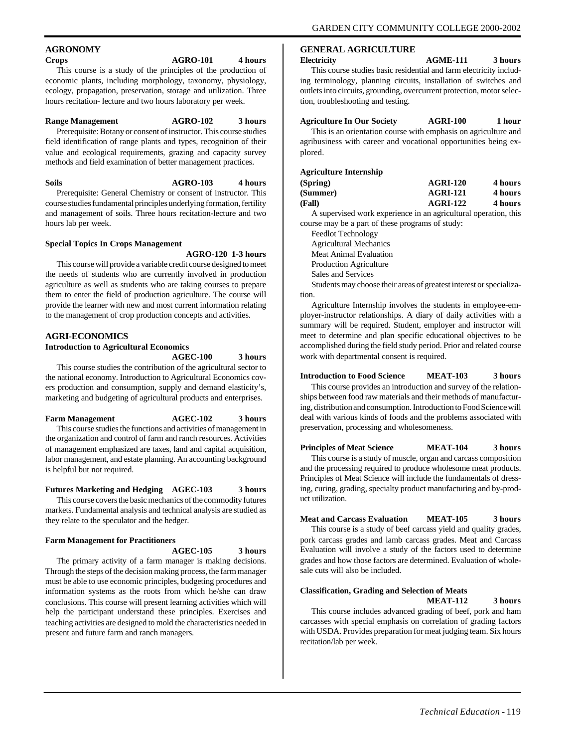## AGRONOMY

**Crops** **AGRO-101** **4 hours**

This course is a study of the principles of the production of economic plants, including morphology, taxonomy, physiology, ecology, propagation, preservation, storage and utilization. Three hours recitation- lecture and two hours laboratory per week.

**Range Management** **AGRO-102** **3 hours**

Prerequisite: Botany or consent of instructor. This course studies field identification of range plants and types, recognition of their value and ecological requirements, grazing and capacity survey methods and field examination of better management practices.

**Soils** **AGRO-103** **4 hours**

Prerequisite: General Chemistry or consent of instructor. This course studies fundamental principles underlying formation, fertility and management of soils. Three hours recitation-lecture and two hours lab per week.

**Special Topics In Crops Management**
**AGRO-120 1-3 hours**

This course will provide a variable credit course designed to meet the needs of students who are currently involved in production agriculture as well as students who are taking courses to prepare them to enter the field of production agriculture. The course will provide the learner with new and most current information relating to the management of crop production concepts and activities.

## AGRI-ECONOMICS

**Introduction to Agricultural Economics**
**AGEC-100** **3 hours**

This course studies the contribution of the agricultural sector to the national economy. Introduction to Agricultural Economics covers production and consumption, supply and demand elasticity's, marketing and budgeting of agricultural products and enterprises.

**Farm Management** **AGEC-102** **3 hours**

This course studies the functions and activities of management in the organization and control of farm and ranch resources. Activities of management emphasized are taxes, land and capital acquisition, labor management, and estate planning. An accounting background is helpful but not required.

**Futures Marketing and Hedging** **AGEC-103** **3 hours**

This course covers the basic mechanics of the commodity futures markets. Fundamental analysis and technical analysis are studied as they relate to the speculator and the hedger.

**Farm Management for Practitioners**
**AGEC-105** **3 hours**

The primary activity of a farm manager is making decisions. Through the steps of the decision making process, the farm manager must be able to use economic principles, budgeting procedures and information systems as the roots from which he/she can draw conclusions. This course will present learning activities which will help the participant understand these principles. Exercises and teaching activities are designed to mold the characteristics needed in present and future farm and ranch managers.

## GENERAL AGRICULTURE

**Electricity** **AGME-111** **3 hours**

This course studies basic residential and farm electricity including terminology, planning circuits, installation of switches and outlets into circuits, grounding, overcurrent protection, motor selection, troubleshooting and testing.

**Agriculture In Our Society** **AGRI-100** **1 hour**

This is an orientation course with emphasis on agriculture and agribusiness with career and vocational opportunities being explored.

**Agriculture Internship**
**(Spring)** **AGRI-120** **4 hours**
**(Summer)** **AGRI-121** **4 hours**
**(Fall)** **AGRI-122** **4 hours**

A supervised work experience in an agricultural operation, this course may be a part of these programs of study:

Feedlot Technology
Agricultural Mechanics
Meat Animal Evaluation
Production Agriculture
Sales and Services

Students may choose their areas of greatest interest or specialization.

Agriculture Internship involves the students in employee-employer-instructor relationships. A diary of daily activities with a summary will be required. Student, employer and instructor will meet to determine and plan specific educational objectives to be accomplished during the field study period. Prior and related course work with departmental consent is required.

**Introduction to Food Science** **MEAT-103** **3 hours**

This course provides an introduction and survey of the relationships between food raw materials and their methods of manufacturing, distribution and consumption. Introduction to Food Science will deal with various kinds of foods and the problems associated with preservation, processing and wholesomeness.

**Principles of Meat Science** **MEAT-104** **3 hours**

This course is a study of muscle, organ and carcass composition and the processing required to produce wholesome meat products. Principles of Meat Science will include the fundamentals of dressing, curing, grading, specialty product manufacturing and by-product utilization.

**Meat and Carcass Evaluation** **MEAT-105** **3 hours**

This course is a study of beef carcass yield and quality grades, pork carcass grades and lamb carcass grades. Meat and Carcass Evaluation will involve a study of the factors used to determine grades and how those factors are determined. Evaluation of wholesale cuts will also be included.

**Classification, Grading and Selection of Meats**
**MEAT-112** **3 hours**

This course includes advanced grading of beef, pork and ham carcasses with special emphasis on correlation of grading factors with USDA. Provides preparation for meat judging team. Six hours recitation/lab per week.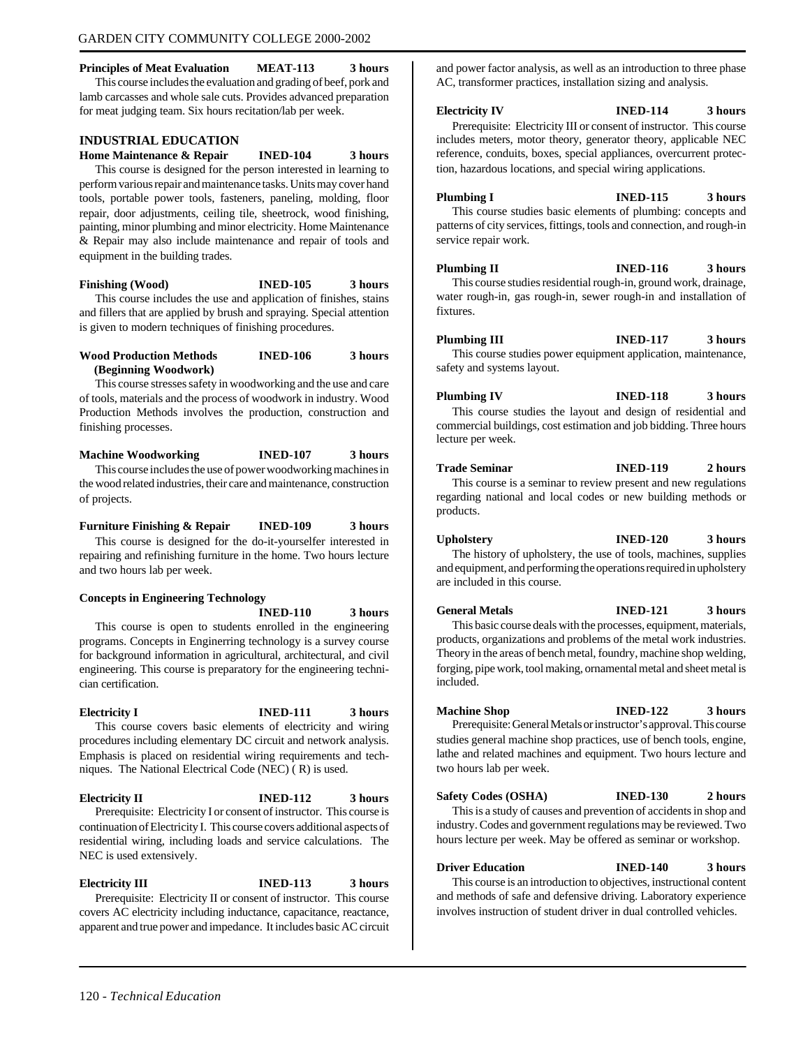**Principles of Meat Evaluation MEAT-113 3 hours**

This course includes the evaluation and grading of beef, pork and lamb carcasses and whole sale cuts. Provides advanced preparation for meat judging team. Six hours recitation/lab per week.

## INDUSTRIAL EDUCATION

**Home Maintenance & Repair INED-104 3 hours**

This course is designed for the person interested in learning to perform various repair and maintenance tasks. Units may cover hand tools, portable power tools, fasteners, paneling, molding, floor repair, door adjustments, ceiling tile, sheetrock, wood finishing, painting, minor plumbing and minor electricity. Home Maintenance & Repair may also include maintenance and repair of tools and equipment in the building trades.

**Finishing (Wood) INED-105 3 hours**

This course includes the use and application of finishes, stains and fillers that are applied by brush and spraying. Special attention is given to modern techniques of finishing procedures.

**Wood Production Methods (Beginning Woodwork) INED-106 3 hours**

This course stresses safety in woodworking and the use and care of tools, materials and the process of woodwork in industry. Wood Production Methods involves the production, construction and finishing processes.

**Machine Woodworking INED-107 3 hours**

This course includes the use of power woodworking machines in the wood related industries, their care and maintenance, construction of projects.

**Furniture Finishing & Repair INED-109 3 hours**

This course is designed for the do-it-yourselfer interested in repairing and refinishing furniture in the home. Two hours lecture and two hours lab per week.

**Concepts in Engineering Technology INED-110 3 hours**

This course is open to students enrolled in the engineering programs. Concepts in Enginerring technology is a survey course for background information in agricultural, architectural, and civil engineering. This course is preparatory for the engineering technician certification.

**Electricity I INED-111 3 hours**

This course covers basic elements of electricity and wiring procedures including elementary DC circuit and network analysis. Emphasis is placed on residential wiring requirements and techniques. The National Electrical Code (NEC) ( R) is used.

**Electricity II INED-112 3 hours**

Prerequisite: Electricity I or consent of instructor. This course is continuation of Electricity I. This course covers additional aspects of residential wiring, including loads and service calculations. The NEC is used extensively.

**Electricity III INED-113 3 hours**

Prerequisite: Electricity II or consent of instructor. This course covers AC electricity including inductance, capacitance, reactance, apparent and true power and impedance. It includes basic AC circuit and power factor analysis, as well as an introduction to three phase AC, transformer practices, installation sizing and analysis.

**Electricity IV INED-114 3 hours**

Prerequisite: Electricity III or consent of instructor. This course includes meters, motor theory, generator theory, applicable NEC reference, conduits, boxes, special appliances, overcurrent protection, hazardous locations, and special wiring applications.

**Plumbing I INED-115 3 hours**

This course studies basic elements of plumbing: concepts and patterns of city services, fittings, tools and connection, and rough-in service repair work.

**Plumbing II INED-116 3 hours**

This course studies residential rough-in, ground work, drainage, water rough-in, gas rough-in, sewer rough-in and installation of fixtures.

**Plumbing III INED-117 3 hours**

This course studies power equipment application, maintenance, safety and systems layout.

**Plumbing IV INED-118 3 hours**

This course studies the layout and design of residential and commercial buildings, cost estimation and job bidding. Three hours lecture per week.

**Trade Seminar INED-119 2 hours**

This course is a seminar to review present and new regulations regarding national and local codes or new building methods or products.

**Upholstery INED-120 3 hours**

The history of upholstery, the use of tools, machines, supplies and equipment, and performing the operations required in upholstery are included in this course.

**General Metals INED-121 3 hours**

This basic course deals with the processes, equipment, materials, products, organizations and problems of the metal work industries. Theory in the areas of bench metal, foundry, machine shop welding, forging, pipe work, tool making, ornamental metal and sheet metal is included.

**Machine Shop INED-122 3 hours**

Prerequisite: General Metals or instructor's approval. This course studies general machine shop practices, use of bench tools, engine, lathe and related machines and equipment. Two hours lecture and two hours lab per week.

**Safety Codes (OSHA) INED-130 2 hours**

This is a study of causes and prevention of accidents in shop and industry. Codes and government regulations may be reviewed. Two hours lecture per week. May be offered as seminar or workshop.

**Driver Education INED-140 3 hours**

This course is an introduction to objectives, instructional content and methods of safe and defensive driving. Laboratory experience involves instruction of student driver in dual controlled vehicles.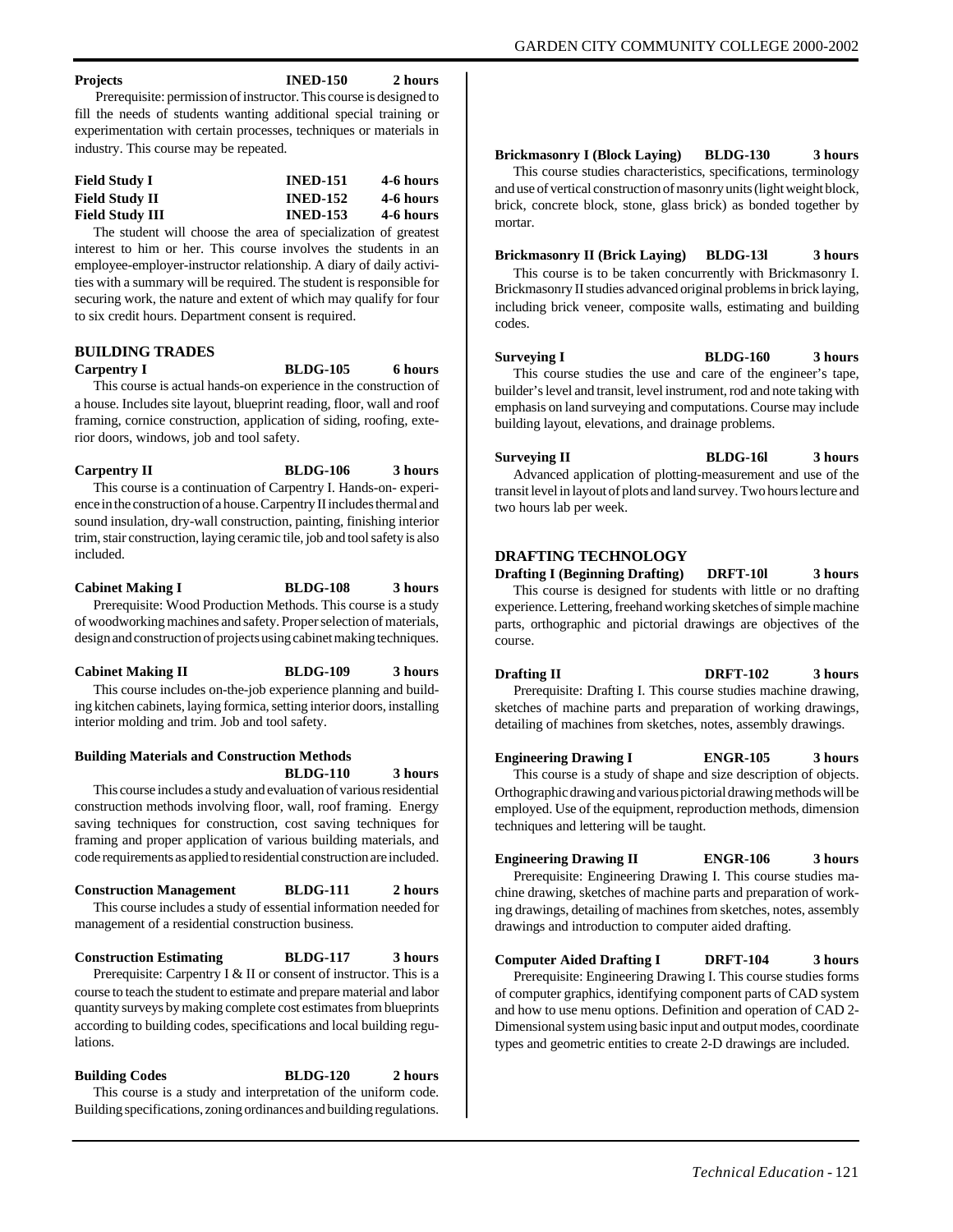**Projects** **INED-150** **2 hours**
Prerequisite: permission of instructor. This course is designed to fill the needs of students wanting additional special training or experimentation with certain processes, techniques or materials in industry. This course may be repeated.

**Field Study I** **INED-151** **4-6 hours**
**Field Study II** **INED-152** **4-6 hours**
**Field Study III** **INED-153** **4-6 hours**
The student will choose the area of specialization of greatest interest to him or her. This course involves the students in an employee-employer-instructor relationship. A diary of daily activities with a summary will be required. The student is responsible for securing work, the nature and extent of which may qualify for four to six credit hours. Department consent is required.

## BUILDING TRADES

**Carpentry I** **BLDG-105** **6 hours**
This course is actual hands-on experience in the construction of a house. Includes site layout, blueprint reading, floor, wall and roof framing, cornice construction, application of siding, roofing, exterior doors, windows, job and tool safety.

**Carpentry II** **BLDG-106** **3 hours**
This course is a continuation of Carpentry I. Hands-on- experience in the construction of a house. Carpentry II includes thermal and sound insulation, dry-wall construction, painting, finishing interior trim, stair construction, laying ceramic tile, job and tool safety is also included.

**Cabinet Making I** **BLDG-108** **3 hours**
Prerequisite: Wood Production Methods. This course is a study of woodworking machines and safety. Proper selection of materials, design and construction of projects using cabinet making techniques.

**Cabinet Making II** **BLDG-109** **3 hours**
This course includes on-the-job experience planning and building kitchen cabinets, laying formica, setting interior doors, installing interior molding and trim. Job and tool safety.

**Building Materials and Construction Methods** **BLDG-110** **3 hours**
This course includes a study and evaluation of various residential construction methods involving floor, wall, roof framing. Energy saving techniques for construction, cost saving techniques for framing and proper application of various building materials, and code requirements as applied to residential construction are included.

**Construction Management** **BLDG-111** **2 hours**
This course includes a study of essential information needed for management of a residential construction business.

**Construction Estimating** **BLDG-117** **3 hours**
Prerequisite: Carpentry I & II or consent of instructor. This is a course to teach the student to estimate and prepare material and labor quantity surveys by making complete cost estimates from blueprints according to building codes, specifications and local building regulations.

**Building Codes** **BLDG-120** **2 hours**
This course is a study and interpretation of the uniform code. Building specifications, zoning ordinances and building regulations.

**Brickmasonry I (Block Laying)** **BLDG-130** **3 hours**
This course studies characteristics, specifications, terminology and use of vertical construction of masonry units (light weight block, brick, concrete block, stone, glass brick) as bonded together by mortar.

**Brickmasonry II (Brick Laying)** **BLDG-13l** **3 hours**
This course is to be taken concurrently with Brickmasonry I. Brickmasonry II studies advanced original problems in brick laying, including brick veneer, composite walls, estimating and building codes.

**Surveying I** **BLDG-160** **3 hours**
This course studies the use and care of the engineer's tape, builder's level and transit, level instrument, rod and note taking with emphasis on land surveying and computations. Course may include building layout, elevations, and drainage problems.

**Surveying II** **BLDG-16l** **3 hours**
Advanced application of plotting-measurement and use of the transit level in layout of plots and land survey. Two hours lecture and two hours lab per week.

## DRAFTING TECHNOLOGY

**Drafting I (Beginning Drafting)** **DRFT-10l** **3 hours**
This course is designed for students with little or no drafting experience. Lettering, freehand working sketches of simple machine parts, orthographic and pictorial drawings are objectives of the course.

**Drafting II** **DRFT-102** **3 hours**
Prerequisite: Drafting I. This course studies machine drawing, sketches of machine parts and preparation of working drawings, detailing of machines from sketches, notes, assembly drawings.

**Engineering Drawing I** **ENGR-105** **3 hours**
This course is a study of shape and size description of objects. Orthographic drawing and various pictorial drawing methods will be employed. Use of the equipment, reproduction methods, dimension techniques and lettering will be taught.

**Engineering Drawing II** **ENGR-106** **3 hours**
Prerequisite: Engineering Drawing I. This course studies machine drawing, sketches of machine parts and preparation of working drawings, detailing of machines from sketches, notes, assembly drawings and introduction to computer aided drafting.

**Computer Aided Drafting I** **DRFT-104** **3 hours**
Prerequisite: Engineering Drawing I. This course studies forms of computer graphics, identifying component parts of CAD system and how to use menu options. Definition and operation of CAD 2-Dimensional system using basic input and output modes, coordinate types and geometric entities to create 2-D drawings are included.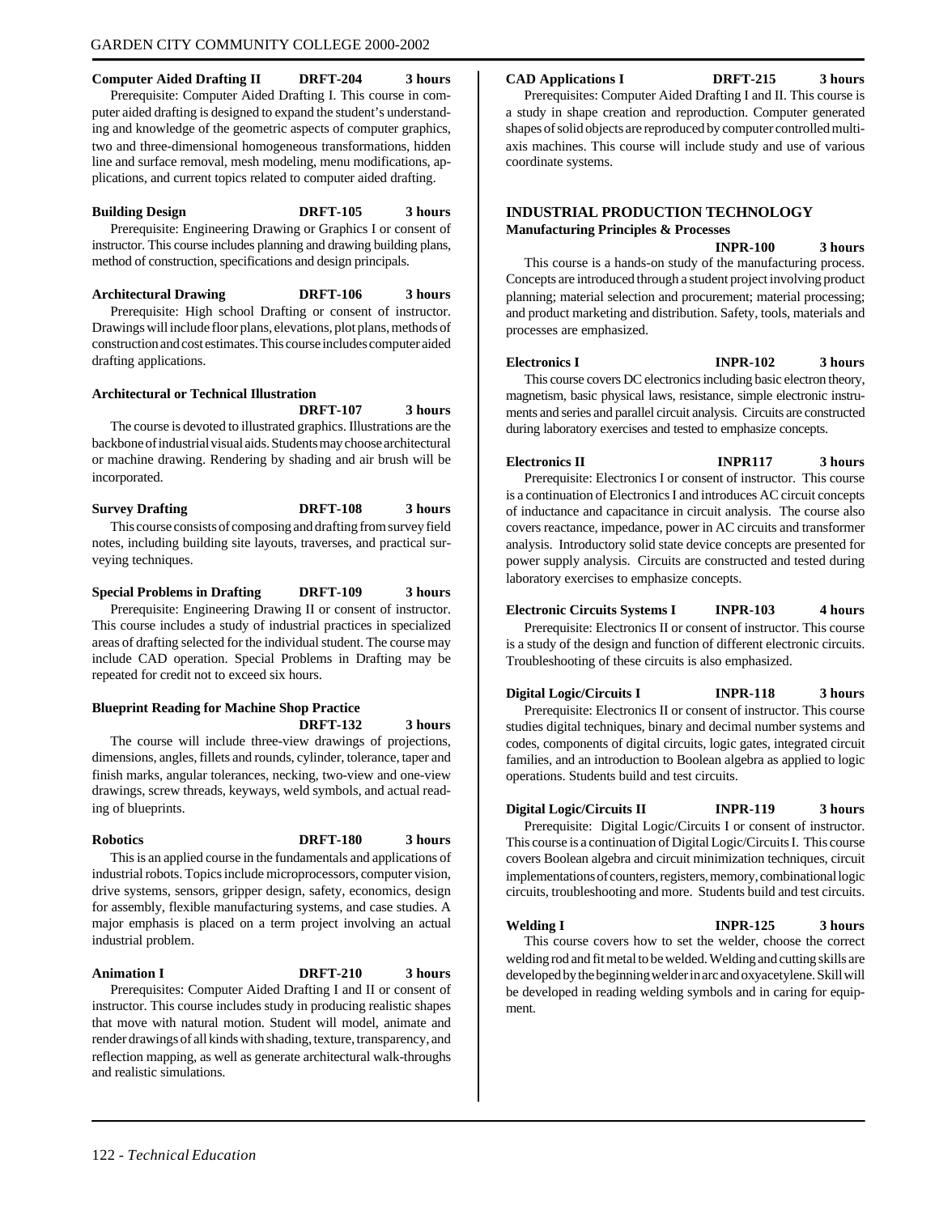**Computer Aided Drafting II DRFT-204 3 hours**

Prerequisite: Computer Aided Drafting I. This course in computer aided drafting is designed to expand the student's understanding and knowledge of the geometric aspects of computer graphics, two and three-dimensional homogeneous transformations, hidden line and surface removal, mesh modeling, menu modifications, applications, and current topics related to computer aided drafting.

**Building Design DRFT-105 3 hours**

Prerequisite: Engineering Drawing or Graphics I or consent of instructor. This course includes planning and drawing building plans, method of construction, specifications and design principals.

**Architectural Drawing DRFT-106 3 hours**

Prerequisite: High school Drafting or consent of instructor. Drawings will include floor plans, elevations, plot plans, methods of construction and cost estimates. This course includes computer aided drafting applications.

**Architectural or Technical Illustration DRFT-107 3 hours**

The course is devoted to illustrated graphics. Illustrations are the backbone of industrial visual aids. Students may choose architectural or machine drawing. Rendering by shading and air brush will be incorporated.

**Survey Drafting DRFT-108 3 hours**

This course consists of composing and drafting from survey field notes, including building site layouts, traverses, and practical surveying techniques.

**Special Problems in Drafting DRFT-109 3 hours**

Prerequisite: Engineering Drawing II or consent of instructor. This course includes a study of industrial practices in specialized areas of drafting selected for the individual student. The course may include CAD operation. Special Problems in Drafting may be repeated for credit not to exceed six hours.

**Blueprint Reading for Machine Shop Practice DRFT-132 3 hours**

The course will include three-view drawings of projections, dimensions, angles, fillets and rounds, cylinder, tolerance, taper and finish marks, angular tolerances, necking, two-view and one-view drawings, screw threads, keyways, weld symbols, and actual reading of blueprints.

**Robotics DRFT-180 3 hours**

This is an applied course in the fundamentals and applications of industrial robots. Topics include microprocessors, computer vision, drive systems, sensors, gripper design, safety, economics, design for assembly, flexible manufacturing systems, and case studies. A major emphasis is placed on a term project involving an actual industrial problem.

**Animation I DRFT-210 3 hours**

Prerequisites: Computer Aided Drafting I and II or consent of instructor. This course includes study in producing realistic shapes that move with natural motion. Student will model, animate and render drawings of all kinds with shading, texture, transparency, and reflection mapping, as well as generate architectural walk-throughs and realistic simulations.

**CAD Applications I DRFT-215 3 hours**

Prerequisites: Computer Aided Drafting I and II. This course is a study in shape creation and reproduction. Computer generated shapes of solid objects are reproduced by computer controlled multi-axis machines. This course will include study and use of various coordinate systems.

## INDUSTRIAL PRODUCTION TECHNOLOGY

**Manufacturing Principles & Processes INPR-100 3 hours**

This course is a hands-on study of the manufacturing process. Concepts are introduced through a student project involving product planning; material selection and procurement; material processing; and product marketing and distribution. Safety, tools, materials and processes are emphasized.

**Electronics I INPR-102 3 hours**

This course covers DC electronics including basic electron theory, magnetism, basic physical laws, resistance, simple electronic instruments and series and parallel circuit analysis. Circuits are constructed during laboratory exercises and tested to emphasize concepts.

**Electronics II INPR117 3 hours**

Prerequisite: Electronics I or consent of instructor. This course is a continuation of Electronics I and introduces AC circuit concepts of inductance and capacitance in circuit analysis. The course also covers reactance, impedance, power in AC circuits and transformer analysis. Introductory solid state device concepts are presented for power supply analysis. Circuits are constructed and tested during laboratory exercises to emphasize concepts.

**Electronic Circuits Systems I INPR-103 4 hours**

Prerequisite: Electronics II or consent of instructor. This course is a study of the design and function of different electronic circuits. Troubleshooting of these circuits is also emphasized.

**Digital Logic/Circuits I INPR-118 3 hours**

Prerequisite: Electronics II or consent of instructor. This course studies digital techniques, binary and decimal number systems and codes, components of digital circuits, logic gates, integrated circuit families, and an introduction to Boolean algebra as applied to logic operations. Students build and test circuits.

**Digital Logic/Circuits II INPR-119 3 hours**

Prerequisite: Digital Logic/Circuits I or consent of instructor. This course is a continuation of Digital Logic/Circuits I. This course covers Boolean algebra and circuit minimization techniques, circuit implementations of counters, registers, memory, combinational logic circuits, troubleshooting and more. Students build and test circuits.

**Welding I INPR-125 3 hours**

This course covers how to set the welder, choose the correct welding rod and fit metal to be welded. Welding and cutting skills are developed by the beginning welder in arc and oxyacetylene. Skill will be developed in reading welding symbols and in caring for equipment.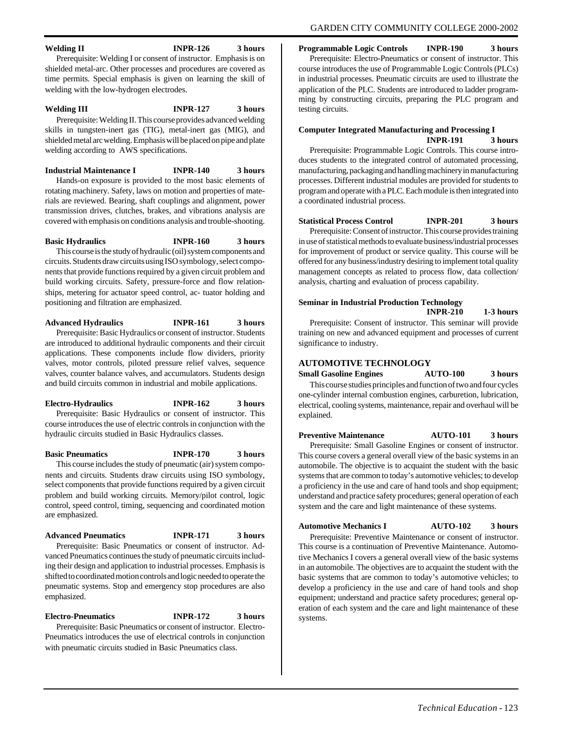**Welding II INPR-126 3 hours**

Prerequisite: Welding I or consent of instructor. Emphasis is on shielded metal-arc. Other processes and procedures are covered as time permits. Special emphasis is given on learning the skill of welding with the low-hydrogen electrodes.

**Welding III INPR-127 3 hours**

Prerequisite: Welding II. This course provides advanced welding skills in tungsten-inert gas (TIG), metal-inert gas (MIG), and shielded metal arc welding. Emphasis will be placed on pipe and plate welding according to AWS specifications.

**Industrial Maintenance I INPR-140 3 hours**

Hands-on exposure is provided to the most basic elements of rotating machinery. Safety, laws on motion and properties of materials are reviewed. Bearing, shaft couplings and alignment, power transmission drives, clutches, brakes, and vibrations analysis are covered with emphasis on conditions analysis and trouble-shooting.

**Basic Hydraulics INPR-160 3 hours**

This course is the study of hydraulic (oil) system components and circuits. Students draw circuits using ISO symbology, select components that provide functions required by a given circuit problem and build working circuits. Safety, pressure-force and flow relationships, metering for actuator speed control, ac- tuator holding and positioning and filtration are emphasized.

**Advanced Hydraulics INPR-161 3 hours**

Prerequisite: Basic Hydraulics or consent of instructor. Students are introduced to additional hydraulic components and their circuit applications. These components include flow dividers, priority valves, motor controls, piloted pressure relief valves, sequence valves, counter balance valves, and accumulators. Students design and build circuits common in industrial and mobile applications.

**Electro-Hydraulics INPR-162 3 hours**

Prerequisite: Basic Hydraulics or consent of instructor. This course introduces the use of electric controls in conjunction with the hydraulic circuits studied in Basic Hydraulics classes.

**Basic Pneumatics INPR-170 3 hours**

This course includes the study of pneumatic (air) system components and circuits. Students draw circuits using ISO symbology, select components that provide functions required by a given circuit problem and build working circuits. Memory/pilot control, logic control, speed control, timing, sequencing and coordinated motion are emphasized.

**Advanced Pneumatics INPR-171 3 hours**

Prerequisite: Basic Pneumatics or consent of instructor. Advanced Pneumatics continues the study of pneumatic circuits including their design and application to industrial processes. Emphasis is shifted to coordinated motion controls and logic needed to operate the pneumatic systems. Stop and emergency stop procedures are also emphasized.

**Electro-Pneumatics INPR-172 3 hours**

Prerequisite: Basic Pneumatics or consent of instructor. Electro-Pneumatics introduces the use of electrical controls in conjunction with pneumatic circuits studied in Basic Pneumatics class.

**Programmable Logic Controls INPR-190 3 hours**

Prerequisite: Electro-Pneumatics or consent of instructor. This course introduces the use of Programmable Logic Controls (PLCs) in industrial processes. Pneumatic circuits are used to illustrate the application of the PLC. Students are introduced to ladder programming by constructing circuits, preparing the PLC program and testing circuits.

**Computer Integrated Manufacturing and Processing I INPR-191 3 hours**

Prerequisite: Programmable Logic Controls. This course introduces students to the integrated control of automated processing, manufacturing, packaging and handling machinery in manufacturing processes. Different industrial modules are provided for students to program and operate with a PLC. Each module is then integrated into a coordinated industrial process.

**Statistical Process Control INPR-201 3 hours**

Prerequisite: Consent of instructor. This course provides training in use of statistical methods to evaluate business/industrial processes for improvement of product or service quality. This course will be offered for any business/industry desiring to implement total quality management concepts as related to process flow, data collection/analysis, charting and evaluation of process capability.

**Seminar in Industrial Production Technology INPR-210 1-3 hours**

Prerequisite: Consent of instructor. This seminar will provide training on new and advanced equipment and processes of current significance to industry.

## AUTOMOTIVE TECHNOLOGY

**Small Gasoline Engines AUTO-100 3 hours**

This course studies principles and function of two and four cycles one-cylinder internal combustion engines, carburetion, lubrication, electrical, cooling systems, maintenance, repair and overhaul will be explained.

**Preventive Maintenance AUTO-101 3 hours**

Prerequisite: Small Gasoline Engines or consent of instructor. This course covers a general overall view of the basic systems in an automobile. The objective is to acquaint the student with the basic systems that are common to today's automotive vehicles; to develop a proficiency in the use and care of hand tools and shop equipment; understand and practice safety procedures; general operation of each system and the care and light maintenance of these systems.

**Automotive Mechanics I AUTO-102 3 hours**

Prerequisite: Preventive Maintenance or consent of instructor. This course is a continuation of Preventive Maintenance. Automotive Mechanics I covers a general overall view of the basic systems in an automobile. The objectives are to acquaint the student with the basic systems that are common to today's automotive vehicles; to develop a proficiency in the use and care of hand tools and shop equipment; understand and practice safety procedures; general operation of each system and the care and light maintenance of these systems.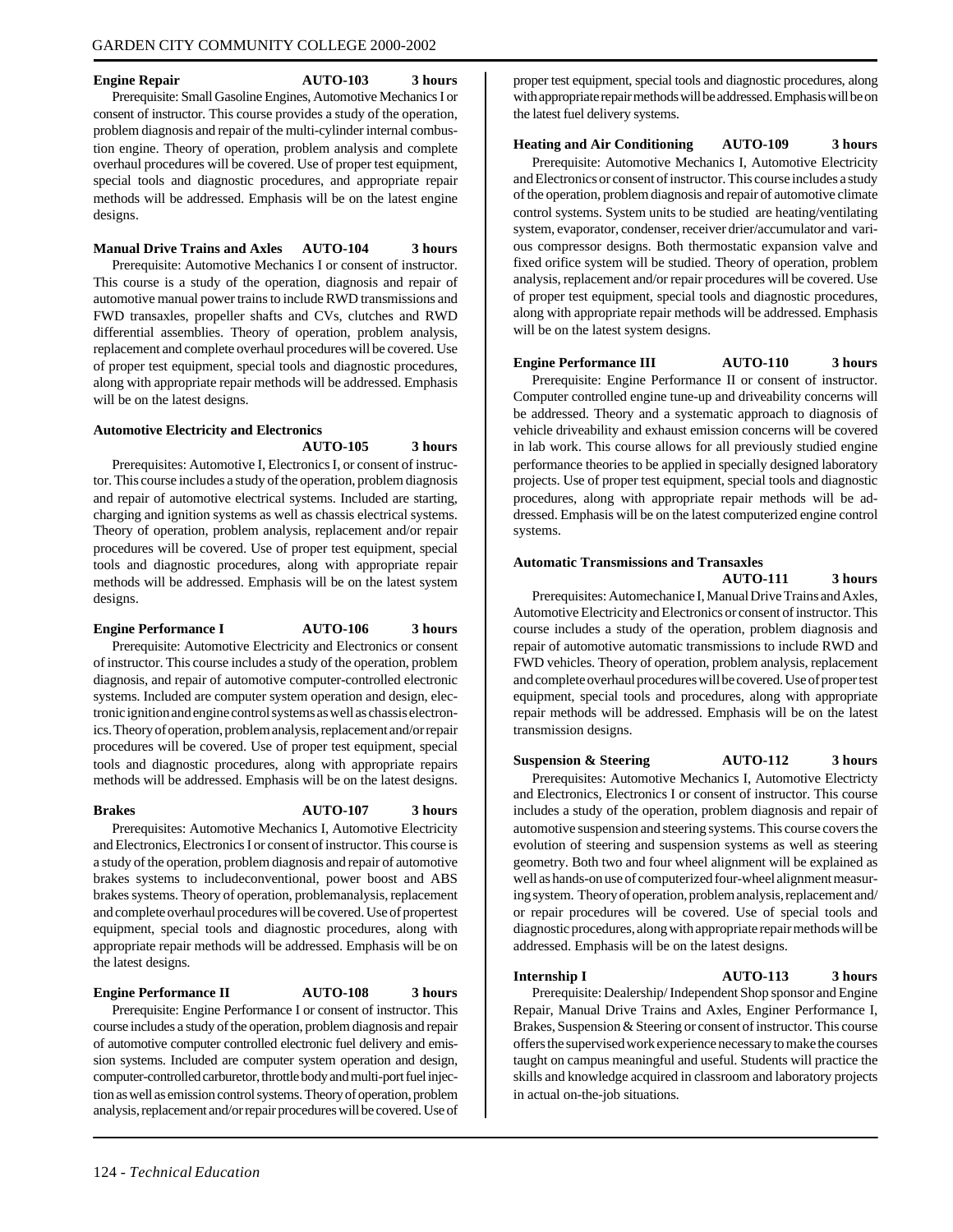**Engine Repair AUTO-103 3 hours**

Prerequisite: Small Gasoline Engines, Automotive Mechanics I or consent of instructor. This course provides a study of the operation, problem diagnosis and repair of the multi-cylinder internal combustion engine. Theory of operation, problem analysis and complete overhaul procedures will be covered. Use of proper test equipment, special tools and diagnostic procedures, and appropriate repair methods will be addressed. Emphasis will be on the latest engine designs.

**Manual Drive Trains and Axles AUTO-104 3 hours**

Prerequisite: Automotive Mechanics I or consent of instructor. This course is a study of the operation, diagnosis and repair of automotive manual power trains to include RWD transmissions and FWD transaxles, propeller shafts and CVs, clutches and RWD differential assemblies. Theory of operation, problem analysis, replacement and complete overhaul procedures will be covered. Use of proper test equipment, special tools and diagnostic procedures, along with appropriate repair methods will be addressed. Emphasis will be on the latest designs.

**Automotive Electricity and Electronics AUTO-105 3 hours**

Prerequisites: Automotive I, Electronics I, or consent of instructor. This course includes a study of the operation, problem diagnosis and repair of automotive electrical systems. Included are starting, charging and ignition systems as well as chassis electrical systems. Theory of operation, problem analysis, replacement and/or repair procedures will be covered. Use of proper test equipment, special tools and diagnostic procedures, along with appropriate repair methods will be addressed. Emphasis will be on the latest system designs.

**Engine Performance I AUTO-106 3 hours**

Prerequisite: Automotive Electricity and Electronics or consent of instructor. This course includes a study of the operation, problem diagnosis, and repair of automotive computer-controlled electronic systems. Included are computer system operation and design, electronic ignition and engine control systems as well as chassis electronics. Theory of operation, problem analysis, replacement and/or repair procedures will be covered. Use of proper test equipment, special tools and diagnostic procedures, along with appropriate repairs methods will be addressed. Emphasis will be on the latest designs.

**Brakes AUTO-107 3 hours**

Prerequisites: Automotive Mechanics I, Automotive Electricity and Electronics, Electronics I or consent of instructor. This course is a study of the operation, problem diagnosis and repair of automotive brakes systems to includeconventional, power boost and ABS brakes systems. Theory of operation, problemanalysis, replacement and complete overhaul procedures will be covered. Use of propertest equipment, special tools and diagnostic procedures, along with appropriate repair methods will be addressed. Emphasis will be on the latest designs.

**Engine Performance II AUTO-108 3 hours**

Prerequisite: Engine Performance I or consent of instructor. This course includes a study of the operation, problem diagnosis and repair of automotive computer controlled electronic fuel delivery and emission systems. Included are computer system operation and design, computer-controlled carburetor, throttle body and multi-port fuel injection as well as emission control systems. Theory of operation, problem analysis, replacement and/or repair procedures will be covered. Use of proper test equipment, special tools and diagnostic procedures, along with appropriate repair methods will be addressed. Emphasis will be on the latest fuel delivery systems.

**Heating and Air Conditioning AUTO-109 3 hours**

Prerequisite: Automotive Mechanics I, Automotive Electricity and Electronics or consent of instructor. This course includes a study of the operation, problem diagnosis and repair of automotive climate control systems. System units to be studied are heating/ventilating system, evaporator, condenser, receiver drier/accumulator and various compressor designs. Both thermostatic expansion valve and fixed orifice system will be studied. Theory of operation, problem analysis, replacement and/or repair procedures will be covered. Use of proper test equipment, special tools and diagnostic procedures, along with appropriate repair methods will be addressed. Emphasis will be on the latest system designs.

**Engine Performance III AUTO-110 3 hours**

Prerequisite: Engine Performance II or consent of instructor. Computer controlled engine tune-up and driveability concerns will be addressed. Theory and a systematic approach to diagnosis of vehicle driveability and exhaust emission concerns will be covered in lab work. This course allows for all previously studied engine performance theories to be applied in specially designed laboratory projects. Use of proper test equipment, special tools and diagnostic procedures, along with appropriate repair methods will be addressed. Emphasis will be on the latest computerized engine control systems.

**Automatic Transmissions and Transaxles AUTO-111 3 hours**

Prerequisites: Automechanice I, Manual Drive Trains and Axles, Automotive Electricity and Electronics or consent of instructor. This course includes a study of the operation, problem diagnosis and repair of automotive automatic transmissions to include RWD and FWD vehicles. Theory of operation, problem analysis, replacement and complete overhaul procedures will be covered. Use of proper test equipment, special tools and procedures, along with appropriate repair methods will be addressed. Emphasis will be on the latest transmission designs.

**Suspension & Steering AUTO-112 3 hours**

Prerequisites: Automotive Mechanics I, Automotive Electricty and Electronics, Electronics I or consent of instructor. This course includes a study of the operation, problem diagnosis and repair of automotive suspension and steering systems. This course covers the evolution of steering and suspension systems as well as steering geometry. Both two and four wheel alignment will be explained as well as hands-on use of computerized four-wheel alignment measuring system. Theory of operation, problem analysis, replacement and/ or repair procedures will be covered. Use of special tools and diagnostic procedures, along with appropriate repair methods will be addressed. Emphasis will be on the latest designs.

**Internship I AUTO-113 3 hours**

Prerequisite: Dealership/ Independent Shop sponsor and Engine Repair, Manual Drive Trains and Axles, Enginer Performance I, Brakes, Suspension & Steering or consent of instructor. This course offers the supervised work experience necessary to make the courses taught on campus meaningful and useful. Students will practice the skills and knowledge acquired in classroom and laboratory projects in actual on-the-job situations.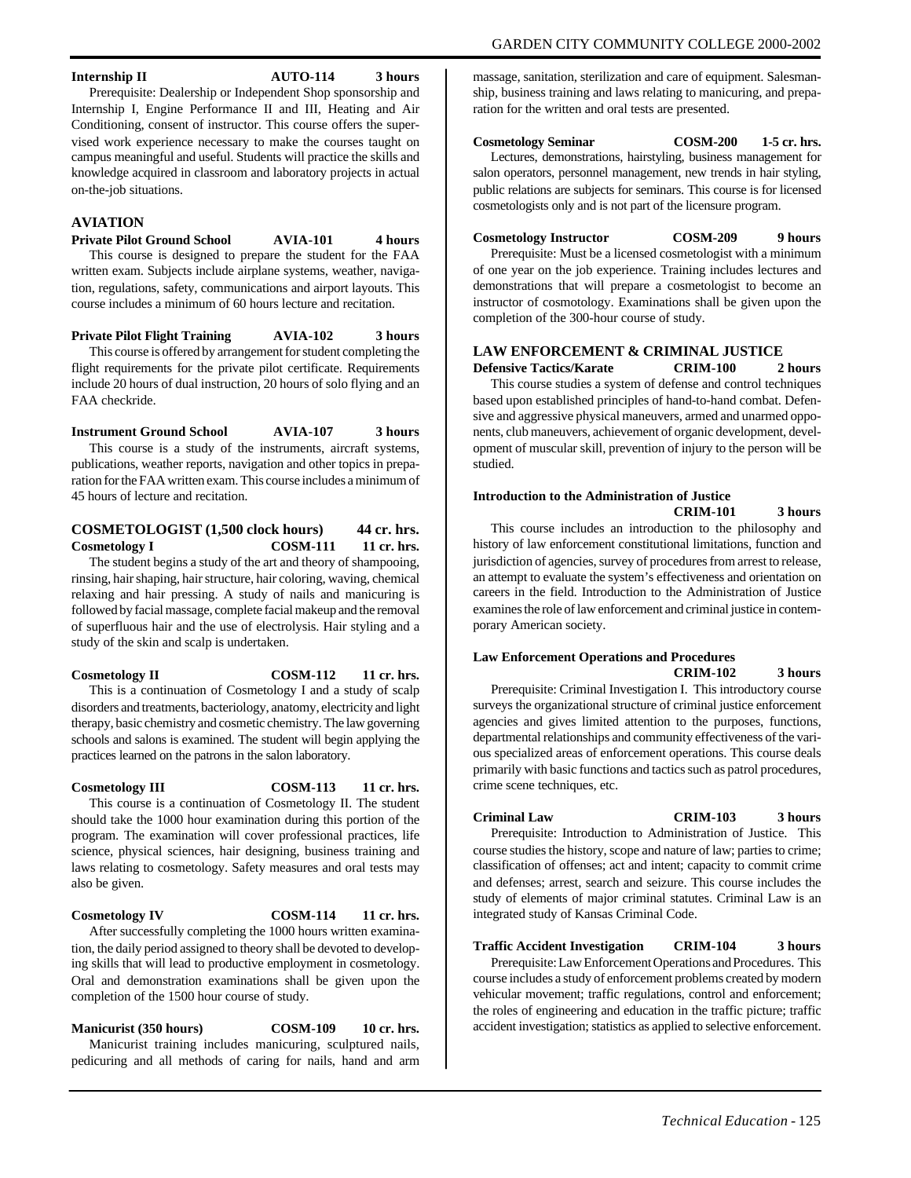**Internship II** **AUTO-114** **3 hours**

Prerequisite: Dealership or Independent Shop sponsorship and Internship I, Engine Performance II and III, Heating and Air Conditioning, consent of instructor. This course offers the supervised work experience necessary to make the courses taught on campus meaningful and useful. Students will practice the skills and knowledge acquired in classroom and laboratory projects in actual on-the-job situations.

## AVIATION

**Private Pilot Ground School** **AVIA-101** **4 hours**

This course is designed to prepare the student for the FAA written exam. Subjects include airplane systems, weather, navigation, regulations, safety, communications and airport layouts. This course includes a minimum of 60 hours lecture and recitation.

**Private Pilot Flight Training** **AVIA-102** **3 hours**

This course is offered by arrangement for student completing the flight requirements for the private pilot certificate. Requirements include 20 hours of dual instruction, 20 hours of solo flying and an FAA checkride.

**Instrument Ground School** **AVIA-107** **3 hours**

This course is a study of the instruments, aircraft systems, publications, weather reports, navigation and other topics in preparation for the FAA written exam. This course includes a minimum of 45 hours of lecture and recitation.

## COSMETOLOGIST (1,500 clock hours) 44 cr. hrs.

**Cosmetology I** **COSM-111** **11 cr. hrs.**

The student begins a study of the art and theory of shampooing, rinsing, hair shaping, hair structure, hair coloring, waving, chemical relaxing and hair pressing. A study of nails and manicuring is followed by facial massage, complete facial makeup and the removal of superfluous hair and the use of electrolysis. Hair styling and a study of the skin and scalp is undertaken.

**Cosmetology II** **COSM-112** **11 cr. hrs.**

This is a continuation of Cosmetology I and a study of scalp disorders and treatments, bacteriology, anatomy, electricity and light therapy, basic chemistry and cosmetic chemistry. The law governing schools and salons is examined. The student will begin applying the practices learned on the patrons in the salon laboratory.

**Cosmetology III** **COSM-113** **11 cr. hrs.**

This course is a continuation of Cosmetology II. The student should take the 1000 hour examination during this portion of the program. The examination will cover professional practices, life science, physical sciences, hair designing, business training and laws relating to cosmetology. Safety measures and oral tests may also be given.

**Cosmetology IV** **COSM-114** **11 cr. hrs.**

After successfully completing the 1000 hours written examination, the daily period assigned to theory shall be devoted to developing skills that will lead to productive employment in cosmetology. Oral and demonstration examinations shall be given upon the completion of the 1500 hour course of study.

**Manicurist (350 hours)** **COSM-109** **10 cr. hrs.**

Manicurist training includes manicuring, sculptured nails, pedicuring and all methods of caring for nails, hand and arm massage, sanitation, sterilization and care of equipment. Salesmanship, business training and laws relating to manicuring, and preparation for the written and oral tests are presented.

**Cosmetology Seminar** **COSM-200** **1-5 cr. hrs.**

Lectures, demonstrations, hairstyling, business management for salon operators, personnel management, new trends in hair styling, public relations are subjects for seminars. This course is for licensed cosmetologists only and is not part of the licensure program.

**Cosmetology Instructor** **COSM-209** **9 hours**

Prerequisite: Must be a licensed cosmetologist with a minimum of one year on the job experience. Training includes lectures and demonstrations that will prepare a cosmetologist to become an instructor of cosmotology. Examinations shall be given upon the completion of the 300-hour course of study.

## LAW ENFORCEMENT & CRIMINAL JUSTICE

**Defensive Tactics/Karate** **CRIM-100** **2 hours**

This course studies a system of defense and control techniques based upon established principles of hand-to-hand combat. Defensive and aggressive physical maneuvers, armed and unarmed opponents, club maneuvers, achievement of organic development, development of muscular skill, prevention of injury to the person will be studied.

**Introduction to the Administration of Justice** **CRIM-101** **3 hours**

This course includes an introduction to the philosophy and history of law enforcement constitutional limitations, function and jurisdiction of agencies, survey of procedures from arrest to release, an attempt to evaluate the system's effectiveness and orientation on careers in the field. Introduction to the Administration of Justice examines the role of law enforcement and criminal justice in contemporary American society.

**Law Enforcement Operations and Procedures** **CRIM-102** **3 hours**

Prerequisite: Criminal Investigation I. This introductory course surveys the organizational structure of criminal justice enforcement agencies and gives limited attention to the purposes, functions, departmental relationships and community effectiveness of the various specialized areas of enforcement operations. This course deals primarily with basic functions and tactics such as patrol procedures, crime scene techniques, etc.

**Criminal Law** **CRIM-103** **3 hours**

Prerequisite: Introduction to Administration of Justice. This course studies the history, scope and nature of law; parties to crime; classification of offenses; act and intent; capacity to commit crime and defenses; arrest, search and seizure. This course includes the study of elements of major criminal statutes. Criminal Law is an integrated study of Kansas Criminal Code.

**Traffic Accident Investigation** **CRIM-104** **3 hours**

Prerequisite: Law Enforcement Operations and Procedures. This course includes a study of enforcement problems created by modern vehicular movement; traffic regulations, control and enforcement; the roles of engineering and education in the traffic picture; traffic accident investigation; statistics as applied to selective enforcement.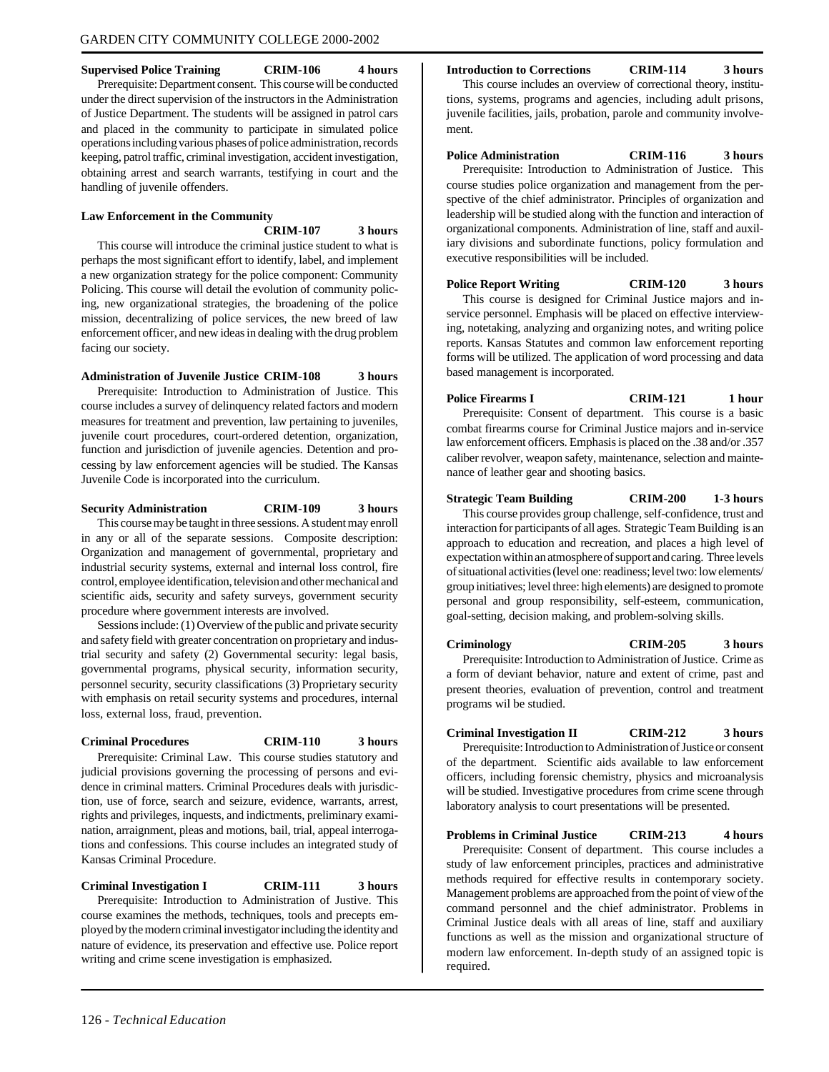**Supervised Police Training CRIM-106 4 hours**

Prerequisite: Department consent. This course will be conducted under the direct supervision of the instructors in the Administration of Justice Department. The students will be assigned in patrol cars and placed in the community to participate in simulated police operations including various phases of police administration, records keeping, patrol traffic, criminal investigation, accident investigation, obtaining arrest and search warrants, testifying in court and the handling of juvenile offenders.

**Law Enforcement in the Community CRIM-107 3 hours**

This course will introduce the criminal justice student to what is perhaps the most significant effort to identify, label, and implement a new organization strategy for the police component: Community Policing. This course will detail the evolution of community policing, new organizational strategies, the broadening of the police mission, decentralizing of police services, the new breed of law enforcement officer, and new ideas in dealing with the drug problem facing our society.

**Administration of Juvenile Justice CRIM-108 3 hours**

Prerequisite: Introduction to Administration of Justice. This course includes a survey of delinquency related factors and modern measures for treatment and prevention, law pertaining to juveniles, juvenile court procedures, court-ordered detention, organization, function and jurisdiction of juvenile agencies. Detention and processing by law enforcement agencies will be studied. The Kansas Juvenile Code is incorporated into the curriculum.

**Security Administration CRIM-109 3 hours**

This course may be taught in three sessions. A student may enroll in any or all of the separate sessions. Composite description: Organization and management of governmental, proprietary and industrial security systems, external and internal loss control, fire control, employee identification, television and other mechanical and scientific aids, security and safety surveys, government security procedure where government interests are involved.

Sessions include: (1) Overview of the public and private security and safety field with greater concentration on proprietary and industrial security and safety (2) Governmental security: legal basis, governmental programs, physical security, information security, personnel security, security classifications (3) Proprietary security with emphasis on retail security systems and procedures, internal loss, external loss, fraud, prevention.

**Criminal Procedures CRIM-110 3 hours**

Prerequisite: Criminal Law. This course studies statutory and judicial provisions governing the processing of persons and evidence in criminal matters. Criminal Procedures deals with jurisdiction, use of force, search and seizure, evidence, warrants, arrest, rights and privileges, inquests, and indictments, preliminary examination, arraignment, pleas and motions, bail, trial, appeal interrogations and confessions. This course includes an integrated study of Kansas Criminal Procedure.

**Criminal Investigation I CRIM-111 3 hours**

Prerequisite: Introduction to Administration of Justive. This course examines the methods, techniques, tools and precepts employed by the modern criminal investigator including the identity and nature of evidence, its preservation and effective use. Police report writing and crime scene investigation is emphasized.

**Introduction to Corrections CRIM-114 3 hours**

This course includes an overview of correctional theory, institutions, systems, programs and agencies, including adult prisons, juvenile facilities, jails, probation, parole and community involvement.

**Police Administration CRIM-116 3 hours**

Prerequisite: Introduction to Administration of Justice. This course studies police organization and management from the perspective of the chief administrator. Principles of organization and leadership will be studied along with the function and interaction of organizational components. Administration of line, staff and auxiliary divisions and subordinate functions, policy formulation and executive responsibilities will be included.

**Police Report Writing CRIM-120 3 hours**

This course is designed for Criminal Justice majors and in-service personnel. Emphasis will be placed on effective interviewing, notetaking, analyzing and organizing notes, and writing police reports. Kansas Statutes and common law enforcement reporting forms will be utilized. The application of word processing and data based management is incorporated.

**Police Firearms I CRIM-121 1 hour**

Prerequisite: Consent of department. This course is a basic combat firearms course for Criminal Justice majors and in-service law enforcement officers. Emphasis is placed on the .38 and/or .357 caliber revolver, weapon safety, maintenance, selection and maintenance of leather gear and shooting basics.

**Strategic Team Building CRIM-200 1-3 hours**

This course provides group challenge, self-confidence, trust and interaction for participants of all ages. Strategic Team Building is an approach to education and recreation, and places a high level of expectation within an atmosphere of support and caring. Three levels of situational activities (level one: readiness; level two: low elements/group initiatives; level three: high elements) are designed to promote personal and group responsibility, self-esteem, communication, goal-setting, decision making, and problem-solving skills.

**Criminology CRIM-205 3 hours**

Prerequisite: Introduction to Administration of Justice. Crime as a form of deviant behavior, nature and extent of crime, past and present theories, evaluation of prevention, control and treatment programs wil be studied.

**Criminal Investigation II CRIM-212 3 hours**

Prerequisite: Introduction to Administration of Justice or consent of the department. Scientific aids available to law enforcement officers, including forensic chemistry, physics and microanalysis will be studied. Investigative procedures from crime scene through laboratory analysis to court presentations will be presented.

**Problems in Criminal Justice CRIM-213 4 hours**

Prerequisite: Consent of department. This course includes a study of law enforcement principles, practices and administrative methods required for effective results in contemporary society. Management problems are approached from the point of view of the command personnel and the chief administrator. Problems in Criminal Justice deals with all areas of line, staff and auxiliary functions as well as the mission and organizational structure of modern law enforcement. In-depth study of an assigned topic is required.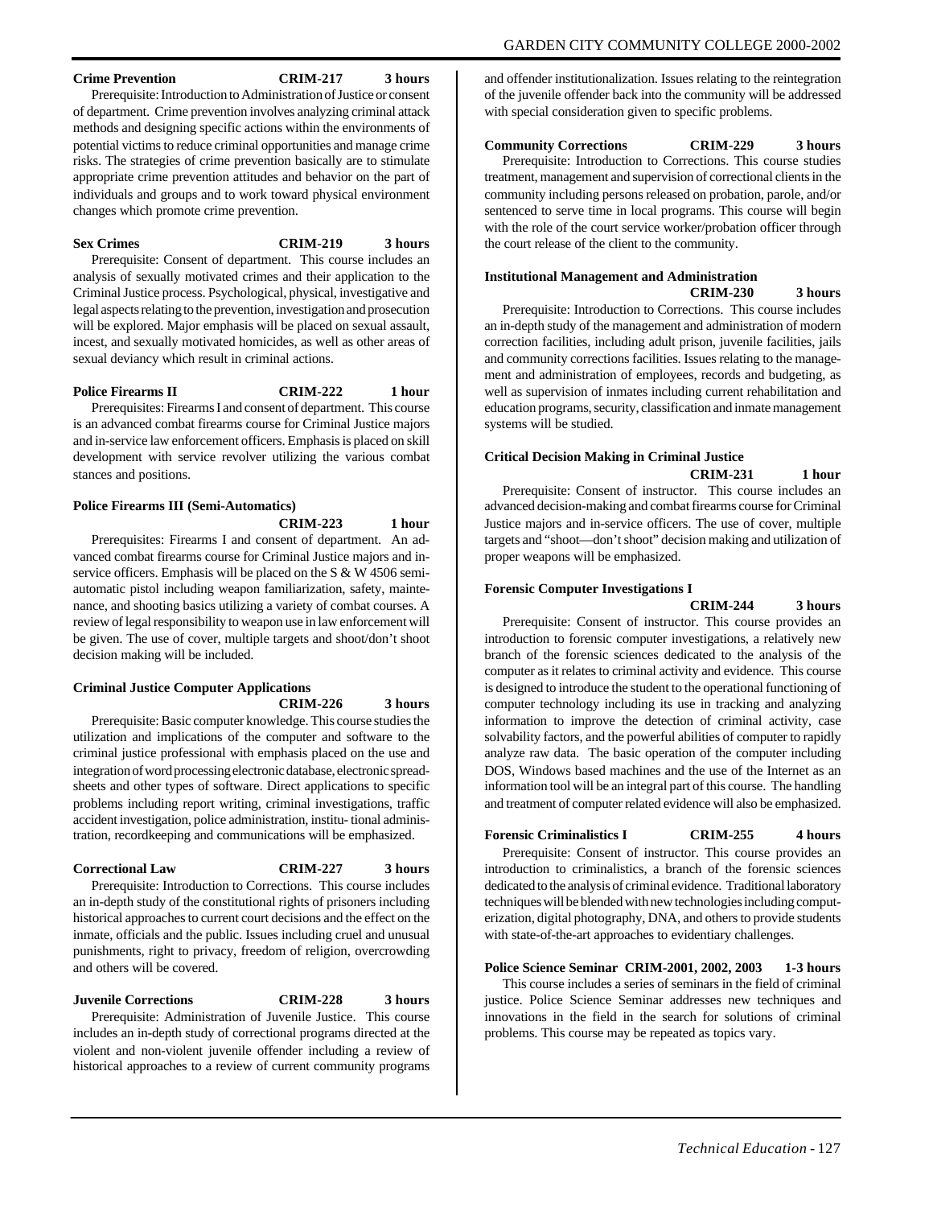**Crime Prevention CRIM-217 3 hours**

Prerequisite: Introduction to Administration of Justice or consent of department. Crime prevention involves analyzing criminal attack methods and designing specific actions within the environments of potential victims to reduce criminal opportunities and manage crime risks. The strategies of crime prevention basically are to stimulate appropriate crime prevention attitudes and behavior on the part of individuals and groups and to work toward physical environment changes which promote crime prevention.

**Sex Crimes CRIM-219 3 hours**

Prerequisite: Consent of department. This course includes an analysis of sexually motivated crimes and their application to the Criminal Justice process. Psychological, physical, investigative and legal aspects relating to the prevention, investigation and prosecution will be explored. Major emphasis will be placed on sexual assault, incest, and sexually motivated homicides, as well as other areas of sexual deviancy which result in criminal actions.

**Police Firearms II CRIM-222 1 hour**

Prerequisites: Firearms I and consent of department. This course is an advanced combat firearms course for Criminal Justice majors and in-service law enforcement officers. Emphasis is placed on skill development with service revolver utilizing the various combat stances and positions.

**Police Firearms III (Semi-Automatics) CRIM-223 1 hour**

Prerequisites: Firearms I and consent of department. An advanced combat firearms course for Criminal Justice majors and in-service officers. Emphasis will be placed on the S & W 4506 semi-automatic pistol including weapon familiarization, safety, maintenance, and shooting basics utilizing a variety of combat courses. A review of legal responsibility to weapon use in law enforcement will be given. The use of cover, multiple targets and shoot/don't shoot decision making will be included.

**Criminal Justice Computer Applications CRIM-226 3 hours**

Prerequisite: Basic computer knowledge. This course studies the utilization and implications of the computer and software to the criminal justice professional with emphasis placed on the use and integration of word processing electronic database, electronic spreadsheets and other types of software. Direct applications to specific problems including report writing, criminal investigations, traffic accident investigation, police administration, institu- tional administration, recordkeeping and communications will be emphasized.

**Correctional Law CRIM-227 3 hours**

Prerequisite: Introduction to Corrections. This course includes an in-depth study of the constitutional rights of prisoners including historical approaches to current court decisions and the effect on the inmate, officials and the public. Issues including cruel and unusual punishments, right to privacy, freedom of religion, overcrowding and others will be covered.

**Juvenile Corrections CRIM-228 3 hours**

Prerequisite: Administration of Juvenile Justice. This course includes an in-depth study of correctional programs directed at the violent and non-violent juvenile offender including a review of historical approaches to a review of current community programs and offender institutionalization. Issues relating to the reintegration of the juvenile offender back into the community will be addressed with special consideration given to specific problems.

**Community Corrections CRIM-229 3 hours**

Prerequisite: Introduction to Corrections. This course studies treatment, management and supervision of correctional clients in the community including persons released on probation, parole, and/or sentenced to serve time in local programs. This course will begin with the role of the court service worker/probation officer through the court release of the client to the community.

**Institutional Management and Administration CRIM-230 3 hours**

Prerequisite: Introduction to Corrections. This course includes an in-depth study of the management and administration of modern correction facilities, including adult prison, juvenile facilities, jails and community corrections facilities. Issues relating to the management and administration of employees, records and budgeting, as well as supervision of inmates including current rehabilitation and education programs, security, classification and inmate management systems will be studied.

**Critical Decision Making in Criminal Justice CRIM-231 1 hour**

Prerequisite: Consent of instructor. This course includes an advanced decision-making and combat firearms course for Criminal Justice majors and in-service officers. The use of cover, multiple targets and "shoot—don't shoot" decision making and utilization of proper weapons will be emphasized.

**Forensic Computer Investigations I CRIM-244 3 hours**

Prerequisite: Consent of instructor. This course provides an introduction to forensic computer investigations, a relatively new branch of the forensic sciences dedicated to the analysis of the computer as it relates to criminal activity and evidence. This course is designed to introduce the student to the operational functioning of computer technology including its use in tracking and analyzing information to improve the detection of criminal activity, case solvability factors, and the powerful abilities of computer to rapidly analyze raw data. The basic operation of the computer including DOS, Windows based machines and the use of the Internet as an information tool will be an integral part of this course. The handling and treatment of computer related evidence will also be emphasized.

**Forensic Criminalistics I CRIM-255 4 hours**

Prerequisite: Consent of instructor. This course provides an introduction to criminalistics, a branch of the forensic sciences dedicated to the analysis of criminal evidence. Traditional laboratory techniques will be blended with new technologies including computerization, digital photography, DNA, and others to provide students with state-of-the-art approaches to evidentiary challenges.

**Police Science Seminar CRIM-2001, 2002, 2003 1-3 hours**

This course includes a series of seminars in the field of criminal justice. Police Science Seminar addresses new techniques and innovations in the field in the search for solutions of criminal problems. This course may be repeated as topics vary.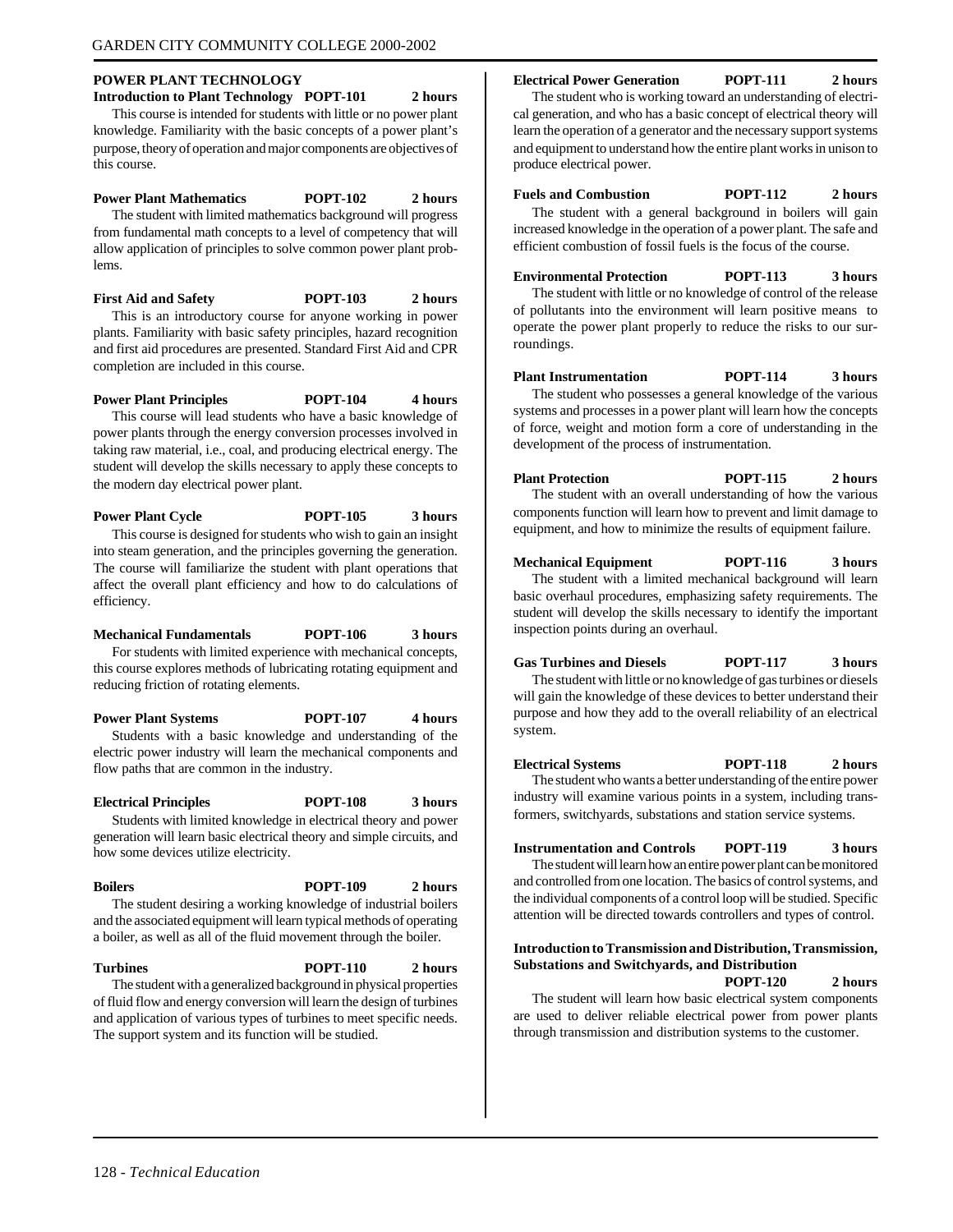## POWER PLANT TECHNOLOGY

**Introduction to Plant Technology POPT-101 2 hours**

This course is intended for students with little or no power plant knowledge. Familiarity with the basic concepts of a power plant's purpose, theory of operation and major components are objectives of this course.

**Power Plant Mathematics POPT-102 2 hours**

The student with limited mathematics background will progress from fundamental math concepts to a level of competency that will allow application of principles to solve common power plant problems.

**First Aid and Safety POPT-103 2 hours**

This is an introductory course for anyone working in power plants. Familiarity with basic safety principles, hazard recognition and first aid procedures are presented. Standard First Aid and CPR completion are included in this course.

**Power Plant Principles POPT-104 4 hours**

This course will lead students who have a basic knowledge of power plants through the energy conversion processes involved in taking raw material, i.e., coal, and producing electrical energy. The student will develop the skills necessary to apply these concepts to the modern day electrical power plant.

**Power Plant Cycle POPT-105 3 hours**

This course is designed for students who wish to gain an insight into steam generation, and the principles governing the generation. The course will familiarize the student with plant operations that affect the overall plant efficiency and how to do calculations of efficiency.

**Mechanical Fundamentals POPT-106 3 hours**

For students with limited experience with mechanical concepts, this course explores methods of lubricating rotating equipment and reducing friction of rotating elements.

**Power Plant Systems POPT-107 4 hours**

Students with a basic knowledge and understanding of the electric power industry will learn the mechanical components and flow paths that are common in the industry.

**Electrical Principles POPT-108 3 hours**

Students with limited knowledge in electrical theory and power generation will learn basic electrical theory and simple circuits, and how some devices utilize electricity.

**Boilers POPT-109 2 hours**

The student desiring a working knowledge of industrial boilers and the associated equipment will learn typical methods of operating a boiler, as well as all of the fluid movement through the boiler.

**Turbines POPT-110 2 hours**

The student with a generalized background in physical properties of fluid flow and energy conversion will learn the design of turbines and application of various types of turbines to meet specific needs. The support system and its function will be studied.

**Electrical Power Generation POPT-111 2 hours**

The student who is working toward an understanding of electrical generation, and who has a basic concept of electrical theory will learn the operation of a generator and the necessary support systems and equipment to understand how the entire plant works in unison to produce electrical power.

**Fuels and Combustion POPT-112 2 hours**

The student with a general background in boilers will gain increased knowledge in the operation of a power plant. The safe and efficient combustion of fossil fuels is the focus of the course.

**Environmental Protection POPT-113 3 hours**

The student with little or no knowledge of control of the release of pollutants into the environment will learn positive means to operate the power plant properly to reduce the risks to our surroundings.

**Plant Instrumentation POPT-114 3 hours**

The student who possesses a general knowledge of the various systems and processes in a power plant will learn how the concepts of force, weight and motion form a core of understanding in the development of the process of instrumentation.

**Plant Protection POPT-115 2 hours**

The student with an overall understanding of how the various components function will learn how to prevent and limit damage to equipment, and how to minimize the results of equipment failure.

**Mechanical Equipment POPT-116 3 hours**

The student with a limited mechanical background will learn basic overhaul procedures, emphasizing safety requirements. The student will develop the skills necessary to identify the important inspection points during an overhaul.

**Gas Turbines and Diesels POPT-117 3 hours**

The student with little or no knowledge of gas turbines or diesels will gain the knowledge of these devices to better understand their purpose and how they add to the overall reliability of an electrical system.

**Electrical Systems POPT-118 2 hours**

The student who wants a better understanding of the entire power industry will examine various points in a system, including transformers, switchyards, substations and station service systems.

**Instrumentation and Controls POPT-119 3 hours**

The student will learn how an entire power plant can be monitored and controlled from one location. The basics of control systems, and the individual components of a control loop will be studied. Specific attention will be directed towards controllers and types of control.

**Introduction to Transmission and Distribution, Transmission, Substations and Switchyards, and Distribution POPT-120 2 hours**

The student will learn how basic electrical system components are used to deliver reliable electrical power from power plants through transmission and distribution systems to the customer.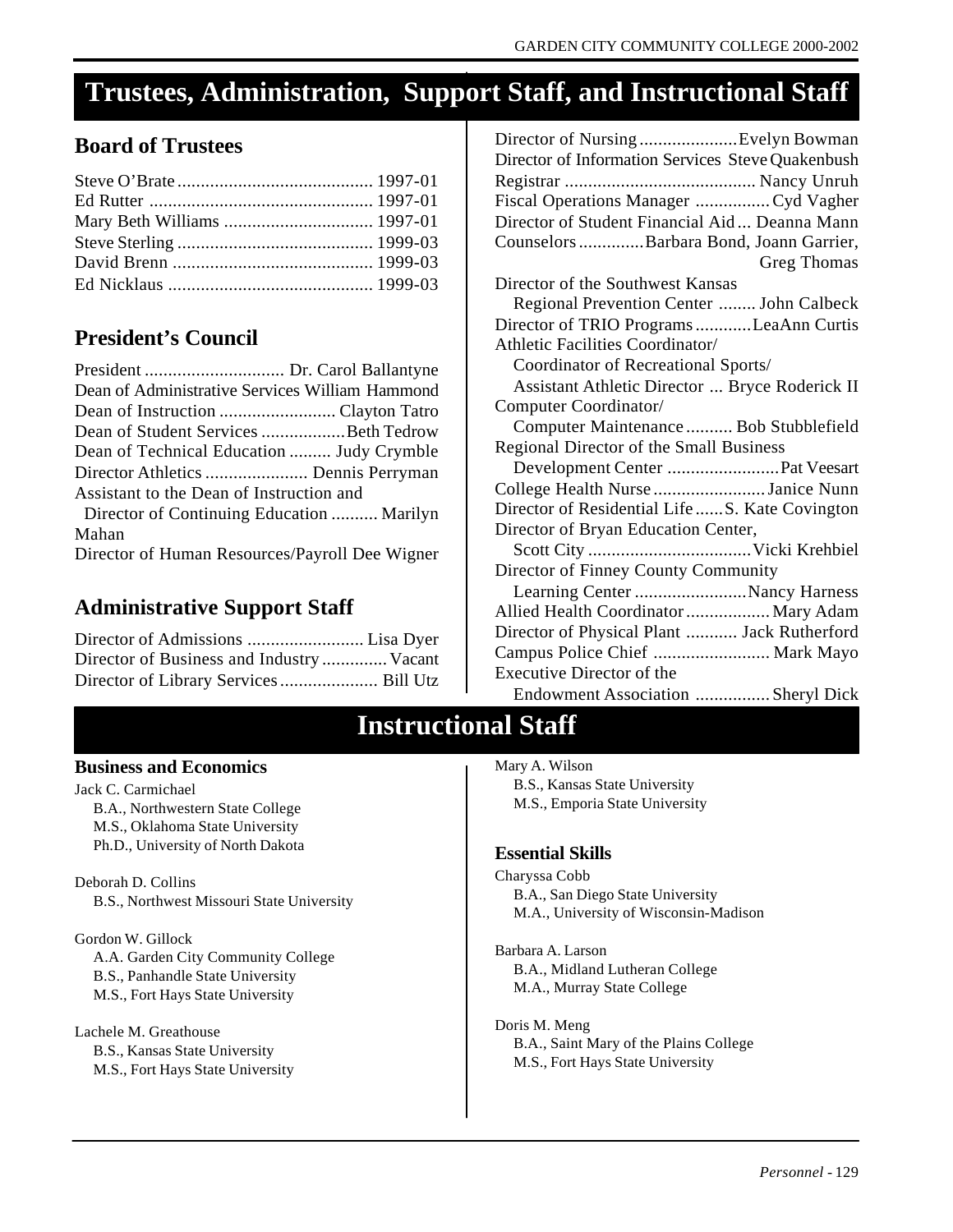# Trustees, Administration, Support Staff, and Instructional Staff

## Board of Trustees

Steve O'Brate .......................................... 1997-01
Ed Rutter ................................................ 1997-01
Mary Beth Williams ................................ 1997-01
Steve Sterling .......................................... 1999-03
David Brenn ........................................... 1999-03
Ed Nicklaus ............................................ 1999-03

## President's Council

President .............................. Dr. Carol Ballantyne
Dean of Administrative Services William Hammond
Dean of Instruction ......................... Clayton Tatro
Dean of Student Services ..................Beth Tedrow
Dean of Technical Education ......... Judy Crymble
Director Athletics ...................... Dennis Perryman
Assistant to the Dean of Instruction and
Director of Continuing Education .......... Marilyn Mahan
Director of Human Resources/Payroll Dee Wigner

## Administrative Support Staff

Director of Admissions ......................... Lisa Dyer
Director of Business and Industry .............. Vacant
Director of Library Services..................... Bill Utz
Director of Nursing.....................Evelyn Bowman
Director of Information Services Steve Quakenbush
Registrar ......................................... Nancy Unruh
Fiscal Operations Manager ................Cyd Vagher
Director of Student Financial Aid ... Deanna Mann
Counselors..............Barbara Bond, Joann Garrier, Greg Thomas
Director of the Southwest Kansas Regional Prevention Center ........ John Calbeck
Director of TRIO Programs............LeaAnn Curtis
Athletic Facilities Coordinator/ Coordinator of Recreational Sports/ Assistant Athletic Director ... Bryce Roderick II
Computer Coordinator/ Computer Maintenance .......... Bob Stubblefield
Regional Director of the Small Business Development Center ........................Pat Veesart
College Health Nurse ........................Janice Nunn
Director of Residential Life......S. Kate Covington
Director of Bryan Education Center, Scott City ...................................Vicki Krehbiel
Director of Finney County Community Learning Center ........................Nancy Harness
Allied Health Coordinator..................Mary Adam
Director of Physical Plant ........... Jack Rutherford
Campus Police Chief ......................... Mark Mayo
Executive Director of the Endowment Association ................Sheryl Dick

# Instructional Staff

### Business and Economics

Jack C. Carmichael
B.A., Northwestern State College
M.S., Oklahoma State University
Ph.D., University of North Dakota

Deborah D. Collins
B.S., Northwest Missouri State University

Gordon W. Gillock
A.A. Garden City Community College
B.S., Panhandle State University
M.S., Fort Hays State University

Lachele M. Greathouse
B.S., Kansas State University
M.S., Fort Hays State University

Mary A. Wilson
B.S., Kansas State University
M.S., Emporia State University

### Essential Skills

Charyssa Cobb
B.A., San Diego State University
M.A., University of Wisconsin-Madison

Barbara A. Larson
B.A., Midland Lutheran College
M.A., Murray State College

Doris M. Meng
B.A., Saint Mary of the Plains College
M.S., Fort Hays State University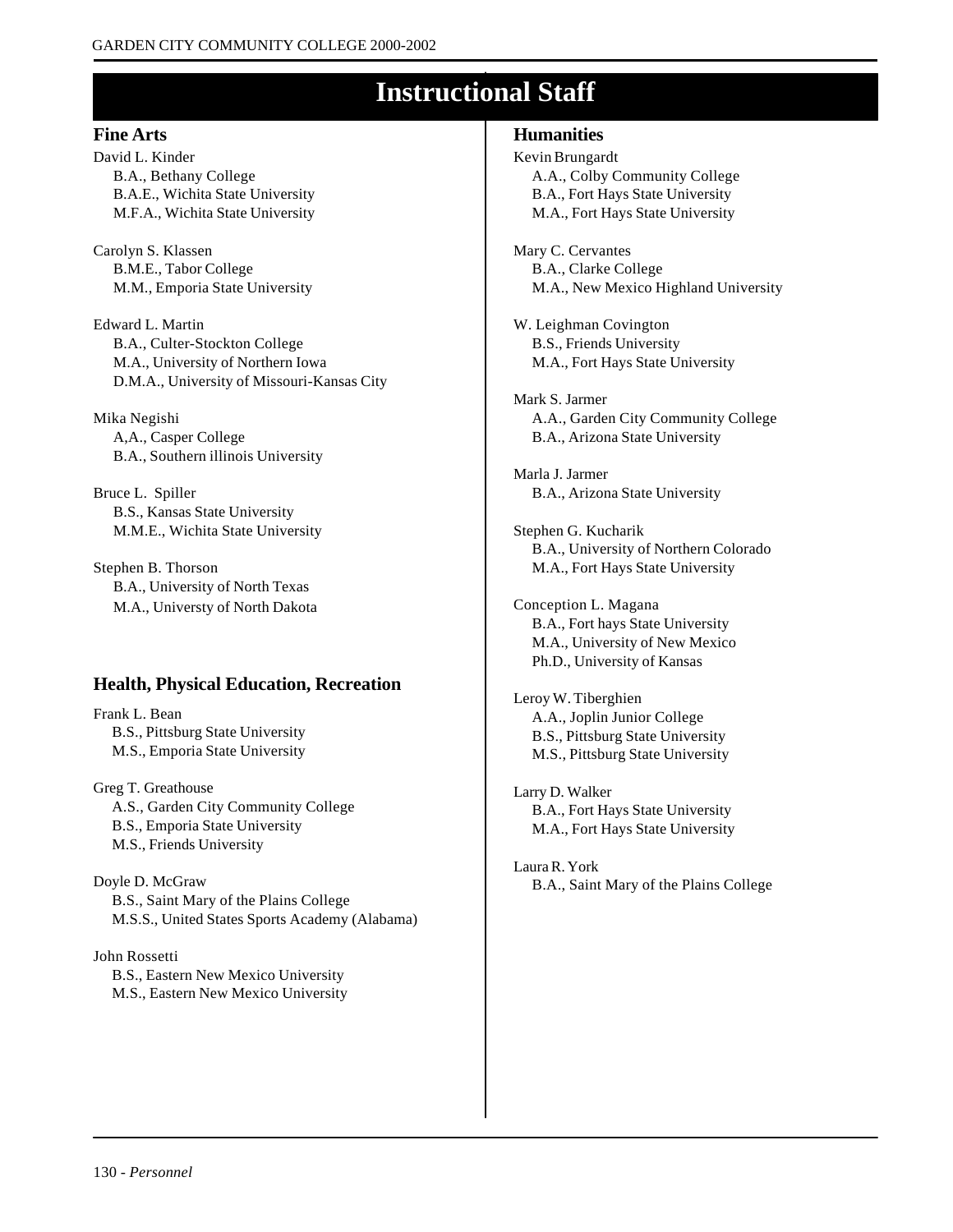# Instructional Staff

## Fine Arts

David L. Kinder
B.A., Bethany College
B.A.E., Wichita State University
M.F.A., Wichita State University

Carolyn S. Klassen
B.M.E., Tabor College
M.M., Emporia State University

Edward L. Martin
B.A., Culter-Stockton College
M.A., University of Northern Iowa
D.M.A., University of Missouri-Kansas City

Mika Negishi
A,A., Casper College
B.A., Southern illinois University

Bruce L. Spiller
B.S., Kansas State University
M.M.E., Wichita State University

Stephen B. Thorson
B.A., University of North Texas
M.A., Universty of North Dakota

## Health, Physical Education, Recreation

Frank L. Bean
B.S., Pittsburg State University
M.S., Emporia State University

Greg T. Greathouse
A.S., Garden City Community College
B.S., Emporia State University
M.S., Friends University

Doyle D. McGraw
B.S., Saint Mary of the Plains College
M.S.S., United States Sports Academy (Alabama)

John Rossetti
B.S., Eastern New Mexico University
M.S., Eastern New Mexico University

## Humanities

Kevin Brungardt
A.A., Colby Community College
B.A., Fort Hays State University
M.A., Fort Hays State University

Mary C. Cervantes
B.A., Clarke College
M.A., New Mexico Highland University

W. Leighman Covington
B.S., Friends University
M.A., Fort Hays State University

Mark S. Jarmer
A.A., Garden City Community College
B.A., Arizona State University

Marla J. Jarmer
B.A., Arizona State University

Stephen G. Kucharik
B.A., University of Northern Colorado
M.A., Fort Hays State University

Conception L. Magana
B.A., Fort hays State University
M.A., University of New Mexico
Ph.D., University of Kansas

Leroy W. Tiberghien
A.A., Joplin Junior College
B.S., Pittsburg State University
M.S., Pittsburg State University

Larry D. Walker
B.A., Fort Hays State University
M.A., Fort Hays State University

Laura R. York
B.A., Saint Mary of the Plains College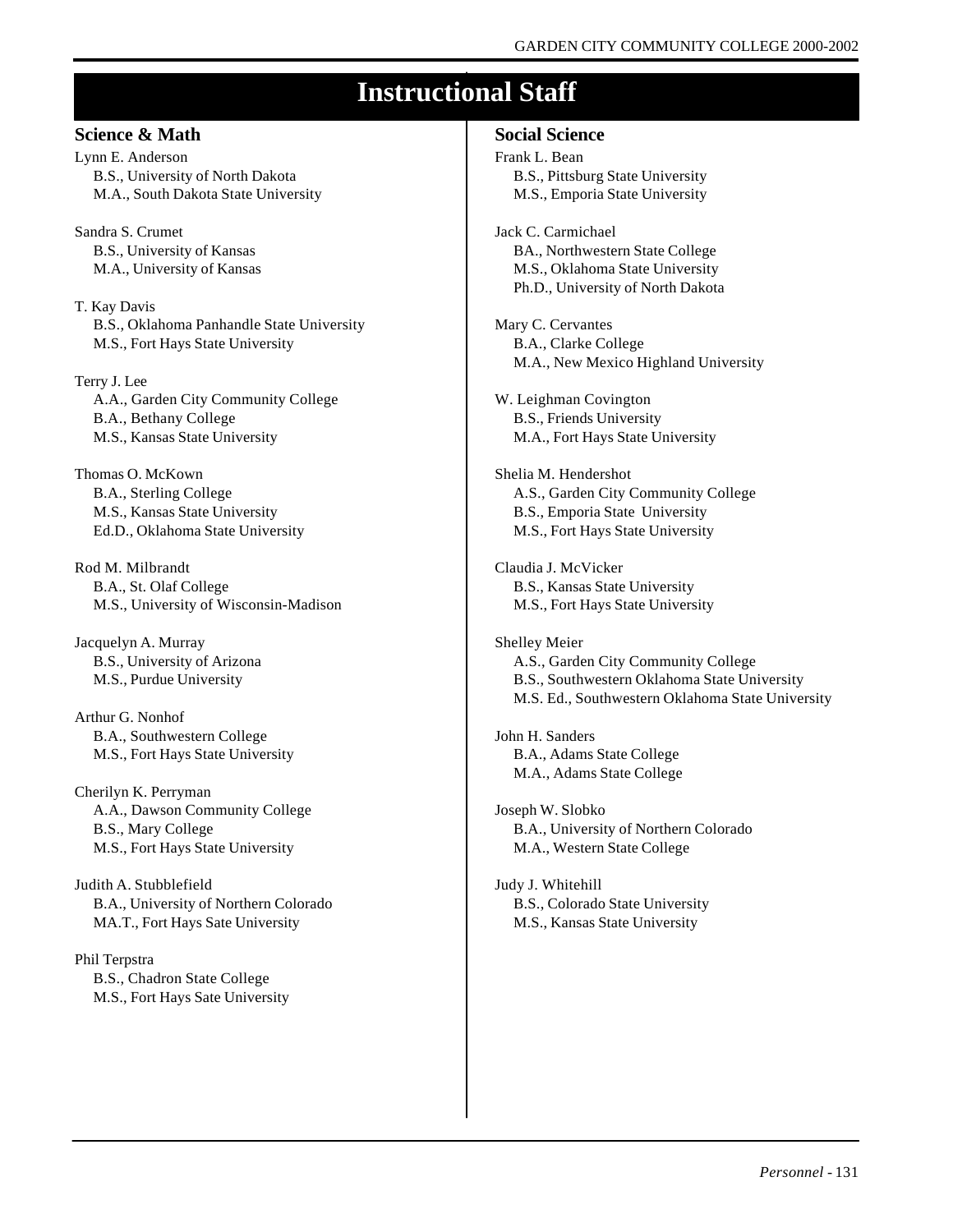# Instructional Staff

## Science & Math

Lynn E. Anderson
B.S., University of North Dakota
M.A., South Dakota State University

Sandra S. Crumet
B.S., University of Kansas
M.A., University of Kansas

T. Kay Davis
B.S., Oklahoma Panhandle State University
M.S., Fort Hays State University

Terry J. Lee
A.A., Garden City Community College
B.A., Bethany College
M.S., Kansas State University

Thomas O. McKown
B.A., Sterling College
M.S., Kansas State University
Ed.D., Oklahoma State University

Rod M. Milbrandt
B.A., St. Olaf College
M.S., University of Wisconsin-Madison

Jacquelyn A. Murray
B.S., University of Arizona
M.S., Purdue University

Arthur G. Nonhof
B.A., Southwestern College
M.S., Fort Hays State University

Cherilyn K. Perryman
A.A., Dawson Community College
B.S., Mary College
M.S., Fort Hays State University

Judith A. Stubblefield
B.A., University of Northern Colorado
MA.T., Fort Hays Sate University

Phil Terpstra
B.S., Chadron State College
M.S., Fort Hays Sate University

## Social Science

Frank L. Bean
B.S., Pittsburg State University
M.S., Emporia State University

Jack C. Carmichael
BA., Northwestern State College
M.S., Oklahoma State University
Ph.D., University of North Dakota

Mary C. Cervantes
B.A., Clarke College
M.A., New Mexico Highland University

W. Leighman Covington
B.S., Friends University
M.A., Fort Hays State University

Shelia M. Hendershot
A.S., Garden City Community College
B.S., Emporia State University
M.S., Fort Hays State University

Claudia J. McVicker
B.S., Kansas State University
M.S., Fort Hays State University

Shelley Meier
A.S., Garden City Community College
B.S., Southwestern Oklahoma State University
M.S. Ed., Southwestern Oklahoma State University

John H. Sanders
B.A., Adams State College
M.A., Adams State College

Joseph W. Slobko
B.A., University of Northern Colorado
M.A., Western State College

Judy J. Whitehill
B.S., Colorado State University
M.S., Kansas State University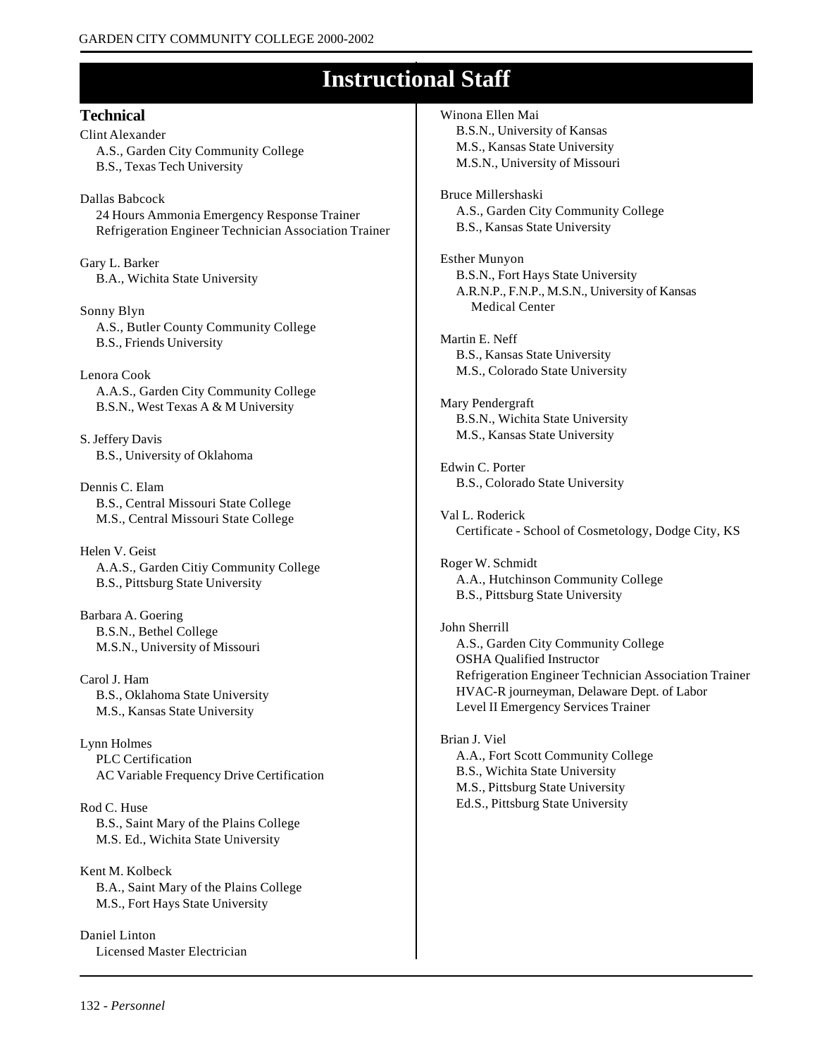# Instructional Staff

## Technical

Clint Alexander
A.S., Garden City Community College
B.S., Texas Tech University

Dallas Babcock
24 Hours Ammonia Emergency Response Trainer
Refrigeration Engineer Technician Association Trainer

Gary L. Barker
B.A., Wichita State University

Sonny Blyn
A.S., Butler County Community College
B.S., Friends University

Lenora Cook
A.A.S., Garden City Community College
B.S.N., West Texas A & M University

S. Jeffery Davis
B.S., University of Oklahoma

Dennis C. Elam
B.S., Central Missouri State College
M.S., Central Missouri State College

Helen V. Geist
A.A.S., Garden Citiy Community College
B.S., Pittsburg State University

Barbara A. Goering
B.S.N., Bethel College
M.S.N., University of Missouri

Carol J. Ham
B.S., Oklahoma State University
M.S., Kansas State University

Lynn Holmes
PLC Certification
AC Variable Frequency Drive Certification

Rod C. Huse
B.S., Saint Mary of the Plains College
M.S. Ed., Wichita State University

Kent M. Kolbeck
B.A., Saint Mary of the Plains College
M.S., Fort Hays State University

Daniel Linton
Licensed Master Electrician

Winona Ellen Mai
B.S.N., University of Kansas
M.S., Kansas State University
M.S.N., University of Missouri

Bruce Millershaski
A.S., Garden City Community College
B.S., Kansas State University

Esther Munyon
B.S.N., Fort Hays State University
A.R.N.P., F.N.P., M.S.N., University of Kansas Medical Center

Martin E. Neff
B.S., Kansas State University
M.S., Colorado State University

Mary Pendergraft
B.S.N., Wichita State University
M.S., Kansas State University

Edwin C. Porter
B.S., Colorado State University

Val L. Roderick
Certificate - School of Cosmetology, Dodge City, KS

Roger W. Schmidt
A.A., Hutchinson Community College
B.S., Pittsburg State University

John Sherrill
A.S., Garden City Community College
OSHA Qualified Instructor
Refrigeration Engineer Technician Association Trainer
HVAC-R journeyman, Delaware Dept. of Labor
Level II Emergency Services Trainer

Brian J. Viel
A.A., Fort Scott Community College
B.S., Wichita State University
M.S., Pittsburg State University
Ed.S., Pittsburg State University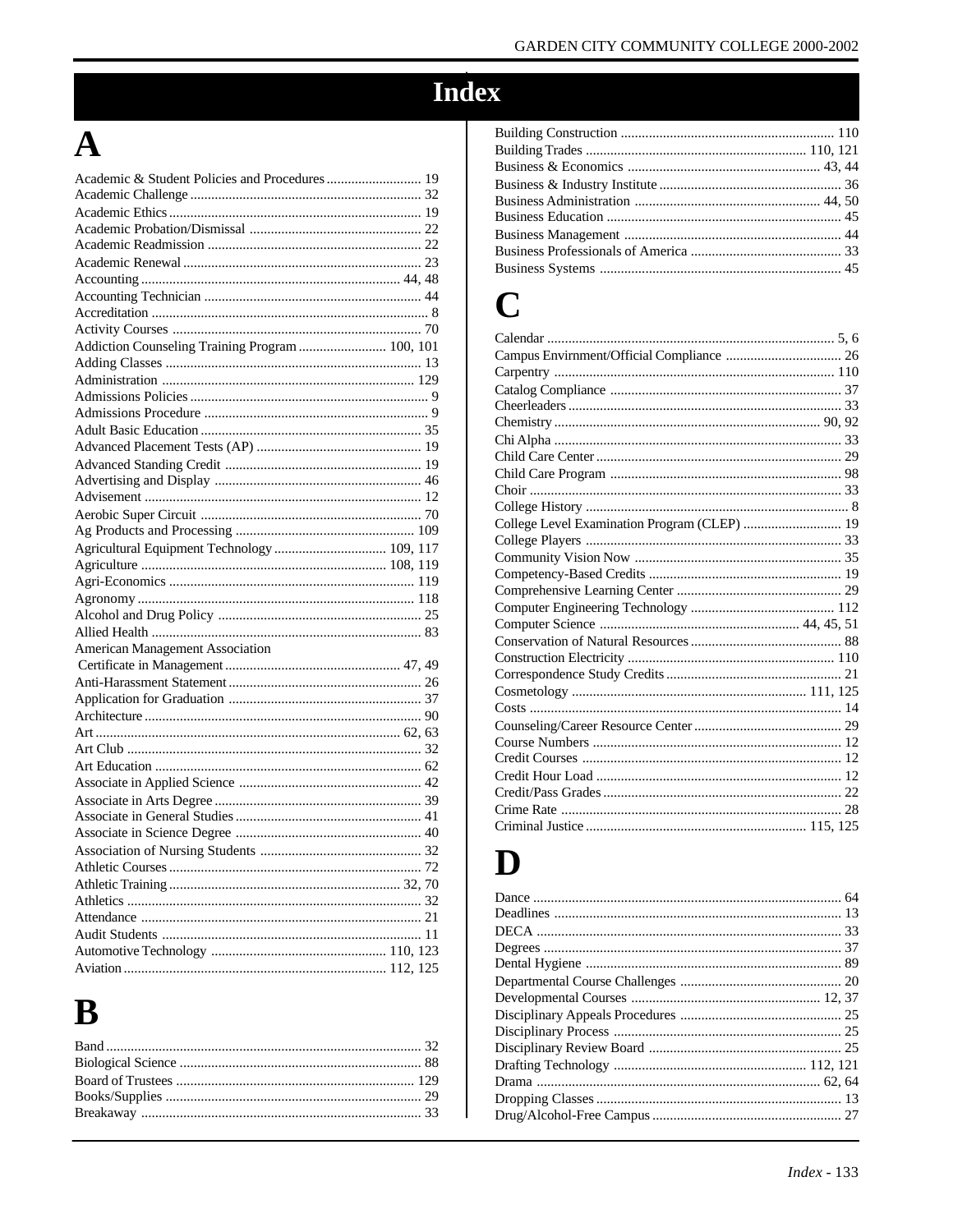# Index

## A

Academic & Student Policies and Procedures ... 19
Academic Challenge ... 32
Academic Ethics ... 19
Academic Probation/Dismissal ... 22
Academic Readmission ... 22
Academic Renewal ... 23
Accounting ... 44, 48
Accounting Technician ... 44
Accreditation ... 8
Activity Courses ... 70
Addiction Counseling Training Program ... 100, 101
Adding Classes ... 13
Administration ... 129
Admissions Policies ... 9
Admissions Procedure ... 9
Adult Basic Education ... 35
Advanced Placement Tests (AP) ... 19
Advanced Standing Credit ... 19
Advertising and Display ... 46
Advisement ... 12
Aerobic Super Circuit ... 70
Ag Products and Processing ... 109
Agricultural Equipment Technology ... 109, 117
Agriculture ... 108, 119
Agri-Economics ... 119
Agronomy ... 118
Alcohol and Drug Policy ... 25
Allied Health ... 83
American Management Association Certificate in Management ... 47, 49
Anti-Harassment Statement ... 26
Application for Graduation ... 37
Architecture ... 90
Art ... 62, 63
Art Club ... 32
Art Education ... 62
Associate in Applied Science ... 42
Associate in Arts Degree ... 39
Associate in General Studies ... 41
Associate in Science Degree ... 40
Association of Nursing Students ... 32
Athletic Courses ... 72
Athletic Training ... 32, 70
Athletics ... 32
Attendance ... 21
Audit Students ... 11
Automotive Technology ... 110, 123
Aviation ... 112, 125

## B

Band ... 32
Biological Science ... 88
Board of Trustees ... 129
Books/Supplies ... 29
Breakaway ... 33
Building Construction ... 110
Building Trades ... 110, 121
Business & Economics ... 43, 44
Business & Industry Institute ... 36
Business Administration ... 44, 50
Business Education ... 45
Business Management ... 44
Business Professionals of America ... 33
Business Systems ... 45

## C

Calendar ... 5, 6
Campus Envirnment/Official Compliance ... 26
Carpentry ... 110
Catalog Compliance ... 37
Cheerleaders ... 33
Chemistry ... 90, 92
Chi Alpha ... 33
Child Care Center ... 29
Child Care Program ... 98
Choir ... 33
College History ... 8
College Level Examination Program (CLEP) ... 19
College Players ... 33
Community Vision Now ... 35
Competency-Based Credits ... 19
Comprehensive Learning Center ... 29
Computer Engineering Technology ... 112
Computer Science ... 44, 45, 51
Conservation of Natural Resources ... 88
Construction Electricity ... 110
Correspondence Study Credits ... 21
Cosmetology ... 111, 125
Costs ... 14
Counseling/Career Resource Center ... 29
Course Numbers ... 12
Credit Courses ... 12
Credit Hour Load ... 12
Credit/Pass Grades ... 22
Crime Rate ... 28
Criminal Justice ... 115, 125

## D

Dance ... 64
Deadlines ... 13
DECA ... 33
Degrees ... 37
Dental Hygiene ... 89
Departmental Course Challenges ... 20
Developmental Courses ... 12, 37
Disciplinary Appeals Procedures ... 25
Disciplinary Process ... 25
Disciplinary Review Board ... 25
Drafting Technology ... 112, 121
Drama ... 62, 64
Dropping Classes ... 13
Drug/Alcohol-Free Campus ... 27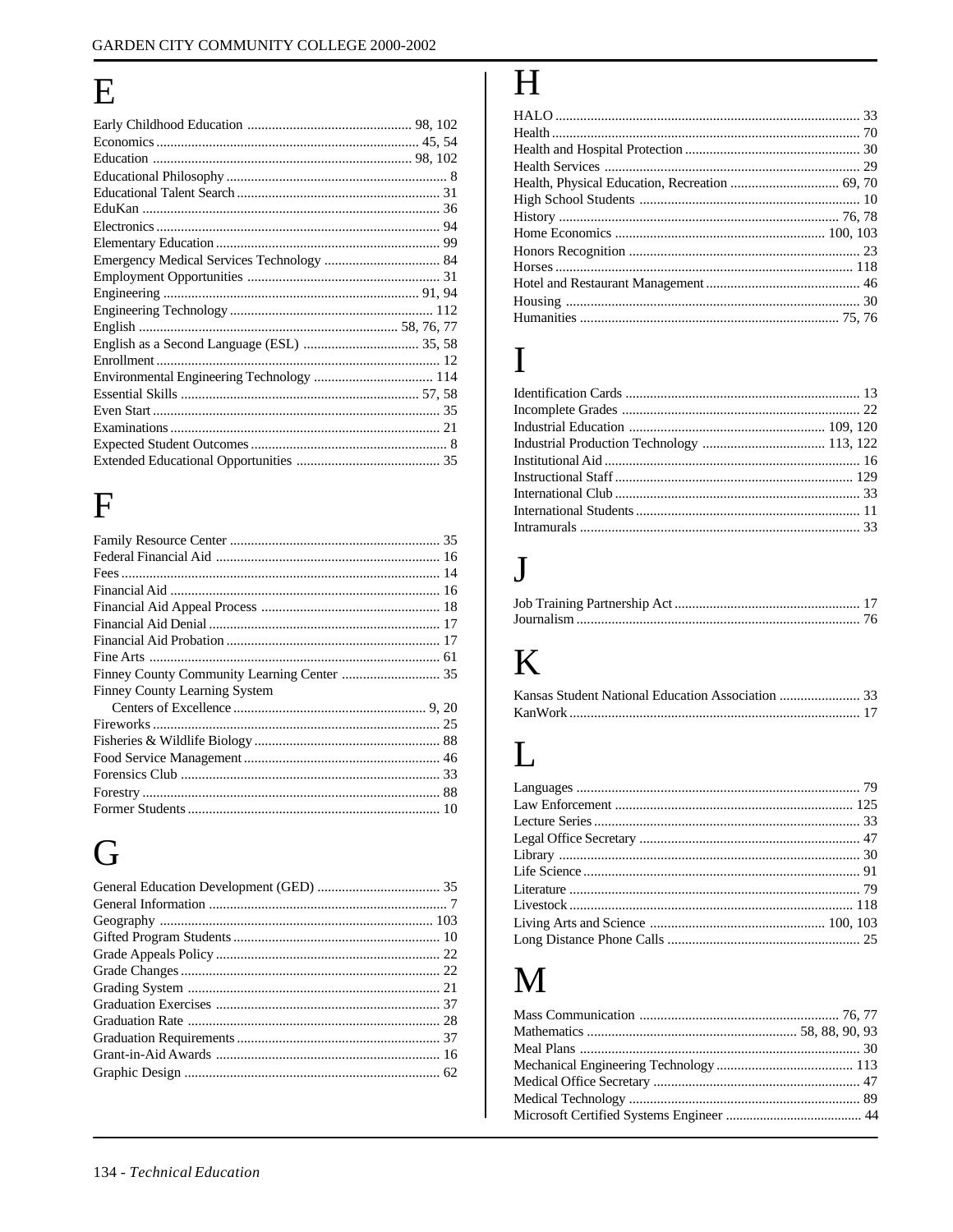# E

- Early Childhood Education ... 98, 102
- Economics ... 45, 54
- Education ... 98, 102
- Educational Philosophy ... 8
- Educational Talent Search ... 31
- EduKan ... 36
- Electronics ... 94
- Elementary Education ... 99
- Emergency Medical Services Technology ... 84
- Employment Opportunities ... 31
- Engineering ... 91, 94
- Engineering Technology ... 112
- English ... 58, 76, 77
- English as a Second Language (ESL) ... 35, 58
- Enrollment ... 12
- Environmental Engineering Technology ... 114
- Essential Skills ... 57, 58
- Even Start ... 35
- Examinations ... 21
- Expected Student Outcomes ... 8
- Extended Educational Opportunities ... 35

# F

- Family Resource Center ... 35
- Federal Financial Aid ... 16
- Fees ... 14
- Financial Aid ... 16
- Financial Aid Appeal Process ... 18
- Financial Aid Denial ... 17
- Financial Aid Probation ... 17
- Fine Arts ... 61
- Finney County Community Learning Center ... 35
- Finney County Learning System Centers of Excellence ... 9, 20
- Fireworks ... 25
- Fisheries & Wildlife Biology ... 88
- Food Service Management ... 46
- Forensics Club ... 33
- Forestry ... 88
- Former Students ... 10

# G

- General Education Development (GED) ... 35
- General Information ... 7
- Geography ... 103
- Gifted Program Students ... 10
- Grade Appeals Policy ... 22
- Grade Changes ... 22
- Grading System ... 21
- Graduation Exercises ... 37
- Graduation Rate ... 28
- Graduation Requirements ... 37
- Grant-in-Aid Awards ... 16
- Graphic Design ... 62

# H

- HALO ... 33
- Health ... 70
- Health and Hospital Protection ... 30
- Health Services ... 29
- Health, Physical Education, Recreation ... 69, 70
- High School Students ... 10
- History ... 76, 78
- Home Economics ... 100, 103
- Honors Recognition ... 23
- Horses ... 118
- Hotel and Restaurant Management ... 46
- Housing ... 30
- Humanities ... 75, 76

# I

- Identification Cards ... 13
- Incomplete Grades ... 22
- Industrial Education ... 109, 120
- Industrial Production Technology ... 113, 122
- Institutional Aid ... 16
- Instructional Staff ... 129
- International Club ... 33
- International Students ... 11
- Intramurals ... 33

# J

- Job Training Partnership Act ... 17
- Journalism ... 76

# K

- Kansas Student National Education Association ... 33
- KanWork ... 17

# L

- Languages ... 79
- Law Enforcement ... 125
- Lecture Series ... 33
- Legal Office Secretary ... 47
- Library ... 30
- Life Science ... 91
- Literature ... 79
- Livestock ... 118
- Living Arts and Science ... 100, 103
- Long Distance Phone Calls ... 25

# M

- Mass Communication ... 76, 77
- Mathematics ... 58, 88, 90, 93
- Meal Plans ... 30
- Mechanical Engineering Technology ... 113
- Medical Office Secretary ... 47
- Medical Technology ... 89
- Microsoft Certified Systems Engineer ... 44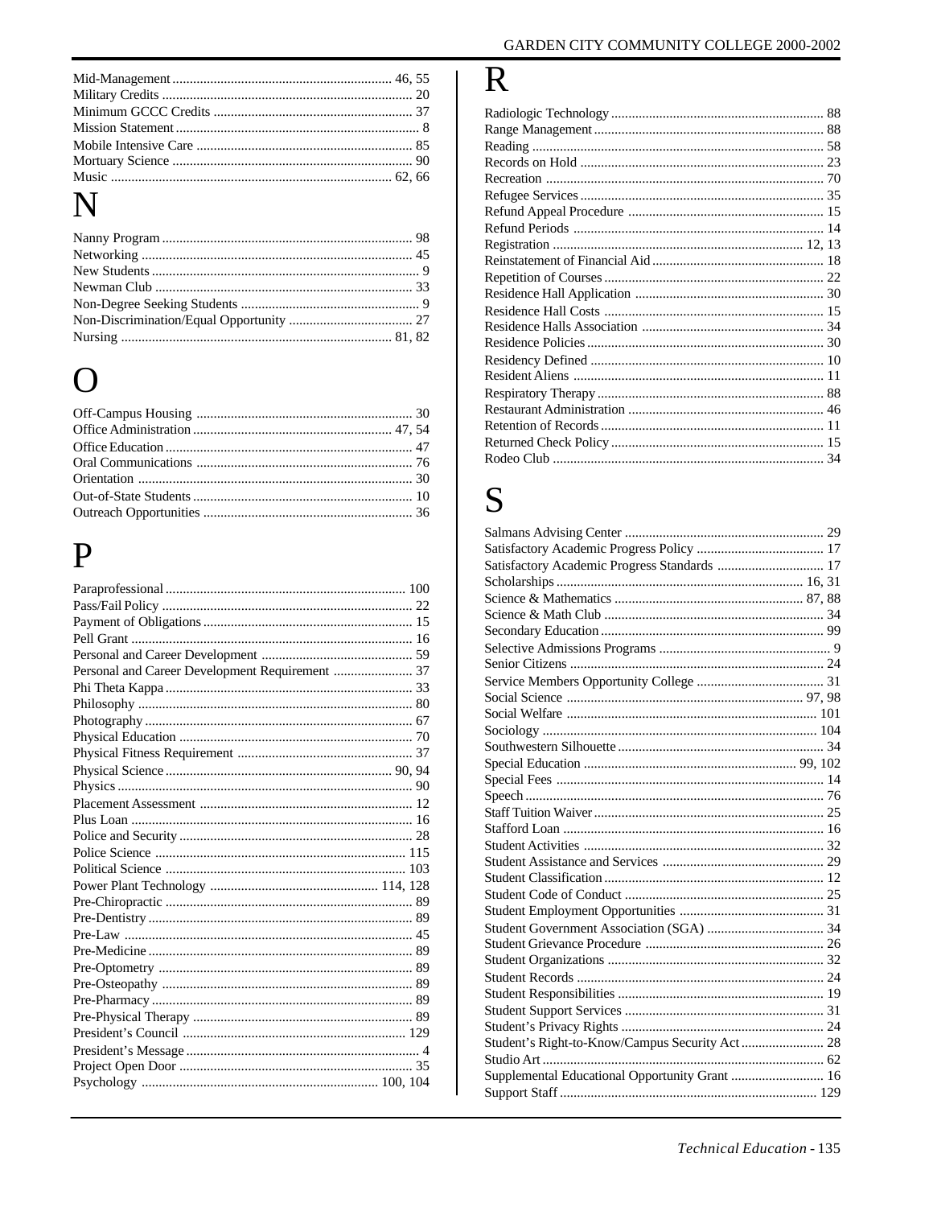Mid-Management ................................................................ 46, 55
Military Credits ......................................................................... 20
Minimum GCCC Credits ......................................................... 37
Mission Statement ...................................................................... 8
Mobile Intensive Care .............................................................. 85
Mortuary Science ..................................................................... 90
Music ................................................................................. 62, 66

# N

Nanny Program ........................................................................ 98
Networking .............................................................................. 45
New Students ............................................................................. 9
Newman Club .......................................................................... 33
Non-Degree Seeking Students ................................................... 9
Non-Discrimination/Equal Opportunity .................................... 27
Nursing ............................................................................. 81, 82

# O

Off-Campus Housing .............................................................. 30
Office Administration ......................................................... 47, 54
Office Education ....................................................................... 47
Oral Communications .............................................................. 76
Orientation ............................................................................... 30
Out-of-State Students ............................................................... 10
Outreach Opportunities ............................................................ 36

# P

Paraprofessional ..................................................................... 100
Pass/Fail Policy ........................................................................ 22
Payment of Obligations ............................................................ 15
Pell Grant ................................................................................. 16
Personal and Career Development ........................................... 59
Personal and Career Development Requirement ....................... 37
Phi Theta Kappa ....................................................................... 33
Philosophy ............................................................................... 80
Photography ............................................................................. 67
Physical Education ................................................................... 70
Physical Fitness Requirement .................................................. 37
Physical Science ................................................................. 90, 94
Physics ..................................................................................... 90
Placement Assessment ............................................................. 12
Plus Loan ................................................................................. 16
Police and Security ................................................................... 28
Police Science ......................................................................... 115
Political Science ..................................................................... 103
Power Plant Technology ................................................ 114, 128
Pre-Chiropractic ....................................................................... 89
Pre-Dentistry ............................................................................ 89
Pre-Law ................................................................................... 45
Pre-Medicine ............................................................................ 89
Pre-Optometry ......................................................................... 89
Pre-Osteopathy ........................................................................ 89
Pre-Pharmacy ........................................................................... 89
Pre-Physical Therapy ............................................................... 89
President's Council ................................................................. 129
President's Message ................................................................... 4
Project Open Door ................................................................... 35
Psychology .................................................................... 100, 104

# R

Radiologic Technology ............................................................. 88
Range Management .................................................................. 88
Reading .................................................................................... 58
Records on Hold ...................................................................... 23
Recreation ................................................................................ 70
Refugee Services ...................................................................... 35
Refund Appeal Procedure ......................................................... 15
Refund Periods ......................................................................... 14
Registration ........................................................................ 12, 13
Reinstatement of Financial Aid ................................................. 18
Repetition of Courses ............................................................... 22
Residence Hall Application ...................................................... 30
Residence Hall Costs ............................................................... 15
Residence Halls Association .................................................... 34
Residence Policies .................................................................... 30
Residency Defined ................................................................... 10
Resident Aliens ........................................................................ 11
Respiratory Therapy ................................................................. 88
Restaurant Administration ......................................................... 46
Retention of Records ................................................................ 11
Returned Check Policy ............................................................. 15
Rodeo Club .............................................................................. 34

# S

Salmans Advising Center .......................................................... 29
Satisfactory Academic Progress Policy ..................................... 17
Satisfactory Academic Progress Standards ............................... 17
Scholarships ....................................................................... 16, 31
Science & Mathematics ...................................................... 87, 88
Science & Math Club ............................................................... 34
Secondary Education ................................................................ 99
Selective Admissions Programs ................................................. 9
Senior Citizens ......................................................................... 24
Service Members Opportunity College ..................................... 31
Social Science .................................................................... 97, 98
Social Welfare ........................................................................ 101
Sociology ............................................................................... 104
Southwestern Silhouette ............................................................ 34
Special Education ............................................................ 99, 102
Special Fees ............................................................................. 14
Speech ..................................................................................... 76
Staff Tuition Waiver .................................................................. 25
Stafford Loan ........................................................................... 16
Student Activities ..................................................................... 32
Student Assistance and Services ............................................... 29
Student Classification ............................................................... 12
Student Code of Conduct .......................................................... 25
Student Employment Opportunities .......................................... 31
Student Government Association (SGA) .................................. 34
Student Grievance Procedure ................................................... 26
Student Organizations .............................................................. 32
Student Records ....................................................................... 24
Student Responsibilities ............................................................ 19
Student Support Services .......................................................... 31
Student's Privacy Rights ........................................................... 24
Student's Right-to-Know/Campus Security Act ........................ 28
Studio Art ................................................................................. 62
Supplemental Educational Opportunity Grant ........................... 16
Support Staff .......................................................................... 129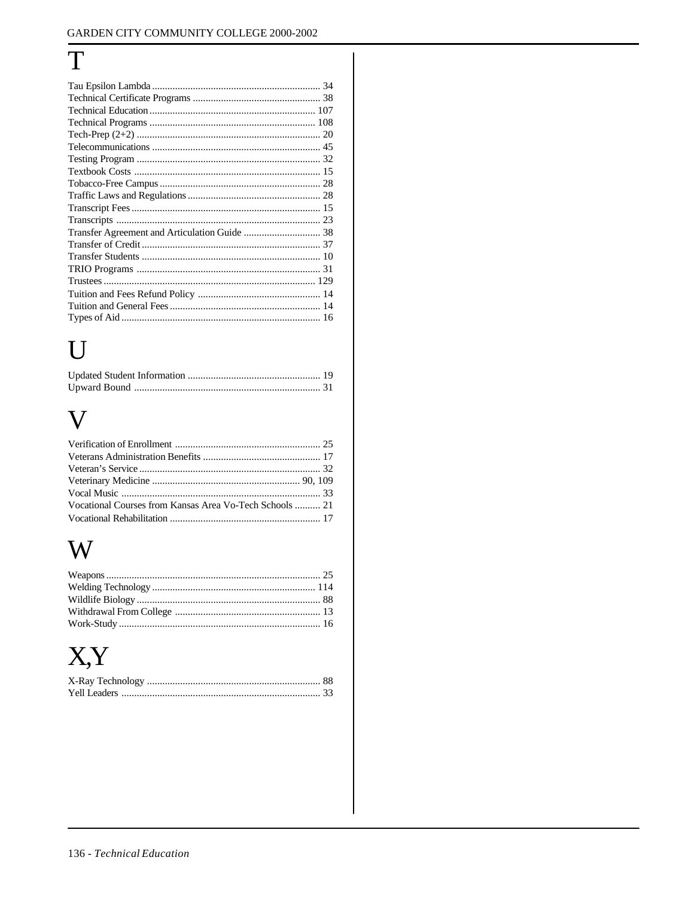# T

Tau Epsilon Lambda ................................................................ 34
Technical Certificate Programs ................................................. 38
Technical Education ................................................................ 107
Technical Programs ................................................................ 108
Tech-Prep (2+2) ....................................................................... 20
Telecommunications ................................................................. 45
Testing Program ....................................................................... 32
Textbook Costs ........................................................................ 15
Tobacco-Free Campus .............................................................. 28
Traffic Laws and Regulations ................................................... 28
Transcript Fees ......................................................................... 15
Transcripts ............................................................................... 23
Transfer Agreement and Articulation Guide .............................. 38
Transfer of Credit ..................................................................... 37
Transfer Students ..................................................................... 10
TRIO Programs ....................................................................... 31
Trustees .................................................................................. 129
Tuition and Fees Refund Policy ............................................... 14
Tuition and General Fees .......................................................... 14
Types of Aid ............................................................................. 16

# U

Updated Student Information ................................................... 19
Upward Bound ......................................................................... 31

# V

Verification of Enrollment ......................................................... 25
Veterans Administration Benefits .............................................. 17
Veteran's Service ...................................................................... 32
Veterinary Medicine ......................................................... 90, 109
Vocal Music ............................................................................. 33
Vocational Courses from Kansas Area Vo-Tech Schools .......... 21
Vocational Rehabilitation .......................................................... 17

# W

Weapons ................................................................................... 25
Welding Technology ............................................................... 114
Wildlife Biology ....................................................................... 88
Withdrawal From College ........................................................ 13
Work-Study .............................................................................. 16

# X,Y

X-Ray Technology ................................................................... 88
Yell Leaders ............................................................................. 33